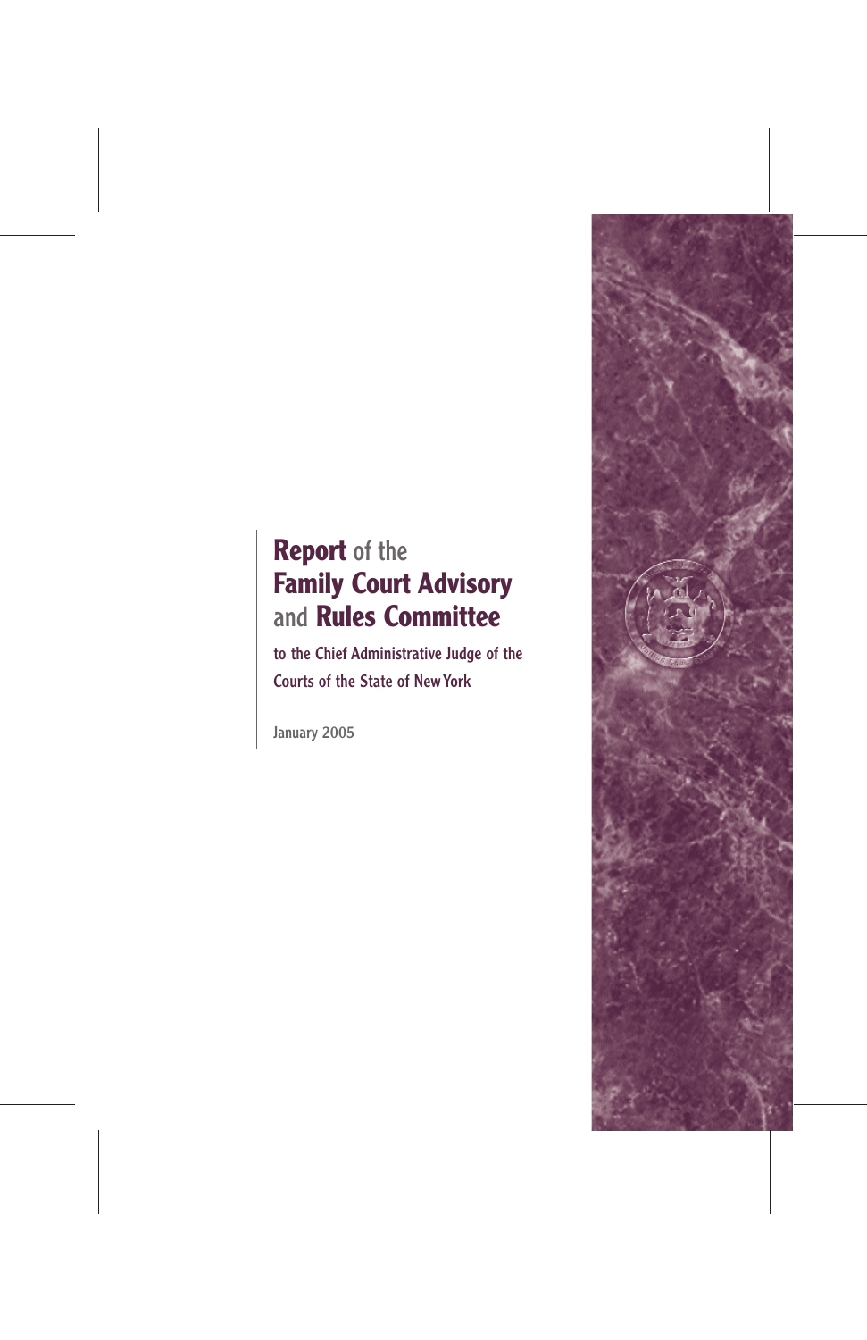# **Report** of the **Family Court Advisory** and **Rules Committee**

to the Chief Administrative Judge of the Courts of the State of New York

January 2005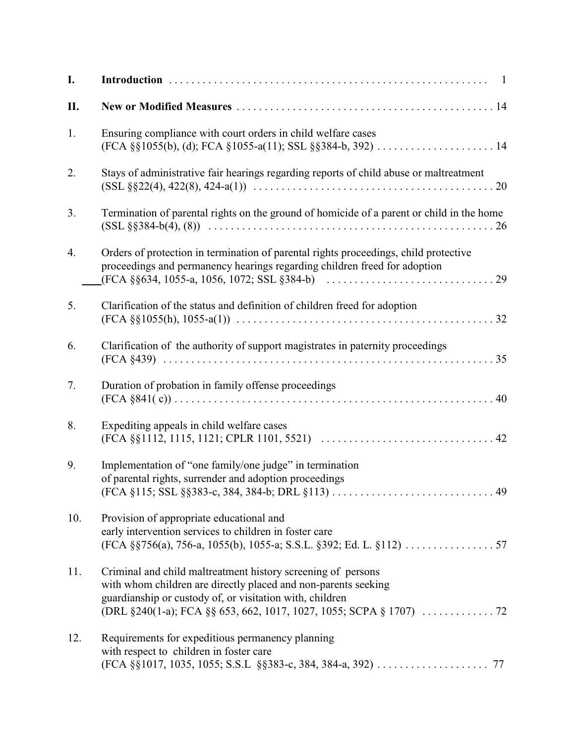**I. Introduction** . . . . . . . . . . . . . . . . . . . . . . . . . . . . . . . . . . . . . . . . . . . . . . . . . . . . . . . . . . 1

**II. New or Modified Measures** . . . . . . . . . . . . . . . . . . . . . . . . . . . . . . . . . . . . . . . . . . . . . . . . 14

1. Ensuring compliance with court orders in child welfare cases (FCA §§1055(b), (d); FCA §1055-a(11); SSL §§384-b, 392) . . . . . . . . . . . . . . . . . . . . . 14

2. Stays of administrative fair hearings regarding reports of child abuse or maltreatment (SSL §§22(4), 422(8), 424-a(1)) . . . . . . . . . . . . . . . . . . . . . . . . . . . . . . . . . . . . . . . . . . 20

3. Termination of parental rights on the ground of homicide of a parent or child in the home (SSL §§384-b(4), (8)) . . . . . . . . . . . . . . . . . . . . . . . . . . . . . . . . . . . . . . . . . . . . . . . . . . . . 26

4. Orders of protection in termination of parental rights proceedings, child protective proceedings and permanency hearings regarding children freed for adoption (FCA §§634, 1055-a, 1056, 1072; SSL §384-b) . . . . . . . . . . . . . . . . . . . . . . . . . . . . . . 29

5. Clarification of the status and definition of children freed for adoption (FCA §§1055(h), 1055-a(1)) . . . . . . . . . . . . . . . . . . . . . . . . . . . . . . . . . . . . . . . . . . . . . . 32

6. Clarification of the authority of support magistrates in paternity proceedings (FCA §439) . . . . . . . . . . . . . . . . . . . . . . . . . . . . . . . . . . . . . . . . . . . . . . . . . . . . . . . . . . . . 35

7. Duration of probation in family offense proceedings (FCA §841( c)) . . . . . . . . . . . . . . . . . . . . . . . . . . . . . . . . . . . . . . . . . . . . . . . . . . . . . . . . 40

8. Expediting appeals in child welfare cases (FCA §§1112, 1115, 1121; CPLR 1101, 5521) . . . . . . . . . . . . . . . . . . . . . . . . . . . . . . . 42

9. Implementation of "one family/one judge" in termination of parental rights, surrender and adoption proceedings (FCA §115; SSL §§383-c, 384, 384-b; DRL §113) . . . . . . . . . . . . . . . . . . . . . . . . . . . . . 49

10. Provision of appropriate educational and early intervention services to children in foster care (FCA §§756(a), 756-a, 1055(b), 1055-a; S.S.L. §392; Ed. L. §112) . . . . . . . . . . . . . . . . 57

11. Criminal and child maltreatment history screening of persons with whom children are directly placed and non-parents seeking guardianship or custody of, or visitation with, children (DRL §240(1-a); FCA §§ 653, 662, 1017, 1027, 1055; SCPA § 1707) . . . . . . . . . . . . . 72

12. Requirements for expeditious permanency planning with respect to children in foster care (FCA §§1017, 1035, 1055; S.S.L §§383-c, 384, 384-a, 392) . . . . . . . . . . . . . . . . . . . . 77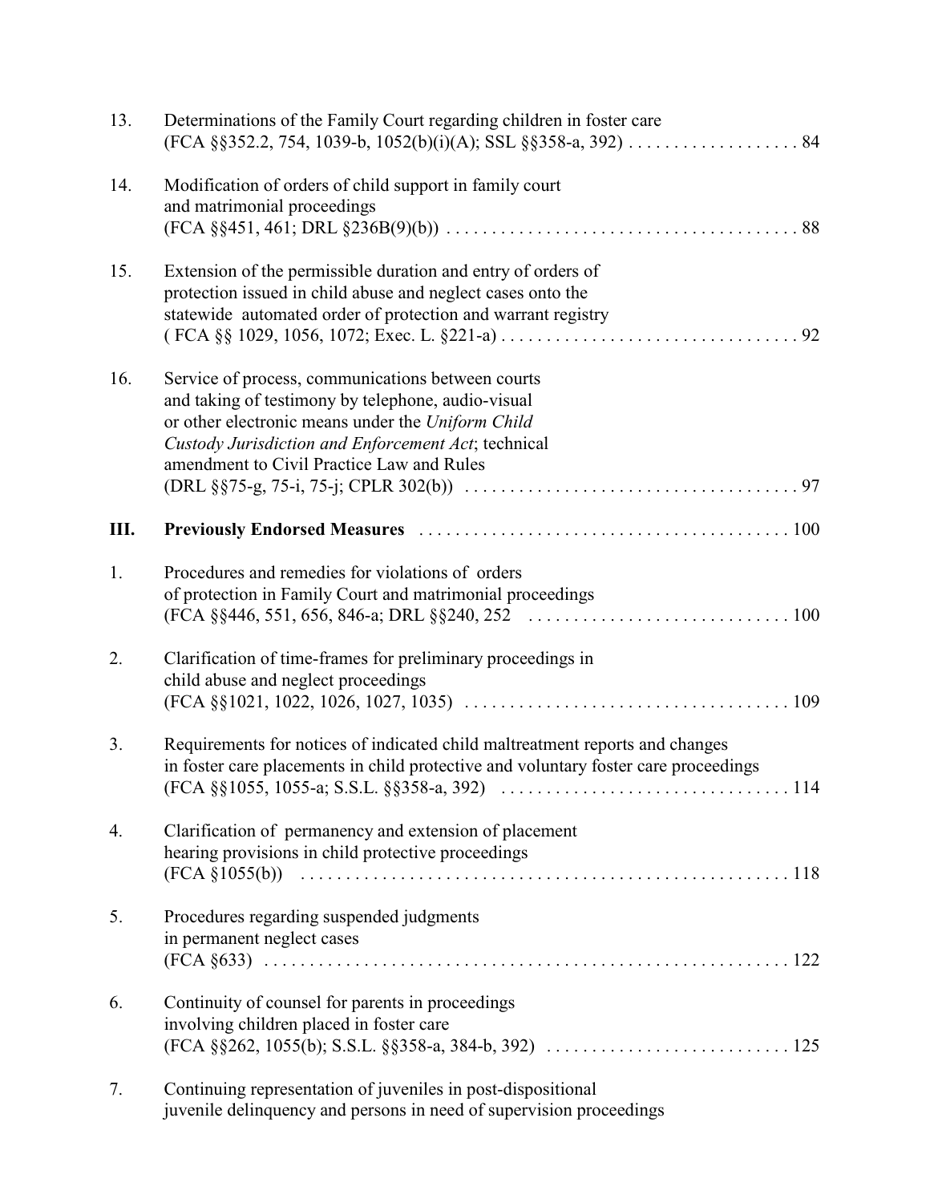13. Determinations of the Family Court regarding children in foster care (FCA §§352.2, 754, 1039-b, 1052(b)(i)(A); SSL §§358-a, 392) . . . . . . . . . . . . . . . . . . . 84

14. Modification of orders of child support in family court and matrimonial proceedings (FCA §§451, 461; DRL §236B(9)(b)) . . . . . . . . . . . . . . . . . . . . . . . . . . . . . . . . . . . . . . 88

15. Extension of the permissible duration and entry of orders of protection issued in child abuse and neglect cases onto the statewide automated order of protection and warrant registry ( FCA §§ 1029, 1056, 1072; Exec. L. §221-a) . . . . . . . . . . . . . . . . . . . . . . . . . . . . . . . . 92

16. Service of process, communications between courts and taking of testimony by telephone, audio-visual or other electronic means under the *Uniform Child Custody Jurisdiction and Enforcement Act*; technical amendment to Civil Practice Law and Rules (DRL §§75-g, 75-i, 75-j; CPLR 302(b)) . . . . . . . . . . . . . . . . . . . . . . . . . . . . . . . . . . . . 97

**III. Previously Endorsed Measures** . . . . . . . . . . . . . . . . . . . . . . . . . . . . . . . . . . . . . . . . 100

1. Procedures and remedies for violations of orders of protection in Family Court and matrimonial proceedings (FCA §§446, 551, 656, 846-a; DRL §§240, 252 . . . . . . . . . . . . . . . . . . . . . . . . . . . . 100

2. Clarification of time-frames for preliminary proceedings in child abuse and neglect proceedings (FCA §§1021, 1022, 1026, 1027, 1035) . . . . . . . . . . . . . . . . . . . . . . . . . . . . . . . . . . . 109

3. Requirements for notices of indicated child maltreatment reports and changes in foster care placements in child protective and voluntary foster care proceedings (FCA §§1055, 1055-a; S.S.L. §§358-a, 392) . . . . . . . . . . . . . . . . . . . . . . . . . . . . . . . 114

4. Clarification of permanency and extension of placement hearing provisions in child protective proceedings (FCA §1055(b)) . . . . . . . . . . . . . . . . . . . . . . . . . . . . . . . . . . . . . . . . . . . . . . . . . . . . . 118

5. Procedures regarding suspended judgments in permanent neglect cases (FCA §633) . . . . . . . . . . . . . . . . . . . . . . . . . . . . . . . . . . . . . . . . . . . . . . . . . . . . . . . . . . 122

6. Continuity of counsel for parents in proceedings involving children placed in foster care (FCA §§262, 1055(b); S.S.L. §§358-a, 384-b, 392) . . . . . . . . . . . . . . . . . . . . . . . . . . . 125

7. Continuing representation of juveniles in post-dispositional juvenile delinquency and persons in need of supervision proceedings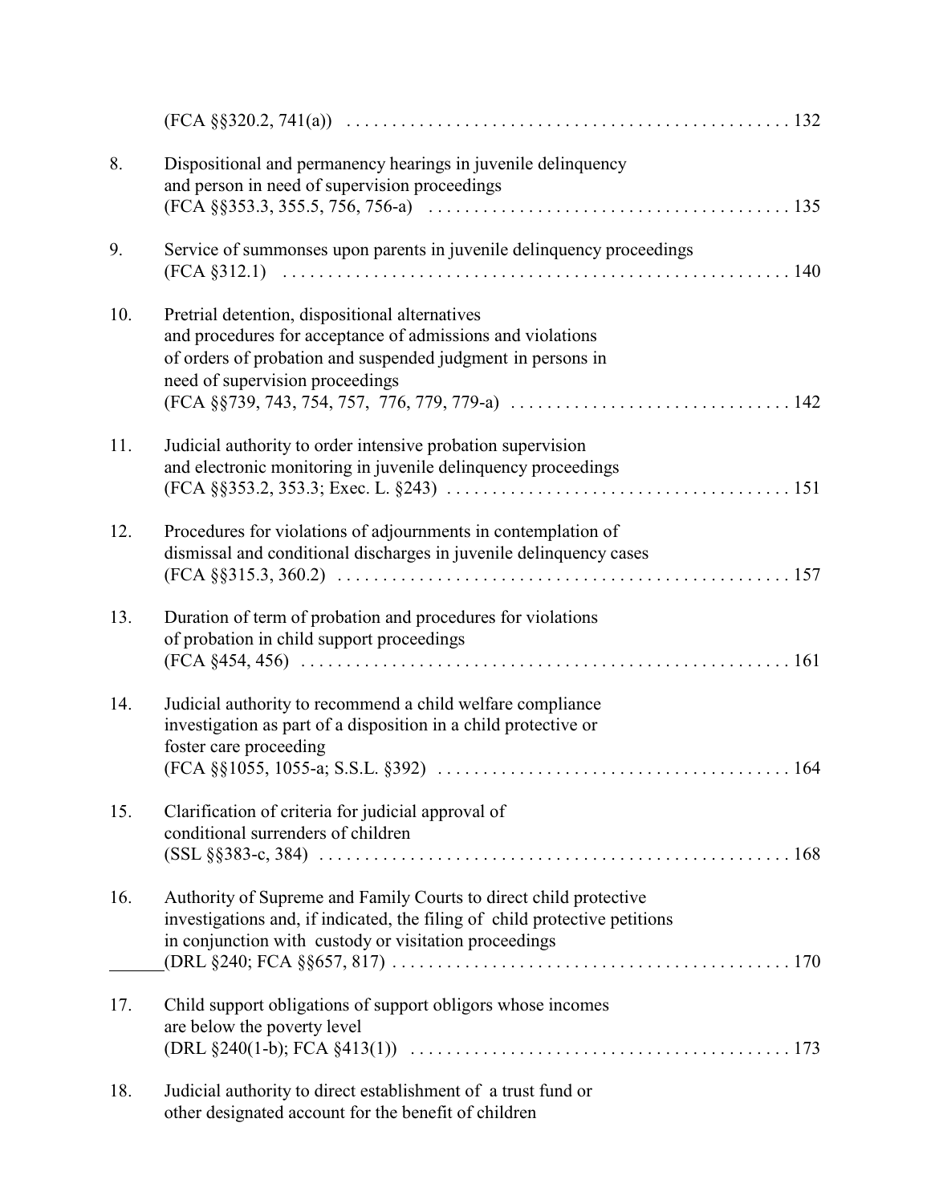(FCA §§320.2, 741(a)) . . . . . . . . . . . . . . . . . . . . . . . . . . . . . . . . . . . . . . . . . . . . . . . 132

8. Dispositional and permanency hearings in juvenile delinquency and person in need of supervision proceedings (FCA §§353.3, 355.5, 756, 756-a) . . . . . . . . . . . . . . . . . . . . . . . . . . . . . . . . . . . . . . 135

9. Service of summonses upon parents in juvenile delinquency proceedings (FCA §312.1) . . . . . . . . . . . . . . . . . . . . . . . . . . . . . . . . . . . . . . . . . . . . . . . . . . . . . 140

10. Pretrial detention, dispositional alternatives and procedures for acceptance of admissions and violations of orders of probation and suspended judgment in persons in need of supervision proceedings (FCA §§739, 743, 754, 757, 776, 779, 779-a) . . . . . . . . . . . . . . . . . . . . . . . . . . . . . . 142

11. Judicial authority to order intensive probation supervision and electronic monitoring in juvenile delinquency proceedings (FCA §§353.2, 353.3; Exec. L. §243) . . . . . . . . . . . . . . . . . . . . . . . . . . . . . . . . . . . . . 151

12. Procedures for violations of adjournments in contemplation of dismissal and conditional discharges in juvenile delinquency cases (FCA §§315.3, 360.2) . . . . . . . . . . . . . . . . . . . . . . . . . . . . . . . . . . . . . . . . . . . . . . . . 157

13. Duration of term of probation and procedures for violations of probation in child support proceedings (FCA §454, 456) . . . . . . . . . . . . . . . . . . . . . . . . . . . . . . . . . . . . . . . . . . . . . . . . . . . . 161

14. Judicial authority to recommend a child welfare compliance investigation as part of a disposition in a child protective or foster care proceeding (FCA §§1055, 1055-a; S.S.L. §392) . . . . . . . . . . . . . . . . . . . . . . . . . . . . . . . . . . . . . . 164

15. Clarification of criteria for judicial approval of conditional surrenders of children (SSL §§383-c, 384) . . . . . . . . . . . . . . . . . . . . . . . . . . . . . . . . . . . . . . . . . . . . . . . . . . . 168

16. Authority of Supreme and Family Courts to direct child protective investigations and, if indicated, the filing of child protective petitions in conjunction with custody or visitation proceedings (DRL §240; FCA §§657, 817) . . . . . . . . . . . . . . . . . . . . . . . . . . . . . . . . . . . . . . . . . . . . 170

17. Child support obligations of support obligors whose incomes are below the poverty level (DRL §240(1-b); FCA §413(1)) . . . . . . . . . . . . . . . . . . . . . . . . . . . . . . . . . . . . . . . . . 173

18. Judicial authority to direct establishment of a trust fund or other designated account for the benefit of children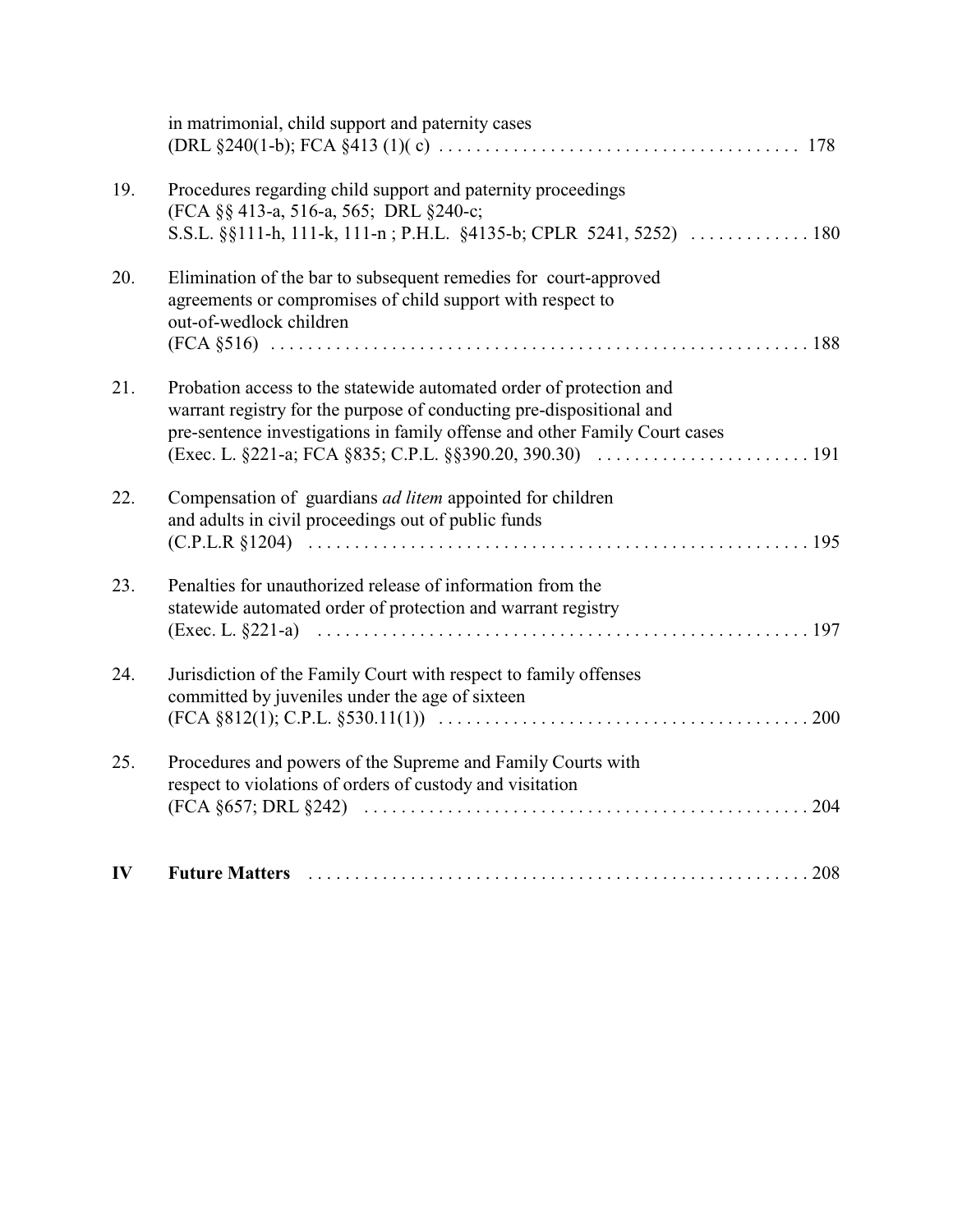in matrimonial, child support and paternity cases
(DRL §240(1-b); FCA §413 (1)( c) . . . . . . . . . . . . . . . . . . . . . . . . . . . . . . . . . . . . . . 178

19. Procedures regarding child support and paternity proceedings
(FCA §§ 413-a, 516-a, 565; DRL §240-c;
S.S.L. §§111-h, 111-k, 111-n ; P.H.L. §4135-b; CPLR 5241, 5252) . . . . . . . . . . . . . 180

20. Elimination of the bar to subsequent remedies for court-approved agreements or compromises of child support with respect to out-of-wedlock children
(FCA §516) . . . . . . . . . . . . . . . . . . . . . . . . . . . . . . . . . . . . . . . . . . . . . . . . . . . . . . . . . 188

21. Probation access to the statewide automated order of protection and warrant registry for the purpose of conducting pre-dispositional and pre-sentence investigations in family offense and other Family Court cases
(Exec. L. §221-a; FCA §835; C.P.L. §§390.20, 390.30) . . . . . . . . . . . . . . . . . . . . . . . 191

22. Compensation of guardians *ad litem* appointed for children and adults in civil proceedings out of public funds
(C.P.L.R §1204) . . . . . . . . . . . . . . . . . . . . . . . . . . . . . . . . . . . . . . . . . . . . . . . . . . . . . 195

23. Penalties for unauthorized release of information from the statewide automated order of protection and warrant registry
(Exec. L. §221-a) . . . . . . . . . . . . . . . . . . . . . . . . . . . . . . . . . . . . . . . . . . . . . . . . . . . . 197

24. Jurisdiction of the Family Court with respect to family offenses committed by juveniles under the age of sixteen
(FCA §812(1); C.P.L. §530.11(1)) . . . . . . . . . . . . . . . . . . . . . . . . . . . . . . . . . . . . . . . 200

25. Procedures and powers of the Supreme and Family Courts with respect to violations of orders of custody and visitation
(FCA §657; DRL §242) . . . . . . . . . . . . . . . . . . . . . . . . . . . . . . . . . . . . . . . . . . . . . . . 204

**IV Future Matters** . . . . . . . . . . . . . . . . . . . . . . . . . . . . . . . . . . . . . . . . . . . . . . . . . . . . . 208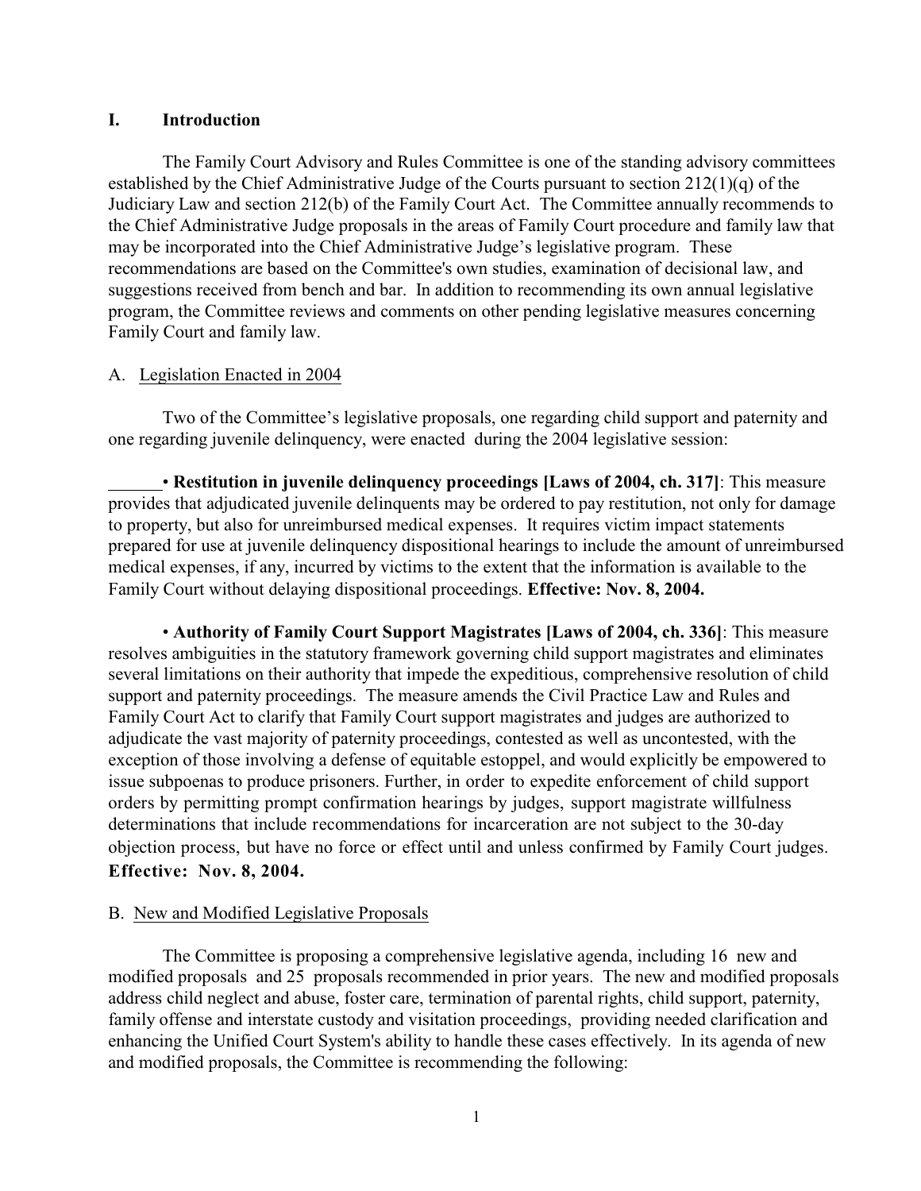## I. Introduction

The Family Court Advisory and Rules Committee is one of the standing advisory committees established by the Chief Administrative Judge of the Courts pursuant to section 212(1)(q) of the Judiciary Law and section 212(b) of the Family Court Act. The Committee annually recommends to the Chief Administrative Judge proposals in the areas of Family Court procedure and family law that may be incorporated into the Chief Administrative Judge's legislative program. These recommendations are based on the Committee's own studies, examination of decisional law, and suggestions received from bench and bar. In addition to recommending its own annual legislative program, the Committee reviews and comments on other pending legislative measures concerning Family Court and family law.

### A. Legislation Enacted in 2004

Two of the Committee's legislative proposals, one regarding child support and paternity and one regarding juvenile delinquency, were enacted during the 2004 legislative session:

- **Restitution in juvenile delinquency proceedings [Laws of 2004, ch. 317]**: This measure provides that adjudicated juvenile delinquents may be ordered to pay restitution, not only for damage to property, but also for unreimbursed medical expenses. It requires victim impact statements prepared for use at juvenile delinquency dispositional hearings to include the amount of unreimbursed medical expenses, if any, incurred by victims to the extent that the information is available to the Family Court without delaying dispositional proceedings. **Effective: Nov. 8, 2004.**

- **Authority of Family Court Support Magistrates [Laws of 2004, ch. 336]**: This measure resolves ambiguities in the statutory framework governing child support magistrates and eliminates several limitations on their authority that impede the expeditious, comprehensive resolution of child support and paternity proceedings. The measure amends the Civil Practice Law and Rules and Family Court Act to clarify that Family Court support magistrates and judges are authorized to adjudicate the vast majority of paternity proceedings, contested as well as uncontested, with the exception of those involving a defense of equitable estoppel, and would explicitly be empowered to issue subpoenas to produce prisoners. Further, in order to expedite enforcement of child support orders by permitting prompt confirmation hearings by judges, support magistrate willfulness determinations that include recommendations for incarceration are not subject to the 30-day objection process, but have no force or effect until and unless confirmed by Family Court judges. **Effective: Nov. 8, 2004.**

### B. New and Modified Legislative Proposals

The Committee is proposing a comprehensive legislative agenda, including 16 new and modified proposals and 25 proposals recommended in prior years. The new and modified proposals address child neglect and abuse, foster care, termination of parental rights, child support, paternity, family offense and interstate custody and visitation proceedings, providing needed clarification and enhancing the Unified Court System's ability to handle these cases effectively. In its agenda of new and modified proposals, the Committee is recommending the following: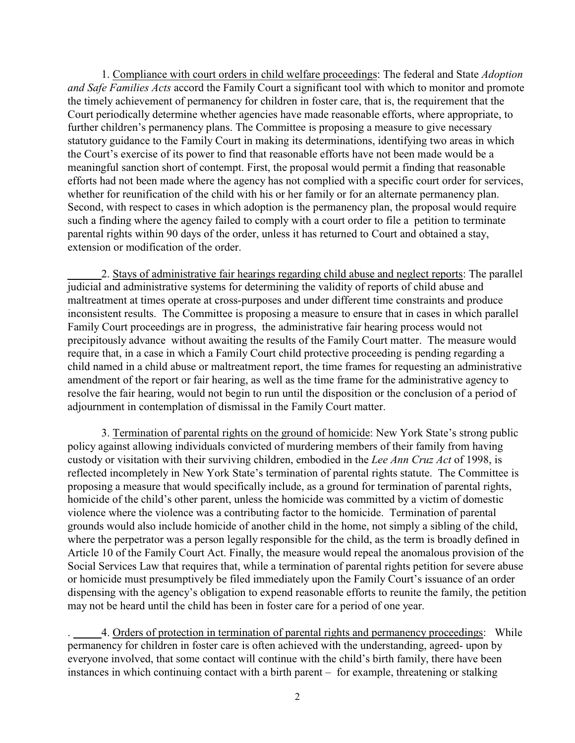1. <u>Compliance with court orders in child welfare proceedings</u>: The federal and State *Adoption and Safe Families Acts* accord the Family Court a significant tool with which to monitor and promote the timely achievement of permanency for children in foster care, that is, the requirement that the Court periodically determine whether agencies have made reasonable efforts, where appropriate, to further children's permanency plans. The Committee is proposing a measure to give necessary statutory guidance to the Family Court in making its determinations, identifying two areas in which the Court's exercise of its power to find that reasonable efforts have not been made would be a meaningful sanction short of contempt. First, the proposal would permit a finding that reasonable efforts had not been made where the agency has not complied with a specific court order for services, whether for reunification of the child with his or her family or for an alternate permanency plan. Second, with respect to cases in which adoption is the permanency plan, the proposal would require such a finding where the agency failed to comply with a court order to file a petition to terminate parental rights within 90 days of the order, unless it has returned to Court and obtained a stay, extension or modification of the order.

2. <u>Stays of administrative fair hearings regarding child abuse and neglect reports</u>: The parallel judicial and administrative systems for determining the validity of reports of child abuse and maltreatment at times operate at cross-purposes and under different time constraints and produce inconsistent results. The Committee is proposing a measure to ensure that in cases in which parallel Family Court proceedings are in progress, the administrative fair hearing process would not precipitously advance without awaiting the results of the Family Court matter. The measure would require that, in a case in which a Family Court child protective proceeding is pending regarding a child named in a child abuse or maltreatment report, the time frames for requesting an administrative amendment of the report or fair hearing, as well as the time frame for the administrative agency to resolve the fair hearing, would not begin to run until the disposition or the conclusion of a period of adjournment in contemplation of dismissal in the Family Court matter.

3. <u>Termination of parental rights on the ground of homicide</u>: New York State's strong public policy against allowing individuals convicted of murdering members of their family from having custody or visitation with their surviving children, embodied in the *Lee Ann Cruz Act* of 1998, is reflected incompletely in New York State's termination of parental rights statute. The Committee is proposing a measure that would specifically include, as a ground for termination of parental rights, homicide of the child's other parent, unless the homicide was committed by a victim of domestic violence where the violence was a contributing factor to the homicide. Termination of parental grounds would also include homicide of another child in the home, not simply a sibling of the child, where the perpetrator was a person legally responsible for the child, as the term is broadly defined in Article 10 of the Family Court Act. Finally, the measure would repeal the anomalous provision of the Social Services Law that requires that, while a termination of parental rights petition for severe abuse or homicide must presumptively be filed immediately upon the Family Court's issuance of an order dispensing with the agency's obligation to expend reasonable efforts to reunite the family, the petition may not be heard until the child has been in foster care for a period of one year.

4. <u>Orders of protection in termination of parental rights and permanency proceedings</u>: While permanency for children in foster care is often achieved with the understanding, agreed- upon by everyone involved, that some contact will continue with the child's birth family, there have been instances in which continuing contact with a birth parent – for example, threatening or stalking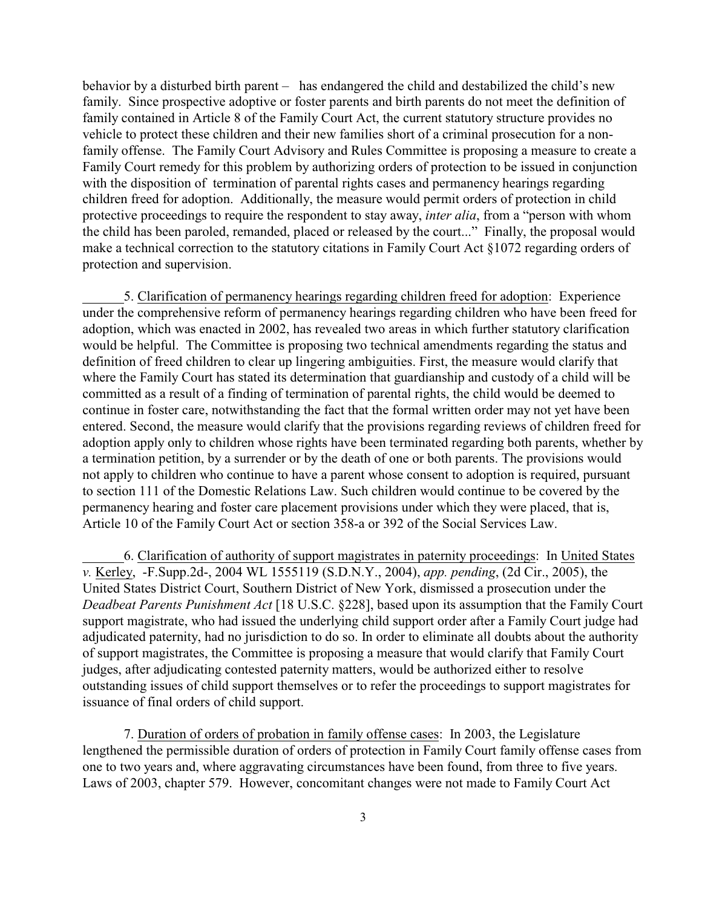behavior by a disturbed birth parent – has endangered the child and destabilized the child's new family. Since prospective adoptive or foster parents and birth parents do not meet the definition of family contained in Article 8 of the Family Court Act, the current statutory structure provides no vehicle to protect these children and their new families short of a criminal prosecution for a non-family offense. The Family Court Advisory and Rules Committee is proposing a measure to create a Family Court remedy for this problem by authorizing orders of protection to be issued in conjunction with the disposition of termination of parental rights cases and permanency hearings regarding children freed for adoption. Additionally, the measure would permit orders of protection in child protective proceedings to require the respondent to stay away, *inter alia*, from a "person with whom the child has been paroled, remanded, placed or released by the court..." Finally, the proposal would make a technical correction to the statutory citations in Family Court Act §1072 regarding orders of protection and supervision.

5. Clarification of permanency hearings regarding children freed for adoption: Experience under the comprehensive reform of permanency hearings regarding children who have been freed for adoption, which was enacted in 2002, has revealed two areas in which further statutory clarification would be helpful. The Committee is proposing two technical amendments regarding the status and definition of freed children to clear up lingering ambiguities. First, the measure would clarify that where the Family Court has stated its determination that guardianship and custody of a child will be committed as a result of a finding of termination of parental rights, the child would be deemed to continue in foster care, notwithstanding the fact that the formal written order may not yet have been entered. Second, the measure would clarify that the provisions regarding reviews of children freed for adoption apply only to children whose rights have been terminated regarding both parents, whether by a termination petition, by a surrender or by the death of one or both parents. The provisions would not apply to children who continue to have a parent whose consent to adoption is required, pursuant to section 111 of the Domestic Relations Law. Such children would continue to be covered by the permanency hearing and foster care placement provisions under which they were placed, that is, Article 10 of the Family Court Act or section 358-a or 392 of the Social Services Law.

6. Clarification of authority of support magistrates in paternity proceedings: In United States *v.* Kerley, -F.Supp.2d-, 2004 WL 1555119 (S.D.N.Y., 2004), *app. pending*, (2d Cir., 2005), the United States District Court, Southern District of New York, dismissed a prosecution under the *Deadbeat Parents Punishment Act* [18 U.S.C. §228], based upon its assumption that the Family Court support magistrate, who had issued the underlying child support order after a Family Court judge had adjudicated paternity, had no jurisdiction to do so. In order to eliminate all doubts about the authority of support magistrates, the Committee is proposing a measure that would clarify that Family Court judges, after adjudicating contested paternity matters, would be authorized either to resolve outstanding issues of child support themselves or to refer the proceedings to support magistrates for issuance of final orders of child support.

7. Duration of orders of probation in family offense cases: In 2003, the Legislature lengthened the permissible duration of orders of protection in Family Court family offense cases from one to two years and, where aggravating circumstances have been found, from three to five years. Laws of 2003, chapter 579. However, concomitant changes were not made to Family Court Act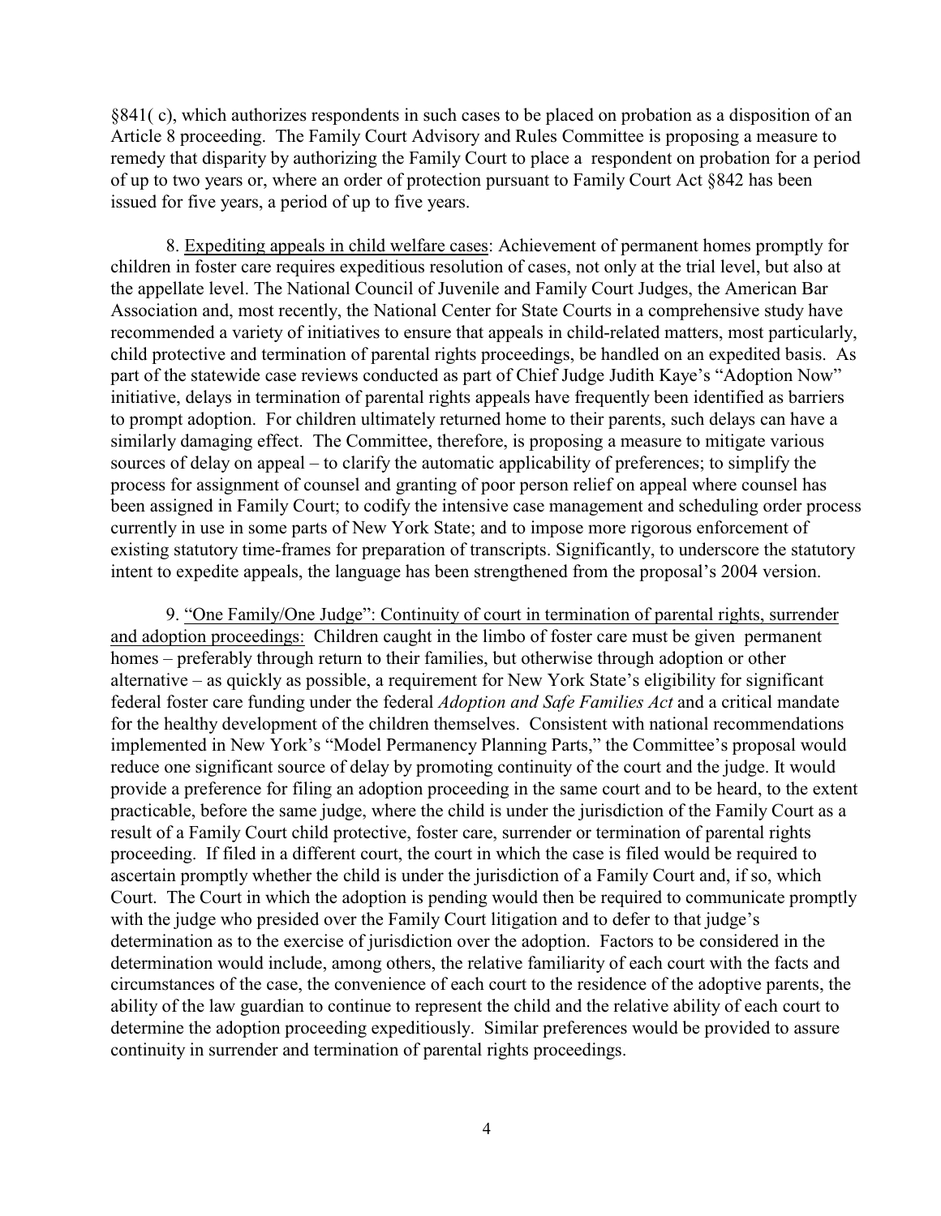§841( c), which authorizes respondents in such cases to be placed on probation as a disposition of an Article 8 proceeding. The Family Court Advisory and Rules Committee is proposing a measure to remedy that disparity by authorizing the Family Court to place a respondent on probation for a period of up to two years or, where an order of protection pursuant to Family Court Act §842 has been issued for five years, a period of up to five years.

8. Expediting appeals in child welfare cases: Achievement of permanent homes promptly for children in foster care requires expeditious resolution of cases, not only at the trial level, but also at the appellate level. The National Council of Juvenile and Family Court Judges, the American Bar Association and, most recently, the National Center for State Courts in a comprehensive study have recommended a variety of initiatives to ensure that appeals in child-related matters, most particularly, child protective and termination of parental rights proceedings, be handled on an expedited basis. As part of the statewide case reviews conducted as part of Chief Judge Judith Kaye's "Adoption Now" initiative, delays in termination of parental rights appeals have frequently been identified as barriers to prompt adoption. For children ultimately returned home to their parents, such delays can have a similarly damaging effect. The Committee, therefore, is proposing a measure to mitigate various sources of delay on appeal – to clarify the automatic applicability of preferences; to simplify the process for assignment of counsel and granting of poor person relief on appeal where counsel has been assigned in Family Court; to codify the intensive case management and scheduling order process currently in use in some parts of New York State; and to impose more rigorous enforcement of existing statutory time-frames for preparation of transcripts. Significantly, to underscore the statutory intent to expedite appeals, the language has been strengthened from the proposal's 2004 version.

9. "One Family/One Judge": Continuity of court in termination of parental rights, surrender and adoption proceedings: Children caught in the limbo of foster care must be given permanent homes – preferably through return to their families, but otherwise through adoption or other alternative – as quickly as possible, a requirement for New York State's eligibility for significant federal foster care funding under the federal *Adoption and Safe Families Act* and a critical mandate for the healthy development of the children themselves. Consistent with national recommendations implemented in New York's "Model Permanency Planning Parts," the Committee's proposal would reduce one significant source of delay by promoting continuity of the court and the judge. It would provide a preference for filing an adoption proceeding in the same court and to be heard, to the extent practicable, before the same judge, where the child is under the jurisdiction of the Family Court as a result of a Family Court child protective, foster care, surrender or termination of parental rights proceeding. If filed in a different court, the court in which the case is filed would be required to ascertain promptly whether the child is under the jurisdiction of a Family Court and, if so, which Court. The Court in which the adoption is pending would then be required to communicate promptly with the judge who presided over the Family Court litigation and to defer to that judge's determination as to the exercise of jurisdiction over the adoption. Factors to be considered in the determination would include, among others, the relative familiarity of each court with the facts and circumstances of the case, the convenience of each court to the residence of the adoptive parents, the ability of the law guardian to continue to represent the child and the relative ability of each court to determine the adoption proceeding expeditiously. Similar preferences would be provided to assure continuity in surrender and termination of parental rights proceedings.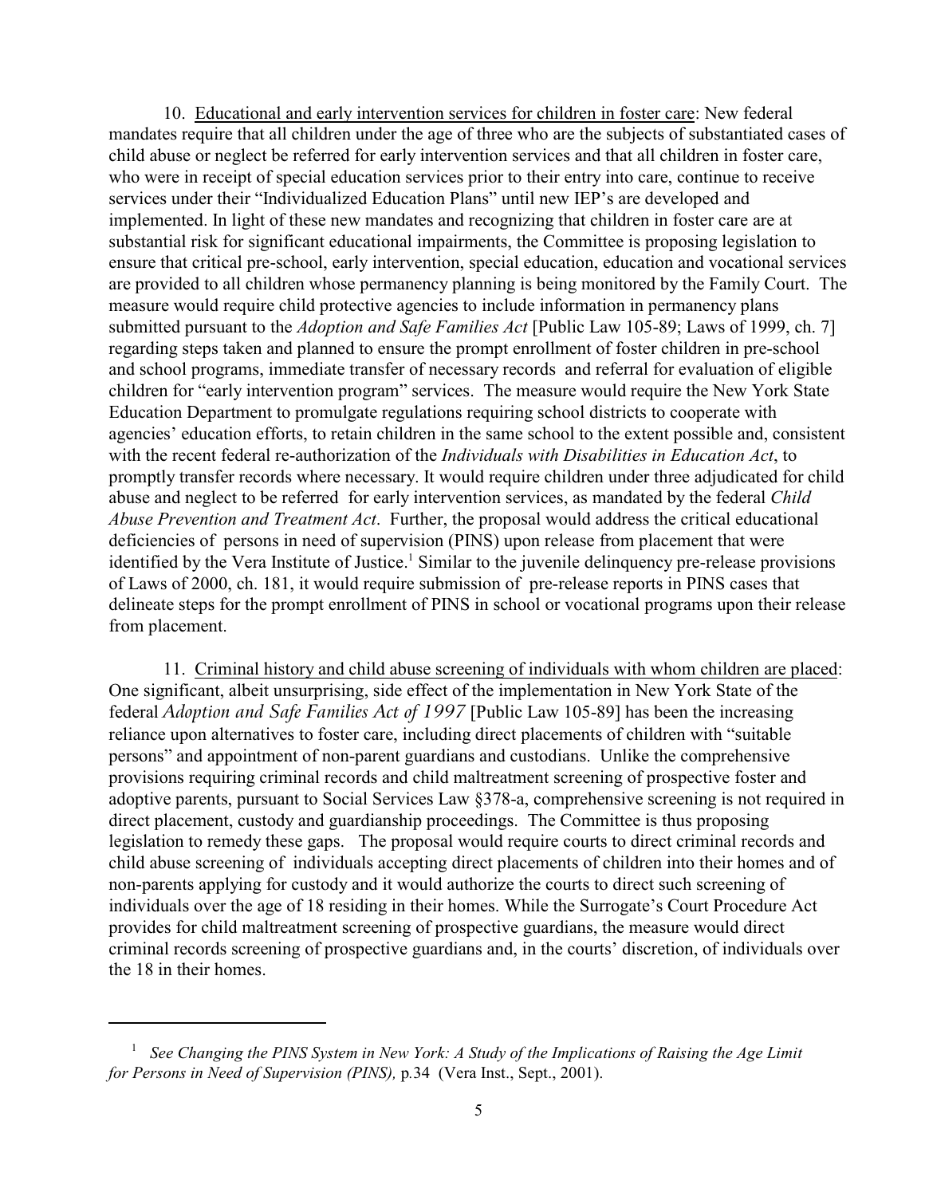10. Educational and early intervention services for children in foster care: New federal mandates require that all children under the age of three who are the subjects of substantiated cases of child abuse or neglect be referred for early intervention services and that all children in foster care, who were in receipt of special education services prior to their entry into care, continue to receive services under their "Individualized Education Plans" until new IEP's are developed and implemented. In light of these new mandates and recognizing that children in foster care are at substantial risk for significant educational impairments, the Committee is proposing legislation to ensure that critical pre-school, early intervention, special education, education and vocational services are provided to all children whose permanency planning is being monitored by the Family Court. The measure would require child protective agencies to include information in permanency plans submitted pursuant to the *Adoption and Safe Families Act* [Public Law 105-89; Laws of 1999, ch. 7] regarding steps taken and planned to ensure the prompt enrollment of foster children in pre-school and school programs, immediate transfer of necessary records and referral for evaluation of eligible children for "early intervention program" services. The measure would require the New York State Education Department to promulgate regulations requiring school districts to cooperate with agencies' education efforts, to retain children in the same school to the extent possible and, consistent with the recent federal re-authorization of the *Individuals with Disabilities in Education Act*, to promptly transfer records where necessary. It would require children under three adjudicated for child abuse and neglect to be referred for early intervention services, as mandated by the federal *Child Abuse Prevention and Treatment Act*. Further, the proposal would address the critical educational deficiencies of persons in need of supervision (PINS) upon release from placement that were identified by the Vera Institute of Justice.[1] Similar to the juvenile delinquency pre-release provisions of Laws of 2000, ch. 181, it would require submission of pre-release reports in PINS cases that delineate steps for the prompt enrollment of PINS in school or vocational programs upon their release from placement.

11. Criminal history and child abuse screening of individuals with whom children are placed: One significant, albeit unsurprising, side effect of the implementation in New York State of the federal *Adoption and Safe Families Act of 1997* [Public Law 105-89] has been the increasing reliance upon alternatives to foster care, including direct placements of children with "suitable persons" and appointment of non-parent guardians and custodians. Unlike the comprehensive provisions requiring criminal records and child maltreatment screening of prospective foster and adoptive parents, pursuant to Social Services Law §378-a, comprehensive screening is not required in direct placement, custody and guardianship proceedings. The Committee is thus proposing legislation to remedy these gaps. The proposal would require courts to direct criminal records and child abuse screening of individuals accepting direct placements of children into their homes and of non-parents applying for custody and it would authorize the courts to direct such screening of individuals over the age of 18 residing in their homes. While the Surrogate's Court Procedure Act provides for child maltreatment screening of prospective guardians, the measure would direct criminal records screening of prospective guardians and, in the courts' discretion, of individuals over the 18 in their homes.

---

[1] *See Changing the PINS System in New York: A Study of the Implications of Raising the Age Limit for Persons in Need of Supervision (PINS),* p.34 (Vera Inst., Sept., 2001).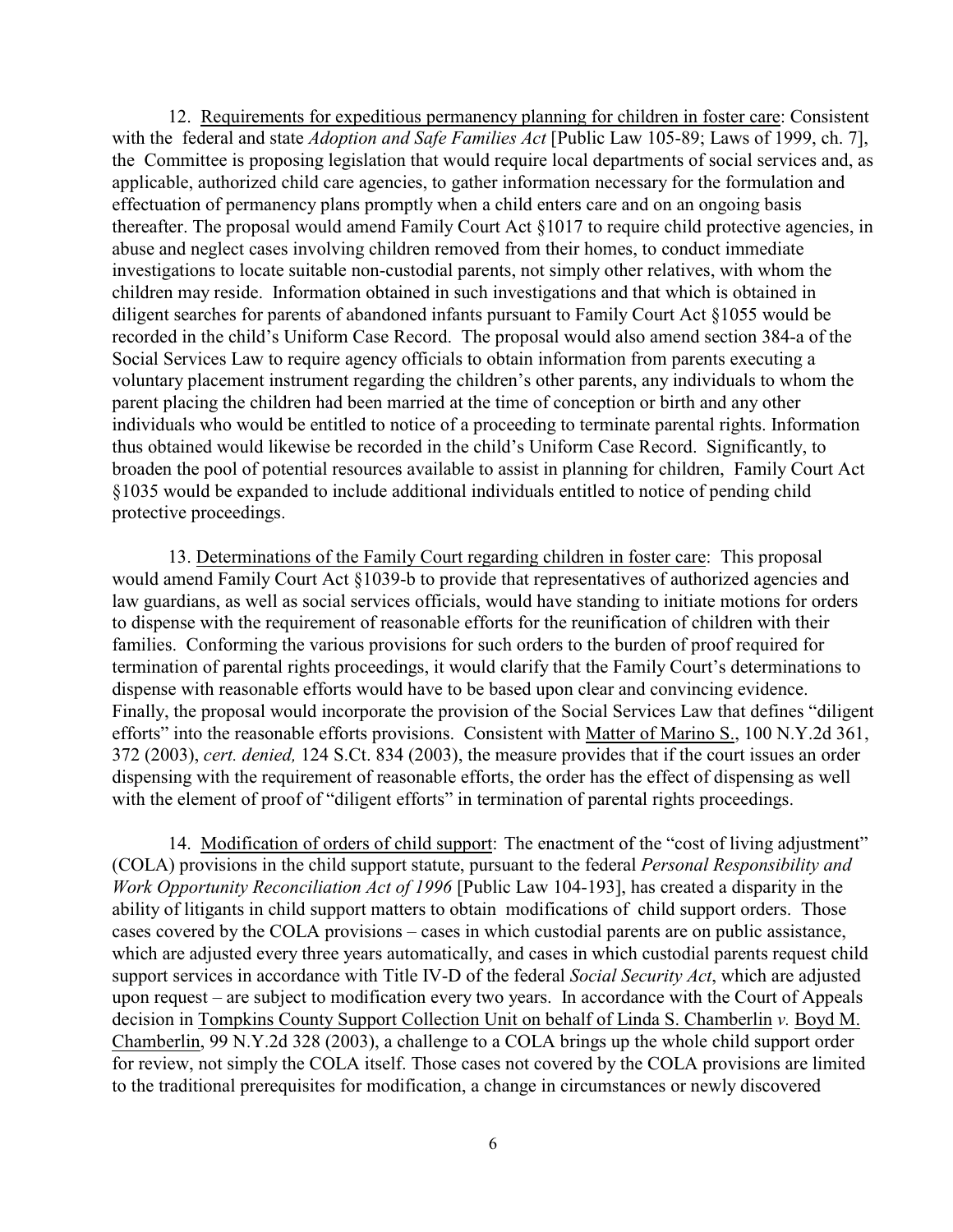12. Requirements for expeditious permanency planning for children in foster care: Consistent with the federal and state *Adoption and Safe Families Act* [Public Law 105-89; Laws of 1999, ch. 7], the Committee is proposing legislation that would require local departments of social services and, as applicable, authorized child care agencies, to gather information necessary for the formulation and effectuation of permanency plans promptly when a child enters care and on an ongoing basis thereafter. The proposal would amend Family Court Act §1017 to require child protective agencies, in abuse and neglect cases involving children removed from their homes, to conduct immediate investigations to locate suitable non-custodial parents, not simply other relatives, with whom the children may reside. Information obtained in such investigations and that which is obtained in diligent searches for parents of abandoned infants pursuant to Family Court Act §1055 would be recorded in the child's Uniform Case Record. The proposal would also amend section 384-a of the Social Services Law to require agency officials to obtain information from parents executing a voluntary placement instrument regarding the children's other parents, any individuals to whom the parent placing the children had been married at the time of conception or birth and any other individuals who would be entitled to notice of a proceeding to terminate parental rights. Information thus obtained would likewise be recorded in the child's Uniform Case Record. Significantly, to broaden the pool of potential resources available to assist in planning for children, Family Court Act §1035 would be expanded to include additional individuals entitled to notice of pending child protective proceedings.

13. Determinations of the Family Court regarding children in foster care: This proposal would amend Family Court Act §1039-b to provide that representatives of authorized agencies and law guardians, as well as social services officials, would have standing to initiate motions for orders to dispense with the requirement of reasonable efforts for the reunification of children with their families. Conforming the various provisions for such orders to the burden of proof required for termination of parental rights proceedings, it would clarify that the Family Court's determinations to dispense with reasonable efforts would have to be based upon clear and convincing evidence. Finally, the proposal would incorporate the provision of the Social Services Law that defines "diligent efforts" into the reasonable efforts provisions. Consistent with Matter of Marino S., 100 N.Y.2d 361, 372 (2003), *cert. denied,* 124 S.Ct. 834 (2003), the measure provides that if the court issues an order dispensing with the requirement of reasonable efforts, the order has the effect of dispensing as well with the element of proof of "diligent efforts" in termination of parental rights proceedings.

14. Modification of orders of child support: The enactment of the "cost of living adjustment" (COLA) provisions in the child support statute, pursuant to the federal *Personal Responsibility and Work Opportunity Reconciliation Act of 1996* [Public Law 104-193], has created a disparity in the ability of litigants in child support matters to obtain modifications of child support orders. Those cases covered by the COLA provisions – cases in which custodial parents are on public assistance, which are adjusted every three years automatically, and cases in which custodial parents request child support services in accordance with Title IV-D of the federal *Social Security Act*, which are adjusted upon request – are subject to modification every two years. In accordance with the Court of Appeals decision in Tompkins County Support Collection Unit on behalf of Linda S. Chamberlin *v.* Boyd M. Chamberlin, 99 N.Y.2d 328 (2003), a challenge to a COLA brings up the whole child support order for review, not simply the COLA itself. Those cases not covered by the COLA provisions are limited to the traditional prerequisites for modification, a change in circumstances or newly discovered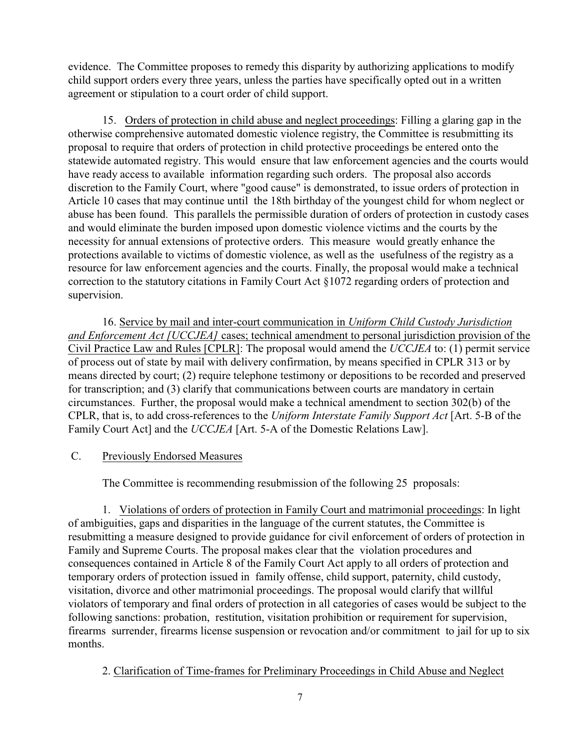evidence. The Committee proposes to remedy this disparity by authorizing applications to modify child support orders every three years, unless the parties have specifically opted out in a written agreement or stipulation to a court order of child support.

15. Orders of protection in child abuse and neglect proceedings: Filling a glaring gap in the otherwise comprehensive automated domestic violence registry, the Committee is resubmitting its proposal to require that orders of protection in child protective proceedings be entered onto the statewide automated registry. This would ensure that law enforcement agencies and the courts would have ready access to available information regarding such orders. The proposal also accords discretion to the Family Court, where "good cause" is demonstrated, to issue orders of protection in Article 10 cases that may continue until the 18th birthday of the youngest child for whom neglect or abuse has been found. This parallels the permissible duration of orders of protection in custody cases and would eliminate the burden imposed upon domestic violence victims and the courts by the necessity for annual extensions of protective orders. This measure would greatly enhance the protections available to victims of domestic violence, as well as the usefulness of the registry as a resource for law enforcement agencies and the courts. Finally, the proposal would make a technical correction to the statutory citations in Family Court Act §1072 regarding orders of protection and supervision.

16. Service by mail and inter-court communication in *Uniform Child Custody Jurisdiction and Enforcement Act [UCCJEA]* cases; technical amendment to personal jurisdiction provision of the Civil Practice Law and Rules [CPLR]: The proposal would amend the *UCCJEA* to: (1) permit service of process out of state by mail with delivery confirmation, by means specified in CPLR 313 or by means directed by court; (2) require telephone testimony or depositions to be recorded and preserved for transcription; and (3) clarify that communications between courts are mandatory in certain circumstances. Further, the proposal would make a technical amendment to section 302(b) of the CPLR, that is, to add cross-references to the *Uniform Interstate Family Support Act* [Art. 5-B of the Family Court Act] and the *UCCJEA* [Art. 5-A of the Domestic Relations Law].

## C. Previously Endorsed Measures

The Committee is recommending resubmission of the following 25 proposals:

1. Violations of orders of protection in Family Court and matrimonial proceedings: In light of ambiguities, gaps and disparities in the language of the current statutes, the Committee is resubmitting a measure designed to provide guidance for civil enforcement of orders of protection in Family and Supreme Courts. The proposal makes clear that the violation procedures and consequences contained in Article 8 of the Family Court Act apply to all orders of protection and temporary orders of protection issued in family offense, child support, paternity, child custody, visitation, divorce and other matrimonial proceedings. The proposal would clarify that willful violators of temporary and final orders of protection in all categories of cases would be subject to the following sanctions: probation, restitution, visitation prohibition or requirement for supervision, firearms surrender, firearms license suspension or revocation and/or commitment to jail for up to six months.

2. Clarification of Time-frames for Preliminary Proceedings in Child Abuse and Neglect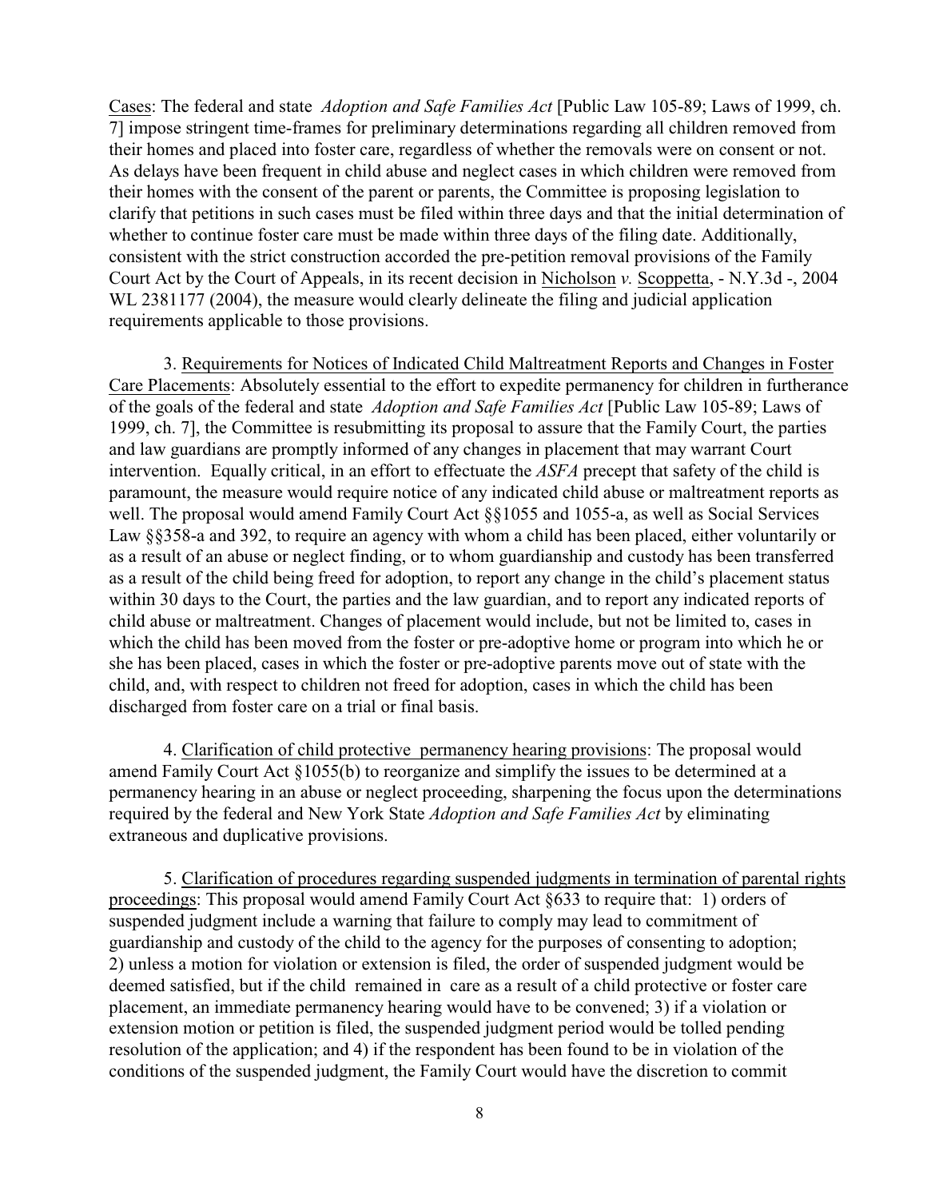Cases: The federal and state *Adoption and Safe Families Act* [Public Law 105-89; Laws of 1999, ch. 7] impose stringent time-frames for preliminary determinations regarding all children removed from their homes and placed into foster care, regardless of whether the removals were on consent or not. As delays have been frequent in child abuse and neglect cases in which children were removed from their homes with the consent of the parent or parents, the Committee is proposing legislation to clarify that petitions in such cases must be filed within three days and that the initial determination of whether to continue foster care must be made within three days of the filing date. Additionally, consistent with the strict construction accorded the pre-petition removal provisions of the Family Court Act by the Court of Appeals, in its recent decision in Nicholson *v.* Scoppetta, - N.Y.3d -, 2004 WL 2381177 (2004), the measure would clearly delineate the filing and judicial application requirements applicable to those provisions.

3. Requirements for Notices of Indicated Child Maltreatment Reports and Changes in Foster Care Placements: Absolutely essential to the effort to expedite permanency for children in furtherance of the goals of the federal and state *Adoption and Safe Families Act* [Public Law 105-89; Laws of 1999, ch. 7], the Committee is resubmitting its proposal to assure that the Family Court, the parties and law guardians are promptly informed of any changes in placement that may warrant Court intervention. Equally critical, in an effort to effectuate the *ASFA* precept that safety of the child is paramount, the measure would require notice of any indicated child abuse or maltreatment reports as well. The proposal would amend Family Court Act §§1055 and 1055-a, as well as Social Services Law §§358-a and 392, to require an agency with whom a child has been placed, either voluntarily or as a result of an abuse or neglect finding, or to whom guardianship and custody has been transferred as a result of the child being freed for adoption, to report any change in the child's placement status within 30 days to the Court, the parties and the law guardian, and to report any indicated reports of child abuse or maltreatment. Changes of placement would include, but not be limited to, cases in which the child has been moved from the foster or pre-adoptive home or program into which he or she has been placed, cases in which the foster or pre-adoptive parents move out of state with the child, and, with respect to children not freed for adoption, cases in which the child has been discharged from foster care on a trial or final basis.

4. Clarification of child protective permanency hearing provisions: The proposal would amend Family Court Act §1055(b) to reorganize and simplify the issues to be determined at a permanency hearing in an abuse or neglect proceeding, sharpening the focus upon the determinations required by the federal and New York State *Adoption and Safe Families Act* by eliminating extraneous and duplicative provisions.

5. Clarification of procedures regarding suspended judgments in termination of parental rights proceedings: This proposal would amend Family Court Act §633 to require that: 1) orders of suspended judgment include a warning that failure to comply may lead to commitment of guardianship and custody of the child to the agency for the purposes of consenting to adoption; 2) unless a motion for violation or extension is filed, the order of suspended judgment would be deemed satisfied, but if the child remained in care as a result of a child protective or foster care placement, an immediate permanency hearing would have to be convened; 3) if a violation or extension motion or petition is filed, the suspended judgment period would be tolled pending resolution of the application; and 4) if the respondent has been found to be in violation of the conditions of the suspended judgment, the Family Court would have the discretion to commit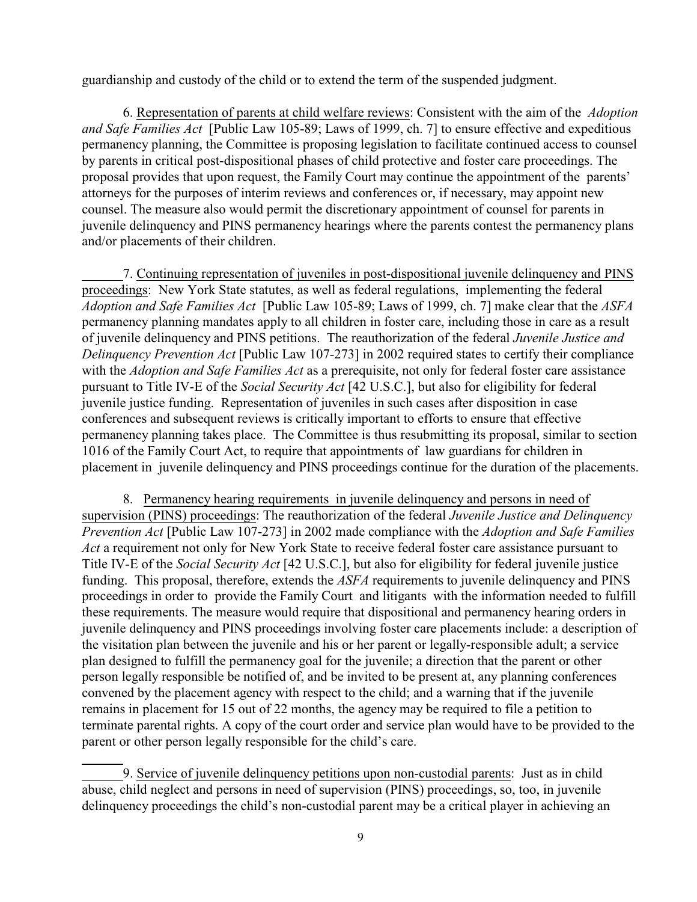guardianship and custody of the child or to extend the term of the suspended judgment.

6. Representation of parents at child welfare reviews: Consistent with the aim of the *Adoption and Safe Families Act* [Public Law 105-89; Laws of 1999, ch. 7] to ensure effective and expeditious permanency planning, the Committee is proposing legislation to facilitate continued access to counsel by parents in critical post-dispositional phases of child protective and foster care proceedings. The proposal provides that upon request, the Family Court may continue the appointment of the parents' attorneys for the purposes of interim reviews and conferences or, if necessary, may appoint new counsel. The measure also would permit the discretionary appointment of counsel for parents in juvenile delinquency and PINS permanency hearings where the parents contest the permanency plans and/or placements of their children.

7. Continuing representation of juveniles in post-dispositional juvenile delinquency and PINS proceedings: New York State statutes, as well as federal regulations, implementing the federal *Adoption and Safe Families Act* [Public Law 105-89; Laws of 1999, ch. 7] make clear that the *ASFA* permanency planning mandates apply to all children in foster care, including those in care as a result of juvenile delinquency and PINS petitions. The reauthorization of the federal *Juvenile Justice and Delinquency Prevention Act* [Public Law 107-273] in 2002 required states to certify their compliance with the *Adoption and Safe Families Act* as a prerequisite, not only for federal foster care assistance pursuant to Title IV-E of the *Social Security Act* [42 U.S.C.], but also for eligibility for federal juvenile justice funding. Representation of juveniles in such cases after disposition in case conferences and subsequent reviews is critically important to efforts to ensure that effective permanency planning takes place. The Committee is thus resubmitting its proposal, similar to section 1016 of the Family Court Act, to require that appointments of law guardians for children in placement in juvenile delinquency and PINS proceedings continue for the duration of the placements.

8. Permanency hearing requirements in juvenile delinquency and persons in need of supervision (PINS) proceedings: The reauthorization of the federal *Juvenile Justice and Delinquency Prevention Act* [Public Law 107-273] in 2002 made compliance with the *Adoption and Safe Families Act* a requirement not only for New York State to receive federal foster care assistance pursuant to Title IV-E of the *Social Security Act* [42 U.S.C.], but also for eligibility for federal juvenile justice funding. This proposal, therefore, extends the *ASFA* requirements to juvenile delinquency and PINS proceedings in order to provide the Family Court and litigants with the information needed to fulfill these requirements. The measure would require that dispositional and permanency hearing orders in juvenile delinquency and PINS proceedings involving foster care placements include: a description of the visitation plan between the juvenile and his or her parent or legally-responsible adult; a service plan designed to fulfill the permanency goal for the juvenile; a direction that the parent or other person legally responsible be notified of, and be invited to be present at, any planning conferences convened by the placement agency with respect to the child; and a warning that if the juvenile remains in placement for 15 out of 22 months, the agency may be required to file a petition to terminate parental rights. A copy of the court order and service plan would have to be provided to the parent or other person legally responsible for the child's care.

9. Service of juvenile delinquency petitions upon non-custodial parents: Just as in child abuse, child neglect and persons in need of supervision (PINS) proceedings, so, too, in juvenile delinquency proceedings the child's non-custodial parent may be a critical player in achieving an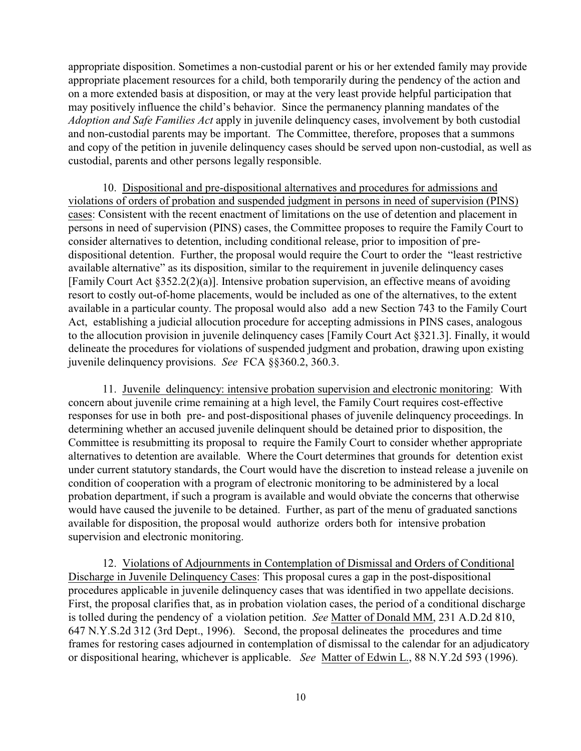appropriate disposition. Sometimes a non-custodial parent or his or her extended family may provide appropriate placement resources for a child, both temporarily during the pendency of the action and on a more extended basis at disposition, or may at the very least provide helpful participation that may positively influence the child's behavior. Since the permanency planning mandates of the *Adoption and Safe Families Act* apply in juvenile delinquency cases, involvement by both custodial and non-custodial parents may be important. The Committee, therefore, proposes that a summons and copy of the petition in juvenile delinquency cases should be served upon non-custodial, as well as custodial, parents and other persons legally responsible.

10. <u>Dispositional and pre-dispositional alternatives and procedures for admissions and violations of orders of probation and suspended judgment in persons in need of supervision (PINS) cases</u>: Consistent with the recent enactment of limitations on the use of detention and placement in persons in need of supervision (PINS) cases, the Committee proposes to require the Family Court to consider alternatives to detention, including conditional release, prior to imposition of pre-dispositional detention. Further, the proposal would require the Court to order the "least restrictive available alternative" as its disposition, similar to the requirement in juvenile delinquency cases [Family Court Act §352.2(2)(a)]. Intensive probation supervision, an effective means of avoiding resort to costly out-of-home placements, would be included as one of the alternatives, to the extent available in a particular county. The proposal would also add a new Section 743 to the Family Court Act, establishing a judicial allocution procedure for accepting admissions in PINS cases, analogous to the allocution provision in juvenile delinquency cases [Family Court Act §321.3]. Finally, it would delineate the procedures for violations of suspended judgment and probation, drawing upon existing juvenile delinquency provisions. *See* FCA §§360.2, 360.3.

11. <u>Juvenile delinquency: intensive probation supervision and electronic monitoring</u>: With concern about juvenile crime remaining at a high level, the Family Court requires cost-effective responses for use in both pre- and post-dispositional phases of juvenile delinquency proceedings. In determining whether an accused juvenile delinquent should be detained prior to disposition, the Committee is resubmitting its proposal to require the Family Court to consider whether appropriate alternatives to detention are available. Where the Court determines that grounds for detention exist under current statutory standards, the Court would have the discretion to instead release a juvenile on condition of cooperation with a program of electronic monitoring to be administered by a local probation department, if such a program is available and would obviate the concerns that otherwise would have caused the juvenile to be detained. Further, as part of the menu of graduated sanctions available for disposition, the proposal would authorize orders both for intensive probation supervision and electronic monitoring.

12. <u>Violations of Adjournments in Contemplation of Dismissal and Orders of Conditional Discharge in Juvenile Delinquency Cases</u>: This proposal cures a gap in the post-dispositional procedures applicable in juvenile delinquency cases that was identified in two appellate decisions. First, the proposal clarifies that, as in probation violation cases, the period of a conditional discharge is tolled during the pendency of a violation petition. *See* <u>Matter of Donald MM</u>, 231 A.D.2d 810, 647 N.Y.S.2d 312 (3rd Dept., 1996). Second, the proposal delineates the procedures and time frames for restoring cases adjourned in contemplation of dismissal to the calendar for an adjudicatory or dispositional hearing, whichever is applicable. *See* <u>Matter of Edwin L.</u>, 88 N.Y.2d 593 (1996).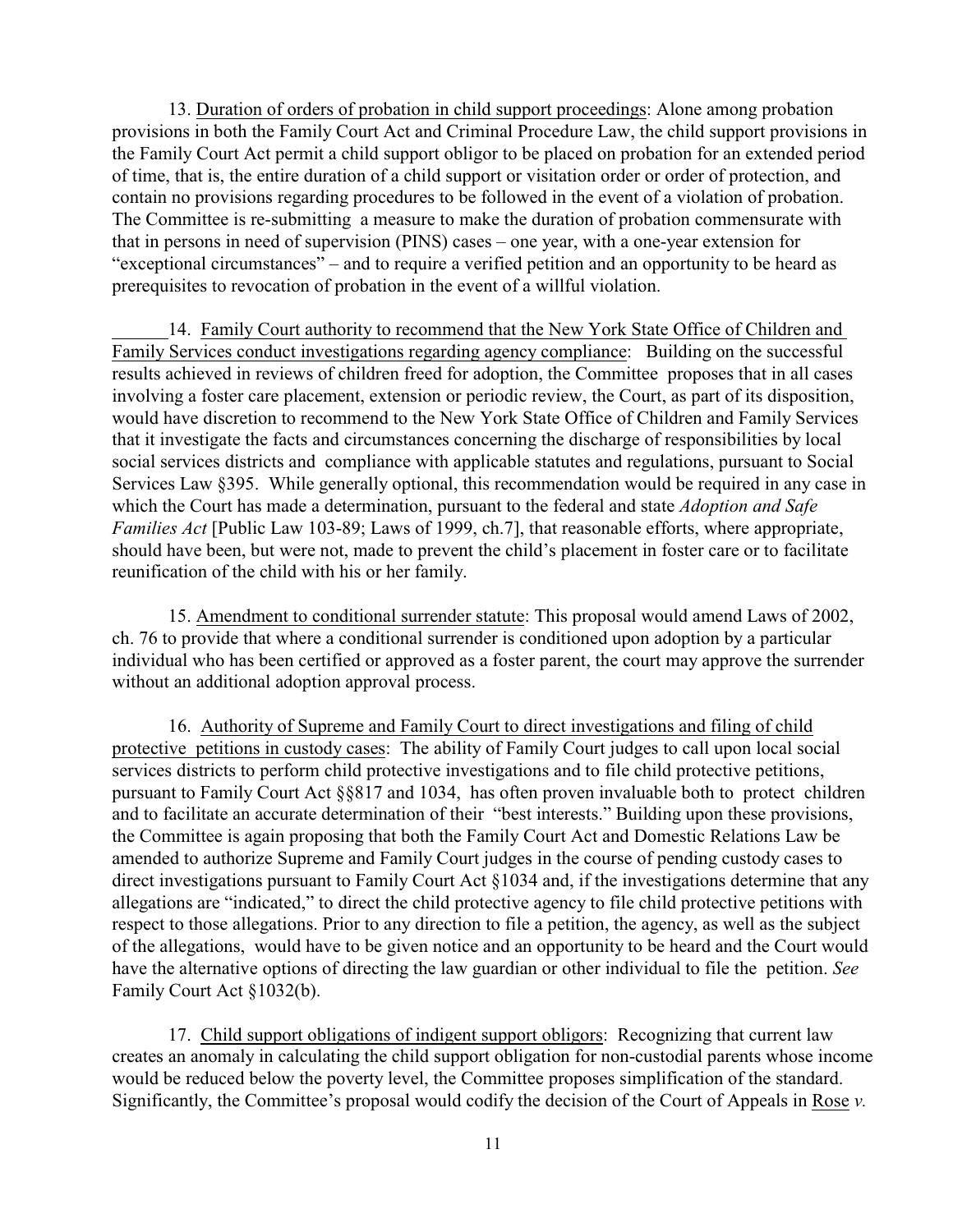13. <u>Duration of orders of probation in child support proceedings</u>: Alone among probation provisions in both the Family Court Act and Criminal Procedure Law, the child support provisions in the Family Court Act permit a child support obligor to be placed on probation for an extended period of time, that is, the entire duration of a child support or visitation order or order of protection, and contain no provisions regarding procedures to be followed in the event of a violation of probation. The Committee is re-submitting a measure to make the duration of probation commensurate with that in persons in need of supervision (PINS) cases – one year, with a one-year extension for "exceptional circumstances" – and to require a verified petition and an opportunity to be heard as prerequisites to revocation of probation in the event of a willful violation.

14. <u>Family Court authority to recommend that the New York State Office of Children and Family Services conduct investigations regarding agency compliance</u>: Building on the successful results achieved in reviews of children freed for adoption, the Committee proposes that in all cases involving a foster care placement, extension or periodic review, the Court, as part of its disposition, would have discretion to recommend to the New York State Office of Children and Family Services that it investigate the facts and circumstances concerning the discharge of responsibilities by local social services districts and compliance with applicable statutes and regulations, pursuant to Social Services Law §395. While generally optional, this recommendation would be required in any case in which the Court has made a determination, pursuant to the federal and state *Adoption and Safe Families Act* [Public Law 103-89; Laws of 1999, ch.7], that reasonable efforts, where appropriate, should have been, but were not, made to prevent the child's placement in foster care or to facilitate reunification of the child with his or her family.

15. <u>Amendment to conditional surrender statute</u>: This proposal would amend Laws of 2002, ch. 76 to provide that where a conditional surrender is conditioned upon adoption by a particular individual who has been certified or approved as a foster parent, the court may approve the surrender without an additional adoption approval process.

16. <u>Authority of Supreme and Family Court to direct investigations and filing of child protective petitions in custody cases</u>: The ability of Family Court judges to call upon local social services districts to perform child protective investigations and to file child protective petitions, pursuant to Family Court Act §§817 and 1034, has often proven invaluable both to protect children and to facilitate an accurate determination of their "best interests." Building upon these provisions, the Committee is again proposing that both the Family Court Act and Domestic Relations Law be amended to authorize Supreme and Family Court judges in the course of pending custody cases to direct investigations pursuant to Family Court Act §1034 and, if the investigations determine that any allegations are "indicated," to direct the child protective agency to file child protective petitions with respect to those allegations. Prior to any direction to file a petition, the agency, as well as the subject of the allegations, would have to be given notice and an opportunity to be heard and the Court would have the alternative options of directing the law guardian or other individual to file the petition. *See* Family Court Act §1032(b).

17. <u>Child support obligations of indigent support obligors</u>: Recognizing that current law creates an anomaly in calculating the child support obligation for non-custodial parents whose income would be reduced below the poverty level, the Committee proposes simplification of the standard. Significantly, the Committee's proposal would codify the decision of the Court of Appeals in <u>Rose</u> *v.*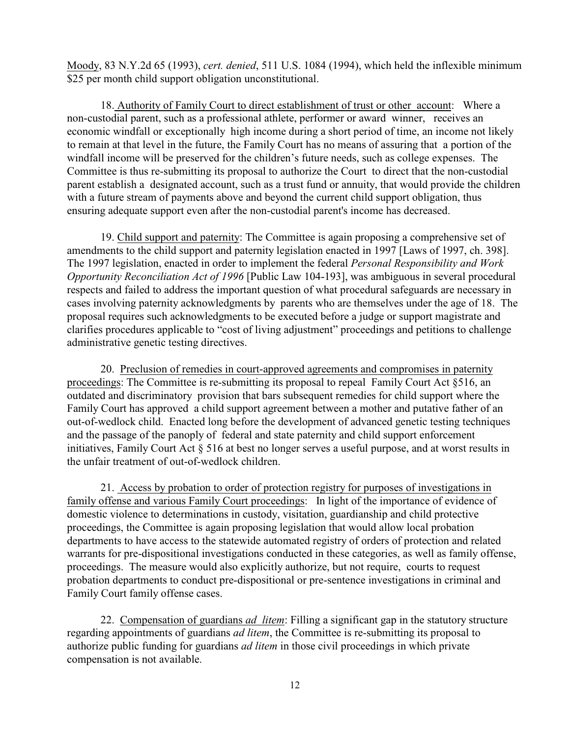Moody, 83 N.Y.2d 65 (1993), *cert. denied*, 511 U.S. 1084 (1994), which held the inflexible minimum $25 per month child support obligation unconstitutional.

18. Authority of Family Court to direct establishment of trust or other account: Where a non-custodial parent, such as a professional athlete, performer or award winner, receives an economic windfall or exceptionally high income during a short period of time, an income not likely to remain at that level in the future, the Family Court has no means of assuring that a portion of the windfall income will be preserved for the children's future needs, such as college expenses. The Committee is thus re-submitting its proposal to authorize the Court to direct that the non-custodial parent establish a designated account, such as a trust fund or annuity, that would provide the children with a future stream of payments above and beyond the current child support obligation, thus ensuring adequate support even after the non-custodial parent's income has decreased.

19. Child support and paternity: The Committee is again proposing a comprehensive set of amendments to the child support and paternity legislation enacted in 1997 [Laws of 1997, ch. 398]. The 1997 legislation, enacted in order to implement the federal *Personal Responsibility and Work Opportunity Reconciliation Act of 1996* [Public Law 104-193], was ambiguous in several procedural respects and failed to address the important question of what procedural safeguards are necessary in cases involving paternity acknowledgments by parents who are themselves under the age of 18. The proposal requires such acknowledgments to be executed before a judge or support magistrate and clarifies procedures applicable to "cost of living adjustment" proceedings and petitions to challenge administrative genetic testing directives.

20. Preclusion of remedies in court-approved agreements and compromises in paternity proceedings: The Committee is re-submitting its proposal to repeal Family Court Act §516, an outdated and discriminatory provision that bars subsequent remedies for child support where the Family Court has approved a child support agreement between a mother and putative father of an out-of-wedlock child. Enacted long before the development of advanced genetic testing techniques and the passage of the panoply of federal and state paternity and child support enforcement initiatives, Family Court Act § 516 at best no longer serves a useful purpose, and at worst results in the unfair treatment of out-of-wedlock children.

21. Access by probation to order of protection registry for purposes of investigations in family offense and various Family Court proceedings: In light of the importance of evidence of domestic violence to determinations in custody, visitation, guardianship and child protective proceedings, the Committee is again proposing legislation that would allow local probation departments to have access to the statewide automated registry of orders of protection and related warrants for pre-dispositional investigations conducted in these categories, as well as family offense, proceedings. The measure would also explicitly authorize, but not require, courts to request probation departments to conduct pre-dispositional or pre-sentence investigations in criminal and Family Court family offense cases.

22. Compensation of guardians *ad litem*: Filling a significant gap in the statutory structure regarding appointments of guardians *ad litem*, the Committee is re-submitting its proposal to authorize public funding for guardians *ad litem* in those civil proceedings in which private compensation is not available.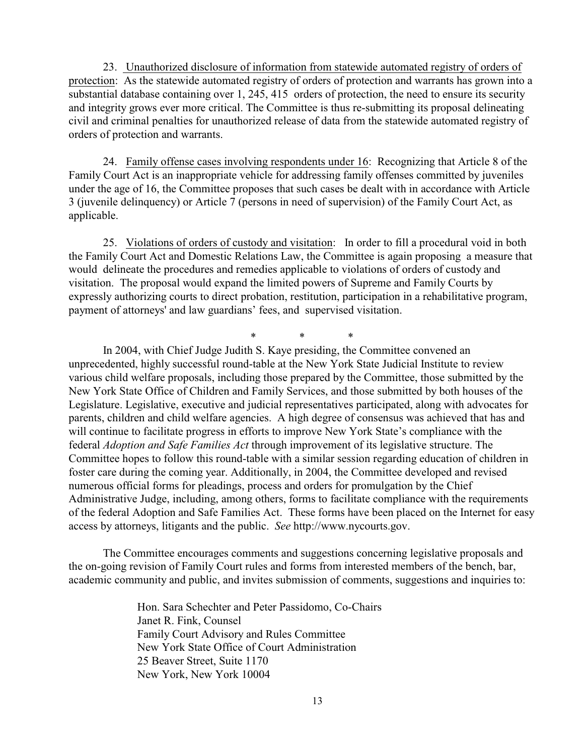23. Unauthorized disclosure of information from statewide automated registry of orders of protection: As the statewide automated registry of orders of protection and warrants has grown into a substantial database containing over 1, 245, 415 orders of protection, the need to ensure its security and integrity grows ever more critical. The Committee is thus re-submitting its proposal delineating civil and criminal penalties for unauthorized release of data from the statewide automated registry of orders of protection and warrants.

24. Family offense cases involving respondents under 16: Recognizing that Article 8 of the Family Court Act is an inappropriate vehicle for addressing family offenses committed by juveniles under the age of 16, the Committee proposes that such cases be dealt with in accordance with Article 3 (juvenile delinquency) or Article 7 (persons in need of supervision) of the Family Court Act, as applicable.

25. Violations of orders of custody and visitation: In order to fill a procedural void in both the Family Court Act and Domestic Relations Law, the Committee is again proposing a measure that would delineate the procedures and remedies applicable to violations of orders of custody and visitation. The proposal would expand the limited powers of Supreme and Family Courts by expressly authorizing courts to direct probation, restitution, participation in a rehabilitative program, payment of attorneys' and law guardians' fees, and supervised visitation.

\* \* \*

In 2004, with Chief Judge Judith S. Kaye presiding, the Committee convened an unprecedented, highly successful round-table at the New York State Judicial Institute to review various child welfare proposals, including those prepared by the Committee, those submitted by the New York State Office of Children and Family Services, and those submitted by both houses of the Legislature. Legislative, executive and judicial representatives participated, along with advocates for parents, children and child welfare agencies. A high degree of consensus was achieved that has and will continue to facilitate progress in efforts to improve New York State's compliance with the federal *Adoption and Safe Families Act* through improvement of its legislative structure. The Committee hopes to follow this round-table with a similar session regarding education of children in foster care during the coming year. Additionally, in 2004, the Committee developed and revised numerous official forms for pleadings, process and orders for promulgation by the Chief Administrative Judge, including, among others, forms to facilitate compliance with the requirements of the federal Adoption and Safe Families Act. These forms have been placed on the Internet for easy access by attorneys, litigants and the public. *See* http://www.nycourts.gov.

The Committee encourages comments and suggestions concerning legislative proposals and the on-going revision of Family Court rules and forms from interested members of the bench, bar, academic community and public, and invites submission of comments, suggestions and inquiries to:

Hon. Sara Schechter and Peter Passidomo, Co-Chairs
Janet R. Fink, Counsel
Family Court Advisory and Rules Committee
New York State Office of Court Administration
25 Beaver Street, Suite 1170
New York, New York 10004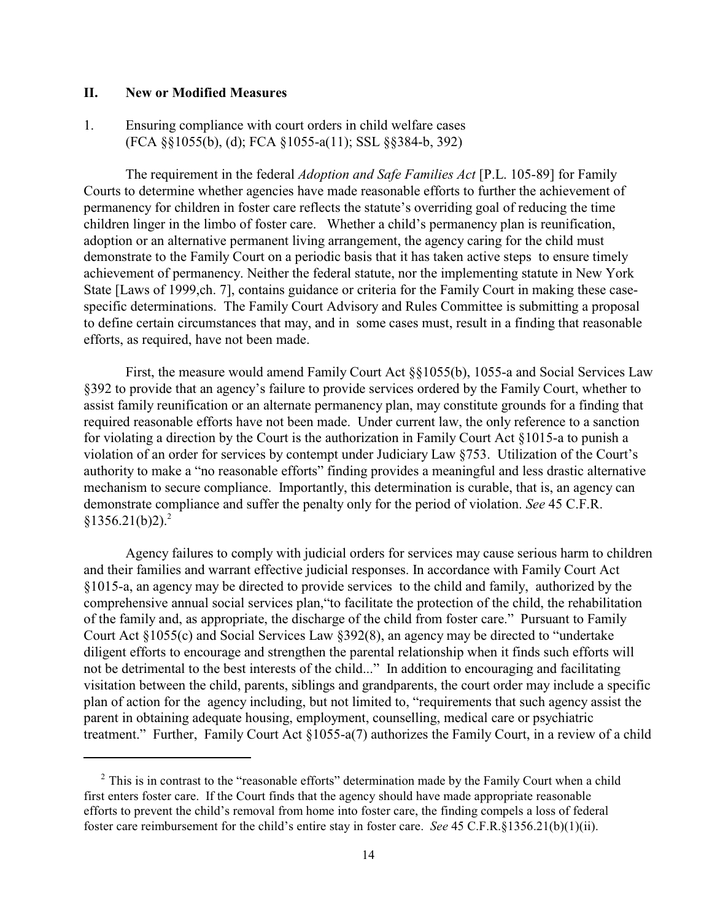## II. New or Modified Measures

1. Ensuring compliance with court orders in child welfare cases (FCA §§1055(b), (d); FCA §1055-a(11); SSL §§384-b, 392)

The requirement in the federal *Adoption and Safe Families Act* [P.L. 105-89] for Family Courts to determine whether agencies have made reasonable efforts to further the achievement of permanency for children in foster care reflects the statute's overriding goal of reducing the time children linger in the limbo of foster care. Whether a child's permanency plan is reunification, adoption or an alternative permanent living arrangement, the agency caring for the child must demonstrate to the Family Court on a periodic basis that it has taken active steps to ensure timely achievement of permanency. Neither the federal statute, nor the implementing statute in New York State [Laws of 1999,ch. 7], contains guidance or criteria for the Family Court in making these case-specific determinations. The Family Court Advisory and Rules Committee is submitting a proposal to define certain circumstances that may, and in some cases must, result in a finding that reasonable efforts, as required, have not been made.

First, the measure would amend Family Court Act §§1055(b), 1055-a and Social Services Law §392 to provide that an agency's failure to provide services ordered by the Family Court, whether to assist family reunification or an alternate permanency plan, may constitute grounds for a finding that required reasonable efforts have not been made. Under current law, the only reference to a sanction for violating a direction by the Court is the authorization in Family Court Act §1015-a to punish a violation of an order for services by contempt under Judiciary Law §753. Utilization of the Court's authority to make a "no reasonable efforts" finding provides a meaningful and less drastic alternative mechanism to secure compliance. Importantly, this determination is curable, that is, an agency can demonstrate compliance and suffer the penalty only for the period of violation. *See* 45 C.F.R. §1356.21(b)2).[2]

Agency failures to comply with judicial orders for services may cause serious harm to children and their families and warrant effective judicial responses. In accordance with Family Court Act §1015-a, an agency may be directed to provide services to the child and family, authorized by the comprehensive annual social services plan,"to facilitate the protection of the child, the rehabilitation of the family and, as appropriate, the discharge of the child from foster care." Pursuant to Family Court Act §1055(c) and Social Services Law §392(8), an agency may be directed to "undertake diligent efforts to encourage and strengthen the parental relationship when it finds such efforts will not be detrimental to the best interests of the child..." In addition to encouraging and facilitating visitation between the child, parents, siblings and grandparents, the court order may include a specific plan of action for the agency including, but not limited to, "requirements that such agency assist the parent in obtaining adequate housing, employment, counselling, medical care or psychiatric treatment." Further, Family Court Act §1055-a(7) authorizes the Family Court, in a review of a child

---

[2] This is in contrast to the "reasonable efforts" determination made by the Family Court when a child first enters foster care. If the Court finds that the agency should have made appropriate reasonable efforts to prevent the child's removal from home into foster care, the finding compels a loss of federal foster care reimbursement for the child's entire stay in foster care. *See* 45 C.F.R.§1356.21(b)(1)(ii).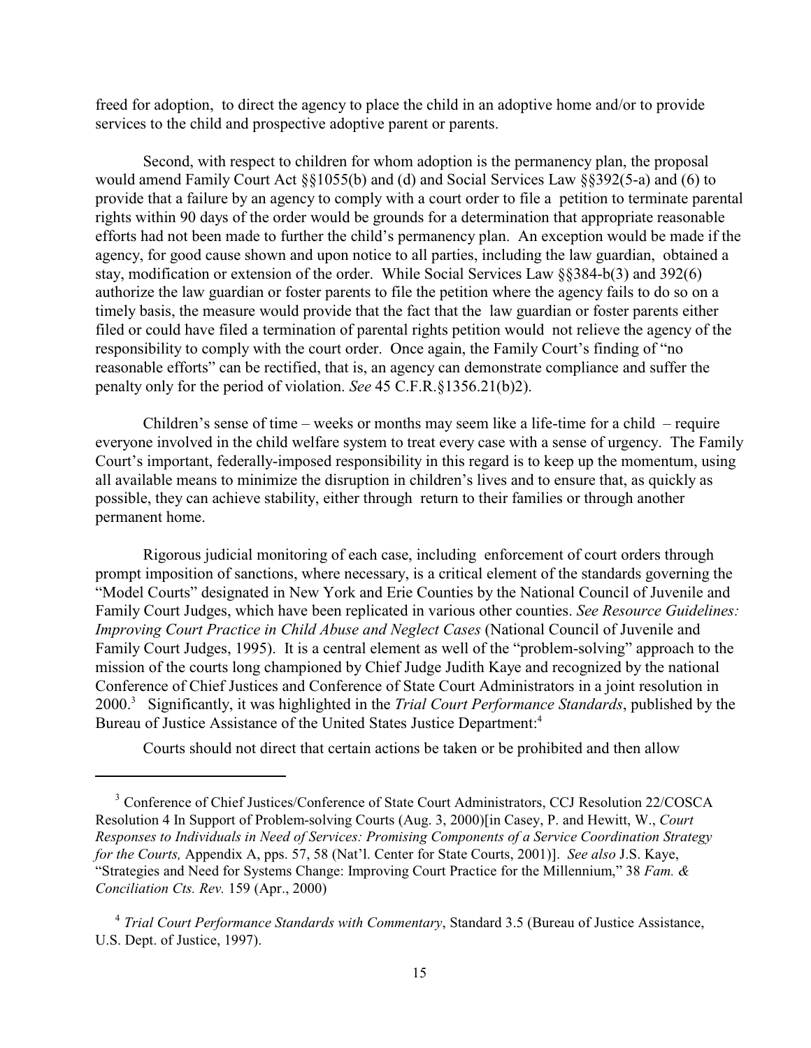freed for adoption, to direct the agency to place the child in an adoptive home and/or to provide services to the child and prospective adoptive parent or parents.

Second, with respect to children for whom adoption is the permanency plan, the proposal would amend Family Court Act §§1055(b) and (d) and Social Services Law §§392(5-a) and (6) to provide that a failure by an agency to comply with a court order to file a petition to terminate parental rights within 90 days of the order would be grounds for a determination that appropriate reasonable efforts had not been made to further the child's permanency plan. An exception would be made if the agency, for good cause shown and upon notice to all parties, including the law guardian, obtained a stay, modification or extension of the order. While Social Services Law §§384-b(3) and 392(6) authorize the law guardian or foster parents to file the petition where the agency fails to do so on a timely basis, the measure would provide that the fact that the law guardian or foster parents either filed or could have filed a termination of parental rights petition would not relieve the agency of the responsibility to comply with the court order. Once again, the Family Court's finding of "no reasonable efforts" can be rectified, that is, an agency can demonstrate compliance and suffer the penalty only for the period of violation. *See* 45 C.F.R.§1356.21(b)2).

Children's sense of time – weeks or months may seem like a life-time for a child – require everyone involved in the child welfare system to treat every case with a sense of urgency. The Family Court's important, federally-imposed responsibility in this regard is to keep up the momentum, using all available means to minimize the disruption in children's lives and to ensure that, as quickly as possible, they can achieve stability, either through return to their families or through another permanent home.

Rigorous judicial monitoring of each case, including enforcement of court orders through prompt imposition of sanctions, where necessary, is a critical element of the standards governing the "Model Courts" designated in New York and Erie Counties by the National Council of Juvenile and Family Court Judges, which have been replicated in various other counties. *See Resource Guidelines: Improving Court Practice in Child Abuse and Neglect Cases* (National Council of Juvenile and Family Court Judges, 1995). It is a central element as well of the "problem-solving" approach to the mission of the courts long championed by Chief Judge Judith Kaye and recognized by the national Conference of Chief Justices and Conference of State Court Administrators in a joint resolution in 2000.[3] Significantly, it was highlighted in the *Trial Court Performance Standards*, published by the Bureau of Justice Assistance of the United States Justice Department:[4]

Courts should not direct that certain actions be taken or be prohibited and then allow

---

[3] Conference of Chief Justices/Conference of State Court Administrators, CCJ Resolution 22/COSCA Resolution 4 In Support of Problem-solving Courts (Aug. 3, 2000)[in Casey, P. and Hewitt, W., *Court Responses to Individuals in Need of Services: Promising Components of a Service Coordination Strategy for the Courts,* Appendix A, pps. 57, 58 (Nat'l. Center for State Courts, 2001)]. *See also* J.S. Kaye, "Strategies and Need for Systems Change: Improving Court Practice for the Millennium," 38 *Fam. & Conciliation Cts. Rev.* 159 (Apr., 2000)

[4] *Trial Court Performance Standards with Commentary*, Standard 3.5 (Bureau of Justice Assistance, U.S. Dept. of Justice, 1997).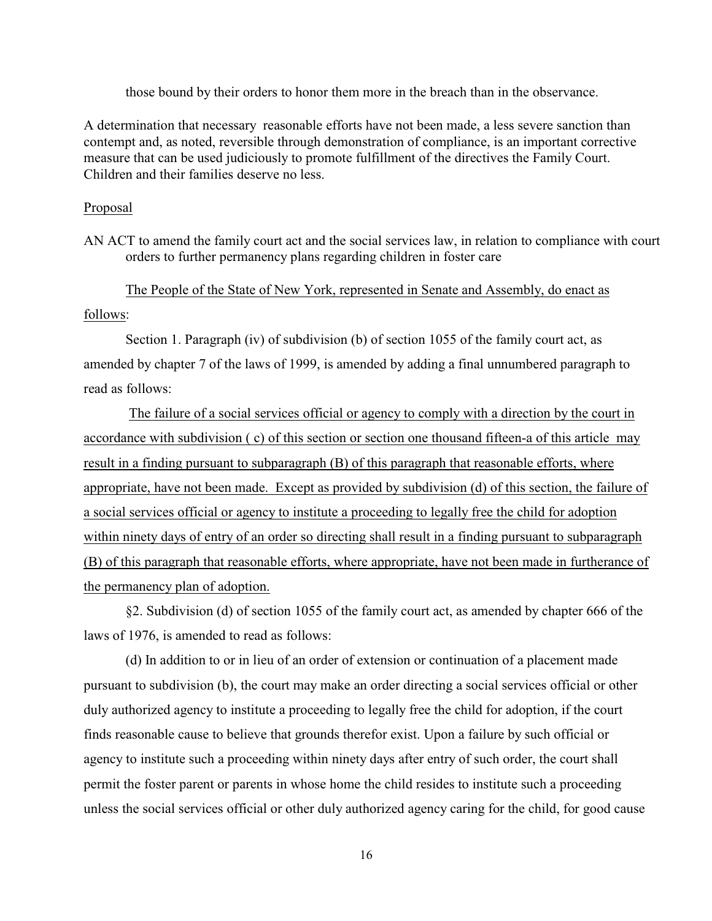those bound by their orders to honor them more in the breach than in the observance.

A determination that necessary reasonable efforts have not been made, a less severe sanction than contempt and, as noted, reversible through demonstration of compliance, is an important corrective measure that can be used judiciously to promote fulfillment of the directives the Family Court. Children and their families deserve no less.

<u>Proposal</u>

AN ACT to amend the family court act and the social services law, in relation to compliance with court orders to further permanency plans regarding children in foster care

<u>The People of the State of New York, represented in Senate and Assembly, do enact as follows</u>:

Section 1. Paragraph (iv) of subdivision (b) of section 1055 of the family court act, as amended by chapter 7 of the laws of 1999, is amended by adding a final unnumbered paragraph to read as follows:

<u>The failure of a social services official or agency to comply with a direction by the court in accordance with subdivision ( c) of this section or section one thousand fifteen-a of this article may result in a finding pursuant to subparagraph (B) of this paragraph that reasonable efforts, where appropriate, have not been made. Except as provided by subdivision (d) of this section, the failure of a social services official or agency to institute a proceeding to legally free the child for adoption within ninety days of entry of an order so directing shall result in a finding pursuant to subparagraph (B) of this paragraph that reasonable efforts, where appropriate, have not been made in furtherance of the permanency plan of adoption.</u>

§2. Subdivision (d) of section 1055 of the family court act, as amended by chapter 666 of the laws of 1976, is amended to read as follows:

(d) In addition to or in lieu of an order of extension or continuation of a placement made pursuant to subdivision (b), the court may make an order directing a social services official or other duly authorized agency to institute a proceeding to legally free the child for adoption, if the court finds reasonable cause to believe that grounds therefor exist. Upon a failure by such official or agency to institute such a proceeding within ninety days after entry of such order, the court shall permit the foster parent or parents in whose home the child resides to institute such a proceeding unless the social services official or other duly authorized agency caring for the child, for good cause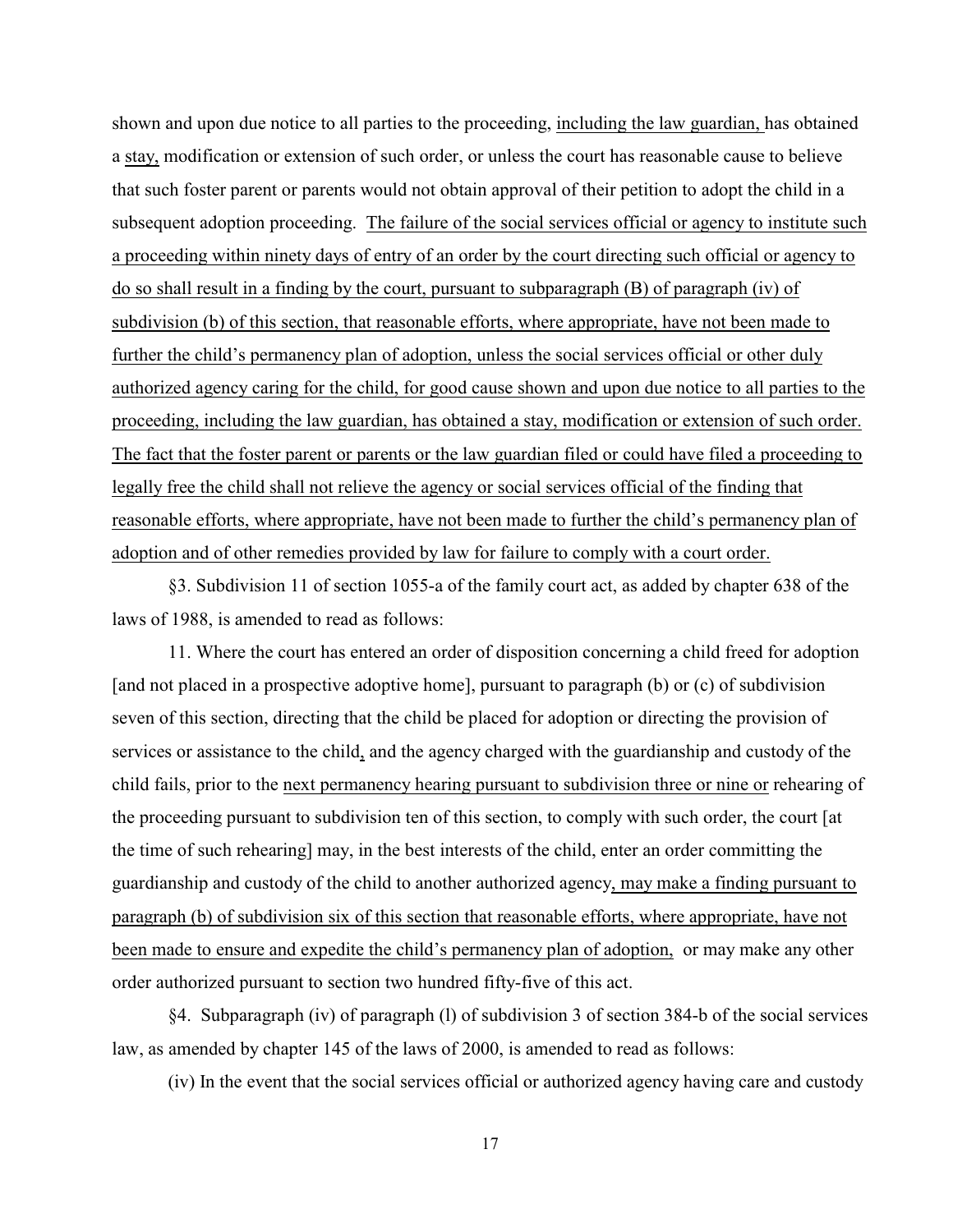shown and upon due notice to all parties to the proceeding, <u>including the law guardian,</u> has obtained a <u>stay,</u> modification or extension of such order, or unless the court has reasonable cause to believe that such foster parent or parents would not obtain approval of their petition to adopt the child in a subsequent adoption proceeding. <u>The failure of the social services official or agency to institute such a proceeding within ninety days of entry of an order by the court directing such official or agency to do so shall result in a finding by the court, pursuant to subparagraph (B) of paragraph (iv) of subdivision (b) of this section, that reasonable efforts, where appropriate, have not been made to further the child's permanency plan of adoption, unless the social services official or other duly authorized agency caring for the child, for good cause shown and upon due notice to all parties to the proceeding, including the law guardian, has obtained a stay, modification or extension of such order. The fact that the foster parent or parents or the law guardian filed or could have filed a proceeding to legally free the child shall not relieve the agency or social services official of the finding that reasonable efforts, where appropriate, have not been made to further the child's permanency plan of adoption and of other remedies provided by law for failure to comply with a court order.</u>

§3. Subdivision 11 of section 1055-a of the family court act, as added by chapter 638 of the laws of 1988, is amended to read as follows:

11. Where the court has entered an order of disposition concerning a child freed for adoption [and not placed in a prospective adoptive home], pursuant to paragraph (b) or (c) of subdivision seven of this section, directing that the child be placed for adoption or directing the provision of services or assistance to the child<u>,</u> and the agency charged with the guardianship and custody of the child fails, prior to the <u>next permanency hearing pursuant to subdivision three or nine or</u> rehearing of the proceeding pursuant to subdivision ten of this section, to comply with such order, the court [at the time of such rehearing] may, in the best interests of the child, enter an order committing the guardianship and custody of the child to another authorized agency<u>, may make a finding pursuant to paragraph (b) of subdivision six of this section that reasonable efforts, where appropriate, have not been made to ensure and expedite the child's permanency plan of adoption,</u> or may make any other order authorized pursuant to section two hundred fifty-five of this act.

§4. Subparagraph (iv) of paragraph (l) of subdivision 3 of section 384-b of the social services law, as amended by chapter 145 of the laws of 2000, is amended to read as follows:

(iv) In the event that the social services official or authorized agency having care and custody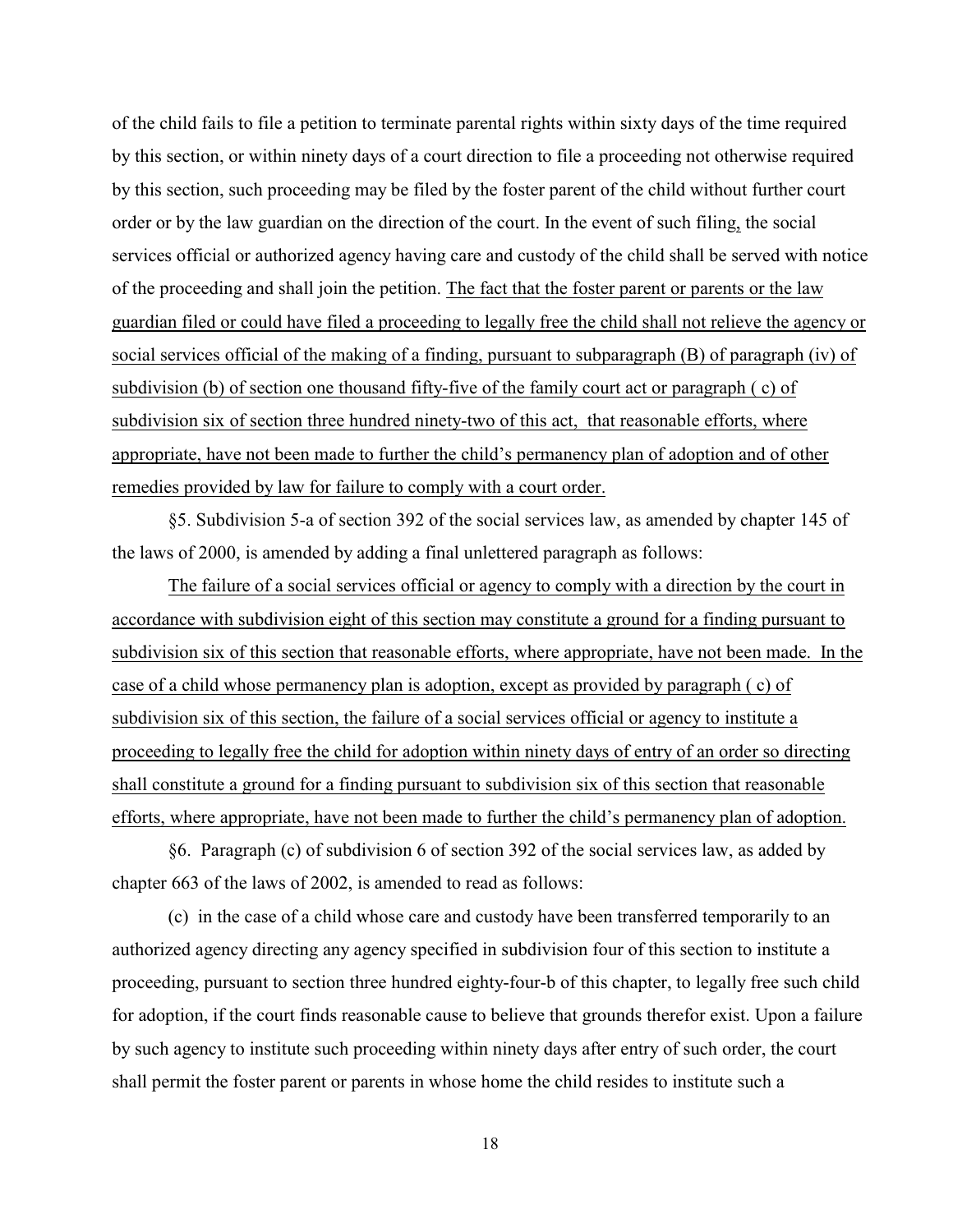of the child fails to file a petition to terminate parental rights within sixty days of the time required by this section, or within ninety days of a court direction to file a proceeding not otherwise required by this section, such proceeding may be filed by the foster parent of the child without further court order or by the law guardian on the direction of the court. In the event of such filing, the social services official or authorized agency having care and custody of the child shall be served with notice of the proceeding and shall join the petition. <u>The fact that the foster parent or parents or the law guardian filed or could have filed a proceeding to legally free the child shall not relieve the agency or social services official of the making of a finding, pursuant to subparagraph (B) of paragraph (iv) of subdivision (b) of section one thousand fifty-five of the family court act or paragraph ( c) of subdivision six of section three hundred ninety-two of this act, that reasonable efforts, where appropriate, have not been made to further the child's permanency plan of adoption and of other remedies provided by law for failure to comply with a court order.</u>

§5. Subdivision 5-a of section 392 of the social services law, as amended by chapter 145 of the laws of 2000, is amended by adding a final unlettered paragraph as follows:

<u>The failure of a social services official or agency to comply with a direction by the court in accordance with subdivision eight of this section may constitute a ground for a finding pursuant to subdivision six of this section that reasonable efforts, where appropriate, have not been made. In the case of a child whose permanency plan is adoption, except as provided by paragraph ( c) of subdivision six of this section, the failure of a social services official or agency to institute a proceeding to legally free the child for adoption within ninety days of entry of an order so directing shall constitute a ground for a finding pursuant to subdivision six of this section that reasonable efforts, where appropriate, have not been made to further the child's permanency plan of adoption.</u>

§6. Paragraph (c) of subdivision 6 of section 392 of the social services law, as added by chapter 663 of the laws of 2002, is amended to read as follows:

(c) in the case of a child whose care and custody have been transferred temporarily to an authorized agency directing any agency specified in subdivision four of this section to institute a proceeding, pursuant to section three hundred eighty-four-b of this chapter, to legally free such child for adoption, if the court finds reasonable cause to believe that grounds therefor exist. Upon a failure by such agency to institute such proceeding within ninety days after entry of such order, the court shall permit the foster parent or parents in whose home the child resides to institute such a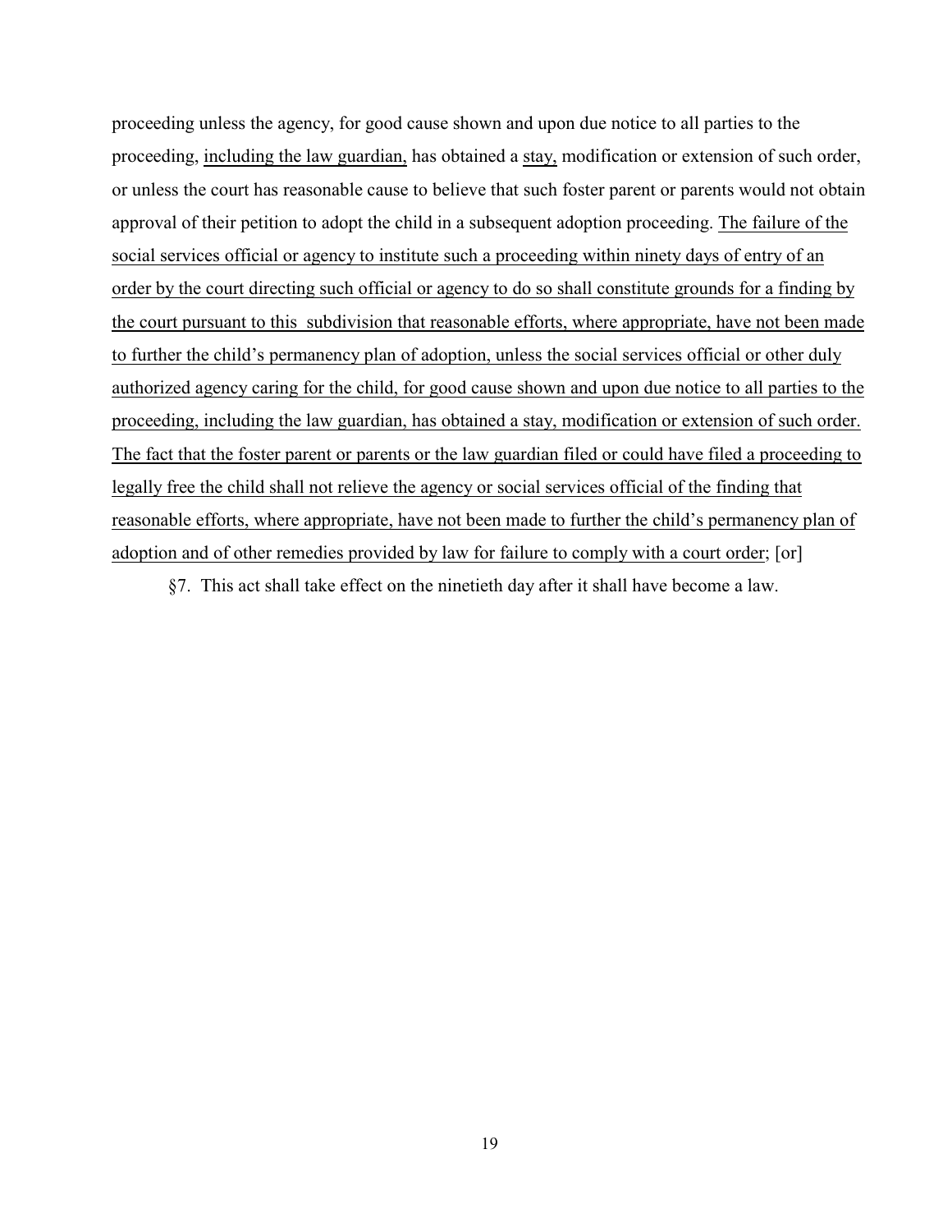proceeding unless the agency, for good cause shown and upon due notice to all parties to the proceeding, <u>including the law guardian,</u> has obtained a <u>stay,</u> modification or extension of such order, or unless the court has reasonable cause to believe that such foster parent or parents would not obtain approval of their petition to adopt the child in a subsequent adoption proceeding. <u>The failure of the social services official or agency to institute such a proceeding within ninety days of entry of an order by the court directing such official or agency to do so shall constitute grounds for a finding by the court pursuant to this subdivision that reasonable efforts, where appropriate, have not been made to further the child's permanency plan of adoption, unless the social services official or other duly authorized agency caring for the child, for good cause shown and upon due notice to all parties to the proceeding, including the law guardian, has obtained a stay, modification or extension of such order. The fact that the foster parent or parents or the law guardian filed or could have filed a proceeding to legally free the child shall not relieve the agency or social services official of the finding that reasonable efforts, where appropriate, have not been made to further the child's permanency plan of adoption and of other remedies provided by law for failure to comply with a court order</u>; [or]

§7. This act shall take effect on the ninetieth day after it shall have become a law.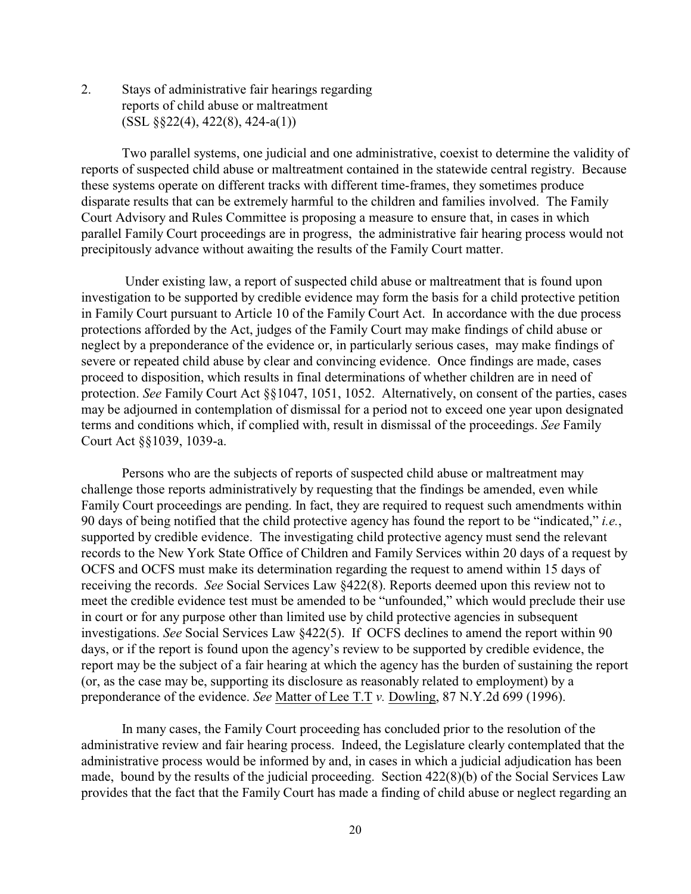2. Stays of administrative fair hearings regarding reports of child abuse or maltreatment (SSL §§22(4), 422(8), 424-a(1))

Two parallel systems, one judicial and one administrative, coexist to determine the validity of reports of suspected child abuse or maltreatment contained in the statewide central registry. Because these systems operate on different tracks with different time-frames, they sometimes produce disparate results that can be extremely harmful to the children and families involved. The Family Court Advisory and Rules Committee is proposing a measure to ensure that, in cases in which parallel Family Court proceedings are in progress, the administrative fair hearing process would not precipitously advance without awaiting the results of the Family Court matter.

Under existing law, a report of suspected child abuse or maltreatment that is found upon investigation to be supported by credible evidence may form the basis for a child protective petition in Family Court pursuant to Article 10 of the Family Court Act. In accordance with the due process protections afforded by the Act, judges of the Family Court may make findings of child abuse or neglect by a preponderance of the evidence or, in particularly serious cases, may make findings of severe or repeated child abuse by clear and convincing evidence. Once findings are made, cases proceed to disposition, which results in final determinations of whether children are in need of protection. *See* Family Court Act §§1047, 1051, 1052. Alternatively, on consent of the parties, cases may be adjourned in contemplation of dismissal for a period not to exceed one year upon designated terms and conditions which, if complied with, result in dismissal of the proceedings. *See* Family Court Act §§1039, 1039-a.

Persons who are the subjects of reports of suspected child abuse or maltreatment may challenge those reports administratively by requesting that the findings be amended, even while Family Court proceedings are pending. In fact, they are required to request such amendments within 90 days of being notified that the child protective agency has found the report to be "indicated," *i.e.*, supported by credible evidence. The investigating child protective agency must send the relevant records to the New York State Office of Children and Family Services within 20 days of a request by OCFS and OCFS must make its determination regarding the request to amend within 15 days of receiving the records. *See* Social Services Law §422(8). Reports deemed upon this review not to meet the credible evidence test must be amended to be "unfounded," which would preclude their use in court or for any purpose other than limited use by child protective agencies in subsequent investigations. *See* Social Services Law §422(5). If OCFS declines to amend the report within 90 days, or if the report is found upon the agency's review to be supported by credible evidence, the report may be the subject of a fair hearing at which the agency has the burden of sustaining the report (or, as the case may be, supporting its disclosure as reasonably related to employment) by a preponderance of the evidence. *See* Matter of Lee T.T *v.* Dowling, 87 N.Y.2d 699 (1996).

In many cases, the Family Court proceeding has concluded prior to the resolution of the administrative review and fair hearing process. Indeed, the Legislature clearly contemplated that the administrative process would be informed by and, in cases in which a judicial adjudication has been made, bound by the results of the judicial proceeding. Section 422(8)(b) of the Social Services Law provides that the fact that the Family Court has made a finding of child abuse or neglect regarding an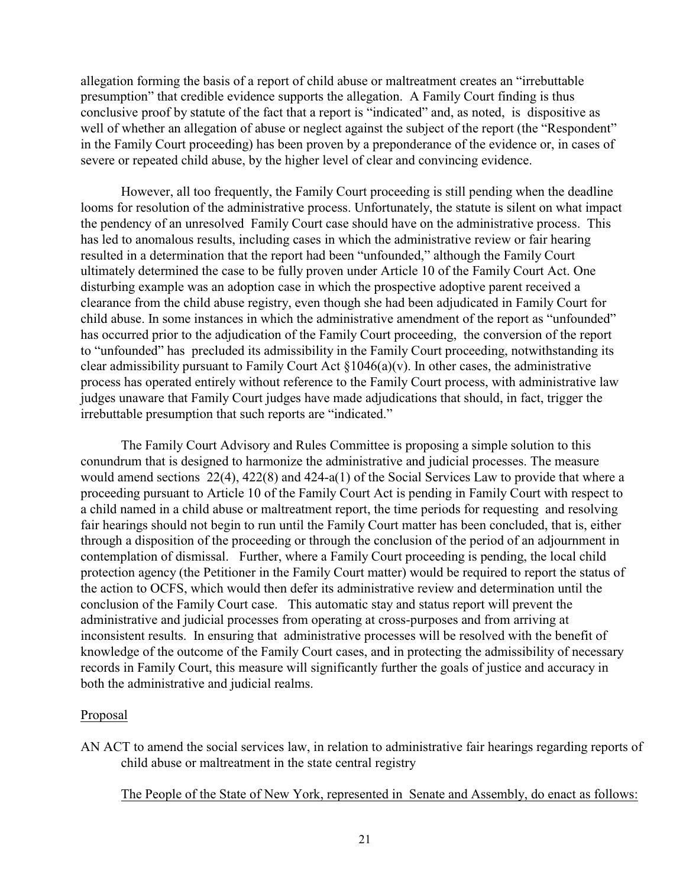allegation forming the basis of a report of child abuse or maltreatment creates an "irrebuttable presumption" that credible evidence supports the allegation. A Family Court finding is thus conclusive proof by statute of the fact that a report is "indicated" and, as noted, is dispositive as well of whether an allegation of abuse or neglect against the subject of the report (the "Respondent" in the Family Court proceeding) has been proven by a preponderance of the evidence or, in cases of severe or repeated child abuse, by the higher level of clear and convincing evidence.

However, all too frequently, the Family Court proceeding is still pending when the deadline looms for resolution of the administrative process. Unfortunately, the statute is silent on what impact the pendency of an unresolved Family Court case should have on the administrative process. This has led to anomalous results, including cases in which the administrative review or fair hearing resulted in a determination that the report had been "unfounded," although the Family Court ultimately determined the case to be fully proven under Article 10 of the Family Court Act. One disturbing example was an adoption case in which the prospective adoptive parent received a clearance from the child abuse registry, even though she had been adjudicated in Family Court for child abuse. In some instances in which the administrative amendment of the report as "unfounded" has occurred prior to the adjudication of the Family Court proceeding, the conversion of the report to "unfounded" has precluded its admissibility in the Family Court proceeding, notwithstanding its clear admissibility pursuant to Family Court Act §1046(a)(v). In other cases, the administrative process has operated entirely without reference to the Family Court process, with administrative law judges unaware that Family Court judges have made adjudications that should, in fact, trigger the irrebuttable presumption that such reports are "indicated."

The Family Court Advisory and Rules Committee is proposing a simple solution to this conundrum that is designed to harmonize the administrative and judicial processes. The measure would amend sections 22(4), 422(8) and 424-a(1) of the Social Services Law to provide that where a proceeding pursuant to Article 10 of the Family Court Act is pending in Family Court with respect to a child named in a child abuse or maltreatment report, the time periods for requesting and resolving fair hearings should not begin to run until the Family Court matter has been concluded, that is, either through a disposition of the proceeding or through the conclusion of the period of an adjournment in contemplation of dismissal. Further, where a Family Court proceeding is pending, the local child protection agency (the Petitioner in the Family Court matter) would be required to report the status of the action to OCFS, which would then defer its administrative review and determination until the conclusion of the Family Court case. This automatic stay and status report will prevent the administrative and judicial processes from operating at cross-purposes and from arriving at inconsistent results. In ensuring that administrative processes will be resolved with the benefit of knowledge of the outcome of the Family Court cases, and in protecting the admissibility of necessary records in Family Court, this measure will significantly further the goals of justice and accuracy in both the administrative and judicial realms.

Proposal

AN ACT to amend the social services law, in relation to administrative fair hearings regarding reports of child abuse or maltreatment in the state central registry

The People of the State of New York, represented in Senate and Assembly, do enact as follows: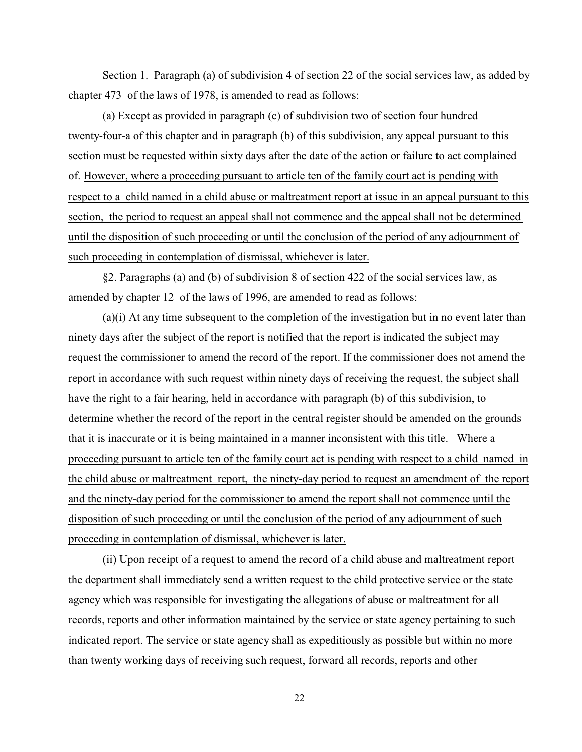Section 1. Paragraph (a) of subdivision 4 of section 22 of the social services law, as added by chapter 473 of the laws of 1978, is amended to read as follows:

(a) Except as provided in paragraph (c) of subdivision two of section four hundred twenty-four-a of this chapter and in paragraph (b) of this subdivision, any appeal pursuant to this section must be requested within sixty days after the date of the action or failure to act complained of. <u>However, where a proceeding pursuant to article ten of the family court act is pending with respect to a child named in a child abuse or maltreatment report at issue in an appeal pursuant to this section, the period to request an appeal shall not commence and the appeal shall not be determined until the disposition of such proceeding or until the conclusion of the period of any adjournment of such proceeding in contemplation of dismissal, whichever is later.</u>

§2. Paragraphs (a) and (b) of subdivision 8 of section 422 of the social services law, as amended by chapter 12 of the laws of 1996, are amended to read as follows:

(a)(i) At any time subsequent to the completion of the investigation but in no event later than ninety days after the subject of the report is notified that the report is indicated the subject may request the commissioner to amend the record of the report. If the commissioner does not amend the report in accordance with such request within ninety days of receiving the request, the subject shall have the right to a fair hearing, held in accordance with paragraph (b) of this subdivision, to determine whether the record of the report in the central register should be amended on the grounds that it is inaccurate or it is being maintained in a manner inconsistent with this title. <u>Where a proceeding pursuant to article ten of the family court act is pending with respect to a child named in the child abuse or maltreatment report, the ninety-day period to request an amendment of the report and the ninety-day period for the commissioner to amend the report shall not commence until the disposition of such proceeding or until the conclusion of the period of any adjournment of such proceeding in contemplation of dismissal, whichever is later.</u>

(ii) Upon receipt of a request to amend the record of a child abuse and maltreatment report the department shall immediately send a written request to the child protective service or the state agency which was responsible for investigating the allegations of abuse or maltreatment for all records, reports and other information maintained by the service or state agency pertaining to such indicated report. The service or state agency shall as expeditiously as possible but within no more than twenty working days of receiving such request, forward all records, reports and other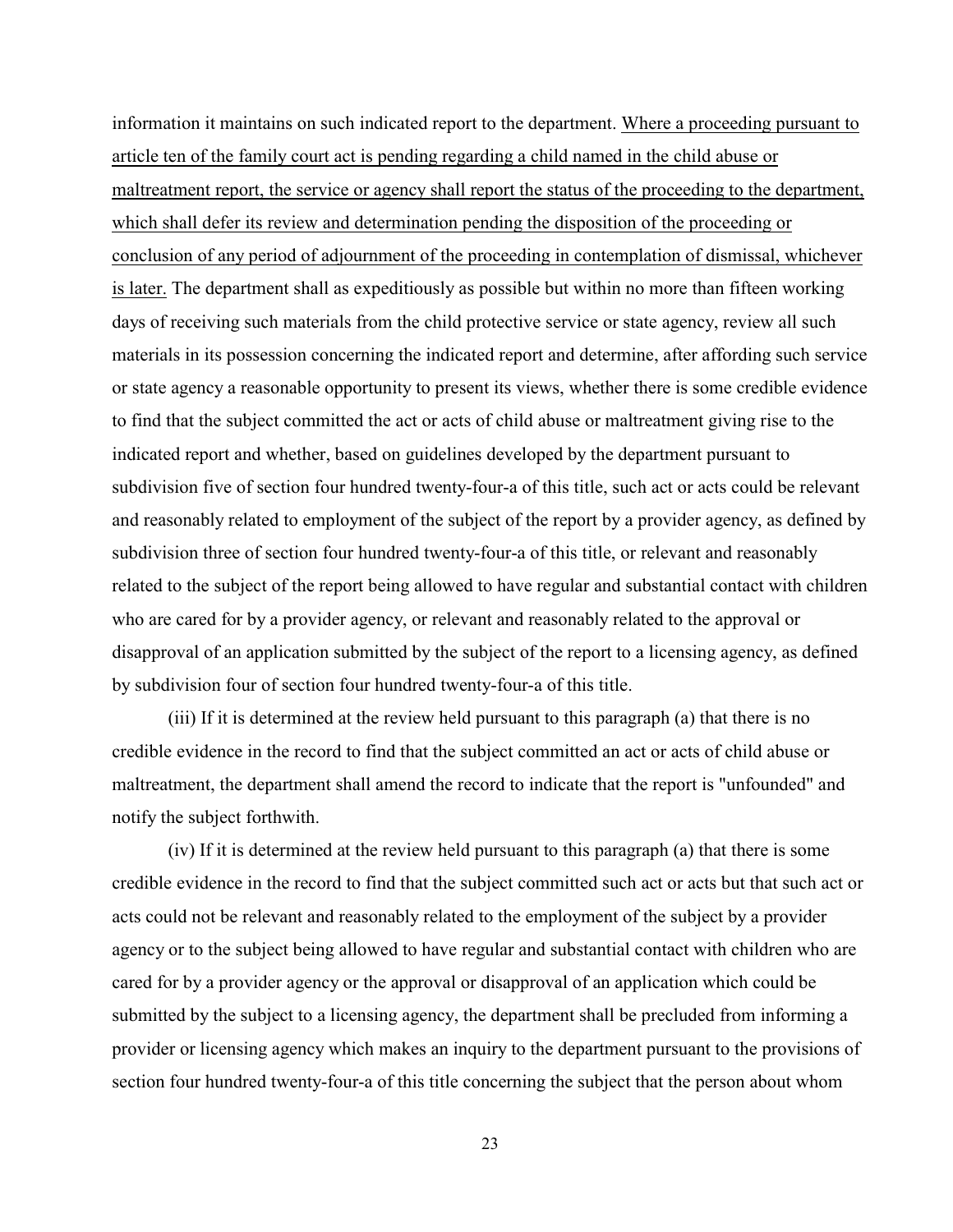information it maintains on such indicated report to the department. <u>Where a proceeding pursuant to article ten of the family court act is pending regarding a child named in the child abuse or maltreatment report, the service or agency shall report the status of the proceeding to the department, which shall defer its review and determination pending the disposition of the proceeding or conclusion of any period of adjournment of the proceeding in contemplation of dismissal, whichever is later.</u> The department shall as expeditiously as possible but within no more than fifteen working days of receiving such materials from the child protective service or state agency, review all such materials in its possession concerning the indicated report and determine, after affording such service or state agency a reasonable opportunity to present its views, whether there is some credible evidence to find that the subject committed the act or acts of child abuse or maltreatment giving rise to the indicated report and whether, based on guidelines developed by the department pursuant to subdivision five of section four hundred twenty-four-a of this title, such act or acts could be relevant and reasonably related to employment of the subject of the report by a provider agency, as defined by subdivision three of section four hundred twenty-four-a of this title, or relevant and reasonably related to the subject of the report being allowed to have regular and substantial contact with children who are cared for by a provider agency, or relevant and reasonably related to the approval or disapproval of an application submitted by the subject of the report to a licensing agency, as defined by subdivision four of section four hundred twenty-four-a of this title.

(iii) If it is determined at the review held pursuant to this paragraph (a) that there is no credible evidence in the record to find that the subject committed an act or acts of child abuse or maltreatment, the department shall amend the record to indicate that the report is "unfounded" and notify the subject forthwith.

(iv) If it is determined at the review held pursuant to this paragraph (a) that there is some credible evidence in the record to find that the subject committed such act or acts but that such act or acts could not be relevant and reasonably related to the employment of the subject by a provider agency or to the subject being allowed to have regular and substantial contact with children who are cared for by a provider agency or the approval or disapproval of an application which could be submitted by the subject to a licensing agency, the department shall be precluded from informing a provider or licensing agency which makes an inquiry to the department pursuant to the provisions of section four hundred twenty-four-a of this title concerning the subject that the person about whom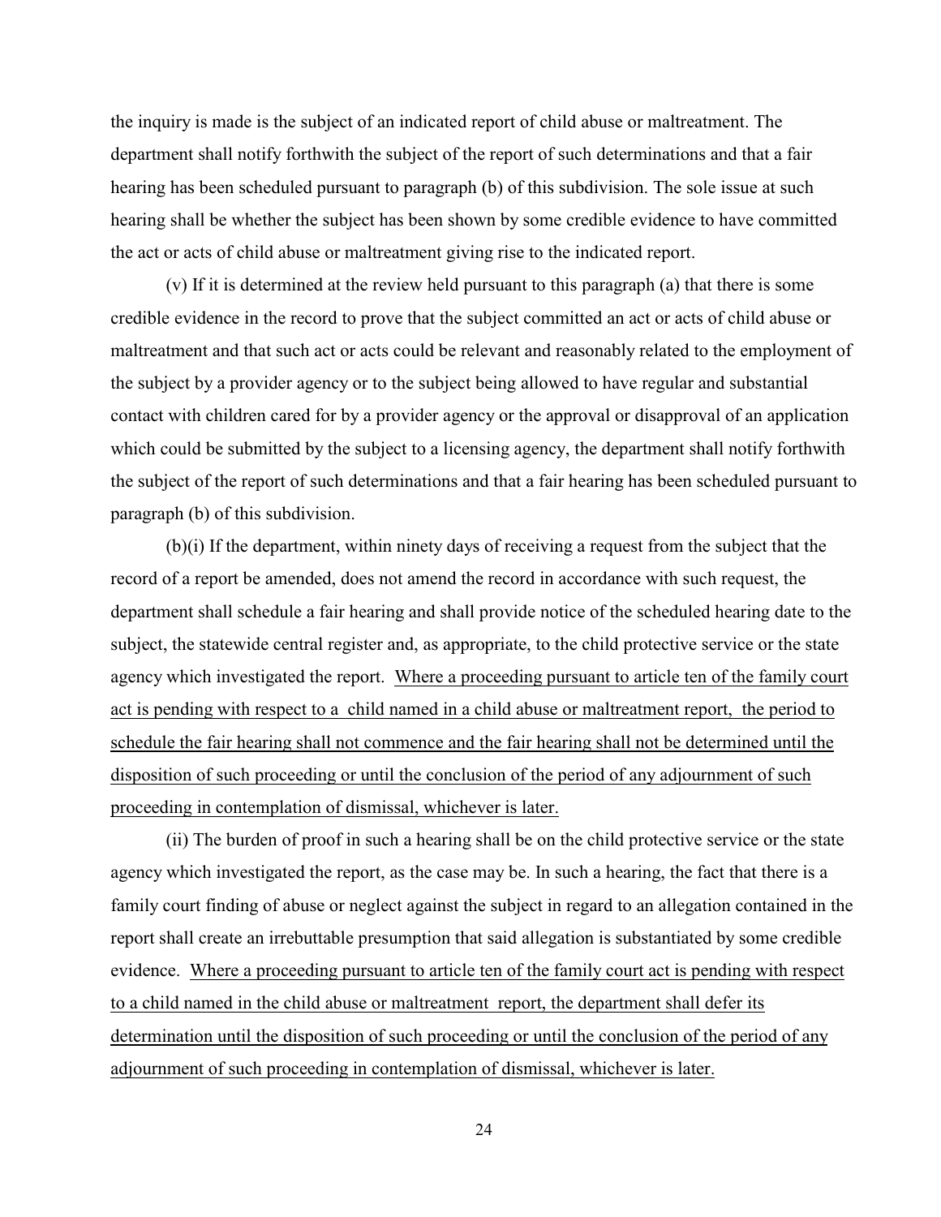the inquiry is made is the subject of an indicated report of child abuse or maltreatment. The department shall notify forthwith the subject of the report of such determinations and that a fair hearing has been scheduled pursuant to paragraph (b) of this subdivision. The sole issue at such hearing shall be whether the subject has been shown by some credible evidence to have committed the act or acts of child abuse or maltreatment giving rise to the indicated report.

(v) If it is determined at the review held pursuant to this paragraph (a) that there is some credible evidence in the record to prove that the subject committed an act or acts of child abuse or maltreatment and that such act or acts could be relevant and reasonably related to the employment of the subject by a provider agency or to the subject being allowed to have regular and substantial contact with children cared for by a provider agency or the approval or disapproval of an application which could be submitted by the subject to a licensing agency, the department shall notify forthwith the subject of the report of such determinations and that a fair hearing has been scheduled pursuant to paragraph (b) of this subdivision.

(b)(i) If the department, within ninety days of receiving a request from the subject that the record of a report be amended, does not amend the record in accordance with such request, the department shall schedule a fair hearing and shall provide notice of the scheduled hearing date to the subject, the statewide central register and, as appropriate, to the child protective service or the state agency which investigated the report. <u>Where a proceeding pursuant to article ten of the family court act is pending with respect to a child named in a child abuse or maltreatment report, the period to schedule the fair hearing shall not commence and the fair hearing shall not be determined until the disposition of such proceeding or until the conclusion of the period of any adjournment of such proceeding in contemplation of dismissal, whichever is later.</u>

(ii) The burden of proof in such a hearing shall be on the child protective service or the state agency which investigated the report, as the case may be. In such a hearing, the fact that there is a family court finding of abuse or neglect against the subject in regard to an allegation contained in the report shall create an irrebuttable presumption that said allegation is substantiated by some credible evidence. <u>Where a proceeding pursuant to article ten of the family court act is pending with respect to a child named in the child abuse or maltreatment report, the department shall defer its determination until the disposition of such proceeding or until the conclusion of the period of any adjournment of such proceeding in contemplation of dismissal, whichever is later.</u>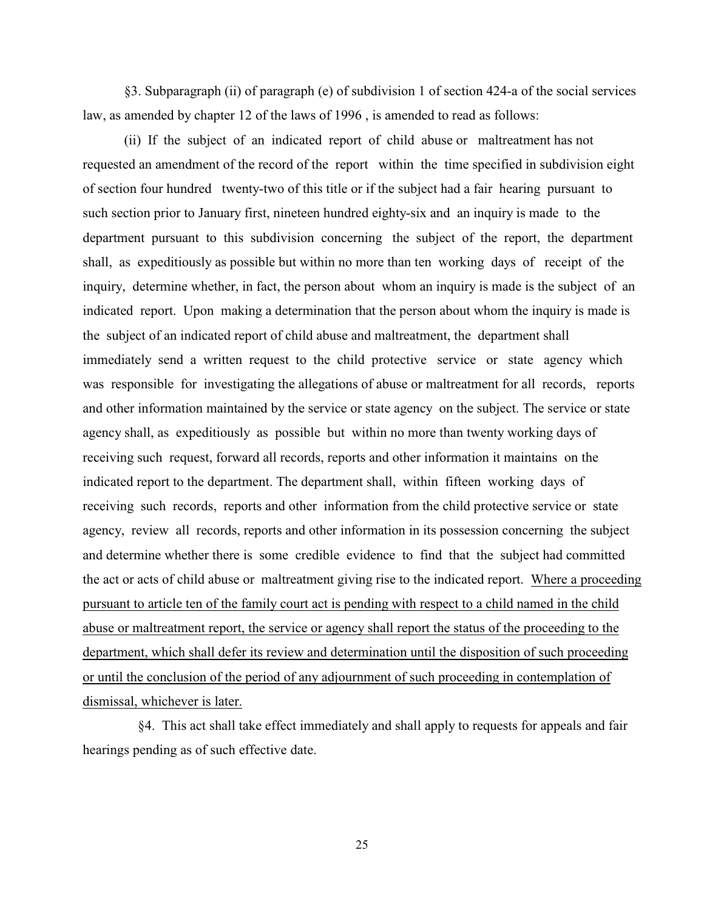§3. Subparagraph (ii) of paragraph (e) of subdivision 1 of section 424-a of the social services law, as amended by chapter 12 of the laws of 1996 , is amended to read as follows:

(ii) If the subject of an indicated report of child abuse or maltreatment has not requested an amendment of the record of the report within the time specified in subdivision eight of section four hundred twenty-two of this title or if the subject had a fair hearing pursuant to such section prior to January first, nineteen hundred eighty-six and an inquiry is made to the department pursuant to this subdivision concerning the subject of the report, the department shall, as expeditiously as possible but within no more than ten working days of receipt of the inquiry, determine whether, in fact, the person about whom an inquiry is made is the subject of an indicated report. Upon making a determination that the person about whom the inquiry is made is the subject of an indicated report of child abuse and maltreatment, the department shall immediately send a written request to the child protective service or state agency which was responsible for investigating the allegations of abuse or maltreatment for all records, reports and other information maintained by the service or state agency on the subject. The service or state agency shall, as expeditiously as possible but within no more than twenty working days of receiving such request, forward all records, reports and other information it maintains on the indicated report to the department. The department shall, within fifteen working days of receiving such records, reports and other information from the child protective service or state agency, review all records, reports and other information in its possession concerning the subject and determine whether there is some credible evidence to find that the subject had committed the act or acts of child abuse or maltreatment giving rise to the indicated report. <u>Where a proceeding pursuant to article ten of the family court act is pending with respect to a child named in the child abuse or maltreatment report, the service or agency shall report the status of the proceeding to the department, which shall defer its review and determination until the disposition of such proceeding or until the conclusion of the period of any adjournment of such proceeding in contemplation of dismissal, whichever is later.</u>

§4. This act shall take effect immediately and shall apply to requests for appeals and fair hearings pending as of such effective date.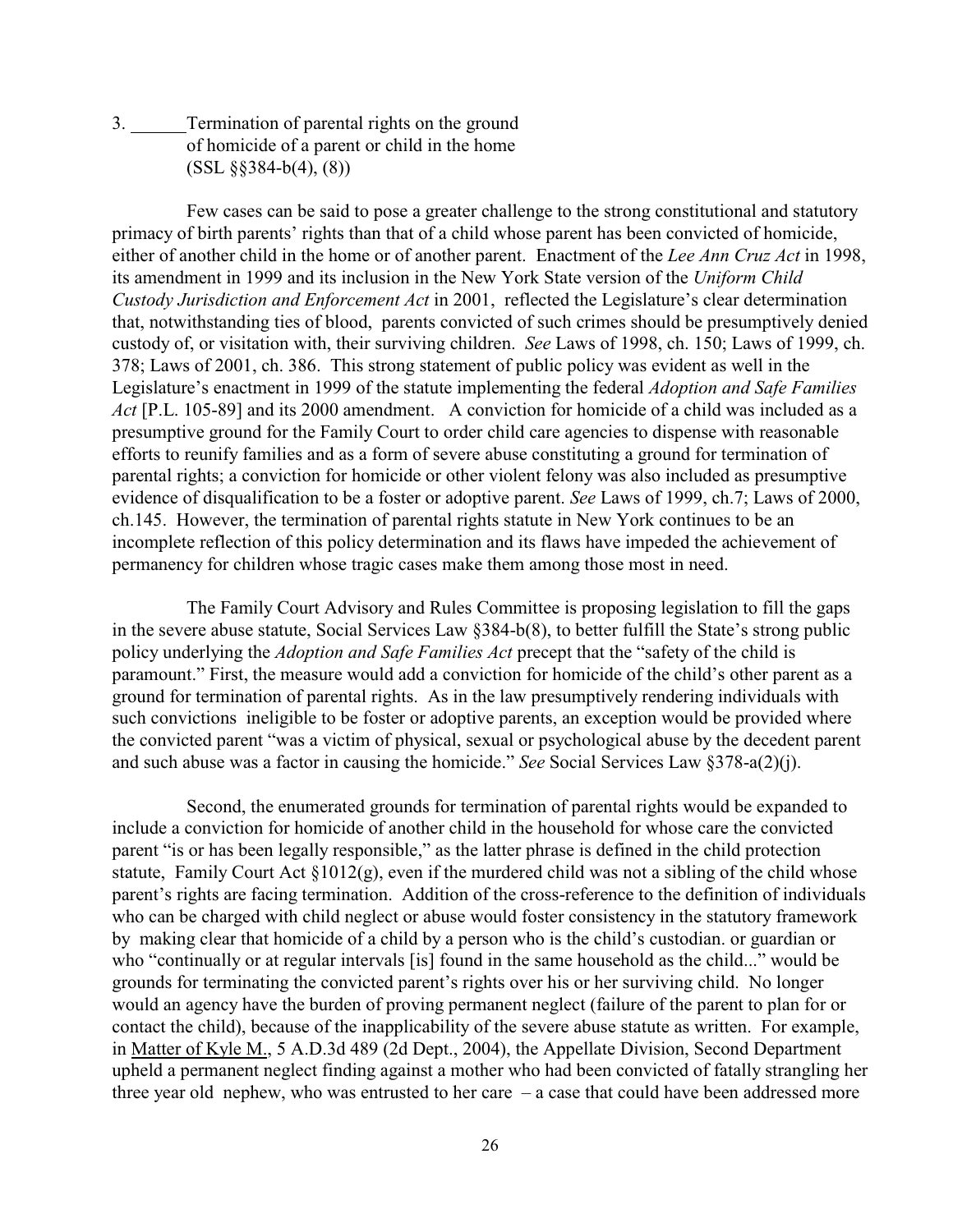3. ______Termination of parental rights on the ground of homicide of a parent or child in the home (SSL §§384-b(4), (8))

Few cases can be said to pose a greater challenge to the strong constitutional and statutory primacy of birth parents' rights than that of a child whose parent has been convicted of homicide, either of another child in the home or of another parent. Enactment of the *Lee Ann Cruz Act* in 1998, its amendment in 1999 and its inclusion in the New York State version of the *Uniform Child Custody Jurisdiction and Enforcement Act* in 2001, reflected the Legislature's clear determination that, notwithstanding ties of blood, parents convicted of such crimes should be presumptively denied custody of, or visitation with, their surviving children. *See* Laws of 1998, ch. 150; Laws of 1999, ch. 378; Laws of 2001, ch. 386. This strong statement of public policy was evident as well in the Legislature's enactment in 1999 of the statute implementing the federal *Adoption and Safe Families Act* [P.L. 105-89] and its 2000 amendment. A conviction for homicide of a child was included as a presumptive ground for the Family Court to order child care agencies to dispense with reasonable efforts to reunify families and as a form of severe abuse constituting a ground for termination of parental rights; a conviction for homicide or other violent felony was also included as presumptive evidence of disqualification to be a foster or adoptive parent. *See* Laws of 1999, ch.7; Laws of 2000, ch.145. However, the termination of parental rights statute in New York continues to be an incomplete reflection of this policy determination and its flaws have impeded the achievement of permanency for children whose tragic cases make them among those most in need.

The Family Court Advisory and Rules Committee is proposing legislation to fill the gaps in the severe abuse statute, Social Services Law §384-b(8), to better fulfill the State's strong public policy underlying the *Adoption and Safe Families Act* precept that the "safety of the child is paramount." First, the measure would add a conviction for homicide of the child's other parent as a ground for termination of parental rights. As in the law presumptively rendering individuals with such convictions ineligible to be foster or adoptive parents, an exception would be provided where the convicted parent "was a victim of physical, sexual or psychological abuse by the decedent parent and such abuse was a factor in causing the homicide." *See* Social Services Law §378-a(2)(j).

Second, the enumerated grounds for termination of parental rights would be expanded to include a conviction for homicide of another child in the household for whose care the convicted parent "is or has been legally responsible," as the latter phrase is defined in the child protection statute, Family Court Act §1012(g), even if the murdered child was not a sibling of the child whose parent's rights are facing termination. Addition of the cross-reference to the definition of individuals who can be charged with child neglect or abuse would foster consistency in the statutory framework by making clear that homicide of a child by a person who is the child's custodian. or guardian or who "continually or at regular intervals [is] found in the same household as the child..." would be grounds for terminating the convicted parent's rights over his or her surviving child. No longer would an agency have the burden of proving permanent neglect (failure of the parent to plan for or contact the child), because of the inapplicability of the severe abuse statute as written. For example, in Matter of Kyle M., 5 A.D.3d 489 (2d Dept., 2004), the Appellate Division, Second Department upheld a permanent neglect finding against a mother who had been convicted of fatally strangling her three year old nephew, who was entrusted to her care – a case that could have been addressed more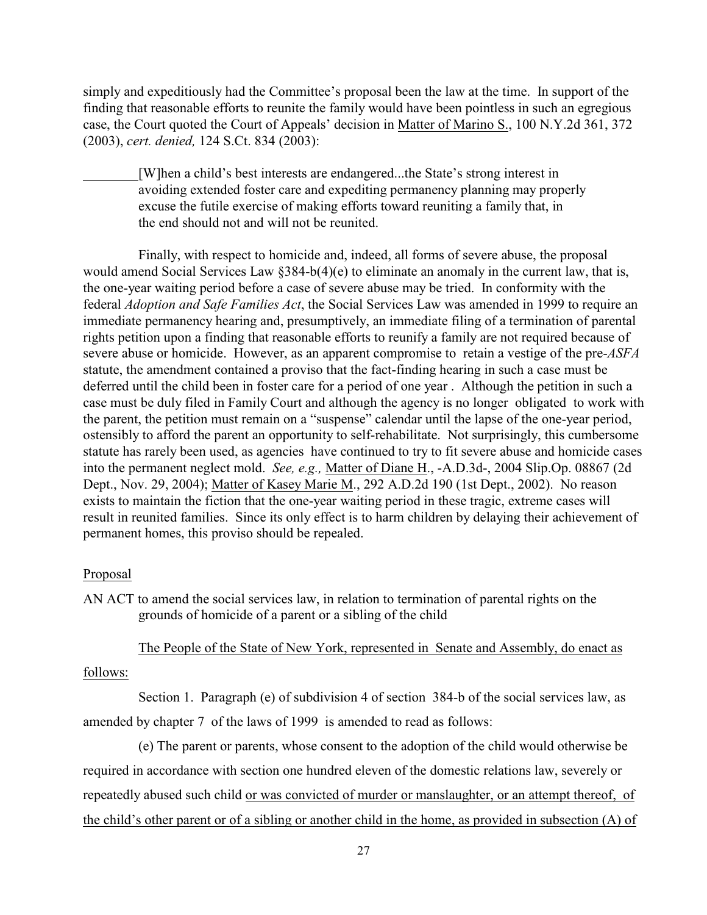simply and expeditiously had the Committee's proposal been the law at the time. In support of the finding that reasonable efforts to reunite the family would have been pointless in such an egregious case, the Court quoted the Court of Appeals' decision in Matter of Marino S., 100 N.Y.2d 361, 372 (2003), *cert. denied,* 124 S.Ct. 834 (2003):

> [W]hen a child's best interests are endangered...the State's strong interest in avoiding extended foster care and expediting permanency planning may properly excuse the futile exercise of making efforts toward reuniting a family that, in the end should not and will not be reunited.

Finally, with respect to homicide and, indeed, all forms of severe abuse, the proposal would amend Social Services Law §384-b(4)(e) to eliminate an anomaly in the current law, that is, the one-year waiting period before a case of severe abuse may be tried. In conformity with the federal *Adoption and Safe Families Act*, the Social Services Law was amended in 1999 to require an immediate permanency hearing and, presumptively, an immediate filing of a termination of parental rights petition upon a finding that reasonable efforts to reunify a family are not required because of severe abuse or homicide. However, as an apparent compromise to retain a vestige of the pre-*ASFA* statute, the amendment contained a proviso that the fact-finding hearing in such a case must be deferred until the child been in foster care for a period of one year . Although the petition in such a case must be duly filed in Family Court and although the agency is no longer obligated to work with the parent, the petition must remain on a "suspense" calendar until the lapse of the one-year period, ostensibly to afford the parent an opportunity to self-rehabilitate. Not surprisingly, this cumbersome statute has rarely been used, as agencies have continued to try to fit severe abuse and homicide cases into the permanent neglect mold. *See, e.g.,* Matter of Diane H., -A.D.3d-, 2004 Slip.Op. 08867 (2d Dept., Nov. 29, 2004); Matter of Kasey Marie M., 292 A.D.2d 190 (1st Dept., 2002). No reason exists to maintain the fiction that the one-year waiting period in these tragic, extreme cases will result in reunited families. Since its only effect is to harm children by delaying their achievement of permanent homes, this proviso should be repealed.

Proposal

AN ACT to amend the social services law, in relation to termination of parental rights on the grounds of homicide of a parent or a sibling of the child

The People of the State of New York, represented in Senate and Assembly, do enact as follows:

Section 1. Paragraph (e) of subdivision 4 of section 384-b of the social services law, as amended by chapter 7 of the laws of 1999 is amended to read as follows:

(e) The parent or parents, whose consent to the adoption of the child would otherwise be required in accordance with section one hundred eleven of the domestic relations law, severely or repeatedly abused such child or was convicted of murder or manslaughter, or an attempt thereof, of the child's other parent or of a sibling or another child in the home, as provided in subsection (A) of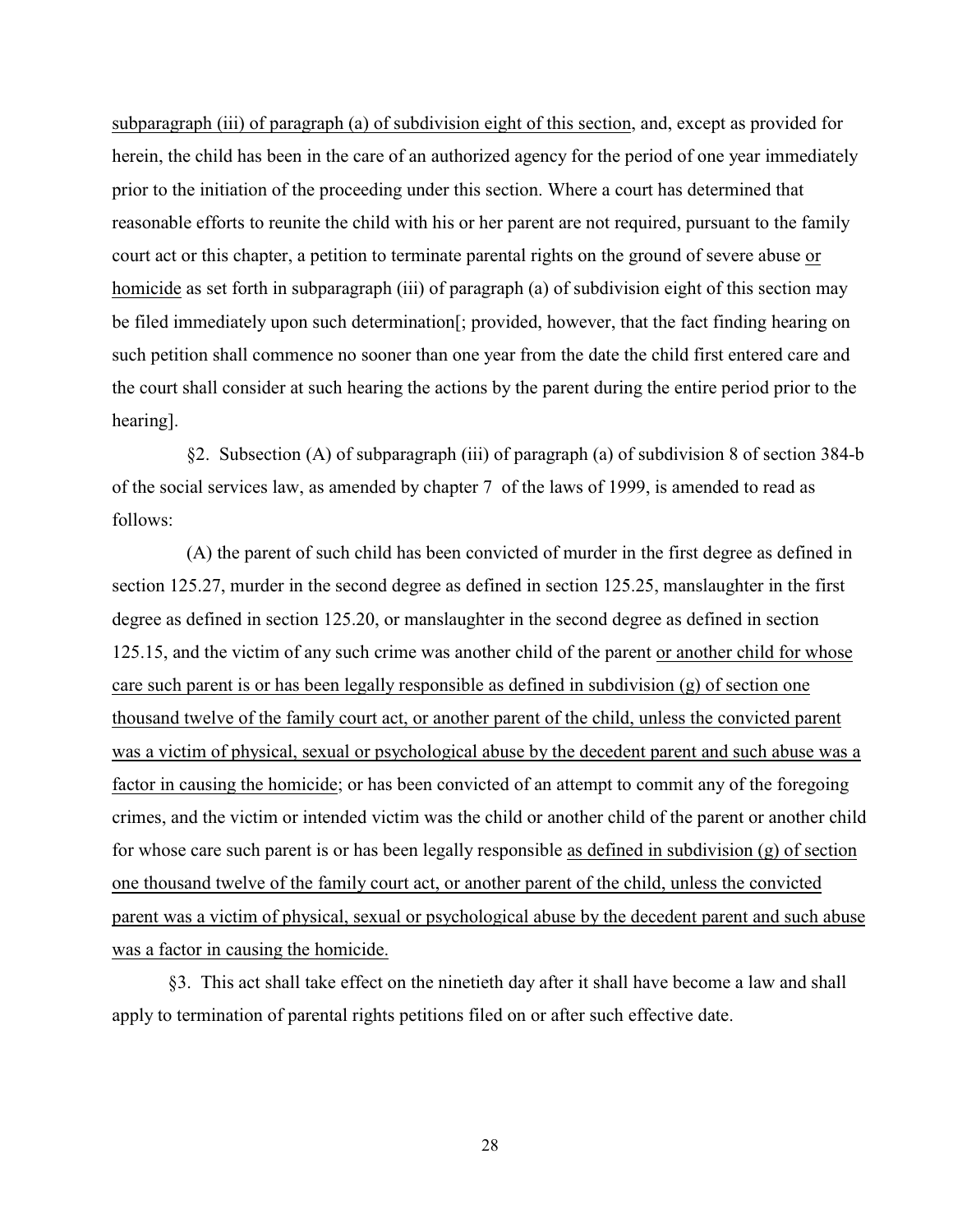subparagraph (iii) of paragraph (a) of subdivision eight of this section, and, except as provided for herein, the child has been in the care of an authorized agency for the period of one year immediately prior to the initiation of the proceeding under this section. Where a court has determined that reasonable efforts to reunite the child with his or her parent are not required, pursuant to the family court act or this chapter, a petition to terminate parental rights on the ground of severe abuse or homicide as set forth in subparagraph (iii) of paragraph (a) of subdivision eight of this section may be filed immediately upon such determination[; provided, however, that the fact finding hearing on such petition shall commence no sooner than one year from the date the child first entered care and the court shall consider at such hearing the actions by the parent during the entire period prior to the hearing].

§2. Subsection (A) of subparagraph (iii) of paragraph (a) of subdivision 8 of section 384-b of the social services law, as amended by chapter 7 of the laws of 1999, is amended to read as follows:

(A) the parent of such child has been convicted of murder in the first degree as defined in section 125.27, murder in the second degree as defined in section 125.25, manslaughter in the first degree as defined in section 125.20, or manslaughter in the second degree as defined in section 125.15, and the victim of any such crime was another child of the parent or another child for whose care such parent is or has been legally responsible as defined in subdivision (g) of section one thousand twelve of the family court act, or another parent of the child, unless the convicted parent was a victim of physical, sexual or psychological abuse by the decedent parent and such abuse was a factor in causing the homicide; or has been convicted of an attempt to commit any of the foregoing crimes, and the victim or intended victim was the child or another child of the parent or another child for whose care such parent is or has been legally responsible as defined in subdivision (g) of section one thousand twelve of the family court act, or another parent of the child, unless the convicted parent was a victim of physical, sexual or psychological abuse by the decedent parent and such abuse was a factor in causing the homicide.

§3. This act shall take effect on the ninetieth day after it shall have become a law and shall apply to termination of parental rights petitions filed on or after such effective date.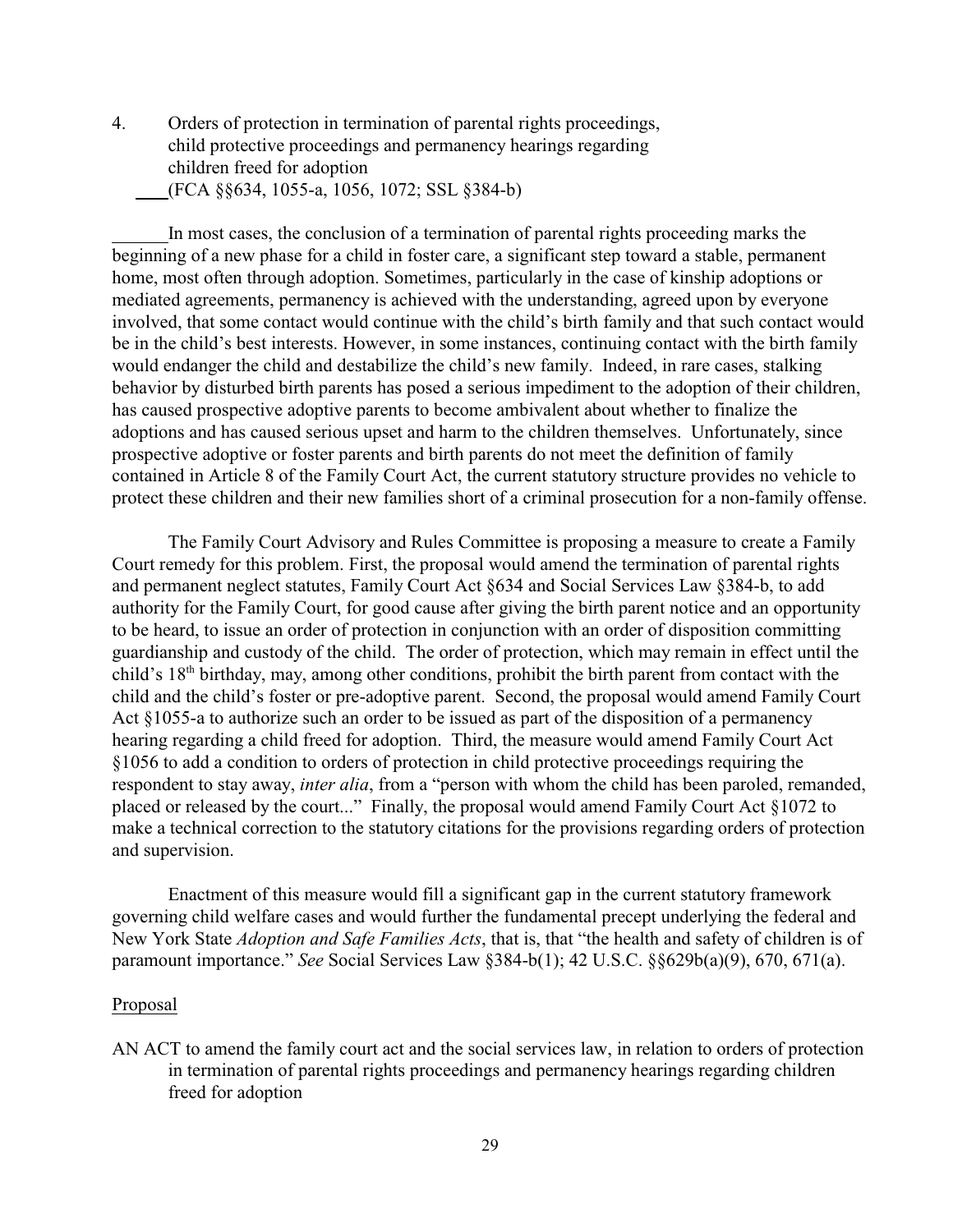4. Orders of protection in termination of parental rights proceedings, child protective proceedings and permanency hearings regarding children freed for adoption (FCA §§634, 1055-a, 1056, 1072; SSL §384-b)

In most cases, the conclusion of a termination of parental rights proceeding marks the beginning of a new phase for a child in foster care, a significant step toward a stable, permanent home, most often through adoption. Sometimes, particularly in the case of kinship adoptions or mediated agreements, permanency is achieved with the understanding, agreed upon by everyone involved, that some contact would continue with the child's birth family and that such contact would be in the child's best interests. However, in some instances, continuing contact with the birth family would endanger the child and destabilize the child's new family. Indeed, in rare cases, stalking behavior by disturbed birth parents has posed a serious impediment to the adoption of their children, has caused prospective adoptive parents to become ambivalent about whether to finalize the adoptions and has caused serious upset and harm to the children themselves. Unfortunately, since prospective adoptive or foster parents and birth parents do not meet the definition of family contained in Article 8 of the Family Court Act, the current statutory structure provides no vehicle to protect these children and their new families short of a criminal prosecution for a non-family offense.

The Family Court Advisory and Rules Committee is proposing a measure to create a Family Court remedy for this problem. First, the proposal would amend the termination of parental rights and permanent neglect statutes, Family Court Act §634 and Social Services Law §384-b, to add authority for the Family Court, for good cause after giving the birth parent notice and an opportunity to be heard, to issue an order of protection in conjunction with an order of disposition committing guardianship and custody of the child. The order of protection, which may remain in effect until the child's 18th birthday, may, among other conditions, prohibit the birth parent from contact with the child and the child's foster or pre-adoptive parent. Second, the proposal would amend Family Court Act §1055-a to authorize such an order to be issued as part of the disposition of a permanency hearing regarding a child freed for adoption. Third, the measure would amend Family Court Act §1056 to add a condition to orders of protection in child protective proceedings requiring the respondent to stay away, *inter alia*, from a "person with whom the child has been paroled, remanded, placed or released by the court..." Finally, the proposal would amend Family Court Act §1072 to make a technical correction to the statutory citations for the provisions regarding orders of protection and supervision.

Enactment of this measure would fill a significant gap in the current statutory framework governing child welfare cases and would further the fundamental precept underlying the federal and New York State *Adoption and Safe Families Acts*, that is, that "the health and safety of children is of paramount importance." *See* Social Services Law §384-b(1); 42 U.S.C. §§629b(a)(9), 670, 671(a).

Proposal

AN ACT to amend the family court act and the social services law, in relation to orders of protection in termination of parental rights proceedings and permanency hearings regarding children freed for adoption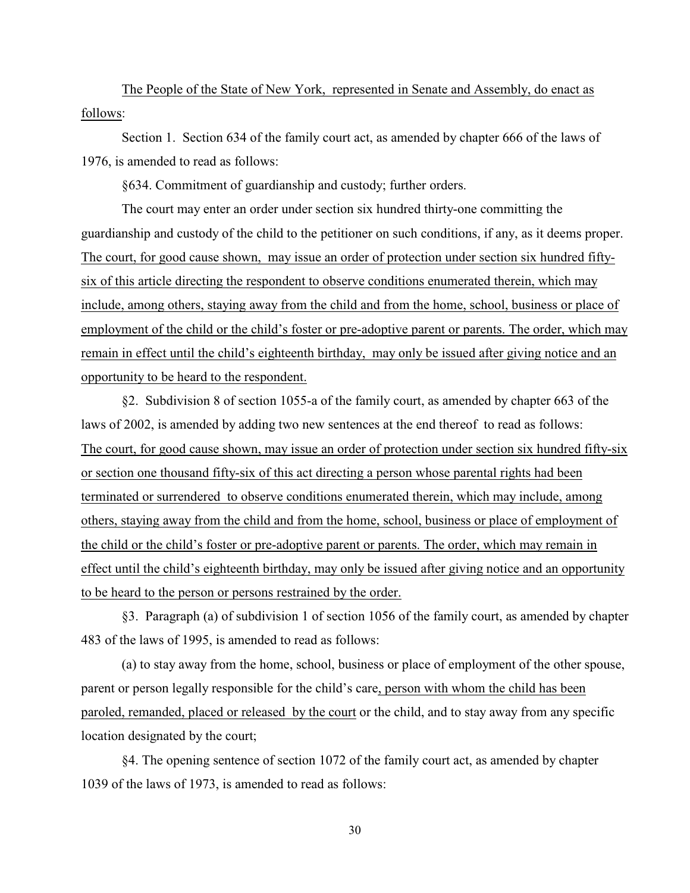The People of the State of New York, represented in Senate and Assembly, do enact as follows:

Section 1. Section 634 of the family court act, as amended by chapter 666 of the laws of 1976, is amended to read as follows:

§634. Commitment of guardianship and custody; further orders.

The court may enter an order under section six hundred thirty-one committing the guardianship and custody of the child to the petitioner on such conditions, if any, as it deems proper. The court, for good cause shown, may issue an order of protection under section six hundred fifty-six of this article directing the respondent to observe conditions enumerated therein, which may include, among others, staying away from the child and from the home, school, business or place of employment of the child or the child's foster or pre-adoptive parent or parents. The order, which may remain in effect until the child's eighteenth birthday, may only be issued after giving notice and an opportunity to be heard to the respondent.

§2. Subdivision 8 of section 1055-a of the family court, as amended by chapter 663 of the laws of 2002, is amended by adding two new sentences at the end thereof to read as follows: The court, for good cause shown, may issue an order of protection under section six hundred fifty-six or section one thousand fifty-six of this act directing a person whose parental rights had been terminated or surrendered to observe conditions enumerated therein, which may include, among others, staying away from the child and from the home, school, business or place of employment of the child or the child's foster or pre-adoptive parent or parents. The order, which may remain in effect until the child's eighteenth birthday, may only be issued after giving notice and an opportunity to be heard to the person or persons restrained by the order.

§3. Paragraph (a) of subdivision 1 of section 1056 of the family court, as amended by chapter 483 of the laws of 1995, is amended to read as follows:

(a) to stay away from the home, school, business or place of employment of the other spouse, parent or person legally responsible for the child's care, person with whom the child has been paroled, remanded, placed or released by the court or the child, and to stay away from any specific location designated by the court;

§4. The opening sentence of section 1072 of the family court act, as amended by chapter 1039 of the laws of 1973, is amended to read as follows: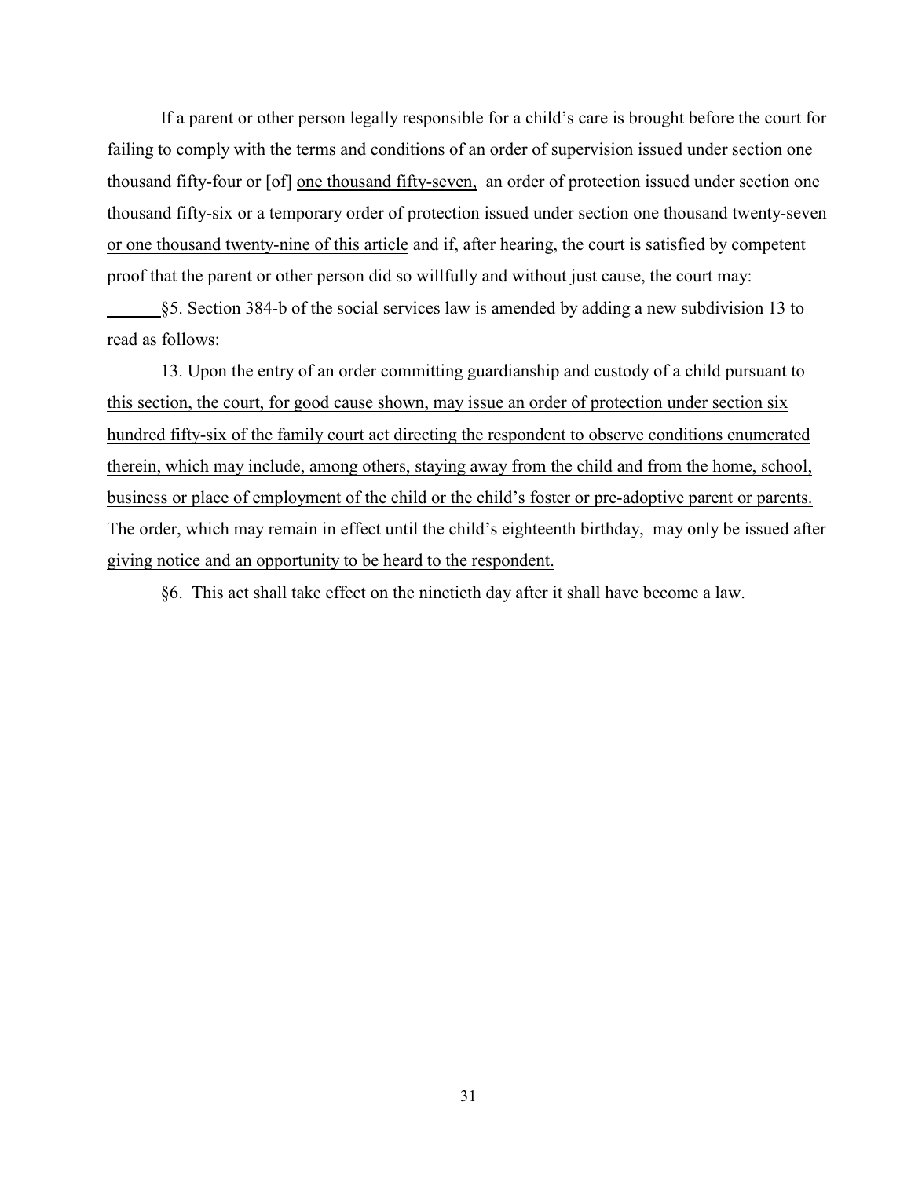If a parent or other person legally responsible for a child's care is brought before the court for failing to comply with the terms and conditions of an order of supervision issued under section one thousand fifty-four or [of] <u>one thousand fifty-seven,</u> an order of protection issued under section one thousand fifty-six or <u>a temporary order of protection issued under</u> section one thousand twenty-seven <u>or one thousand twenty-nine of this article</u> and if, after hearing, the court is satisfied by competent proof that the parent or other person did so willfully and without just cause, the court may<u>:</u>

§5. Section 384-b of the social services law is amended by adding a new subdivision 13 to read as follows:

<u>13. Upon the entry of an order committing guardianship and custody of a child pursuant to this section, the court, for good cause shown, may issue an order of protection under section six hundred fifty-six of the family court act directing the respondent to observe conditions enumerated therein, which may include, among others, staying away from the child and from the home, school, business or place of employment of the child or the child's foster or pre-adoptive parent or parents. The order, which may remain in effect until the child's eighteenth birthday, may only be issued after giving notice and an opportunity to be heard to the respondent.</u>

§6. This act shall take effect on the ninetieth day after it shall have become a law.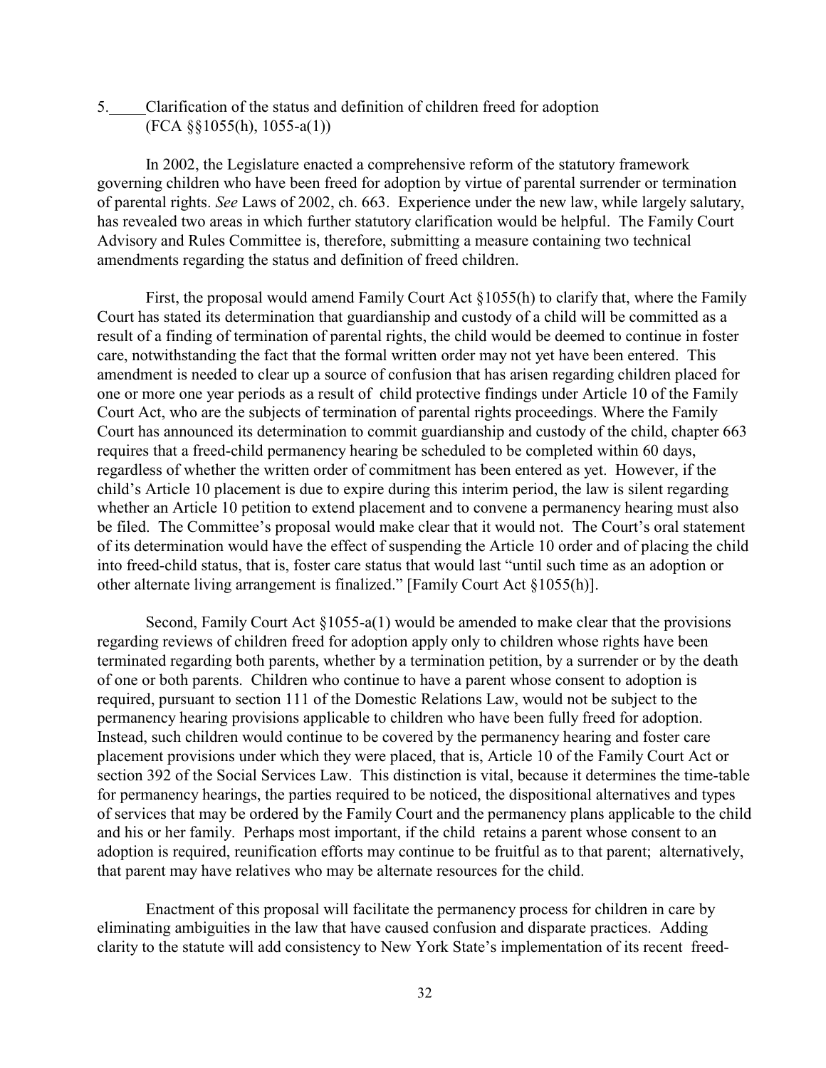5. Clarification of the status and definition of children freed for adoption (FCA §§1055(h), 1055-a(1))

In 2002, the Legislature enacted a comprehensive reform of the statutory framework governing children who have been freed for adoption by virtue of parental surrender or termination of parental rights. *See* Laws of 2002, ch. 663. Experience under the new law, while largely salutary, has revealed two areas in which further statutory clarification would be helpful. The Family Court Advisory and Rules Committee is, therefore, submitting a measure containing two technical amendments regarding the status and definition of freed children.

First, the proposal would amend Family Court Act §1055(h) to clarify that, where the Family Court has stated its determination that guardianship and custody of a child will be committed as a result of a finding of termination of parental rights, the child would be deemed to continue in foster care, notwithstanding the fact that the formal written order may not yet have been entered. This amendment is needed to clear up a source of confusion that has arisen regarding children placed for one or more one year periods as a result of child protective findings under Article 10 of the Family Court Act, who are the subjects of termination of parental rights proceedings. Where the Family Court has announced its determination to commit guardianship and custody of the child, chapter 663 requires that a freed-child permanency hearing be scheduled to be completed within 60 days, regardless of whether the written order of commitment has been entered as yet. However, if the child's Article 10 placement is due to expire during this interim period, the law is silent regarding whether an Article 10 petition to extend placement and to convene a permanency hearing must also be filed. The Committee's proposal would make clear that it would not. The Court's oral statement of its determination would have the effect of suspending the Article 10 order and of placing the child into freed-child status, that is, foster care status that would last "until such time as an adoption or other alternate living arrangement is finalized." [Family Court Act §1055(h)].

Second, Family Court Act §1055-a(1) would be amended to make clear that the provisions regarding reviews of children freed for adoption apply only to children whose rights have been terminated regarding both parents, whether by a termination petition, by a surrender or by the death of one or both parents. Children who continue to have a parent whose consent to adoption is required, pursuant to section 111 of the Domestic Relations Law, would not be subject to the permanency hearing provisions applicable to children who have been fully freed for adoption. Instead, such children would continue to be covered by the permanency hearing and foster care placement provisions under which they were placed, that is, Article 10 of the Family Court Act or section 392 of the Social Services Law. This distinction is vital, because it determines the time-table for permanency hearings, the parties required to be noticed, the dispositional alternatives and types of services that may be ordered by the Family Court and the permanency plans applicable to the child and his or her family. Perhaps most important, if the child retains a parent whose consent to an adoption is required, reunification efforts may continue to be fruitful as to that parent; alternatively, that parent may have relatives who may be alternate resources for the child.

Enactment of this proposal will facilitate the permanency process for children in care by eliminating ambiguities in the law that have caused confusion and disparate practices. Adding clarity to the statute will add consistency to New York State's implementation of its recent freed-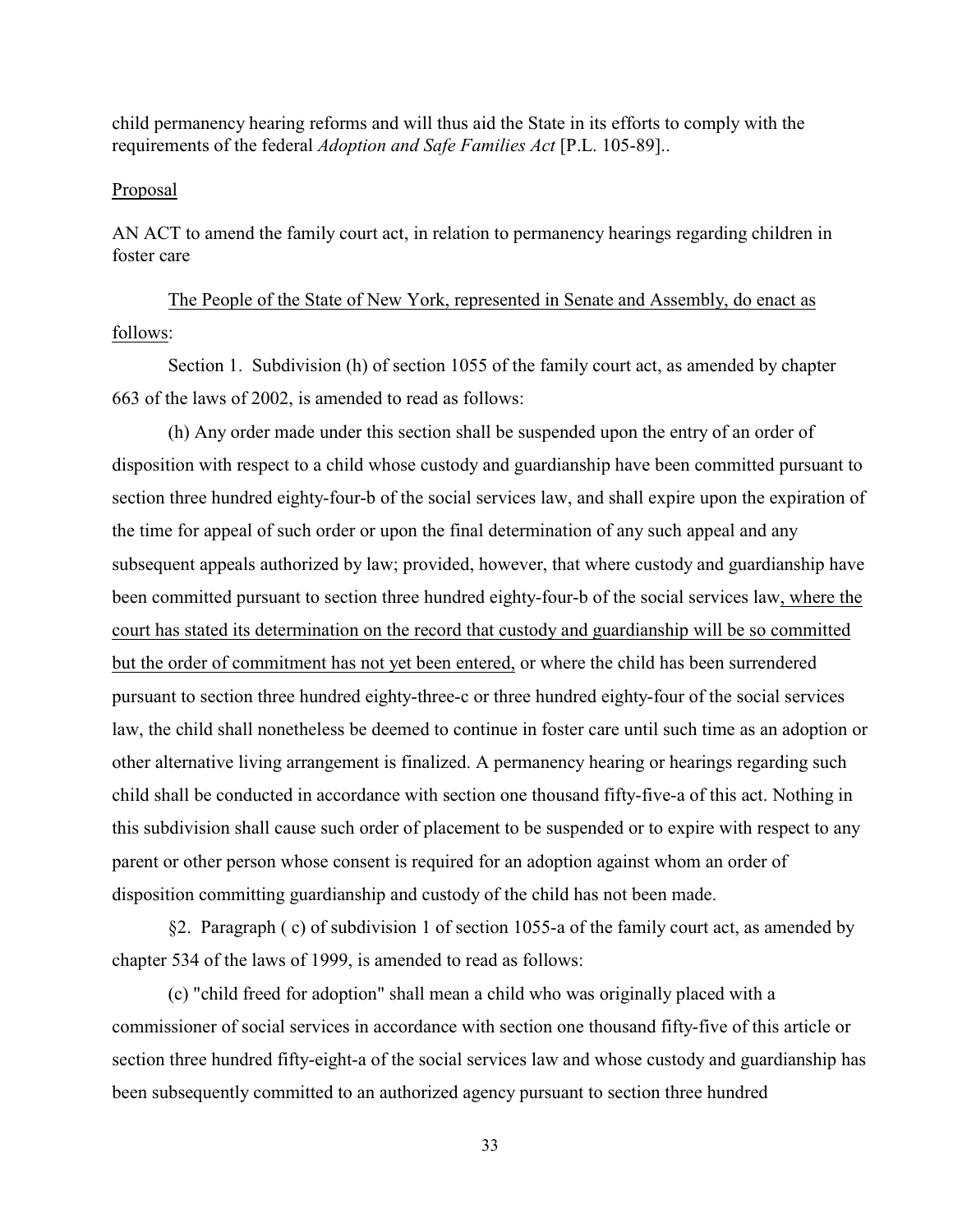child permanency hearing reforms and will thus aid the State in its efforts to comply with the requirements of the federal *Adoption and Safe Families Act* [P.L. 105-89]..

Proposal

AN ACT to amend the family court act, in relation to permanency hearings regarding children in foster care

The People of the State of New York, represented in Senate and Assembly, do enact as follows:

Section 1. Subdivision (h) of section 1055 of the family court act, as amended by chapter 663 of the laws of 2002, is amended to read as follows:

(h) Any order made under this section shall be suspended upon the entry of an order of disposition with respect to a child whose custody and guardianship have been committed pursuant to section three hundred eighty-four-b of the social services law, and shall expire upon the expiration of the time for appeal of such order or upon the final determination of any such appeal and any subsequent appeals authorized by law; provided, however, that where custody and guardianship have been committed pursuant to section three hundred eighty-four-b of the social services law, where the court has stated its determination on the record that custody and guardianship will be so committed but the order of commitment has not yet been entered, or where the child has been surrendered pursuant to section three hundred eighty-three-c or three hundred eighty-four of the social services law, the child shall nonetheless be deemed to continue in foster care until such time as an adoption or other alternative living arrangement is finalized. A permanency hearing or hearings regarding such child shall be conducted in accordance with section one thousand fifty-five-a of this act. Nothing in this subdivision shall cause such order of placement to be suspended or to expire with respect to any parent or other person whose consent is required for an adoption against whom an order of disposition committing guardianship and custody of the child has not been made.

§2. Paragraph ( c) of subdivision 1 of section 1055-a of the family court act, as amended by chapter 534 of the laws of 1999, is amended to read as follows:

(c) "child freed for adoption" shall mean a child who was originally placed with a commissioner of social services in accordance with section one thousand fifty-five of this article or section three hundred fifty-eight-a of the social services law and whose custody and guardianship has been subsequently committed to an authorized agency pursuant to section three hundred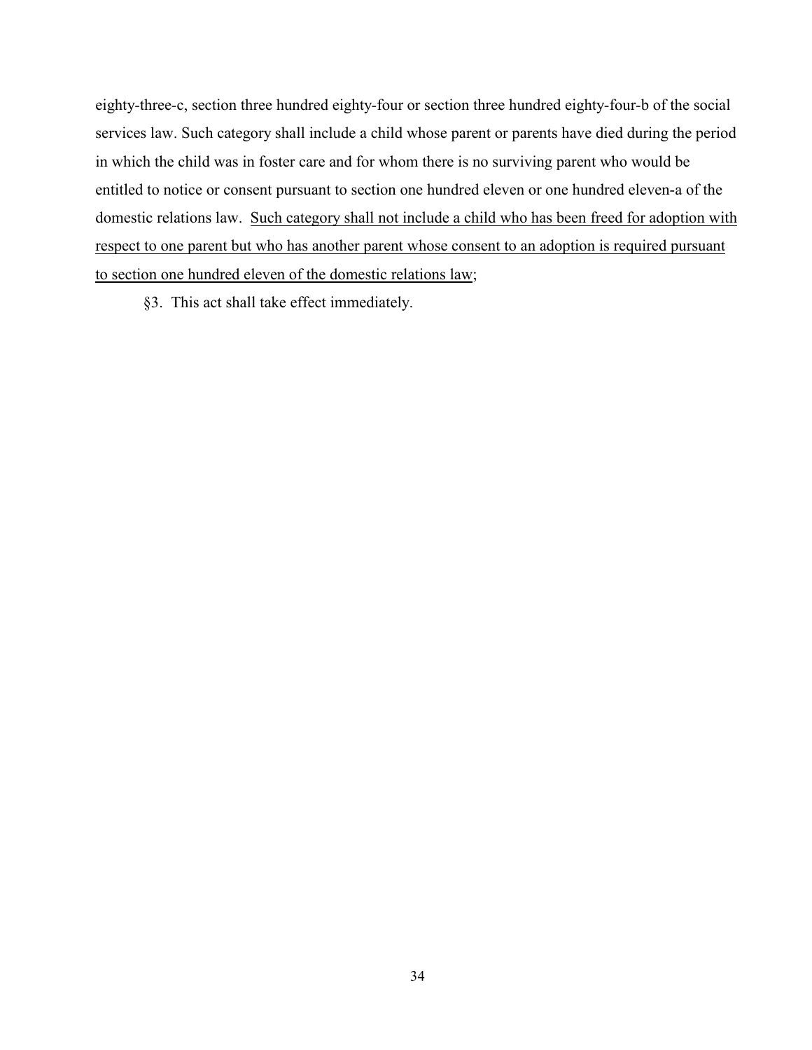eighty-three-c, section three hundred eighty-four or section three hundred eighty-four-b of the social services law. Such category shall include a child whose parent or parents have died during the period in which the child was in foster care and for whom there is no surviving parent who would be entitled to notice or consent pursuant to section one hundred eleven or one hundred eleven-a of the domestic relations law. <u>Such category shall not include a child who has been freed for adoption with respect to one parent but who has another parent whose consent to an adoption is required pursuant to section one hundred eleven of the domestic relations law</u>;

§3. This act shall take effect immediately.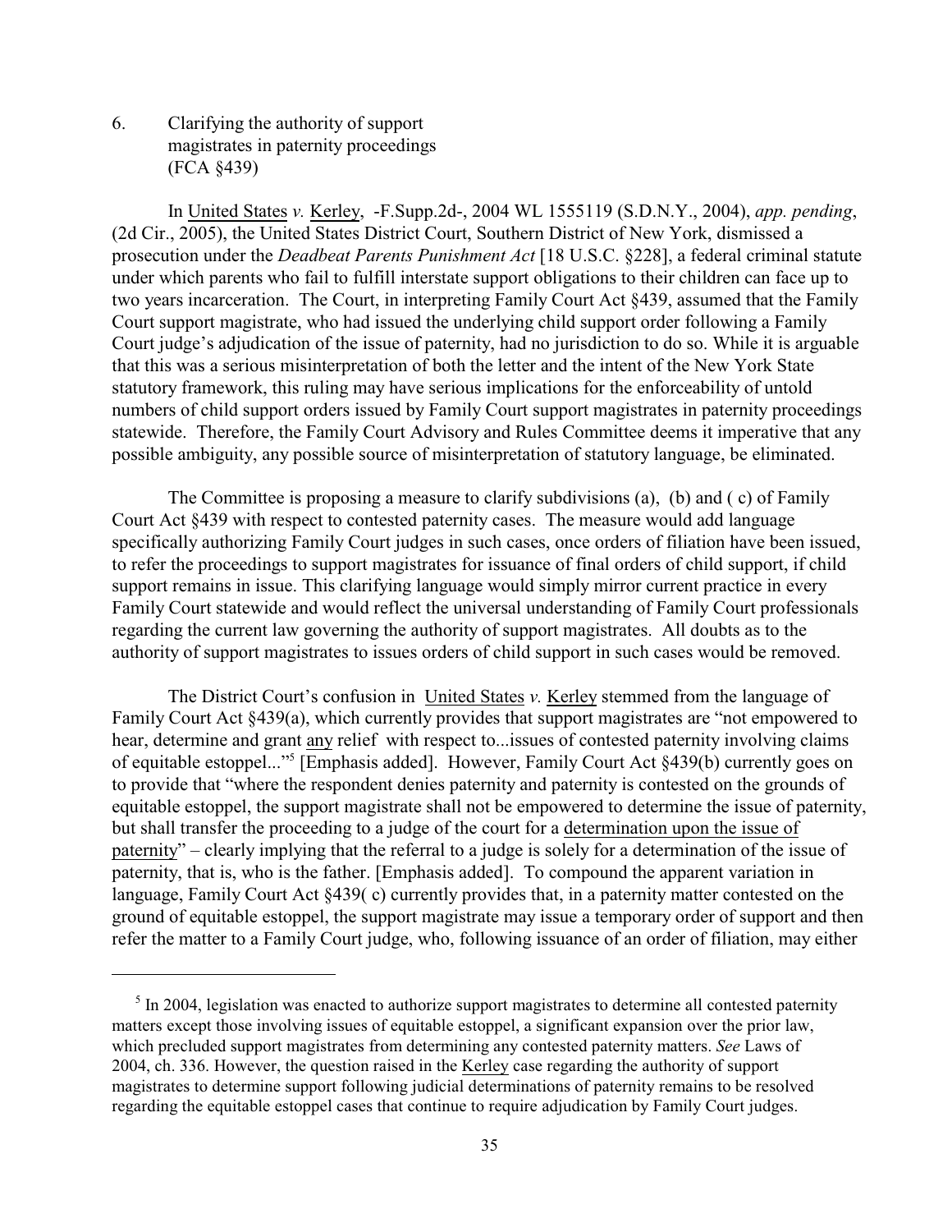6. Clarifying the authority of support magistrates in paternity proceedings (FCA §439)

In United States *v.* Kerley, -F.Supp.2d-, 2004 WL 1555119 (S.D.N.Y., 2004), *app. pending*, (2d Cir., 2005), the United States District Court, Southern District of New York, dismissed a prosecution under the *Deadbeat Parents Punishment Act* [18 U.S.C. §228], a federal criminal statute under which parents who fail to fulfill interstate support obligations to their children can face up to two years incarceration. The Court, in interpreting Family Court Act §439, assumed that the Family Court support magistrate, who had issued the underlying child support order following a Family Court judge's adjudication of the issue of paternity, had no jurisdiction to do so. While it is arguable that this was a serious misinterpretation of both the letter and the intent of the New York State statutory framework, this ruling may have serious implications for the enforceability of untold numbers of child support orders issued by Family Court support magistrates in paternity proceedings statewide. Therefore, the Family Court Advisory and Rules Committee deems it imperative that any possible ambiguity, any possible source of misinterpretation of statutory language, be eliminated.

The Committee is proposing a measure to clarify subdivisions (a), (b) and ( c) of Family Court Act §439 with respect to contested paternity cases. The measure would add language specifically authorizing Family Court judges in such cases, once orders of filiation have been issued, to refer the proceedings to support magistrates for issuance of final orders of child support, if child support remains in issue. This clarifying language would simply mirror current practice in every Family Court statewide and would reflect the universal understanding of Family Court professionals regarding the current law governing the authority of support magistrates. All doubts as to the authority of support magistrates to issues orders of child support in such cases would be removed.

The District Court's confusion in United States *v.* Kerley stemmed from the language of Family Court Act §439(a), which currently provides that support magistrates are "not empowered to hear, determine and grant any relief with respect to...issues of contested paternity involving claims of equitable estoppel..."[5] [Emphasis added]. However, Family Court Act §439(b) currently goes on to provide that "where the respondent denies paternity and paternity is contested on the grounds of equitable estoppel, the support magistrate shall not be empowered to determine the issue of paternity, but shall transfer the proceeding to a judge of the court for a determination upon the issue of paternity" – clearly implying that the referral to a judge is solely for a determination of the issue of paternity, that is, who is the father. [Emphasis added]. To compound the apparent variation in language, Family Court Act §439( c) currently provides that, in a paternity matter contested on the ground of equitable estoppel, the support magistrate may issue a temporary order of support and then refer the matter to a Family Court judge, who, following issuance of an order of filiation, may either

[5] In 2004, legislation was enacted to authorize support magistrates to determine all contested paternity matters except those involving issues of equitable estoppel, a significant expansion over the prior law, which precluded support magistrates from determining any contested paternity matters. *See* Laws of 2004, ch. 336. However, the question raised in the Kerley case regarding the authority of support magistrates to determine support following judicial determinations of paternity remains to be resolved regarding the equitable estoppel cases that continue to require adjudication by Family Court judges.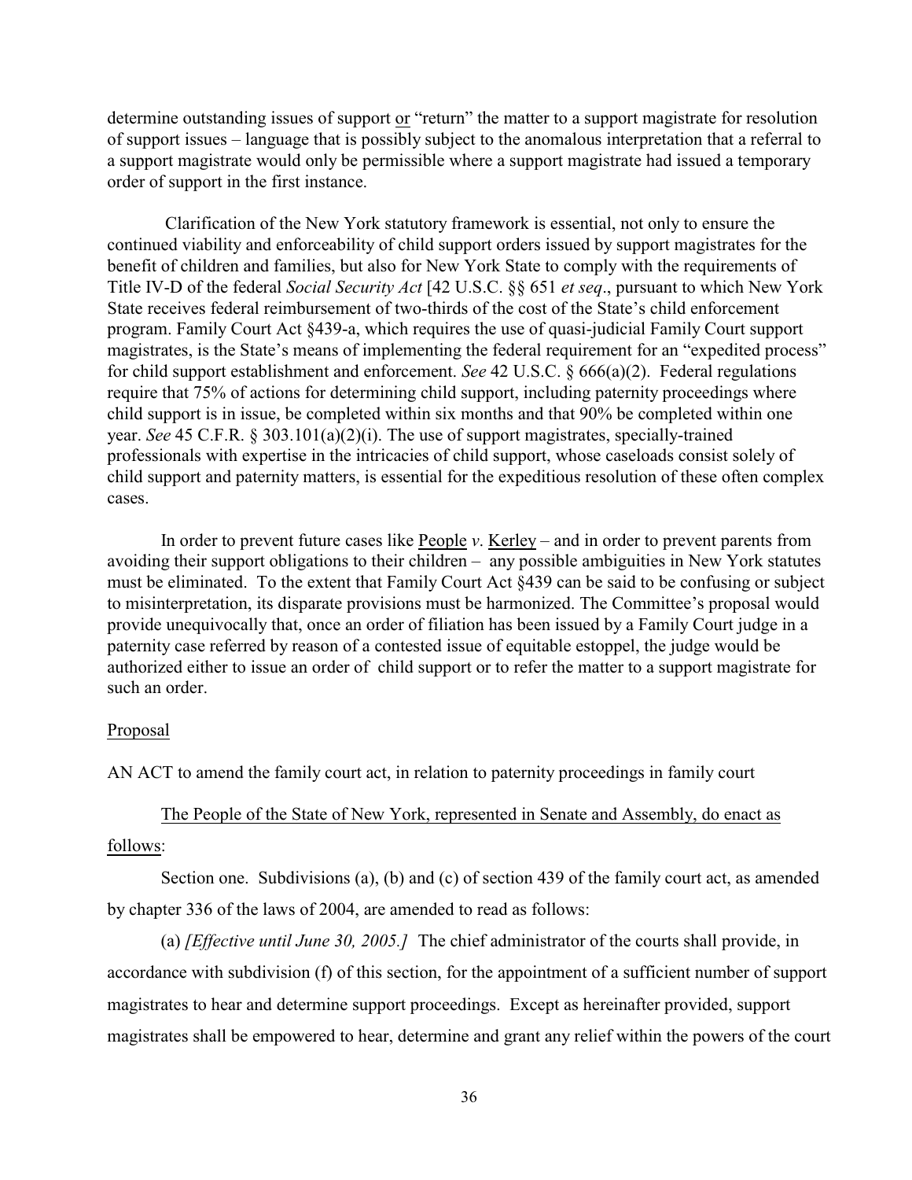determine outstanding issues of support or "return" the matter to a support magistrate for resolution of support issues – language that is possibly subject to the anomalous interpretation that a referral to a support magistrate would only be permissible where a support magistrate had issued a temporary order of support in the first instance.

Clarification of the New York statutory framework is essential, not only to ensure the continued viability and enforceability of child support orders issued by support magistrates for the benefit of children and families, but also for New York State to comply with the requirements of Title IV-D of the federal *Social Security Act* [42 U.S.C. §§ 651 *et seq*., pursuant to which New York State receives federal reimbursement of two-thirds of the cost of the State's child enforcement program. Family Court Act §439-a, which requires the use of quasi-judicial Family Court support magistrates, is the State's means of implementing the federal requirement for an "expedited process" for child support establishment and enforcement. *See* 42 U.S.C. § 666(a)(2). Federal regulations require that 75% of actions for determining child support, including paternity proceedings where child support is in issue, be completed within six months and that 90% be completed within one year. *See* 45 C.F.R. § 303.101(a)(2)(i). The use of support magistrates, specially-trained professionals with expertise in the intricacies of child support, whose caseloads consist solely of child support and paternity matters, is essential for the expeditious resolution of these often complex cases.

In order to prevent future cases like People *v*. Kerley – and in order to prevent parents from avoiding their support obligations to their children – any possible ambiguities in New York statutes must be eliminated. To the extent that Family Court Act §439 can be said to be confusing or subject to misinterpretation, its disparate provisions must be harmonized. The Committee's proposal would provide unequivocally that, once an order of filiation has been issued by a Family Court judge in a paternity case referred by reason of a contested issue of equitable estoppel, the judge would be authorized either to issue an order of child support or to refer the matter to a support magistrate for such an order.

Proposal

AN ACT to amend the family court act, in relation to paternity proceedings in family court

The People of the State of New York, represented in Senate and Assembly, do enact as follows:

Section one. Subdivisions (a), (b) and (c) of section 439 of the family court act, as amended by chapter 336 of the laws of 2004, are amended to read as follows:

(a) *[Effective until June 30, 2005.]* The chief administrator of the courts shall provide, in accordance with subdivision (f) of this section, for the appointment of a sufficient number of support magistrates to hear and determine support proceedings. Except as hereinafter provided, support magistrates shall be empowered to hear, determine and grant any relief within the powers of the court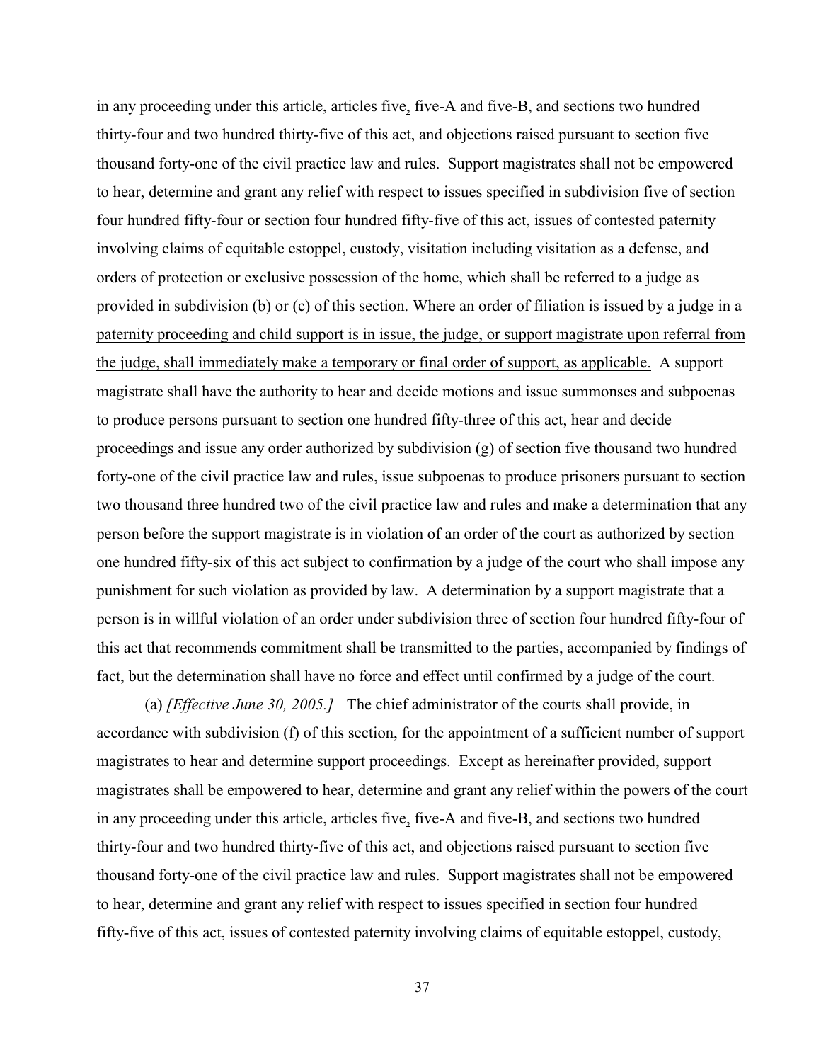in any proceeding under this article, articles five, five-A and five-B, and sections two hundred thirty-four and two hundred thirty-five of this act, and objections raised pursuant to section five thousand forty-one of the civil practice law and rules. Support magistrates shall not be empowered to hear, determine and grant any relief with respect to issues specified in subdivision five of section four hundred fifty-four or section four hundred fifty-five of this act, issues of contested paternity involving claims of equitable estoppel, custody, visitation including visitation as a defense, and orders of protection or exclusive possession of the home, which shall be referred to a judge as provided in subdivision (b) or (c) of this section. <u>Where an order of filiation is issued by a judge in a paternity proceeding and child support is in issue, the judge, or support magistrate upon referral from the judge, shall immediately make a temporary or final order of support, as applicable.</u> A support magistrate shall have the authority to hear and decide motions and issue summonses and subpoenas to produce persons pursuant to section one hundred fifty-three of this act, hear and decide proceedings and issue any order authorized by subdivision (g) of section five thousand two hundred forty-one of the civil practice law and rules, issue subpoenas to produce prisoners pursuant to section two thousand three hundred two of the civil practice law and rules and make a determination that any person before the support magistrate is in violation of an order of the court as authorized by section one hundred fifty-six of this act subject to confirmation by a judge of the court who shall impose any punishment for such violation as provided by law. A determination by a support magistrate that a person is in willful violation of an order under subdivision three of section four hundred fifty-four of this act that recommends commitment shall be transmitted to the parties, accompanied by findings of fact, but the determination shall have no force and effect until confirmed by a judge of the court.

(a) *[Effective June 30, 2005.]* The chief administrator of the courts shall provide, in accordance with subdivision (f) of this section, for the appointment of a sufficient number of support magistrates to hear and determine support proceedings. Except as hereinafter provided, support magistrates shall be empowered to hear, determine and grant any relief within the powers of the court in any proceeding under this article, articles five, five-A and five-B, and sections two hundred thirty-four and two hundred thirty-five of this act, and objections raised pursuant to section five thousand forty-one of the civil practice law and rules. Support magistrates shall not be empowered to hear, determine and grant any relief with respect to issues specified in section four hundred fifty-five of this act, issues of contested paternity involving claims of equitable estoppel, custody,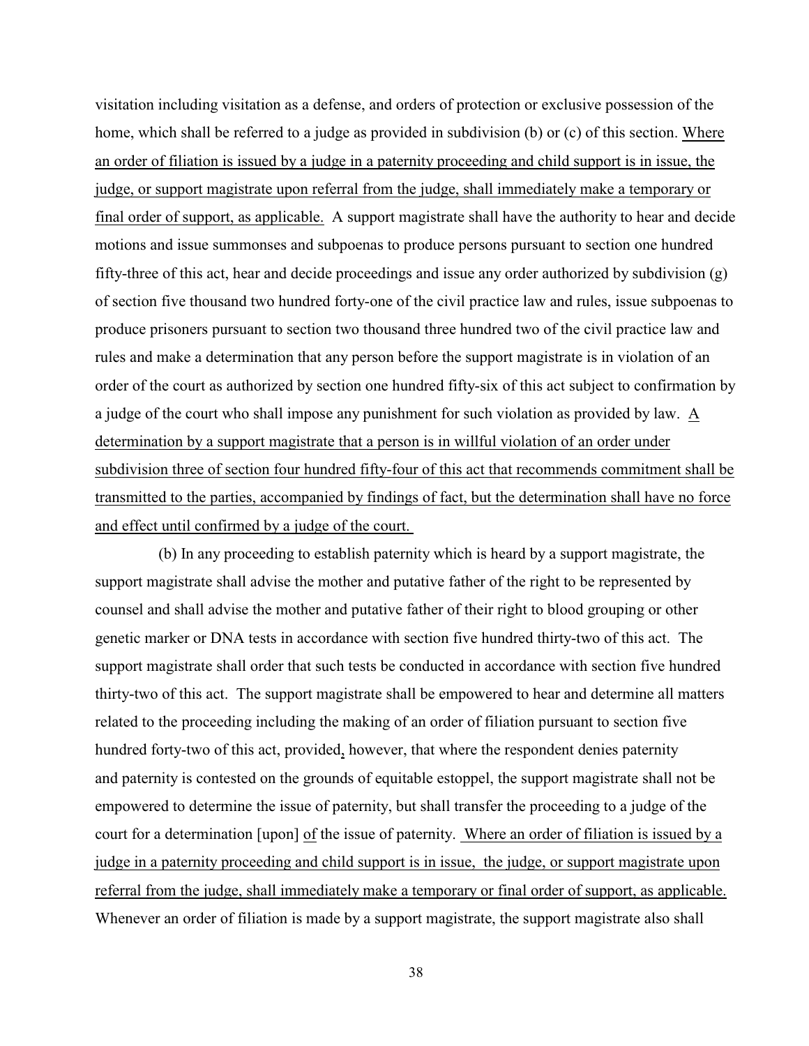visitation including visitation as a defense, and orders of protection or exclusive possession of the home, which shall be referred to a judge as provided in subdivision (b) or (c) of this section. Where an order of filiation is issued by a judge in a paternity proceeding and child support is in issue, the judge, or support magistrate upon referral from the judge, shall immediately make a temporary or final order of support, as applicable. A support magistrate shall have the authority to hear and decide motions and issue summonses and subpoenas to produce persons pursuant to section one hundred fifty-three of this act, hear and decide proceedings and issue any order authorized by subdivision (g) of section five thousand two hundred forty-one of the civil practice law and rules, issue subpoenas to produce prisoners pursuant to section two thousand three hundred two of the civil practice law and rules and make a determination that any person before the support magistrate is in violation of an order of the court as authorized by section one hundred fifty-six of this act subject to confirmation by a judge of the court who shall impose any punishment for such violation as provided by law. A determination by a support magistrate that a person is in willful violation of an order under subdivision three of section four hundred fifty-four of this act that recommends commitment shall be transmitted to the parties, accompanied by findings of fact, but the determination shall have no force and effect until confirmed by a judge of the court.

(b) In any proceeding to establish paternity which is heard by a support magistrate, the support magistrate shall advise the mother and putative father of the right to be represented by counsel and shall advise the mother and putative father of their right to blood grouping or other genetic marker or DNA tests in accordance with section five hundred thirty-two of this act. The support magistrate shall order that such tests be conducted in accordance with section five hundred thirty-two of this act. The support magistrate shall be empowered to hear and determine all matters related to the proceeding including the making of an order of filiation pursuant to section five hundred forty-two of this act, provided, however, that where the respondent denies paternity and paternity is contested on the grounds of equitable estoppel, the support magistrate shall not be empowered to determine the issue of paternity, but shall transfer the proceeding to a judge of the court for a determination [upon] of the issue of paternity. Where an order of filiation is issued by a judge in a paternity proceeding and child support is in issue, the judge, or support magistrate upon referral from the judge, shall immediately make a temporary or final order of support, as applicable. Whenever an order of filiation is made by a support magistrate, the support magistrate also shall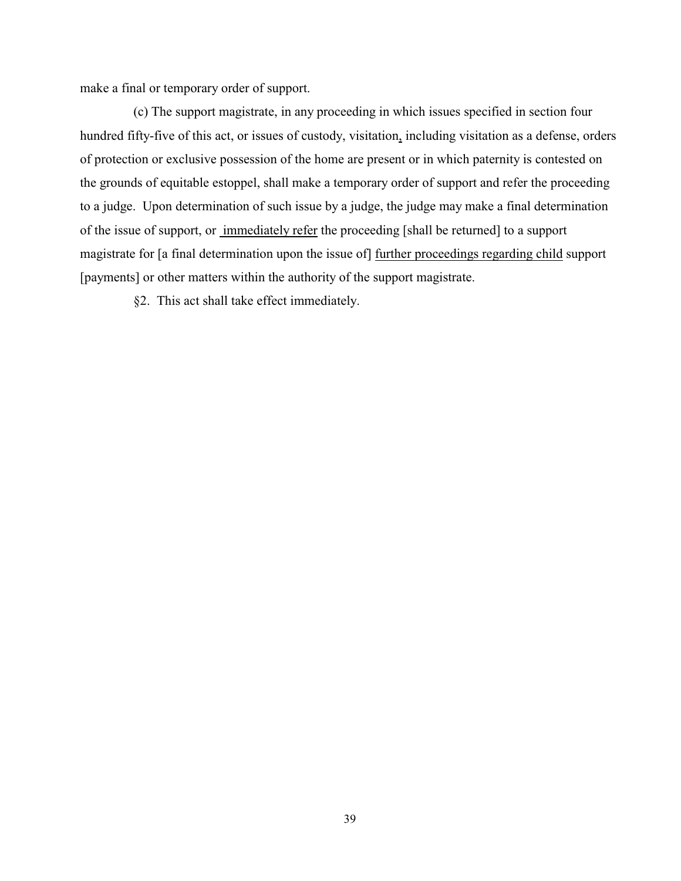make a final or temporary order of support.

(c) The support magistrate, in any proceeding in which issues specified in section four hundred fifty-five of this act, or issues of custody, visitation, including visitation as a defense, orders of protection or exclusive possession of the home are present or in which paternity is contested on the grounds of equitable estoppel, shall make a temporary order of support and refer the proceeding to a judge. Upon determination of such issue by a judge, the judge may make a final determination of the issue of support, or <u>immediately refer</u> the proceeding [shall be returned] to a support magistrate for [a final determination upon the issue of] <u>further proceedings regarding child</u> support [payments] or other matters within the authority of the support magistrate.

§2. This act shall take effect immediately.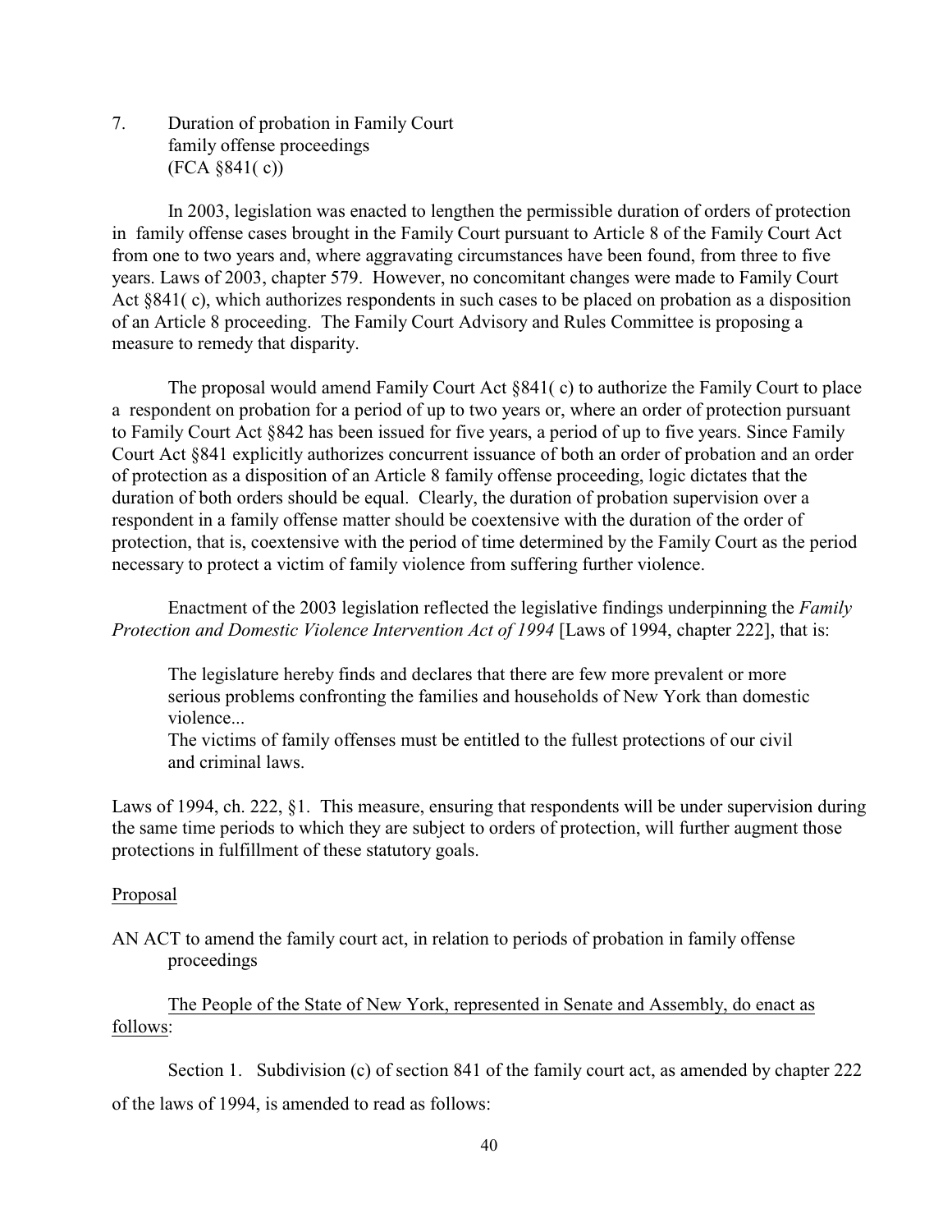7. Duration of probation in Family Court family offense proceedings (FCA §841( c))

In 2003, legislation was enacted to lengthen the permissible duration of orders of protection in family offense cases brought in the Family Court pursuant to Article 8 of the Family Court Act from one to two years and, where aggravating circumstances have been found, from three to five years. Laws of 2003, chapter 579. However, no concomitant changes were made to Family Court Act §841( c), which authorizes respondents in such cases to be placed on probation as a disposition of an Article 8 proceeding. The Family Court Advisory and Rules Committee is proposing a measure to remedy that disparity.

The proposal would amend Family Court Act §841( c) to authorize the Family Court to place a respondent on probation for a period of up to two years or, where an order of protection pursuant to Family Court Act §842 has been issued for five years, a period of up to five years. Since Family Court Act §841 explicitly authorizes concurrent issuance of both an order of probation and an order of protection as a disposition of an Article 8 family offense proceeding, logic dictates that the duration of both orders should be equal. Clearly, the duration of probation supervision over a respondent in a family offense matter should be coextensive with the duration of the order of protection, that is, coextensive with the period of time determined by the Family Court as the period necessary to protect a victim of family violence from suffering further violence.

Enactment of the 2003 legislation reflected the legislative findings underpinning the *Family Protection and Domestic Violence Intervention Act of 1994* [Laws of 1994, chapter 222], that is:

> The legislature hereby finds and declares that there are few more prevalent or more serious problems confronting the families and households of New York than domestic violence...
>
> The victims of family offenses must be entitled to the fullest protections of our civil and criminal laws.

Laws of 1994, ch. 222, §1. This measure, ensuring that respondents will be under supervision during the same time periods to which they are subject to orders of protection, will further augment those protections in fulfillment of these statutory goals.

<u>Proposal</u>

AN ACT to amend the family court act, in relation to periods of probation in family offense proceedings

<u>The People of the State of New York, represented in Senate and Assembly, do enact as follows</u>:

Section 1. Subdivision (c) of section 841 of the family court act, as amended by chapter 222 of the laws of 1994, is amended to read as follows: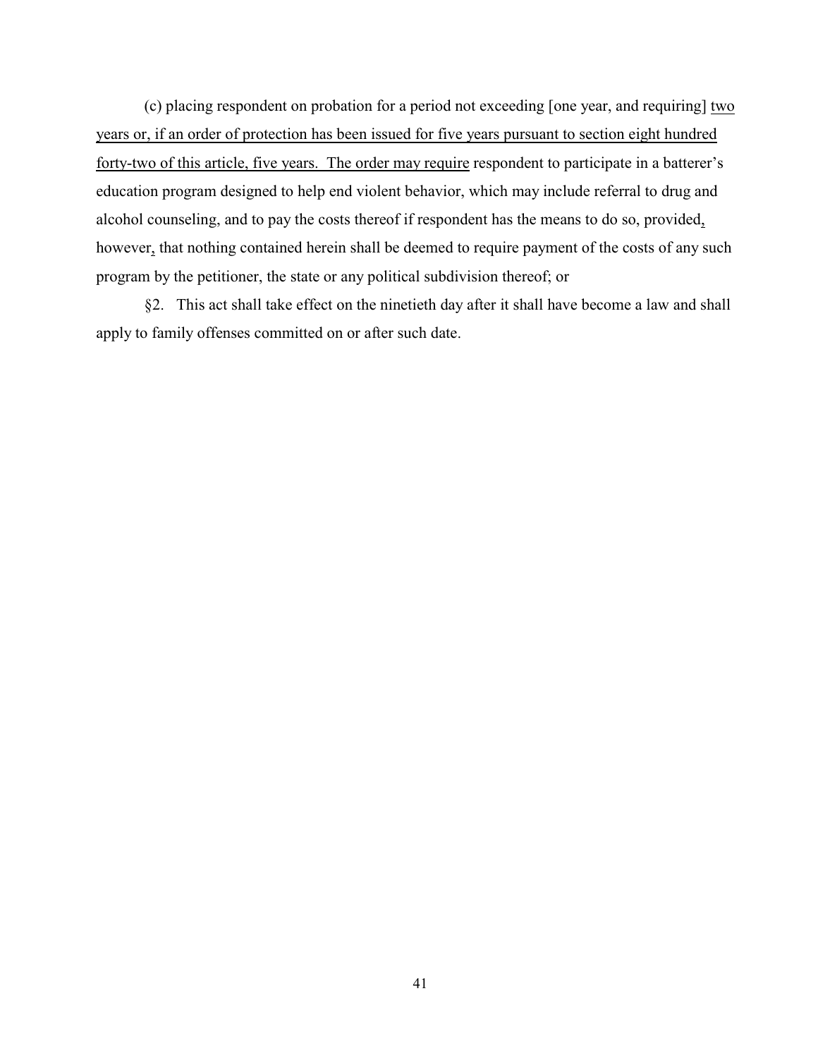(c) placing respondent on probation for a period not exceeding [one year, and requiring] <u>two years or, if an order of protection has been issued for five years pursuant to section eight hundred forty-two of this article, five years. The order may require</u> respondent to participate in a batterer's education program designed to help end violent behavior, which may include referral to drug and alcohol counseling, and to pay the costs thereof if respondent has the means to do so, provided<u>,</u> however<u>,</u> that nothing contained herein shall be deemed to require payment of the costs of any such program by the petitioner, the state or any political subdivision thereof; or

§2. This act shall take effect on the ninetieth day after it shall have become a law and shall apply to family offenses committed on or after such date.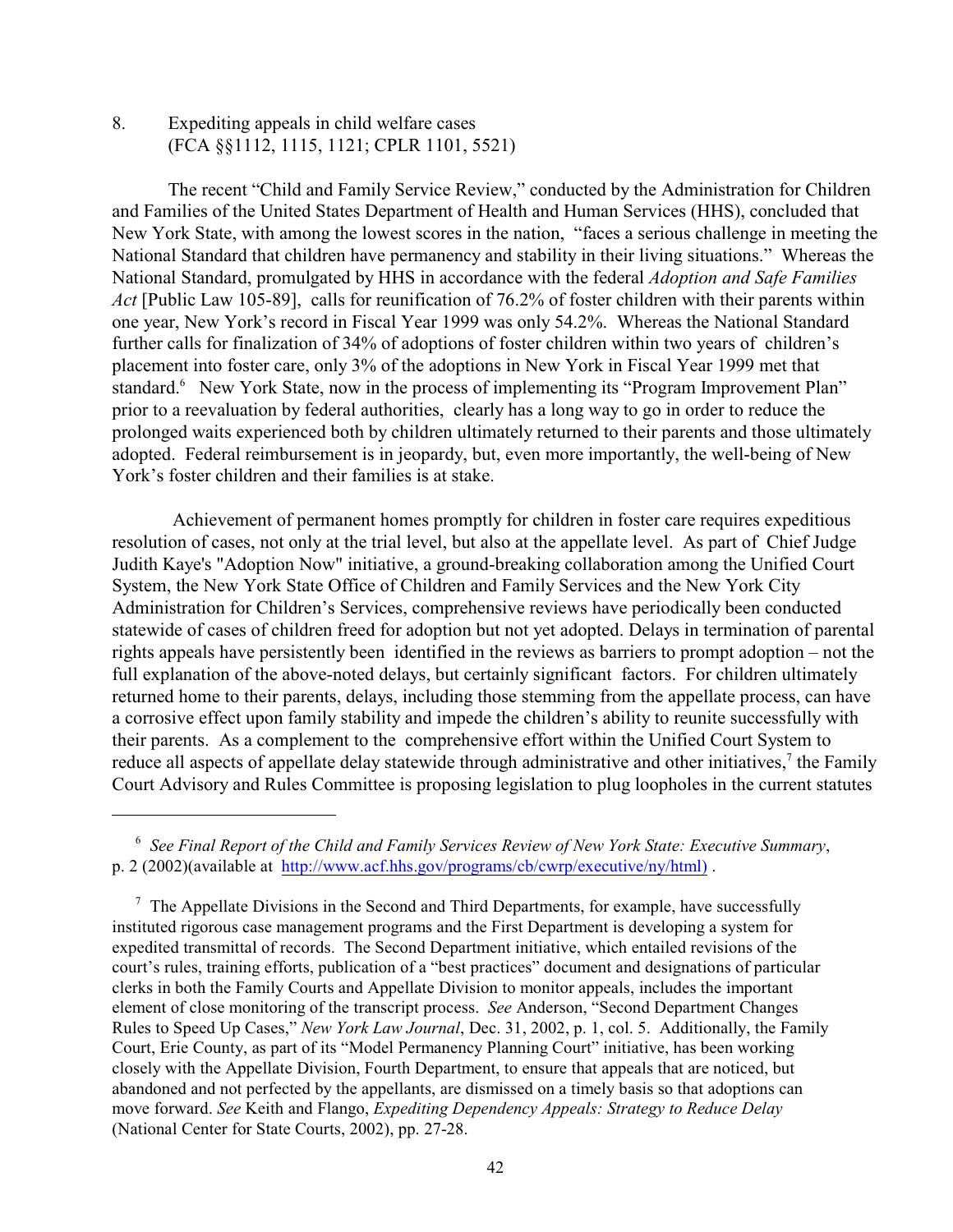## 8. Expediting appeals in child welfare cases (FCA §§1112, 1115, 1121; CPLR 1101, 5521)

The recent "Child and Family Service Review," conducted by the Administration for Children and Families of the United States Department of Health and Human Services (HHS), concluded that New York State, with among the lowest scores in the nation, "faces a serious challenge in meeting the National Standard that children have permanency and stability in their living situations." Whereas the National Standard, promulgated by HHS in accordance with the federal *Adoption and Safe Families Act* [Public Law 105-89], calls for reunification of 76.2% of foster children with their parents within one year, New York's record in Fiscal Year 1999 was only 54.2%. Whereas the National Standard further calls for finalization of 34% of adoptions of foster children within two years of children's placement into foster care, only 3% of the adoptions in New York in Fiscal Year 1999 met that standard.[6] New York State, now in the process of implementing its "Program Improvement Plan" prior to a reevaluation by federal authorities, clearly has a long way to go in order to reduce the prolonged waits experienced both by children ultimately returned to their parents and those ultimately adopted. Federal reimbursement is in jeopardy, but, even more importantly, the well-being of New York's foster children and their families is at stake.

Achievement of permanent homes promptly for children in foster care requires expeditious resolution of cases, not only at the trial level, but also at the appellate level. As part of Chief Judge Judith Kaye's "Adoption Now" initiative, a ground-breaking collaboration among the Unified Court System, the New York State Office of Children and Family Services and the New York City Administration for Children's Services, comprehensive reviews have periodically been conducted statewide of cases of children freed for adoption but not yet adopted. Delays in termination of parental rights appeals have persistently been identified in the reviews as barriers to prompt adoption – not the full explanation of the above-noted delays, but certainly significant factors. For children ultimately returned home to their parents, delays, including those stemming from the appellate process, can have a corrosive effect upon family stability and impede the children's ability to reunite successfully with their parents. As a complement to the comprehensive effort within the Unified Court System to reduce all aspects of appellate delay statewide through administrative and other initiatives,[7] the Family Court Advisory and Rules Committee is proposing legislation to plug loopholes in the current statutes

---

[6] *See Final Report of the Child and Family Services Review of New York State: Executive Summary*, p. 2 (2002)(available at http://www.acf.hhs.gov/programs/cb/cwrp/executive/ny/html) .

[7] The Appellate Divisions in the Second and Third Departments, for example, have successfully instituted rigorous case management programs and the First Department is developing a system for expedited transmittal of records. The Second Department initiative, which entailed revisions of the court's rules, training efforts, publication of a "best practices" document and designations of particular clerks in both the Family Courts and Appellate Division to monitor appeals, includes the important element of close monitoring of the transcript process. *See* Anderson, "Second Department Changes Rules to Speed Up Cases," *New York Law Journal*, Dec. 31, 2002, p. 1, col. 5. Additionally, the Family Court, Erie County, as part of its "Model Permanency Planning Court" initiative, has been working closely with the Appellate Division, Fourth Department, to ensure that appeals that are noticed, but abandoned and not perfected by the appellants, are dismissed on a timely basis so that adoptions can move forward. *See* Keith and Flango, *Expediting Dependency Appeals: Strategy to Reduce Delay* (National Center for State Courts, 2002), pp. 27-28.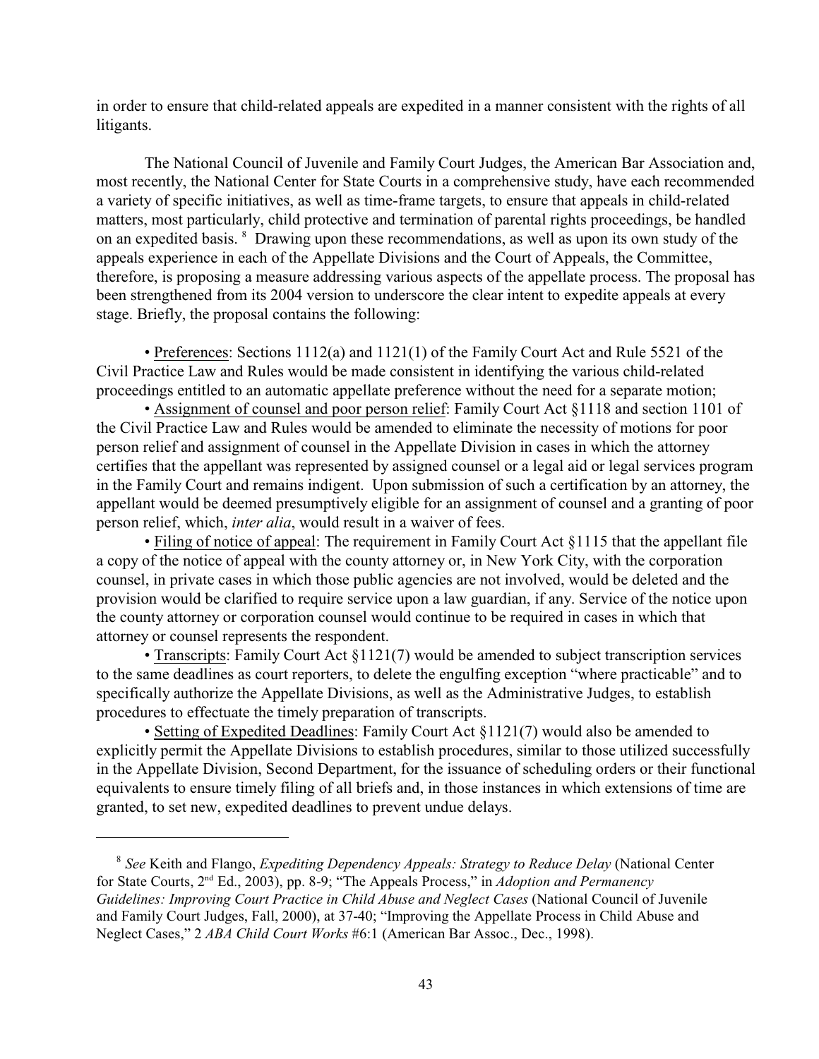in order to ensure that child-related appeals are expedited in a manner consistent with the rights of all litigants.

The National Council of Juvenile and Family Court Judges, the American Bar Association and, most recently, the National Center for State Courts in a comprehensive study, have each recommended a variety of specific initiatives, as well as time-frame targets, to ensure that appeals in child-related matters, most particularly, child protective and termination of parental rights proceedings, be handled on an expedited basis. [8] Drawing upon these recommendations, as well as upon its own study of the appeals experience in each of the Appellate Divisions and the Court of Appeals, the Committee, therefore, is proposing a measure addressing various aspects of the appellate process. The proposal has been strengthened from its 2004 version to underscore the clear intent to expedite appeals at every stage. Briefly, the proposal contains the following:

• Preferences: Sections 1112(a) and 1121(1) of the Family Court Act and Rule 5521 of the Civil Practice Law and Rules would be made consistent in identifying the various child-related proceedings entitled to an automatic appellate preference without the need for a separate motion;

• Assignment of counsel and poor person relief: Family Court Act §1118 and section 1101 of the Civil Practice Law and Rules would be amended to eliminate the necessity of motions for poor person relief and assignment of counsel in the Appellate Division in cases in which the attorney certifies that the appellant was represented by assigned counsel or a legal aid or legal services program in the Family Court and remains indigent. Upon submission of such a certification by an attorney, the appellant would be deemed presumptively eligible for an assignment of counsel and a granting of poor person relief, which, *inter alia*, would result in a waiver of fees.

• Filing of notice of appeal: The requirement in Family Court Act §1115 that the appellant file a copy of the notice of appeal with the county attorney or, in New York City, with the corporation counsel, in private cases in which those public agencies are not involved, would be deleted and the provision would be clarified to require service upon a law guardian, if any. Service of the notice upon the county attorney or corporation counsel would continue to be required in cases in which that attorney or counsel represents the respondent.

• Transcripts: Family Court Act §1121(7) would be amended to subject transcription services to the same deadlines as court reporters, to delete the engulfing exception "where practicable" and to specifically authorize the Appellate Divisions, as well as the Administrative Judges, to establish procedures to effectuate the timely preparation of transcripts.

• Setting of Expedited Deadlines: Family Court Act §1121(7) would also be amended to explicitly permit the Appellate Divisions to establish procedures, similar to those utilized successfully in the Appellate Division, Second Department, for the issuance of scheduling orders or their functional equivalents to ensure timely filing of all briefs and, in those instances in which extensions of time are granted, to set new, expedited deadlines to prevent undue delays.

---

[8] *See* Keith and Flango, *Expediting Dependency Appeals: Strategy to Reduce Delay* (National Center for State Courts, 2nd Ed., 2003), pp. 8-9; "The Appeals Process," in *Adoption and Permanency Guidelines: Improving Court Practice in Child Abuse and Neglect Cases* (National Council of Juvenile and Family Court Judges, Fall, 2000), at 37-40; "Improving the Appellate Process in Child Abuse and Neglect Cases," 2 *ABA Child Court Works* #6:1 (American Bar Assoc., Dec., 1998).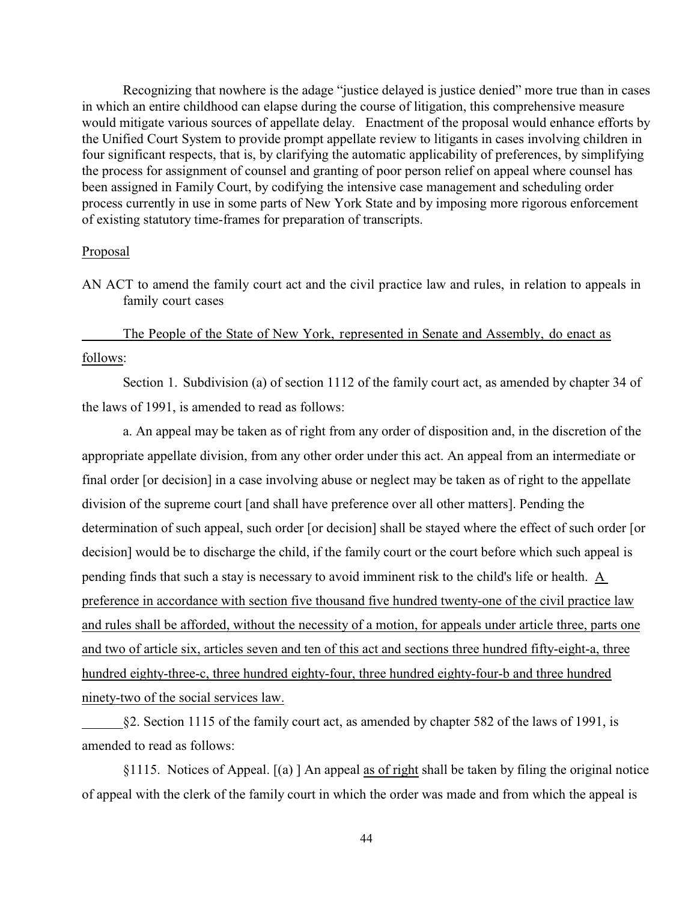Recognizing that nowhere is the adage "justice delayed is justice denied" more true than in cases in which an entire childhood can elapse during the course of litigation, this comprehensive measure would mitigate various sources of appellate delay. Enactment of the proposal would enhance efforts by the Unified Court System to provide prompt appellate review to litigants in cases involving children in four significant respects, that is, by clarifying the automatic applicability of preferences, by simplifying the process for assignment of counsel and granting of poor person relief on appeal where counsel has been assigned in Family Court, by codifying the intensive case management and scheduling order process currently in use in some parts of New York State and by imposing more rigorous enforcement of existing statutory time-frames for preparation of transcripts.

<u>Proposal</u>

AN ACT to amend the family court act and the civil practice law and rules, in relation to appeals in family court cases

<u>The People of the State of New York, represented in Senate and Assembly, do enact as follows</u>:

Section 1. Subdivision (a) of section 1112 of the family court act, as amended by chapter 34 of the laws of 1991, is amended to read as follows:

a. An appeal may be taken as of right from any order of disposition and, in the discretion of the appropriate appellate division, from any other order under this act. An appeal from an intermediate or final order [or decision] in a case involving abuse or neglect may be taken as of right to the appellate division of the supreme court [and shall have preference over all other matters]. Pending the determination of such appeal, such order [or decision] shall be stayed where the effect of such order [or decision] would be to discharge the child, if the family court or the court before which such appeal is pending finds that such a stay is necessary to avoid imminent risk to the child's life or health. <u>A preference in accordance with section five thousand five hundred twenty-one of the civil practice law and rules shall be afforded, without the necessity of a motion, for appeals under article three, parts one and two of article six, articles seven and ten of this act and sections three hundred fifty-eight-a, three hundred eighty-three-c, three hundred eighty-four, three hundred eighty-four-b and three hundred ninety-two of the social services law.</u>

§2. Section 1115 of the family court act, as amended by chapter 582 of the laws of 1991, is amended to read as follows:

§1115. Notices of Appeal. [(a) ] An appeal <u>as of right</u> shall be taken by filing the original notice of appeal with the clerk of the family court in which the order was made and from which the appeal is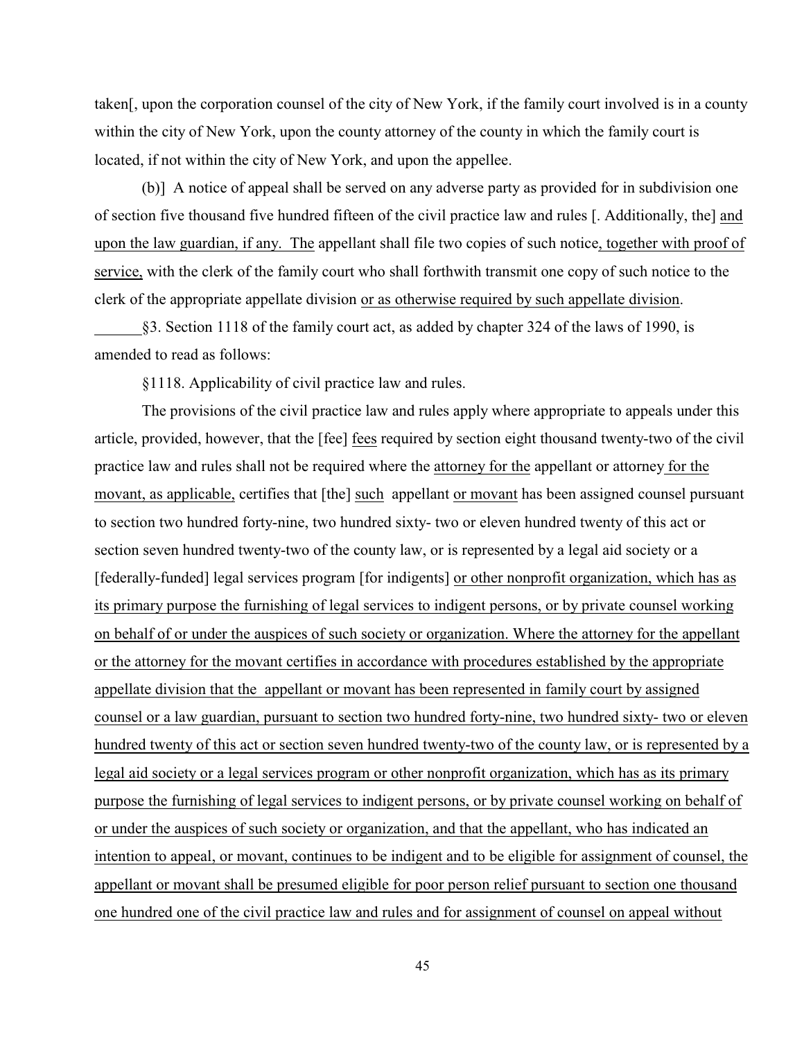taken[, upon the corporation counsel of the city of New York, if the family court involved is in a county within the city of New York, upon the county attorney of the county in which the family court is located, if not within the city of New York, and upon the appellee.

(b)] A notice of appeal shall be served on any adverse party as provided for in subdivision one of section five thousand five hundred fifteen of the civil practice law and rules [. Additionally, the] <u>and upon the law guardian, if any. The</u> appellant shall file two copies of such notice<u>, together with proof of service,</u> with the clerk of the family court who shall forthwith transmit one copy of such notice to the clerk of the appropriate appellate division <u>or as otherwise required by such appellate division</u>.

§3. Section 1118 of the family court act, as added by chapter 324 of the laws of 1990, is amended to read as follows:

§1118. Applicability of civil practice law and rules.

The provisions of the civil practice law and rules apply where appropriate to appeals under this article, provided, however, that the [fee] <u>fees</u> required by section eight thousand twenty-two of the civil practice law and rules shall not be required where the <u>attorney for the</u> appellant or attorney <u>for the movant, as applicable,</u> certifies that [the] <u>such</u> appellant <u>or movant</u> has been assigned counsel pursuant to section two hundred forty-nine, two hundred sixty- two or eleven hundred twenty of this act or section seven hundred twenty-two of the county law, or is represented by a legal aid society or a [federally-funded] legal services program [for indigents] <u>or other nonprofit organization, which has as its primary purpose the furnishing of legal services to indigent persons, or by private counsel working on behalf of or under the auspices of such society or organization. Where the attorney for the appellant or the attorney for the movant certifies in accordance with procedures established by the appropriate appellate division that the appellant or movant has been represented in family court by assigned counsel or a law guardian, pursuant to section two hundred forty-nine, two hundred sixty- two or eleven hundred twenty of this act or section seven hundred twenty-two of the county law, or is represented by a legal aid society or a legal services program or other nonprofit organization, which has as its primary purpose the furnishing of legal services to indigent persons, or by private counsel working on behalf of or under the auspices of such society or organization, and that the appellant, who has indicated an intention to appeal, or movant, continues to be indigent and to be eligible for assignment of counsel, the appellant or movant shall be presumed eligible for poor person relief pursuant to section one thousand one hundred one of the civil practice law and rules and for assignment of counsel on appeal without</u>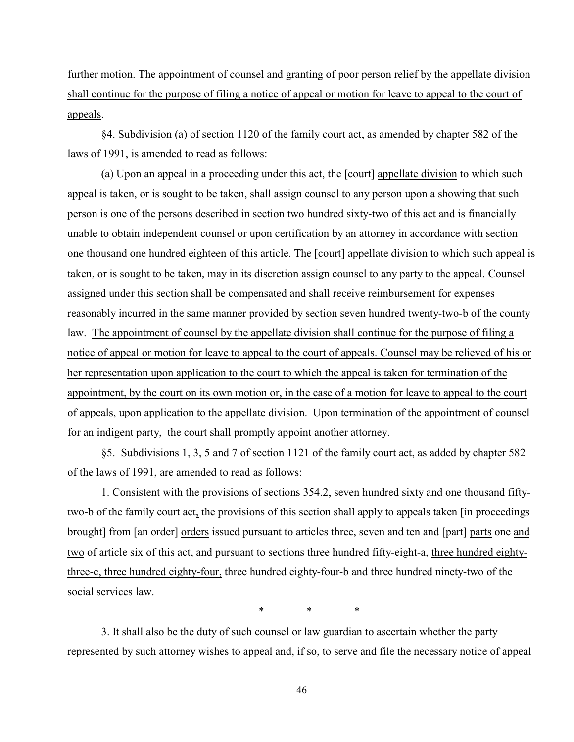further motion. The appointment of counsel and granting of poor person relief by the appellate division shall continue for the purpose of filing a notice of appeal or motion for leave to appeal to the court of appeals.

§4. Subdivision (a) of section 1120 of the family court act, as amended by chapter 582 of the laws of 1991, is amended to read as follows:

(a) Upon an appeal in a proceeding under this act, the [court] appellate division to which such appeal is taken, or is sought to be taken, shall assign counsel to any person upon a showing that such person is one of the persons described in section two hundred sixty-two of this act and is financially unable to obtain independent counsel or upon certification by an attorney in accordance with section one thousand one hundred eighteen of this article. The [court] appellate division to which such appeal is taken, or is sought to be taken, may in its discretion assign counsel to any party to the appeal. Counsel assigned under this section shall be compensated and shall receive reimbursement for expenses reasonably incurred in the same manner provided by section seven hundred twenty-two-b of the county law. The appointment of counsel by the appellate division shall continue for the purpose of filing a notice of appeal or motion for leave to appeal to the court of appeals. Counsel may be relieved of his or her representation upon application to the court to which the appeal is taken for termination of the appointment, by the court on its own motion or, in the case of a motion for leave to appeal to the court of appeals, upon application to the appellate division. Upon termination of the appointment of counsel for an indigent party, the court shall promptly appoint another attorney.

§5. Subdivisions 1, 3, 5 and 7 of section 1121 of the family court act, as added by chapter 582 of the laws of 1991, are amended to read as follows:

1. Consistent with the provisions of sections 354.2, seven hundred sixty and one thousand fifty-two-b of the family court act, the provisions of this section shall apply to appeals taken [in proceedings brought] from [an order] orders issued pursuant to articles three, seven and ten and [part] parts one and two of article six of this act, and pursuant to sections three hundred fifty-eight-a, three hundred eighty-three-c, three hundred eighty-four, three hundred eighty-four-b and three hundred ninety-two of the social services law.

\* \* \*

3. It shall also be the duty of such counsel or law guardian to ascertain whether the party represented by such attorney wishes to appeal and, if so, to serve and file the necessary notice of appeal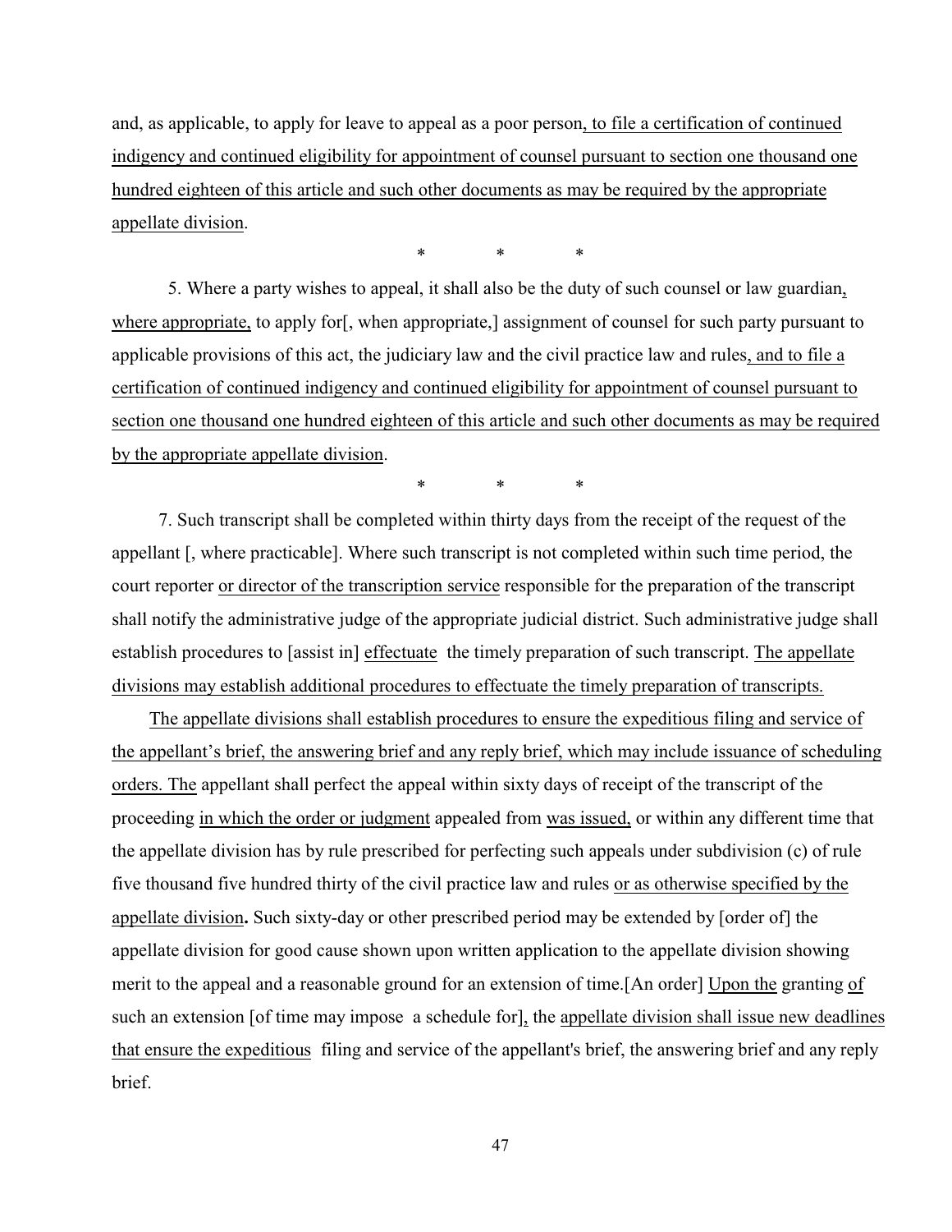and, as applicable, to apply for leave to appeal as a poor person<u>, to file a certification of continued indigency and continued eligibility for appointment of counsel pursuant to section one thousand one hundred eighteen of this article and such other documents as may be required by the appropriate appellate division</u>.

\*   \*   \*

5. Where a party wishes to appeal, it shall also be the duty of such counsel or law guardian<u>, where appropriate,</u> to apply for[, when appropriate,] assignment of counsel for such party pursuant to applicable provisions of this act, the judiciary law and the civil practice law and rules<u>, and to file a certification of continued indigency and continued eligibility for appointment of counsel pursuant to section one thousand one hundred eighteen of this article and such other documents as may be required by the appropriate appellate division</u>.

\*   \*   \*

7. Such transcript shall be completed within thirty days from the receipt of the request of the appellant [, where practicable]. Where such transcript is not completed within such time period, the court reporter <u>or director of the transcription service</u> responsible for the preparation of the transcript shall notify the administrative judge of the appropriate judicial district. Such administrative judge shall establish procedures to [assist in] <u>effectuate</u> the timely preparation of such transcript. <u>The appellate divisions may establish additional procedures to effectuate the timely preparation of transcripts.</u>

<u>The appellate divisions shall establish procedures to ensure the expeditious filing and service of the appellant's brief, the answering brief and any reply brief, which may include issuance of scheduling orders. The</u> appellant shall perfect the appeal within sixty days of receipt of the transcript of the proceeding <u>in which the order or judgment</u> appealed from <u>was issued,</u> or within any different time that the appellate division has by rule prescribed for perfecting such appeals under subdivision (c) of rule five thousand five hundred thirty of the civil practice law and rules <u>or as otherwise specified by the appellate division</u>**.** Such sixty-day or other prescribed period may be extended by [order of] the appellate division for good cause shown upon written application to the appellate division showing merit to the appeal and a reasonable ground for an extension of time.[An order] <u>Upon the</u> granting <u>of</u> such an extension [of time may impose a schedule for]<u>,</u> the <u>appellate division shall issue new deadlines that ensure the expeditious</u> filing and service of the appellant's brief, the answering brief and any reply brief.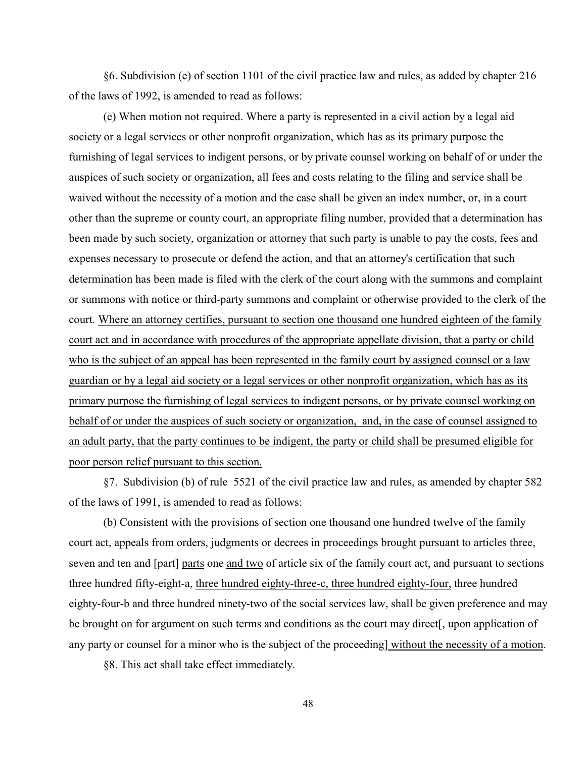§6. Subdivision (e) of section 1101 of the civil practice law and rules, as added by chapter 216 of the laws of 1992, is amended to read as follows:

(e) When motion not required. Where a party is represented in a civil action by a legal aid society or a legal services or other nonprofit organization, which has as its primary purpose the furnishing of legal services to indigent persons, or by private counsel working on behalf of or under the auspices of such society or organization, all fees and costs relating to the filing and service shall be waived without the necessity of a motion and the case shall be given an index number, or, in a court other than the supreme or county court, an appropriate filing number, provided that a determination has been made by such society, organization or attorney that such party is unable to pay the costs, fees and expenses necessary to prosecute or defend the action, and that an attorney's certification that such determination has been made is filed with the clerk of the court along with the summons and complaint or summons with notice or third-party summons and complaint or otherwise provided to the clerk of the court. <u>Where an attorney certifies, pursuant to section one thousand one hundred eighteen of the family court act and in accordance with procedures of the appropriate appellate division, that a party or child who is the subject of an appeal has been represented in the family court by assigned counsel or a law guardian or by a legal aid society or a legal services or other nonprofit organization, which has as its primary purpose the furnishing of legal services to indigent persons, or by private counsel working on behalf of or under the auspices of such society or organization, and, in the case of counsel assigned to an adult party, that the party continues to be indigent, the party or child shall be presumed eligible for poor person relief pursuant to this section.</u>

§7. Subdivision (b) of rule 5521 of the civil practice law and rules, as amended by chapter 582 of the laws of 1991, is amended to read as follows:

(b) Consistent with the provisions of section one thousand one hundred twelve of the family court act, appeals from orders, judgments or decrees in proceedings brought pursuant to articles three, seven and ten and [part] <u>parts</u> one <u>and two</u> of article six of the family court act, and pursuant to sections three hundred fifty-eight-a, <u>three hundred eighty-three-c, three hundred eighty-four,</u> three hundred eighty-four-b and three hundred ninety-two of the social services law, shall be given preference and may be brought on for argument on such terms and conditions as the court may direct[, upon application of any party or counsel for a minor who is the subject of the proceeding] <u>without the necessity of a motion</u>.

§8. This act shall take effect immediately.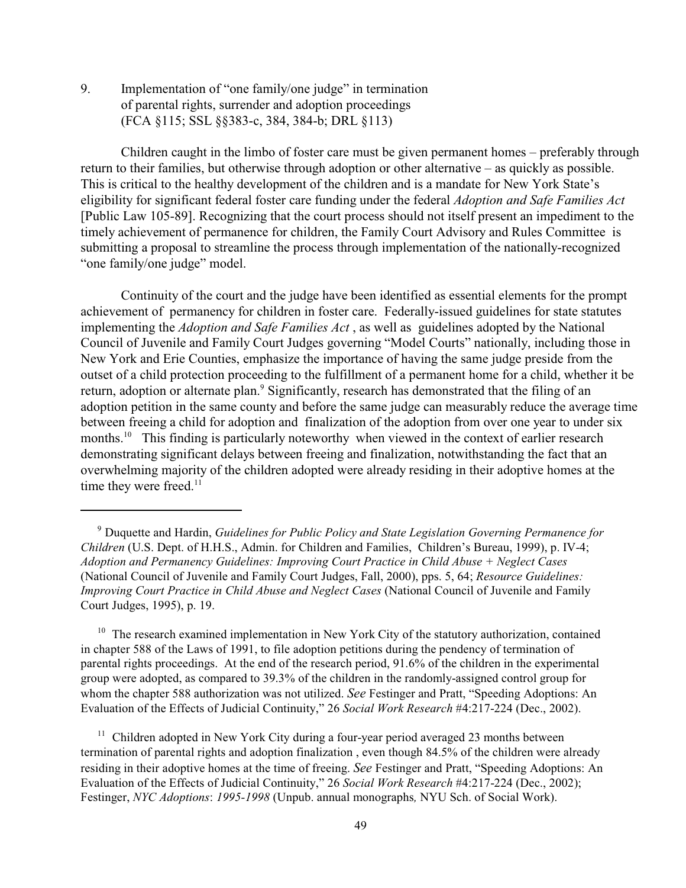9. Implementation of "one family/one judge" in termination of parental rights, surrender and adoption proceedings (FCA §115; SSL §§383-c, 384, 384-b; DRL §113)

Children caught in the limbo of foster care must be given permanent homes – preferably through return to their families, but otherwise through adoption or other alternative – as quickly as possible. This is critical to the healthy development of the children and is a mandate for New York State's eligibility for significant federal foster care funding under the federal *Adoption and Safe Families Act* [Public Law 105-89]. Recognizing that the court process should not itself present an impediment to the timely achievement of permanence for children, the Family Court Advisory and Rules Committee is submitting a proposal to streamline the process through implementation of the nationally-recognized "one family/one judge" model.

Continuity of the court and the judge have been identified as essential elements for the prompt achievement of permanency for children in foster care. Federally-issued guidelines for state statutes implementing the *Adoption and Safe Families Act* , as well as guidelines adopted by the National Council of Juvenile and Family Court Judges governing "Model Courts" nationally, including those in New York and Erie Counties, emphasize the importance of having the same judge preside from the outset of a child protection proceeding to the fulfillment of a permanent home for a child, whether it be return, adoption or alternate plan.[9] Significantly, research has demonstrated that the filing of an adoption petition in the same county and before the same judge can measurably reduce the average time between freeing a child for adoption and finalization of the adoption from over one year to under six months.[10] This finding is particularly noteworthy when viewed in the context of earlier research demonstrating significant delays between freeing and finalization, notwithstanding the fact that an overwhelming majority of the children adopted were already residing in their adoptive homes at the time they were freed.[11]

---

[9] Duquette and Hardin, *Guidelines for Public Policy and State Legislation Governing Permanence for Children* (U.S. Dept. of H.H.S., Admin. for Children and Families, Children's Bureau, 1999), p. IV-4; *Adoption and Permanency Guidelines: Improving Court Practice in Child Abuse + Neglect Cases* (National Council of Juvenile and Family Court Judges, Fall, 2000), pps. 5, 64; *Resource Guidelines: Improving Court Practice in Child Abuse and Neglect Cases* (National Council of Juvenile and Family Court Judges, 1995), p. 19.

[10] The research examined implementation in New York City of the statutory authorization, contained in chapter 588 of the Laws of 1991, to file adoption petitions during the pendency of termination of parental rights proceedings. At the end of the research period, 91.6% of the children in the experimental group were adopted, as compared to 39.3% of the children in the randomly-assigned control group for whom the chapter 588 authorization was not utilized. *See* Festinger and Pratt, "Speeding Adoptions: An Evaluation of the Effects of Judicial Continuity," 26 *Social Work Research* #4:217-224 (Dec., 2002).

[11] Children adopted in New York City during a four-year period averaged 23 months between termination of parental rights and adoption finalization , even though 84.5% of the children were already residing in their adoptive homes at the time of freeing. *See* Festinger and Pratt, "Speeding Adoptions: An Evaluation of the Effects of Judicial Continuity," 26 *Social Work Research* #4:217-224 (Dec., 2002); Festinger, *NYC Adoptions*: *1995-1998* (Unpub. annual monographs*,* NYU Sch. of Social Work).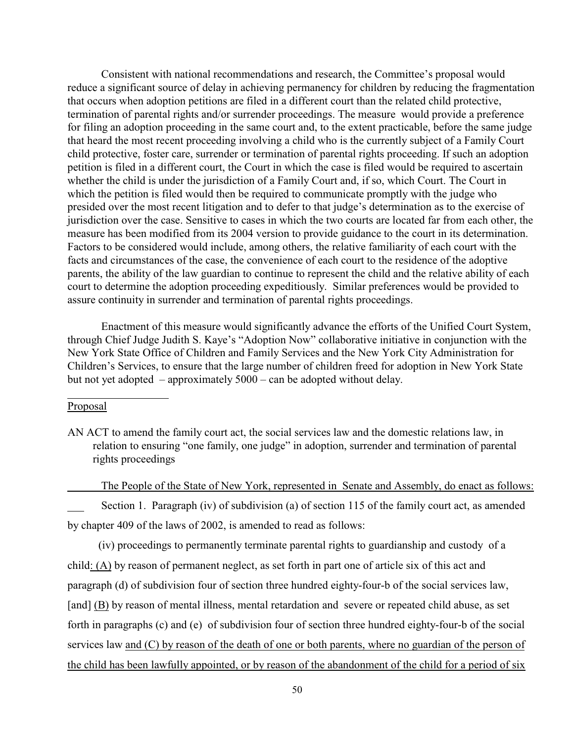Consistent with national recommendations and research, the Committee's proposal would reduce a significant source of delay in achieving permanency for children by reducing the fragmentation that occurs when adoption petitions are filed in a different court than the related child protective, termination of parental rights and/or surrender proceedings. The measure would provide a preference for filing an adoption proceeding in the same court and, to the extent practicable, before the same judge that heard the most recent proceeding involving a child who is the currently subject of a Family Court child protective, foster care, surrender or termination of parental rights proceeding. If such an adoption petition is filed in a different court, the Court in which the case is filed would be required to ascertain whether the child is under the jurisdiction of a Family Court and, if so, which Court. The Court in which the petition is filed would then be required to communicate promptly with the judge who presided over the most recent litigation and to defer to that judge's determination as to the exercise of jurisdiction over the case. Sensitive to cases in which the two courts are located far from each other, the measure has been modified from its 2004 version to provide guidance to the court in its determination. Factors to be considered would include, among others, the relative familiarity of each court with the facts and circumstances of the case, the convenience of each court to the residence of the adoptive parents, the ability of the law guardian to continue to represent the child and the relative ability of each court to determine the adoption proceeding expeditiously. Similar preferences would be provided to assure continuity in surrender and termination of parental rights proceedings.

Enactment of this measure would significantly advance the efforts of the Unified Court System, through Chief Judge Judith S. Kaye's "Adoption Now" collaborative initiative in conjunction with the New York State Office of Children and Family Services and the New York City Administration for Children's Services, to ensure that the large number of children freed for adoption in New York State but not yet adopted – approximately 5000 – can be adopted without delay.

---

Proposal

AN ACT to amend the family court act, the social services law and the domestic relations law, in relation to ensuring "one family, one judge" in adoption, surrender and termination of parental rights proceedings

The People of the State of New York, represented in Senate and Assembly, do enact as follows:

Section 1. Paragraph (iv) of subdivision (a) of section 115 of the family court act, as amended by chapter 409 of the laws of 2002, is amended to read as follows:

(iv) proceedings to permanently terminate parental rights to guardianship and custody of a child: (A) by reason of permanent neglect, as set forth in part one of article six of this act and paragraph (d) of subdivision four of section three hundred eighty-four-b of the social services law, [and] (B) by reason of mental illness, mental retardation and severe or repeated child abuse, as set forth in paragraphs (c) and (e) of subdivision four of section three hundred eighty-four-b of the social services law and (C) by reason of the death of one or both parents, where no guardian of the person of the child has been lawfully appointed, or by reason of the abandonment of the child for a period of six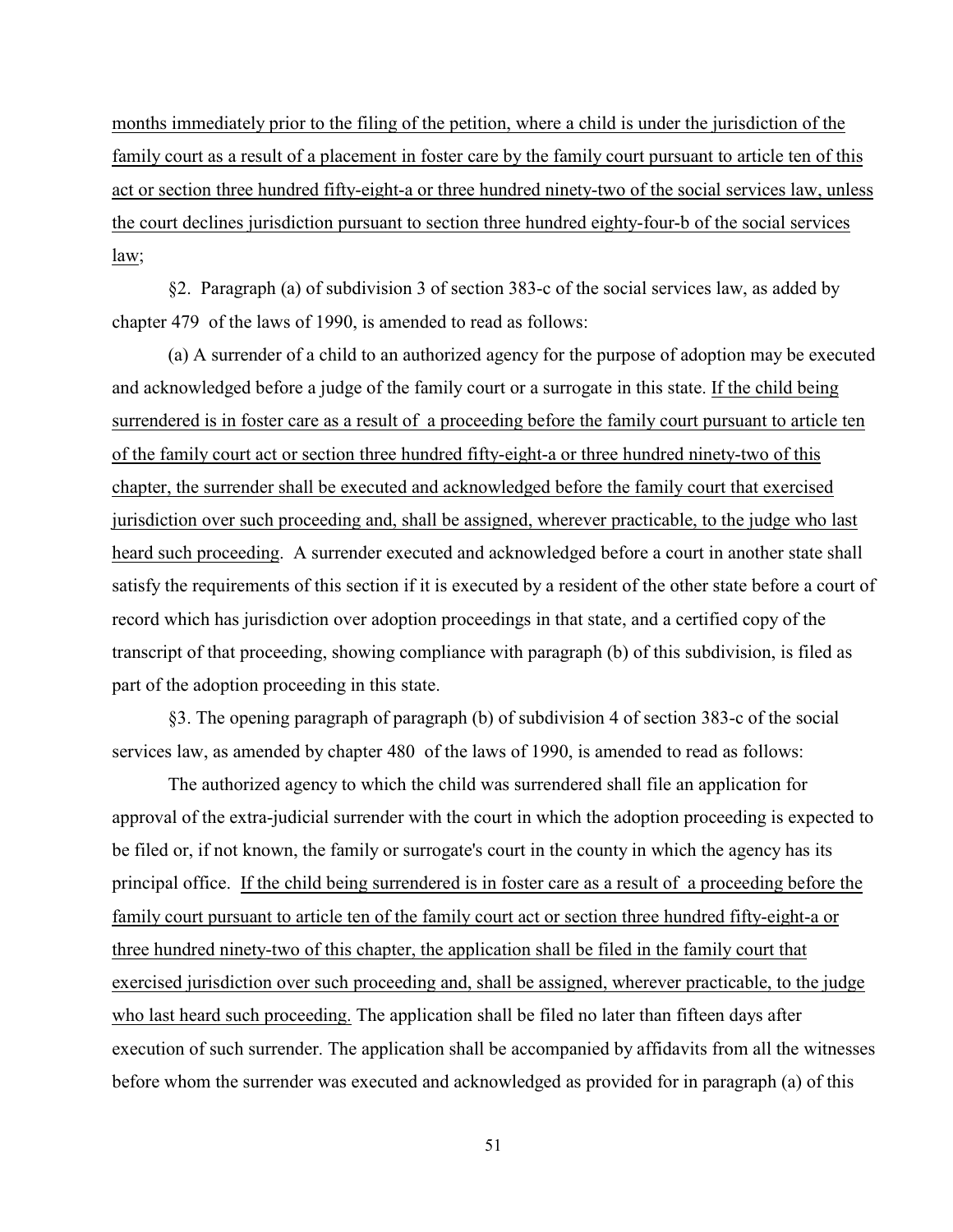months immediately prior to the filing of the petition, where a child is under the jurisdiction of the family court as a result of a placement in foster care by the family court pursuant to article ten of this act or section three hundred fifty-eight-a or three hundred ninety-two of the social services law, unless the court declines jurisdiction pursuant to section three hundred eighty-four-b of the social services law;

§2. Paragraph (a) of subdivision 3 of section 383-c of the social services law, as added by chapter 479 of the laws of 1990, is amended to read as follows:

(a) A surrender of a child to an authorized agency for the purpose of adoption may be executed and acknowledged before a judge of the family court or a surrogate in this state. If the child being surrendered is in foster care as a result of a proceeding before the family court pursuant to article ten of the family court act or section three hundred fifty-eight-a or three hundred ninety-two of this chapter, the surrender shall be executed and acknowledged before the family court that exercised jurisdiction over such proceeding and, shall be assigned, wherever practicable, to the judge who last heard such proceeding. A surrender executed and acknowledged before a court in another state shall satisfy the requirements of this section if it is executed by a resident of the other state before a court of record which has jurisdiction over adoption proceedings in that state, and a certified copy of the transcript of that proceeding, showing compliance with paragraph (b) of this subdivision, is filed as part of the adoption proceeding in this state.

§3. The opening paragraph of paragraph (b) of subdivision 4 of section 383-c of the social services law, as amended by chapter 480 of the laws of 1990, is amended to read as follows:

The authorized agency to which the child was surrendered shall file an application for approval of the extra-judicial surrender with the court in which the adoption proceeding is expected to be filed or, if not known, the family or surrogate's court in the county in which the agency has its principal office. If the child being surrendered is in foster care as a result of a proceeding before the family court pursuant to article ten of the family court act or section three hundred fifty-eight-a or three hundred ninety-two of this chapter, the application shall be filed in the family court that exercised jurisdiction over such proceeding and, shall be assigned, wherever practicable, to the judge who last heard such proceeding. The application shall be filed no later than fifteen days after execution of such surrender. The application shall be accompanied by affidavits from all the witnesses before whom the surrender was executed and acknowledged as provided for in paragraph (a) of this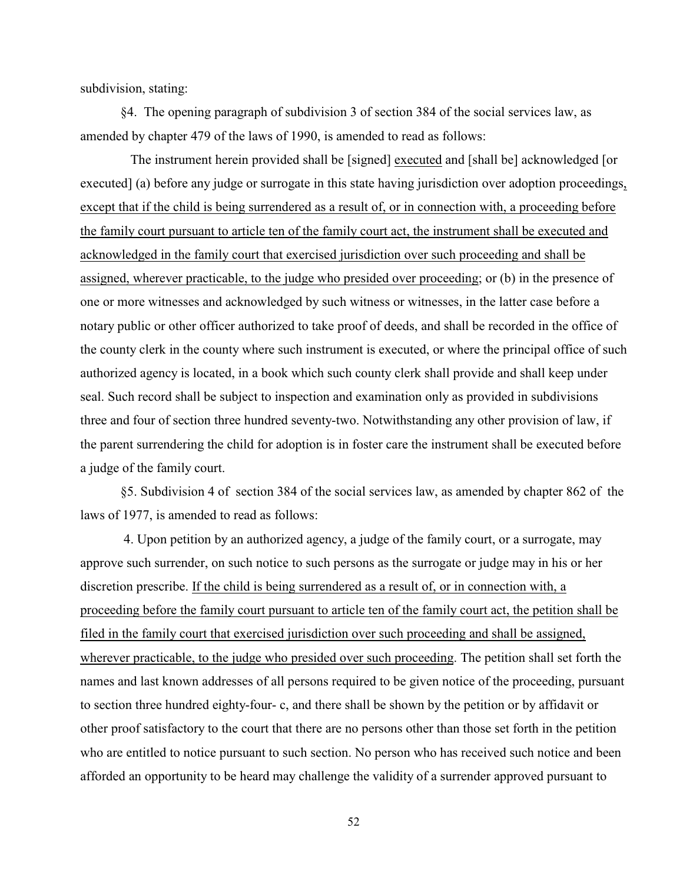subdivision, stating:

§4. The opening paragraph of subdivision 3 of section 384 of the social services law, as amended by chapter 479 of the laws of 1990, is amended to read as follows:

The instrument herein provided shall be [signed] <u>executed</u> and [shall be] acknowledged [or executed] (a) before any judge or surrogate in this state having jurisdiction over adoption proceedings<u>, except that if the child is being surrendered as a result of, or in connection with, a proceeding before the family court pursuant to article ten of the family court act, the instrument shall be executed and acknowledged in the family court that exercised jurisdiction over such proceeding and shall be assigned, wherever practicable, to the judge who presided over proceeding</u>; or (b) in the presence of one or more witnesses and acknowledged by such witness or witnesses, in the latter case before a notary public or other officer authorized to take proof of deeds, and shall be recorded in the office of the county clerk in the county where such instrument is executed, or where the principal office of such authorized agency is located, in a book which such county clerk shall provide and shall keep under seal. Such record shall be subject to inspection and examination only as provided in subdivisions three and four of section three hundred seventy-two. Notwithstanding any other provision of law, if the parent surrendering the child for adoption is in foster care the instrument shall be executed before a judge of the family court.

§5. Subdivision 4 of section 384 of the social services law, as amended by chapter 862 of the laws of 1977, is amended to read as follows:

4. Upon petition by an authorized agency, a judge of the family court, or a surrogate, may approve such surrender, on such notice to such persons as the surrogate or judge may in his or her discretion prescribe. <u>If the child is being surrendered as a result of, or in connection with, a proceeding before the family court pursuant to article ten of the family court act, the petition shall be filed in the family court that exercised jurisdiction over such proceeding and shall be assigned, wherever practicable, to the judge who presided over such proceeding</u>. The petition shall set forth the names and last known addresses of all persons required to be given notice of the proceeding, pursuant to section three hundred eighty-four- c, and there shall be shown by the petition or by affidavit or other proof satisfactory to the court that there are no persons other than those set forth in the petition who are entitled to notice pursuant to such section. No person who has received such notice and been afforded an opportunity to be heard may challenge the validity of a surrender approved pursuant to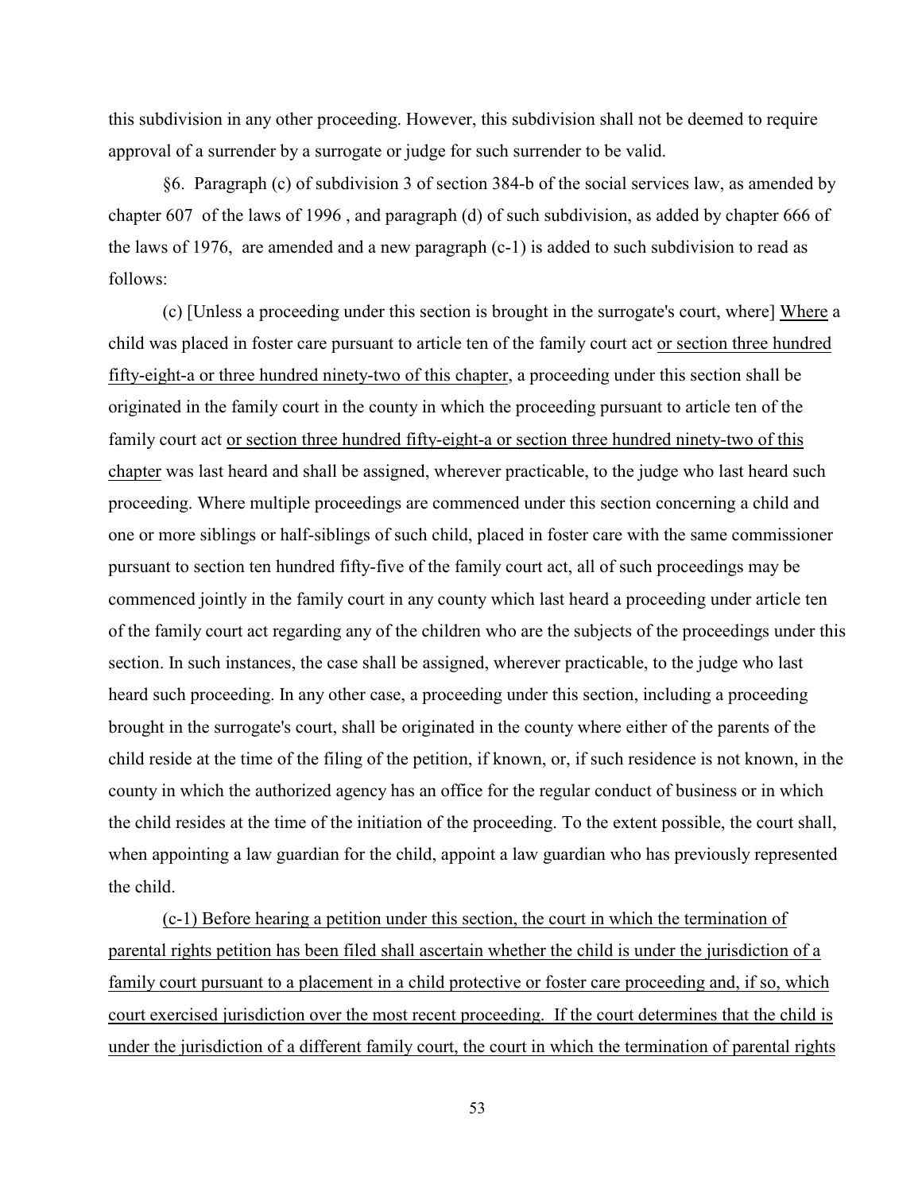this subdivision in any other proceeding. However, this subdivision shall not be deemed to require approval of a surrender by a surrogate or judge for such surrender to be valid.

§6. Paragraph (c) of subdivision 3 of section 384-b of the social services law, as amended by chapter 607 of the laws of 1996 , and paragraph (d) of such subdivision, as added by chapter 666 of the laws of 1976, are amended and a new paragraph (c-1) is added to such subdivision to read as follows:

(c) [Unless a proceeding under this section is brought in the surrogate's court, where] <u>Where</u> a child was placed in foster care pursuant to article ten of the family court act <u>or section three hundred fifty-eight-a or three hundred ninety-two of this chapter</u>, a proceeding under this section shall be originated in the family court in the county in which the proceeding pursuant to article ten of the family court act <u>or section three hundred fifty-eight-a or section three hundred ninety-two of this chapter</u> was last heard and shall be assigned, wherever practicable, to the judge who last heard such proceeding. Where multiple proceedings are commenced under this section concerning a child and one or more siblings or half-siblings of such child, placed in foster care with the same commissioner pursuant to section ten hundred fifty-five of the family court act, all of such proceedings may be commenced jointly in the family court in any county which last heard a proceeding under article ten of the family court act regarding any of the children who are the subjects of the proceedings under this section. In such instances, the case shall be assigned, wherever practicable, to the judge who last heard such proceeding. In any other case, a proceeding under this section, including a proceeding brought in the surrogate's court, shall be originated in the county where either of the parents of the child reside at the time of the filing of the petition, if known, or, if such residence is not known, in the county in which the authorized agency has an office for the regular conduct of business or in which the child resides at the time of the initiation of the proceeding. To the extent possible, the court shall, when appointing a law guardian for the child, appoint a law guardian who has previously represented the child.

<u>(c-1) Before hearing a petition under this section, the court in which the termination of parental rights petition has been filed shall ascertain whether the child is under the jurisdiction of a family court pursuant to a placement in a child protective or foster care proceeding and, if so, which court exercised jurisdiction over the most recent proceeding. If the court determines that the child is under the jurisdiction of a different family court, the court in which the termination of parental rights</u>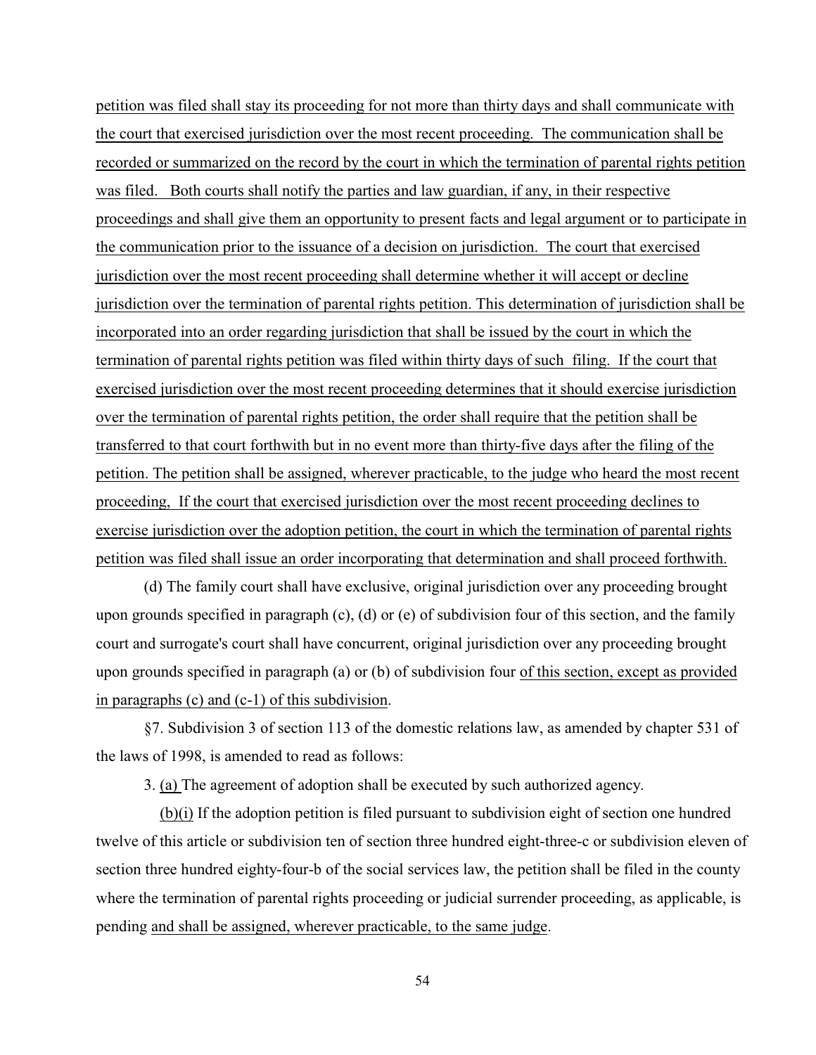petition was filed shall stay its proceeding for not more than thirty days and shall communicate with the court that exercised jurisdiction over the most recent proceeding. The communication shall be recorded or summarized on the record by the court in which the termination of parental rights petition was filed. Both courts shall notify the parties and law guardian, if any, in their respective proceedings and shall give them an opportunity to present facts and legal argument or to participate in the communication prior to the issuance of a decision on jurisdiction. The court that exercised jurisdiction over the most recent proceeding shall determine whether it will accept or decline jurisdiction over the termination of parental rights petition. This determination of jurisdiction shall be incorporated into an order regarding jurisdiction that shall be issued by the court in which the termination of parental rights petition was filed within thirty days of such filing. If the court that exercised jurisdiction over the most recent proceeding determines that it should exercise jurisdiction over the termination of parental rights petition, the order shall require that the petition shall be transferred to that court forthwith but in no event more than thirty-five days after the filing of the petition. The petition shall be assigned, wherever practicable, to the judge who heard the most recent proceeding, If the court that exercised jurisdiction over the most recent proceeding declines to exercise jurisdiction over the adoption petition, the court in which the termination of parental rights petition was filed shall issue an order incorporating that determination and shall proceed forthwith.

(d) The family court shall have exclusive, original jurisdiction over any proceeding brought upon grounds specified in paragraph (c), (d) or (e) of subdivision four of this section, and the family court and surrogate's court shall have concurrent, original jurisdiction over any proceeding brought upon grounds specified in paragraph (a) or (b) of subdivision four of this section, except as provided in paragraphs (c) and (c-1) of this subdivision.

§7. Subdivision 3 of section 113 of the domestic relations law, as amended by chapter 531 of the laws of 1998, is amended to read as follows:

3. (a) The agreement of adoption shall be executed by such authorized agency.

(b)(i) If the adoption petition is filed pursuant to subdivision eight of section one hundred twelve of this article or subdivision ten of section three hundred eight-three-c or subdivision eleven of section three hundred eighty-four-b of the social services law, the petition shall be filed in the county where the termination of parental rights proceeding or judicial surrender proceeding, as applicable, is pending and shall be assigned, wherever practicable, to the same judge.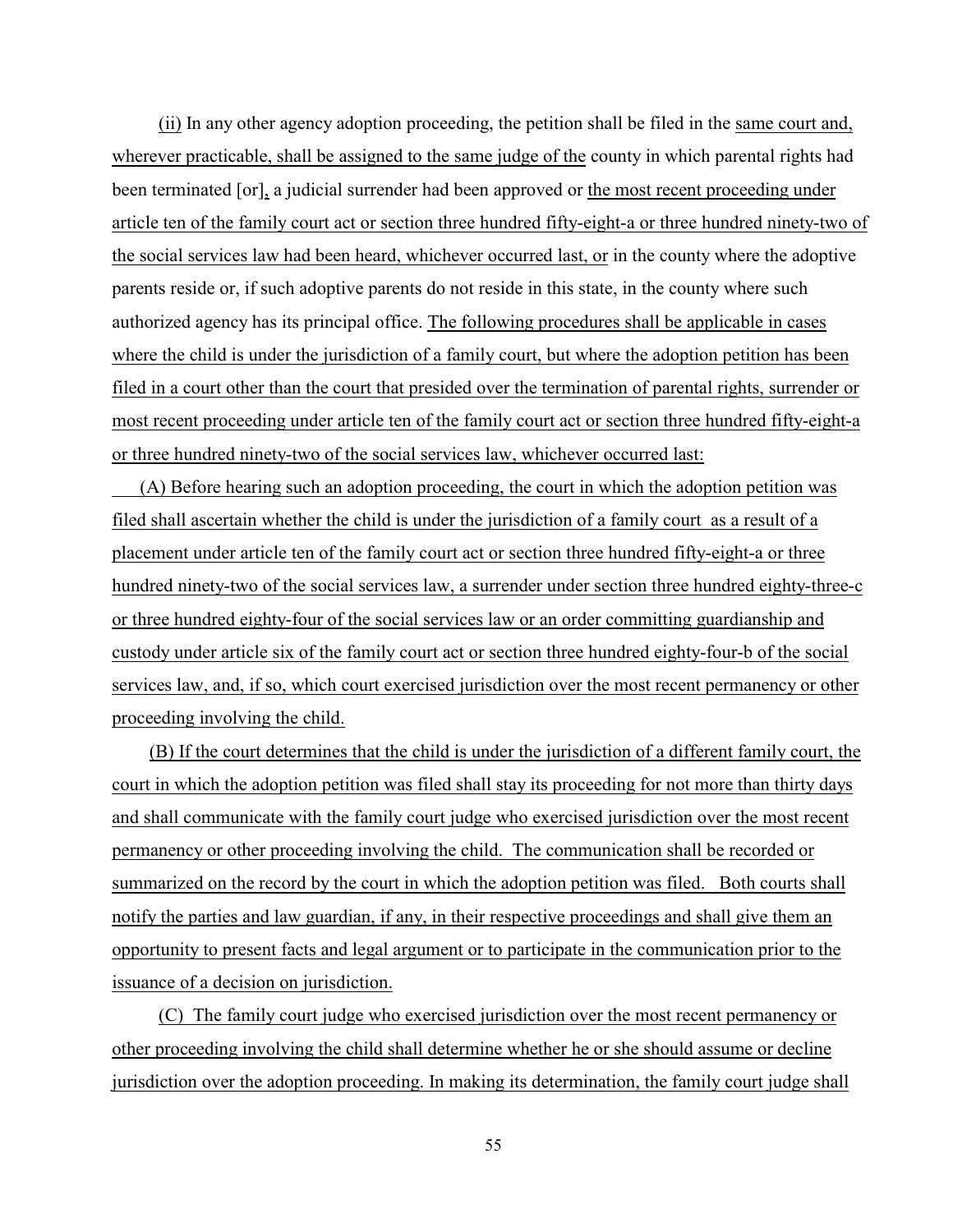(ii) In any other agency adoption proceeding, the petition shall be filed in the same court and, wherever practicable, shall be assigned to the same judge of the county in which parental rights had been terminated [or], a judicial surrender had been approved or the most recent proceeding under article ten of the family court act or section three hundred fifty-eight-a or three hundred ninety-two of the social services law had been heard, whichever occurred last, or in the county where the adoptive parents reside or, if such adoptive parents do not reside in this state, in the county where such authorized agency has its principal office. The following procedures shall be applicable in cases where the child is under the jurisdiction of a family court, but where the adoption petition has been filed in a court other than the court that presided over the termination of parental rights, surrender or most recent proceeding under article ten of the family court act or section three hundred fifty-eight-a or three hundred ninety-two of the social services law, whichever occurred last:

(A) Before hearing such an adoption proceeding, the court in which the adoption petition was filed shall ascertain whether the child is under the jurisdiction of a family court as a result of a placement under article ten of the family court act or section three hundred fifty-eight-a or three hundred ninety-two of the social services law, a surrender under section three hundred eighty-three-c or three hundred eighty-four of the social services law or an order committing guardianship and custody under article six of the family court act or section three hundred eighty-four-b of the social services law, and, if so, which court exercised jurisdiction over the most recent permanency or other proceeding involving the child.

(B) If the court determines that the child is under the jurisdiction of a different family court, the court in which the adoption petition was filed shall stay its proceeding for not more than thirty days and shall communicate with the family court judge who exercised jurisdiction over the most recent permanency or other proceeding involving the child. The communication shall be recorded or summarized on the record by the court in which the adoption petition was filed. Both courts shall notify the parties and law guardian, if any, in their respective proceedings and shall give them an opportunity to present facts and legal argument or to participate in the communication prior to the issuance of a decision on jurisdiction.

(C) The family court judge who exercised jurisdiction over the most recent permanency or other proceeding involving the child shall determine whether he or she should assume or decline jurisdiction over the adoption proceeding. In making its determination, the family court judge shall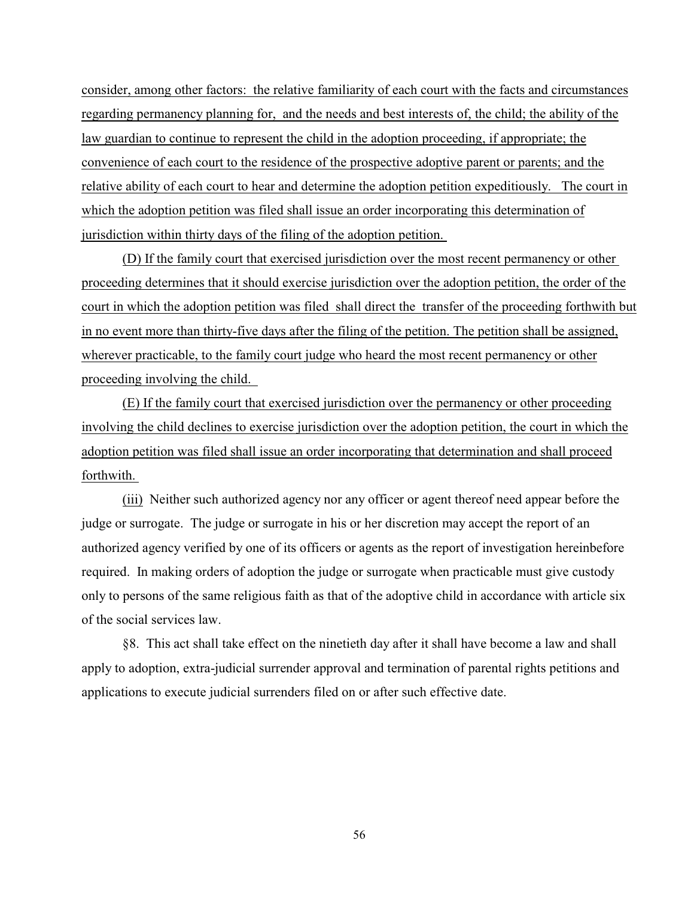consider, among other factors: the relative familiarity of each court with the facts and circumstances regarding permanency planning for, and the needs and best interests of, the child; the ability of the law guardian to continue to represent the child in the adoption proceeding, if appropriate; the convenience of each court to the residence of the prospective adoptive parent or parents; and the relative ability of each court to hear and determine the adoption petition expeditiously. The court in which the adoption petition was filed shall issue an order incorporating this determination of jurisdiction within thirty days of the filing of the adoption petition.

(D) If the family court that exercised jurisdiction over the most recent permanency or other proceeding determines that it should exercise jurisdiction over the adoption petition, the order of the court in which the adoption petition was filed shall direct the transfer of the proceeding forthwith but in no event more than thirty-five days after the filing of the petition. The petition shall be assigned, wherever practicable, to the family court judge who heard the most recent permanency or other proceeding involving the child.

(E) If the family court that exercised jurisdiction over the permanency or other proceeding involving the child declines to exercise jurisdiction over the adoption petition, the court in which the adoption petition was filed shall issue an order incorporating that determination and shall proceed forthwith.

(iii) Neither such authorized agency nor any officer or agent thereof need appear before the judge or surrogate. The judge or surrogate in his or her discretion may accept the report of an authorized agency verified by one of its officers or agents as the report of investigation hereinbefore required. In making orders of adoption the judge or surrogate when practicable must give custody only to persons of the same religious faith as that of the adoptive child in accordance with article six of the social services law.

§8. This act shall take effect on the ninetieth day after it shall have become a law and shall apply to adoption, extra-judicial surrender approval and termination of parental rights petitions and applications to execute judicial surrenders filed on or after such effective date.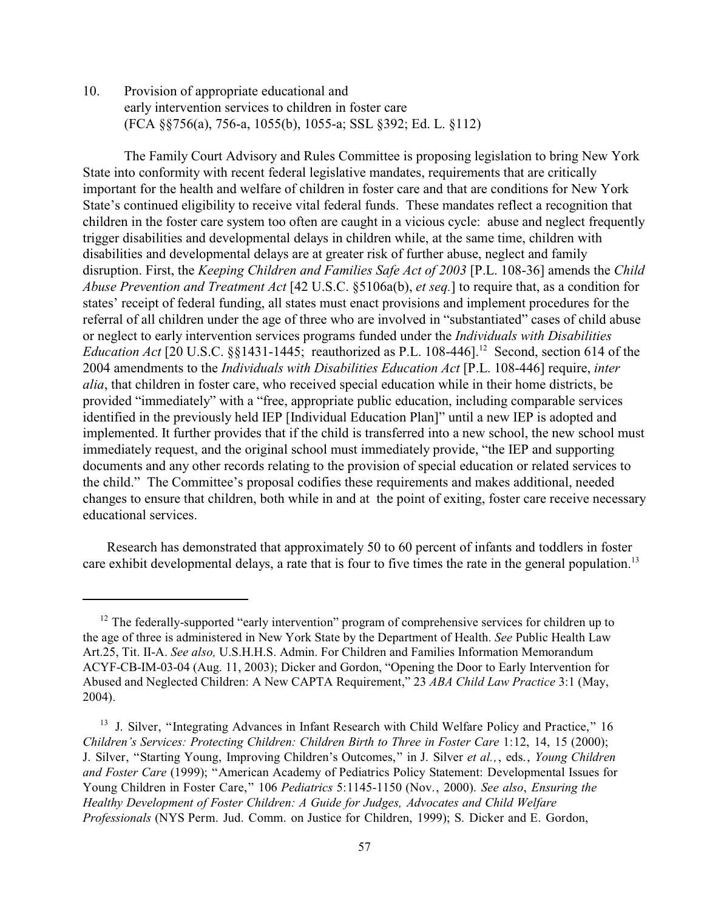10. Provision of appropriate educational and early intervention services to children in foster care (FCA §§756(a), 756-a, 1055(b), 1055-a; SSL §392; Ed. L. §112)

The Family Court Advisory and Rules Committee is proposing legislation to bring New York State into conformity with recent federal legislative mandates, requirements that are critically important for the health and welfare of children in foster care and that are conditions for New York State's continued eligibility to receive vital federal funds. These mandates reflect a recognition that children in the foster care system too often are caught in a vicious cycle: abuse and neglect frequently trigger disabilities and developmental delays in children while, at the same time, children with disabilities and developmental delays are at greater risk of further abuse, neglect and family disruption. First, the *Keeping Children and Families Safe Act of 2003* [P.L. 108-36] amends the *Child Abuse Prevention and Treatment Act* [42 U.S.C. §5106a(b), *et seq.*] to require that, as a condition for states' receipt of federal funding, all states must enact provisions and implement procedures for the referral of all children under the age of three who are involved in "substantiated" cases of child abuse or neglect to early intervention services programs funded under the *Individuals with Disabilities Education Act* [20 U.S.C. §§1431-1445; reauthorized as P.L. 108-446].[12] Second, section 614 of the 2004 amendments to the *Individuals with Disabilities Education Act* [P.L. 108-446] require, *inter alia*, that children in foster care, who received special education while in their home districts, be provided "immediately" with a "free, appropriate public education, including comparable services identified in the previously held IEP [Individual Education Plan]" until a new IEP is adopted and implemented. It further provides that if the child is transferred into a new school, the new school must immediately request, and the original school must immediately provide, "the IEP and supporting documents and any other records relating to the provision of special education or related services to the child." The Committee's proposal codifies these requirements and makes additional, needed changes to ensure that children, both while in and at the point of exiting, foster care receive necessary educational services.

Research has demonstrated that approximately 50 to 60 percent of infants and toddlers in foster care exhibit developmental delays, a rate that is four to five times the rate in the general population.[13]

---

[12] The federally-supported "early intervention" program of comprehensive services for children up to the age of three is administered in New York State by the Department of Health. *See* Public Health Law Art.25, Tit. II-A. *See also,* U.S.H.H.S. Admin. For Children and Families Information Memorandum ACYF-CB-IM-03-04 (Aug. 11, 2003); Dicker and Gordon, "Opening the Door to Early Intervention for Abused and Neglected Children: A New CAPTA Requirement," 23 *ABA Child Law Practice* 3:1 (May, 2004).

[13] J. Silver, "Integrating Advances in Infant Research with Child Welfare Policy and Practice," 16 *Children's Services: Protecting Children: Children Birth to Three in Foster Care* 1:12, 14, 15 (2000); J. Silver, "Starting Young, Improving Children's Outcomes," in J. Silver *et al.,*, eds., *Young Children and Foster Care* (1999); "American Academy of Pediatrics Policy Statement: Developmental Issues for Young Children in Foster Care," 106 *Pediatrics* 5:1145-1150 (Nov., 2000). *See also*, *Ensuring the Healthy Development of Foster Children: A Guide for Judges, Advocates and Child Welfare Professionals* (NYS Perm. Jud. Comm. on Justice for Children, 1999); S. Dicker and E. Gordon,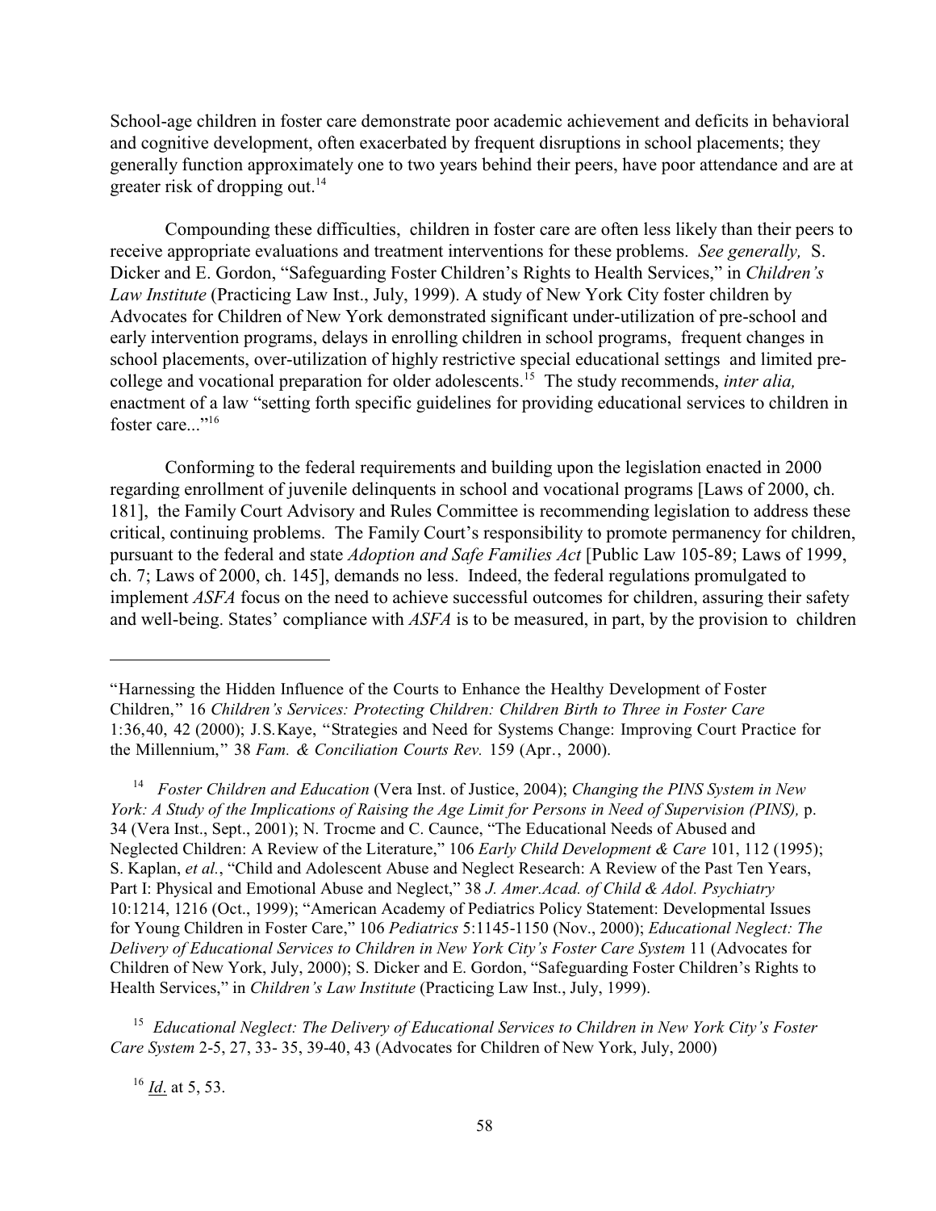School-age children in foster care demonstrate poor academic achievement and deficits in behavioral and cognitive development, often exacerbated by frequent disruptions in school placements; they generally function approximately one to two years behind their peers, have poor attendance and are at greater risk of dropping out.[14]

Compounding these difficulties, children in foster care are often less likely than their peers to receive appropriate evaluations and treatment interventions for these problems. *See generally,* S. Dicker and E. Gordon, "Safeguarding Foster Children's Rights to Health Services," in *Children's Law Institute* (Practicing Law Inst., July, 1999). A study of New York City foster children by Advocates for Children of New York demonstrated significant under-utilization of pre-school and early intervention programs, delays in enrolling children in school programs, frequent changes in school placements, over-utilization of highly restrictive special educational settings and limited pre-college and vocational preparation for older adolescents.[15] The study recommends, *inter alia,* enactment of a law "setting forth specific guidelines for providing educational services to children in foster care..."[16]

Conforming to the federal requirements and building upon the legislation enacted in 2000 regarding enrollment of juvenile delinquents in school and vocational programs [Laws of 2000, ch. 181], the Family Court Advisory and Rules Committee is recommending legislation to address these critical, continuing problems. The Family Court's responsibility to promote permanency for children, pursuant to the federal and state *Adoption and Safe Families Act* [Public Law 105-89; Laws of 1999, ch. 7; Laws of 2000, ch. 145], demands no less. Indeed, the federal regulations promulgated to implement *ASFA* focus on the need to achieve successful outcomes for children, assuring their safety and well-being. States' compliance with *ASFA* is to be measured, in part, by the provision to children

---

"Harnessing the Hidden Influence of the Courts to Enhance the Healthy Development of Foster Children," 16 *Children's Services: Protecting Children: Children Birth to Three in Foster Care* 1:36,40, 42 (2000); J.S.Kaye, "Strategies and Need for Systems Change: Improving Court Practice for the Millennium," 38 *Fam. & Conciliation Courts Rev.* 159 (Apr., 2000).

[14] *Foster Children and Education* (Vera Inst. of Justice, 2004); *Changing the PINS System in New York: A Study of the Implications of Raising the Age Limit for Persons in Need of Supervision (PINS),* p. 34 (Vera Inst., Sept., 2001); N. Trocme and C. Caunce, "The Educational Needs of Abused and Neglected Children: A Review of the Literature," 106 *Early Child Development & Care* 101, 112 (1995); S. Kaplan, *et al.*, "Child and Adolescent Abuse and Neglect Research: A Review of the Past Ten Years, Part I: Physical and Emotional Abuse and Neglect," 38 *J. Amer.Acad. of Child & Adol. Psychiatry* 10:1214, 1216 (Oct., 1999); "American Academy of Pediatrics Policy Statement: Developmental Issues for Young Children in Foster Care," 106 *Pediatrics* 5:1145-1150 (Nov., 2000); *Educational Neglect: The Delivery of Educational Services to Children in New York City's Foster Care System* 11 (Advocates for Children of New York, July, 2000); S. Dicker and E. Gordon, "Safeguarding Foster Children's Rights to Health Services," in *Children's Law Institute* (Practicing Law Inst., July, 1999).

[15] *Educational Neglect: The Delivery of Educational Services to Children in New York City's Foster Care System* 2-5, 27, 33- 35, 39-40, 43 (Advocates for Children of New York, July, 2000)

[16] *Id.* at 5, 53.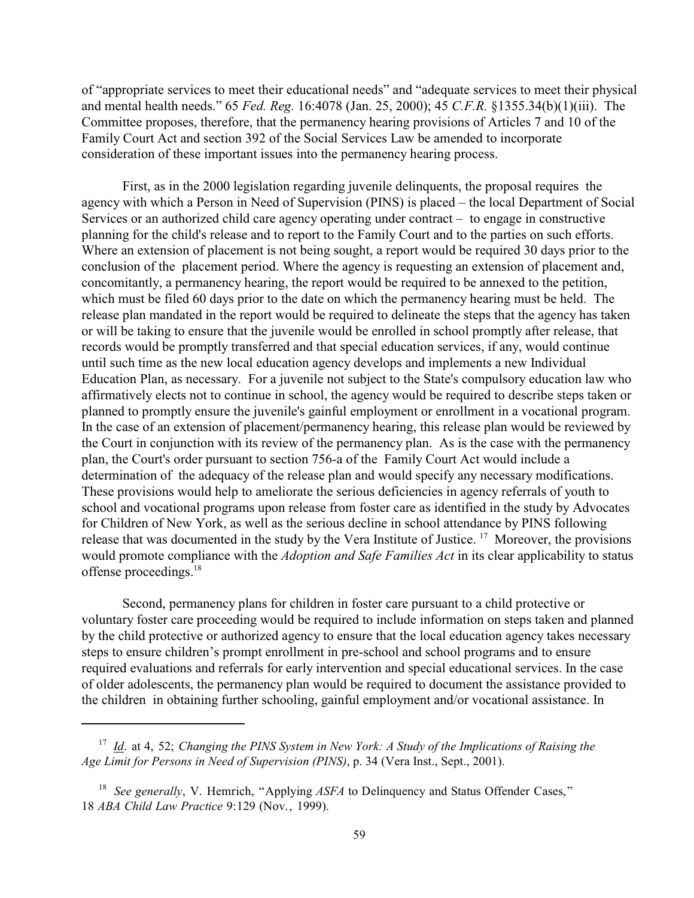of "appropriate services to meet their educational needs" and "adequate services to meet their physical and mental health needs." 65 *Fed. Reg.* 16:4078 (Jan. 25, 2000); 45 *C.F.R.* §1355.34(b)(1)(iii). The Committee proposes, therefore, that the permanency hearing provisions of Articles 7 and 10 of the Family Court Act and section 392 of the Social Services Law be amended to incorporate consideration of these important issues into the permanency hearing process.

First, as in the 2000 legislation regarding juvenile delinquents, the proposal requires the agency with which a Person in Need of Supervision (PINS) is placed – the local Department of Social Services or an authorized child care agency operating under contract – to engage in constructive planning for the child's release and to report to the Family Court and to the parties on such efforts. Where an extension of placement is not being sought, a report would be required 30 days prior to the conclusion of the placement period. Where the agency is requesting an extension of placement and, concomitantly, a permanency hearing, the report would be required to be annexed to the petition, which must be filed 60 days prior to the date on which the permanency hearing must be held. The release plan mandated in the report would be required to delineate the steps that the agency has taken or will be taking to ensure that the juvenile would be enrolled in school promptly after release, that records would be promptly transferred and that special education services, if any, would continue until such time as the new local education agency develops and implements a new Individual Education Plan, as necessary. For a juvenile not subject to the State's compulsory education law who affirmatively elects not to continue in school, the agency would be required to describe steps taken or planned to promptly ensure the juvenile's gainful employment or enrollment in a vocational program. In the case of an extension of placement/permanency hearing, this release plan would be reviewed by the Court in conjunction with its review of the permanency plan. As is the case with the permanency plan, the Court's order pursuant to section 756-a of the Family Court Act would include a determination of the adequacy of the release plan and would specify any necessary modifications. These provisions would help to ameliorate the serious deficiencies in agency referrals of youth to school and vocational programs upon release from foster care as identified in the study by Advocates for Children of New York, as well as the serious decline in school attendance by PINS following release that was documented in the study by the Vera Institute of Justice.[17] Moreover, the provisions would promote compliance with the *Adoption and Safe Families Act* in its clear applicability to status offense proceedings.[18]

Second, permanency plans for children in foster care pursuant to a child protective or voluntary foster care proceeding would be required to include information on steps taken and planned by the child protective or authorized agency to ensure that the local education agency takes necessary steps to ensure children's prompt enrollment in pre-school and school programs and to ensure required evaluations and referrals for early intervention and special educational services. In the case of older adolescents, the permanency plan would be required to document the assistance provided to the children in obtaining further schooling, gainful employment and/or vocational assistance. In

---

[17] *Id*. at 4, 52; *Changing the PINS System in New York: A Study of the Implications of Raising the Age Limit for Persons in Need of Supervision (PINS)*, p. 34 (Vera Inst., Sept., 2001).

[18] *See generally*, V. Hemrich, "Applying *ASFA* to Delinquency and Status Offender Cases," 18 *ABA Child Law Practice* 9:129 (Nov., 1999).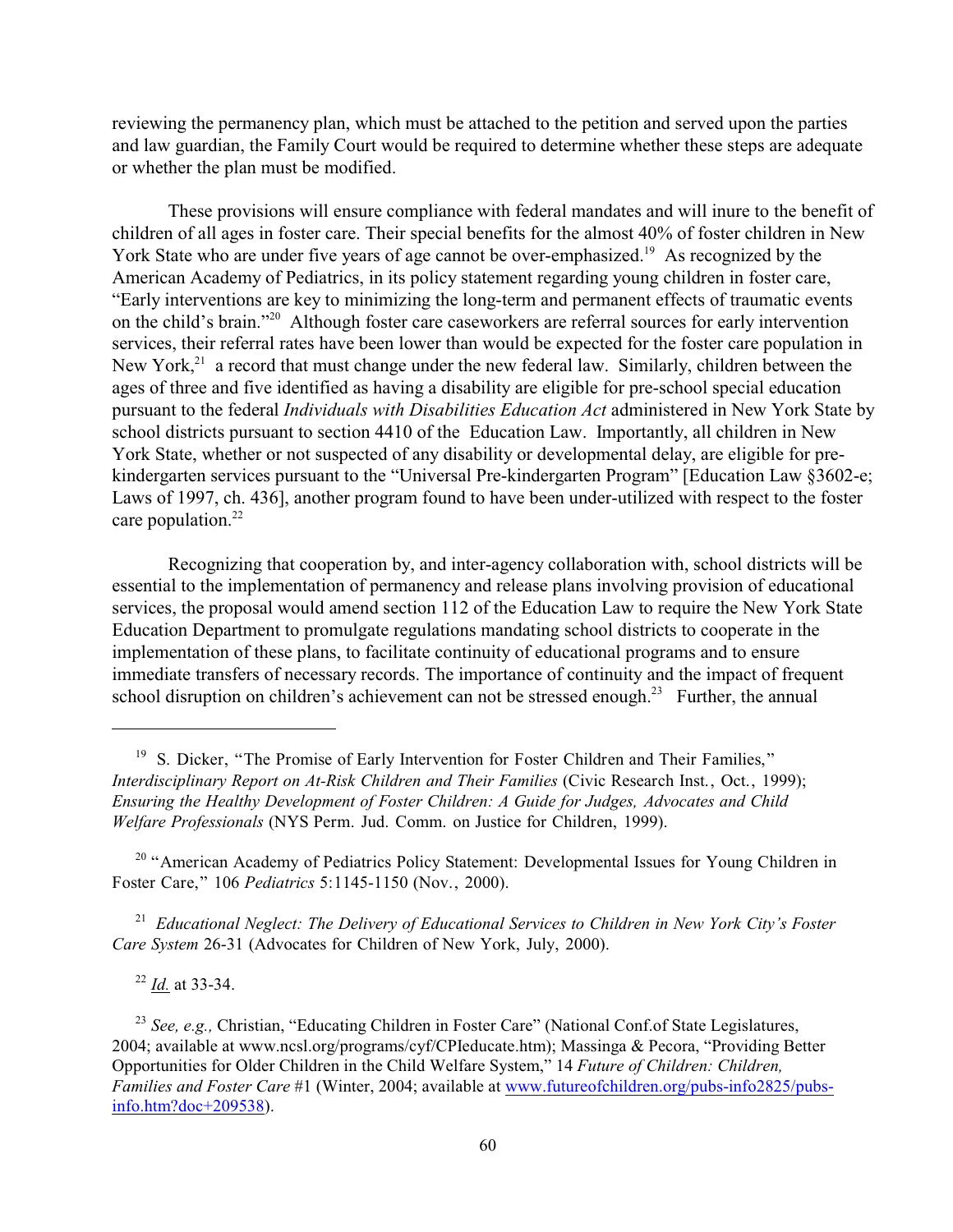reviewing the permanency plan, which must be attached to the petition and served upon the parties and law guardian, the Family Court would be required to determine whether these steps are adequate or whether the plan must be modified.

These provisions will ensure compliance with federal mandates and will inure to the benefit of children of all ages in foster care. Their special benefits for the almost 40% of foster children in New York State who are under five years of age cannot be over-emphasized.[19] As recognized by the American Academy of Pediatrics, in its policy statement regarding young children in foster care, "Early interventions are key to minimizing the long-term and permanent effects of traumatic events on the child's brain."[20] Although foster care caseworkers are referral sources for early intervention services, their referral rates have been lower than would be expected for the foster care population in New York,[21] a record that must change under the new federal law. Similarly, children between the ages of three and five identified as having a disability are eligible for pre-school special education pursuant to the federal *Individuals with Disabilities Education Act* administered in New York State by school districts pursuant to section 4410 of the Education Law. Importantly, all children in New York State, whether or not suspected of any disability or developmental delay, are eligible for pre-kindergarten services pursuant to the "Universal Pre-kindergarten Program" [Education Law §3602-e; Laws of 1997, ch. 436], another program found to have been under-utilized with respect to the foster care population.[22]

Recognizing that cooperation by, and inter-agency collaboration with, school districts will be essential to the implementation of permanency and release plans involving provision of educational services, the proposal would amend section 112 of the Education Law to require the New York State Education Department to promulgate regulations mandating school districts to cooperate in the implementation of these plans, to facilitate continuity of educational programs and to ensure immediate transfers of necessary records. The importance of continuity and the impact of frequent school disruption on children's achievement can not be stressed enough.[23] Further, the annual

---

[19] S. Dicker, "The Promise of Early Intervention for Foster Children and Their Families," *Interdisciplinary Report on At-Risk Children and Their Families* (Civic Research Inst., Oct., 1999); *Ensuring the Healthy Development of Foster Children: A Guide for Judges, Advocates and Child Welfare Professionals* (NYS Perm. Jud. Comm. on Justice for Children, 1999).

[20] "American Academy of Pediatrics Policy Statement: Developmental Issues for Young Children in Foster Care," 106 *Pediatrics* 5:1145-1150 (Nov., 2000).

[21] *Educational Neglect: The Delivery of Educational Services to Children in New York City's Foster Care System* 26-31 (Advocates for Children of New York, July, 2000).

[22] *Id.* at 33-34.

[23] *See, e.g.,* Christian, "Educating Children in Foster Care" (National Conf.of State Legislatures, 2004; available at www.ncsl.org/programs/cyf/CPIeducate.htm); Massinga & Pecora, "Providing Better Opportunities for Older Children in the Child Welfare System," 14 *Future of Children: Children, Families and Foster Care* #1 (Winter, 2004; available at www.futureofchildren.org/pubs-info2825/pubs-info.htm?doc+209538).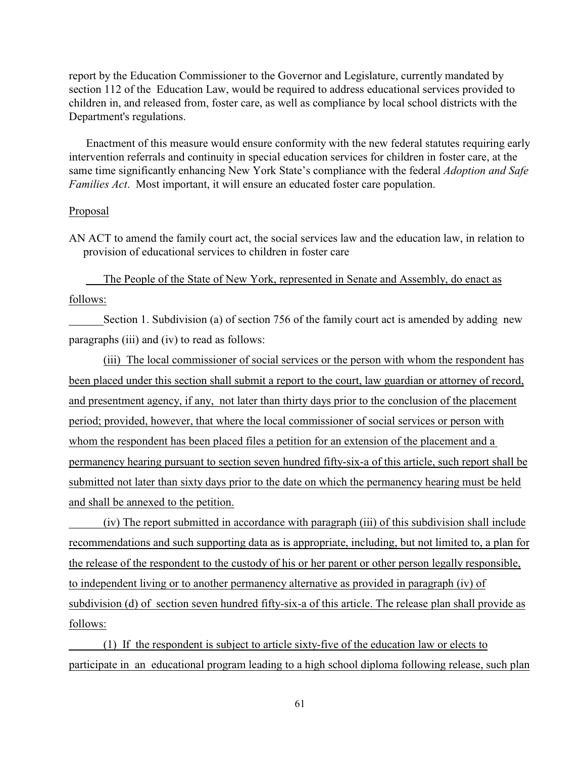report by the Education Commissioner to the Governor and Legislature, currently mandated by section 112 of the Education Law, would be required to address educational services provided to children in, and released from, foster care, as well as compliance by local school districts with the Department's regulations.

Enactment of this measure would ensure conformity with the new federal statutes requiring early intervention referrals and continuity in special education services for children in foster care, at the same time significantly enhancing New York State's compliance with the federal *Adoption and Safe Families Act*. Most important, it will ensure an educated foster care population.

Proposal

AN ACT to amend the family court act, the social services law and the education law, in relation to provision of educational services to children in foster care

The People of the State of New York, represented in Senate and Assembly, do enact as follows:

Section 1. Subdivision (a) of section 756 of the family court act is amended by adding new paragraphs (iii) and (iv) to read as follows:

(iii) The local commissioner of social services or the person with whom the respondent has been placed under this section shall submit a report to the court, law guardian or attorney of record, and presentment agency, if any, not later than thirty days prior to the conclusion of the placement period; provided, however, that where the local commissioner of social services or person with whom the respondent has been placed files a petition for an extension of the placement and a permanency hearing pursuant to section seven hundred fifty-six-a of this article, such report shall be submitted not later than sixty days prior to the date on which the permanency hearing must be held and shall be annexed to the petition.

(iv) The report submitted in accordance with paragraph (iii) of this subdivision shall include recommendations and such supporting data as is appropriate, including, but not limited to, a plan for the release of the respondent to the custody of his or her parent or other person legally responsible, to independent living or to another permanency alternative as provided in paragraph (iv) of subdivision (d) of section seven hundred fifty-six-a of this article. The release plan shall provide as follows:

(1) If the respondent is subject to article sixty-five of the education law or elects to participate in an educational program leading to a high school diploma following release, such plan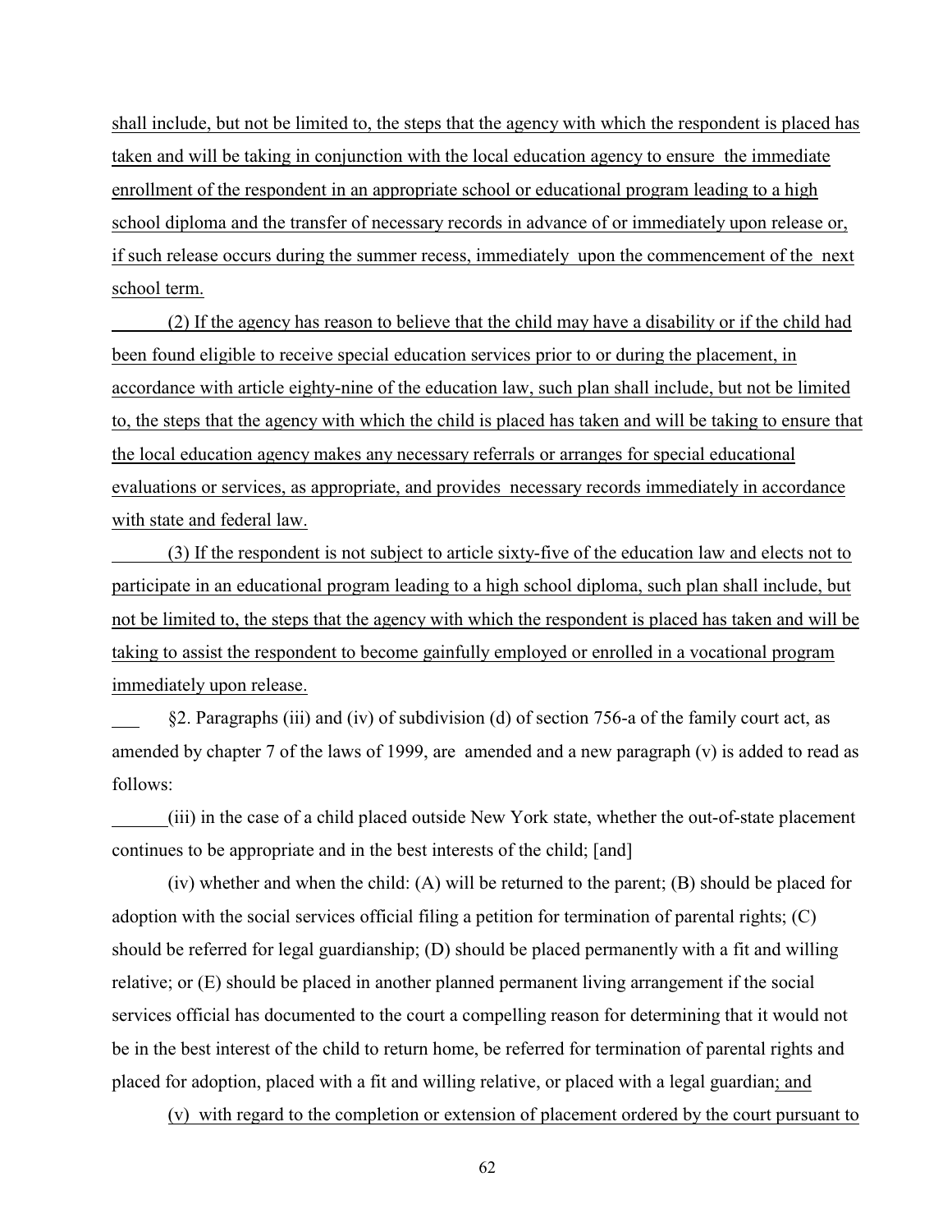shall include, but not be limited to, the steps that the agency with which the respondent is placed has taken and will be taking in conjunction with the local education agency to ensure the immediate enrollment of the respondent in an appropriate school or educational program leading to a high school diploma and the transfer of necessary records in advance of or immediately upon release or, if such release occurs during the summer recess, immediately upon the commencement of the next school term.

(2) If the agency has reason to believe that the child may have a disability or if the child had been found eligible to receive special education services prior to or during the placement, in accordance with article eighty-nine of the education law, such plan shall include, but not be limited to, the steps that the agency with which the child is placed has taken and will be taking to ensure that the local education agency makes any necessary referrals or arranges for special educational evaluations or services, as appropriate, and provides necessary records immediately in accordance with state and federal law.

(3) If the respondent is not subject to article sixty-five of the education law and elects not to participate in an educational program leading to a high school diploma, such plan shall include, but not be limited to, the steps that the agency with which the respondent is placed has taken and will be taking to assist the respondent to become gainfully employed or enrolled in a vocational program immediately upon release.

§2. Paragraphs (iii) and (iv) of subdivision (d) of section 756-a of the family court act, as amended by chapter 7 of the laws of 1999, are amended and a new paragraph (v) is added to read as follows:

(iii) in the case of a child placed outside New York state, whether the out-of-state placement continues to be appropriate and in the best interests of the child; [and]

(iv) whether and when the child: (A) will be returned to the parent; (B) should be placed for adoption with the social services official filing a petition for termination of parental rights; (C) should be referred for legal guardianship; (D) should be placed permanently with a fit and willing relative; or (E) should be placed in another planned permanent living arrangement if the social services official has documented to the court a compelling reason for determining that it would not be in the best interest of the child to return home, be referred for termination of parental rights and placed for adoption, placed with a fit and willing relative, or placed with a legal guardian; and

(v) with regard to the completion or extension of placement ordered by the court pursuant to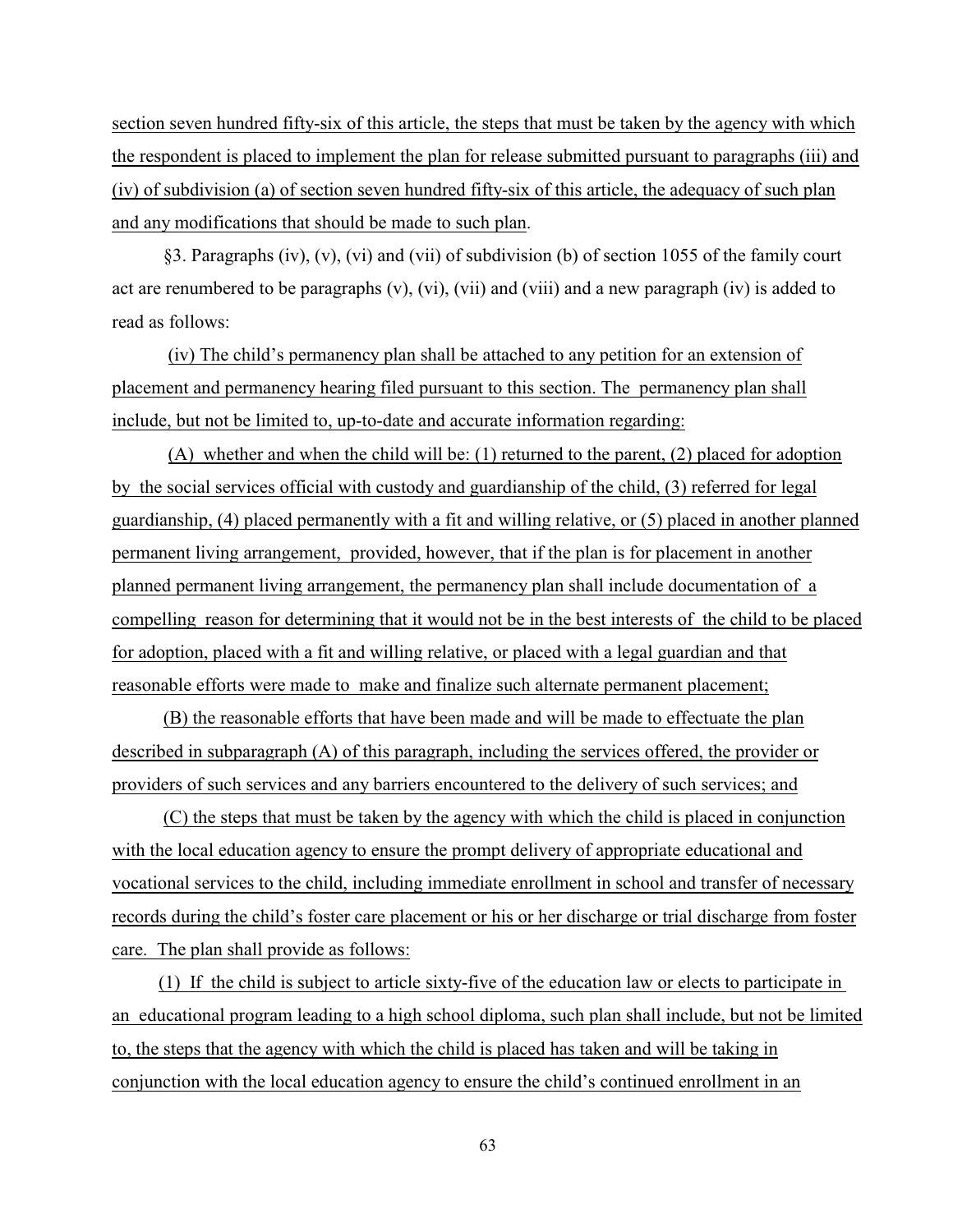section seven hundred fifty-six of this article, the steps that must be taken by the agency with which the respondent is placed to implement the plan for release submitted pursuant to paragraphs (iii) and (iv) of subdivision (a) of section seven hundred fifty-six of this article, the adequacy of such plan and any modifications that should be made to such plan.

§3. Paragraphs (iv), (v), (vi) and (vii) of subdivision (b) of section 1055 of the family court act are renumbered to be paragraphs (v), (vi), (vii) and (viii) and a new paragraph (iv) is added to read as follows:

(iv) The child's permanency plan shall be attached to any petition for an extension of placement and permanency hearing filed pursuant to this section. The permanency plan shall include, but not be limited to, up-to-date and accurate information regarding:

(A) whether and when the child will be: (1) returned to the parent, (2) placed for adoption by the social services official with custody and guardianship of the child, (3) referred for legal guardianship, (4) placed permanently with a fit and willing relative, or (5) placed in another planned permanent living arrangement, provided, however, that if the plan is for placement in another planned permanent living arrangement, the permanency plan shall include documentation of a compelling reason for determining that it would not be in the best interests of the child to be placed for adoption, placed with a fit and willing relative, or placed with a legal guardian and that reasonable efforts were made to make and finalize such alternate permanent placement;

(B) the reasonable efforts that have been made and will be made to effectuate the plan described in subparagraph (A) of this paragraph, including the services offered, the provider or providers of such services and any barriers encountered to the delivery of such services; and

(C) the steps that must be taken by the agency with which the child is placed in conjunction with the local education agency to ensure the prompt delivery of appropriate educational and vocational services to the child, including immediate enrollment in school and transfer of necessary records during the child's foster care placement or his or her discharge or trial discharge from foster care. The plan shall provide as follows:

(1) If the child is subject to article sixty-five of the education law or elects to participate in an educational program leading to a high school diploma, such plan shall include, but not be limited to, the steps that the agency with which the child is placed has taken and will be taking in conjunction with the local education agency to ensure the child's continued enrollment in an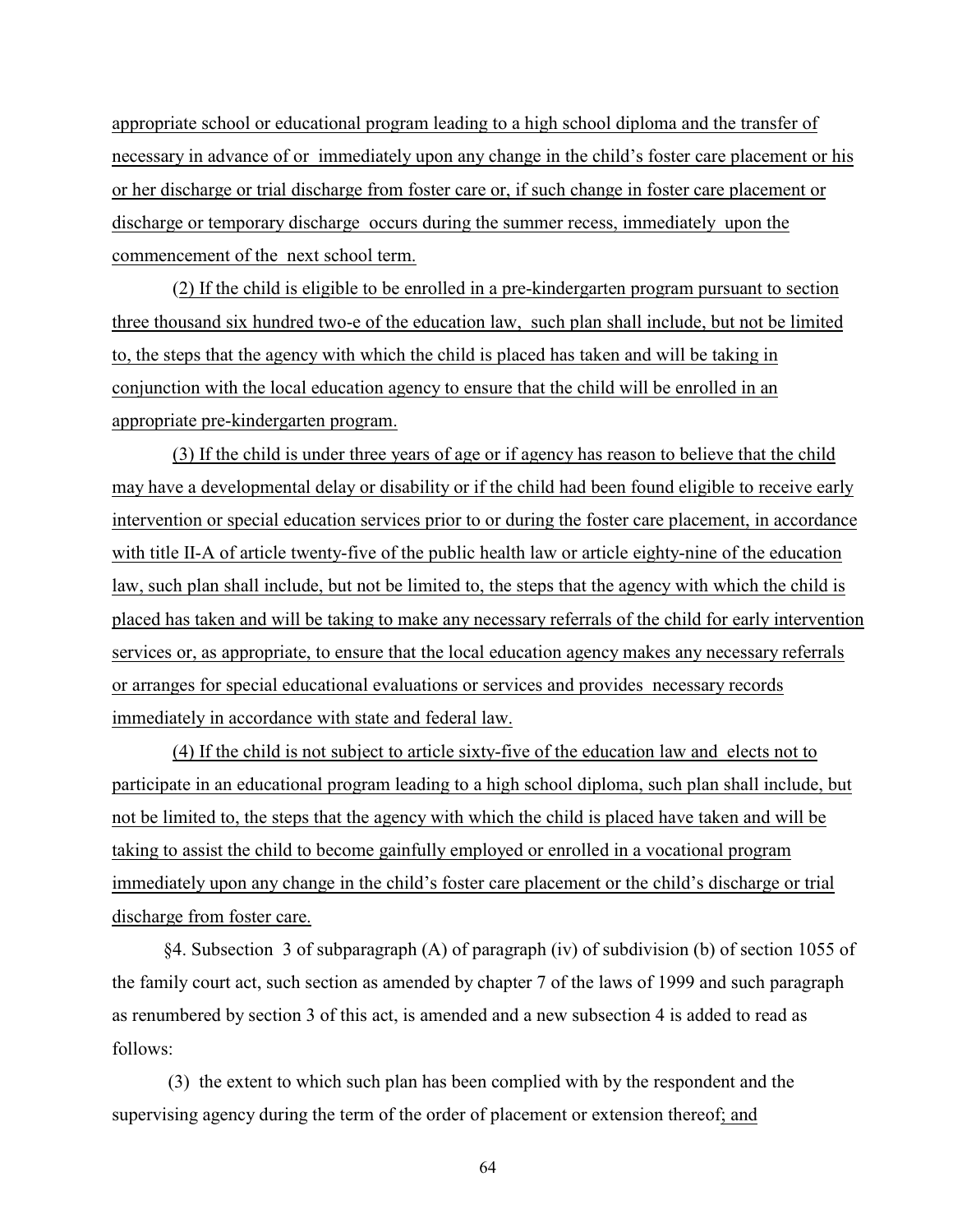appropriate school or educational program leading to a high school diploma and the transfer of necessary in advance of or immediately upon any change in the child's foster care placement or his or her discharge or trial discharge from foster care or, if such change in foster care placement or discharge or temporary discharge occurs during the summer recess, immediately upon the commencement of the next school term.

(2) If the child is eligible to be enrolled in a pre-kindergarten program pursuant to section three thousand six hundred two-e of the education law, such plan shall include, but not be limited to, the steps that the agency with which the child is placed has taken and will be taking in conjunction with the local education agency to ensure that the child will be enrolled in an appropriate pre-kindergarten program.

(3) If the child is under three years of age or if agency has reason to believe that the child may have a developmental delay or disability or if the child had been found eligible to receive early intervention or special education services prior to or during the foster care placement, in accordance with title II-A of article twenty-five of the public health law or article eighty-nine of the education law, such plan shall include, but not be limited to, the steps that the agency with which the child is placed has taken and will be taking to make any necessary referrals of the child for early intervention services or, as appropriate, to ensure that the local education agency makes any necessary referrals or arranges for special educational evaluations or services and provides necessary records immediately in accordance with state and federal law.

(4) If the child is not subject to article sixty-five of the education law and elects not to participate in an educational program leading to a high school diploma, such plan shall include, but not be limited to, the steps that the agency with which the child is placed have taken and will be taking to assist the child to become gainfully employed or enrolled in a vocational program immediately upon any change in the child's foster care placement or the child's discharge or trial discharge from foster care.

§4. Subsection 3 of subparagraph (A) of paragraph (iv) of subdivision (b) of section 1055 of the family court act, such section as amended by chapter 7 of the laws of 1999 and such paragraph as renumbered by section 3 of this act, is amended and a new subsection 4 is added to read as follows:

(3) the extent to which such plan has been complied with by the respondent and the supervising agency during the term of the order of placement or extension thereof; and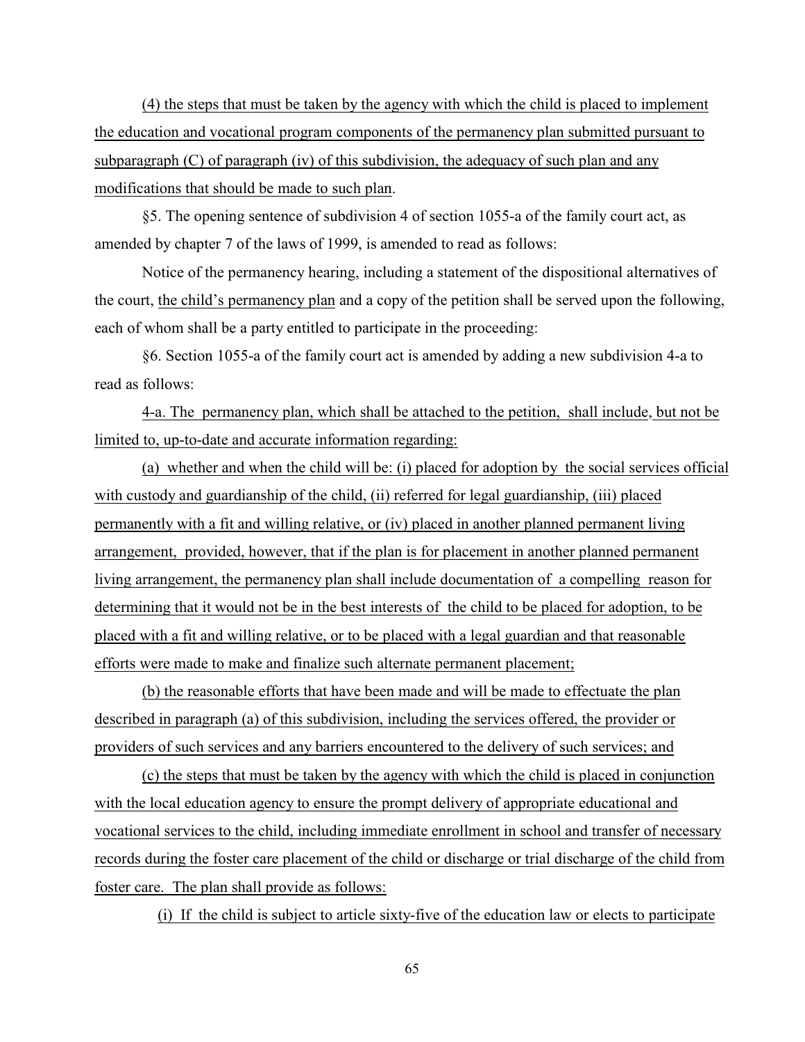(4) the steps that must be taken by the agency with which the child is placed to implement the education and vocational program components of the permanency plan submitted pursuant to subparagraph (C) of paragraph (iv) of this subdivision, the adequacy of such plan and any modifications that should be made to such plan.

§5. The opening sentence of subdivision 4 of section 1055-a of the family court act, as amended by chapter 7 of the laws of 1999, is amended to read as follows:

Notice of the permanency hearing, including a statement of the dispositional alternatives of the court, the child's permanency plan and a copy of the petition shall be served upon the following, each of whom shall be a party entitled to participate in the proceeding:

§6. Section 1055-a of the family court act is amended by adding a new subdivision 4-a to read as follows:

4-a. The permanency plan, which shall be attached to the petition, shall include, but not be limited to, up-to-date and accurate information regarding:

(a) whether and when the child will be: (i) placed for adoption by the social services official with custody and guardianship of the child, (ii) referred for legal guardianship, (iii) placed permanently with a fit and willing relative, or (iv) placed in another planned permanent living arrangement, provided, however, that if the plan is for placement in another planned permanent living arrangement, the permanency plan shall include documentation of a compelling reason for determining that it would not be in the best interests of the child to be placed for adoption, to be placed with a fit and willing relative, or to be placed with a legal guardian and that reasonable efforts were made to make and finalize such alternate permanent placement;

(b) the reasonable efforts that have been made and will be made to effectuate the plan described in paragraph (a) of this subdivision, including the services offered, the provider or providers of such services and any barriers encountered to the delivery of such services; and

(c) the steps that must be taken by the agency with which the child is placed in conjunction with the local education agency to ensure the prompt delivery of appropriate educational and vocational services to the child, including immediate enrollment in school and transfer of necessary records during the foster care placement of the child or discharge or trial discharge of the child from foster care. The plan shall provide as follows:

(i) If the child is subject to article sixty-five of the education law or elects to participate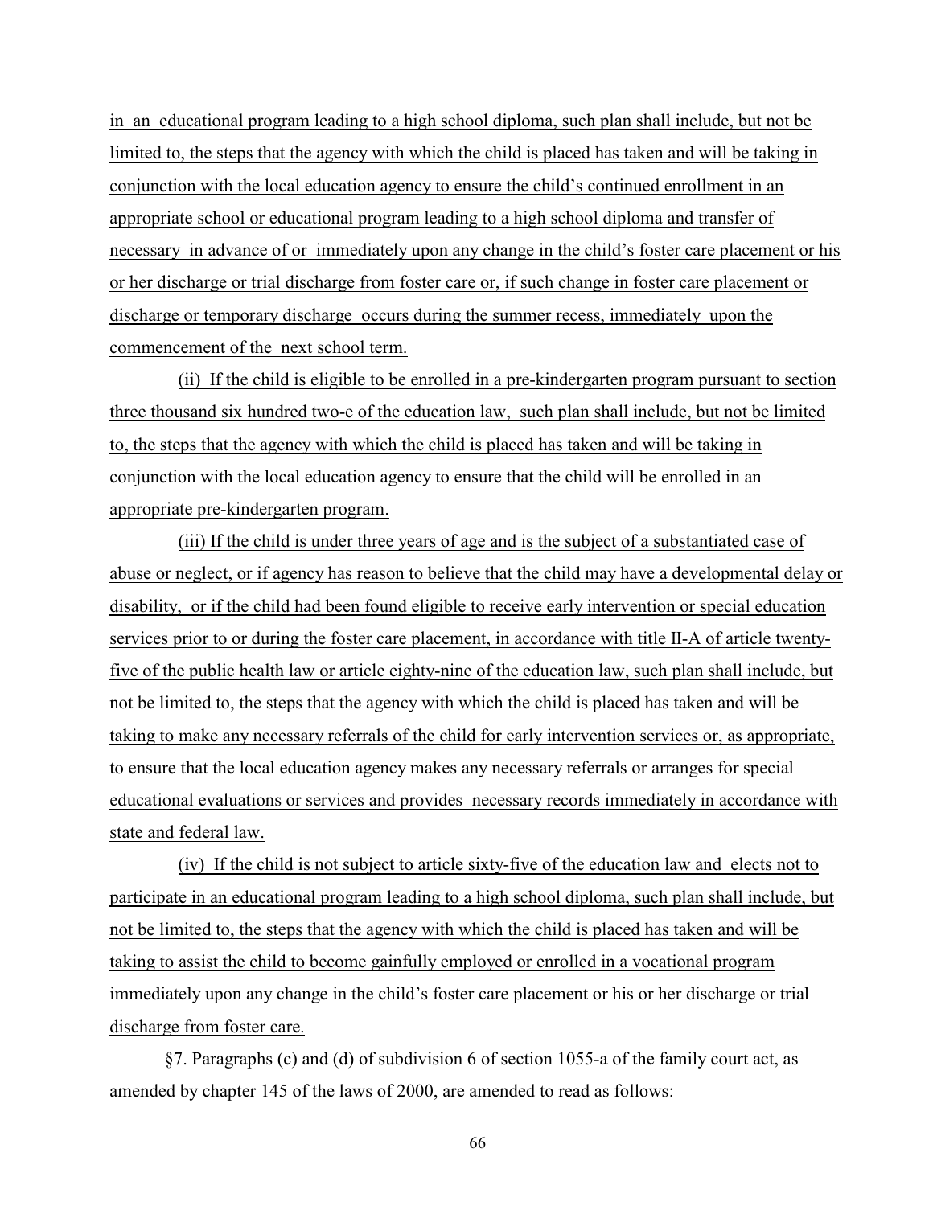in an educational program leading to a high school diploma, such plan shall include, but not be limited to, the steps that the agency with which the child is placed has taken and will be taking in conjunction with the local education agency to ensure the child's continued enrollment in an appropriate school or educational program leading to a high school diploma and transfer of necessary in advance of or immediately upon any change in the child's foster care placement or his or her discharge or trial discharge from foster care or, if such change in foster care placement or discharge or temporary discharge occurs during the summer recess, immediately upon the commencement of the next school term.

(ii) If the child is eligible to be enrolled in a pre-kindergarten program pursuant to section three thousand six hundred two-e of the education law, such plan shall include, but not be limited to, the steps that the agency with which the child is placed has taken and will be taking in conjunction with the local education agency to ensure that the child will be enrolled in an appropriate pre-kindergarten program.

(iii) If the child is under three years of age and is the subject of a substantiated case of abuse or neglect, or if agency has reason to believe that the child may have a developmental delay or disability, or if the child had been found eligible to receive early intervention or special education services prior to or during the foster care placement, in accordance with title II-A of article twenty-five of the public health law or article eighty-nine of the education law, such plan shall include, but not be limited to, the steps that the agency with which the child is placed has taken and will be taking to make any necessary referrals of the child for early intervention services or, as appropriate, to ensure that the local education agency makes any necessary referrals or arranges for special educational evaluations or services and provides necessary records immediately in accordance with state and federal law.

(iv) If the child is not subject to article sixty-five of the education law and elects not to participate in an educational program leading to a high school diploma, such plan shall include, but not be limited to, the steps that the agency with which the child is placed has taken and will be taking to assist the child to become gainfully employed or enrolled in a vocational program immediately upon any change in the child's foster care placement or his or her discharge or trial discharge from foster care.

§7. Paragraphs (c) and (d) of subdivision 6 of section 1055-a of the family court act, as amended by chapter 145 of the laws of 2000, are amended to read as follows: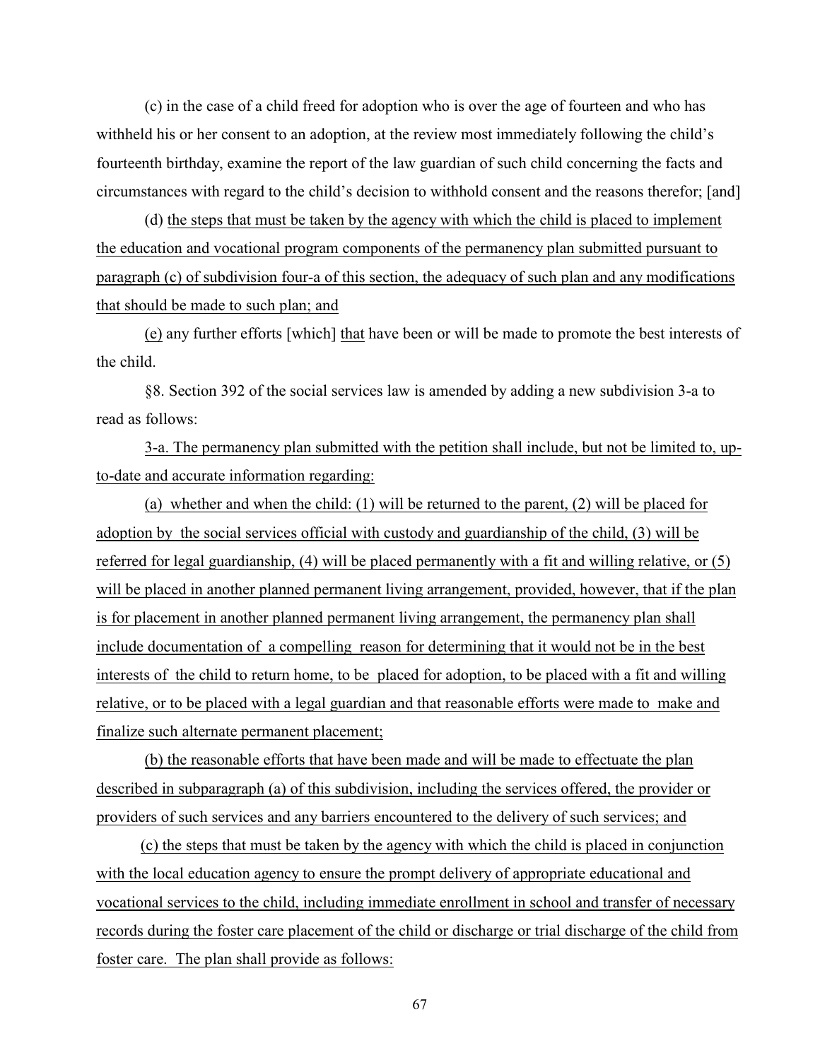(c) in the case of a child freed for adoption who is over the age of fourteen and who has withheld his or her consent to an adoption, at the review most immediately following the child's fourteenth birthday, examine the report of the law guardian of such child concerning the facts and circumstances with regard to the child's decision to withhold consent and the reasons therefor; [and]

(d) <u>the steps that must be taken by the agency with which the child is placed to implement the education and vocational program components of the permanency plan submitted pursuant to paragraph (c) of subdivision four-a of this section, the adequacy of such plan and any modifications that should be made to such plan; and</u>

<u>(e)</u> any further efforts [which] <u>that</u> have been or will be made to promote the best interests of the child.

§8. Section 392 of the social services law is amended by adding a new subdivision 3-a to read as follows:

<u>3-a. The permanency plan submitted with the petition shall include, but not be limited to, up-to-date and accurate information regarding:</u>

<u>(a) whether and when the child: (1) will be returned to the parent, (2) will be placed for adoption by the social services official with custody and guardianship of the child, (3) will be referred for legal guardianship, (4) will be placed permanently with a fit and willing relative, or (5) will be placed in another planned permanent living arrangement, provided, however, that if the plan is for placement in another planned permanent living arrangement, the permanency plan shall include documentation of a compelling reason for determining that it would not be in the best interests of the child to return home, to be placed for adoption, to be placed with a fit and willing relative, or to be placed with a legal guardian and that reasonable efforts were made to make and finalize such alternate permanent placement;</u>

<u>(b) the reasonable efforts that have been made and will be made to effectuate the plan described in subparagraph (a) of this subdivision, including the services offered, the provider or providers of such services and any barriers encountered to the delivery of such services; and</u>

<u>(c) the steps that must be taken by the agency with which the child is placed in conjunction with the local education agency to ensure the prompt delivery of appropriate educational and vocational services to the child, including immediate enrollment in school and transfer of necessary records during the foster care placement of the child or discharge or trial discharge of the child from foster care. The plan shall provide as follows:</u>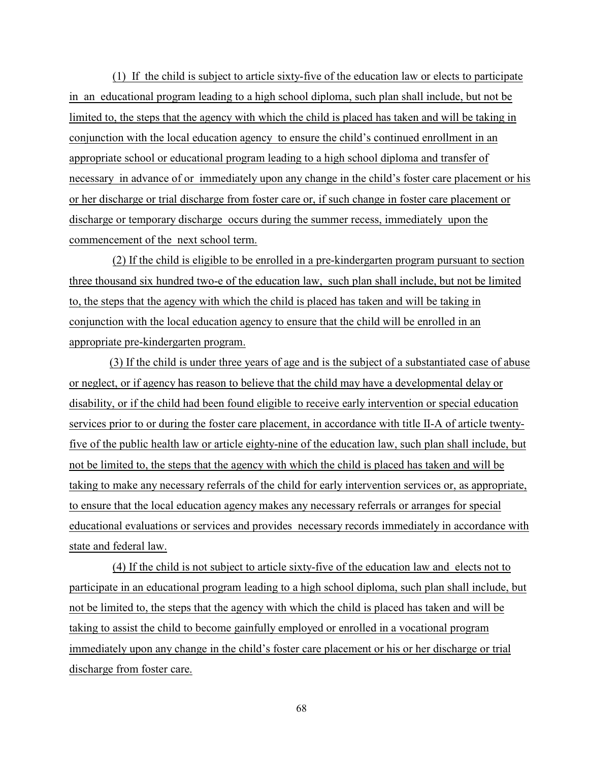(1) If the child is subject to article sixty-five of the education law or elects to participate in an educational program leading to a high school diploma, such plan shall include, but not be limited to, the steps that the agency with which the child is placed has taken and will be taking in conjunction with the local education agency to ensure the child's continued enrollment in an appropriate school or educational program leading to a high school diploma and transfer of necessary in advance of or immediately upon any change in the child's foster care placement or his or her discharge or trial discharge from foster care or, if such change in foster care placement or discharge or temporary discharge occurs during the summer recess, immediately upon the commencement of the next school term.

(2) If the child is eligible to be enrolled in a pre-kindergarten program pursuant to section three thousand six hundred two-e of the education law, such plan shall include, but not be limited to, the steps that the agency with which the child is placed has taken and will be taking in conjunction with the local education agency to ensure that the child will be enrolled in an appropriate pre-kindergarten program.

(3) If the child is under three years of age and is the subject of a substantiated case of abuse or neglect, or if agency has reason to believe that the child may have a developmental delay or disability, or if the child had been found eligible to receive early intervention or special education services prior to or during the foster care placement, in accordance with title II-A of article twenty-five of the public health law or article eighty-nine of the education law, such plan shall include, but not be limited to, the steps that the agency with which the child is placed has taken and will be taking to make any necessary referrals of the child for early intervention services or, as appropriate, to ensure that the local education agency makes any necessary referrals or arranges for special educational evaluations or services and provides necessary records immediately in accordance with state and federal law.

(4) If the child is not subject to article sixty-five of the education law and elects not to participate in an educational program leading to a high school diploma, such plan shall include, but not be limited to, the steps that the agency with which the child is placed has taken and will be taking to assist the child to become gainfully employed or enrolled in a vocational program immediately upon any change in the child's foster care placement or his or her discharge or trial discharge from foster care.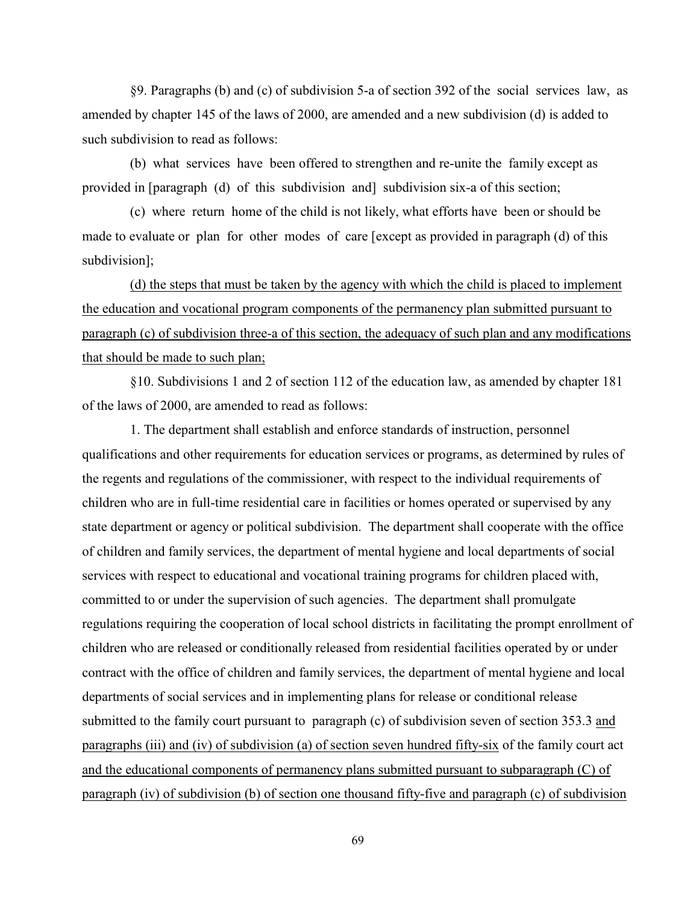§9. Paragraphs (b) and (c) of subdivision 5-a of section 392 of the social services law, as amended by chapter 145 of the laws of 2000, are amended and a new subdivision (d) is added to such subdivision to read as follows:

(b) what services have been offered to strengthen and re-unite the family except as provided in [paragraph (d) of this subdivision and] subdivision six-a of this section;

(c) where return home of the child is not likely, what efforts have been or should be made to evaluate or plan for other modes of care [except as provided in paragraph (d) of this subdivision];

<u>(d) the steps that must be taken by the agency with which the child is placed to implement the education and vocational program components of the permanency plan submitted pursuant to paragraph (c) of subdivision three-a of this section, the adequacy of such plan and any modifications that should be made to such plan;</u>

§10. Subdivisions 1 and 2 of section 112 of the education law, as amended by chapter 181 of the laws of 2000, are amended to read as follows:

1. The department shall establish and enforce standards of instruction, personnel qualifications and other requirements for education services or programs, as determined by rules of the regents and regulations of the commissioner, with respect to the individual requirements of children who are in full-time residential care in facilities or homes operated or supervised by any state department or agency or political subdivision. The department shall cooperate with the office of children and family services, the department of mental hygiene and local departments of social services with respect to educational and vocational training programs for children placed with, committed to or under the supervision of such agencies. The department shall promulgate regulations requiring the cooperation of local school districts in facilitating the prompt enrollment of children who are released or conditionally released from residential facilities operated by or under contract with the office of children and family services, the department of mental hygiene and local departments of social services and in implementing plans for release or conditional release submitted to the family court pursuant to paragraph (c) of subdivision seven of section 353.3 <u>and paragraphs (iii) and (iv) of subdivision (a) of section seven hundred fifty-six</u> of the family court act <u>and the educational components of permanency plans submitted pursuant to subparagraph (C) of paragraph (iv) of subdivision (b) of section one thousand fifty-five and paragraph (c) of subdivision</u>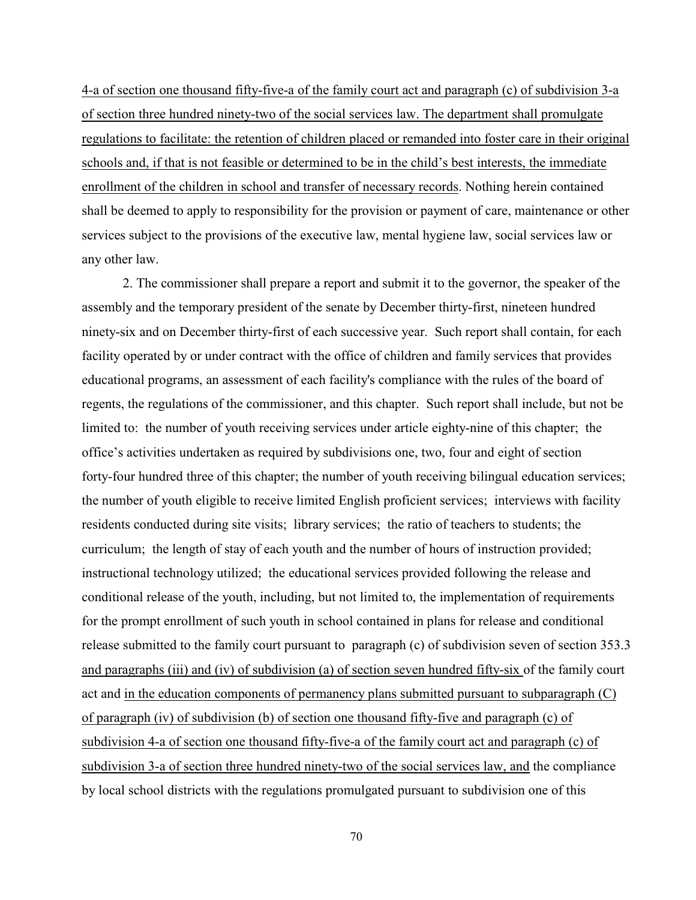4-a of section one thousand fifty-five-a of the family court act and paragraph (c) of subdivision 3-a of section three hundred ninety-two of the social services law. The department shall promulgate regulations to facilitate: the retention of children placed or remanded into foster care in their original schools and, if that is not feasible or determined to be in the child's best interests, the immediate enrollment of the children in school and transfer of necessary records. Nothing herein contained shall be deemed to apply to responsibility for the provision or payment of care, maintenance or other services subject to the provisions of the executive law, mental hygiene law, social services law or any other law.

2. The commissioner shall prepare a report and submit it to the governor, the speaker of the assembly and the temporary president of the senate by December thirty-first, nineteen hundred ninety-six and on December thirty-first of each successive year. Such report shall contain, for each facility operated by or under contract with the office of children and family services that provides educational programs, an assessment of each facility's compliance with the rules of the board of regents, the regulations of the commissioner, and this chapter. Such report shall include, but not be limited to: the number of youth receiving services under article eighty-nine of this chapter; the office's activities undertaken as required by subdivisions one, two, four and eight of section forty-four hundred three of this chapter; the number of youth receiving bilingual education services; the number of youth eligible to receive limited English proficient services; interviews with facility residents conducted during site visits; library services; the ratio of teachers to students; the curriculum; the length of stay of each youth and the number of hours of instruction provided; instructional technology utilized; the educational services provided following the release and conditional release of the youth, including, but not limited to, the implementation of requirements for the prompt enrollment of such youth in school contained in plans for release and conditional release submitted to the family court pursuant to paragraph (c) of subdivision seven of section 353.3 and paragraphs (iii) and (iv) of subdivision (a) of section seven hundred fifty-six of the family court act and in the education components of permanency plans submitted pursuant to subparagraph (C) of paragraph (iv) of subdivision (b) of section one thousand fifty-five and paragraph (c) of subdivision 4-a of section one thousand fifty-five-a of the family court act and paragraph (c) of subdivision 3-a of section three hundred ninety-two of the social services law, and the compliance by local school districts with the regulations promulgated pursuant to subdivision one of this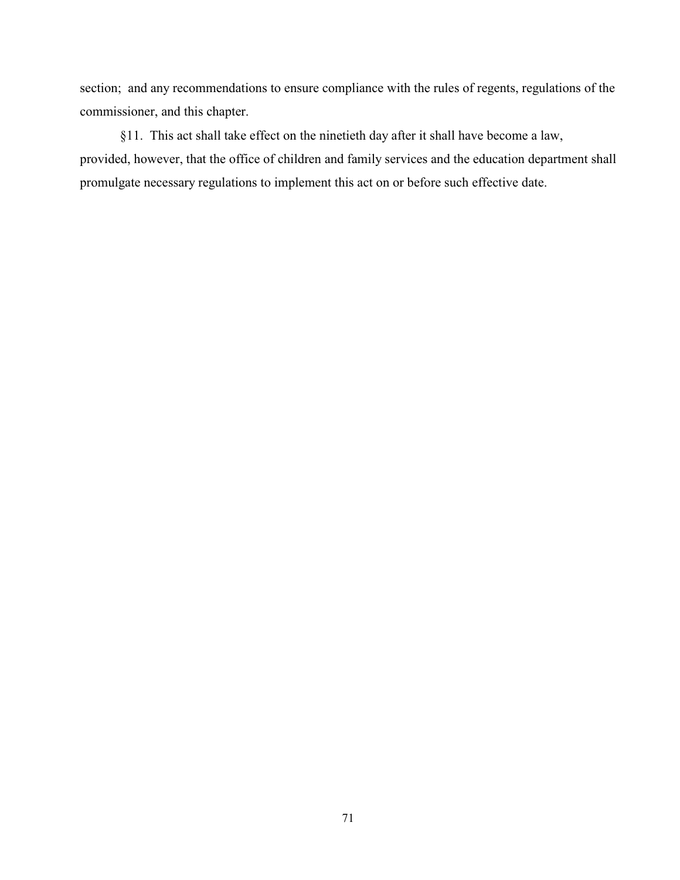section; and any recommendations to ensure compliance with the rules of regents, regulations of the commissioner, and this chapter.

§11. This act shall take effect on the ninetieth day after it shall have become a law, provided, however, that the office of children and family services and the education department shall promulgate necessary regulations to implement this act on or before such effective date.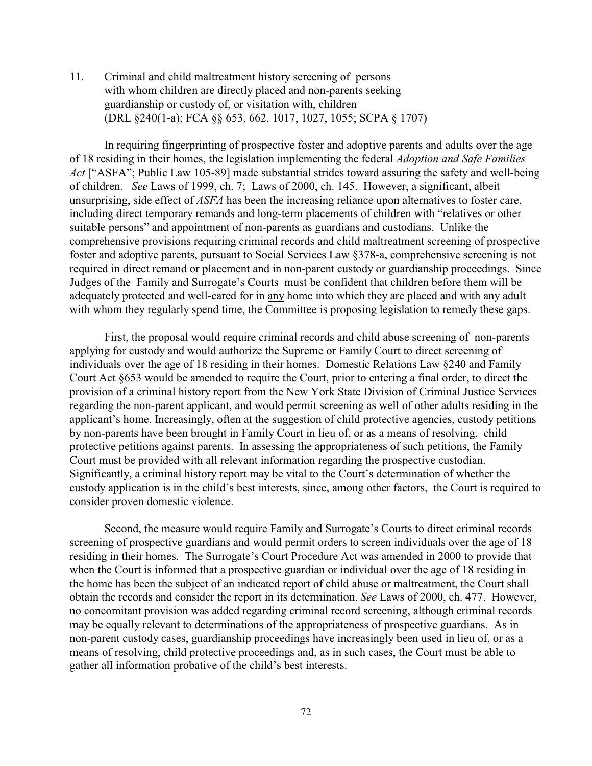11. Criminal and child maltreatment history screening of persons with whom children are directly placed and non-parents seeking guardianship or custody of, or visitation with, children (DRL §240(1-a); FCA §§ 653, 662, 1017, 1027, 1055; SCPA § 1707)

In requiring fingerprinting of prospective foster and adoptive parents and adults over the age of 18 residing in their homes, the legislation implementing the federal *Adoption and Safe Families Act* ["ASFA"; Public Law 105-89] made substantial strides toward assuring the safety and well-being of children. *See* Laws of 1999, ch. 7; Laws of 2000, ch. 145. However, a significant, albeit unsurprising, side effect of *ASFA* has been the increasing reliance upon alternatives to foster care, including direct temporary remands and long-term placements of children with "relatives or other suitable persons" and appointment of non-parents as guardians and custodians. Unlike the comprehensive provisions requiring criminal records and child maltreatment screening of prospective foster and adoptive parents, pursuant to Social Services Law §378-a, comprehensive screening is not required in direct remand or placement and in non-parent custody or guardianship proceedings. Since Judges of the Family and Surrogate's Courts must be confident that children before them will be adequately protected and well-cared for in <u>any</u> home into which they are placed and with any adult with whom they regularly spend time, the Committee is proposing legislation to remedy these gaps.

First, the proposal would require criminal records and child abuse screening of non-parents applying for custody and would authorize the Supreme or Family Court to direct screening of individuals over the age of 18 residing in their homes. Domestic Relations Law §240 and Family Court Act §653 would be amended to require the Court, prior to entering a final order, to direct the provision of a criminal history report from the New York State Division of Criminal Justice Services regarding the non-parent applicant, and would permit screening as well of other adults residing in the applicant's home. Increasingly, often at the suggestion of child protective agencies, custody petitions by non-parents have been brought in Family Court in lieu of, or as a means of resolving, child protective petitions against parents. In assessing the appropriateness of such petitions, the Family Court must be provided with all relevant information regarding the prospective custodian. Significantly, a criminal history report may be vital to the Court's determination of whether the custody application is in the child's best interests, since, among other factors, the Court is required to consider proven domestic violence.

Second, the measure would require Family and Surrogate's Courts to direct criminal records screening of prospective guardians and would permit orders to screen individuals over the age of 18 residing in their homes. The Surrogate's Court Procedure Act was amended in 2000 to provide that when the Court is informed that a prospective guardian or individual over the age of 18 residing in the home has been the subject of an indicated report of child abuse or maltreatment, the Court shall obtain the records and consider the report in its determination. *See* Laws of 2000, ch. 477. However, no concomitant provision was added regarding criminal record screening, although criminal records may be equally relevant to determinations of the appropriateness of prospective guardians. As in non-parent custody cases, guardianship proceedings have increasingly been used in lieu of, or as a means of resolving, child protective proceedings and, as in such cases, the Court must be able to gather all information probative of the child's best interests.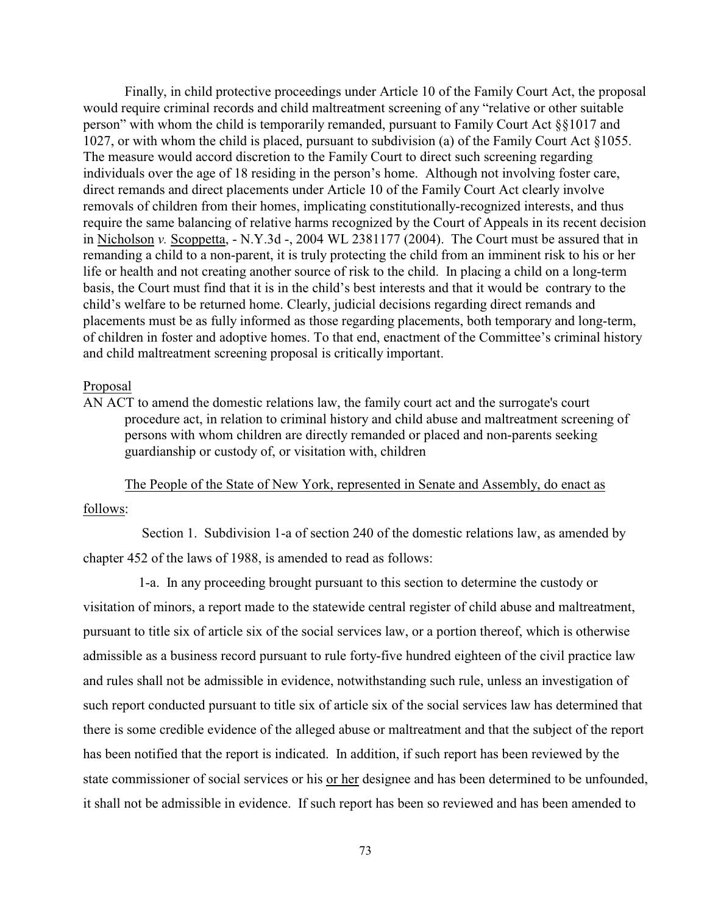Finally, in child protective proceedings under Article 10 of the Family Court Act, the proposal would require criminal records and child maltreatment screening of any "relative or other suitable person" with whom the child is temporarily remanded, pursuant to Family Court Act §§1017 and 1027, or with whom the child is placed, pursuant to subdivision (a) of the Family Court Act §1055. The measure would accord discretion to the Family Court to direct such screening regarding individuals over the age of 18 residing in the person's home. Although not involving foster care, direct remands and direct placements under Article 10 of the Family Court Act clearly involve removals of children from their homes, implicating constitutionally-recognized interests, and thus require the same balancing of relative harms recognized by the Court of Appeals in its recent decision in Nicholson *v.* Scoppetta, - N.Y.3d -, 2004 WL 2381177 (2004). The Court must be assured that in remanding a child to a non-parent, it is truly protecting the child from an imminent risk to his or her life or health and not creating another source of risk to the child. In placing a child on a long-term basis, the Court must find that it is in the child's best interests and that it would be contrary to the child's welfare to be returned home. Clearly, judicial decisions regarding direct remands and placements must be as fully informed as those regarding placements, both temporary and long-term, of children in foster and adoptive homes. To that end, enactment of the Committee's criminal history and child maltreatment screening proposal is critically important.

Proposal

AN ACT to amend the domestic relations law, the family court act and the surrogate's court procedure act, in relation to criminal history and child abuse and maltreatment screening of persons with whom children are directly remanded or placed and non-parents seeking guardianship or custody of, or visitation with, children

The People of the State of New York, represented in Senate and Assembly, do enact as follows:

Section 1. Subdivision 1-a of section 240 of the domestic relations law, as amended by chapter 452 of the laws of 1988, is amended to read as follows:

1-a. In any proceeding brought pursuant to this section to determine the custody or visitation of minors, a report made to the statewide central register of child abuse and maltreatment, pursuant to title six of article six of the social services law, or a portion thereof, which is otherwise admissible as a business record pursuant to rule forty-five hundred eighteen of the civil practice law and rules shall not be admissible in evidence, notwithstanding such rule, unless an investigation of such report conducted pursuant to title six of article six of the social services law has determined that there is some credible evidence of the alleged abuse or maltreatment and that the subject of the report has been notified that the report is indicated. In addition, if such report has been reviewed by the state commissioner of social services or his <u>or her</u> designee and has been determined to be unfounded, it shall not be admissible in evidence. If such report has been so reviewed and has been amended to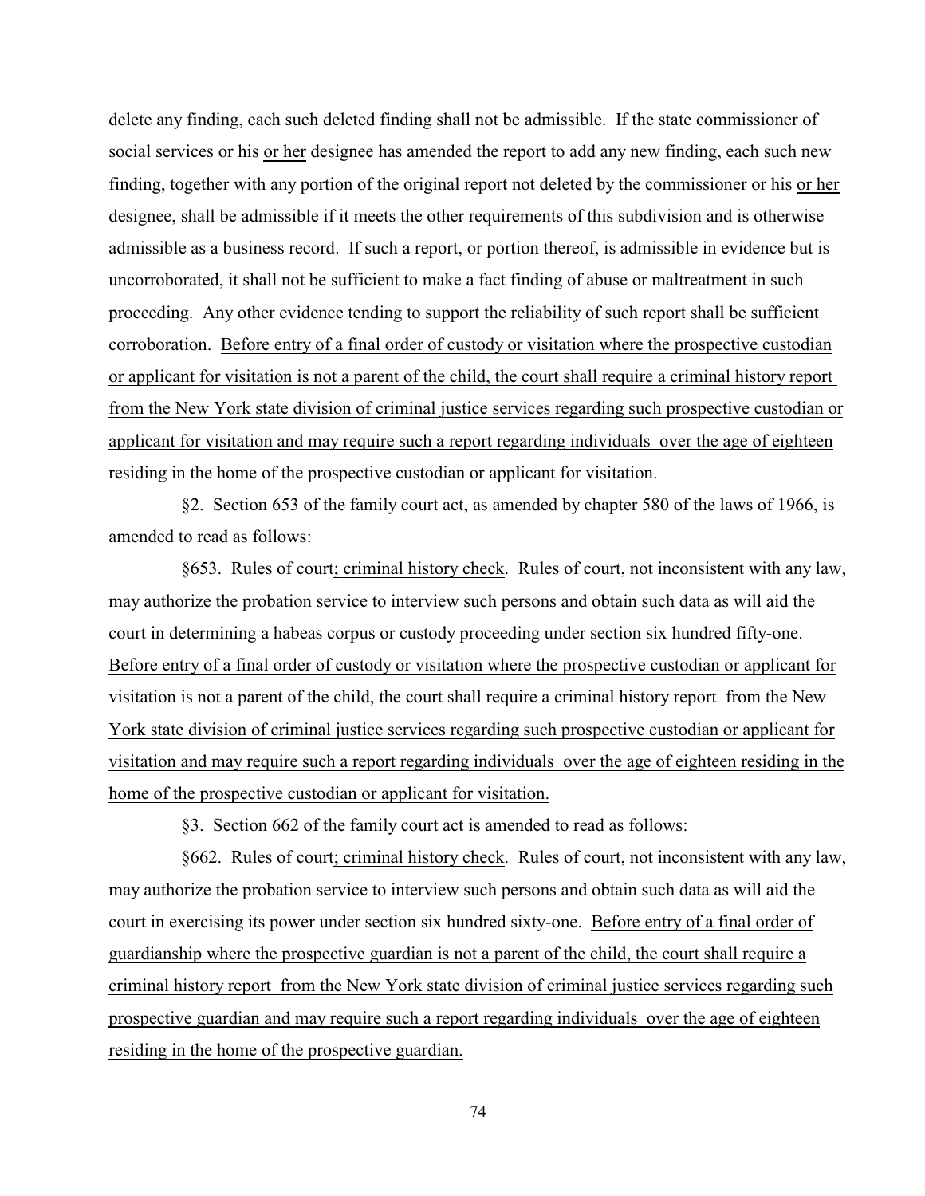delete any finding, each such deleted finding shall not be admissible. If the state commissioner of social services or his <u>or her</u> designee has amended the report to add any new finding, each such new finding, together with any portion of the original report not deleted by the commissioner or his <u>or her</u> designee, shall be admissible if it meets the other requirements of this subdivision and is otherwise admissible as a business record. If such a report, or portion thereof, is admissible in evidence but is uncorroborated, it shall not be sufficient to make a fact finding of abuse or maltreatment in such proceeding. Any other evidence tending to support the reliability of such report shall be sufficient corroboration. <u>Before entry of a final order of custody or visitation where the prospective custodian or applicant for visitation is not a parent of the child, the court shall require a criminal history report from the New York state division of criminal justice services regarding such prospective custodian or applicant for visitation and may require such a report regarding individuals over the age of eighteen residing in the home of the prospective custodian or applicant for visitation.</u>

§2. Section 653 of the family court act, as amended by chapter 580 of the laws of 1966, is amended to read as follows:

§653. Rules of court<u>; criminal history check</u>. Rules of court, not inconsistent with any law, may authorize the probation service to interview such persons and obtain such data as will aid the court in determining a habeas corpus or custody proceeding under section six hundred fifty-one. <u>Before entry of a final order of custody or visitation where the prospective custodian or applicant for visitation is not a parent of the child, the court shall require a criminal history report from the New York state division of criminal justice services regarding such prospective custodian or applicant for visitation and may require such a report regarding individuals over the age of eighteen residing in the home of the prospective custodian or applicant for visitation.</u>

§3. Section 662 of the family court act is amended to read as follows:

§662. Rules of court<u>; criminal history check</u>. Rules of court, not inconsistent with any law, may authorize the probation service to interview such persons and obtain such data as will aid the court in exercising its power under section six hundred sixty-one. <u>Before entry of a final order of guardianship where the prospective guardian is not a parent of the child, the court shall require a criminal history report from the New York state division of criminal justice services regarding such prospective guardian and may require such a report regarding individuals over the age of eighteen residing in the home of the prospective guardian.</u>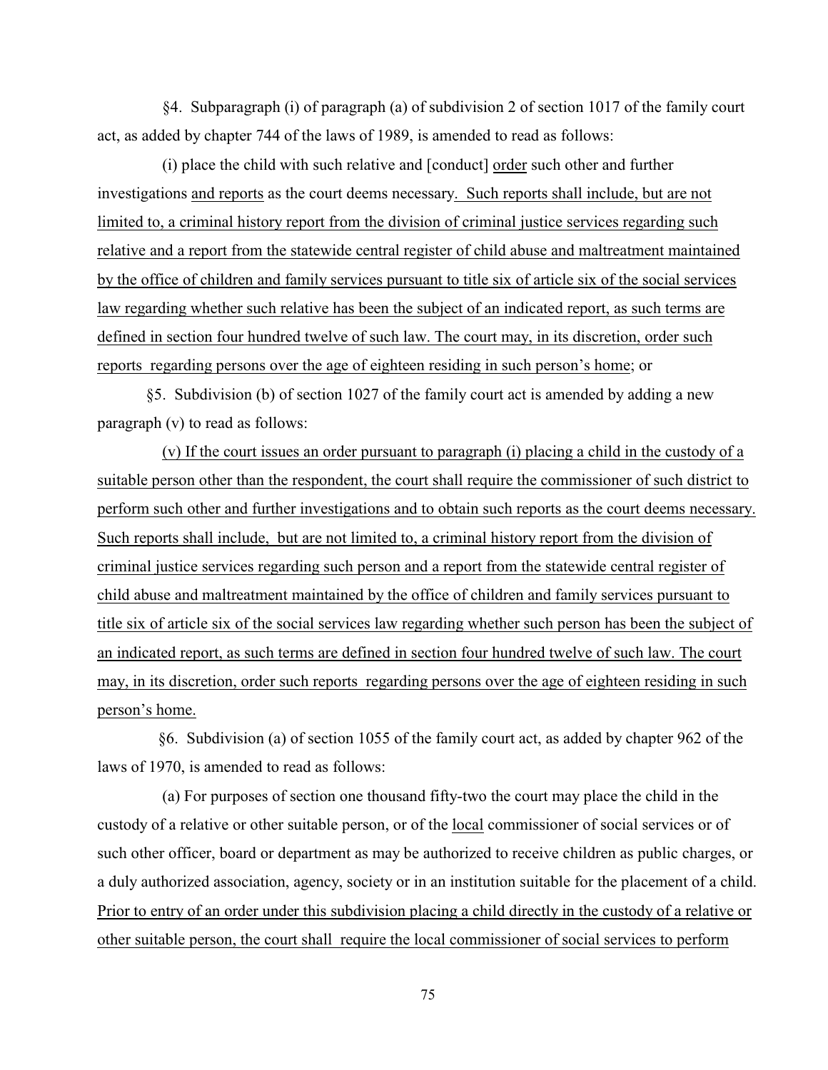§4. Subparagraph (i) of paragraph (a) of subdivision 2 of section 1017 of the family court act, as added by chapter 744 of the laws of 1989, is amended to read as follows:

(i) place the child with such relative and [conduct] <u>order</u> such other and further investigations <u>and reports</u> as the court deems necessary<u>. Such reports shall include, but are not limited to, a criminal history report from the division of criminal justice services regarding such relative and a report from the statewide central register of child abuse and maltreatment maintained by the office of children and family services pursuant to title six of article six of the social services law regarding whether such relative has been the subject of an indicated report, as such terms are defined in section four hundred twelve of such law. The court may, in its discretion, order such reports regarding persons over the age of eighteen residing in such person's home</u>; or

§5. Subdivision (b) of section 1027 of the family court act is amended by adding a new paragraph (v) to read as follows:

<u>(v) If the court issues an order pursuant to paragraph (i) placing a child in the custody of a suitable person other than the respondent, the court shall require the commissioner of such district to perform such other and further investigations and to obtain such reports as the court deems necessary. Such reports shall include, but are not limited to, a criminal history report from the division of criminal justice services regarding such person and a report from the statewide central register of child abuse and maltreatment maintained by the office of children and family services pursuant to title six of article six of the social services law regarding whether such person has been the subject of an indicated report, as such terms are defined in section four hundred twelve of such law. The court may, in its discretion, order such reports regarding persons over the age of eighteen residing in such person's home.</u>

§6. Subdivision (a) of section 1055 of the family court act, as added by chapter 962 of the laws of 1970, is amended to read as follows:

(a) For purposes of section one thousand fifty-two the court may place the child in the custody of a relative or other suitable person, or of the <u>local</u> commissioner of social services or of such other officer, board or department as may be authorized to receive children as public charges, or a duly authorized association, agency, society or in an institution suitable for the placement of a child. <u>Prior to entry of an order under this subdivision placing a child directly in the custody of a relative or other suitable person, the court shall require the local commissioner of social services to perform</u>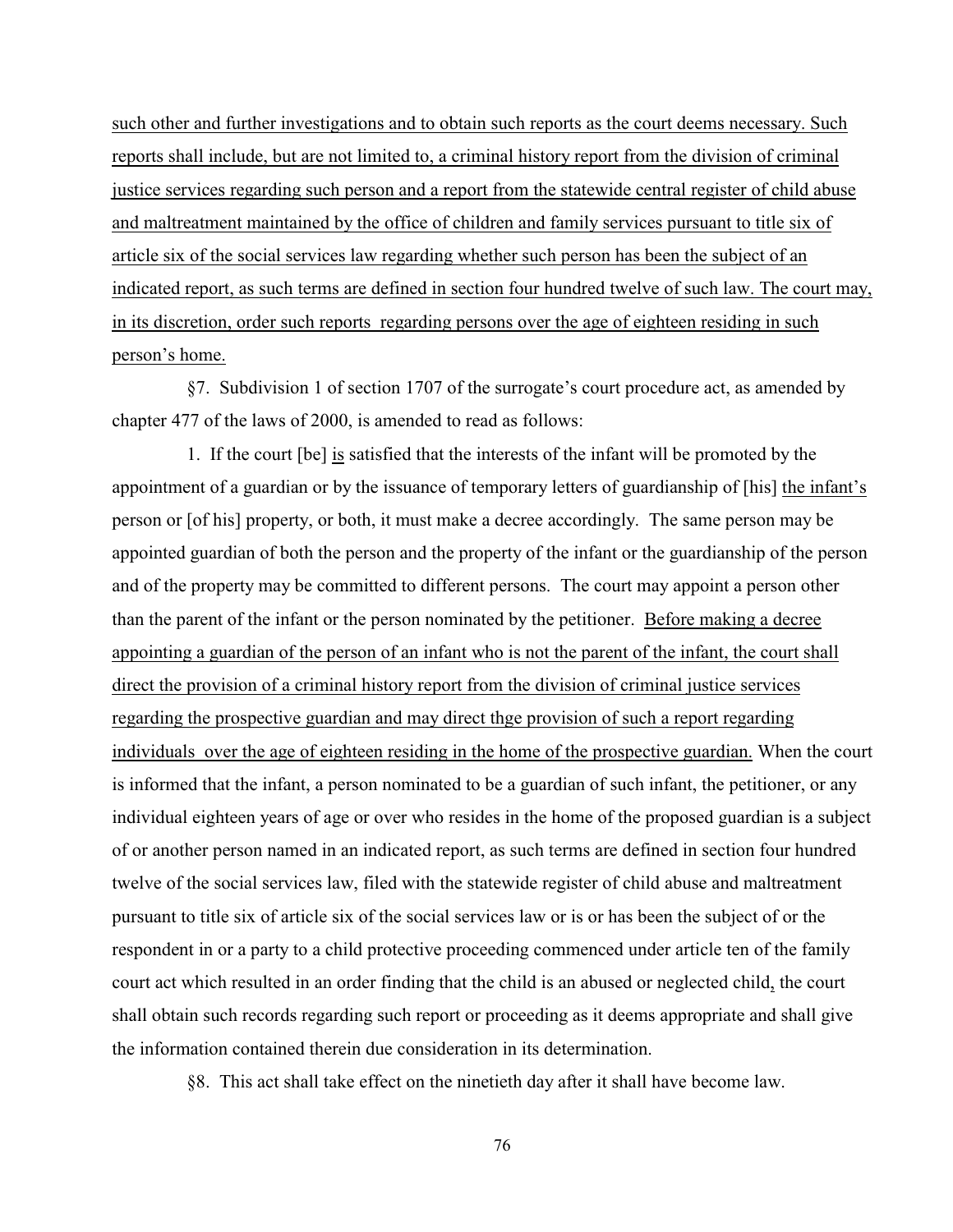such other and further investigations and to obtain such reports as the court deems necessary. Such reports shall include, but are not limited to, a criminal history report from the division of criminal justice services regarding such person and a report from the statewide central register of child abuse and maltreatment maintained by the office of children and family services pursuant to title six of article six of the social services law regarding whether such person has been the subject of an indicated report, as such terms are defined in section four hundred twelve of such law. The court may, in its discretion, order such reports regarding persons over the age of eighteen residing in such person's home.

§7. Subdivision 1 of section 1707 of the surrogate's court procedure act, as amended by chapter 477 of the laws of 2000, is amended to read as follows:

1. If the court [be] is satisfied that the interests of the infant will be promoted by the appointment of a guardian or by the issuance of temporary letters of guardianship of [his] the infant's person or [of his] property, or both, it must make a decree accordingly. The same person may be appointed guardian of both the person and the property of the infant or the guardianship of the person and of the property may be committed to different persons. The court may appoint a person other than the parent of the infant or the person nominated by the petitioner. Before making a decree appointing a guardian of the person of an infant who is not the parent of the infant, the court shall direct the provision of a criminal history report from the division of criminal justice services regarding the prospective guardian and may direct thge provision of such a report regarding individuals over the age of eighteen residing in the home of the prospective guardian. When the court is informed that the infant, a person nominated to be a guardian of such infant, the petitioner, or any individual eighteen years of age or over who resides in the home of the proposed guardian is a subject of or another person named in an indicated report, as such terms are defined in section four hundred twelve of the social services law, filed with the statewide register of child abuse and maltreatment pursuant to title six of article six of the social services law or is or has been the subject of or the respondent in or a party to a child protective proceeding commenced under article ten of the family court act which resulted in an order finding that the child is an abused or neglected child, the court shall obtain such records regarding such report or proceeding as it deems appropriate and shall give the information contained therein due consideration in its determination.

§8. This act shall take effect on the ninetieth day after it shall have become law.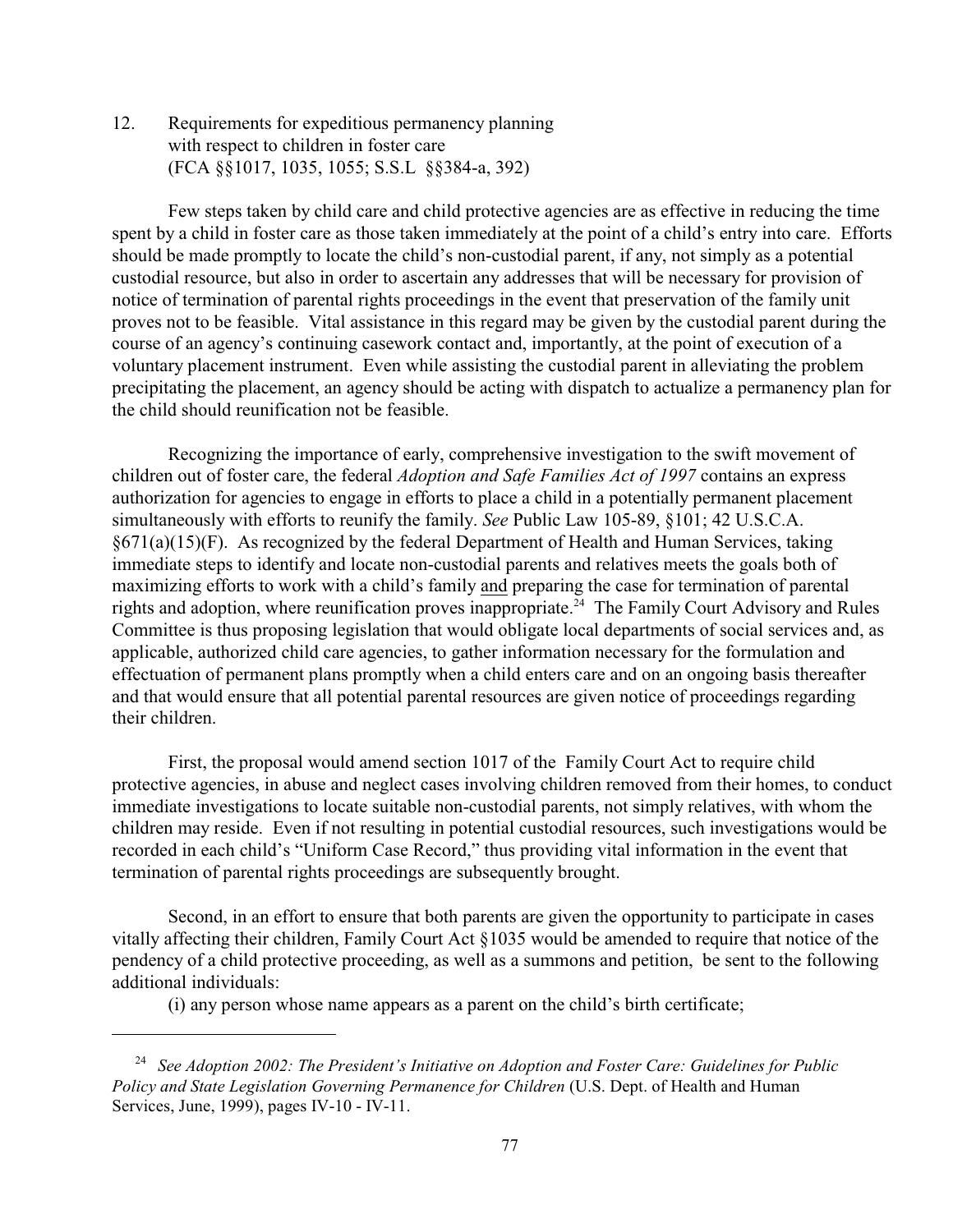12. Requirements for expeditious permanency planning with respect to children in foster care (FCA §§1017, 1035, 1055; S.S.L §§384-a, 392)

Few steps taken by child care and child protective agencies are as effective in reducing the time spent by a child in foster care as those taken immediately at the point of a child's entry into care. Efforts should be made promptly to locate the child's non-custodial parent, if any, not simply as a potential custodial resource, but also in order to ascertain any addresses that will be necessary for provision of notice of termination of parental rights proceedings in the event that preservation of the family unit proves not to be feasible. Vital assistance in this regard may be given by the custodial parent during the course of an agency's continuing casework contact and, importantly, at the point of execution of a voluntary placement instrument. Even while assisting the custodial parent in alleviating the problem precipitating the placement, an agency should be acting with dispatch to actualize a permanency plan for the child should reunification not be feasible.

Recognizing the importance of early, comprehensive investigation to the swift movement of children out of foster care, the federal *Adoption and Safe Families Act of 1997* contains an express authorization for agencies to engage in efforts to place a child in a potentially permanent placement simultaneously with efforts to reunify the family. *See* Public Law 105-89, §101; 42 U.S.C.A. §671(a)(15)(F). As recognized by the federal Department of Health and Human Services, taking immediate steps to identify and locate non-custodial parents and relatives meets the goals both of maximizing efforts to work with a child's family and preparing the case for termination of parental rights and adoption, where reunification proves inappropriate.[24] The Family Court Advisory and Rules Committee is thus proposing legislation that would obligate local departments of social services and, as applicable, authorized child care agencies, to gather information necessary for the formulation and effectuation of permanent plans promptly when a child enters care and on an ongoing basis thereafter and that would ensure that all potential parental resources are given notice of proceedings regarding their children.

First, the proposal would amend section 1017 of the Family Court Act to require child protective agencies, in abuse and neglect cases involving children removed from their homes, to conduct immediate investigations to locate suitable non-custodial parents, not simply relatives, with whom the children may reside. Even if not resulting in potential custodial resources, such investigations would be recorded in each child's "Uniform Case Record," thus providing vital information in the event that termination of parental rights proceedings are subsequently brought.

Second, in an effort to ensure that both parents are given the opportunity to participate in cases vitally affecting their children, Family Court Act §1035 would be amended to require that notice of the pendency of a child protective proceeding, as well as a summons and petition, be sent to the following additional individuals:

(i) any person whose name appears as a parent on the child's birth certificate;

---

[24] *See Adoption 2002: The President's Initiative on Adoption and Foster Care: Guidelines for Public Policy and State Legislation Governing Permanence for Children* (U.S. Dept. of Health and Human Services, June, 1999), pages IV-10 - IV-11.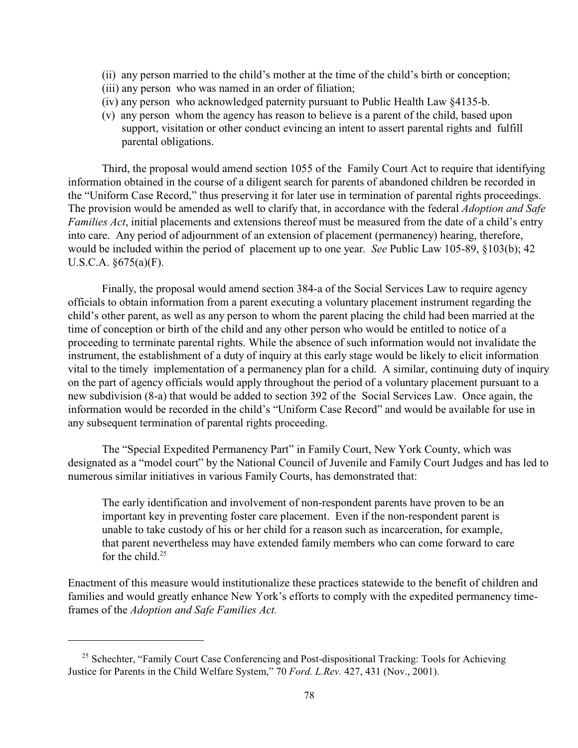- (ii) any person married to the child's mother at the time of the child's birth or conception;
- (iii) any person who was named in an order of filiation;
- (iv) any person who acknowledged paternity pursuant to Public Health Law §4135-b.
- (v) any person whom the agency has reason to believe is a parent of the child, based upon support, visitation or other conduct evincing an intent to assert parental rights and fulfill parental obligations.

Third, the proposal would amend section 1055 of the Family Court Act to require that identifying information obtained in the course of a diligent search for parents of abandoned children be recorded in the "Uniform Case Record," thus preserving it for later use in termination of parental rights proceedings. The provision would be amended as well to clarify that, in accordance with the federal *Adoption and Safe Families Act*, initial placements and extensions thereof must be measured from the date of a child's entry into care. Any period of adjournment of an extension of placement (permanency) hearing, therefore, would be included within the period of placement up to one year. *See* Public Law 105-89, §103(b); 42 U.S.C.A. §675(a)(F).

Finally, the proposal would amend section 384-a of the Social Services Law to require agency officials to obtain information from a parent executing a voluntary placement instrument regarding the child's other parent, as well as any person to whom the parent placing the child had been married at the time of conception or birth of the child and any other person who would be entitled to notice of a proceeding to terminate parental rights. While the absence of such information would not invalidate the instrument, the establishment of a duty of inquiry at this early stage would be likely to elicit information vital to the timely implementation of a permanency plan for a child. A similar, continuing duty of inquiry on the part of agency officials would apply throughout the period of a voluntary placement pursuant to a new subdivision (8-a) that would be added to section 392 of the Social Services Law. Once again, the information would be recorded in the child's "Uniform Case Record" and would be available for use in any subsequent termination of parental rights proceeding.

The "Special Expedited Permanency Part" in Family Court, New York County, which was designated as a "model court" by the National Council of Juvenile and Family Court Judges and has led to numerous similar initiatives in various Family Courts, has demonstrated that:

> The early identification and involvement of non-respondent parents have proven to be an important key in preventing foster care placement. Even if the non-respondent parent is unable to take custody of his or her child for a reason such as incarceration, for example, that parent nevertheless may have extended family members who can come forward to care for the child.[25]

Enactment of this measure would institutionalize these practices statewide to the benefit of children and families and would greatly enhance New York's efforts to comply with the expedited permanency time-frames of the *Adoption and Safe Families Act.*

---

[25] Schechter, "Family Court Case Conferencing and Post-dispositional Tracking: Tools for Achieving Justice for Parents in the Child Welfare System," 70 *Ford. L.Rev.* 427, 431 (Nov., 2001).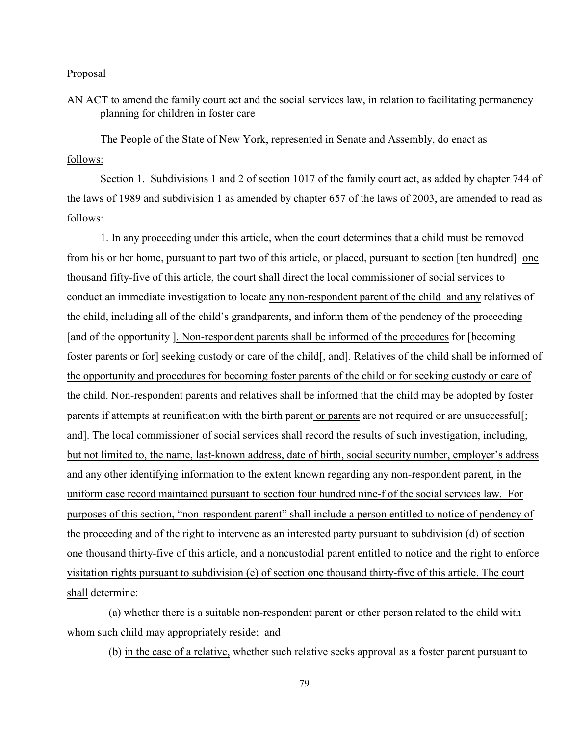Proposal

AN ACT to amend the family court act and the social services law, in relation to facilitating permanency planning for children in foster care

The People of the State of New York, represented in Senate and Assembly, do enact as follows:

Section 1. Subdivisions 1 and 2 of section 1017 of the family court act, as added by chapter 744 of the laws of 1989 and subdivision 1 as amended by chapter 657 of the laws of 2003, are amended to read as follows:

1. In any proceeding under this article, when the court determines that a child must be removed from his or her home, pursuant to part two of this article, or placed, pursuant to section [ten hundred] one thousand fifty-five of this article, the court shall direct the local commissioner of social services to conduct an immediate investigation to locate any non-respondent parent of the child and any relatives of the child, including all of the child's grandparents, and inform them of the pendency of the proceeding [and of the opportunity ]. Non-respondent parents shall be informed of the procedures for [becoming foster parents or for] seeking custody or care of the child[, and]. Relatives of the child shall be informed of the opportunity and procedures for becoming foster parents of the child or for seeking custody or care of the child. Non-respondent parents and relatives shall be informed that the child may be adopted by foster parents if attempts at reunification with the birth parent or parents are not required or are unsuccessful[; and]. The local commissioner of social services shall record the results of such investigation, including, but not limited to, the name, last-known address, date of birth, social security number, employer's address and any other identifying information to the extent known regarding any non-respondent parent, in the uniform case record maintained pursuant to section four hundred nine-f of the social services law. For purposes of this section, "non-respondent parent" shall include a person entitled to notice of pendency of the proceeding and of the right to intervene as an interested party pursuant to subdivision (d) of section one thousand thirty-five of this article, and a noncustodial parent entitled to notice and the right to enforce visitation rights pursuant to subdivision (e) of section one thousand thirty-five of this article. The court shall determine:

(a) whether there is a suitable non-respondent parent or other person related to the child with whom such child may appropriately reside; and

(b) in the case of a relative, whether such relative seeks approval as a foster parent pursuant to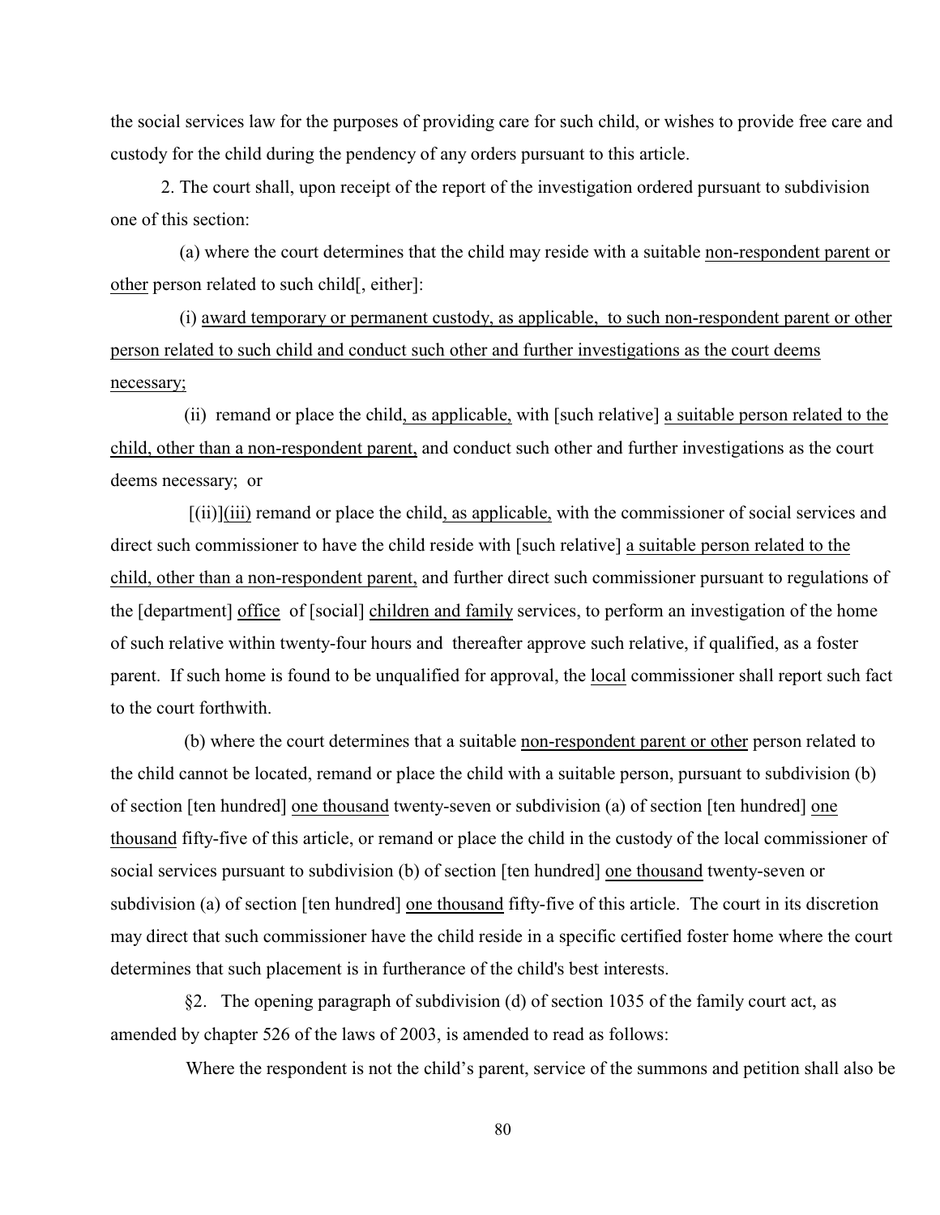the social services law for the purposes of providing care for such child, or wishes to provide free care and custody for the child during the pendency of any orders pursuant to this article.

2. The court shall, upon receipt of the report of the investigation ordered pursuant to subdivision one of this section:

(a) where the court determines that the child may reside with a suitable <u>non-respondent parent or other</u> person related to such child[, either]:

(i) <u>award temporary or permanent custody, as applicable, to such non-respondent parent or other person related to such child and conduct such other and further investigations as the court deems necessary;</u>

(ii) remand or place the child<u>, as applicable,</u> with [such relative] <u>a suitable person related to the child, other than a non-respondent parent,</u> and conduct such other and further investigations as the court deems necessary; or

[(ii)]<u>(iii)</u> remand or place the child<u>, as applicable,</u> with the commissioner of social services and direct such commissioner to have the child reside with [such relative] <u>a suitable person related to the child, other than a non-respondent parent,</u> and further direct such commissioner pursuant to regulations of the [department] <u>office</u> of [social] <u>children and family</u> services, to perform an investigation of the home of such relative within twenty-four hours and thereafter approve such relative, if qualified, as a foster parent. If such home is found to be unqualified for approval, the <u>local</u> commissioner shall report such fact to the court forthwith.

(b) where the court determines that a suitable <u>non-respondent parent or other</u> person related to the child cannot be located, remand or place the child with a suitable person, pursuant to subdivision (b) of section [ten hundred] <u>one thousand</u> twenty-seven or subdivision (a) of section [ten hundred] <u>one thousand</u> fifty-five of this article, or remand or place the child in the custody of the local commissioner of social services pursuant to subdivision (b) of section [ten hundred] <u>one thousand</u> twenty-seven or subdivision (a) of section [ten hundred] <u>one thousand</u> fifty-five of this article. The court in its discretion may direct that such commissioner have the child reside in a specific certified foster home where the court determines that such placement is in furtherance of the child's best interests.

§2. The opening paragraph of subdivision (d) of section 1035 of the family court act, as amended by chapter 526 of the laws of 2003, is amended to read as follows:

Where the respondent is not the child's parent, service of the summons and petition shall also be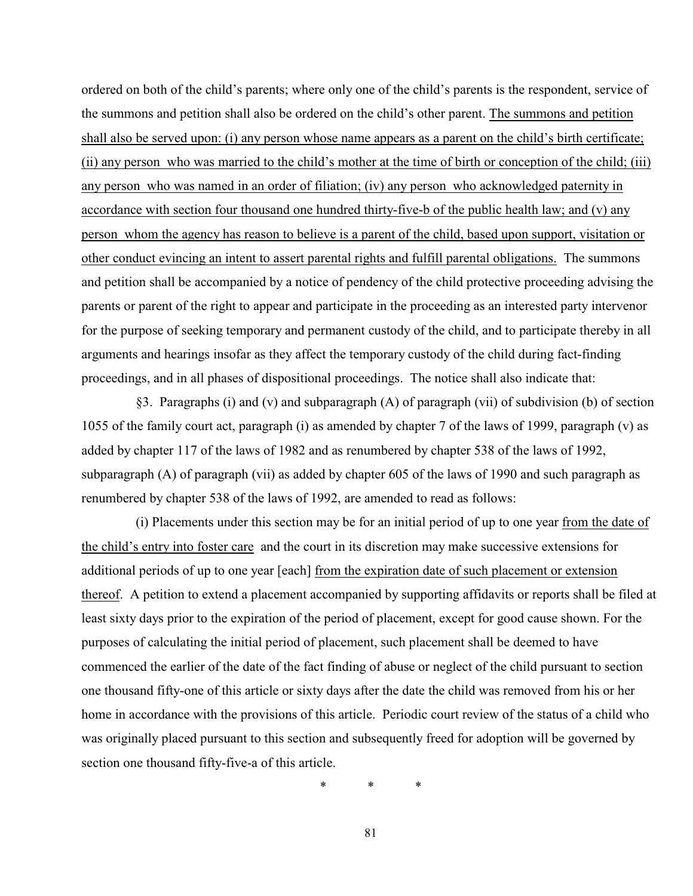ordered on both of the child's parents; where only one of the child's parents is the respondent, service of the summons and petition shall also be ordered on the child's other parent. <u>The summons and petition shall also be served upon: (i) any person whose name appears as a parent on the child's birth certificate; (ii) any person who was married to the child's mother at the time of birth or conception of the child; (iii) any person who was named in an order of filiation; (iv) any person who acknowledged paternity in accordance with section four thousand one hundred thirty-five-b of the public health law; and (v) any person whom the agency has reason to believe is a parent of the child, based upon support, visitation or other conduct evincing an intent to assert parental rights and fulfill parental obligations.</u> The summons and petition shall be accompanied by a notice of pendency of the child protective proceeding advising the parents or parent of the right to appear and participate in the proceeding as an interested party intervenor for the purpose of seeking temporary and permanent custody of the child, and to participate thereby in all arguments and hearings insofar as they affect the temporary custody of the child during fact-finding proceedings, and in all phases of dispositional proceedings. The notice shall also indicate that:

§3. Paragraphs (i) and (v) and subparagraph (A) of paragraph (vii) of subdivision (b) of section 1055 of the family court act, paragraph (i) as amended by chapter 7 of the laws of 1999, paragraph (v) as added by chapter 117 of the laws of 1982 and as renumbered by chapter 538 of the laws of 1992, subparagraph (A) of paragraph (vii) as added by chapter 605 of the laws of 1990 and such paragraph as renumbered by chapter 538 of the laws of 1992, are amended to read as follows:

(i) Placements under this section may be for an initial period of up to one year <u>from the date of the child's entry into foster care</u> and the court in its discretion may make successive extensions for additional periods of up to one year [each] <u>from the expiration date of such placement or extension thereof</u>. A petition to extend a placement accompanied by supporting affidavits or reports shall be filed at least sixty days prior to the expiration of the period of placement, except for good cause shown. For the purposes of calculating the initial period of placement, such placement shall be deemed to have commenced the earlier of the date of the fact finding of abuse or neglect of the child pursuant to section one thousand fifty-one of this article or sixty days after the date the child was removed from his or her home in accordance with the provisions of this article. Periodic court review of the status of a child who was originally placed pursuant to this section and subsequently freed for adoption will be governed by section one thousand fifty-five-a of this article.

\* \* \*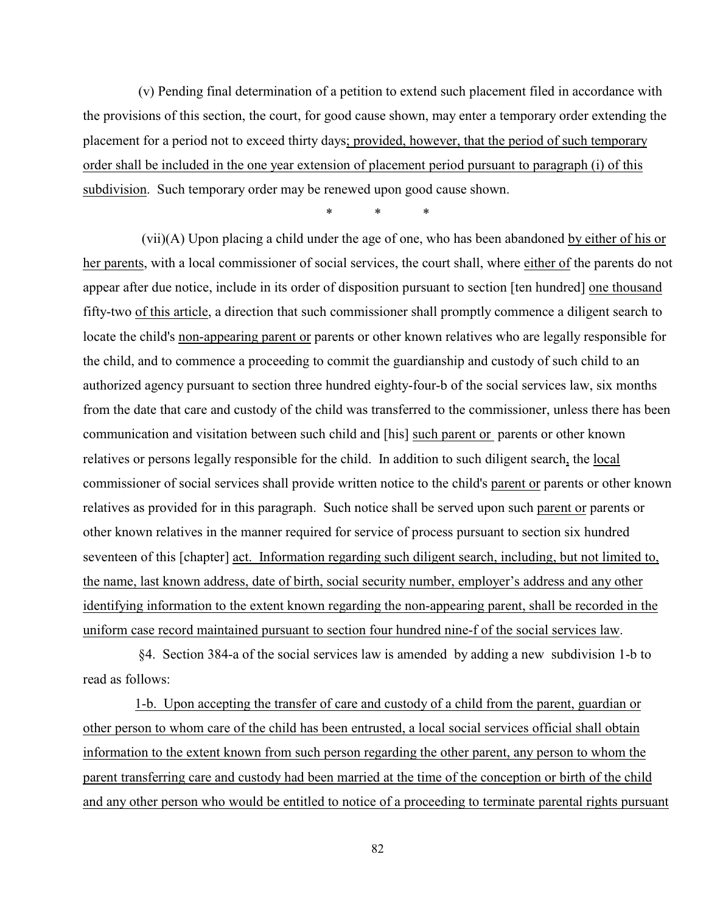(v) Pending final determination of a petition to extend such placement filed in accordance with the provisions of this section, the court, for good cause shown, may enter a temporary order extending the placement for a period not to exceed thirty days; provided, however, that the period of such temporary order shall be included in the one year extension of placement period pursuant to paragraph (i) of this subdivision. Such temporary order may be renewed upon good cause shown.

\* \* \*

(vii)(A) Upon placing a child under the age of one, who has been abandoned by either of his or her parents, with a local commissioner of social services, the court shall, where either of the parents do not appear after due notice, include in its order of disposition pursuant to section [ten hundred] one thousand fifty-two of this article, a direction that such commissioner shall promptly commence a diligent search to locate the child's non-appearing parent or parents or other known relatives who are legally responsible for the child, and to commence a proceeding to commit the guardianship and custody of such child to an authorized agency pursuant to section three hundred eighty-four-b of the social services law, six months from the date that care and custody of the child was transferred to the commissioner, unless there has been communication and visitation between such child and [his] such parent or parents or other known relatives or persons legally responsible for the child. In addition to such diligent search, the local commissioner of social services shall provide written notice to the child's parent or parents or other known relatives as provided for in this paragraph. Such notice shall be served upon such parent or parents or other known relatives in the manner required for service of process pursuant to section six hundred seventeen of this [chapter] act. Information regarding such diligent search, including, but not limited to, the name, last known address, date of birth, social security number, employer's address and any other identifying information to the extent known regarding the non-appearing parent, shall be recorded in the uniform case record maintained pursuant to section four hundred nine-f of the social services law.

§4. Section 384-a of the social services law is amended by adding a new subdivision 1-b to read as follows:

1-b. Upon accepting the transfer of care and custody of a child from the parent, guardian or other person to whom care of the child has been entrusted, a local social services official shall obtain information to the extent known from such person regarding the other parent, any person to whom the parent transferring care and custody had been married at the time of the conception or birth of the child and any other person who would be entitled to notice of a proceeding to terminate parental rights pursuant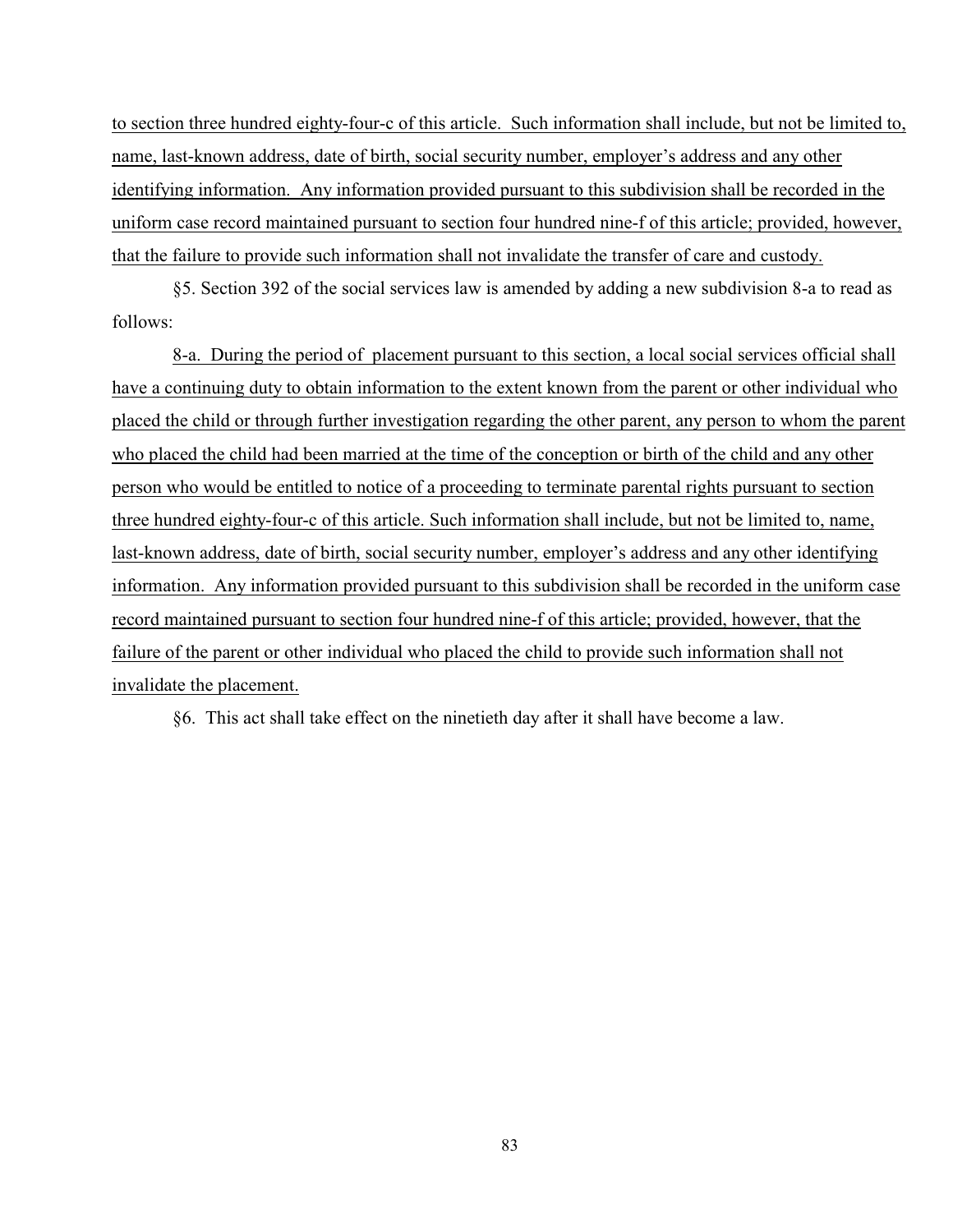to section three hundred eighty-four-c of this article. Such information shall include, but not be limited to, name, last-known address, date of birth, social security number, employer's address and any other identifying information. Any information provided pursuant to this subdivision shall be recorded in the uniform case record maintained pursuant to section four hundred nine-f of this article; provided, however, that the failure to provide such information shall not invalidate the transfer of care and custody.

§5. Section 392 of the social services law is amended by adding a new subdivision 8-a to read as follows:

8-a. During the period of placement pursuant to this section, a local social services official shall have a continuing duty to obtain information to the extent known from the parent or other individual who placed the child or through further investigation regarding the other parent, any person to whom the parent who placed the child had been married at the time of the conception or birth of the child and any other person who would be entitled to notice of a proceeding to terminate parental rights pursuant to section three hundred eighty-four-c of this article. Such information shall include, but not be limited to, name, last-known address, date of birth, social security number, employer's address and any other identifying information. Any information provided pursuant to this subdivision shall be recorded in the uniform case record maintained pursuant to section four hundred nine-f of this article; provided, however, that the failure of the parent or other individual who placed the child to provide such information shall not invalidate the placement.

§6. This act shall take effect on the ninetieth day after it shall have become a law.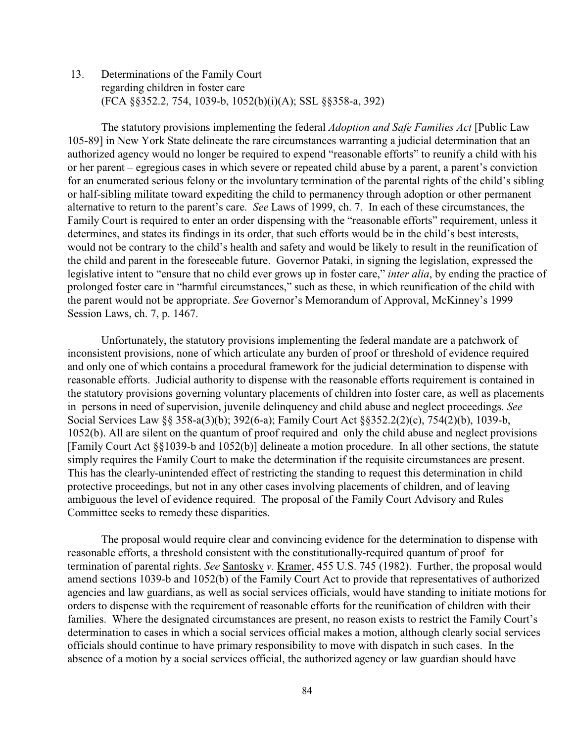13. Determinations of the Family Court regarding children in foster care (FCA §§352.2, 754, 1039-b, 1052(b)(i)(A); SSL §§358-a, 392)

The statutory provisions implementing the federal *Adoption and Safe Families Act* [Public Law 105-89] in New York State delineate the rare circumstances warranting a judicial determination that an authorized agency would no longer be required to expend "reasonable efforts" to reunify a child with his or her parent – egregious cases in which severe or repeated child abuse by a parent, a parent's conviction for an enumerated serious felony or the involuntary termination of the parental rights of the child's sibling or half-sibling militate toward expediting the child to permanency through adoption or other permanent alternative to return to the parent's care. *See* Laws of 1999, ch. 7. In each of these circumstances, the Family Court is required to enter an order dispensing with the "reasonable efforts" requirement, unless it determines, and states its findings in its order, that such efforts would be in the child's best interests, would not be contrary to the child's health and safety and would be likely to result in the reunification of the child and parent in the foreseeable future. Governor Pataki, in signing the legislation, expressed the legislative intent to "ensure that no child ever grows up in foster care," *inter alia*, by ending the practice of prolonged foster care in "harmful circumstances," such as these, in which reunification of the child with the parent would not be appropriate. *See* Governor's Memorandum of Approval, McKinney's 1999 Session Laws, ch. 7, p. 1467.

Unfortunately, the statutory provisions implementing the federal mandate are a patchwork of inconsistent provisions, none of which articulate any burden of proof or threshold of evidence required and only one of which contains a procedural framework for the judicial determination to dispense with reasonable efforts. Judicial authority to dispense with the reasonable efforts requirement is contained in the statutory provisions governing voluntary placements of children into foster care, as well as placements in persons in need of supervision, juvenile delinquency and child abuse and neglect proceedings. *See* Social Services Law §§ 358-a(3)(b); 392(6-a); Family Court Act §§352.2(2)(c), 754(2)(b), 1039-b, 1052(b). All are silent on the quantum of proof required and only the child abuse and neglect provisions [Family Court Act §§1039-b and 1052(b)] delineate a motion procedure. In all other sections, the statute simply requires the Family Court to make the determination if the requisite circumstances are present. This has the clearly-unintended effect of restricting the standing to request this determination in child protective proceedings, but not in any other cases involving placements of children, and of leaving ambiguous the level of evidence required. The proposal of the Family Court Advisory and Rules Committee seeks to remedy these disparities.

The proposal would require clear and convincing evidence for the determination to dispense with reasonable efforts, a threshold consistent with the constitutionally-required quantum of proof for termination of parental rights. *See* Santosky *v.* Kramer, 455 U.S. 745 (1982). Further, the proposal would amend sections 1039-b and 1052(b) of the Family Court Act to provide that representatives of authorized agencies and law guardians, as well as social services officials, would have standing to initiate motions for orders to dispense with the requirement of reasonable efforts for the reunification of children with their families. Where the designated circumstances are present, no reason exists to restrict the Family Court's determination to cases in which a social services official makes a motion, although clearly social services officials should continue to have primary responsibility to move with dispatch in such cases. In the absence of a motion by a social services official, the authorized agency or law guardian should have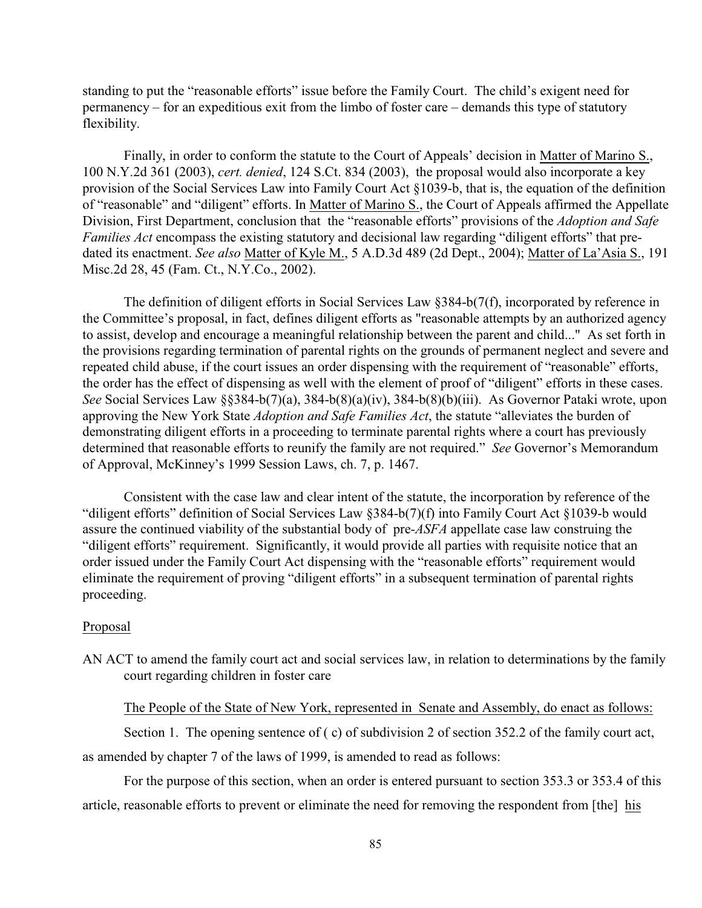standing to put the "reasonable efforts" issue before the Family Court. The child's exigent need for permanency – for an expeditious exit from the limbo of foster care – demands this type of statutory flexibility.

Finally, in order to conform the statute to the Court of Appeals' decision in Matter of Marino S., 100 N.Y.2d 361 (2003), *cert. denied*, 124 S.Ct. 834 (2003), the proposal would also incorporate a key provision of the Social Services Law into Family Court Act §1039-b, that is, the equation of the definition of "reasonable" and "diligent" efforts. In Matter of Marino S., the Court of Appeals affirmed the Appellate Division, First Department, conclusion that the "reasonable efforts" provisions of the *Adoption and Safe Families Act* encompass the existing statutory and decisional law regarding "diligent efforts" that pre-dated its enactment. *See also* Matter of Kyle M., 5 A.D.3d 489 (2d Dept., 2004); Matter of La'Asia S., 191 Misc.2d 28, 45 (Fam. Ct., N.Y.Co., 2002).

The definition of diligent efforts in Social Services Law §384-b(7(f), incorporated by reference in the Committee's proposal, in fact, defines diligent efforts as "reasonable attempts by an authorized agency to assist, develop and encourage a meaningful relationship between the parent and child..." As set forth in the provisions regarding termination of parental rights on the grounds of permanent neglect and severe and repeated child abuse, if the court issues an order dispensing with the requirement of "reasonable" efforts, the order has the effect of dispensing as well with the element of proof of "diligent" efforts in these cases. *See* Social Services Law §§384-b(7)(a), 384-b(8)(a)(iv), 384-b(8)(b)(iii). As Governor Pataki wrote, upon approving the New York State *Adoption and Safe Families Act*, the statute "alleviates the burden of demonstrating diligent efforts in a proceeding to terminate parental rights where a court has previously determined that reasonable efforts to reunify the family are not required." *See* Governor's Memorandum of Approval, McKinney's 1999 Session Laws, ch. 7, p. 1467.

Consistent with the case law and clear intent of the statute, the incorporation by reference of the "diligent efforts" definition of Social Services Law §384-b(7)(f) into Family Court Act §1039-b would assure the continued viability of the substantial body of pre-*ASFA* appellate case law construing the "diligent efforts" requirement. Significantly, it would provide all parties with requisite notice that an order issued under the Family Court Act dispensing with the "reasonable efforts" requirement would eliminate the requirement of proving "diligent efforts" in a subsequent termination of parental rights proceeding.

Proposal

AN ACT to amend the family court act and social services law, in relation to determinations by the family court regarding children in foster care

The People of the State of New York, represented in Senate and Assembly, do enact as follows:

Section 1. The opening sentence of ( c) of subdivision 2 of section 352.2 of the family court act, as amended by chapter 7 of the laws of 1999, is amended to read as follows:

For the purpose of this section, when an order is entered pursuant to section 353.3 or 353.4 of this article, reasonable efforts to prevent or eliminate the need for removing the respondent from [the] his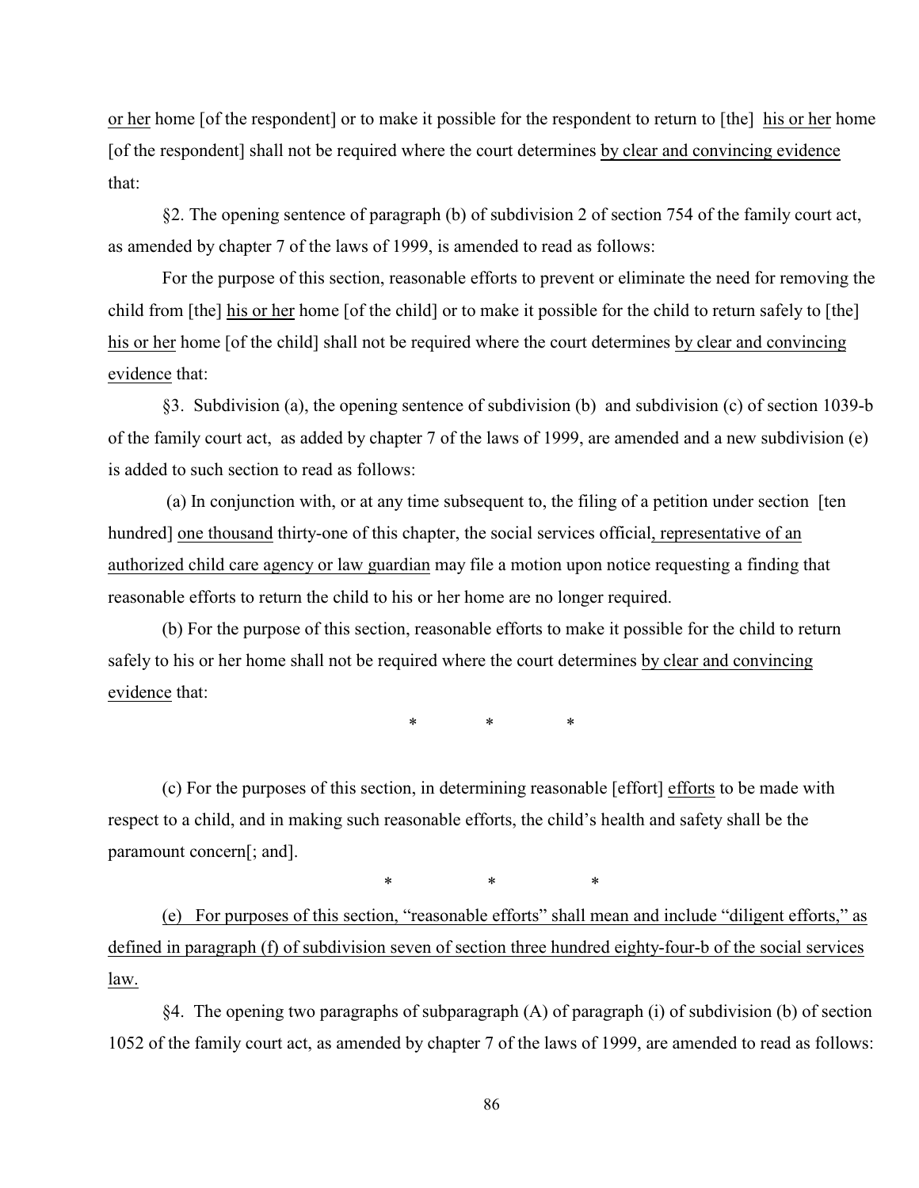or her home [of the respondent] or to make it possible for the respondent to return to [the] his or her home [of the respondent] shall not be required where the court determines by clear and convincing evidence that:

§2. The opening sentence of paragraph (b) of subdivision 2 of section 754 of the family court act, as amended by chapter 7 of the laws of 1999, is amended to read as follows:

For the purpose of this section, reasonable efforts to prevent or eliminate the need for removing the child from [the] his or her home [of the child] or to make it possible for the child to return safely to [the] his or her home [of the child] shall not be required where the court determines by clear and convincing evidence that:

§3. Subdivision (a), the opening sentence of subdivision (b) and subdivision (c) of section 1039-b of the family court act, as added by chapter 7 of the laws of 1999, are amended and a new subdivision (e) is added to such section to read as follows:

(a) In conjunction with, or at any time subsequent to, the filing of a petition under section [ten hundred] one thousand thirty-one of this chapter, the social services official, representative of an authorized child care agency or law guardian may file a motion upon notice requesting a finding that reasonable efforts to return the child to his or her home are no longer required.

(b) For the purpose of this section, reasonable efforts to make it possible for the child to return safely to his or her home shall not be required where the court determines by clear and convincing evidence that:

\*   \*   \*

(c) For the purposes of this section, in determining reasonable [effort] efforts to be made with respect to a child, and in making such reasonable efforts, the child's health and safety shall be the paramount concern[; and].

\*   \*   \*

(e) For purposes of this section, "reasonable efforts" shall mean and include "diligent efforts," as defined in paragraph (f) of subdivision seven of section three hundred eighty-four-b of the social services law.

§4. The opening two paragraphs of subparagraph (A) of paragraph (i) of subdivision (b) of section 1052 of the family court act, as amended by chapter 7 of the laws of 1999, are amended to read as follows: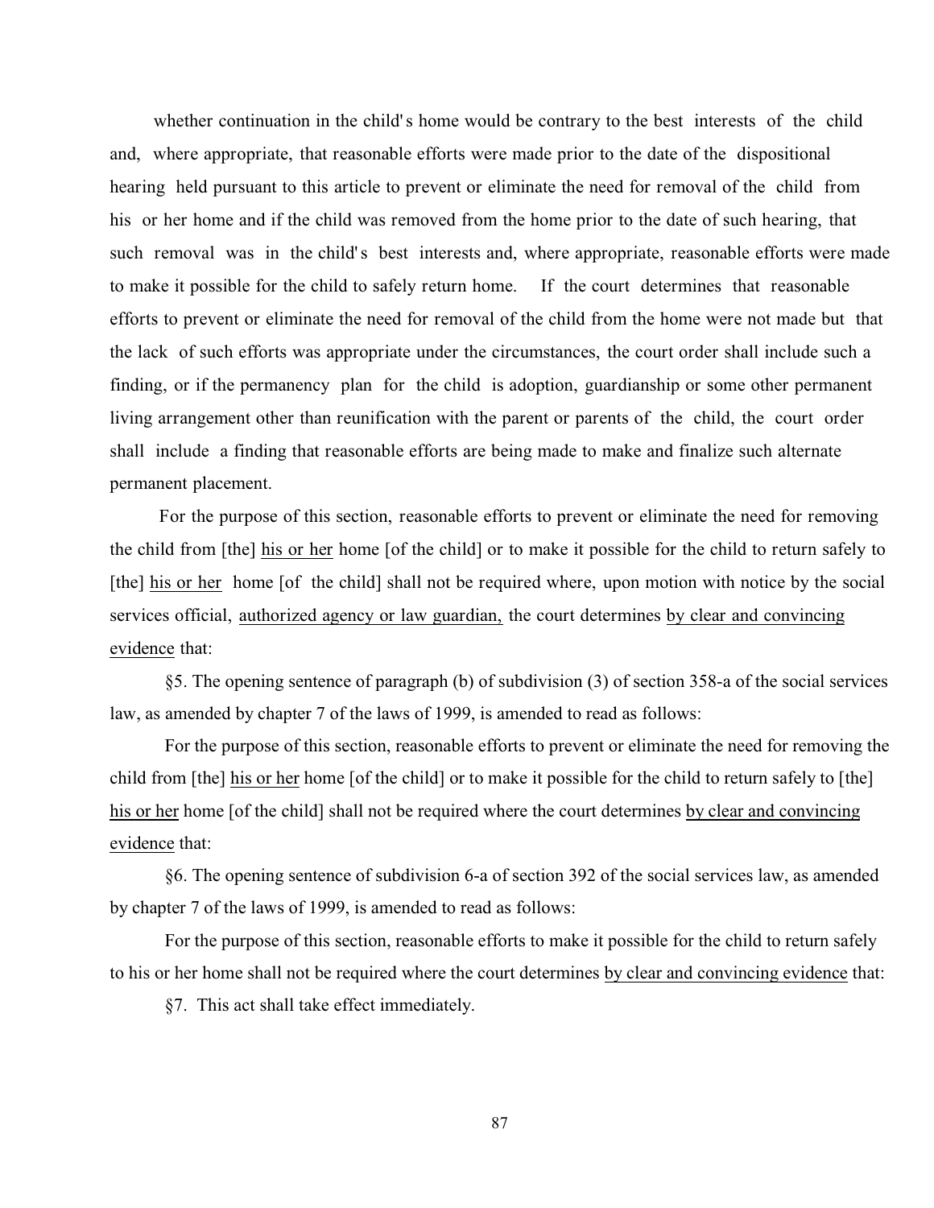whether continuation in the child's home would be contrary to the best interests of the child and, where appropriate, that reasonable efforts were made prior to the date of the dispositional hearing held pursuant to this article to prevent or eliminate the need for removal of the child from his or her home and if the child was removed from the home prior to the date of such hearing, that such removal was in the child's best interests and, where appropriate, reasonable efforts were made to make it possible for the child to safely return home. If the court determines that reasonable efforts to prevent or eliminate the need for removal of the child from the home were not made but that the lack of such efforts was appropriate under the circumstances, the court order shall include such a finding, or if the permanency plan for the child is adoption, guardianship or some other permanent living arrangement other than reunification with the parent or parents of the child, the court order shall include a finding that reasonable efforts are being made to make and finalize such alternate permanent placement.

For the purpose of this section, reasonable efforts to prevent or eliminate the need for removing the child from [the] <u>his or her</u> home [of the child] or to make it possible for the child to return safely to [the] <u>his or her</u> home [of the child] shall not be required where, upon motion with notice by the social services official, <u>authorized agency or law guardian,</u> the court determines <u>by clear and convincing evidence</u> that:

§5. The opening sentence of paragraph (b) of subdivision (3) of section 358-a of the social services law, as amended by chapter 7 of the laws of 1999, is amended to read as follows:

For the purpose of this section, reasonable efforts to prevent or eliminate the need for removing the child from [the] <u>his or her</u> home [of the child] or to make it possible for the child to return safely to [the] <u>his or her</u> home [of the child] shall not be required where the court determines <u>by clear and convincing evidence</u> that:

§6. The opening sentence of subdivision 6-a of section 392 of the social services law, as amended by chapter 7 of the laws of 1999, is amended to read as follows:

For the purpose of this section, reasonable efforts to make it possible for the child to return safely to his or her home shall not be required where the court determines <u>by clear and convincing evidence</u> that:

§7. This act shall take effect immediately.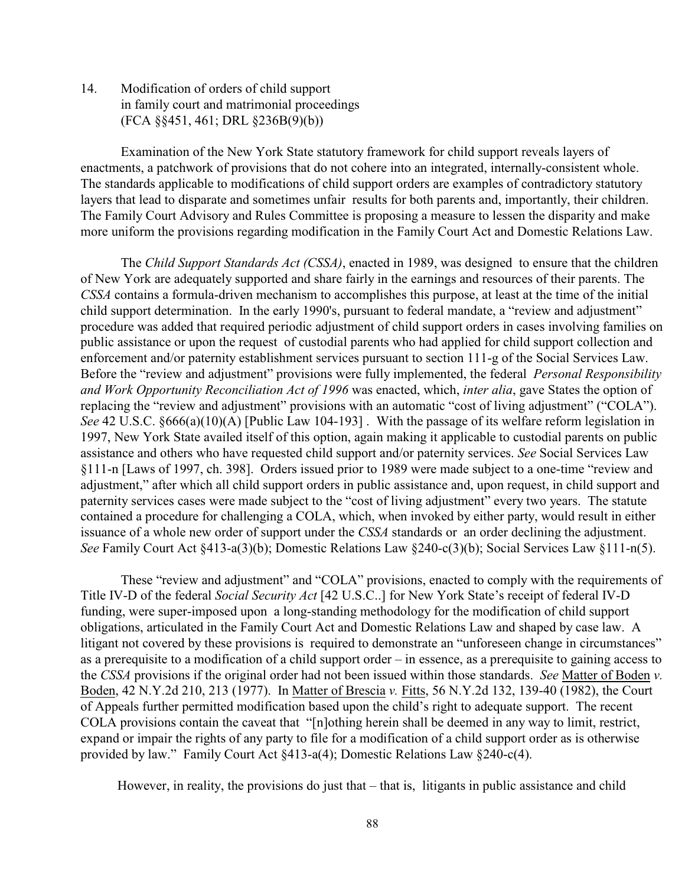14. Modification of orders of child support in family court and matrimonial proceedings (FCA §§451, 461; DRL §236B(9)(b))

Examination of the New York State statutory framework for child support reveals layers of enactments, a patchwork of provisions that do not cohere into an integrated, internally-consistent whole. The standards applicable to modifications of child support orders are examples of contradictory statutory layers that lead to disparate and sometimes unfair results for both parents and, importantly, their children. The Family Court Advisory and Rules Committee is proposing a measure to lessen the disparity and make more uniform the provisions regarding modification in the Family Court Act and Domestic Relations Law.

The *Child Support Standards Act (CSSA)*, enacted in 1989, was designed to ensure that the children of New York are adequately supported and share fairly in the earnings and resources of their parents. The *CSSA* contains a formula-driven mechanism to accomplishes this purpose, at least at the time of the initial child support determination. In the early 1990's, pursuant to federal mandate, a "review and adjustment" procedure was added that required periodic adjustment of child support orders in cases involving families on public assistance or upon the request of custodial parents who had applied for child support collection and enforcement and/or paternity establishment services pursuant to section 111-g of the Social Services Law. Before the "review and adjustment" provisions were fully implemented, the federal *Personal Responsibility and Work Opportunity Reconciliation Act of 1996* was enacted, which, *inter alia*, gave States the option of replacing the "review and adjustment" provisions with an automatic "cost of living adjustment" ("COLA"). *See* 42 U.S.C. §666(a)(10)(A) [Public Law 104-193] . With the passage of its welfare reform legislation in 1997, New York State availed itself of this option, again making it applicable to custodial parents on public assistance and others who have requested child support and/or paternity services. *See* Social Services Law §111-n [Laws of 1997, ch. 398]. Orders issued prior to 1989 were made subject to a one-time "review and adjustment," after which all child support orders in public assistance and, upon request, in child support and paternity services cases were made subject to the "cost of living adjustment" every two years. The statute contained a procedure for challenging a COLA, which, when invoked by either party, would result in either issuance of a whole new order of support under the *CSSA* standards or an order declining the adjustment. *See* Family Court Act §413-a(3)(b); Domestic Relations Law §240-c(3)(b); Social Services Law §111-n(5).

These "review and adjustment" and "COLA" provisions, enacted to comply with the requirements of Title IV-D of the federal *Social Security Act* [42 U.S.C..] for New York State's receipt of federal IV-D funding, were super-imposed upon a long-standing methodology for the modification of child support obligations, articulated in the Family Court Act and Domestic Relations Law and shaped by case law. A litigant not covered by these provisions is required to demonstrate an "unforeseen change in circumstances" as a prerequisite to a modification of a child support order – in essence, as a prerequisite to gaining access to the *CSSA* provisions if the original order had not been issued within those standards. *See* Matter of Boden *v.* Boden, 42 N.Y.2d 210, 213 (1977). In Matter of Brescia *v.* Fitts, 56 N.Y.2d 132, 139-40 (1982), the Court of Appeals further permitted modification based upon the child's right to adequate support. The recent COLA provisions contain the caveat that "[n]othing herein shall be deemed in any way to limit, restrict, expand or impair the rights of any party to file for a modification of a child support order as is otherwise provided by law." Family Court Act §413-a(4); Domestic Relations Law §240-c(4).

However, in reality, the provisions do just that – that is, litigants in public assistance and child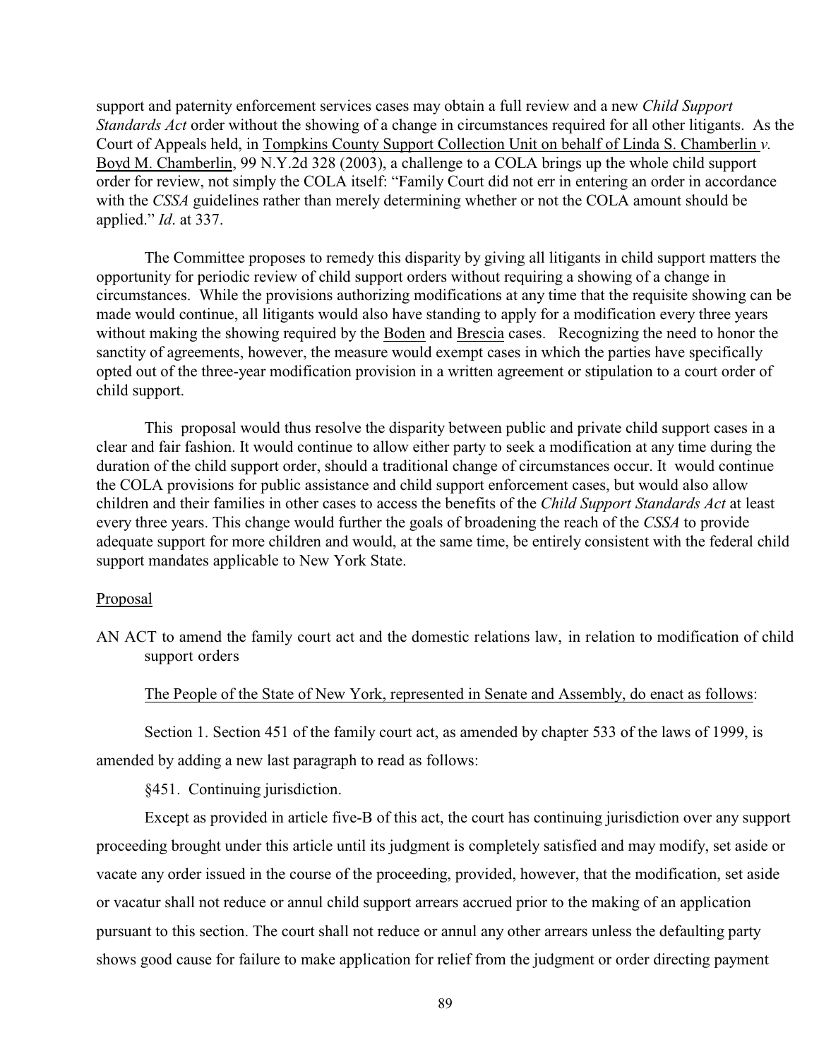support and paternity enforcement services cases may obtain a full review and a new *Child Support Standards Act* order without the showing of a change in circumstances required for all other litigants. As the Court of Appeals held, in Tompkins County Support Collection Unit on behalf of Linda S. Chamberlin *v.* Boyd M. Chamberlin, 99 N.Y.2d 328 (2003), a challenge to a COLA brings up the whole child support order for review, not simply the COLA itself: "Family Court did not err in entering an order in accordance with the *CSSA* guidelines rather than merely determining whether or not the COLA amount should be applied." *Id*. at 337.

The Committee proposes to remedy this disparity by giving all litigants in child support matters the opportunity for periodic review of child support orders without requiring a showing of a change in circumstances. While the provisions authorizing modifications at any time that the requisite showing can be made would continue, all litigants would also have standing to apply for a modification every three years without making the showing required by the Boden and Brescia cases. Recognizing the need to honor the sanctity of agreements, however, the measure would exempt cases in which the parties have specifically opted out of the three-year modification provision in a written agreement or stipulation to a court order of child support.

This proposal would thus resolve the disparity between public and private child support cases in a clear and fair fashion. It would continue to allow either party to seek a modification at any time during the duration of the child support order, should a traditional change of circumstances occur. It would continue the COLA provisions for public assistance and child support enforcement cases, but would also allow children and their families in other cases to access the benefits of the *Child Support Standards Act* at least every three years. This change would further the goals of broadening the reach of the *CSSA* to provide adequate support for more children and would, at the same time, be entirely consistent with the federal child support mandates applicable to New York State.

Proposal

AN ACT to amend the family court act and the domestic relations law, in relation to modification of child support orders

The People of the State of New York, represented in Senate and Assembly, do enact as follows:

Section 1. Section 451 of the family court act, as amended by chapter 533 of the laws of 1999, is amended by adding a new last paragraph to read as follows:

§451. Continuing jurisdiction.

Except as provided in article five-B of this act, the court has continuing jurisdiction over any support proceeding brought under this article until its judgment is completely satisfied and may modify, set aside or vacate any order issued in the course of the proceeding, provided, however, that the modification, set aside or vacatur shall not reduce or annul child support arrears accrued prior to the making of an application pursuant to this section. The court shall not reduce or annul any other arrears unless the defaulting party shows good cause for failure to make application for relief from the judgment or order directing payment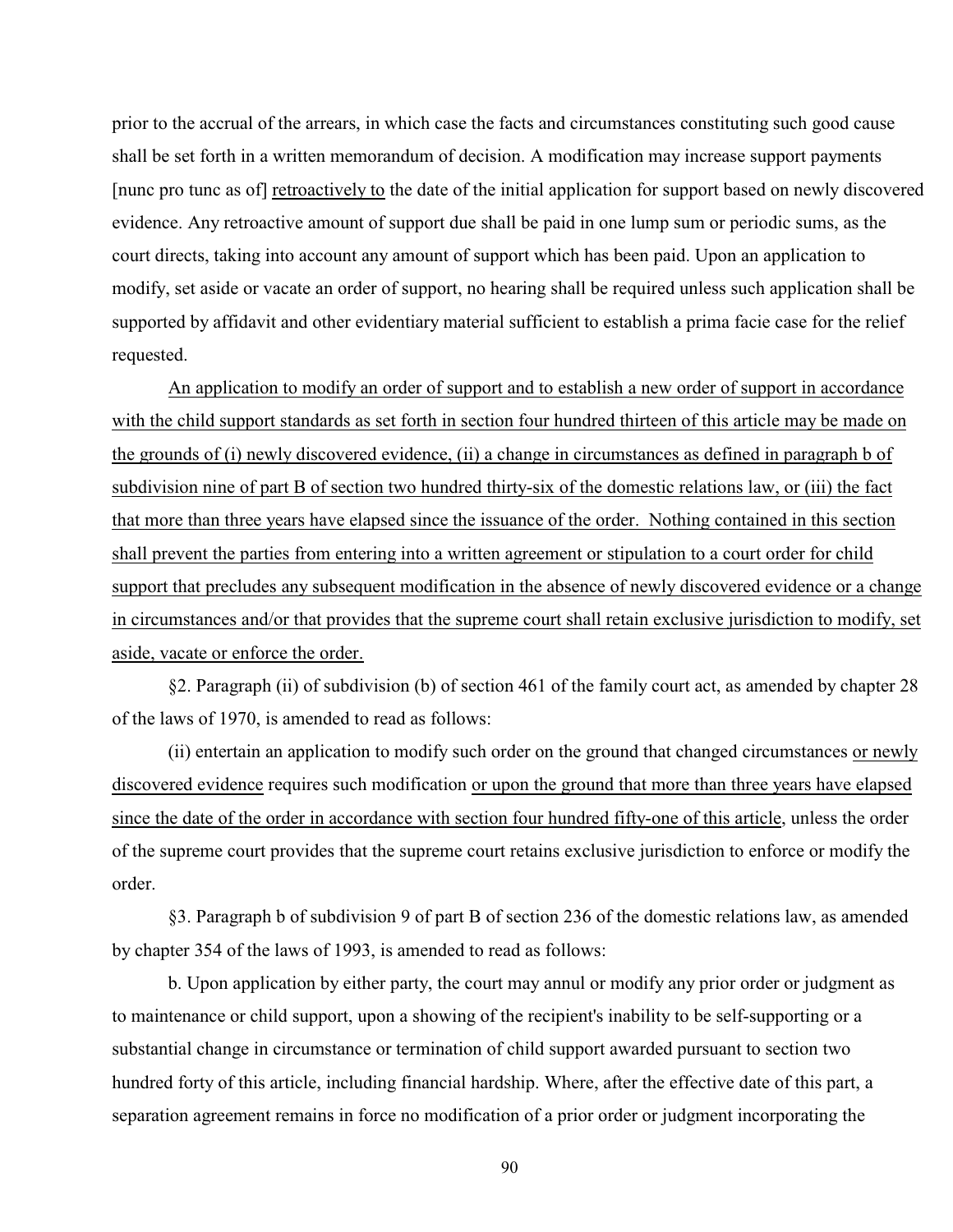prior to the accrual of the arrears, in which case the facts and circumstances constituting such good cause shall be set forth in a written memorandum of decision. A modification may increase support payments [nunc pro tunc as of] <u>retroactively to</u> the date of the initial application for support based on newly discovered evidence. Any retroactive amount of support due shall be paid in one lump sum or periodic sums, as the court directs, taking into account any amount of support which has been paid. Upon an application to modify, set aside or vacate an order of support, no hearing shall be required unless such application shall be supported by affidavit and other evidentiary material sufficient to establish a prima facie case for the relief requested.

<u>An application to modify an order of support and to establish a new order of support in accordance with the child support standards as set forth in section four hundred thirteen of this article may be made on the grounds of (i) newly discovered evidence, (ii) a change in circumstances as defined in paragraph b of subdivision nine of part B of section two hundred thirty-six of the domestic relations law, or (iii) the fact that more than three years have elapsed since the issuance of the order. Nothing contained in this section shall prevent the parties from entering into a written agreement or stipulation to a court order for child support that precludes any subsequent modification in the absence of newly discovered evidence or a change in circumstances and/or that provides that the supreme court shall retain exclusive jurisdiction to modify, set aside, vacate or enforce the order.</u>

§2. Paragraph (ii) of subdivision (b) of section 461 of the family court act, as amended by chapter 28 of the laws of 1970, is amended to read as follows:

(ii) entertain an application to modify such order on the ground that changed circumstances <u>or newly discovered evidence</u> requires such modification <u>or upon the ground that more than three years have elapsed since the date of the order in accordance with section four hundred fifty-one of this article</u>, unless the order of the supreme court provides that the supreme court retains exclusive jurisdiction to enforce or modify the order.

§3. Paragraph b of subdivision 9 of part B of section 236 of the domestic relations law, as amended by chapter 354 of the laws of 1993, is amended to read as follows:

b. Upon application by either party, the court may annul or modify any prior order or judgment as to maintenance or child support, upon a showing of the recipient's inability to be self-supporting or a substantial change in circumstance or termination of child support awarded pursuant to section two hundred forty of this article, including financial hardship. Where, after the effective date of this part, a separation agreement remains in force no modification of a prior order or judgment incorporating the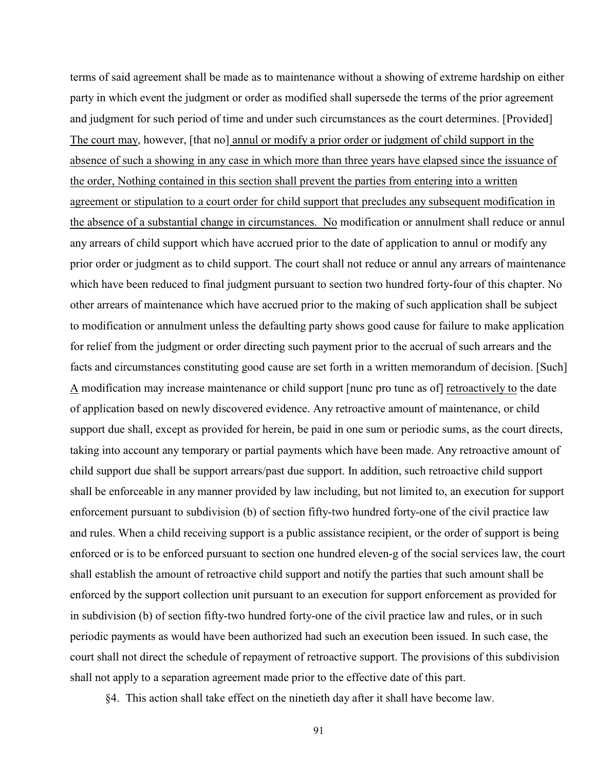terms of said agreement shall be made as to maintenance without a showing of extreme hardship on either party in which event the judgment or order as modified shall supersede the terms of the prior agreement and judgment for such period of time and under such circumstances as the court determines. [Provided] <u>The court may</u>, however, [that no] <u>annul or modify a prior order or judgment of child support in the absence of such a showing in any case in which more than three years have elapsed since the issuance of the order, Nothing contained in this section shall prevent the parties from entering into a written agreement or stipulation to a court order for child support that precludes any subsequent modification in the absence of a substantial change in circumstances. No</u> modification or annulment shall reduce or annul any arrears of child support which have accrued prior to the date of application to annul or modify any prior order or judgment as to child support. The court shall not reduce or annul any arrears of maintenance which have been reduced to final judgment pursuant to section two hundred forty-four of this chapter. No other arrears of maintenance which have accrued prior to the making of such application shall be subject to modification or annulment unless the defaulting party shows good cause for failure to make application for relief from the judgment or order directing such payment prior to the accrual of such arrears and the facts and circumstances constituting good cause are set forth in a written memorandum of decision. [Such] <u>A</u> modification may increase maintenance or child support [nunc pro tunc as of] <u>retroactively to</u> the date of application based on newly discovered evidence. Any retroactive amount of maintenance, or child support due shall, except as provided for herein, be paid in one sum or periodic sums, as the court directs, taking into account any temporary or partial payments which have been made. Any retroactive amount of child support due shall be support arrears/past due support. In addition, such retroactive child support shall be enforceable in any manner provided by law including, but not limited to, an execution for support enforcement pursuant to subdivision (b) of section fifty-two hundred forty-one of the civil practice law and rules. When a child receiving support is a public assistance recipient, or the order of support is being enforced or is to be enforced pursuant to section one hundred eleven-g of the social services law, the court shall establish the amount of retroactive child support and notify the parties that such amount shall be enforced by the support collection unit pursuant to an execution for support enforcement as provided for in subdivision (b) of section fifty-two hundred forty-one of the civil practice law and rules, or in such periodic payments as would have been authorized had such an execution been issued. In such case, the court shall not direct the schedule of repayment of retroactive support. The provisions of this subdivision shall not apply to a separation agreement made prior to the effective date of this part.

§4. This action shall take effect on the ninetieth day after it shall have become law.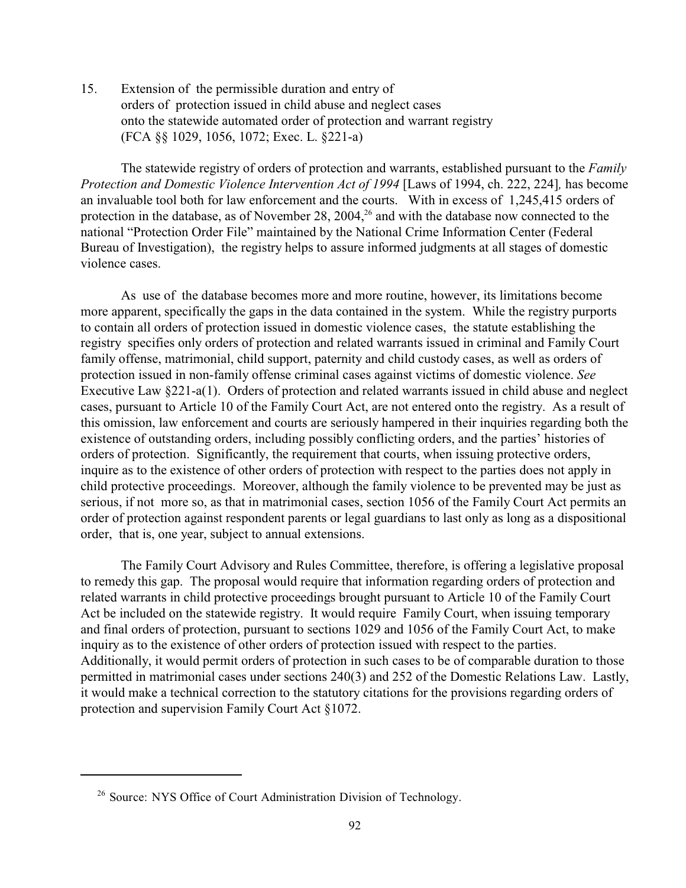15. Extension of the permissible duration and entry of orders of protection issued in child abuse and neglect cases onto the statewide automated order of protection and warrant registry (FCA §§ 1029, 1056, 1072; Exec. L. §221-a)

The statewide registry of orders of protection and warrants, established pursuant to the *Family Protection and Domestic Violence Intervention Act of 1994* [Laws of 1994, ch. 222, 224], has become an invaluable tool both for law enforcement and the courts. With in excess of 1,245,415 orders of protection in the database, as of November 28, 2004,[26] and with the database now connected to the national "Protection Order File" maintained by the National Crime Information Center (Federal Bureau of Investigation), the registry helps to assure informed judgments at all stages of domestic violence cases.

As use of the database becomes more and more routine, however, its limitations become more apparent, specifically the gaps in the data contained in the system. While the registry purports to contain all orders of protection issued in domestic violence cases, the statute establishing the registry specifies only orders of protection and related warrants issued in criminal and Family Court family offense, matrimonial, child support, paternity and child custody cases, as well as orders of protection issued in non-family offense criminal cases against victims of domestic violence. *See* Executive Law §221-a(1). Orders of protection and related warrants issued in child abuse and neglect cases, pursuant to Article 10 of the Family Court Act, are not entered onto the registry. As a result of this omission, law enforcement and courts are seriously hampered in their inquiries regarding both the existence of outstanding orders, including possibly conflicting orders, and the parties' histories of orders of protection. Significantly, the requirement that courts, when issuing protective orders, inquire as to the existence of other orders of protection with respect to the parties does not apply in child protective proceedings. Moreover, although the family violence to be prevented may be just as serious, if not more so, as that in matrimonial cases, section 1056 of the Family Court Act permits an order of protection against respondent parents or legal guardians to last only as long as a dispositional order, that is, one year, subject to annual extensions.

The Family Court Advisory and Rules Committee, therefore, is offering a legislative proposal to remedy this gap. The proposal would require that information regarding orders of protection and related warrants in child protective proceedings brought pursuant to Article 10 of the Family Court Act be included on the statewide registry. It would require Family Court, when issuing temporary and final orders of protection, pursuant to sections 1029 and 1056 of the Family Court Act, to make inquiry as to the existence of other orders of protection issued with respect to the parties. Additionally, it would permit orders of protection in such cases to be of comparable duration to those permitted in matrimonial cases under sections 240(3) and 252 of the Domestic Relations Law. Lastly, it would make a technical correction to the statutory citations for the provisions regarding orders of protection and supervision Family Court Act §1072.

---

[26] Source: NYS Office of Court Administration Division of Technology.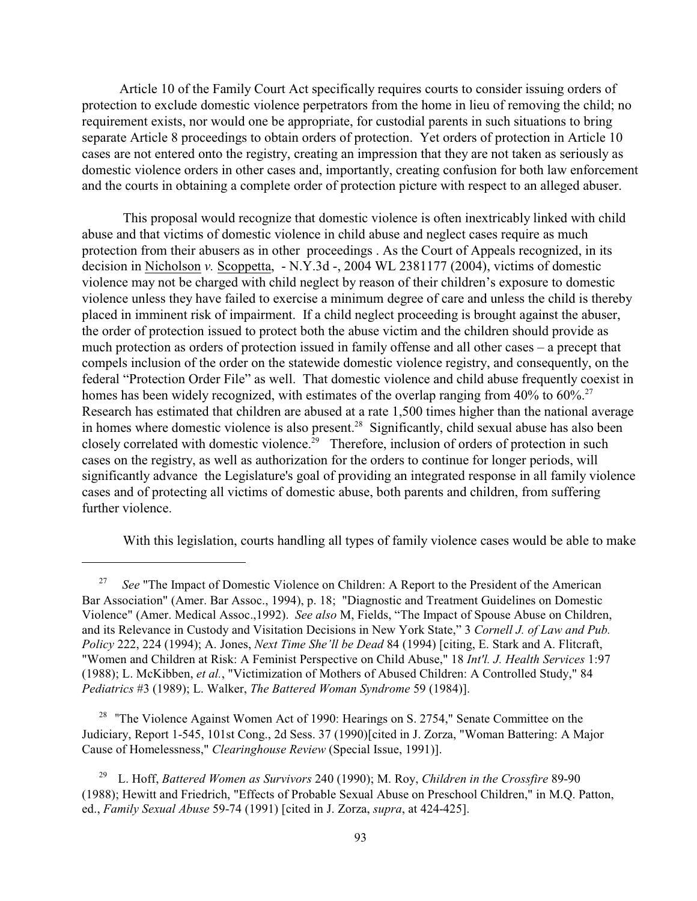Article 10 of the Family Court Act specifically requires courts to consider issuing orders of protection to exclude domestic violence perpetrators from the home in lieu of removing the child; no requirement exists, nor would one be appropriate, for custodial parents in such situations to bring separate Article 8 proceedings to obtain orders of protection. Yet orders of protection in Article 10 cases are not entered onto the registry, creating an impression that they are not taken as seriously as domestic violence orders in other cases and, importantly, creating confusion for both law enforcement and the courts in obtaining a complete order of protection picture with respect to an alleged abuser.

This proposal would recognize that domestic violence is often inextricably linked with child abuse and that victims of domestic violence in child abuse and neglect cases require as much protection from their abusers as in other proceedings . As the Court of Appeals recognized, in its decision in Nicholson *v.* Scoppetta, - N.Y.3d -, 2004 WL 2381177 (2004), victims of domestic violence may not be charged with child neglect by reason of their children's exposure to domestic violence unless they have failed to exercise a minimum degree of care and unless the child is thereby placed in imminent risk of impairment. If a child neglect proceeding is brought against the abuser, the order of protection issued to protect both the abuse victim and the children should provide as much protection as orders of protection issued in family offense and all other cases – a precept that compels inclusion of the order on the statewide domestic violence registry, and consequently, on the federal "Protection Order File" as well. That domestic violence and child abuse frequently coexist in homes has been widely recognized, with estimates of the overlap ranging from 40% to 60%.[27] Research has estimated that children are abused at a rate 1,500 times higher than the national average in homes where domestic violence is also present.[28] Significantly, child sexual abuse has also been closely correlated with domestic violence.[29] Therefore, inclusion of orders of protection in such cases on the registry, as well as authorization for the orders to continue for longer periods, will significantly advance the Legislature's goal of providing an integrated response in all family violence cases and of protecting all victims of domestic abuse, both parents and children, from suffering further violence.

With this legislation, courts handling all types of family violence cases would be able to make

---

[27] *See* "The Impact of Domestic Violence on Children: A Report to the President of the American Bar Association" (Amer. Bar Assoc., 1994), p. 18; "Diagnostic and Treatment Guidelines on Domestic Violence" (Amer. Medical Assoc.,1992). *See also* M, Fields, "The Impact of Spouse Abuse on Children, and its Relevance in Custody and Visitation Decisions in New York State," 3 *Cornell J. of Law and Pub. Policy* 222, 224 (1994); A. Jones, *Next Time She'll be Dead* 84 (1994) [citing, E. Stark and A. Flitcraft, "Women and Children at Risk: A Feminist Perspective on Child Abuse," 18 *Int'l. J. Health Services* 1:97 (1988); L. McKibben, *et al.*, "Victimization of Mothers of Abused Children: A Controlled Study," 84 *Pediatrics* #3 (1989); L. Walker, *The Battered Woman Syndrome* 59 (1984)].

[28] "The Violence Against Women Act of 1990: Hearings on S. 2754," Senate Committee on the Judiciary, Report 1-545, 101st Cong., 2d Sess. 37 (1990)[cited in J. Zorza, "Woman Battering: A Major Cause of Homelessness," *Clearinghouse Review* (Special Issue, 1991)].

[29] L. Hoff, *Battered Women as Survivors* 240 (1990); M. Roy, *Children in the Crossfire* 89-90 (1988); Hewitt and Friedrich, "Effects of Probable Sexual Abuse on Preschool Children," in M.Q. Patton, ed., *Family Sexual Abuse* 59-74 (1991) [cited in J. Zorza, *supra*, at 424-425].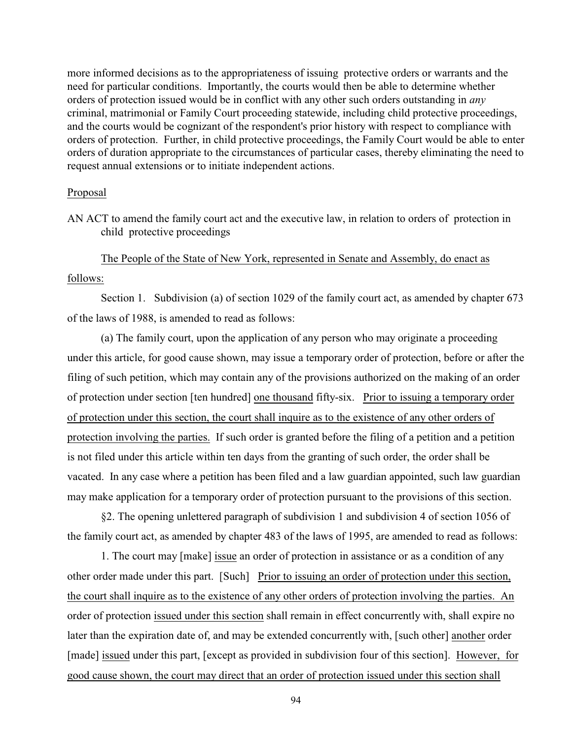more informed decisions as to the appropriateness of issuing protective orders or warrants and the need for particular conditions. Importantly, the courts would then be able to determine whether orders of protection issued would be in conflict with any other such orders outstanding in *any* criminal, matrimonial or Family Court proceeding statewide, including child protective proceedings, and the courts would be cognizant of the respondent's prior history with respect to compliance with orders of protection. Further, in child protective proceedings, the Family Court would be able to enter orders of duration appropriate to the circumstances of particular cases, thereby eliminating the need to request annual extensions or to initiate independent actions.

<u>Proposal</u>

AN ACT to amend the family court act and the executive law, in relation to orders of protection in child protective proceedings

<u>The People of the State of New York, represented in Senate and Assembly, do enact as follows:</u>

Section 1. Subdivision (a) of section 1029 of the family court act, as amended by chapter 673 of the laws of 1988, is amended to read as follows:

(a) The family court, upon the application of any person who may originate a proceeding under this article, for good cause shown, may issue a temporary order of protection, before or after the filing of such petition, which may contain any of the provisions authorized on the making of an order of protection under section [ten hundred] <u>one thousand</u> fifty-six. <u>Prior to issuing a temporary order of protection under this section, the court shall inquire as to the existence of any other orders of protection involving the parties.</u> If such order is granted before the filing of a petition and a petition is not filed under this article within ten days from the granting of such order, the order shall be vacated. In any case where a petition has been filed and a law guardian appointed, such law guardian may make application for a temporary order of protection pursuant to the provisions of this section.

§2. The opening unlettered paragraph of subdivision 1 and subdivision 4 of section 1056 of the family court act, as amended by chapter 483 of the laws of 1995, are amended to read as follows:

1. The court may [make] <u>issue</u> an order of protection in assistance or as a condition of any other order made under this part. [Such] <u>Prior to issuing an order of protection under this section, the court shall inquire as to the existence of any other orders of protection involving the parties. An</u> order of protection <u>issued under this section</u> shall remain in effect concurrently with, shall expire no later than the expiration date of, and may be extended concurrently with, [such other] <u>another</u> order [made] <u>issued</u> under this part, [except as provided in subdivision four of this section]. <u>However, for good cause shown, the court may direct that an order of protection issued under this section shall</u>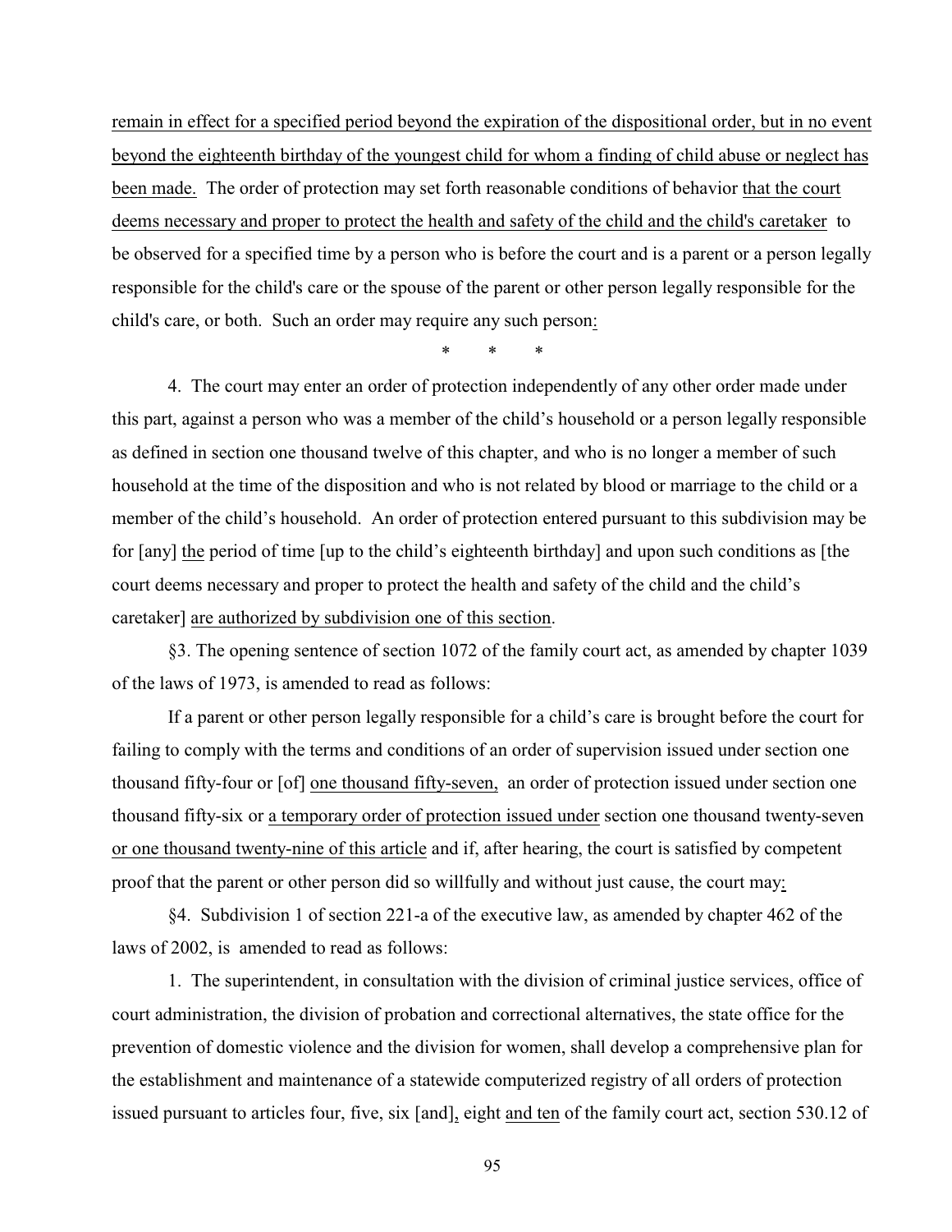remain in effect for a specified period beyond the expiration of the dispositional order, but in no event beyond the eighteenth birthday of the youngest child for whom a finding of child abuse or neglect has been made. The order of protection may set forth reasonable conditions of behavior that the court deems necessary and proper to protect the health and safety of the child and the child's caretaker to be observed for a specified time by a person who is before the court and is a parent or a person legally responsible for the child's care or the spouse of the parent or other person legally responsible for the child's care, or both. Such an order may require any such person:

\* \* \*

4. The court may enter an order of protection independently of any other order made under this part, against a person who was a member of the child's household or a person legally responsible as defined in section one thousand twelve of this chapter, and who is no longer a member of such household at the time of the disposition and who is not related by blood or marriage to the child or a member of the child's household. An order of protection entered pursuant to this subdivision may be for [any] the period of time [up to the child's eighteenth birthday] and upon such conditions as [the court deems necessary and proper to protect the health and safety of the child and the child's caretaker] are authorized by subdivision one of this section.

§3. The opening sentence of section 1072 of the family court act, as amended by chapter 1039 of the laws of 1973, is amended to read as follows:

If a parent or other person legally responsible for a child's care is brought before the court for failing to comply with the terms and conditions of an order of supervision issued under section one thousand fifty-four or [of] one thousand fifty-seven, an order of protection issued under section one thousand fifty-six or a temporary order of protection issued under section one thousand twenty-seven or one thousand twenty-nine of this article and if, after hearing, the court is satisfied by competent proof that the parent or other person did so willfully and without just cause, the court may:

§4. Subdivision 1 of section 221-a of the executive law, as amended by chapter 462 of the laws of 2002, is amended to read as follows:

1. The superintendent, in consultation with the division of criminal justice services, office of court administration, the division of probation and correctional alternatives, the state office for the prevention of domestic violence and the division for women, shall develop a comprehensive plan for the establishment and maintenance of a statewide computerized registry of all orders of protection issued pursuant to articles four, five, six [and], eight and ten of the family court act, section 530.12 of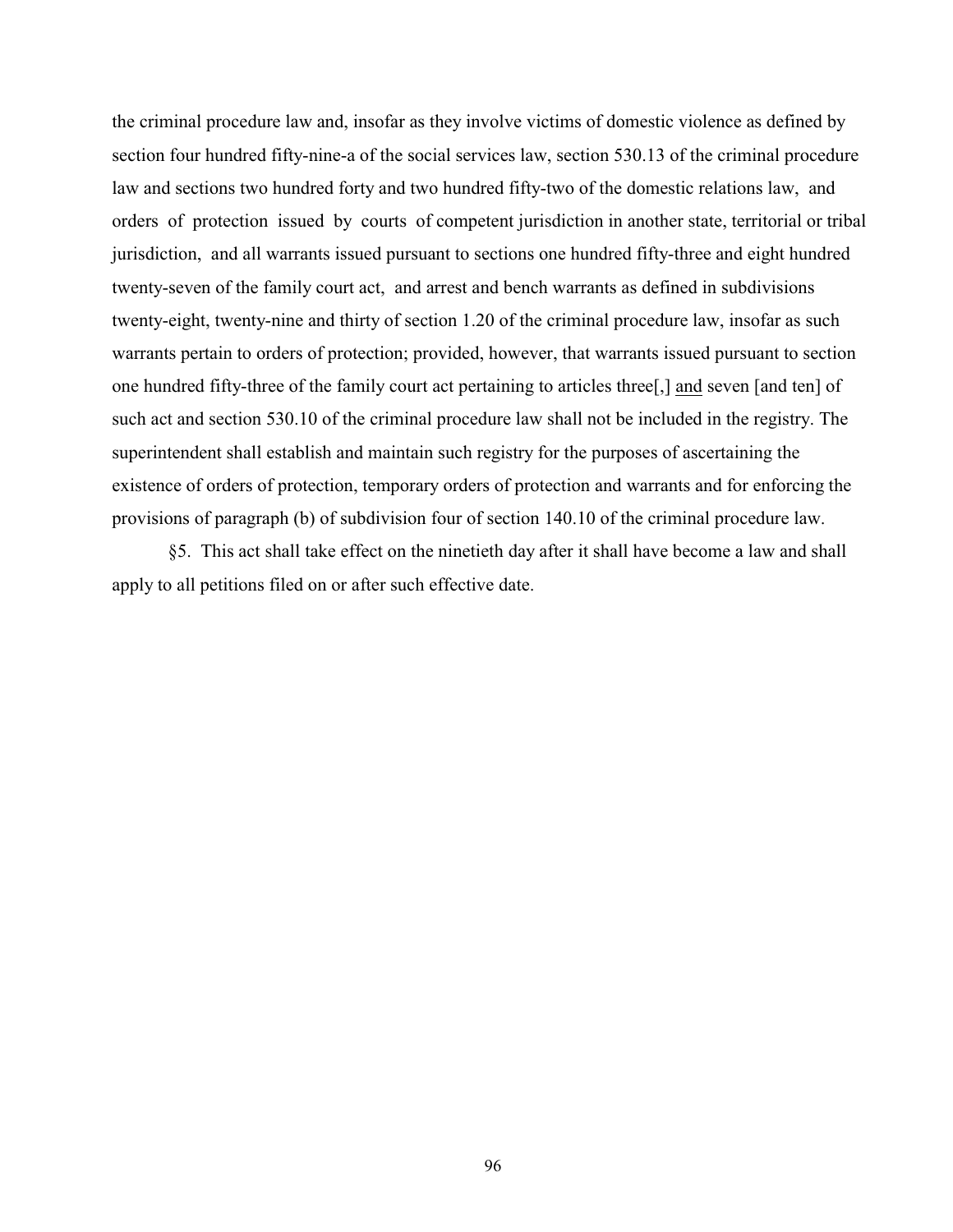the criminal procedure law and, insofar as they involve victims of domestic violence as defined by section four hundred fifty-nine-a of the social services law, section 530.13 of the criminal procedure law and sections two hundred forty and two hundred fifty-two of the domestic relations law, and orders of protection issued by courts of competent jurisdiction in another state, territorial or tribal jurisdiction, and all warrants issued pursuant to sections one hundred fifty-three and eight hundred twenty-seven of the family court act, and arrest and bench warrants as defined in subdivisions twenty-eight, twenty-nine and thirty of section 1.20 of the criminal procedure law, insofar as such warrants pertain to orders of protection; provided, however, that warrants issued pursuant to section one hundred fifty-three of the family court act pertaining to articles three[,] <u>and</u> seven [and ten] of such act and section 530.10 of the criminal procedure law shall not be included in the registry. The superintendent shall establish and maintain such registry for the purposes of ascertaining the existence of orders of protection, temporary orders of protection and warrants and for enforcing the provisions of paragraph (b) of subdivision four of section 140.10 of the criminal procedure law.

§5. This act shall take effect on the ninetieth day after it shall have become a law and shall apply to all petitions filed on or after such effective date.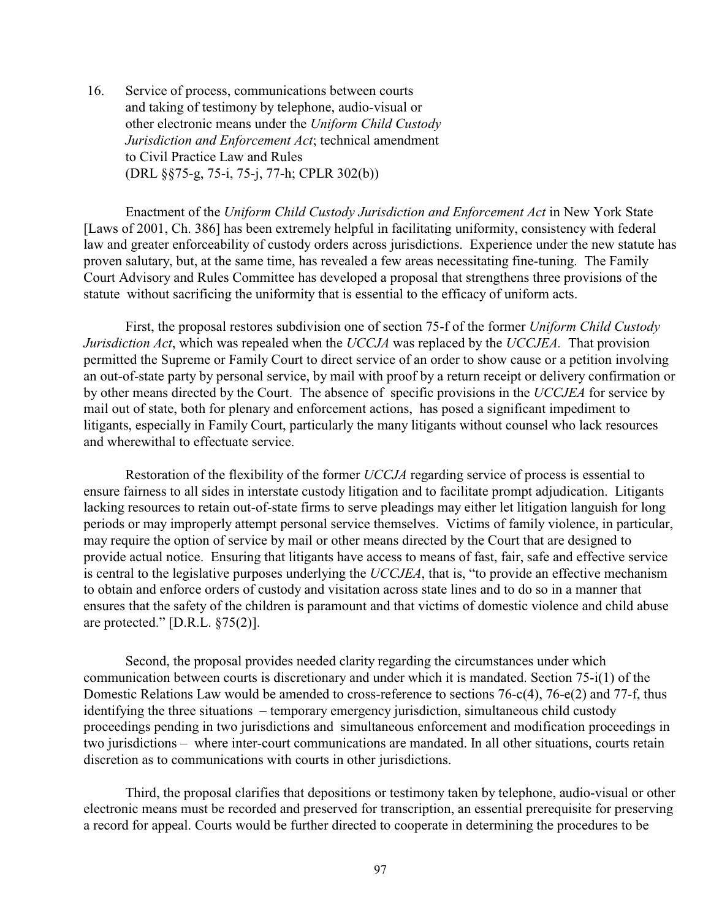16. Service of process, communications between courts and taking of testimony by telephone, audio-visual or other electronic means under the *Uniform Child Custody Jurisdiction and Enforcement Act*; technical amendment to Civil Practice Law and Rules (DRL §§75-g, 75-i, 75-j, 77-h; CPLR 302(b))

Enactment of the *Uniform Child Custody Jurisdiction and Enforcement Act* in New York State [Laws of 2001, Ch. 386] has been extremely helpful in facilitating uniformity, consistency with federal law and greater enforceability of custody orders across jurisdictions. Experience under the new statute has proven salutary, but, at the same time, has revealed a few areas necessitating fine-tuning. The Family Court Advisory and Rules Committee has developed a proposal that strengthens three provisions of the statute without sacrificing the uniformity that is essential to the efficacy of uniform acts.

First, the proposal restores subdivision one of section 75-f of the former *Uniform Child Custody Jurisdiction Act*, which was repealed when the *UCCJA* was replaced by the *UCCJEA*. That provision permitted the Supreme or Family Court to direct service of an order to show cause or a petition involving an out-of-state party by personal service, by mail with proof by a return receipt or delivery confirmation or by other means directed by the Court. The absence of specific provisions in the *UCCJEA* for service by mail out of state, both for plenary and enforcement actions, has posed a significant impediment to litigants, especially in Family Court, particularly the many litigants without counsel who lack resources and wherewithal to effectuate service.

Restoration of the flexibility of the former *UCCJA* regarding service of process is essential to ensure fairness to all sides in interstate custody litigation and to facilitate prompt adjudication. Litigants lacking resources to retain out-of-state firms to serve pleadings may either let litigation languish for long periods or may improperly attempt personal service themselves. Victims of family violence, in particular, may require the option of service by mail or other means directed by the Court that are designed to provide actual notice. Ensuring that litigants have access to means of fast, fair, safe and effective service is central to the legislative purposes underlying the *UCCJEA*, that is, "to provide an effective mechanism to obtain and enforce orders of custody and visitation across state lines and to do so in a manner that ensures that the safety of the children is paramount and that victims of domestic violence and child abuse are protected." [D.R.L. §75(2)].

Second, the proposal provides needed clarity regarding the circumstances under which communication between courts is discretionary and under which it is mandated. Section 75-i(1) of the Domestic Relations Law would be amended to cross-reference to sections 76-c(4), 76-e(2) and 77-f, thus identifying the three situations – temporary emergency jurisdiction, simultaneous child custody proceedings pending in two jurisdictions and simultaneous enforcement and modification proceedings in two jurisdictions – where inter-court communications are mandated. In all other situations, courts retain discretion as to communications with courts in other jurisdictions.

Third, the proposal clarifies that depositions or testimony taken by telephone, audio-visual or other electronic means must be recorded and preserved for transcription, an essential prerequisite for preserving a record for appeal. Courts would be further directed to cooperate in determining the procedures to be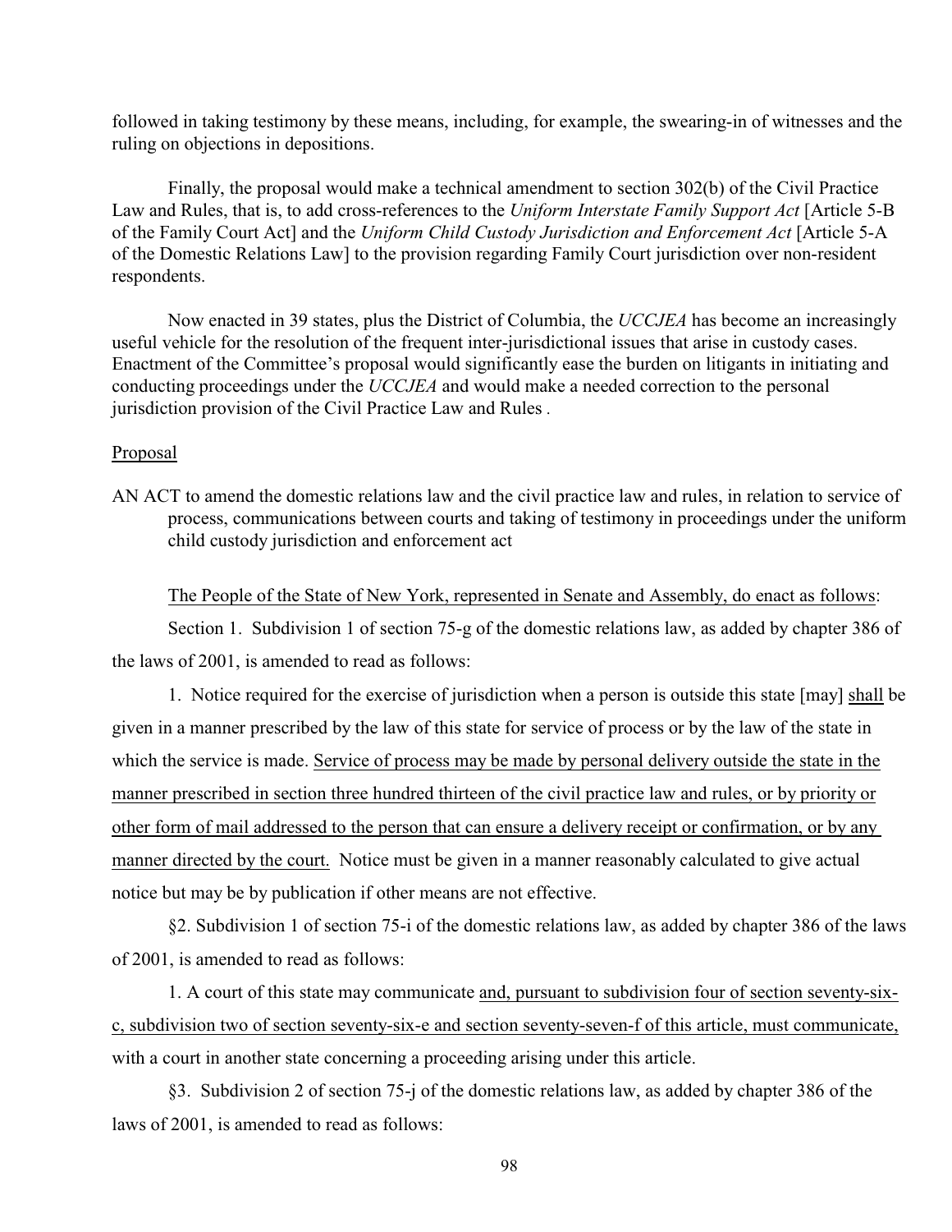followed in taking testimony by these means, including, for example, the swearing-in of witnesses and the ruling on objections in depositions.

Finally, the proposal would make a technical amendment to section 302(b) of the Civil Practice Law and Rules, that is, to add cross-references to the *Uniform Interstate Family Support Act* [Article 5-B of the Family Court Act] and the *Uniform Child Custody Jurisdiction and Enforcement Act* [Article 5-A of the Domestic Relations Law] to the provision regarding Family Court jurisdiction over non-resident respondents.

Now enacted in 39 states, plus the District of Columbia, the *UCCJEA* has become an increasingly useful vehicle for the resolution of the frequent inter-jurisdictional issues that arise in custody cases. Enactment of the Committee's proposal would significantly ease the burden on litigants in initiating and conducting proceedings under the *UCCJEA* and would make a needed correction to the personal jurisdiction provision of the Civil Practice Law and Rules .

<u>Proposal</u>

AN ACT to amend the domestic relations law and the civil practice law and rules, in relation to service of process, communications between courts and taking of testimony in proceedings under the uniform child custody jurisdiction and enforcement act

<u>The People of the State of New York, represented in Senate and Assembly, do enact as follows</u>:

Section 1. Subdivision 1 of section 75-g of the domestic relations law, as added by chapter 386 of the laws of 2001, is amended to read as follows:

1. Notice required for the exercise of jurisdiction when a person is outside this state [may] <u>shall</u> be given in a manner prescribed by the law of this state for service of process or by the law of the state in which the service is made. <u>Service of process may be made by personal delivery outside the state in the manner prescribed in section three hundred thirteen of the civil practice law and rules, or by priority or other form of mail addressed to the person that can ensure a delivery receipt or confirmation, or by any manner directed by the court.</u> Notice must be given in a manner reasonably calculated to give actual notice but may be by publication if other means are not effective.

§2. Subdivision 1 of section 75-i of the domestic relations law, as added by chapter 386 of the laws of 2001, is amended to read as follows:

1. A court of this state may communicate <u>and, pursuant to subdivision four of section seventy-six-c, subdivision two of section seventy-six-e and section seventy-seven-f of this article, must communicate,</u> with a court in another state concerning a proceeding arising under this article.

§3. Subdivision 2 of section 75-j of the domestic relations law, as added by chapter 386 of the laws of 2001, is amended to read as follows: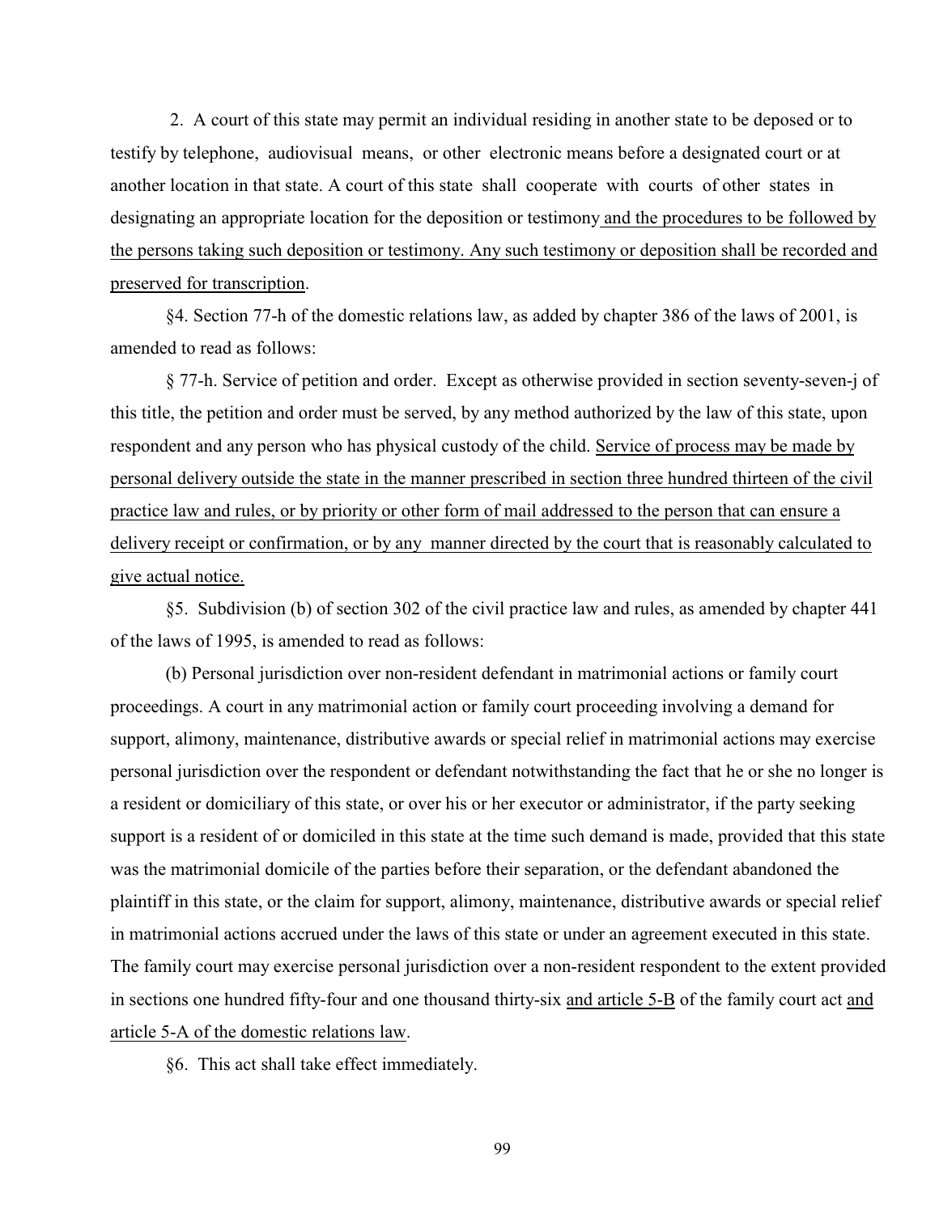2. A court of this state may permit an individual residing in another state to be deposed or to testify by telephone, audiovisual means, or other electronic means before a designated court or at another location in that state. A court of this state shall cooperate with courts of other states in designating an appropriate location for the deposition or testimony <u>and the procedures to be followed by the persons taking such deposition or testimony. Any such testimony or deposition shall be recorded and preserved for transcription</u>.

§4. Section 77-h of the domestic relations law, as added by chapter 386 of the laws of 2001, is amended to read as follows:

§ 77-h. Service of petition and order. Except as otherwise provided in section seventy-seven-j of this title, the petition and order must be served, by any method authorized by the law of this state, upon respondent and any person who has physical custody of the child. <u>Service of process may be made by personal delivery outside the state in the manner prescribed in section three hundred thirteen of the civil practice law and rules, or by priority or other form of mail addressed to the person that can ensure a delivery receipt or confirmation, or by any manner directed by the court that is reasonably calculated to give actual notice.</u>

§5. Subdivision (b) of section 302 of the civil practice law and rules, as amended by chapter 441 of the laws of 1995, is amended to read as follows:

(b) Personal jurisdiction over non-resident defendant in matrimonial actions or family court proceedings. A court in any matrimonial action or family court proceeding involving a demand for support, alimony, maintenance, distributive awards or special relief in matrimonial actions may exercise personal jurisdiction over the respondent or defendant notwithstanding the fact that he or she no longer is a resident or domiciliary of this state, or over his or her executor or administrator, if the party seeking support is a resident of or domiciled in this state at the time such demand is made, provided that this state was the matrimonial domicile of the parties before their separation, or the defendant abandoned the plaintiff in this state, or the claim for support, alimony, maintenance, distributive awards or special relief in matrimonial actions accrued under the laws of this state or under an agreement executed in this state. The family court may exercise personal jurisdiction over a non-resident respondent to the extent provided in sections one hundred fifty-four and one thousand thirty-six <u>and article 5-B</u> of the family court act <u>and article 5-A of the domestic relations law</u>.

§6. This act shall take effect immediately.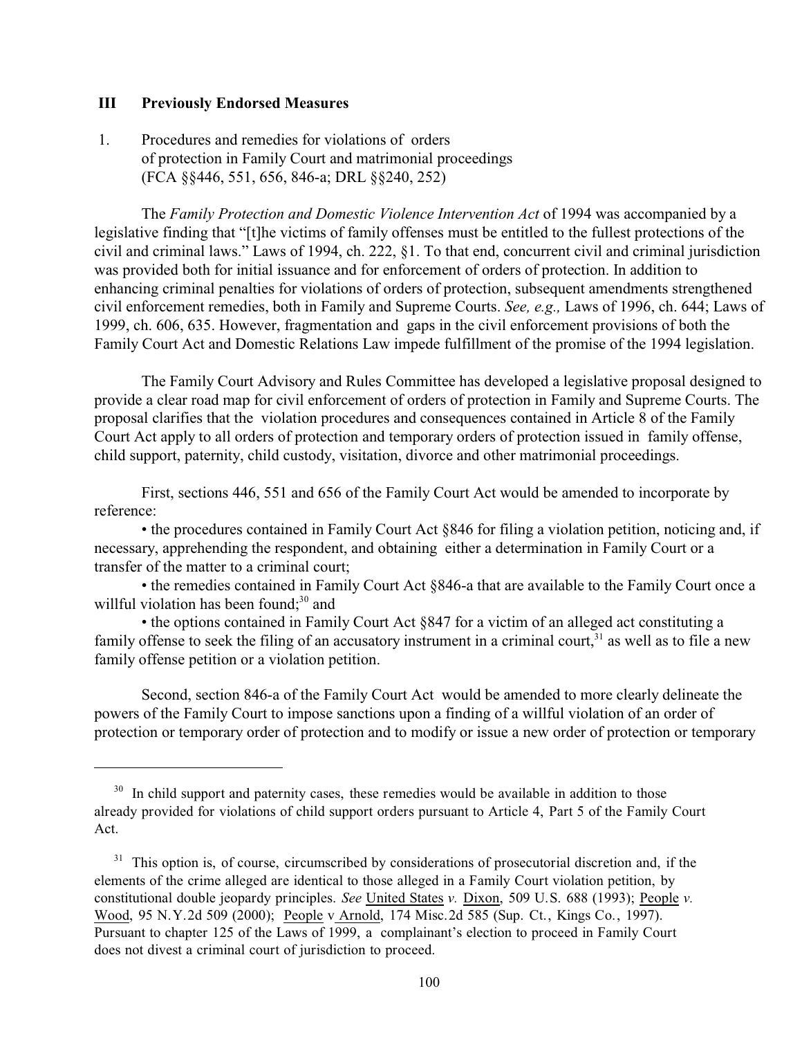## III Previously Endorsed Measures

### 1. Procedures and remedies for violations of orders of protection in Family Court and matrimonial proceedings (FCA §§446, 551, 656, 846-a; DRL §§240, 252)

The *Family Protection and Domestic Violence Intervention Act* of 1994 was accompanied by a legislative finding that "[t]he victims of family offenses must be entitled to the fullest protections of the civil and criminal laws." Laws of 1994, ch. 222, §1. To that end, concurrent civil and criminal jurisdiction was provided both for initial issuance and for enforcement of orders of protection. In addition to enhancing criminal penalties for violations of orders of protection, subsequent amendments strengthened civil enforcement remedies, both in Family and Supreme Courts. *See, e.g.,* Laws of 1996, ch. 644; Laws of 1999, ch. 606, 635. However, fragmentation and gaps in the civil enforcement provisions of both the Family Court Act and Domestic Relations Law impede fulfillment of the promise of the 1994 legislation.

The Family Court Advisory and Rules Committee has developed a legislative proposal designed to provide a clear road map for civil enforcement of orders of protection in Family and Supreme Courts. The proposal clarifies that the violation procedures and consequences contained in Article 8 of the Family Court Act apply to all orders of protection and temporary orders of protection issued in family offense, child support, paternity, child custody, visitation, divorce and other matrimonial proceedings.

First, sections 446, 551 and 656 of the Family Court Act would be amended to incorporate by reference:

- the procedures contained in Family Court Act §846 for filing a violation petition, noticing and, if necessary, apprehending the respondent, and obtaining either a determination in Family Court or a transfer of the matter to a criminal court;
- the remedies contained in Family Court Act §846-a that are available to the Family Court once a willful violation has been found;[30] and
- the options contained in Family Court Act §847 for a victim of an alleged act constituting a family offense to seek the filing of an accusatory instrument in a criminal court,[31] as well as to file a new family offense petition or a violation petition.

Second, section 846-a of the Family Court Act would be amended to more clearly delineate the powers of the Family Court to impose sanctions upon a finding of a willful violation of an order of protection or temporary order of protection and to modify or issue a new order of protection or temporary

---

[30] In child support and paternity cases, these remedies would be available in addition to those already provided for violations of child support orders pursuant to Article 4, Part 5 of the Family Court Act.

[31] This option is, of course, circumscribed by considerations of prosecutorial discretion and, if the elements of the crime alleged are identical to those alleged in a Family Court violation petition, by constitutional double jeopardy principles. *See* United States *v.* Dixon, 509 U.S. 688 (1993); People *v.* Wood, 95 N.Y.2d 509 (2000); People v Arnold, 174 Misc.2d 585 (Sup. Ct., Kings Co., 1997). Pursuant to chapter 125 of the Laws of 1999, a complainant's election to proceed in Family Court does not divest a criminal court of jurisdiction to proceed.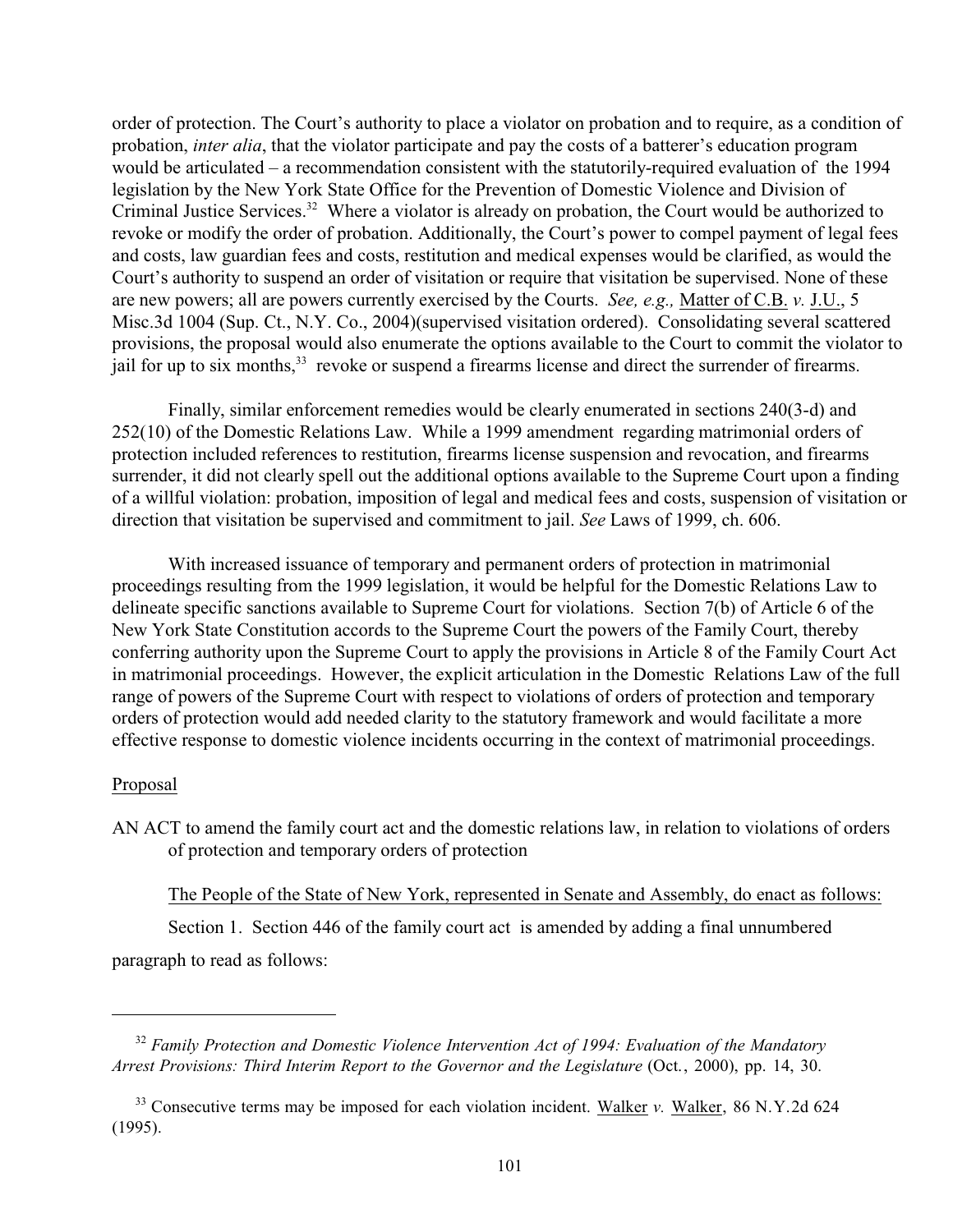order of protection. The Court's authority to place a violator on probation and to require, as a condition of probation, *inter alia*, that the violator participate and pay the costs of a batterer's education program would be articulated – a recommendation consistent with the statutorily-required evaluation of the 1994 legislation by the New York State Office for the Prevention of Domestic Violence and Division of Criminal Justice Services.[32] Where a violator is already on probation, the Court would be authorized to revoke or modify the order of probation. Additionally, the Court's power to compel payment of legal fees and costs, law guardian fees and costs, restitution and medical expenses would be clarified, as would the Court's authority to suspend an order of visitation or require that visitation be supervised. None of these are new powers; all are powers currently exercised by the Courts. *See, e.g.,* Matter of C.B. *v.* J.U., 5 Misc.3d 1004 (Sup. Ct., N.Y. Co., 2004)(supervised visitation ordered). Consolidating several scattered provisions, the proposal would also enumerate the options available to the Court to commit the violator to jail for up to six months,[33] revoke or suspend a firearms license and direct the surrender of firearms.

Finally, similar enforcement remedies would be clearly enumerated in sections 240(3-d) and 252(10) of the Domestic Relations Law. While a 1999 amendment regarding matrimonial orders of protection included references to restitution, firearms license suspension and revocation, and firearms surrender, it did not clearly spell out the additional options available to the Supreme Court upon a finding of a willful violation: probation, imposition of legal and medical fees and costs, suspension of visitation or direction that visitation be supervised and commitment to jail. *See* Laws of 1999, ch. 606.

With increased issuance of temporary and permanent orders of protection in matrimonial proceedings resulting from the 1999 legislation, it would be helpful for the Domestic Relations Law to delineate specific sanctions available to Supreme Court for violations. Section 7(b) of Article 6 of the New York State Constitution accords to the Supreme Court the powers of the Family Court, thereby conferring authority upon the Supreme Court to apply the provisions in Article 8 of the Family Court Act in matrimonial proceedings. However, the explicit articulation in the Domestic Relations Law of the full range of powers of the Supreme Court with respect to violations of orders of protection and temporary orders of protection would add needed clarity to the statutory framework and would facilitate a more effective response to domestic violence incidents occurring in the context of matrimonial proceedings.

Proposal

AN ACT to amend the family court act and the domestic relations law, in relation to violations of orders of protection and temporary orders of protection

The People of the State of New York, represented in Senate and Assembly, do enact as follows:

Section 1. Section 446 of the family court act is amended by adding a final unnumbered paragraph to read as follows:

---

[32] *Family Protection and Domestic Violence Intervention Act of 1994: Evaluation of the Mandatory Arrest Provisions: Third Interim Report to the Governor and the Legislature* (Oct., 2000), pp. 14, 30.

[33] Consecutive terms may be imposed for each violation incident. Walker *v.* Walker, 86 N.Y.2d 624 (1995).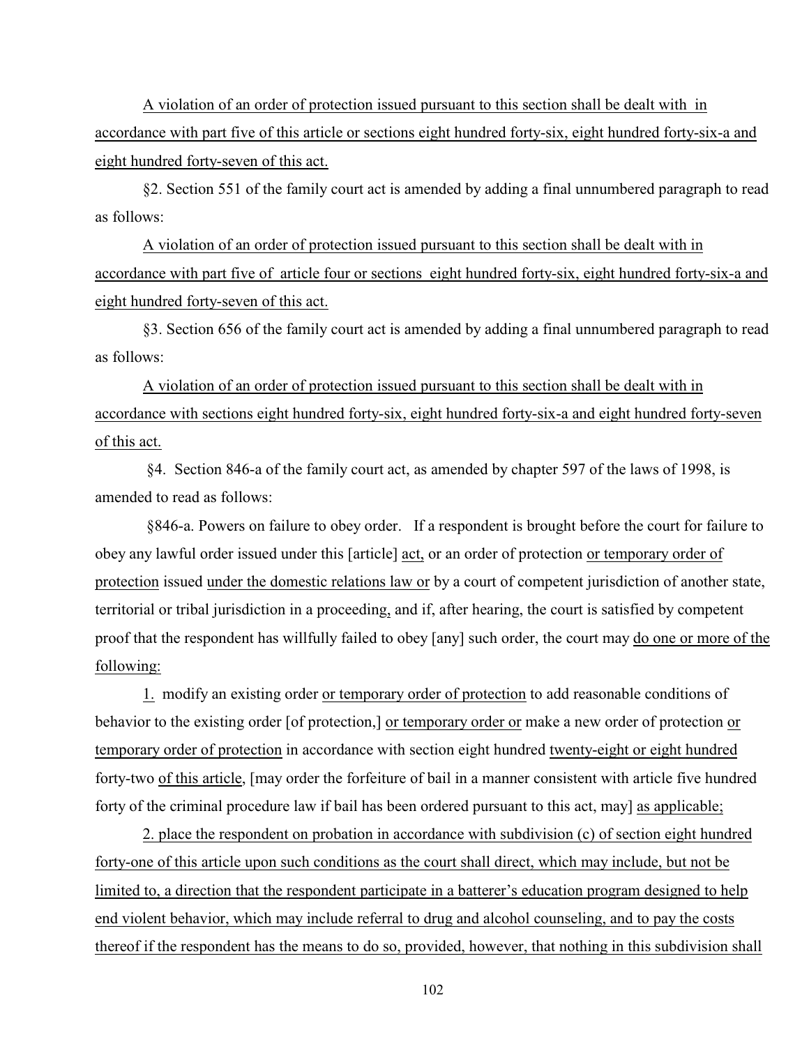A violation of an order of protection issued pursuant to this section shall be dealt with in accordance with part five of this article or sections eight hundred forty-six, eight hundred forty-six-a and eight hundred forty-seven of this act.

§2. Section 551 of the family court act is amended by adding a final unnumbered paragraph to read as follows:

A violation of an order of protection issued pursuant to this section shall be dealt with in accordance with part five of article four or sections eight hundred forty-six, eight hundred forty-six-a and eight hundred forty-seven of this act.

§3. Section 656 of the family court act is amended by adding a final unnumbered paragraph to read as follows:

A violation of an order of protection issued pursuant to this section shall be dealt with in accordance with sections eight hundred forty-six, eight hundred forty-six-a and eight hundred forty-seven of this act.

§4. Section 846-a of the family court act, as amended by chapter 597 of the laws of 1998, is amended to read as follows:

§846-a. Powers on failure to obey order. If a respondent is brought before the court for failure to obey any lawful order issued under this [article] act, or an order of protection or temporary order of protection issued under the domestic relations law or by a court of competent jurisdiction of another state, territorial or tribal jurisdiction in a proceeding, and if, after hearing, the court is satisfied by competent proof that the respondent has willfully failed to obey [any] such order, the court may do one or more of the following:

1. modify an existing order or temporary order of protection to add reasonable conditions of behavior to the existing order [of protection,] or temporary order or make a new order of protection or temporary order of protection in accordance with section eight hundred twenty-eight or eight hundred forty-two of this article, [may order the forfeiture of bail in a manner consistent with article five hundred forty of the criminal procedure law if bail has been ordered pursuant to this act, may] as applicable;

2. place the respondent on probation in accordance with subdivision (c) of section eight hundred forty-one of this article upon such conditions as the court shall direct, which may include, but not be limited to, a direction that the respondent participate in a batterer's education program designed to help end violent behavior, which may include referral to drug and alcohol counseling, and to pay the costs thereof if the respondent has the means to do so, provided, however, that nothing in this subdivision shall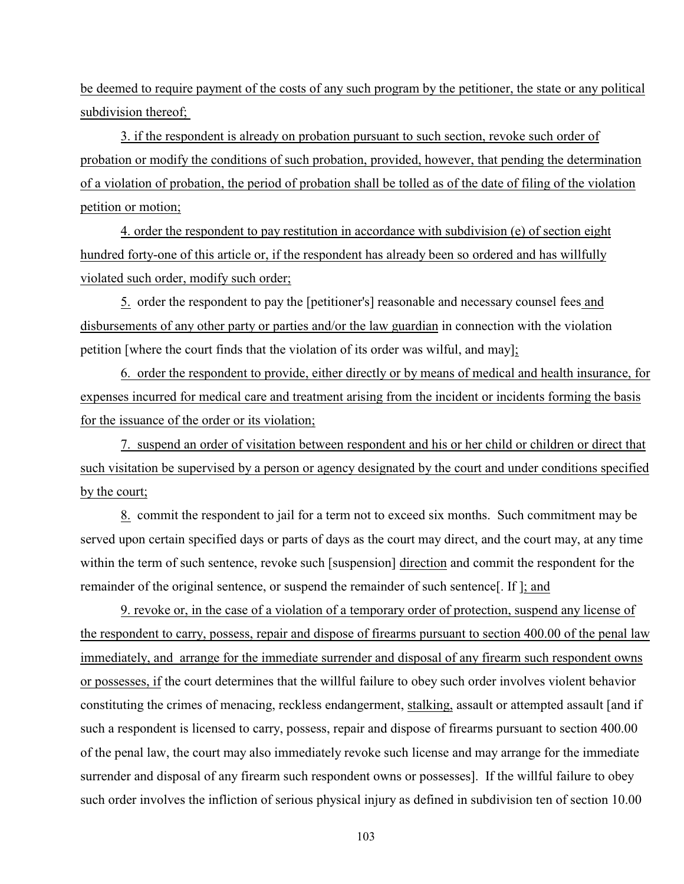be deemed to require payment of the costs of any such program by the petitioner, the state or any political subdivision thereof;

3. if the respondent is already on probation pursuant to such section, revoke such order of probation or modify the conditions of such probation, provided, however, that pending the determination of a violation of probation, the period of probation shall be tolled as of the date of filing of the violation petition or motion;

4. order the respondent to pay restitution in accordance with subdivision (e) of section eight hundred forty-one of this article or, if the respondent has already been so ordered and has willfully violated such order, modify such order;

5. order the respondent to pay the [petitioner's] reasonable and necessary counsel fees and disbursements of any other party or parties and/or the law guardian in connection with the violation petition [where the court finds that the violation of its order was wilful, and may];

6. order the respondent to provide, either directly or by means of medical and health insurance, for expenses incurred for medical care and treatment arising from the incident or incidents forming the basis for the issuance of the order or its violation;

7. suspend an order of visitation between respondent and his or her child or children or direct that such visitation be supervised by a person or agency designated by the court and under conditions specified by the court;

8. commit the respondent to jail for a term not to exceed six months. Such commitment may be served upon certain specified days or parts of days as the court may direct, and the court may, at any time within the term of such sentence, revoke such [suspension] direction and commit the respondent for the remainder of the original sentence, or suspend the remainder of such sentence[. If ]; and

9. revoke or, in the case of a violation of a temporary order of protection, suspend any license of the respondent to carry, possess, repair and dispose of firearms pursuant to section 400.00 of the penal law immediately, and arrange for the immediate surrender and disposal of any firearm such respondent owns or possesses, if the court determines that the willful failure to obey such order involves violent behavior constituting the crimes of menacing, reckless endangerment, stalking, assault or attempted assault [and if such a respondent is licensed to carry, possess, repair and dispose of firearms pursuant to section 400.00 of the penal law, the court may also immediately revoke such license and may arrange for the immediate surrender and disposal of any firearm such respondent owns or possesses]. If the willful failure to obey such order involves the infliction of serious physical injury as defined in subdivision ten of section 10.00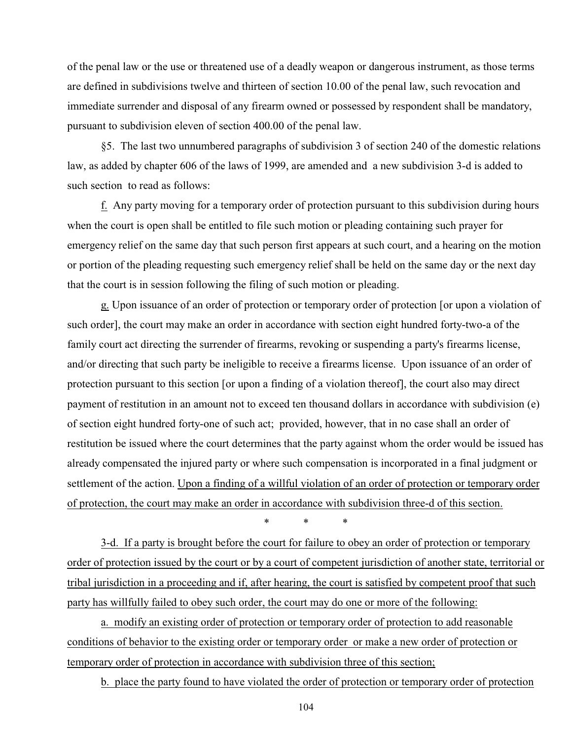of the penal law or the use or threatened use of a deadly weapon or dangerous instrument, as those terms are defined in subdivisions twelve and thirteen of section 10.00 of the penal law, such revocation and immediate surrender and disposal of any firearm owned or possessed by respondent shall be mandatory, pursuant to subdivision eleven of section 400.00 of the penal law.

§5. The last two unnumbered paragraphs of subdivision 3 of section 240 of the domestic relations law, as added by chapter 606 of the laws of 1999, are amended and a new subdivision 3-d is added to such section to read as follows:

<u>f.</u> Any party moving for a temporary order of protection pursuant to this subdivision during hours when the court is open shall be entitled to file such motion or pleading containing such prayer for emergency relief on the same day that such person first appears at such court, and a hearing on the motion or portion of the pleading requesting such emergency relief shall be held on the same day or the next day that the court is in session following the filing of such motion or pleading.

<u>g.</u> Upon issuance of an order of protection or temporary order of protection [or upon a violation of such order], the court may make an order in accordance with section eight hundred forty-two-a of the family court act directing the surrender of firearms, revoking or suspending a party's firearms license, and/or directing that such party be ineligible to receive a firearms license. Upon issuance of an order of protection pursuant to this section [or upon a finding of a violation thereof], the court also may direct payment of restitution in an amount not to exceed ten thousand dollars in accordance with subdivision (e) of section eight hundred forty-one of such act; provided, however, that in no case shall an order of restitution be issued where the court determines that the party against whom the order would be issued has already compensated the injured party or where such compensation is incorporated in a final judgment or settlement of the action. <u>Upon a finding of a willful violation of an order of protection or temporary order of protection, the court may make an order in accordance with subdivision three-d of this section.</u>

\* \* \*

<u>3-d. If a party is brought before the court for failure to obey an order of protection or temporary order of protection issued by the court or by a court of competent jurisdiction of another state, territorial or tribal jurisdiction in a proceeding and if, after hearing, the court is satisfied by competent proof that such party has willfully failed to obey such order, the court may do one or more of the following:</u>

<u>a. modify an existing order of protection or temporary order of protection to add reasonable conditions of behavior to the existing order or temporary order or make a new order of protection or temporary order of protection in accordance with subdivision three of this section;</u>

<u>b. place the party found to have violated the order of protection or temporary order of protection</u>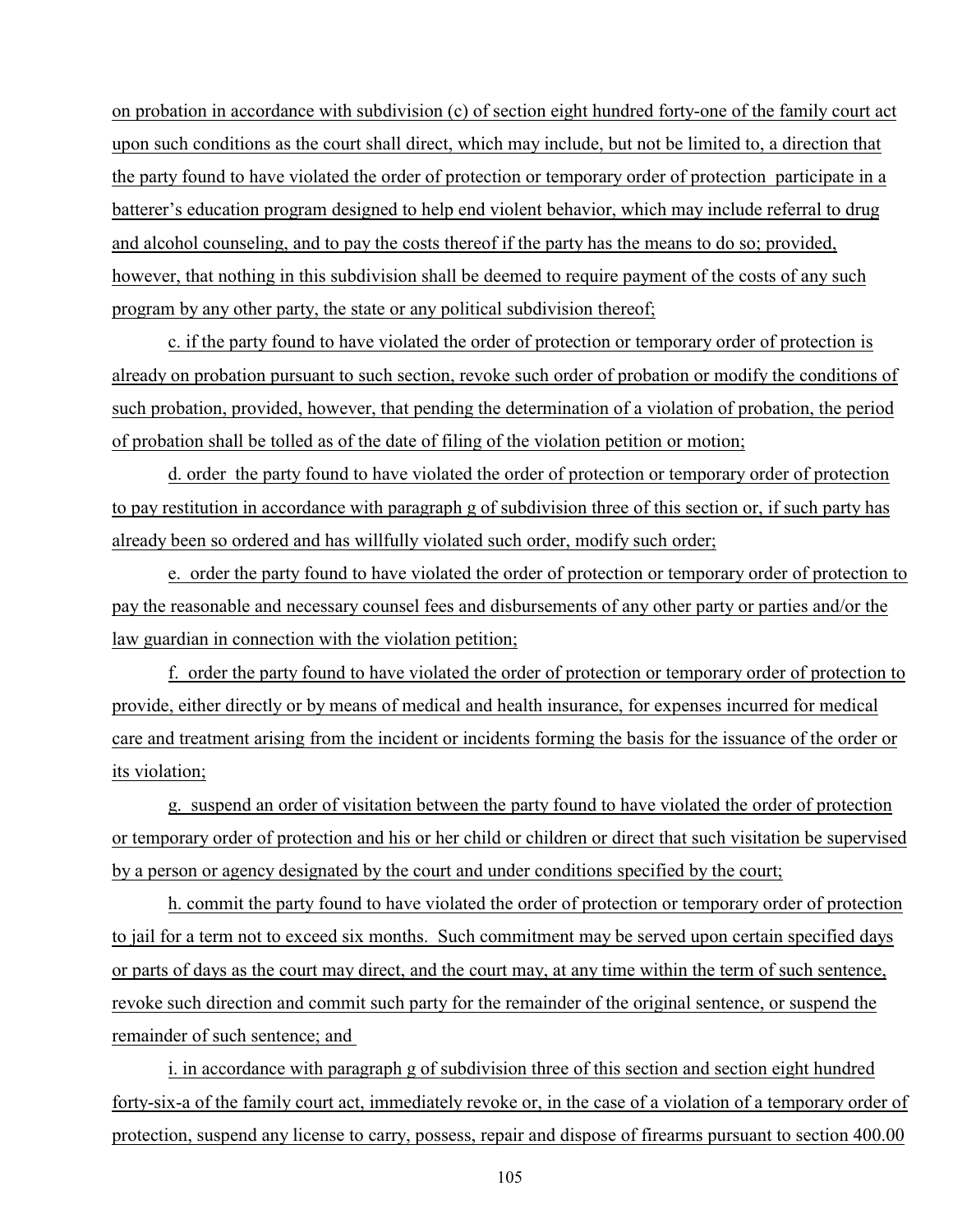on probation in accordance with subdivision (c) of section eight hundred forty-one of the family court act upon such conditions as the court shall direct, which may include, but not be limited to, a direction that the party found to have violated the order of protection or temporary order of protection participate in a batterer's education program designed to help end violent behavior, which may include referral to drug and alcohol counseling, and to pay the costs thereof if the party has the means to do so; provided, however, that nothing in this subdivision shall be deemed to require payment of the costs of any such program by any other party, the state or any political subdivision thereof;

c. if the party found to have violated the order of protection or temporary order of protection is already on probation pursuant to such section, revoke such order of probation or modify the conditions of such probation, provided, however, that pending the determination of a violation of probation, the period of probation shall be tolled as of the date of filing of the violation petition or motion;

d. order the party found to have violated the order of protection or temporary order of protection to pay restitution in accordance with paragraph g of subdivision three of this section or, if such party has already been so ordered and has willfully violated such order, modify such order;

e. order the party found to have violated the order of protection or temporary order of protection to pay the reasonable and necessary counsel fees and disbursements of any other party or parties and/or the law guardian in connection with the violation petition;

f. order the party found to have violated the order of protection or temporary order of protection to provide, either directly or by means of medical and health insurance, for expenses incurred for medical care and treatment arising from the incident or incidents forming the basis for the issuance of the order or its violation;

g. suspend an order of visitation between the party found to have violated the order of protection or temporary order of protection and his or her child or children or direct that such visitation be supervised by a person or agency designated by the court and under conditions specified by the court;

h. commit the party found to have violated the order of protection or temporary order of protection to jail for a term not to exceed six months. Such commitment may be served upon certain specified days or parts of days as the court may direct, and the court may, at any time within the term of such sentence, revoke such direction and commit such party for the remainder of the original sentence, or suspend the remainder of such sentence; and

i. in accordance with paragraph g of subdivision three of this section and section eight hundred forty-six-a of the family court act, immediately revoke or, in the case of a violation of a temporary order of protection, suspend any license to carry, possess, repair and dispose of firearms pursuant to section 400.00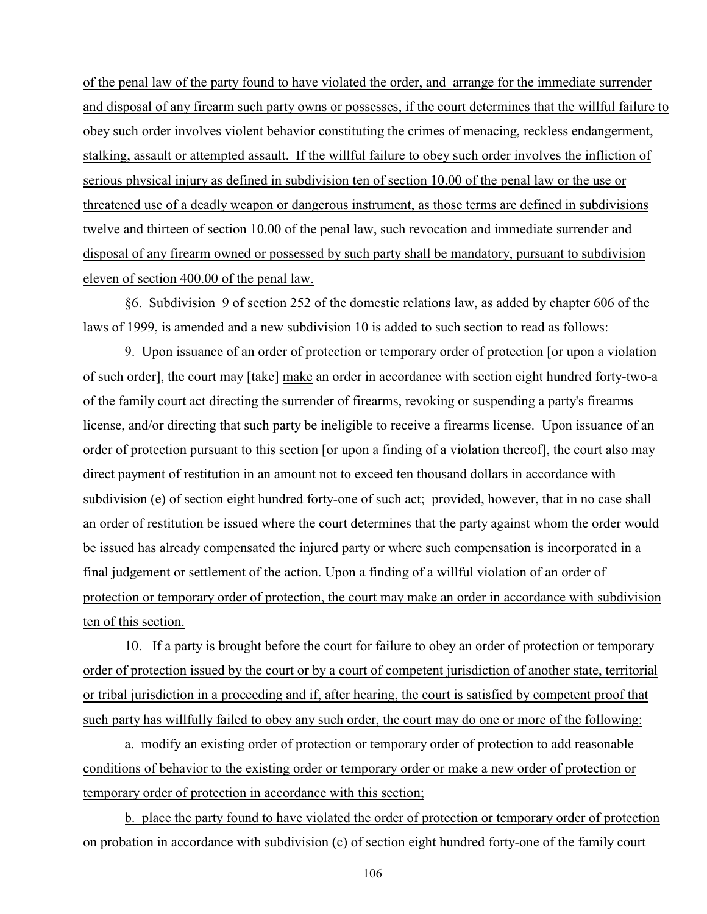of the penal law of the party found to have violated the order, and arrange for the immediate surrender and disposal of any firearm such party owns or possesses, if the court determines that the willful failure to obey such order involves violent behavior constituting the crimes of menacing, reckless endangerment, stalking, assault or attempted assault. If the willful failure to obey such order involves the infliction of serious physical injury as defined in subdivision ten of section 10.00 of the penal law or the use or threatened use of a deadly weapon or dangerous instrument, as those terms are defined in subdivisions twelve and thirteen of section 10.00 of the penal law, such revocation and immediate surrender and disposal of any firearm owned or possessed by such party shall be mandatory, pursuant to subdivision eleven of section 400.00 of the penal law.

§6. Subdivision 9 of section 252 of the domestic relations law, as added by chapter 606 of the laws of 1999, is amended and a new subdivision 10 is added to such section to read as follows:

9. Upon issuance of an order of protection or temporary order of protection [or upon a violation of such order], the court may [take] make an order in accordance with section eight hundred forty-two-a of the family court act directing the surrender of firearms, revoking or suspending a party's firearms license, and/or directing that such party be ineligible to receive a firearms license. Upon issuance of an order of protection pursuant to this section [or upon a finding of a violation thereof], the court also may direct payment of restitution in an amount not to exceed ten thousand dollars in accordance with subdivision (e) of section eight hundred forty-one of such act; provided, however, that in no case shall an order of restitution be issued where the court determines that the party against whom the order would be issued has already compensated the injured party or where such compensation is incorporated in a final judgement or settlement of the action. Upon a finding of a willful violation of an order of protection or temporary order of protection, the court may make an order in accordance with subdivision ten of this section.

10. If a party is brought before the court for failure to obey an order of protection or temporary order of protection issued by the court or by a court of competent jurisdiction of another state, territorial or tribal jurisdiction in a proceeding and if, after hearing, the court is satisfied by competent proof that such party has willfully failed to obey any such order, the court may do one or more of the following:

a. modify an existing order of protection or temporary order of protection to add reasonable conditions of behavior to the existing order or temporary order or make a new order of protection or temporary order of protection in accordance with this section;

b. place the party found to have violated the order of protection or temporary order of protection on probation in accordance with subdivision (c) of section eight hundred forty-one of the family court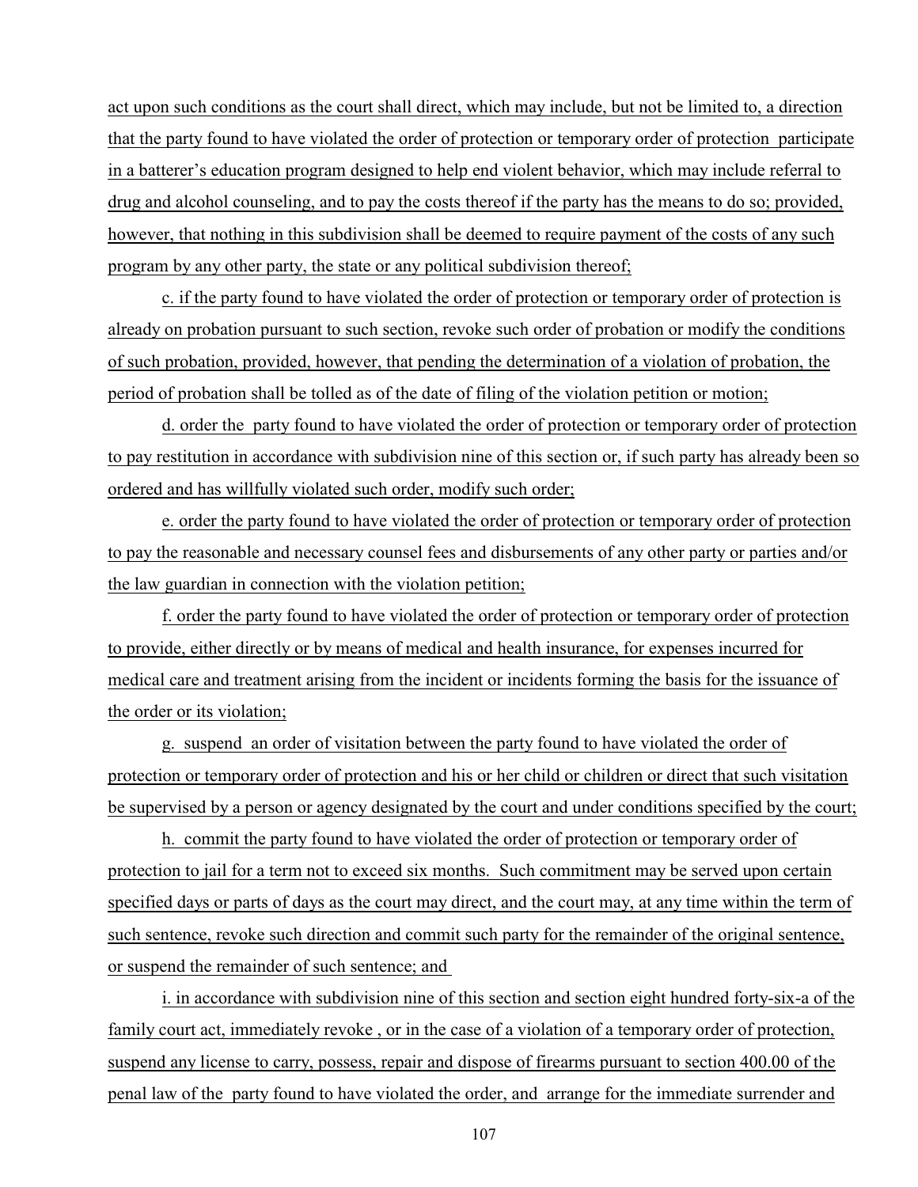act upon such conditions as the court shall direct, which may include, but not be limited to, a direction that the party found to have violated the order of protection or temporary order of protection participate in a batterer's education program designed to help end violent behavior, which may include referral to drug and alcohol counseling, and to pay the costs thereof if the party has the means to do so; provided, however, that nothing in this subdivision shall be deemed to require payment of the costs of any such program by any other party, the state or any political subdivision thereof;

c. if the party found to have violated the order of protection or temporary order of protection is already on probation pursuant to such section, revoke such order of probation or modify the conditions of such probation, provided, however, that pending the determination of a violation of probation, the period of probation shall be tolled as of the date of filing of the violation petition or motion;

d. order the party found to have violated the order of protection or temporary order of protection to pay restitution in accordance with subdivision nine of this section or, if such party has already been so ordered and has willfully violated such order, modify such order;

e. order the party found to have violated the order of protection or temporary order of protection to pay the reasonable and necessary counsel fees and disbursements of any other party or parties and/or the law guardian in connection with the violation petition;

f. order the party found to have violated the order of protection or temporary order of protection to provide, either directly or by means of medical and health insurance, for expenses incurred for medical care and treatment arising from the incident or incidents forming the basis for the issuance of the order or its violation;

g. suspend an order of visitation between the party found to have violated the order of protection or temporary order of protection and his or her child or children or direct that such visitation be supervised by a person or agency designated by the court and under conditions specified by the court;

h. commit the party found to have violated the order of protection or temporary order of protection to jail for a term not to exceed six months. Such commitment may be served upon certain specified days or parts of days as the court may direct, and the court may, at any time within the term of such sentence, revoke such direction and commit such party for the remainder of the original sentence, or suspend the remainder of such sentence; and

i. in accordance with subdivision nine of this section and section eight hundred forty-six-a of the family court act, immediately revoke , or in the case of a violation of a temporary order of protection, suspend any license to carry, possess, repair and dispose of firearms pursuant to section 400.00 of the penal law of the party found to have violated the order, and arrange for the immediate surrender and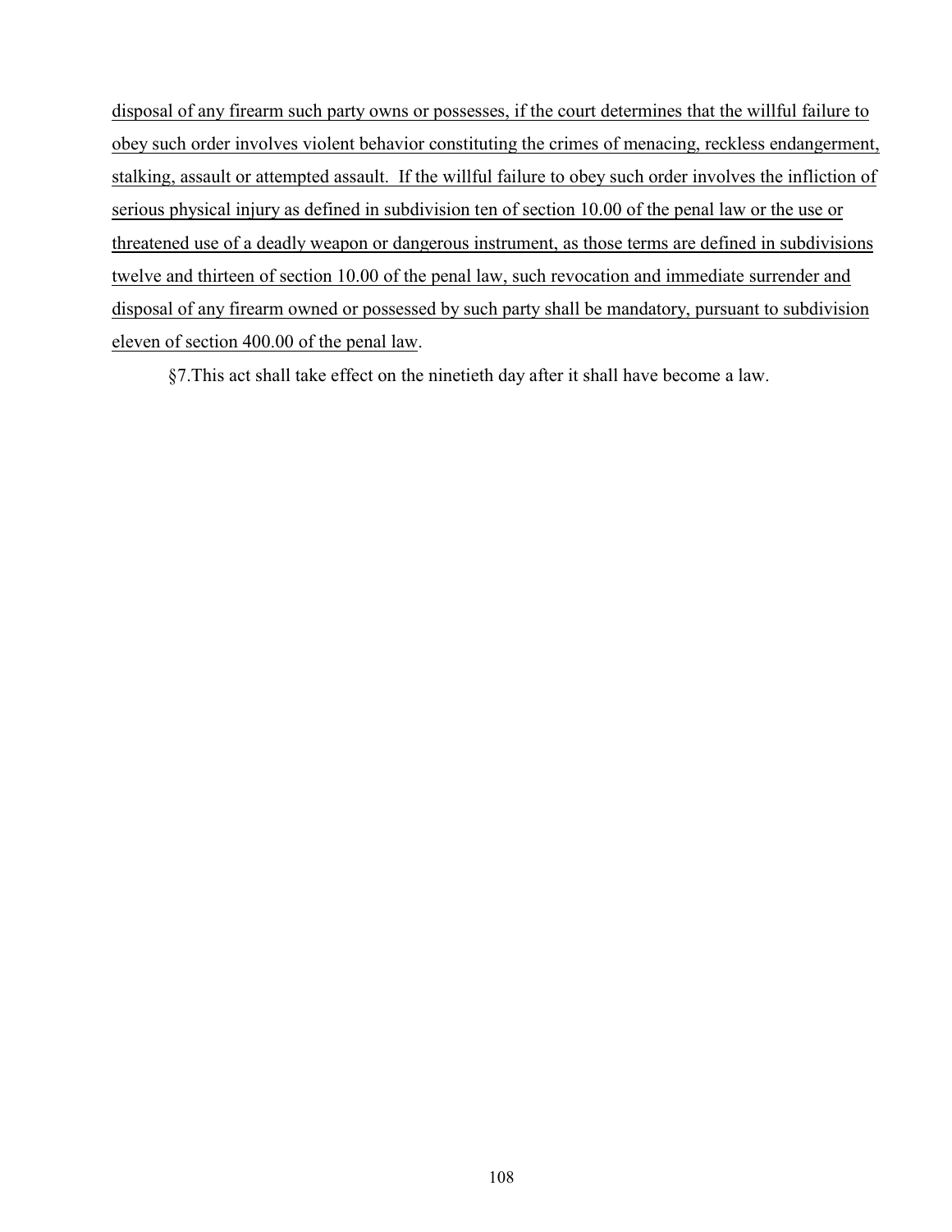<u>disposal of any firearm such party owns or possesses, if the court determines that the willful failure to obey such order involves violent behavior constituting the crimes of menacing, reckless endangerment, stalking, assault or attempted assault. If the willful failure to obey such order involves the infliction of serious physical injury as defined in subdivision ten of section 10.00 of the penal law or the use or threatened use of a deadly weapon or dangerous instrument, as those terms are defined in subdivisions twelve and thirteen of section 10.00 of the penal law, such revocation and immediate surrender and disposal of any firearm owned or possessed by such party shall be mandatory, pursuant to subdivision eleven of section 400.00 of the penal law</u>.

§7.This act shall take effect on the ninetieth day after it shall have become a law.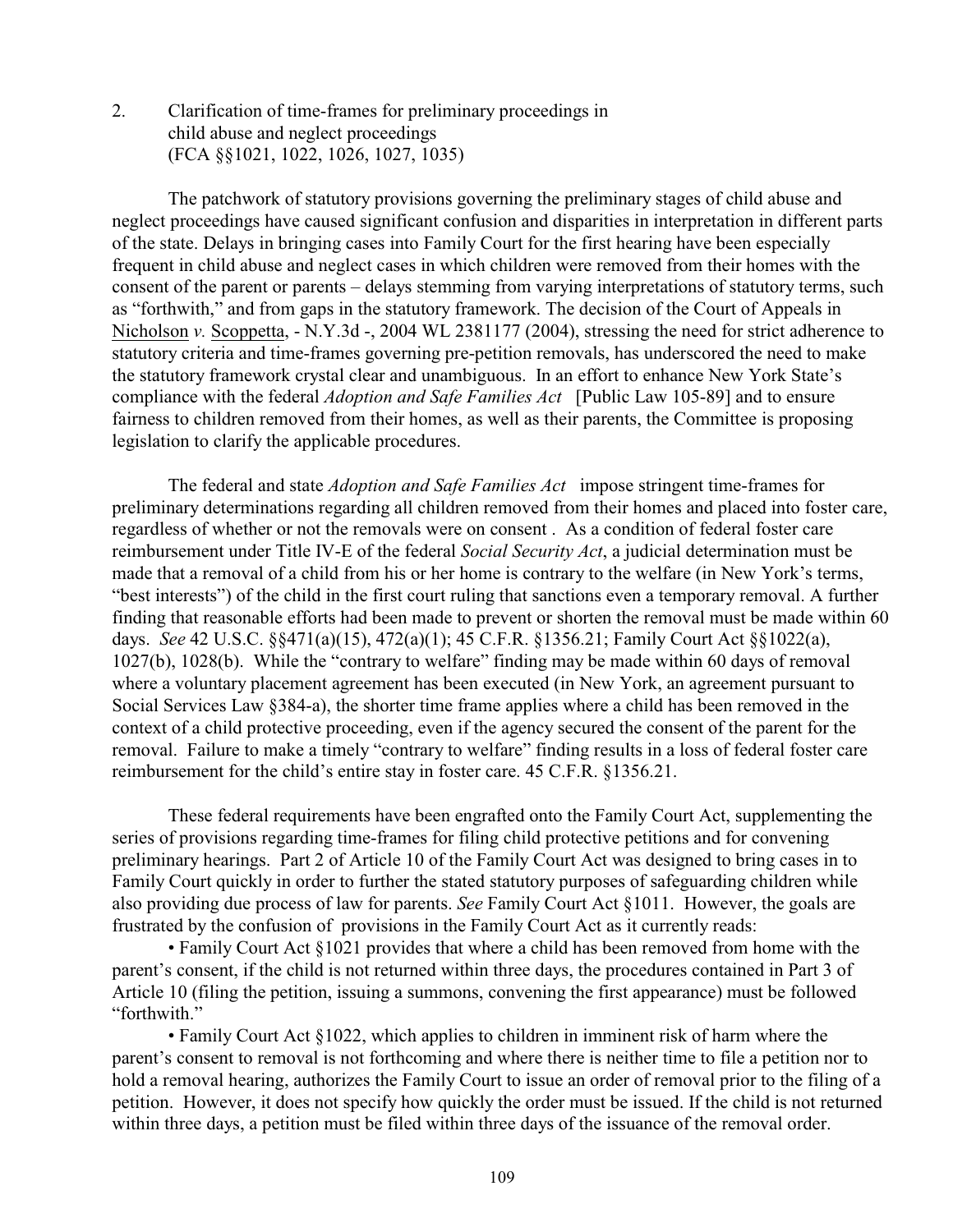2. Clarification of time-frames for preliminary proceedings in child abuse and neglect proceedings (FCA §§1021, 1022, 1026, 1027, 1035)

The patchwork of statutory provisions governing the preliminary stages of child abuse and neglect proceedings have caused significant confusion and disparities in interpretation in different parts of the state. Delays in bringing cases into Family Court for the first hearing have been especially frequent in child abuse and neglect cases in which children were removed from their homes with the consent of the parent or parents – delays stemming from varying interpretations of statutory terms, such as "forthwith," and from gaps in the statutory framework. The decision of the Court of Appeals in Nicholson *v.* Scoppetta, - N.Y.3d -, 2004 WL 2381177 (2004), stressing the need for strict adherence to statutory criteria and time-frames governing pre-petition removals, has underscored the need to make the statutory framework crystal clear and unambiguous. In an effort to enhance New York State's compliance with the federal *Adoption and Safe Families Act* [Public Law 105-89] and to ensure fairness to children removed from their homes, as well as their parents, the Committee is proposing legislation to clarify the applicable procedures.

The federal and state *Adoption and Safe Families Act* impose stringent time-frames for preliminary determinations regarding all children removed from their homes and placed into foster care, regardless of whether or not the removals were on consent . As a condition of federal foster care reimbursement under Title IV-E of the federal *Social Security Act*, a judicial determination must be made that a removal of a child from his or her home is contrary to the welfare (in New York's terms, "best interests") of the child in the first court ruling that sanctions even a temporary removal. A further finding that reasonable efforts had been made to prevent or shorten the removal must be made within 60 days. *See* 42 U.S.C. §§471(a)(15), 472(a)(1); 45 C.F.R. §1356.21; Family Court Act §§1022(a), 1027(b), 1028(b). While the "contrary to welfare" finding may be made within 60 days of removal where a voluntary placement agreement has been executed (in New York, an agreement pursuant to Social Services Law §384-a), the shorter time frame applies where a child has been removed in the context of a child protective proceeding, even if the agency secured the consent of the parent for the removal. Failure to make a timely "contrary to welfare" finding results in a loss of federal foster care reimbursement for the child's entire stay in foster care. 45 C.F.R. §1356.21.

These federal requirements have been engrafted onto the Family Court Act, supplementing the series of provisions regarding time-frames for filing child protective petitions and for convening preliminary hearings. Part 2 of Article 10 of the Family Court Act was designed to bring cases in to Family Court quickly in order to further the stated statutory purposes of safeguarding children while also providing due process of law for parents. *See* Family Court Act §1011. However, the goals are frustrated by the confusion of provisions in the Family Court Act as it currently reads:

- Family Court Act §1021 provides that where a child has been removed from home with the parent's consent, if the child is not returned within three days, the procedures contained in Part 3 of Article 10 (filing the petition, issuing a summons, convening the first appearance) must be followed "forthwith."
- Family Court Act §1022, which applies to children in imminent risk of harm where the parent's consent to removal is not forthcoming and where there is neither time to file a petition nor to hold a removal hearing, authorizes the Family Court to issue an order of removal prior to the filing of a petition. However, it does not specify how quickly the order must be issued. If the child is not returned within three days, a petition must be filed within three days of the issuance of the removal order.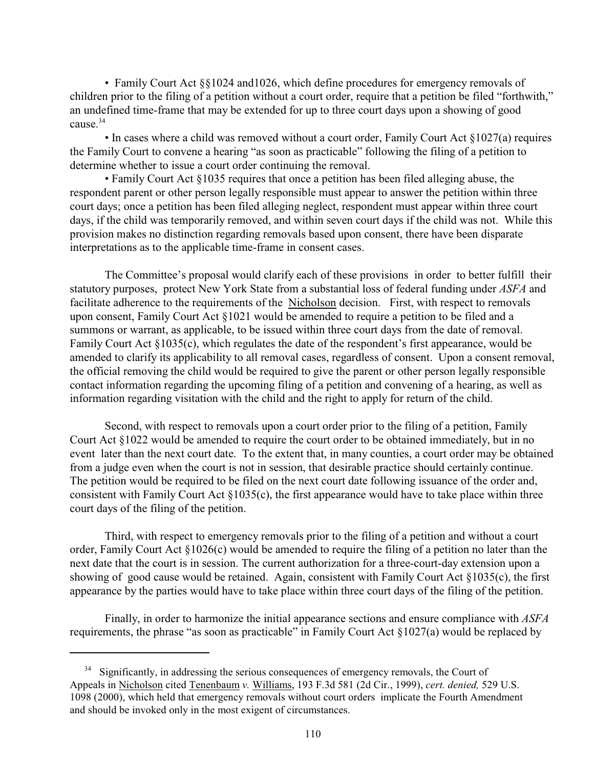• Family Court Act §§1024 and1026, which define procedures for emergency removals of children prior to the filing of a petition without a court order, require that a petition be filed "forthwith," an undefined time-frame that may be extended for up to three court days upon a showing of good cause.[34]

• In cases where a child was removed without a court order, Family Court Act §1027(a) requires the Family Court to convene a hearing "as soon as practicable" following the filing of a petition to determine whether to issue a court order continuing the removal.

• Family Court Act §1035 requires that once a petition has been filed alleging abuse, the respondent parent or other person legally responsible must appear to answer the petition within three court days; once a petition has been filed alleging neglect, respondent must appear within three court days, if the child was temporarily removed, and within seven court days if the child was not. While this provision makes no distinction regarding removals based upon consent, there have been disparate interpretations as to the applicable time-frame in consent cases.

The Committee's proposal would clarify each of these provisions in order to better fulfill their statutory purposes, protect New York State from a substantial loss of federal funding under *ASFA* and facilitate adherence to the requirements of the Nicholson decision. First, with respect to removals upon consent, Family Court Act §1021 would be amended to require a petition to be filed and a summons or warrant, as applicable, to be issued within three court days from the date of removal. Family Court Act §1035(c), which regulates the date of the respondent's first appearance, would be amended to clarify its applicability to all removal cases, regardless of consent. Upon a consent removal, the official removing the child would be required to give the parent or other person legally responsible contact information regarding the upcoming filing of a petition and convening of a hearing, as well as information regarding visitation with the child and the right to apply for return of the child.

Second, with respect to removals upon a court order prior to the filing of a petition, Family Court Act §1022 would be amended to require the court order to be obtained immediately, but in no event later than the next court date. To the extent that, in many counties, a court order may be obtained from a judge even when the court is not in session, that desirable practice should certainly continue. The petition would be required to be filed on the next court date following issuance of the order and, consistent with Family Court Act §1035(c), the first appearance would have to take place within three court days of the filing of the petition.

Third, with respect to emergency removals prior to the filing of a petition and without a court order, Family Court Act §1026(c) would be amended to require the filing of a petition no later than the next date that the court is in session. The current authorization for a three-court-day extension upon a showing of good cause would be retained. Again, consistent with Family Court Act §1035(c), the first appearance by the parties would have to take place within three court days of the filing of the petition.

Finally, in order to harmonize the initial appearance sections and ensure compliance with *ASFA* requirements, the phrase "as soon as practicable" in Family Court Act §1027(a) would be replaced by

---

[34] Significantly, in addressing the serious consequences of emergency removals, the Court of Appeals in Nicholson cited Tenenbaum *v.* Williams, 193 F.3d 581 (2d Cir., 1999), *cert. denied,* 529 U.S. 1098 (2000), which held that emergency removals without court orders implicate the Fourth Amendment and should be invoked only in the most exigent of circumstances.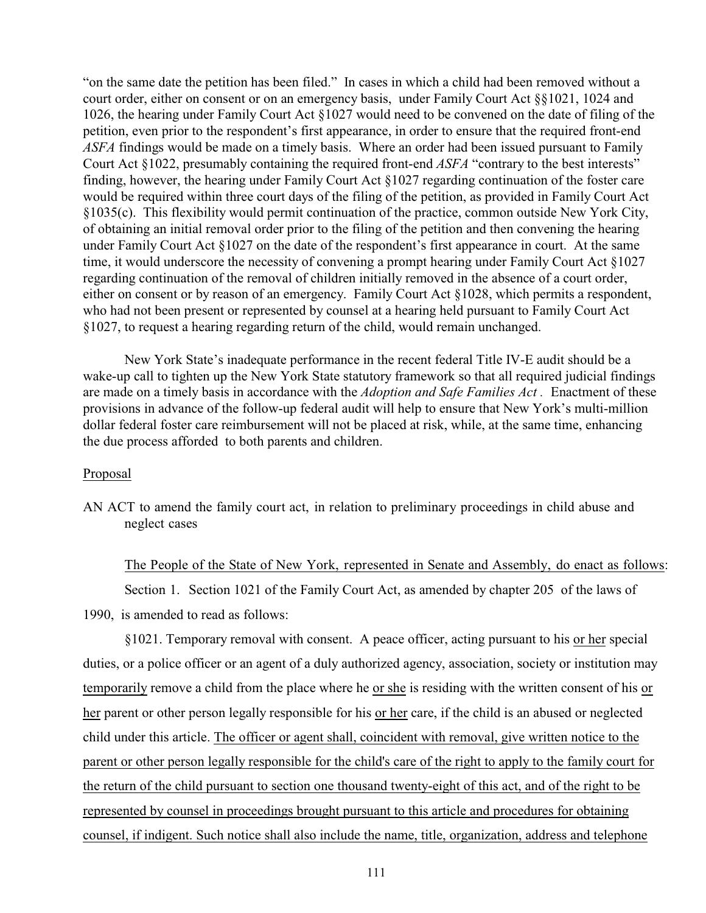"on the same date the petition has been filed." In cases in which a child had been removed without a court order, either on consent or on an emergency basis, under Family Court Act §§1021, 1024 and 1026, the hearing under Family Court Act §1027 would need to be convened on the date of filing of the petition, even prior to the respondent's first appearance, in order to ensure that the required front-end *ASFA* findings would be made on a timely basis. Where an order had been issued pursuant to Family Court Act §1022, presumably containing the required front-end *ASFA* "contrary to the best interests" finding, however, the hearing under Family Court Act §1027 regarding continuation of the foster care would be required within three court days of the filing of the petition, as provided in Family Court Act §1035(c). This flexibility would permit continuation of the practice, common outside New York City, of obtaining an initial removal order prior to the filing of the petition and then convening the hearing under Family Court Act §1027 on the date of the respondent's first appearance in court. At the same time, it would underscore the necessity of convening a prompt hearing under Family Court Act §1027 regarding continuation of the removal of children initially removed in the absence of a court order, either on consent or by reason of an emergency. Family Court Act §1028, which permits a respondent, who had not been present or represented by counsel at a hearing held pursuant to Family Court Act §1027, to request a hearing regarding return of the child, would remain unchanged.

New York State's inadequate performance in the recent federal Title IV-E audit should be a wake-up call to tighten up the New York State statutory framework so that all required judicial findings are made on a timely basis in accordance with the *Adoption and Safe Families Act* . Enactment of these provisions in advance of the follow-up federal audit will help to ensure that New York's multi-million dollar federal foster care reimbursement will not be placed at risk, while, at the same time, enhancing the due process afforded to both parents and children.

Proposal

AN ACT to amend the family court act, in relation to preliminary proceedings in child abuse and neglect cases

The People of the State of New York, represented in Senate and Assembly, do enact as follows:

Section 1. Section 1021 of the Family Court Act, as amended by chapter 205 of the laws of 1990, is amended to read as follows:

§1021. Temporary removal with consent. A peace officer, acting pursuant to his or her special duties, or a police officer or an agent of a duly authorized agency, association, society or institution may temporarily remove a child from the place where he or she is residing with the written consent of his or her parent or other person legally responsible for his or her care, if the child is an abused or neglected child under this article. The officer or agent shall, coincident with removal, give written notice to the parent or other person legally responsible for the child's care of the right to apply to the family court for the return of the child pursuant to section one thousand twenty-eight of this act, and of the right to be represented by counsel in proceedings brought pursuant to this article and procedures for obtaining counsel, if indigent. Such notice shall also include the name, title, organization, address and telephone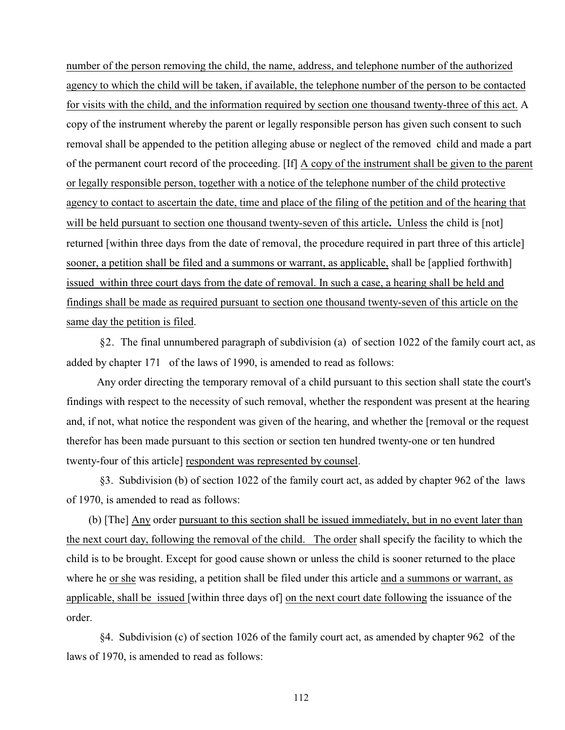number of the person removing the child, the name, address, and telephone number of the authorized agency to which the child will be taken, if available, the telephone number of the person to be contacted for visits with the child, and the information required by section one thousand twenty-three of this act. A copy of the instrument whereby the parent or legally responsible person has given such consent to such removal shall be appended to the petition alleging abuse or neglect of the removed child and made a part of the permanent court record of the proceeding. [If] A copy of the instrument shall be given to the parent or legally responsible person, together with a notice of the telephone number of the child protective agency to contact to ascertain the date, time and place of the filing of the petition and of the hearing that will be held pursuant to section one thousand twenty-seven of this article**.** Unless the child is [not] returned [within three days from the date of removal, the procedure required in part three of this article] sooner, a petition shall be filed and a summons or warrant, as applicable, shall be [applied forthwith] issued within three court days from the date of removal. In such a case, a hearing shall be held and findings shall be made as required pursuant to section one thousand twenty-seven of this article on the same day the petition is filed.

§2. The final unnumbered paragraph of subdivision (a) of section 1022 of the family court act, as added by chapter 171 of the laws of 1990, is amended to read as follows:

Any order directing the temporary removal of a child pursuant to this section shall state the court's findings with respect to the necessity of such removal, whether the respondent was present at the hearing and, if not, what notice the respondent was given of the hearing, and whether the [removal or the request therefor has been made pursuant to this section or section ten hundred twenty-one or ten hundred twenty-four of this article] respondent was represented by counsel.

§3. Subdivision (b) of section 1022 of the family court act, as added by chapter 962 of the laws of 1970, is amended to read as follows:

(b) [The] Any order pursuant to this section shall be issued immediately, but in no event later than the next court day, following the removal of the child. The order shall specify the facility to which the child is to be brought. Except for good cause shown or unless the child is sooner returned to the place where he or she was residing, a petition shall be filed under this article and a summons or warrant, as applicable, shall be issued [within three days of] on the next court date following the issuance of the order.

§4. Subdivision (c) of section 1026 of the family court act, as amended by chapter 962 of the laws of 1970, is amended to read as follows: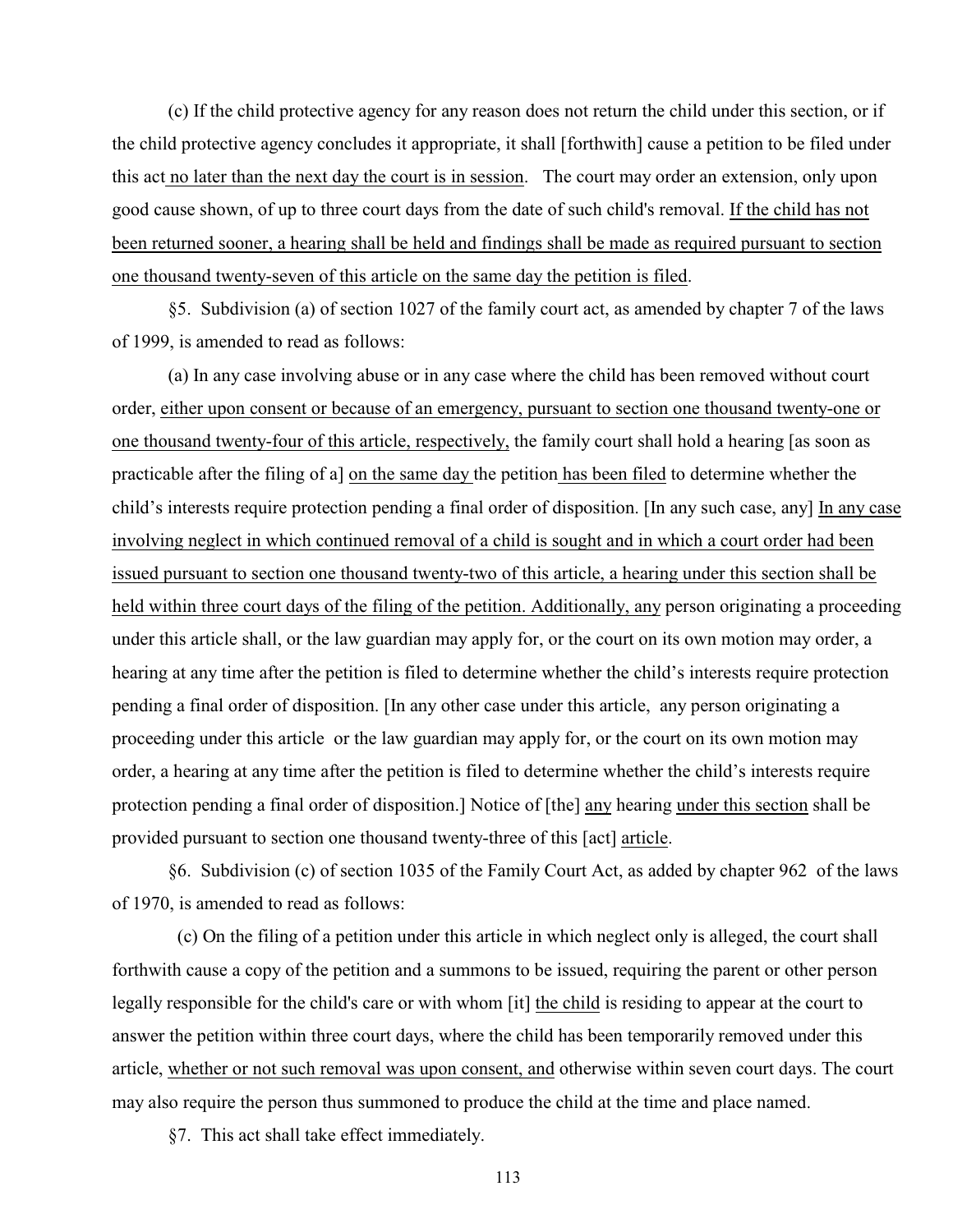(c) If the child protective agency for any reason does not return the child under this section, or if the child protective agency concludes it appropriate, it shall [forthwith] cause a petition to be filed under this act <u>no later than the next day the court is in session</u>. The court may order an extension, only upon good cause shown, of up to three court days from the date of such child's removal. <u>If the child has not been returned sooner, a hearing shall be held and findings shall be made as required pursuant to section one thousand twenty-seven of this article on the same day the petition is filed</u>.

§5. Subdivision (a) of section 1027 of the family court act, as amended by chapter 7 of the laws of 1999, is amended to read as follows:

(a) In any case involving abuse or in any case where the child has been removed without court order, <u>either upon consent or because of an emergency, pursuant to section one thousand twenty-one or one thousand twenty-four of this article, respectively,</u> the family court shall hold a hearing [as soon as practicable after the filing of a] <u>on the same day</u> the petition <u>has been filed</u> to determine whether the child's interests require protection pending a final order of disposition. [In any such case, any] <u>In any case involving neglect in which continued removal of a child is sought and in which a court order had been issued pursuant to section one thousand twenty-two of this article, a hearing under this section shall be held within three court days of the filing of the petition. Additionally, any</u> person originating a proceeding under this article shall, or the law guardian may apply for, or the court on its own motion may order, a hearing at any time after the petition is filed to determine whether the child's interests require protection pending a final order of disposition. [In any other case under this article, any person originating a proceeding under this article or the law guardian may apply for, or the court on its own motion may order, a hearing at any time after the petition is filed to determine whether the child's interests require protection pending a final order of disposition.] Notice of [the] <u>any</u> hearing <u>under this section</u> shall be provided pursuant to section one thousand twenty-three of this [act] <u>article</u>.

§6. Subdivision (c) of section 1035 of the Family Court Act, as added by chapter 962 of the laws of 1970, is amended to read as follows:

(c) On the filing of a petition under this article in which neglect only is alleged, the court shall forthwith cause a copy of the petition and a summons to be issued, requiring the parent or other person legally responsible for the child's care or with whom [it] <u>the child</u> is residing to appear at the court to answer the petition within three court days, where the child has been temporarily removed under this article, <u>whether or not such removal was upon consent, and</u> otherwise within seven court days. The court may also require the person thus summoned to produce the child at the time and place named.

§7. This act shall take effect immediately.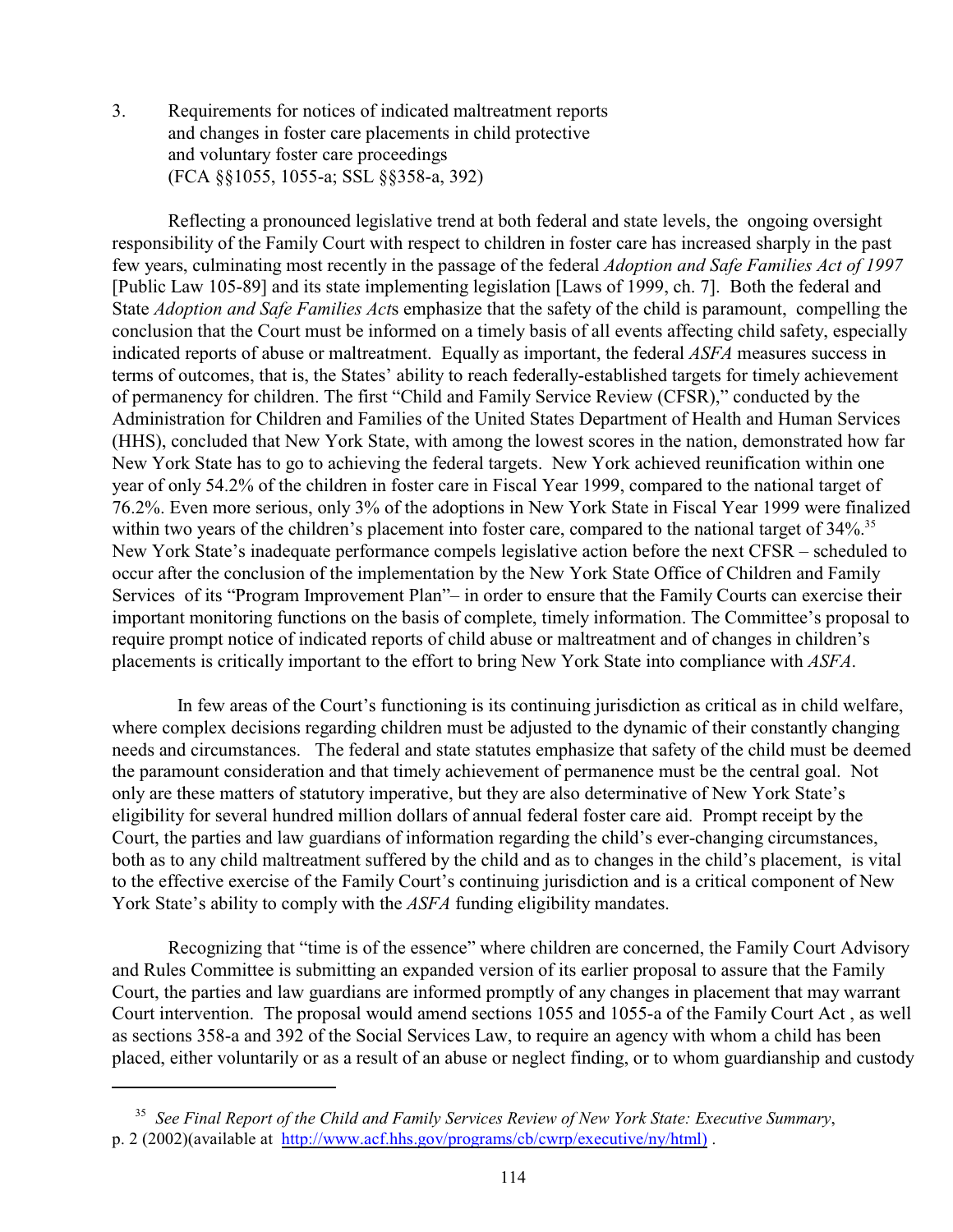3. Requirements for notices of indicated maltreatment reports and changes in foster care placements in child protective and voluntary foster care proceedings (FCA §§1055, 1055-a; SSL §§358-a, 392)

Reflecting a pronounced legislative trend at both federal and state levels, the ongoing oversight responsibility of the Family Court with respect to children in foster care has increased sharply in the past few years, culminating most recently in the passage of the federal *Adoption and Safe Families Act of 1997* [Public Law 105-89] and its state implementing legislation [Laws of 1999, ch. 7]. Both the federal and State *Adoption and Safe Families Act*s emphasize that the safety of the child is paramount, compelling the conclusion that the Court must be informed on a timely basis of all events affecting child safety, especially indicated reports of abuse or maltreatment. Equally as important, the federal *ASFA* measures success in terms of outcomes, that is, the States' ability to reach federally-established targets for timely achievement of permanency for children. The first "Child and Family Service Review (CFSR)," conducted by the Administration for Children and Families of the United States Department of Health and Human Services (HHS), concluded that New York State, with among the lowest scores in the nation, demonstrated how far New York State has to go to achieving the federal targets. New York achieved reunification within one year of only 54.2% of the children in foster care in Fiscal Year 1999, compared to the national target of 76.2%. Even more serious, only 3% of the adoptions in New York State in Fiscal Year 1999 were finalized within two years of the children's placement into foster care, compared to the national target of 34%.[35] New York State's inadequate performance compels legislative action before the next CFSR – scheduled to occur after the conclusion of the implementation by the New York State Office of Children and Family Services of its "Program Improvement Plan"– in order to ensure that the Family Courts can exercise their important monitoring functions on the basis of complete, timely information. The Committee's proposal to require prompt notice of indicated reports of child abuse or maltreatment and of changes in children's placements is critically important to the effort to bring New York State into compliance with *ASFA*.

In few areas of the Court's functioning is its continuing jurisdiction as critical as in child welfare, where complex decisions regarding children must be adjusted to the dynamic of their constantly changing needs and circumstances. The federal and state statutes emphasize that safety of the child must be deemed the paramount consideration and that timely achievement of permanence must be the central goal. Not only are these matters of statutory imperative, but they are also determinative of New York State's eligibility for several hundred million dollars of annual federal foster care aid. Prompt receipt by the Court, the parties and law guardians of information regarding the child's ever-changing circumstances, both as to any child maltreatment suffered by the child and as to changes in the child's placement, is vital to the effective exercise of the Family Court's continuing jurisdiction and is a critical component of New York State's ability to comply with the *ASFA* funding eligibility mandates.

Recognizing that "time is of the essence" where children are concerned, the Family Court Advisory and Rules Committee is submitting an expanded version of its earlier proposal to assure that the Family Court, the parties and law guardians are informed promptly of any changes in placement that may warrant Court intervention. The proposal would amend sections 1055 and 1055-a of the Family Court Act , as well as sections 358-a and 392 of the Social Services Law, to require an agency with whom a child has been placed, either voluntarily or as a result of an abuse or neglect finding, or to whom guardianship and custody

---

[35] *See Final Report of the Child and Family Services Review of New York State: Executive Summary*, p. 2 (2002)(available at http://www.acf.hhs.gov/programs/cb/cwrp/executive/ny/html) .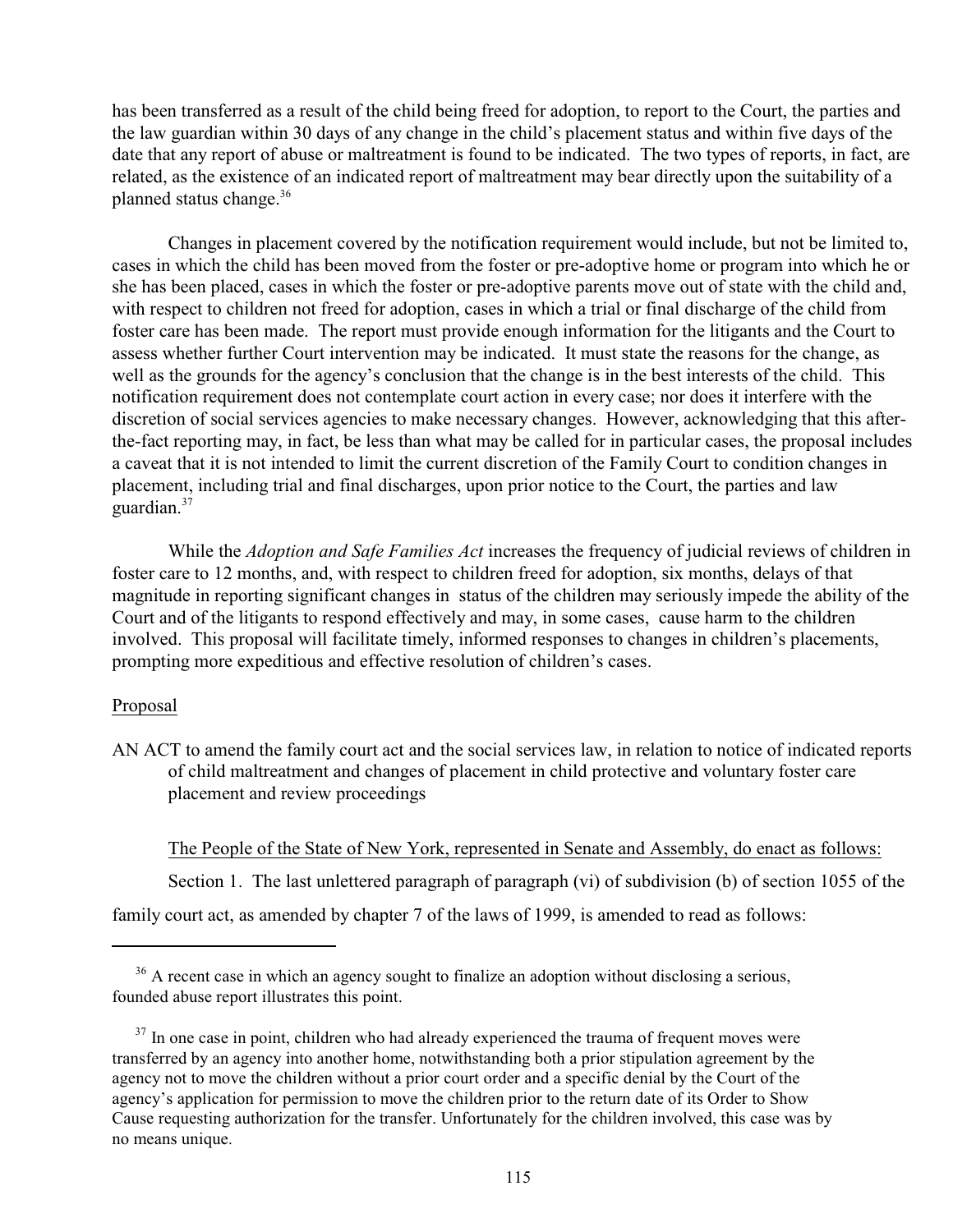has been transferred as a result of the child being freed for adoption, to report to the Court, the parties and the law guardian within 30 days of any change in the child's placement status and within five days of the date that any report of abuse or maltreatment is found to be indicated. The two types of reports, in fact, are related, as the existence of an indicated report of maltreatment may bear directly upon the suitability of a planned status change.[36]

Changes in placement covered by the notification requirement would include, but not be limited to, cases in which the child has been moved from the foster or pre-adoptive home or program into which he or she has been placed, cases in which the foster or pre-adoptive parents move out of state with the child and, with respect to children not freed for adoption, cases in which a trial or final discharge of the child from foster care has been made. The report must provide enough information for the litigants and the Court to assess whether further Court intervention may be indicated. It must state the reasons for the change, as well as the grounds for the agency's conclusion that the change is in the best interests of the child. This notification requirement does not contemplate court action in every case; nor does it interfere with the discretion of social services agencies to make necessary changes. However, acknowledging that this after-the-fact reporting may, in fact, be less than what may be called for in particular cases, the proposal includes a caveat that it is not intended to limit the current discretion of the Family Court to condition changes in placement, including trial and final discharges, upon prior notice to the Court, the parties and law guardian.[37]

While the *Adoption and Safe Families Act* increases the frequency of judicial reviews of children in foster care to 12 months, and, with respect to children freed for adoption, six months, delays of that magnitude in reporting significant changes in status of the children may seriously impede the ability of the Court and of the litigants to respond effectively and may, in some cases, cause harm to the children involved. This proposal will facilitate timely, informed responses to changes in children's placements, prompting more expeditious and effective resolution of children's cases.

Proposal

AN ACT to amend the family court act and the social services law, in relation to notice of indicated reports of child maltreatment and changes of placement in child protective and voluntary foster care placement and review proceedings

The People of the State of New York, represented in Senate and Assembly, do enact as follows:

Section 1. The last unlettered paragraph of paragraph (vi) of subdivision (b) of section 1055 of the family court act, as amended by chapter 7 of the laws of 1999, is amended to read as follows:

---

[36] A recent case in which an agency sought to finalize an adoption without disclosing a serious, founded abuse report illustrates this point.

[37] In one case in point, children who had already experienced the trauma of frequent moves were transferred by an agency into another home, notwithstanding both a prior stipulation agreement by the agency not to move the children without a prior court order and a specific denial by the Court of the agency's application for permission to move the children prior to the return date of its Order to Show Cause requesting authorization for the transfer. Unfortunately for the children involved, this case was by no means unique.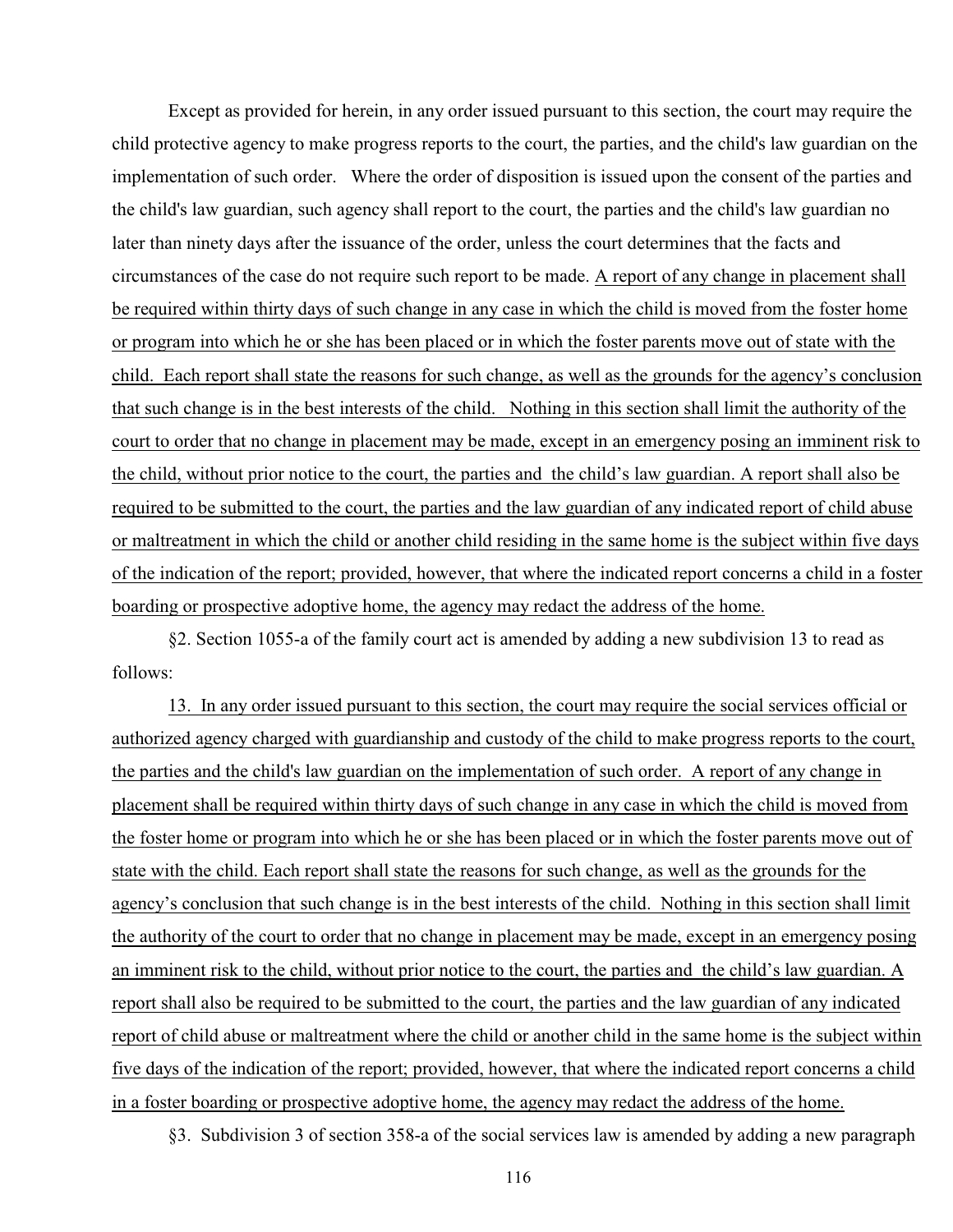Except as provided for herein, in any order issued pursuant to this section, the court may require the child protective agency to make progress reports to the court, the parties, and the child's law guardian on the implementation of such order. Where the order of disposition is issued upon the consent of the parties and the child's law guardian, such agency shall report to the court, the parties and the child's law guardian no later than ninety days after the issuance of the order, unless the court determines that the facts and circumstances of the case do not require such report to be made. <u>A report of any change in placement shall be required within thirty days of such change in any case in which the child is moved from the foster home or program into which he or she has been placed or in which the foster parents move out of state with the child. Each report shall state the reasons for such change, as well as the grounds for the agency's conclusion that such change is in the best interests of the child. Nothing in this section shall limit the authority of the court to order that no change in placement may be made, except in an emergency posing an imminent risk to the child, without prior notice to the court, the parties and the child's law guardian. A report shall also be required to be submitted to the court, the parties and the law guardian of any indicated report of child abuse or maltreatment in which the child or another child residing in the same home is the subject within five days of the indication of the report; provided, however, that where the indicated report concerns a child in a foster boarding or prospective adoptive home, the agency may redact the address of the home.</u>

§2. Section 1055-a of the family court act is amended by adding a new subdivision 13 to read as follows:

<u>13. In any order issued pursuant to this section, the court may require the social services official or authorized agency charged with guardianship and custody of the child to make progress reports to the court, the parties and the child's law guardian on the implementation of such order. A report of any change in placement shall be required within thirty days of such change in any case in which the child is moved from the foster home or program into which he or she has been placed or in which the foster parents move out of state with the child. Each report shall state the reasons for such change, as well as the grounds for the agency's conclusion that such change is in the best interests of the child. Nothing in this section shall limit the authority of the court to order that no change in placement may be made, except in an emergency posing an imminent risk to the child, without prior notice to the court, the parties and the child's law guardian. A report shall also be required to be submitted to the court, the parties and the law guardian of any indicated report of child abuse or maltreatment where the child or another child in the same home is the subject within five days of the indication of the report; provided, however, that where the indicated report concerns a child in a foster boarding or prospective adoptive home, the agency may redact the address of the home.</u>

§3. Subdivision 3 of section 358-a of the social services law is amended by adding a new paragraph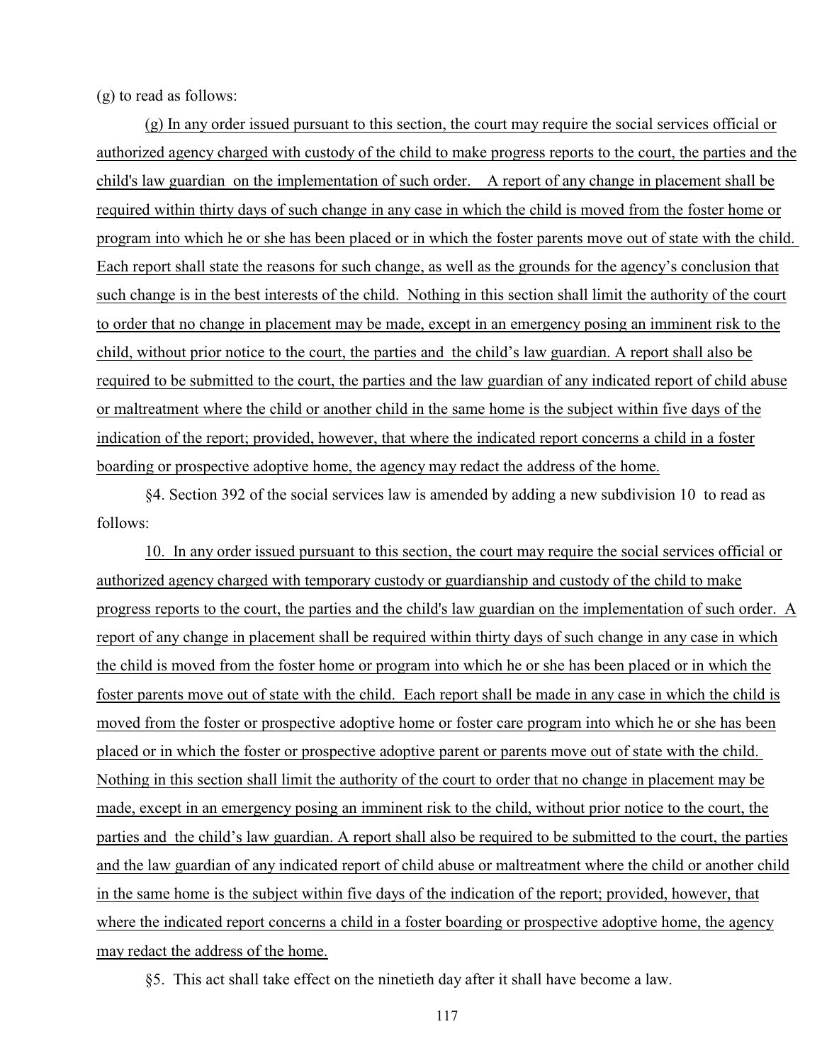(g) to read as follows:

<u>(g) In any order issued pursuant to this section, the court may require the social services official or authorized agency charged with custody of the child to make progress reports to the court, the parties and the child's law guardian on the implementation of such order. A report of any change in placement shall be required within thirty days of such change in any case in which the child is moved from the foster home or program into which he or she has been placed or in which the foster parents move out of state with the child. Each report shall state the reasons for such change, as well as the grounds for the agency's conclusion that such change is in the best interests of the child. Nothing in this section shall limit the authority of the court to order that no change in placement may be made, except in an emergency posing an imminent risk to the child, without prior notice to the court, the parties and the child's law guardian. A report shall also be required to be submitted to the court, the parties and the law guardian of any indicated report of child abuse or maltreatment where the child or another child in the same home is the subject within five days of the indication of the report; provided, however, that where the indicated report concerns a child in a foster boarding or prospective adoptive home, the agency may redact the address of the home.</u>

§4. Section 392 of the social services law is amended by adding a new subdivision 10 to read as follows:

<u>10. In any order issued pursuant to this section, the court may require the social services official or authorized agency charged with temporary custody or guardianship and custody of the child to make progress reports to the court, the parties and the child's law guardian on the implementation of such order. A report of any change in placement shall be required within thirty days of such change in any case in which the child is moved from the foster home or program into which he or she has been placed or in which the foster parents move out of state with the child. Each report shall be made in any case in which the child is moved from the foster or prospective adoptive home or foster care program into which he or she has been placed or in which the foster or prospective adoptive parent or parents move out of state with the child. Nothing in this section shall limit the authority of the court to order that no change in placement may be made, except in an emergency posing an imminent risk to the child, without prior notice to the court, the parties and the child's law guardian. A report shall also be required to be submitted to the court, the parties and the law guardian of any indicated report of child abuse or maltreatment where the child or another child in the same home is the subject within five days of the indication of the report; provided, however, that where the indicated report concerns a child in a foster boarding or prospective adoptive home, the agency may redact the address of the home.</u>

§5. This act shall take effect on the ninetieth day after it shall have become a law.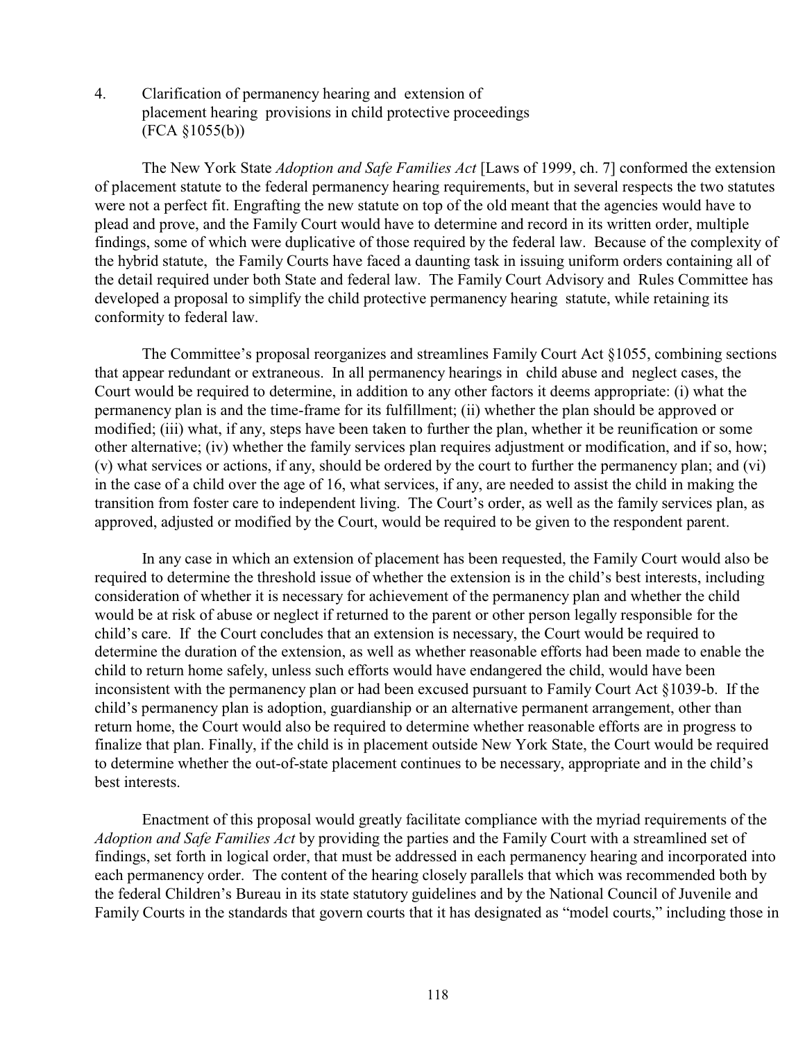4. Clarification of permanency hearing and extension of placement hearing provisions in child protective proceedings (FCA §1055(b))

The New York State *Adoption and Safe Families Act* [Laws of 1999, ch. 7] conformed the extension of placement statute to the federal permanency hearing requirements, but in several respects the two statutes were not a perfect fit. Engrafting the new statute on top of the old meant that the agencies would have to plead and prove, and the Family Court would have to determine and record in its written order, multiple findings, some of which were duplicative of those required by the federal law. Because of the complexity of the hybrid statute, the Family Courts have faced a daunting task in issuing uniform orders containing all of the detail required under both State and federal law. The Family Court Advisory and Rules Committee has developed a proposal to simplify the child protective permanency hearing statute, while retaining its conformity to federal law.

The Committee's proposal reorganizes and streamlines Family Court Act §1055, combining sections that appear redundant or extraneous. In all permanency hearings in child abuse and neglect cases, the Court would be required to determine, in addition to any other factors it deems appropriate: (i) what the permanency plan is and the time-frame for its fulfillment; (ii) whether the plan should be approved or modified; (iii) what, if any, steps have been taken to further the plan, whether it be reunification or some other alternative; (iv) whether the family services plan requires adjustment or modification, and if so, how; (v) what services or actions, if any, should be ordered by the court to further the permanency plan; and (vi) in the case of a child over the age of 16, what services, if any, are needed to assist the child in making the transition from foster care to independent living. The Court's order, as well as the family services plan, as approved, adjusted or modified by the Court, would be required to be given to the respondent parent.

In any case in which an extension of placement has been requested, the Family Court would also be required to determine the threshold issue of whether the extension is in the child's best interests, including consideration of whether it is necessary for achievement of the permanency plan and whether the child would be at risk of abuse or neglect if returned to the parent or other person legally responsible for the child's care. If the Court concludes that an extension is necessary, the Court would be required to determine the duration of the extension, as well as whether reasonable efforts had been made to enable the child to return home safely, unless such efforts would have endangered the child, would have been inconsistent with the permanency plan or had been excused pursuant to Family Court Act §1039-b. If the child's permanency plan is adoption, guardianship or an alternative permanent arrangement, other than return home, the Court would also be required to determine whether reasonable efforts are in progress to finalize that plan. Finally, if the child is in placement outside New York State, the Court would be required to determine whether the out-of-state placement continues to be necessary, appropriate and in the child's best interests.

Enactment of this proposal would greatly facilitate compliance with the myriad requirements of the *Adoption and Safe Families Act* by providing the parties and the Family Court with a streamlined set of findings, set forth in logical order, that must be addressed in each permanency hearing and incorporated into each permanency order. The content of the hearing closely parallels that which was recommended both by the federal Children's Bureau in its state statutory guidelines and by the National Council of Juvenile and Family Courts in the standards that govern courts that it has designated as "model courts," including those in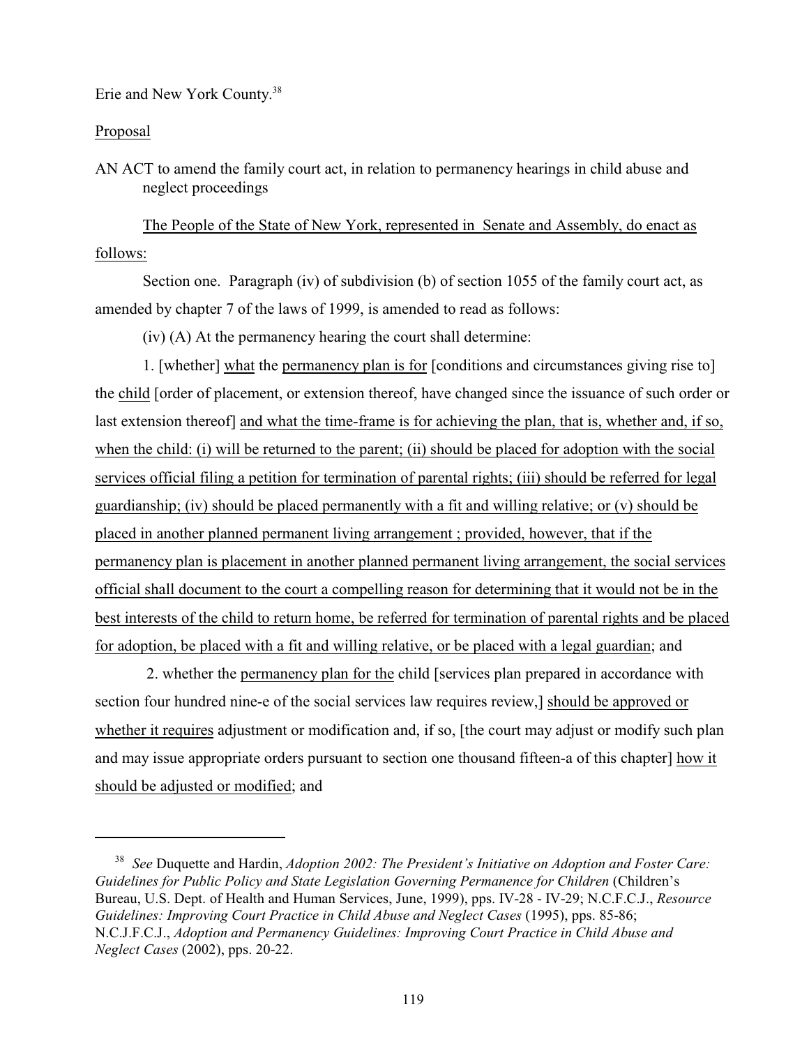Erie and New York County.[38]

Proposal

AN ACT to amend the family court act, in relation to permanency hearings in child abuse and neglect proceedings

The People of the State of New York, represented in Senate and Assembly, do enact as follows:

Section one. Paragraph (iv) of subdivision (b) of section 1055 of the family court act, as amended by chapter 7 of the laws of 1999, is amended to read as follows:

(iv) (A) At the permanency hearing the court shall determine:

1. [whether] what the permanency plan is for [conditions and circumstances giving rise to] the child [order of placement, or extension thereof, have changed since the issuance of such order or last extension thereof] and what the time-frame is for achieving the plan, that is, whether and, if so, when the child: (i) will be returned to the parent; (ii) should be placed for adoption with the social services official filing a petition for termination of parental rights; (iii) should be referred for legal guardianship; (iv) should be placed permanently with a fit and willing relative; or (v) should be placed in another planned permanent living arrangement ; provided, however, that if the permanency plan is placement in another planned permanent living arrangement, the social services official shall document to the court a compelling reason for determining that it would not be in the best interests of the child to return home, be referred for termination of parental rights and be placed for adoption, be placed with a fit and willing relative, or be placed with a legal guardian; and

2. whether the permanency plan for the child [services plan prepared in accordance with section four hundred nine-e of the social services law requires review,] should be approved or whether it requires adjustment or modification and, if so, [the court may adjust or modify such plan and may issue appropriate orders pursuant to section one thousand fifteen-a of this chapter] how it should be adjusted or modified; and

---

[38] *See* Duquette and Hardin, *Adoption 2002: The President's Initiative on Adoption and Foster Care: Guidelines for Public Policy and State Legislation Governing Permanence for Children* (Children's Bureau, U.S. Dept. of Health and Human Services, June, 1999), pps. IV-28 - IV-29; N.C.F.C.J., *Resource Guidelines: Improving Court Practice in Child Abuse and Neglect Cases* (1995), pps. 85-86; N.C.J.F.C.J., *Adoption and Permanency Guidelines: Improving Court Practice in Child Abuse and Neglect Cases* (2002), pps. 20-22.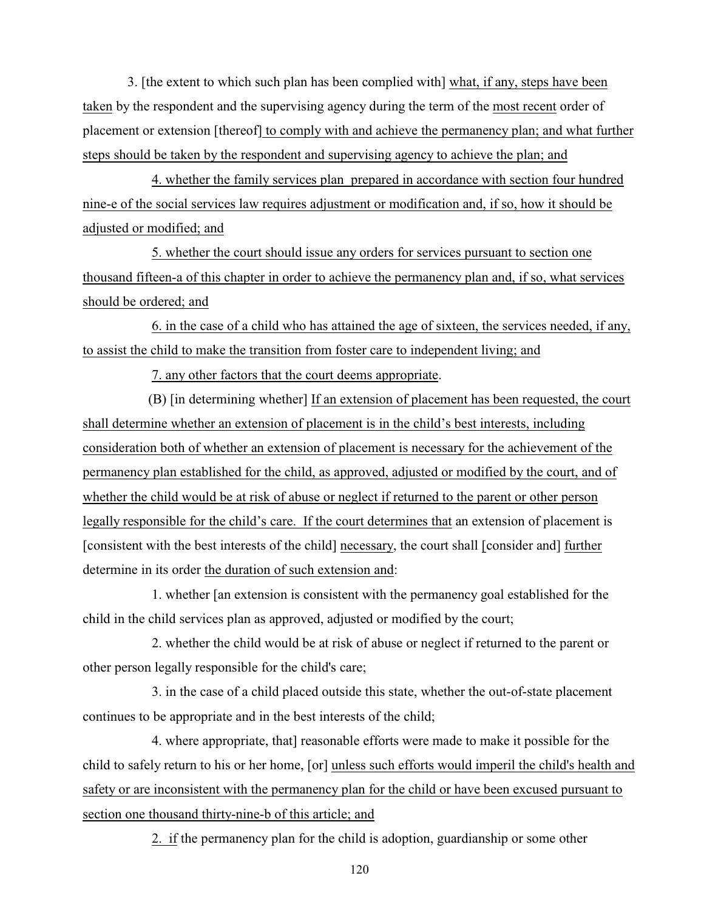3. [the extent to which such plan has been complied with] what, if any, steps have been taken by the respondent and the supervising agency during the term of the most recent order of placement or extension [thereof] to comply with and achieve the permanency plan; and what further steps should be taken by the respondent and supervising agency to achieve the plan; and

4. whether the family services plan prepared in accordance with section four hundred nine-e of the social services law requires adjustment or modification and, if so, how it should be adjusted or modified; and

5. whether the court should issue any orders for services pursuant to section one thousand fifteen-a of this chapter in order to achieve the permanency plan and, if so, what services should be ordered; and

6. in the case of a child who has attained the age of sixteen, the services needed, if any, to assist the child to make the transition from foster care to independent living; and

7. any other factors that the court deems appropriate.

(B) [in determining whether] If an extension of placement has been requested, the court shall determine whether an extension of placement is in the child's best interests, including consideration both of whether an extension of placement is necessary for the achievement of the permanency plan established for the child, as approved, adjusted or modified by the court, and of whether the child would be at risk of abuse or neglect if returned to the parent or other person legally responsible for the child's care. If the court determines that an extension of placement is [consistent with the best interests of the child] necessary, the court shall [consider and] further determine in its order the duration of such extension and:

1. whether [an extension is consistent with the permanency goal established for the child in the child services plan as approved, adjusted or modified by the court;

2. whether the child would be at risk of abuse or neglect if returned to the parent or other person legally responsible for the child's care;

3. in the case of a child placed outside this state, whether the out-of-state placement continues to be appropriate and in the best interests of the child;

4. where appropriate, that] reasonable efforts were made to make it possible for the child to safely return to his or her home, [or] unless such efforts would imperil the child's health and safety or are inconsistent with the permanency plan for the child or have been excused pursuant to section one thousand thirty-nine-b of this article; and

2. if the permanency plan for the child is adoption, guardianship or some other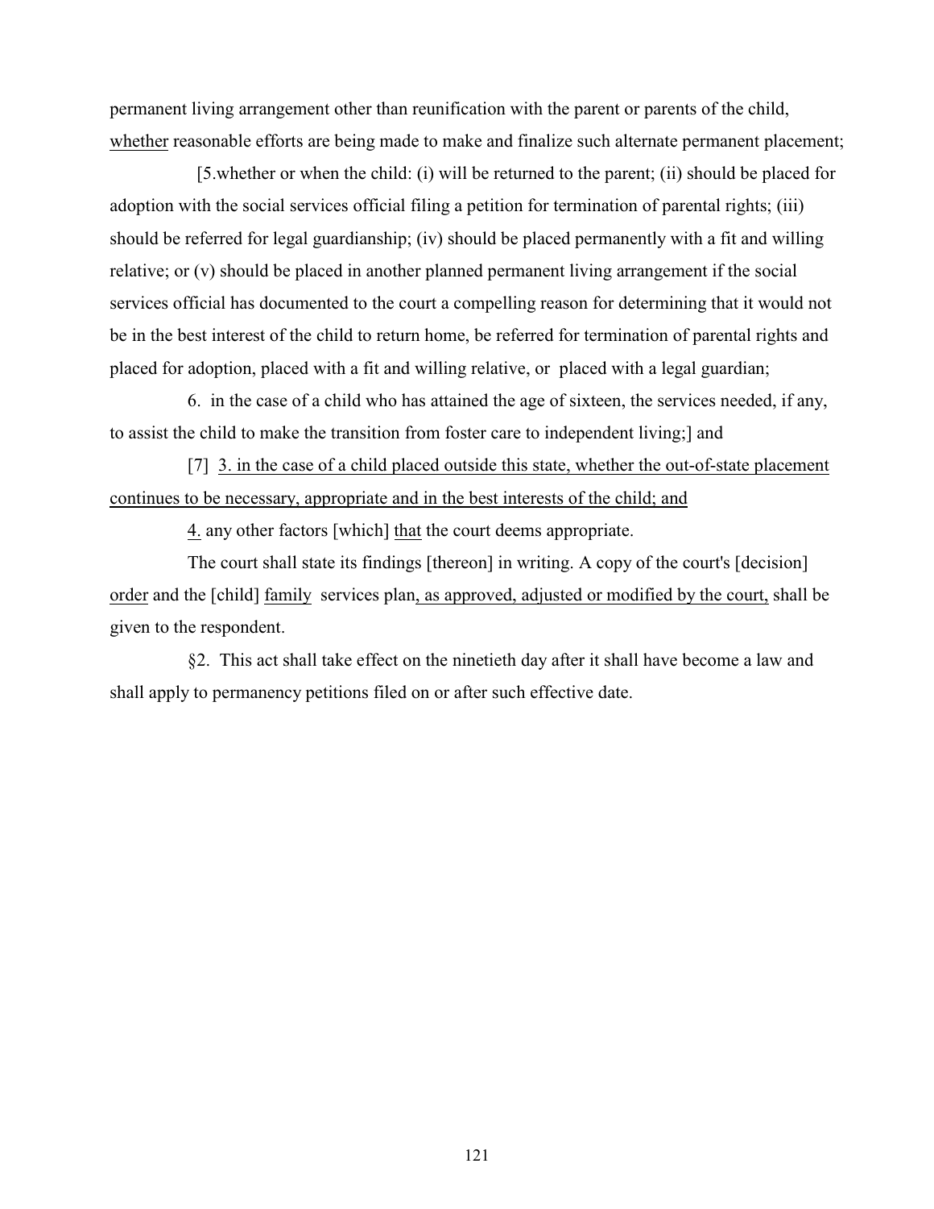permanent living arrangement other than reunification with the parent or parents of the child, whether reasonable efforts are being made to make and finalize such alternate permanent placement;

[5.whether or when the child: (i) will be returned to the parent; (ii) should be placed for adoption with the social services official filing a petition for termination of parental rights; (iii) should be referred for legal guardianship; (iv) should be placed permanently with a fit and willing relative; or (v) should be placed in another planned permanent living arrangement if the social services official has documented to the court a compelling reason for determining that it would not be in the best interest of the child to return home, be referred for termination of parental rights and placed for adoption, placed with a fit and willing relative, or placed with a legal guardian;

6. in the case of a child who has attained the age of sixteen, the services needed, if any, to assist the child to make the transition from foster care to independent living;] and

[7] 3. in the case of a child placed outside this state, whether the out-of-state placement continues to be necessary, appropriate and in the best interests of the child; and

4. any other factors [which] that the court deems appropriate.

The court shall state its findings [thereon] in writing. A copy of the court's [decision] order and the [child] family services plan, as approved, adjusted or modified by the court, shall be given to the respondent.

§2. This act shall take effect on the ninetieth day after it shall have become a law and shall apply to permanency petitions filed on or after such effective date.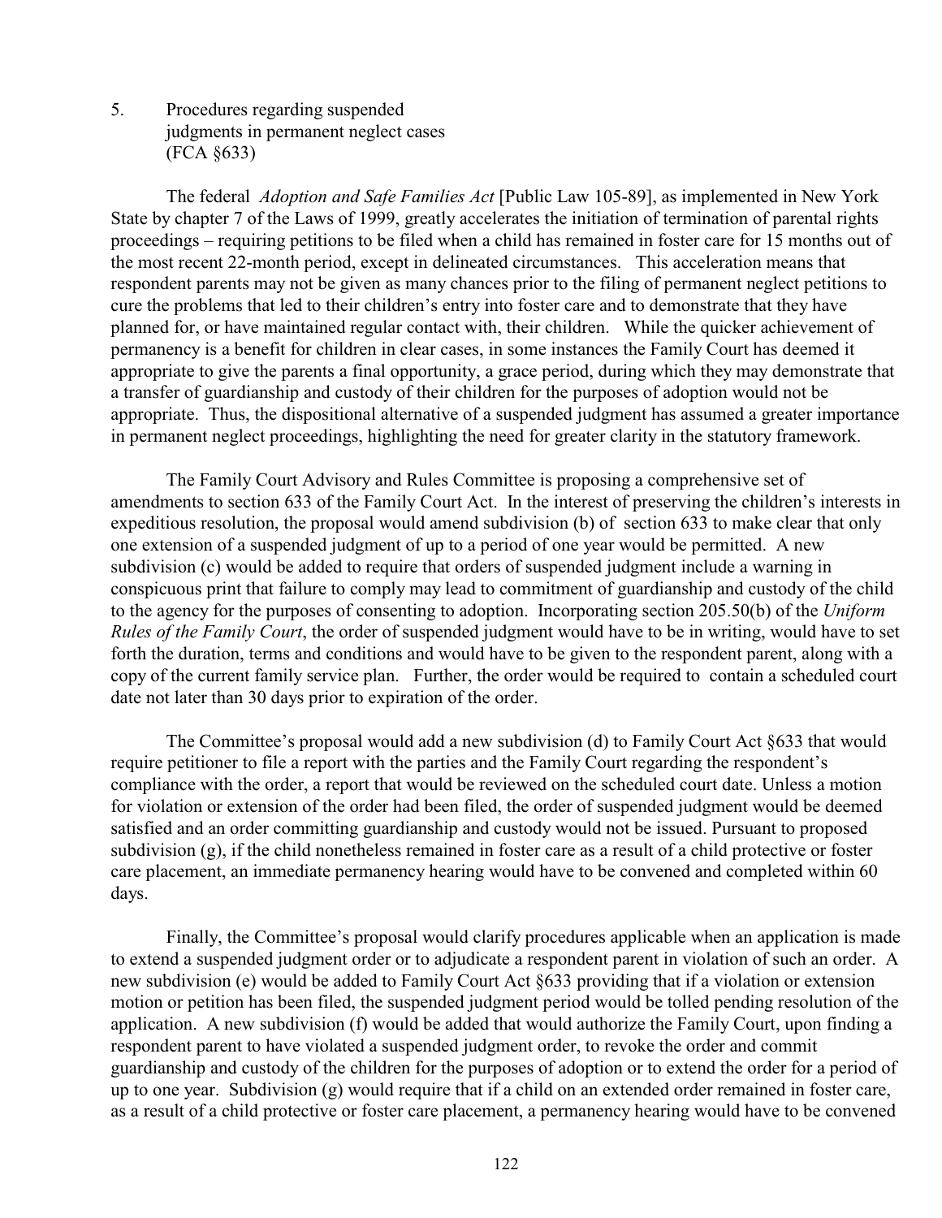5. Procedures regarding suspended judgments in permanent neglect cases (FCA §633)

The federal *Adoption and Safe Families Act* [Public Law 105-89], as implemented in New York State by chapter 7 of the Laws of 1999, greatly accelerates the initiation of termination of parental rights proceedings – requiring petitions to be filed when a child has remained in foster care for 15 months out of the most recent 22-month period, except in delineated circumstances. This acceleration means that respondent parents may not be given as many chances prior to the filing of permanent neglect petitions to cure the problems that led to their children's entry into foster care and to demonstrate that they have planned for, or have maintained regular contact with, their children. While the quicker achievement of permanency is a benefit for children in clear cases, in some instances the Family Court has deemed it appropriate to give the parents a final opportunity, a grace period, during which they may demonstrate that a transfer of guardianship and custody of their children for the purposes of adoption would not be appropriate. Thus, the dispositional alternative of a suspended judgment has assumed a greater importance in permanent neglect proceedings, highlighting the need for greater clarity in the statutory framework.

The Family Court Advisory and Rules Committee is proposing a comprehensive set of amendments to section 633 of the Family Court Act. In the interest of preserving the children's interests in expeditious resolution, the proposal would amend subdivision (b) of section 633 to make clear that only one extension of a suspended judgment of up to a period of one year would be permitted. A new subdivision (c) would be added to require that orders of suspended judgment include a warning in conspicuous print that failure to comply may lead to commitment of guardianship and custody of the child to the agency for the purposes of consenting to adoption. Incorporating section 205.50(b) of the *Uniform Rules of the Family Court*, the order of suspended judgment would have to be in writing, would have to set forth the duration, terms and conditions and would have to be given to the respondent parent, along with a copy of the current family service plan. Further, the order would be required to contain a scheduled court date not later than 30 days prior to expiration of the order.

The Committee's proposal would add a new subdivision (d) to Family Court Act §633 that would require petitioner to file a report with the parties and the Family Court regarding the respondent's compliance with the order, a report that would be reviewed on the scheduled court date. Unless a motion for violation or extension of the order had been filed, the order of suspended judgment would be deemed satisfied and an order committing guardianship and custody would not be issued. Pursuant to proposed subdivision (g), if the child nonetheless remained in foster care as a result of a child protective or foster care placement, an immediate permanency hearing would have to be convened and completed within 60 days.

Finally, the Committee's proposal would clarify procedures applicable when an application is made to extend a suspended judgment order or to adjudicate a respondent parent in violation of such an order. A new subdivision (e) would be added to Family Court Act §633 providing that if a violation or extension motion or petition has been filed, the suspended judgment period would be tolled pending resolution of the application. A new subdivision (f) would be added that would authorize the Family Court, upon finding a respondent parent to have violated a suspended judgment order, to revoke the order and commit guardianship and custody of the children for the purposes of adoption or to extend the order for a period of up to one year. Subdivision (g) would require that if a child on an extended order remained in foster care, as a result of a child protective or foster care placement, a permanency hearing would have to be convened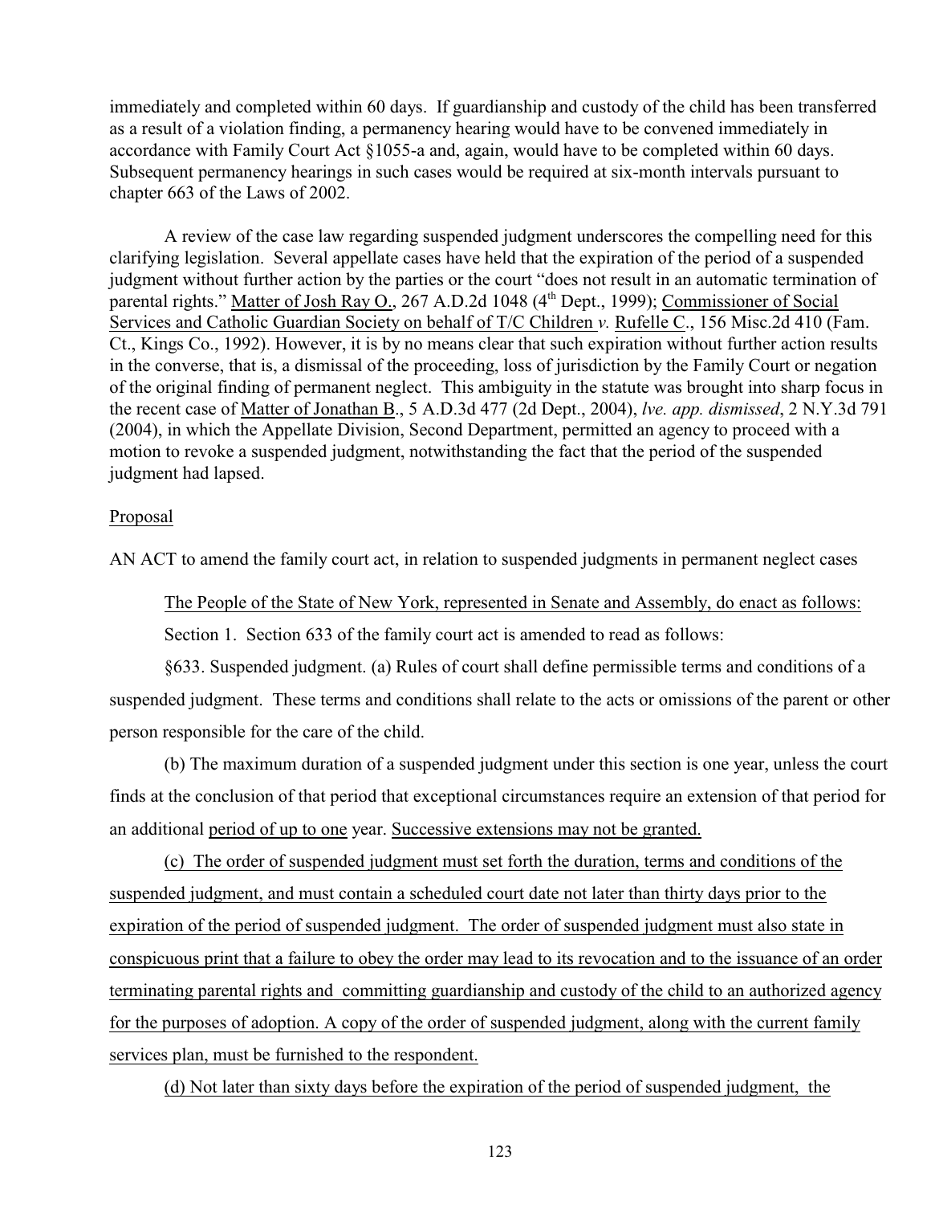immediately and completed within 60 days. If guardianship and custody of the child has been transferred as a result of a violation finding, a permanency hearing would have to be convened immediately in accordance with Family Court Act §1055-a and, again, would have to be completed within 60 days. Subsequent permanency hearings in such cases would be required at six-month intervals pursuant to chapter 663 of the Laws of 2002.

A review of the case law regarding suspended judgment underscores the compelling need for this clarifying legislation. Several appellate cases have held that the expiration of the period of a suspended judgment without further action by the parties or the court "does not result in an automatic termination of parental rights." Matter of Josh Ray O., 267 A.D.2d 1048 (4th Dept., 1999); Commissioner of Social Services and Catholic Guardian Society on behalf of T/C Children *v.* Rufelle C., 156 Misc.2d 410 (Fam. Ct., Kings Co., 1992). However, it is by no means clear that such expiration without further action results in the converse, that is, a dismissal of the proceeding, loss of jurisdiction by the Family Court or negation of the original finding of permanent neglect. This ambiguity in the statute was brought into sharp focus in the recent case of Matter of Jonathan B., 5 A.D.3d 477 (2d Dept., 2004), *lve. app. dismissed*, 2 N.Y.3d 791 (2004), in which the Appellate Division, Second Department, permitted an agency to proceed with a motion to revoke a suspended judgment, notwithstanding the fact that the period of the suspended judgment had lapsed.

## Proposal

AN ACT to amend the family court act, in relation to suspended judgments in permanent neglect cases

The People of the State of New York, represented in Senate and Assembly, do enact as follows:

Section 1. Section 633 of the family court act is amended to read as follows:

§633. Suspended judgment. (a) Rules of court shall define permissible terms and conditions of a suspended judgment. These terms and conditions shall relate to the acts or omissions of the parent or other person responsible for the care of the child.

(b) The maximum duration of a suspended judgment under this section is one year, unless the court finds at the conclusion of that period that exceptional circumstances require an extension of that period for an additional period of up to one year. Successive extensions may not be granted.

(c) The order of suspended judgment must set forth the duration, terms and conditions of the suspended judgment, and must contain a scheduled court date not later than thirty days prior to the expiration of the period of suspended judgment. The order of suspended judgment must also state in conspicuous print that a failure to obey the order may lead to its revocation and to the issuance of an order terminating parental rights and committing guardianship and custody of the child to an authorized agency for the purposes of adoption. A copy of the order of suspended judgment, along with the current family services plan, must be furnished to the respondent.

(d) Not later than sixty days before the expiration of the period of suspended judgment, the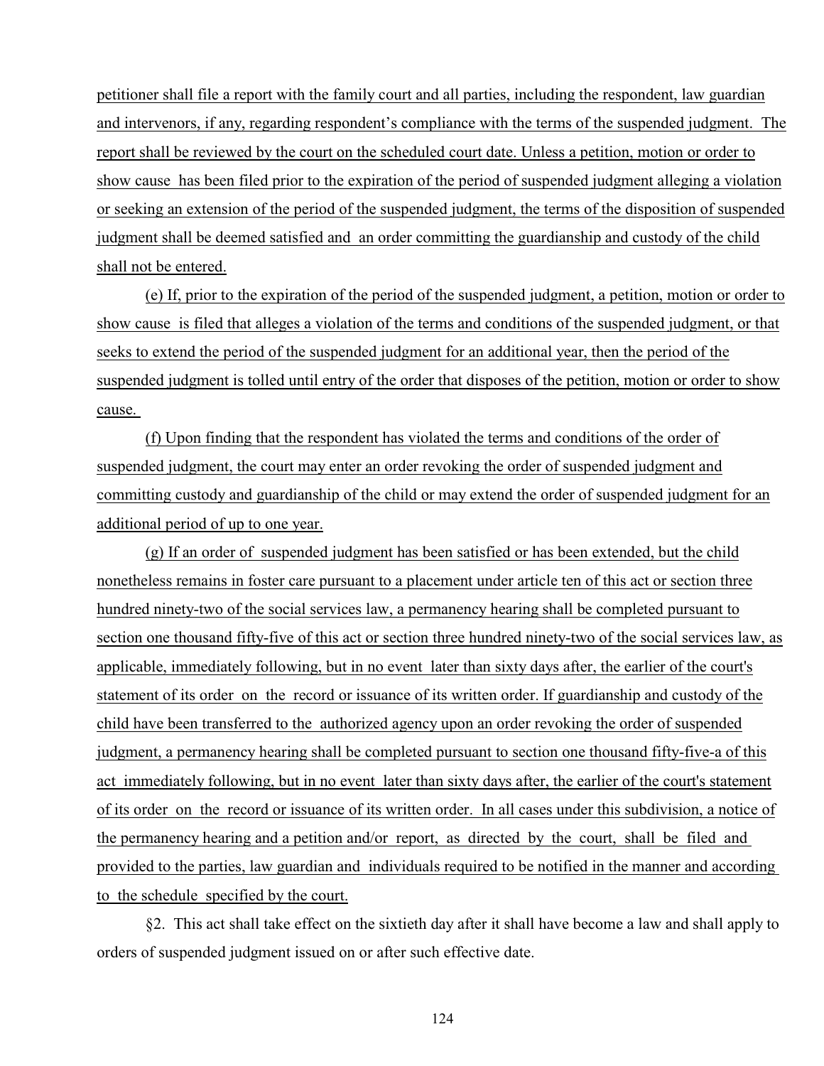petitioner shall file a report with the family court and all parties, including the respondent, law guardian and intervenors, if any, regarding respondent's compliance with the terms of the suspended judgment. The report shall be reviewed by the court on the scheduled court date. Unless a petition, motion or order to show cause has been filed prior to the expiration of the period of suspended judgment alleging a violation or seeking an extension of the period of the suspended judgment, the terms of the disposition of suspended judgment shall be deemed satisfied and an order committing the guardianship and custody of the child shall not be entered.

(e) If, prior to the expiration of the period of the suspended judgment, a petition, motion or order to show cause is filed that alleges a violation of the terms and conditions of the suspended judgment, or that seeks to extend the period of the suspended judgment for an additional year, then the period of the suspended judgment is tolled until entry of the order that disposes of the petition, motion or order to show cause.

(f) Upon finding that the respondent has violated the terms and conditions of the order of suspended judgment, the court may enter an order revoking the order of suspended judgment and committing custody and guardianship of the child or may extend the order of suspended judgment for an additional period of up to one year.

(g) If an order of suspended judgment has been satisfied or has been extended, but the child nonetheless remains in foster care pursuant to a placement under article ten of this act or section three hundred ninety-two of the social services law, a permanency hearing shall be completed pursuant to section one thousand fifty-five of this act or section three hundred ninety-two of the social services law, as applicable, immediately following, but in no event later than sixty days after, the earlier of the court's statement of its order on the record or issuance of its written order. If guardianship and custody of the child have been transferred to the authorized agency upon an order revoking the order of suspended judgment, a permanency hearing shall be completed pursuant to section one thousand fifty-five-a of this act immediately following, but in no event later than sixty days after, the earlier of the court's statement of its order on the record or issuance of its written order. In all cases under this subdivision, a notice of the permanency hearing and a petition and/or report, as directed by the court, shall be filed and provided to the parties, law guardian and individuals required to be notified in the manner and according to the schedule specified by the court.

§2. This act shall take effect on the sixtieth day after it shall have become a law and shall apply to orders of suspended judgment issued on or after such effective date.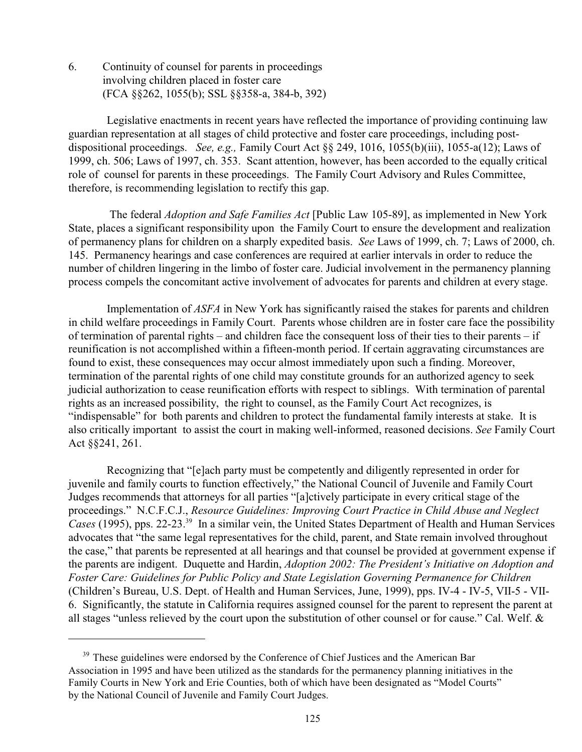6. Continuity of counsel for parents in proceedings involving children placed in foster care (FCA §§262, 1055(b); SSL §§358-a, 384-b, 392)

Legislative enactments in recent years have reflected the importance of providing continuing law guardian representation at all stages of child protective and foster care proceedings, including post-dispositional proceedings. *See, e.g.,* Family Court Act §§ 249, 1016, 1055(b)(iii), 1055-a(12); Laws of 1999, ch. 506; Laws of 1997, ch. 353. Scant attention, however, has been accorded to the equally critical role of counsel for parents in these proceedings. The Family Court Advisory and Rules Committee, therefore, is recommending legislation to rectify this gap.

The federal *Adoption and Safe Families Act* [Public Law 105-89], as implemented in New York State, places a significant responsibility upon the Family Court to ensure the development and realization of permanency plans for children on a sharply expedited basis. *See* Laws of 1999, ch. 7; Laws of 2000, ch. 145. Permanency hearings and case conferences are required at earlier intervals in order to reduce the number of children lingering in the limbo of foster care. Judicial involvement in the permanency planning process compels the concomitant active involvement of advocates for parents and children at every stage.

Implementation of *ASFA* in New York has significantly raised the stakes for parents and children in child welfare proceedings in Family Court. Parents whose children are in foster care face the possibility of termination of parental rights – and children face the consequent loss of their ties to their parents – if reunification is not accomplished within a fifteen-month period. If certain aggravating circumstances are found to exist, these consequences may occur almost immediately upon such a finding. Moreover, termination of the parental rights of one child may constitute grounds for an authorized agency to seek judicial authorization to cease reunification efforts with respect to siblings. With termination of parental rights as an increased possibility, the right to counsel, as the Family Court Act recognizes, is "indispensable" for both parents and children to protect the fundamental family interests at stake. It is also critically important to assist the court in making well-informed, reasoned decisions. *See* Family Court Act §§241, 261.

Recognizing that "[e]ach party must be competently and diligently represented in order for juvenile and family courts to function effectively," the National Council of Juvenile and Family Court Judges recommends that attorneys for all parties "[a]ctively participate in every critical stage of the proceedings." N.C.F.C.J., *Resource Guidelines: Improving Court Practice in Child Abuse and Neglect Cases* (1995), pps. 22-23.[39] In a similar vein, the United States Department of Health and Human Services advocates that "the same legal representatives for the child, parent, and State remain involved throughout the case," that parents be represented at all hearings and that counsel be provided at government expense if the parents are indigent. Duquette and Hardin, *Adoption 2002: The President's Initiative on Adoption and Foster Care: Guidelines for Public Policy and State Legislation Governing Permanence for Children* (Children's Bureau, U.S. Dept. of Health and Human Services, June, 1999), pps. IV-4 - IV-5, VII-5 - VII-6. Significantly, the statute in California requires assigned counsel for the parent to represent the parent at all stages "unless relieved by the court upon the substitution of other counsel or for cause." Cal. Welf. &

---

[39] These guidelines were endorsed by the Conference of Chief Justices and the American Bar Association in 1995 and have been utilized as the standards for the permanency planning initiatives in the Family Courts in New York and Erie Counties, both of which have been designated as "Model Courts" by the National Council of Juvenile and Family Court Judges.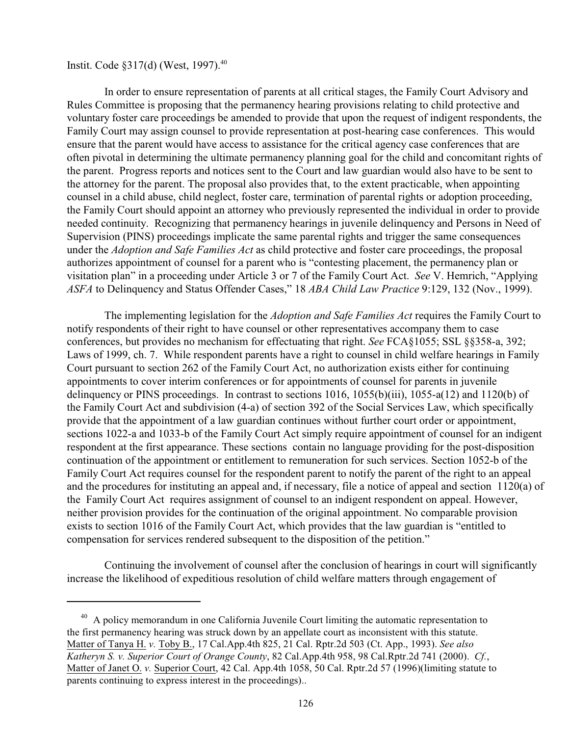Instit. Code §317(d) (West, 1997).[40]

In order to ensure representation of parents at all critical stages, the Family Court Advisory and Rules Committee is proposing that the permanency hearing provisions relating to child protective and voluntary foster care proceedings be amended to provide that upon the request of indigent respondents, the Family Court may assign counsel to provide representation at post-hearing case conferences. This would ensure that the parent would have access to assistance for the critical agency case conferences that are often pivotal in determining the ultimate permanency planning goal for the child and concomitant rights of the parent. Progress reports and notices sent to the Court and law guardian would also have to be sent to the attorney for the parent. The proposal also provides that, to the extent practicable, when appointing counsel in a child abuse, child neglect, foster care, termination of parental rights or adoption proceeding, the Family Court should appoint an attorney who previously represented the individual in order to provide needed continuity. Recognizing that permanency hearings in juvenile delinquency and Persons in Need of Supervision (PINS) proceedings implicate the same parental rights and trigger the same consequences under the *Adoption and Safe Families Act* as child protective and foster care proceedings, the proposal authorizes appointment of counsel for a parent who is "contesting placement, the permanency plan or visitation plan" in a proceeding under Article 3 or 7 of the Family Court Act. *See* V. Hemrich, "Applying *ASFA* to Delinquency and Status Offender Cases," 18 *ABA Child Law Practice* 9:129, 132 (Nov., 1999).

The implementing legislation for the *Adoption and Safe Families Act* requires the Family Court to notify respondents of their right to have counsel or other representatives accompany them to case conferences, but provides no mechanism for effectuating that right. *See* FCA§1055; SSL §§358-a, 392; Laws of 1999, ch. 7. While respondent parents have a right to counsel in child welfare hearings in Family Court pursuant to section 262 of the Family Court Act, no authorization exists either for continuing appointments to cover interim conferences or for appointments of counsel for parents in juvenile delinquency or PINS proceedings. In contrast to sections 1016, 1055(b)(iii), 1055-a(12) and 1120(b) of the Family Court Act and subdivision (4-a) of section 392 of the Social Services Law, which specifically provide that the appointment of a law guardian continues without further court order or appointment, sections 1022-a and 1033-b of the Family Court Act simply require appointment of counsel for an indigent respondent at the first appearance. These sections contain no language providing for the post-disposition continuation of the appointment or entitlement to remuneration for such services. Section 1052-b of the Family Court Act requires counsel for the respondent parent to notify the parent of the right to an appeal and the procedures for instituting an appeal and, if necessary, file a notice of appeal and section 1120(a) of the Family Court Act requires assignment of counsel to an indigent respondent on appeal. However, neither provision provides for the continuation of the original appointment. No comparable provision exists to section 1016 of the Family Court Act, which provides that the law guardian is "entitled to compensation for services rendered subsequent to the disposition of the petition."

Continuing the involvement of counsel after the conclusion of hearings in court will significantly increase the likelihood of expeditious resolution of child welfare matters through engagement of

---

[40] A policy memorandum in one California Juvenile Court limiting the automatic representation to the first permanency hearing was struck down by an appellate court as inconsistent with this statute. Matter of Tanya H. *v.* Toby B., 17 Cal.App.4th 825, 21 Cal. Rptr.2d 503 (Ct. App., 1993). *See also Katheryn S. v. Superior Court of Orange County*, 82 Cal.App.4th 958, 98 Cal.Rptr.2d 741 (2000). *Cf.*, Matter of Janet O. *v.* Superior Court, 42 Cal. App.4th 1058, 50 Cal. Rptr.2d 57 (1996)(limiting statute to parents continuing to express interest in the proceedings)..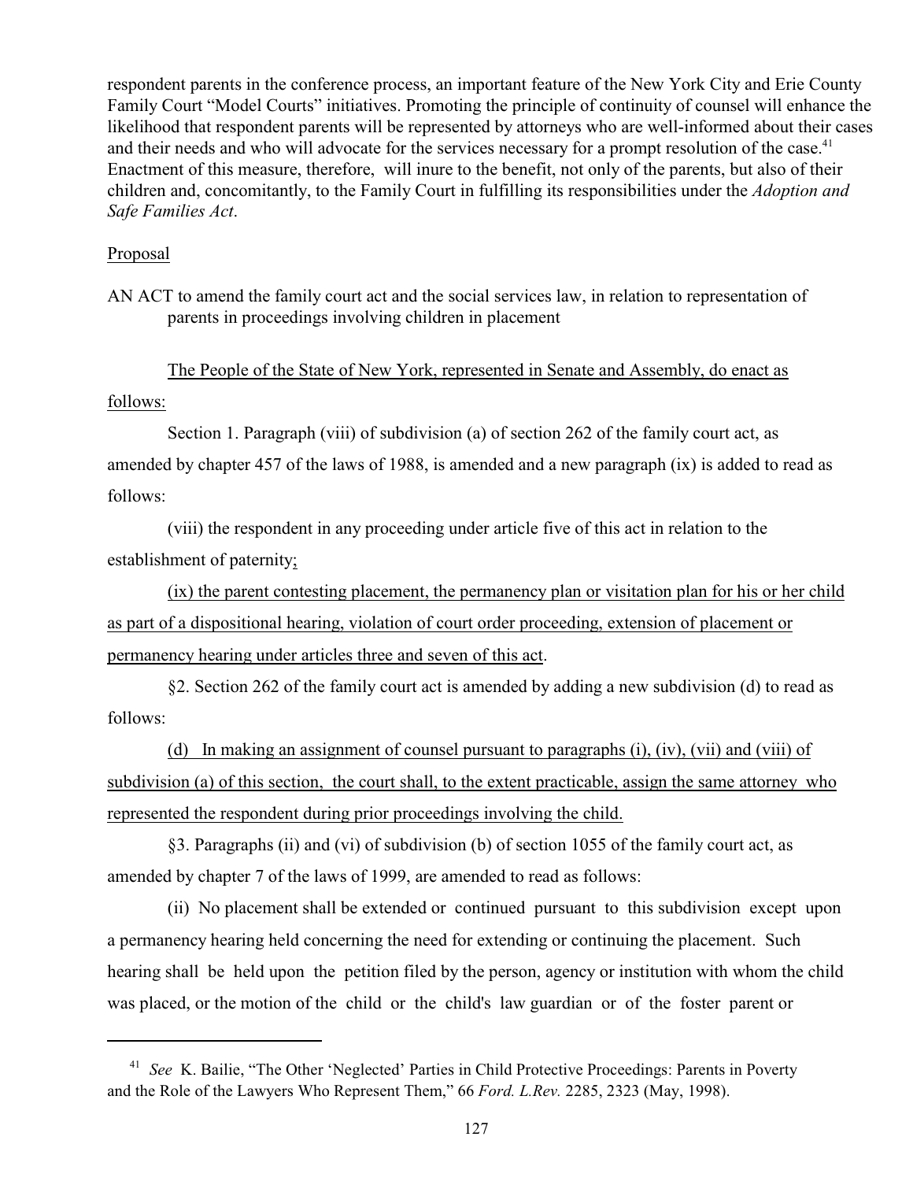respondent parents in the conference process, an important feature of the New York City and Erie County Family Court "Model Courts" initiatives. Promoting the principle of continuity of counsel will enhance the likelihood that respondent parents will be represented by attorneys who are well-informed about their cases and their needs and who will advocate for the services necessary for a prompt resolution of the case.[41] Enactment of this measure, therefore, will inure to the benefit, not only of the parents, but also of their children and, concomitantly, to the Family Court in fulfilling its responsibilities under the *Adoption and Safe Families Act*.

Proposal

AN ACT to amend the family court act and the social services law, in relation to representation of parents in proceedings involving children in placement

<u>The People of the State of New York, represented in Senate and Assembly, do enact as follows:</u>

Section 1. Paragraph (viii) of subdivision (a) of section 262 of the family court act, as amended by chapter 457 of the laws of 1988, is amended and a new paragraph (ix) is added to read as follows:

(viii) the respondent in any proceeding under article five of this act in relation to the establishment of paternity<u>;</u>

<u>(ix) the parent contesting placement, the permanency plan or visitation plan for his or her child as part of a dispositional hearing, violation of court order proceeding, extension of placement or permanency hearing under articles three and seven of this act</u>.

§2. Section 262 of the family court act is amended by adding a new subdivision (d) to read as follows:

<u>(d) In making an assignment of counsel pursuant to paragraphs (i), (iv), (vii) and (viii) of subdivision (a) of this section, the court shall, to the extent practicable, assign the same attorney who represented the respondent during prior proceedings involving the child.</u>

§3. Paragraphs (ii) and (vi) of subdivision (b) of section 1055 of the family court act, as amended by chapter 7 of the laws of 1999, are amended to read as follows:

(ii) No placement shall be extended or continued pursuant to this subdivision except upon a permanency hearing held concerning the need for extending or continuing the placement. Such hearing shall be held upon the petition filed by the person, agency or institution with whom the child was placed, or the motion of the child or the child's law guardian or of the foster parent or

---

[41] *See* K. Bailie, "The Other 'Neglected' Parties in Child Protective Proceedings: Parents in Poverty and the Role of the Lawyers Who Represent Them," 66 *Ford. L.Rev.* 2285, 2323 (May, 1998).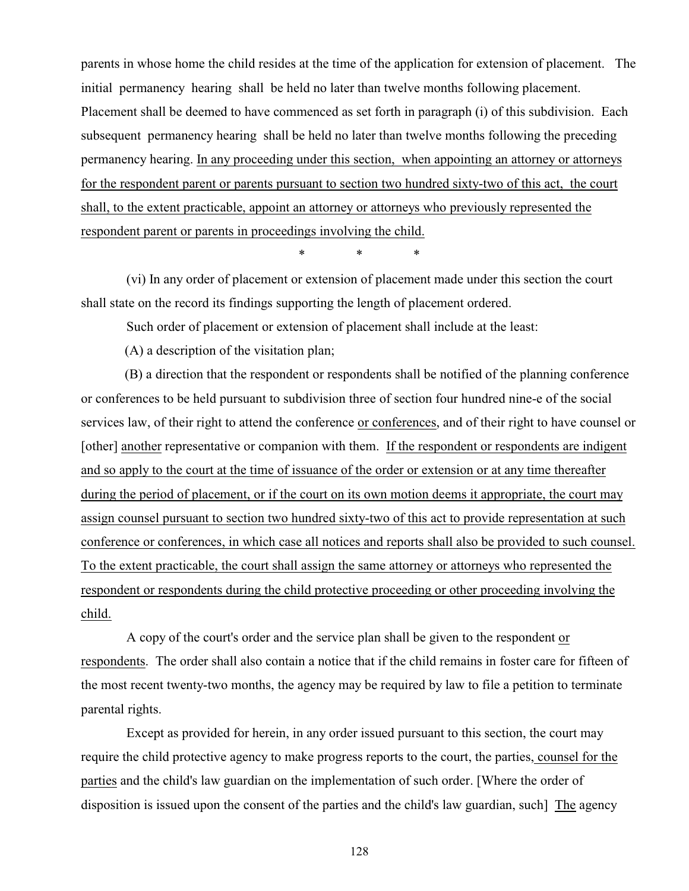parents in whose home the child resides at the time of the application for extension of placement. The initial permanency hearing shall be held no later than twelve months following placement. Placement shall be deemed to have commenced as set forth in paragraph (i) of this subdivision. Each subsequent permanency hearing shall be held no later than twelve months following the preceding permanency hearing. <u>In any proceeding under this section, when appointing an attorney or attorneys for the respondent parent or parents pursuant to section two hundred sixty-two of this act, the court shall, to the extent practicable, appoint an attorney or attorneys who previously represented the respondent parent or parents in proceedings involving the child.</u>

\* \* \*

(vi) In any order of placement or extension of placement made under this section the court shall state on the record its findings supporting the length of placement ordered.

Such order of placement or extension of placement shall include at the least:

(A) a description of the visitation plan;

(B) a direction that the respondent or respondents shall be notified of the planning conference or conferences to be held pursuant to subdivision three of section four hundred nine-e of the social services law, of their right to attend the conference <u>or conferences</u>, and of their right to have counsel or [other] <u>another</u> representative or companion with them. <u>If the respondent or respondents are indigent and so apply to the court at the time of issuance of the order or extension or at any time thereafter during the period of placement, or if the court on its own motion deems it appropriate, the court may assign counsel pursuant to section two hundred sixty-two of this act to provide representation at such conference or conferences, in which case all notices and reports shall also be provided to such counsel. To the extent practicable, the court shall assign the same attorney or attorneys who represented the respondent or respondents during the child protective proceeding or other proceeding involving the child.</u>

A copy of the court's order and the service plan shall be given to the respondent <u>or respondents</u>. The order shall also contain a notice that if the child remains in foster care for fifteen of the most recent twenty-two months, the agency may be required by law to file a petition to terminate parental rights.

Except as provided for herein, in any order issued pursuant to this section, the court may require the child protective agency to make progress reports to the court, the parties<u>, counsel for the parties</u> and the child's law guardian on the implementation of such order. [Where the order of disposition is issued upon the consent of the parties and the child's law guardian, such] <u>The</u> agency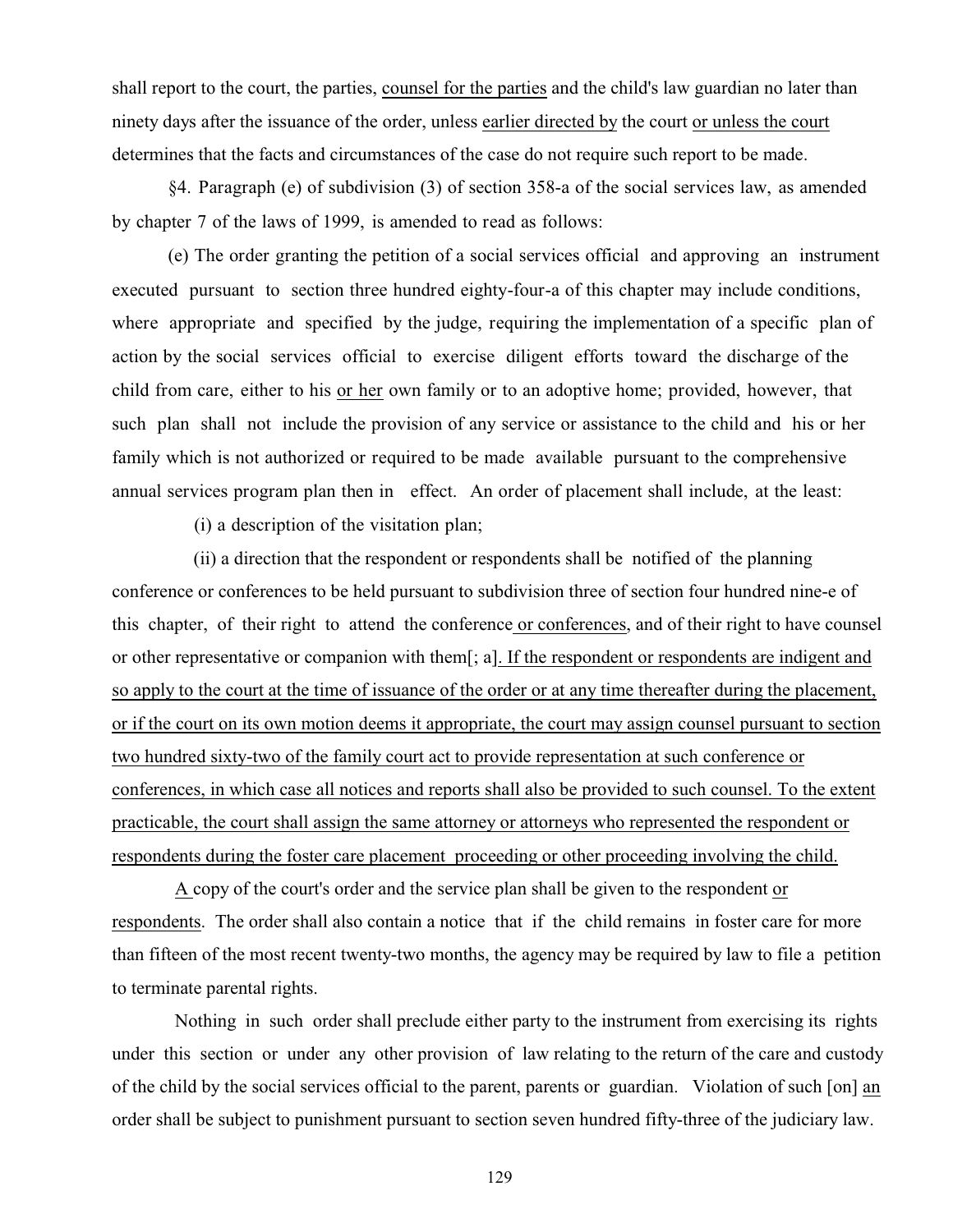shall report to the court, the parties, <u>counsel for the parties</u> and the child's law guardian no later than ninety days after the issuance of the order, unless <u>earlier directed by</u> the court <u>or unless the court</u> determines that the facts and circumstances of the case do not require such report to be made.

§4. Paragraph (e) of subdivision (3) of section 358-a of the social services law, as amended by chapter 7 of the laws of 1999, is amended to read as follows:

(e) The order granting the petition of a social services official and approving an instrument executed pursuant to section three hundred eighty-four-a of this chapter may include conditions, where appropriate and specified by the judge, requiring the implementation of a specific plan of action by the social services official to exercise diligent efforts toward the discharge of the child from care, either to his <u>or her</u> own family or to an adoptive home; provided, however, that such plan shall not include the provision of any service or assistance to the child and his or her family which is not authorized or required to be made available pursuant to the comprehensive annual services program plan then in effect. An order of placement shall include, at the least:

(i) a description of the visitation plan;

(ii) a direction that the respondent or respondents shall be notified of the planning conference or conferences to be held pursuant to subdivision three of section four hundred nine-e of this chapter, of their right to attend the conference<u> or conferences</u>, and of their right to have counsel or other representative or companion with them[; a]<u>. If the respondent or respondents are indigent and so apply to the court at the time of issuance of the order or at any time thereafter during the placement, or if the court on its own motion deems it appropriate, the court may assign counsel pursuant to section two hundred sixty-two of the family court act to provide representation at such conference or conferences, in which case all notices and reports shall also be provided to such counsel. To the extent practicable, the court shall assign the same attorney or attorneys who represented the respondent or respondents during the foster care placement proceeding or other proceeding involving the child.</u>

<u>A </u>copy of the court's order and the service plan shall be given to the respondent <u>or respondents</u>. The order shall also contain a notice that if the child remains in foster care for more than fifteen of the most recent twenty-two months, the agency may be required by law to file a petition to terminate parental rights.

Nothing in such order shall preclude either party to the instrument from exercising its rights under this section or under any other provision of law relating to the return of the care and custody of the child by the social services official to the parent, parents or guardian. Violation of such [on] <u>an</u> order shall be subject to punishment pursuant to section seven hundred fifty-three of the judiciary law.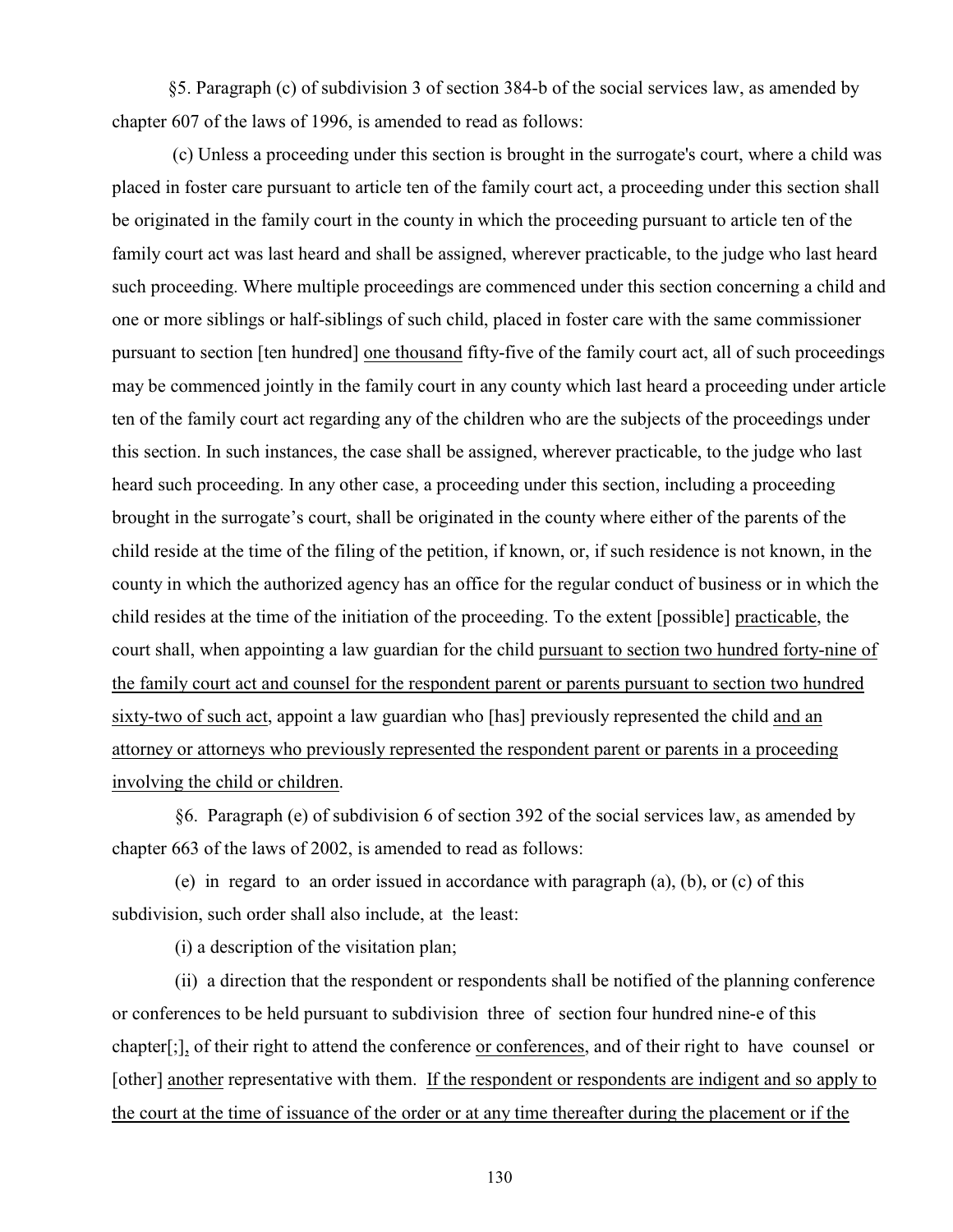§5. Paragraph (c) of subdivision 3 of section 384-b of the social services law, as amended by chapter 607 of the laws of 1996, is amended to read as follows:

(c) Unless a proceeding under this section is brought in the surrogate's court, where a child was placed in foster care pursuant to article ten of the family court act, a proceeding under this section shall be originated in the family court in the county in which the proceeding pursuant to article ten of the family court act was last heard and shall be assigned, wherever practicable, to the judge who last heard such proceeding. Where multiple proceedings are commenced under this section concerning a child and one or more siblings or half-siblings of such child, placed in foster care with the same commissioner pursuant to section [ten hundred] <u>one thousand</u> fifty-five of the family court act, all of such proceedings may be commenced jointly in the family court in any county which last heard a proceeding under article ten of the family court act regarding any of the children who are the subjects of the proceedings under this section. In such instances, the case shall be assigned, wherever practicable, to the judge who last heard such proceeding. In any other case, a proceeding under this section, including a proceeding brought in the surrogate's court, shall be originated in the county where either of the parents of the child reside at the time of the filing of the petition, if known, or, if such residence is not known, in the county in which the authorized agency has an office for the regular conduct of business or in which the child resides at the time of the initiation of the proceeding. To the extent [possible] <u>practicable</u>, the court shall, when appointing a law guardian for the child <u>pursuant to section two hundred forty-nine of the family court act and counsel for the respondent parent or parents pursuant to section two hundred sixty-two of such act</u>, appoint a law guardian who [has] previously represented the child <u>and an attorney or attorneys who previously represented the respondent parent or parents in a proceeding involving the child or children</u>.

§6. Paragraph (e) of subdivision 6 of section 392 of the social services law, as amended by chapter 663 of the laws of 2002, is amended to read as follows:

(e) in regard to an order issued in accordance with paragraph (a), (b), or (c) of this subdivision, such order shall also include, at the least:

(i) a description of the visitation plan;

(ii) a direction that the respondent or respondents shall be notified of the planning conference or conferences to be held pursuant to subdivision three of section four hundred nine-e of this chapter[;]<u>,</u> of their right to attend the conference <u>or conferences</u>, and of their right to have counsel or [other] <u>another</u> representative with them. <u>If the respondent or respondents are indigent and so apply to the court at the time of issuance of the order or at any time thereafter during the placement or if the</u>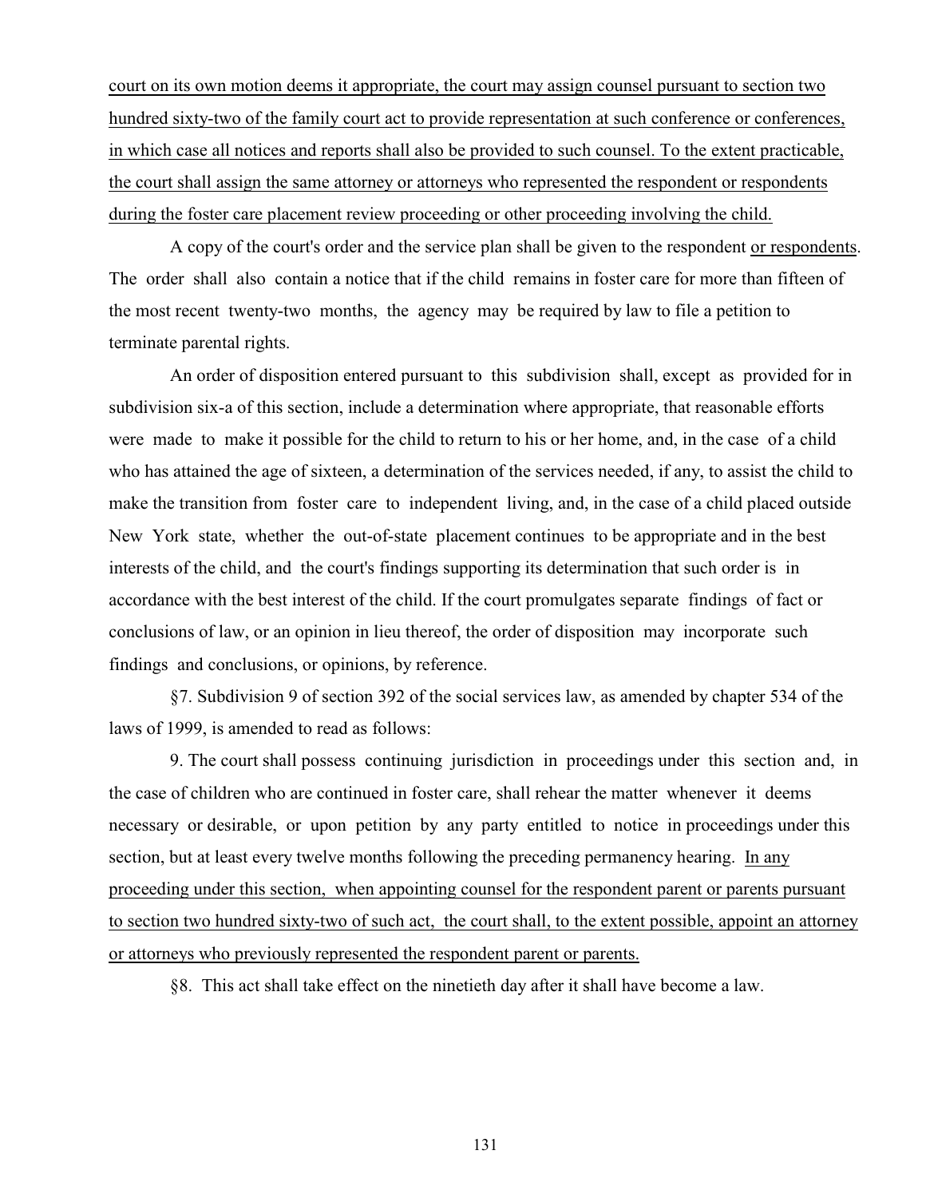court on its own motion deems it appropriate, the court may assign counsel pursuant to section two hundred sixty-two of the family court act to provide representation at such conference or conferences, in which case all notices and reports shall also be provided to such counsel. To the extent practicable, the court shall assign the same attorney or attorneys who represented the respondent or respondents during the foster care placement review proceeding or other proceeding involving the child.

A copy of the court's order and the service plan shall be given to the respondent or respondents. The order shall also contain a notice that if the child remains in foster care for more than fifteen of the most recent twenty-two months, the agency may be required by law to file a petition to terminate parental rights.

An order of disposition entered pursuant to this subdivision shall, except as provided for in subdivision six-a of this section, include a determination where appropriate, that reasonable efforts were made to make it possible for the child to return to his or her home, and, in the case of a child who has attained the age of sixteen, a determination of the services needed, if any, to assist the child to make the transition from foster care to independent living, and, in the case of a child placed outside New York state, whether the out-of-state placement continues to be appropriate and in the best interests of the child, and the court's findings supporting its determination that such order is in accordance with the best interest of the child. If the court promulgates separate findings of fact or conclusions of law, or an opinion in lieu thereof, the order of disposition may incorporate such findings and conclusions, or opinions, by reference.

§7. Subdivision 9 of section 392 of the social services law, as amended by chapter 534 of the laws of 1999, is amended to read as follows:

9. The court shall possess continuing jurisdiction in proceedings under this section and, in the case of children who are continued in foster care, shall rehear the matter whenever it deems necessary or desirable, or upon petition by any party entitled to notice in proceedings under this section, but at least every twelve months following the preceding permanency hearing. In any proceeding under this section, when appointing counsel for the respondent parent or parents pursuant to section two hundred sixty-two of such act, the court shall, to the extent possible, appoint an attorney or attorneys who previously represented the respondent parent or parents.

§8. This act shall take effect on the ninetieth day after it shall have become a law.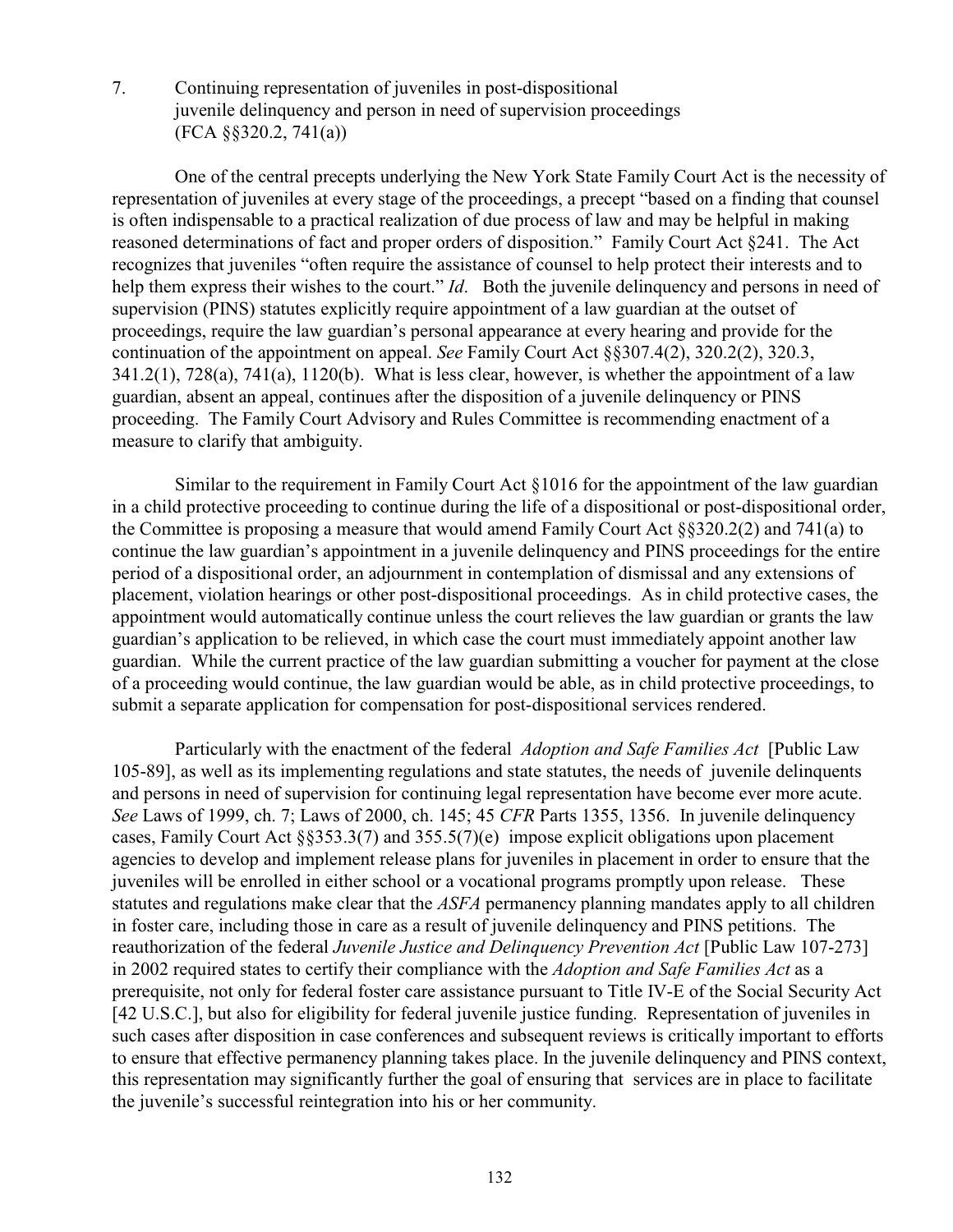7. Continuing representation of juveniles in post-dispositional juvenile delinquency and person in need of supervision proceedings (FCA §§320.2, 741(a))

One of the central precepts underlying the New York State Family Court Act is the necessity of representation of juveniles at every stage of the proceedings, a precept "based on a finding that counsel is often indispensable to a practical realization of due process of law and may be helpful in making reasoned determinations of fact and proper orders of disposition." Family Court Act §241. The Act recognizes that juveniles "often require the assistance of counsel to help protect their interests and to help them express their wishes to the court." *Id*. Both the juvenile delinquency and persons in need of supervision (PINS) statutes explicitly require appointment of a law guardian at the outset of proceedings, require the law guardian's personal appearance at every hearing and provide for the continuation of the appointment on appeal. *See* Family Court Act §§307.4(2), 320.2(2), 320.3, 341.2(1), 728(a), 741(a), 1120(b). What is less clear, however, is whether the appointment of a law guardian, absent an appeal, continues after the disposition of a juvenile delinquency or PINS proceeding. The Family Court Advisory and Rules Committee is recommending enactment of a measure to clarify that ambiguity.

Similar to the requirement in Family Court Act §1016 for the appointment of the law guardian in a child protective proceeding to continue during the life of a dispositional or post-dispositional order, the Committee is proposing a measure that would amend Family Court Act §§320.2(2) and 741(a) to continue the law guardian's appointment in a juvenile delinquency and PINS proceedings for the entire period of a dispositional order, an adjournment in contemplation of dismissal and any extensions of placement, violation hearings or other post-dispositional proceedings. As in child protective cases, the appointment would automatically continue unless the court relieves the law guardian or grants the law guardian's application to be relieved, in which case the court must immediately appoint another law guardian. While the current practice of the law guardian submitting a voucher for payment at the close of a proceeding would continue, the law guardian would be able, as in child protective proceedings, to submit a separate application for compensation for post-dispositional services rendered.

Particularly with the enactment of the federal *Adoption and Safe Families Act* [Public Law 105-89], as well as its implementing regulations and state statutes, the needs of juvenile delinquents and persons in need of supervision for continuing legal representation have become ever more acute. *See* Laws of 1999, ch. 7; Laws of 2000, ch. 145; 45 *CFR* Parts 1355, 1356. In juvenile delinquency cases, Family Court Act §§353.3(7) and 355.5(7)(e) impose explicit obligations upon placement agencies to develop and implement release plans for juveniles in placement in order to ensure that the juveniles will be enrolled in either school or a vocational programs promptly upon release. These statutes and regulations make clear that the *ASFA* permanency planning mandates apply to all children in foster care, including those in care as a result of juvenile delinquency and PINS petitions. The reauthorization of the federal *Juvenile Justice and Delinquency Prevention Act* [Public Law 107-273] in 2002 required states to certify their compliance with the *Adoption and Safe Families Act* as a prerequisite, not only for federal foster care assistance pursuant to Title IV-E of the Social Security Act [42 U.S.C.], but also for eligibility for federal juvenile justice funding. Representation of juveniles in such cases after disposition in case conferences and subsequent reviews is critically important to efforts to ensure that effective permanency planning takes place. In the juvenile delinquency and PINS context, this representation may significantly further the goal of ensuring that services are in place to facilitate the juvenile's successful reintegration into his or her community.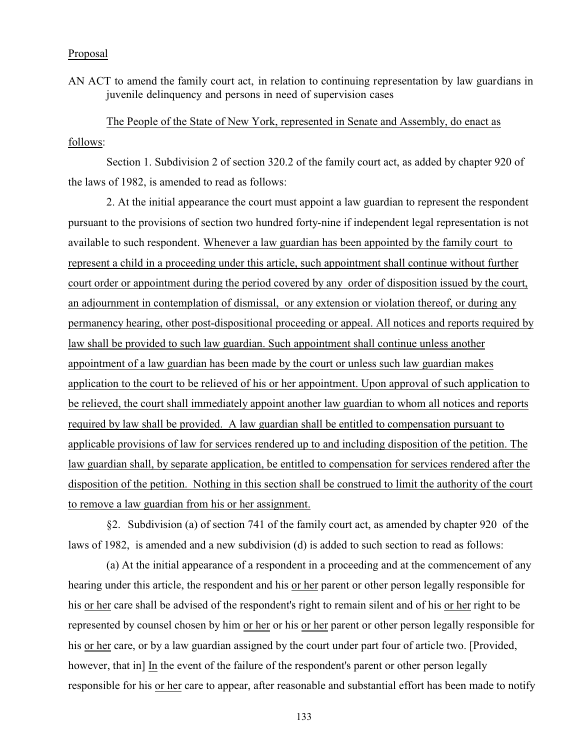Proposal

AN ACT to amend the family court act, in relation to continuing representation by law guardians in juvenile delinquency and persons in need of supervision cases

The People of the State of New York, represented in Senate and Assembly, do enact as follows:

Section 1. Subdivision 2 of section 320.2 of the family court act, as added by chapter 920 of the laws of 1982, is amended to read as follows:

2. At the initial appearance the court must appoint a law guardian to represent the respondent pursuant to the provisions of section two hundred forty-nine if independent legal representation is not available to such respondent. Whenever a law guardian has been appointed by the family court to represent a child in a proceeding under this article, such appointment shall continue without further court order or appointment during the period covered by any order of disposition issued by the court, an adjournment in contemplation of dismissal, or any extension or violation thereof, or during any permanency hearing, other post-dispositional proceeding or appeal. All notices and reports required by law shall be provided to such law guardian. Such appointment shall continue unless another appointment of a law guardian has been made by the court or unless such law guardian makes application to the court to be relieved of his or her appointment. Upon approval of such application to be relieved, the court shall immediately appoint another law guardian to whom all notices and reports required by law shall be provided. A law guardian shall be entitled to compensation pursuant to applicable provisions of law for services rendered up to and including disposition of the petition. The law guardian shall, by separate application, be entitled to compensation for services rendered after the disposition of the petition. Nothing in this section shall be construed to limit the authority of the court to remove a law guardian from his or her assignment.

§2. Subdivision (a) of section 741 of the family court act, as amended by chapter 920 of the laws of 1982, is amended and a new subdivision (d) is added to such section to read as follows:

(a) At the initial appearance of a respondent in a proceeding and at the commencement of any hearing under this article, the respondent and his or her parent or other person legally responsible for his or her care shall be advised of the respondent's right to remain silent and of his or her right to be represented by counsel chosen by him or her or his or her parent or other person legally responsible for his or her care, or by a law guardian assigned by the court under part four of article two. [Provided, however, that in] In the event of the failure of the respondent's parent or other person legally responsible for his or her care to appear, after reasonable and substantial effort has been made to notify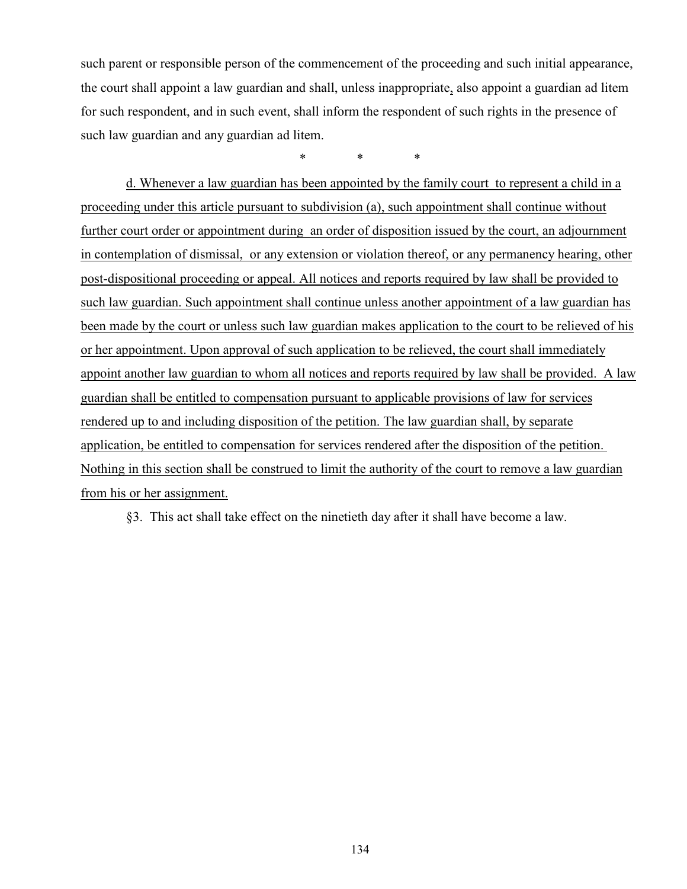such parent or responsible person of the commencement of the proceeding and such initial appearance, the court shall appoint a law guardian and shall, unless inappropriate, also appoint a guardian ad litem for such respondent, and in such event, shall inform the respondent of such rights in the presence of such law guardian and any guardian ad litem.

\*　　　\*　　　\*

<u>d. Whenever a law guardian has been appointed by the family court to represent a child in a proceeding under this article pursuant to subdivision (a), such appointment shall continue without further court order or appointment during an order of disposition issued by the court, an adjournment in contemplation of dismissal, or any extension or violation thereof, or any permanency hearing, other post-dispositional proceeding or appeal. All notices and reports required by law shall be provided to such law guardian. Such appointment shall continue unless another appointment of a law guardian has been made by the court or unless such law guardian makes application to the court to be relieved of his or her appointment. Upon approval of such application to be relieved, the court shall immediately appoint another law guardian to whom all notices and reports required by law shall be provided. A law guardian shall be entitled to compensation pursuant to applicable provisions of law for services rendered up to and including disposition of the petition. The law guardian shall, by separate application, be entitled to compensation for services rendered after the disposition of the petition. Nothing in this section shall be construed to limit the authority of the court to remove a law guardian from his or her assignment.</u>

§3. This act shall take effect on the ninetieth day after it shall have become a law.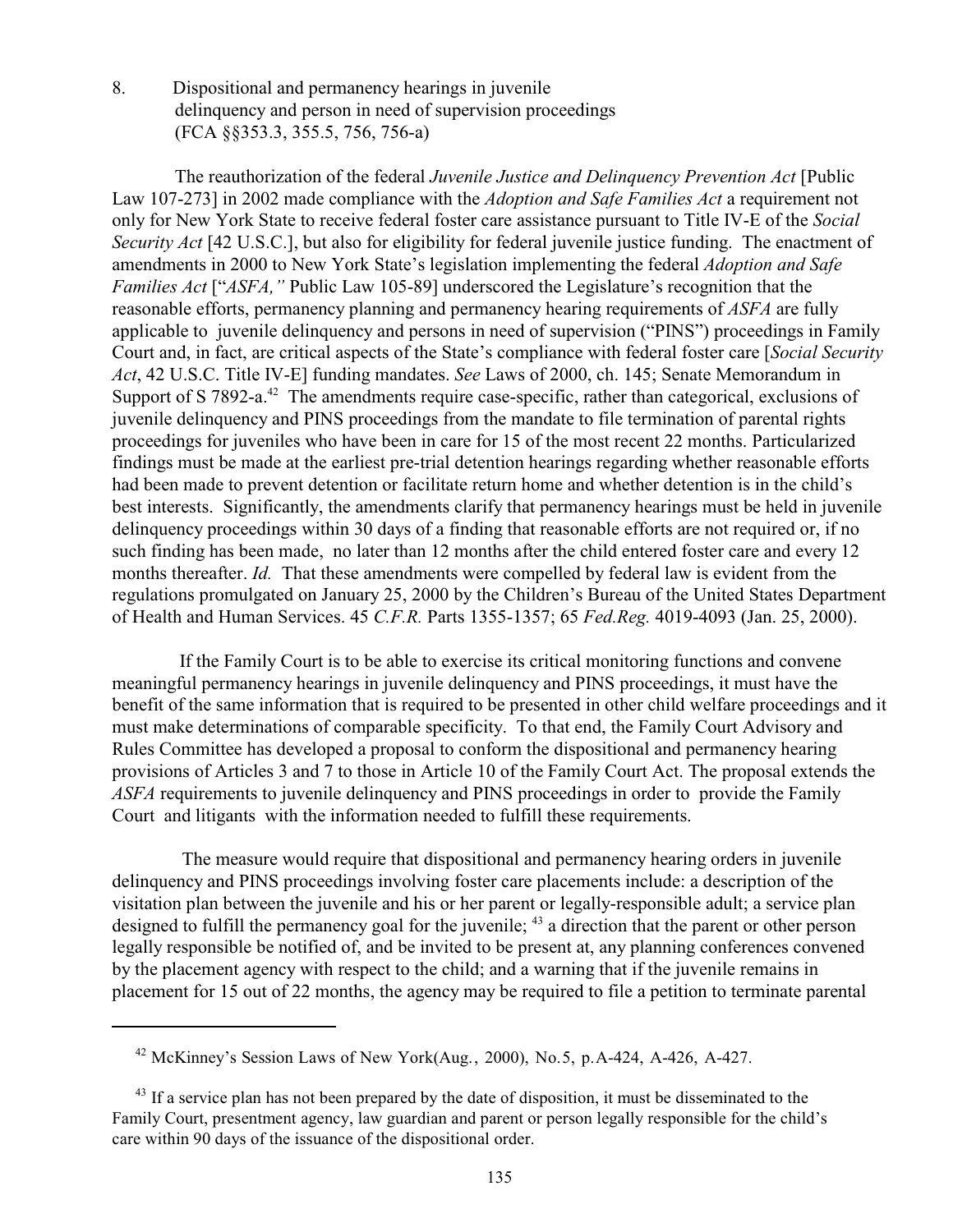8. Dispositional and permanency hearings in juvenile delinquency and person in need of supervision proceedings (FCA §§353.3, 355.5, 756, 756-a)

The reauthorization of the federal *Juvenile Justice and Delinquency Prevention Act* [Public Law 107-273] in 2002 made compliance with the *Adoption and Safe Families Act* a requirement not only for New York State to receive federal foster care assistance pursuant to Title IV-E of the *Social Security Act* [42 U.S.C.], but also for eligibility for federal juvenile justice funding. The enactment of amendments in 2000 to New York State's legislation implementing the federal *Adoption and Safe Families Act* ["*ASFA,"* Public Law 105-89] underscored the Legislature's recognition that the reasonable efforts, permanency planning and permanency hearing requirements of *ASFA* are fully applicable to juvenile delinquency and persons in need of supervision ("PINS") proceedings in Family Court and, in fact, are critical aspects of the State's compliance with federal foster care [*Social Security Act*, 42 U.S.C. Title IV-E] funding mandates. *See* Laws of 2000, ch. 145; Senate Memorandum in Support of S 7892-a.[42] The amendments require case-specific, rather than categorical, exclusions of juvenile delinquency and PINS proceedings from the mandate to file termination of parental rights proceedings for juveniles who have been in care for 15 of the most recent 22 months. Particularized findings must be made at the earliest pre-trial detention hearings regarding whether reasonable efforts had been made to prevent detention or facilitate return home and whether detention is in the child's best interests. Significantly, the amendments clarify that permanency hearings must be held in juvenile delinquency proceedings within 30 days of a finding that reasonable efforts are not required or, if no such finding has been made, no later than 12 months after the child entered foster care and every 12 months thereafter. *Id.* That these amendments were compelled by federal law is evident from the regulations promulgated on January 25, 2000 by the Children's Bureau of the United States Department of Health and Human Services. 45 *C.F.R.* Parts 1355-1357; 65 *Fed.Reg.* 4019-4093 (Jan. 25, 2000).

If the Family Court is to be able to exercise its critical monitoring functions and convene meaningful permanency hearings in juvenile delinquency and PINS proceedings, it must have the benefit of the same information that is required to be presented in other child welfare proceedings and it must make determinations of comparable specificity. To that end, the Family Court Advisory and Rules Committee has developed a proposal to conform the dispositional and permanency hearing provisions of Articles 3 and 7 to those in Article 10 of the Family Court Act. The proposal extends the *ASFA* requirements to juvenile delinquency and PINS proceedings in order to provide the Family Court and litigants with the information needed to fulfill these requirements.

The measure would require that dispositional and permanency hearing orders in juvenile delinquency and PINS proceedings involving foster care placements include: a description of the visitation plan between the juvenile and his or her parent or legally-responsible adult; a service plan designed to fulfill the permanency goal for the juvenile; [43] a direction that the parent or other person legally responsible be notified of, and be invited to be present at, any planning conferences convened by the placement agency with respect to the child; and a warning that if the juvenile remains in placement for 15 out of 22 months, the agency may be required to file a petition to terminate parental

---

[42] McKinney's Session Laws of New York(Aug., 2000), No.5, p.A-424, A-426, A-427.

[43] If a service plan has not been prepared by the date of disposition, it must be disseminated to the Family Court, presentment agency, law guardian and parent or person legally responsible for the child's care within 90 days of the issuance of the dispositional order.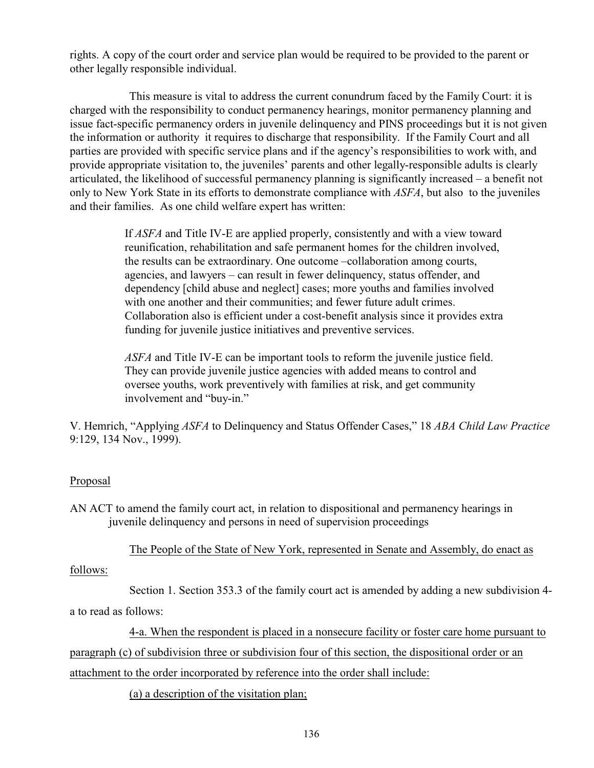rights. A copy of the court order and service plan would be required to be provided to the parent or other legally responsible individual.

This measure is vital to address the current conundrum faced by the Family Court: it is charged with the responsibility to conduct permanency hearings, monitor permanency planning and issue fact-specific permanency orders in juvenile delinquency and PINS proceedings but it is not given the information or authority it requires to discharge that responsibility. If the Family Court and all parties are provided with specific service plans and if the agency's responsibilities to work with, and provide appropriate visitation to, the juveniles' parents and other legally-responsible adults is clearly articulated, the likelihood of successful permanency planning is significantly increased – a benefit not only to New York State in its efforts to demonstrate compliance with *ASFA*, but also to the juveniles and their families. As one child welfare expert has written:

> If *ASFA* and Title IV-E are applied properly, consistently and with a view toward reunification, rehabilitation and safe permanent homes for the children involved, the results can be extraordinary. One outcome –collaboration among courts, agencies, and lawyers – can result in fewer delinquency, status offender, and dependency [child abuse and neglect] cases; more youths and families involved with one another and their communities; and fewer future adult crimes. Collaboration also is efficient under a cost-benefit analysis since it provides extra funding for juvenile justice initiatives and preventive services.
>
> *ASFA* and Title IV-E can be important tools to reform the juvenile justice field. They can provide juvenile justice agencies with added means to control and oversee youths, work preventively with families at risk, and get community involvement and "buy-in."

V. Hemrich, "Applying *ASFA* to Delinquency and Status Offender Cases," 18 *ABA Child Law Practice* 9:129, 134 Nov., 1999).

<u>Proposal</u>

AN ACT to amend the family court act, in relation to dispositional and permanency hearings in juvenile delinquency and persons in need of supervision proceedings

<u>The People of the State of New York, represented in Senate and Assembly, do enact as follows:</u>

Section 1. Section 353.3 of the family court act is amended by adding a new subdivision 4-a to read as follows:

<u>4-a. When the respondent is placed in a nonsecure facility or foster care home pursuant to paragraph (c) of subdivision three or subdivision four of this section, the dispositional order or an attachment to the order incorporated by reference into the order shall include:</u>

<u>(a) a description of the visitation plan;</u>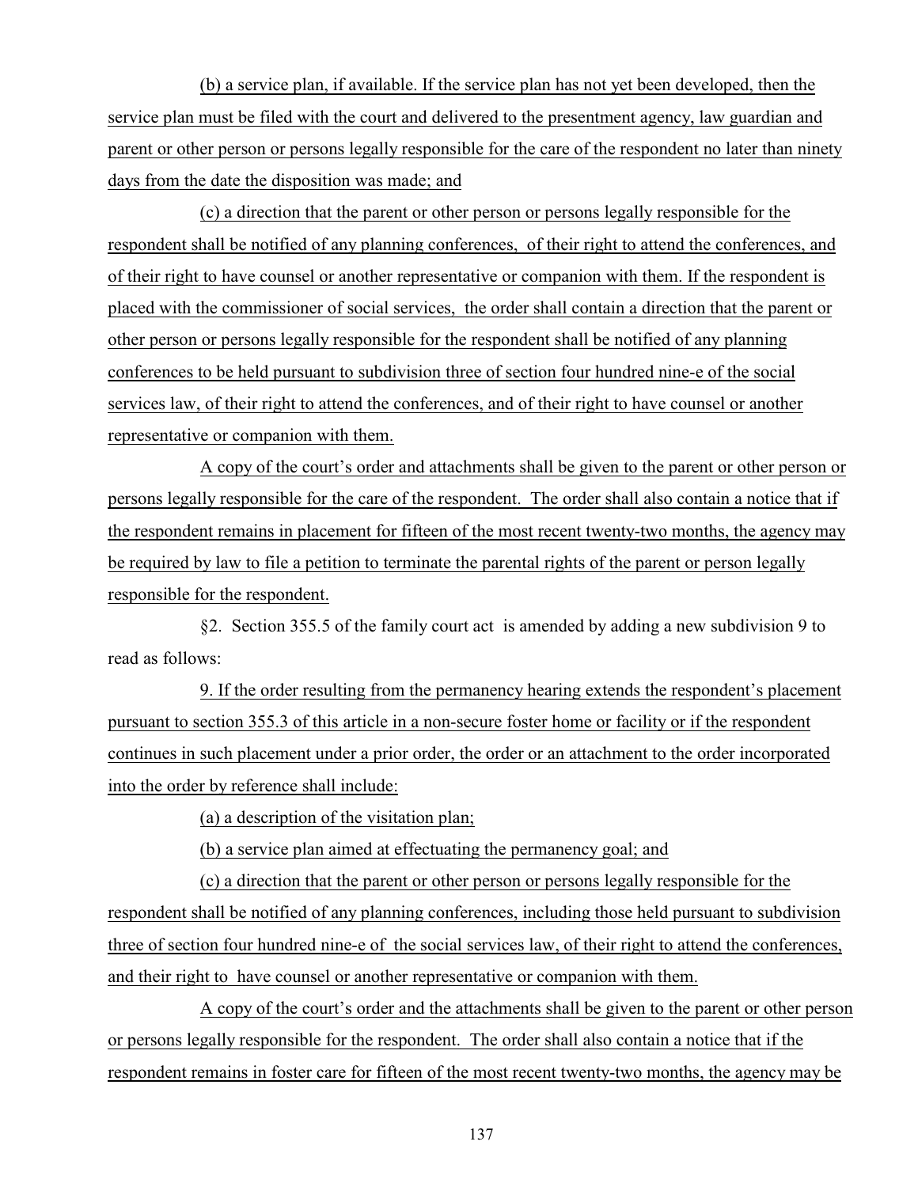(b) a service plan, if available. If the service plan has not yet been developed, then the service plan must be filed with the court and delivered to the presentment agency, law guardian and parent or other person or persons legally responsible for the care of the respondent no later than ninety days from the date the disposition was made; and

(c) a direction that the parent or other person or persons legally responsible for the respondent shall be notified of any planning conferences, of their right to attend the conferences, and of their right to have counsel or another representative or companion with them. If the respondent is placed with the commissioner of social services, the order shall contain a direction that the parent or other person or persons legally responsible for the respondent shall be notified of any planning conferences to be held pursuant to subdivision three of section four hundred nine-e of the social services law, of their right to attend the conferences, and of their right to have counsel or another representative or companion with them.

A copy of the court's order and attachments shall be given to the parent or other person or persons legally responsible for the care of the respondent. The order shall also contain a notice that if the respondent remains in placement for fifteen of the most recent twenty-two months, the agency may be required by law to file a petition to terminate the parental rights of the parent or person legally responsible for the respondent.

§2. Section 355.5 of the family court act is amended by adding a new subdivision 9 to read as follows:

9. If the order resulting from the permanency hearing extends the respondent's placement pursuant to section 355.3 of this article in a non-secure foster home or facility or if the respondent continues in such placement under a prior order, the order or an attachment to the order incorporated into the order by reference shall include:

(a) a description of the visitation plan;

(b) a service plan aimed at effectuating the permanency goal; and

(c) a direction that the parent or other person or persons legally responsible for the respondent shall be notified of any planning conferences, including those held pursuant to subdivision three of section four hundred nine-e of the social services law, of their right to attend the conferences, and their right to have counsel or another representative or companion with them.

A copy of the court's order and the attachments shall be given to the parent or other person or persons legally responsible for the respondent. The order shall also contain a notice that if the respondent remains in foster care for fifteen of the most recent twenty-two months, the agency may be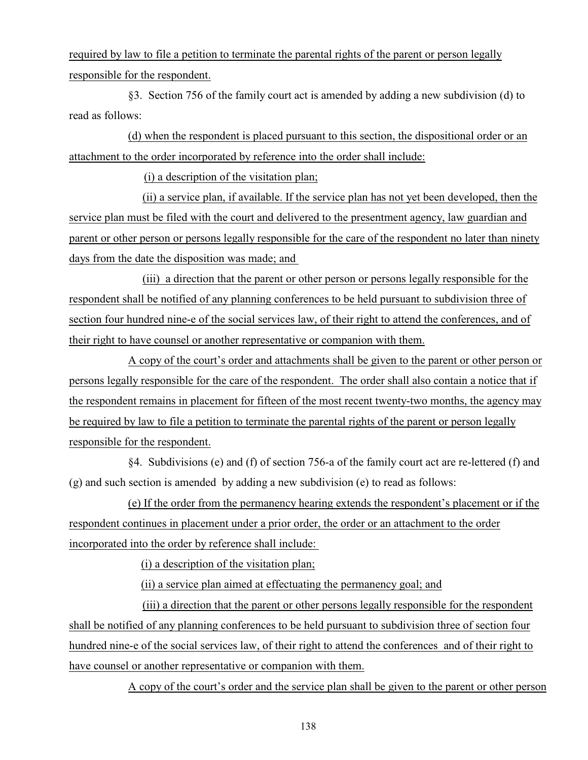required by law to file a petition to terminate the parental rights of the parent or person legally responsible for the respondent.

§3. Section 756 of the family court act is amended by adding a new subdivision (d) to read as follows:

(d) when the respondent is placed pursuant to this section, the dispositional order or an attachment to the order incorporated by reference into the order shall include:

(i) a description of the visitation plan;

(ii) a service plan, if available. If the service plan has not yet been developed, then the service plan must be filed with the court and delivered to the presentment agency, law guardian and parent or other person or persons legally responsible for the care of the respondent no later than ninety days from the date the disposition was made; and

(iii) a direction that the parent or other person or persons legally responsible for the respondent shall be notified of any planning conferences to be held pursuant to subdivision three of section four hundred nine-e of the social services law, of their right to attend the conferences, and of their right to have counsel or another representative or companion with them.

A copy of the court's order and attachments shall be given to the parent or other person or persons legally responsible for the care of the respondent. The order shall also contain a notice that if the respondent remains in placement for fifteen of the most recent twenty-two months, the agency may be required by law to file a petition to terminate the parental rights of the parent or person legally responsible for the respondent.

§4. Subdivisions (e) and (f) of section 756-a of the family court act are re-lettered (f) and (g) and such section is amended by adding a new subdivision (e) to read as follows:

(e) If the order from the permanency hearing extends the respondent's placement or if the respondent continues in placement under a prior order, the order or an attachment to the order incorporated into the order by reference shall include:

(i) a description of the visitation plan;

(ii) a service plan aimed at effectuating the permanency goal; and

(iii) a direction that the parent or other persons legally responsible for the respondent shall be notified of any planning conferences to be held pursuant to subdivision three of section four hundred nine-e of the social services law, of their right to attend the conferences and of their right to have counsel or another representative or companion with them.

A copy of the court's order and the service plan shall be given to the parent or other person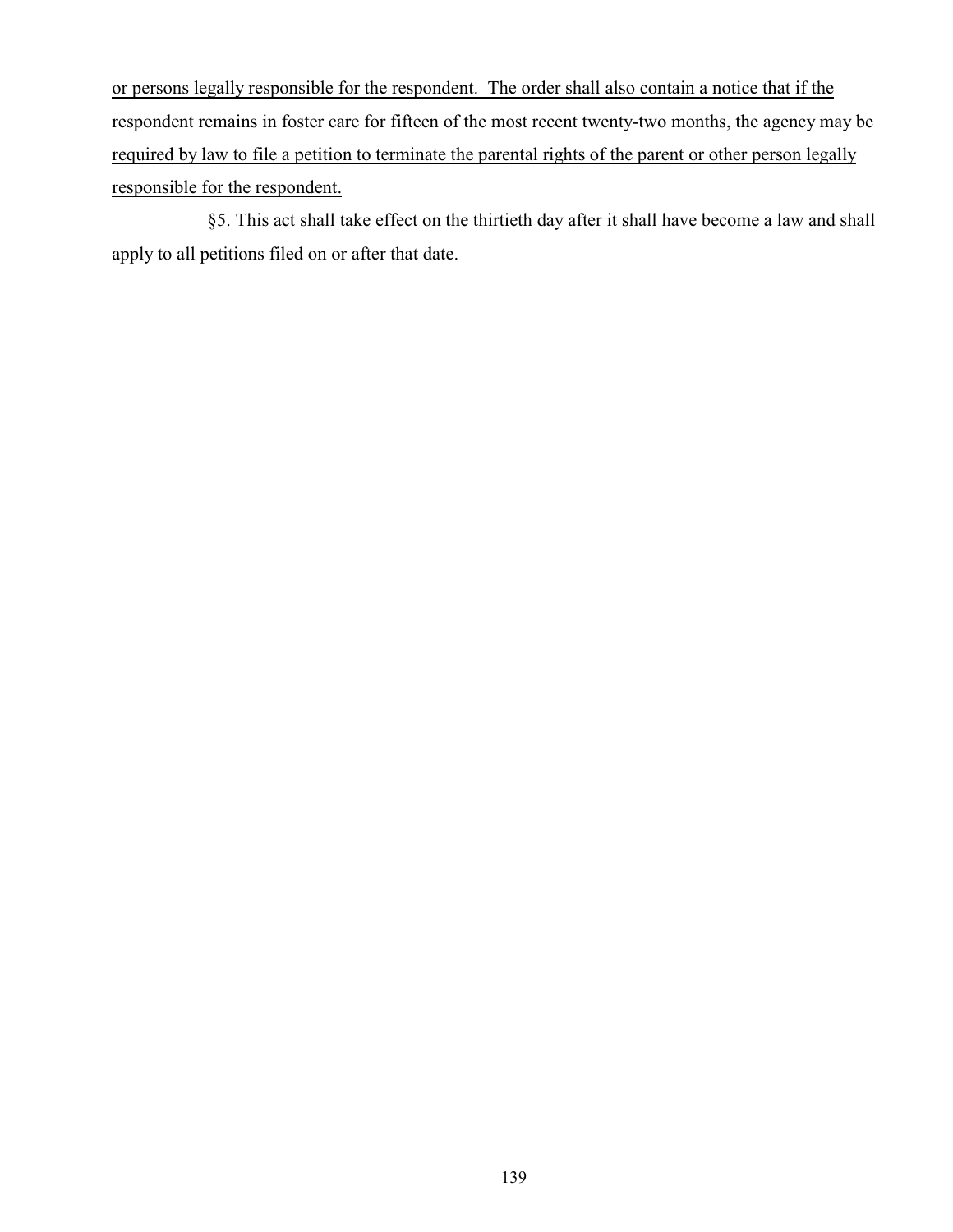<u>or persons legally responsible for the respondent. The order shall also contain a notice that if the respondent remains in foster care for fifteen of the most recent twenty-two months, the agency may be required by law to file a petition to terminate the parental rights of the parent or other person legally responsible for the respondent.</u>

§5. This act shall take effect on the thirtieth day after it shall have become a law and shall apply to all petitions filed on or after that date.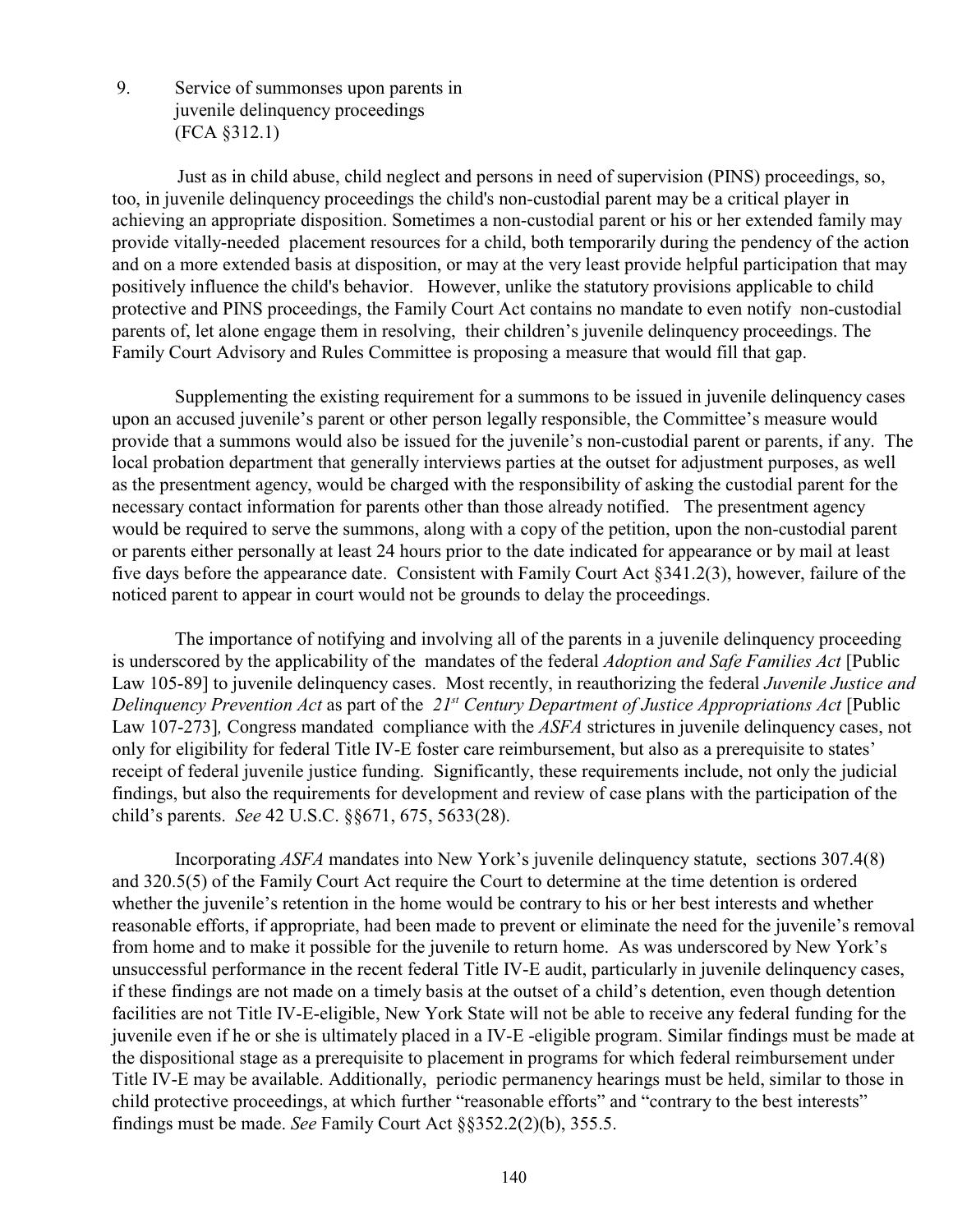9. Service of summonses upon parents in juvenile delinquency proceedings (FCA §312.1)

Just as in child abuse, child neglect and persons in need of supervision (PINS) proceedings, so, too, in juvenile delinquency proceedings the child's non-custodial parent may be a critical player in achieving an appropriate disposition. Sometimes a non-custodial parent or his or her extended family may provide vitally-needed placement resources for a child, both temporarily during the pendency of the action and on a more extended basis at disposition, or may at the very least provide helpful participation that may positively influence the child's behavior. However, unlike the statutory provisions applicable to child protective and PINS proceedings, the Family Court Act contains no mandate to even notify non-custodial parents of, let alone engage them in resolving, their children's juvenile delinquency proceedings. The Family Court Advisory and Rules Committee is proposing a measure that would fill that gap.

Supplementing the existing requirement for a summons to be issued in juvenile delinquency cases upon an accused juvenile's parent or other person legally responsible, the Committee's measure would provide that a summons would also be issued for the juvenile's non-custodial parent or parents, if any. The local probation department that generally interviews parties at the outset for adjustment purposes, as well as the presentment agency, would be charged with the responsibility of asking the custodial parent for the necessary contact information for parents other than those already notified. The presentment agency would be required to serve the summons, along with a copy of the petition, upon the non-custodial parent or parents either personally at least 24 hours prior to the date indicated for appearance or by mail at least five days before the appearance date. Consistent with Family Court Act §341.2(3), however, failure of the noticed parent to appear in court would not be grounds to delay the proceedings.

The importance of notifying and involving all of the parents in a juvenile delinquency proceeding is underscored by the applicability of the mandates of the federal *Adoption and Safe Families Act* [Public Law 105-89] to juvenile delinquency cases. Most recently, in reauthorizing the federal *Juvenile Justice and Delinquency Prevention Act* as part of the *21st Century Department of Justice Appropriations Act* [Public Law 107-273], Congress mandated compliance with the *ASFA* strictures in juvenile delinquency cases, not only for eligibility for federal Title IV-E foster care reimbursement, but also as a prerequisite to states' receipt of federal juvenile justice funding. Significantly, these requirements include, not only the judicial findings, but also the requirements for development and review of case plans with the participation of the child's parents. *See* 42 U.S.C. §§671, 675, 5633(28).

Incorporating *ASFA* mandates into New York's juvenile delinquency statute, sections 307.4(8) and 320.5(5) of the Family Court Act require the Court to determine at the time detention is ordered whether the juvenile's retention in the home would be contrary to his or her best interests and whether reasonable efforts, if appropriate, had been made to prevent or eliminate the need for the juvenile's removal from home and to make it possible for the juvenile to return home. As was underscored by New York's unsuccessful performance in the recent federal Title IV-E audit, particularly in juvenile delinquency cases, if these findings are not made on a timely basis at the outset of a child's detention, even though detention facilities are not Title IV-E-eligible, New York State will not be able to receive any federal funding for the juvenile even if he or she is ultimately placed in a IV-E -eligible program. Similar findings must be made at the dispositional stage as a prerequisite to placement in programs for which federal reimbursement under Title IV-E may be available. Additionally, periodic permanency hearings must be held, similar to those in child protective proceedings, at which further "reasonable efforts" and "contrary to the best interests" findings must be made. *See* Family Court Act §§352.2(2)(b), 355.5.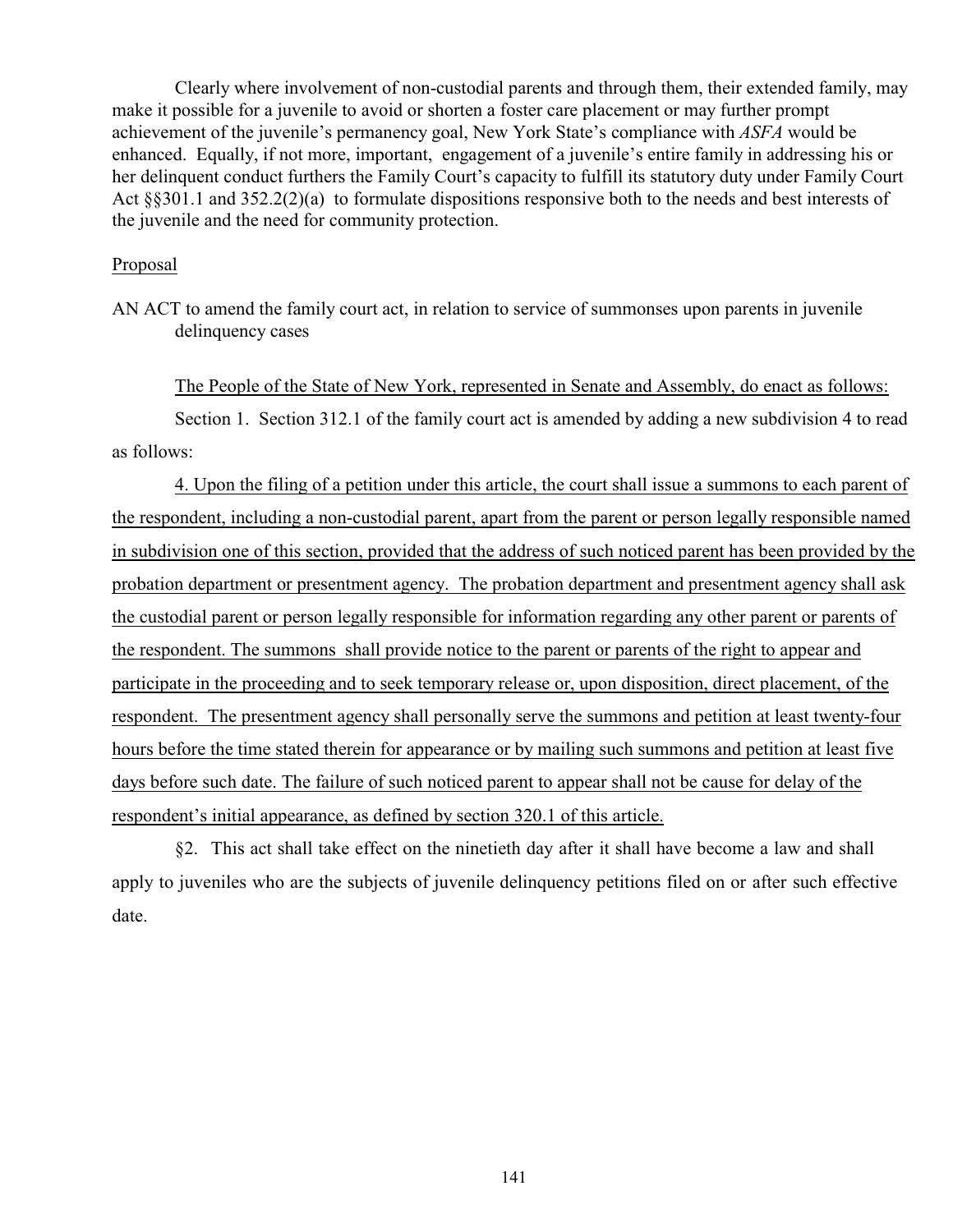Clearly where involvement of non-custodial parents and through them, their extended family, may make it possible for a juvenile to avoid or shorten a foster care placement or may further prompt achievement of the juvenile's permanency goal, New York State's compliance with *ASFA* would be enhanced. Equally, if not more, important, engagement of a juvenile's entire family in addressing his or her delinquent conduct furthers the Family Court's capacity to fulfill its statutory duty under Family Court Act §§301.1 and 352.2(2)(a) to formulate dispositions responsive both to the needs and best interests of the juvenile and the need for community protection.

Proposal

AN ACT to amend the family court act, in relation to service of summonses upon parents in juvenile delinquency cases

The People of the State of New York, represented in Senate and Assembly, do enact as follows:

Section 1. Section 312.1 of the family court act is amended by adding a new subdivision 4 to read as follows:

4. Upon the filing of a petition under this article, the court shall issue a summons to each parent of the respondent, including a non-custodial parent, apart from the parent or person legally responsible named in subdivision one of this section, provided that the address of such noticed parent has been provided by the probation department or presentment agency. The probation department and presentment agency shall ask the custodial parent or person legally responsible for information regarding any other parent or parents of the respondent. The summons shall provide notice to the parent or parents of the right to appear and participate in the proceeding and to seek temporary release or, upon disposition, direct placement, of the respondent. The presentment agency shall personally serve the summons and petition at least twenty-four hours before the time stated therein for appearance or by mailing such summons and petition at least five days before such date. The failure of such noticed parent to appear shall not be cause for delay of the respondent's initial appearance, as defined by section 320.1 of this article.

§2. This act shall take effect on the ninetieth day after it shall have become a law and shall apply to juveniles who are the subjects of juvenile delinquency petitions filed on or after such effective date.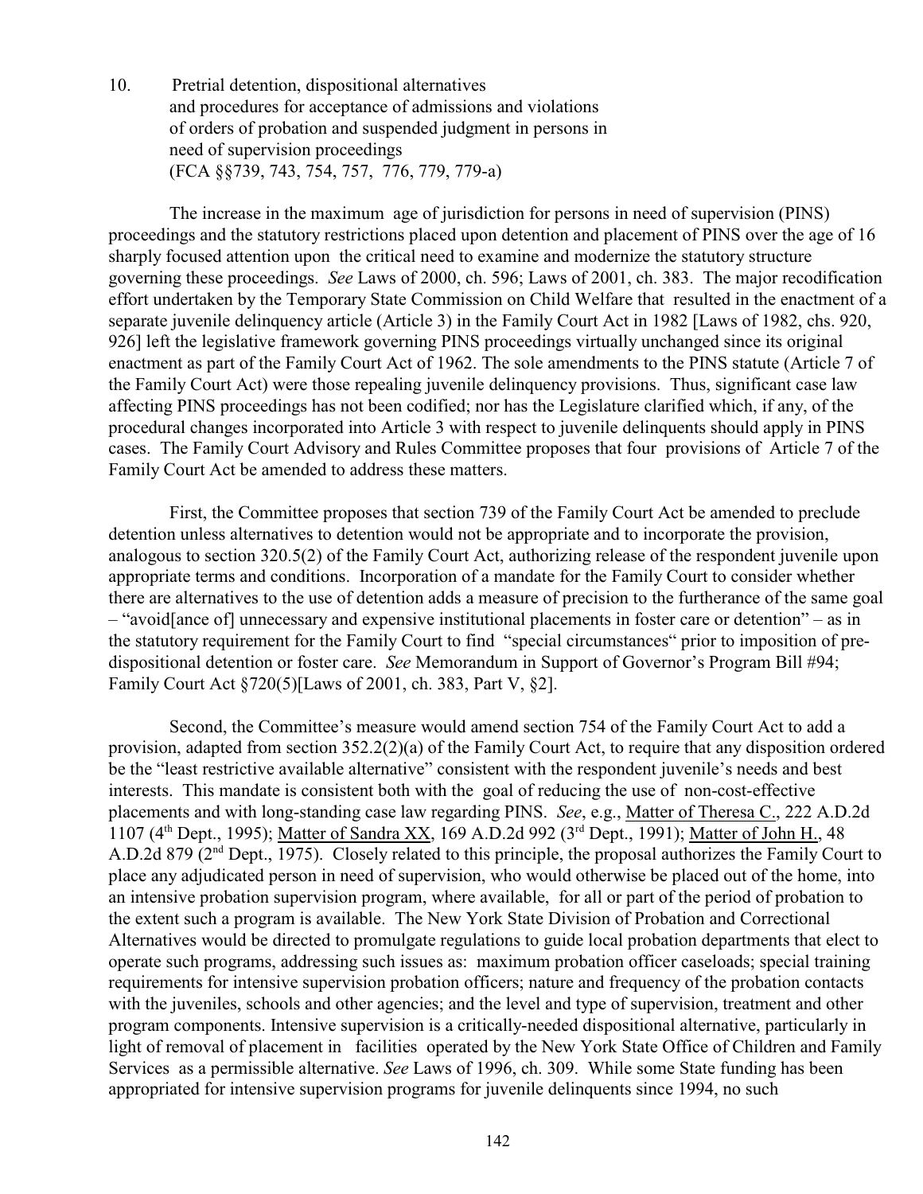10. Pretrial detention, dispositional alternatives and procedures for acceptance of admissions and violations of orders of probation and suspended judgment in persons in need of supervision proceedings (FCA §§739, 743, 754, 757, 776, 779, 779-a)

The increase in the maximum age of jurisdiction for persons in need of supervision (PINS) proceedings and the statutory restrictions placed upon detention and placement of PINS over the age of 16 sharply focused attention upon the critical need to examine and modernize the statutory structure governing these proceedings. *See* Laws of 2000, ch. 596; Laws of 2001, ch. 383. The major recodification effort undertaken by the Temporary State Commission on Child Welfare that resulted in the enactment of a separate juvenile delinquency article (Article 3) in the Family Court Act in 1982 [Laws of 1982, chs. 920, 926] left the legislative framework governing PINS proceedings virtually unchanged since its original enactment as part of the Family Court Act of 1962. The sole amendments to the PINS statute (Article 7 of the Family Court Act) were those repealing juvenile delinquency provisions. Thus, significant case law affecting PINS proceedings has not been codified; nor has the Legislature clarified which, if any, of the procedural changes incorporated into Article 3 with respect to juvenile delinquents should apply in PINS cases. The Family Court Advisory and Rules Committee proposes that four provisions of Article 7 of the Family Court Act be amended to address these matters.

First, the Committee proposes that section 739 of the Family Court Act be amended to preclude detention unless alternatives to detention would not be appropriate and to incorporate the provision, analogous to section 320.5(2) of the Family Court Act, authorizing release of the respondent juvenile upon appropriate terms and conditions. Incorporation of a mandate for the Family Court to consider whether there are alternatives to the use of detention adds a measure of precision to the furtherance of the same goal – "avoid[ance of] unnecessary and expensive institutional placements in foster care or detention" – as in the statutory requirement for the Family Court to find "special circumstances" prior to imposition of pre-dispositional detention or foster care. *See* Memorandum in Support of Governor's Program Bill #94; Family Court Act §720(5)[Laws of 2001, ch. 383, Part V, §2].

Second, the Committee's measure would amend section 754 of the Family Court Act to add a provision, adapted from section 352.2(2)(a) of the Family Court Act, to require that any disposition ordered be the "least restrictive available alternative" consistent with the respondent juvenile's needs and best interests. This mandate is consistent both with the goal of reducing the use of non-cost-effective placements and with long-standing case law regarding PINS. *See*, e.g., Matter of Theresa C., 222 A.D.2d 1107 (4th Dept., 1995); Matter of Sandra XX, 169 A.D.2d 992 (3rd Dept., 1991); Matter of John H., 48 A.D.2d 879 (2nd Dept., 1975). Closely related to this principle, the proposal authorizes the Family Court to place any adjudicated person in need of supervision, who would otherwise be placed out of the home, into an intensive probation supervision program, where available, for all or part of the period of probation to the extent such a program is available. The New York State Division of Probation and Correctional Alternatives would be directed to promulgate regulations to guide local probation departments that elect to operate such programs, addressing such issues as: maximum probation officer caseloads; special training requirements for intensive supervision probation officers; nature and frequency of the probation contacts with the juveniles, schools and other agencies; and the level and type of supervision, treatment and other program components. Intensive supervision is a critically-needed dispositional alternative, particularly in light of removal of placement in facilities operated by the New York State Office of Children and Family Services as a permissible alternative. *See* Laws of 1996, ch. 309. While some State funding has been appropriated for intensive supervision programs for juvenile delinquents since 1994, no such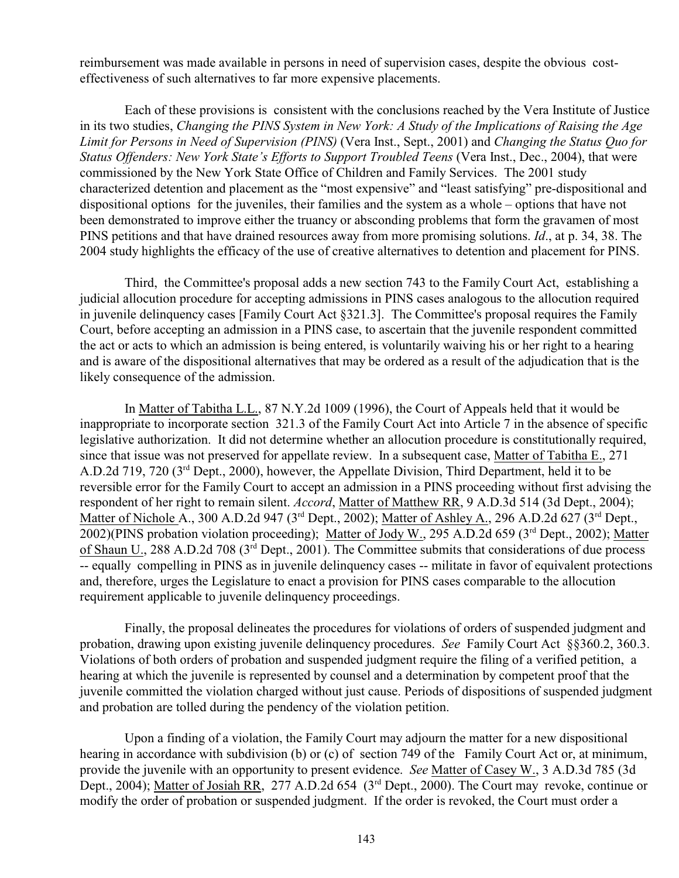reimbursement was made available in persons in need of supervision cases, despite the obvious cost-effectiveness of such alternatives to far more expensive placements.

Each of these provisions is consistent with the conclusions reached by the Vera Institute of Justice in its two studies, *Changing the PINS System in New York: A Study of the Implications of Raising the Age Limit for Persons in Need of Supervision (PINS)* (Vera Inst., Sept., 2001) and *Changing the Status Quo for Status Offenders: New York State's Efforts to Support Troubled Teens* (Vera Inst., Dec., 2004), that were commissioned by the New York State Office of Children and Family Services. The 2001 study characterized detention and placement as the "most expensive" and "least satisfying" pre-dispositional and dispositional options for the juveniles, their families and the system as a whole – options that have not been demonstrated to improve either the truancy or absconding problems that form the gravamen of most PINS petitions and that have drained resources away from more promising solutions. *Id*., at p. 34, 38. The 2004 study highlights the efficacy of the use of creative alternatives to detention and placement for PINS.

Third, the Committee's proposal adds a new section 743 to the Family Court Act, establishing a judicial allocution procedure for accepting admissions in PINS cases analogous to the allocution required in juvenile delinquency cases [Family Court Act §321.3]. The Committee's proposal requires the Family Court, before accepting an admission in a PINS case, to ascertain that the juvenile respondent committed the act or acts to which an admission is being entered, is voluntarily waiving his or her right to a hearing and is aware of the dispositional alternatives that may be ordered as a result of the adjudication that is the likely consequence of the admission.

In Matter of Tabitha L.L., 87 N.Y.2d 1009 (1996), the Court of Appeals held that it would be inappropriate to incorporate section 321.3 of the Family Court Act into Article 7 in the absence of specific legislative authorization. It did not determine whether an allocution procedure is constitutionally required, since that issue was not preserved for appellate review. In a subsequent case, Matter of Tabitha E., 271 A.D.2d 719, 720 (3rd Dept., 2000), however, the Appellate Division, Third Department, held it to be reversible error for the Family Court to accept an admission in a PINS proceeding without first advising the respondent of her right to remain silent. *Accord*, Matter of Matthew RR, 9 A.D.3d 514 (3d Dept., 2004); Matter of Nichole A., 300 A.D.2d 947 (3rd Dept., 2002); Matter of Ashley A., 296 A.D.2d 627 (3rd Dept., 2002)(PINS probation violation proceeding); Matter of Jody W., 295 A.D.2d 659 (3rd Dept., 2002); Matter of Shaun U., 288 A.D.2d 708 (3rd Dept., 2001). The Committee submits that considerations of due process -- equally compelling in PINS as in juvenile delinquency cases -- militate in favor of equivalent protections and, therefore, urges the Legislature to enact a provision for PINS cases comparable to the allocution requirement applicable to juvenile delinquency proceedings.

Finally, the proposal delineates the procedures for violations of orders of suspended judgment and probation, drawing upon existing juvenile delinquency procedures. *See* Family Court Act §§360.2, 360.3. Violations of both orders of probation and suspended judgment require the filing of a verified petition, a hearing at which the juvenile is represented by counsel and a determination by competent proof that the juvenile committed the violation charged without just cause. Periods of dispositions of suspended judgment and probation are tolled during the pendency of the violation petition.

Upon a finding of a violation, the Family Court may adjourn the matter for a new dispositional hearing in accordance with subdivision (b) or (c) of section 749 of the Family Court Act or, at minimum, provide the juvenile with an opportunity to present evidence. *See* Matter of Casey W., 3 A.D.3d 785 (3d Dept., 2004); Matter of Josiah RR, 277 A.D.2d 654 (3rd Dept., 2000). The Court may revoke, continue or modify the order of probation or suspended judgment. If the order is revoked, the Court must order a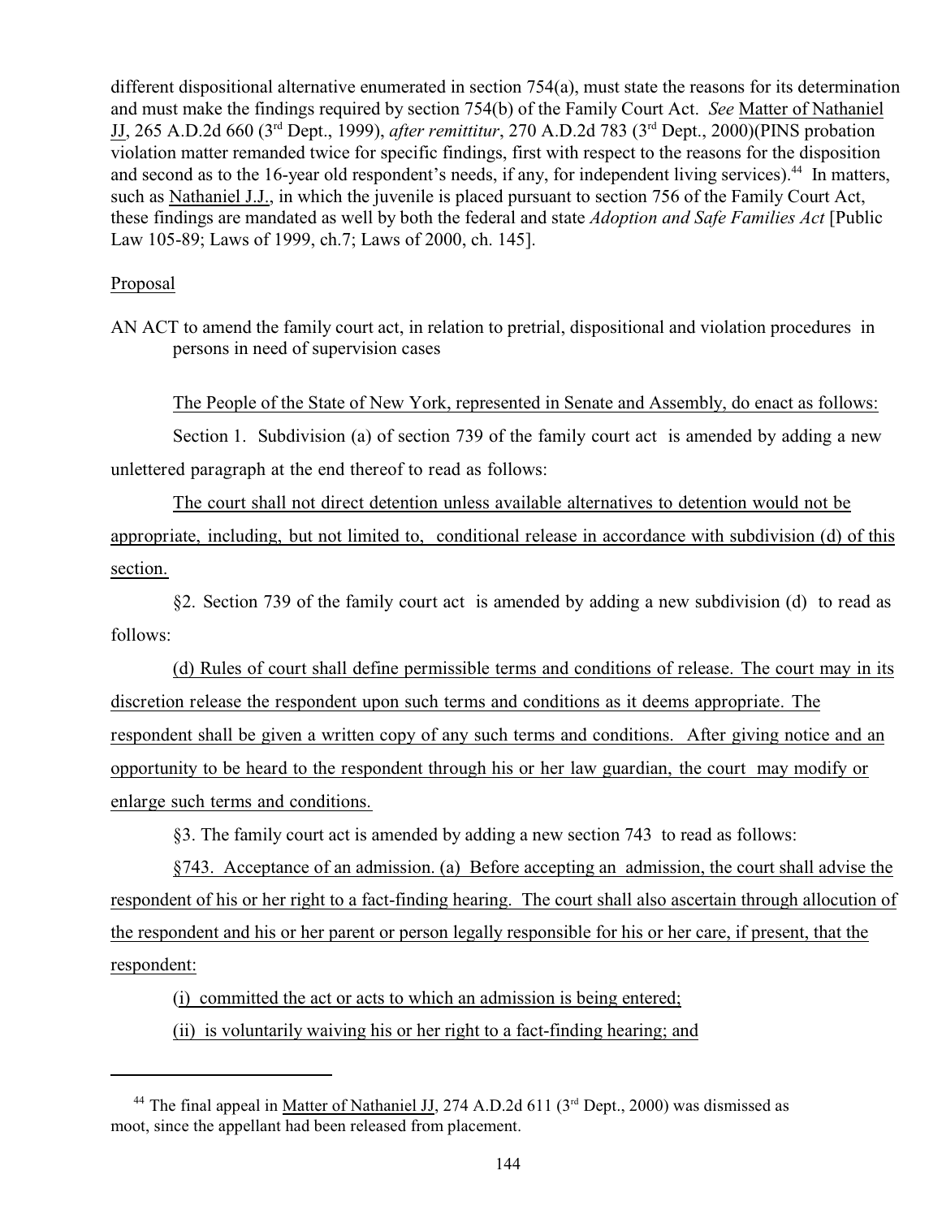different dispositional alternative enumerated in section 754(a), must state the reasons for its determination and must make the findings required by section 754(b) of the Family Court Act. *See* Matter of Nathaniel JJ, 265 A.D.2d 660 (3rd Dept., 1999), *after remittitur*, 270 A.D.2d 783 (3rd Dept., 2000)(PINS probation violation matter remanded twice for specific findings, first with respect to the reasons for the disposition and second as to the 16-year old respondent's needs, if any, for independent living services).[44] In matters, such as Nathaniel J.J., in which the juvenile is placed pursuant to section 756 of the Family Court Act, these findings are mandated as well by both the federal and state *Adoption and Safe Families Act* [Public Law 105-89; Laws of 1999, ch.7; Laws of 2000, ch. 145].

Proposal

AN ACT to amend the family court act, in relation to pretrial, dispositional and violation procedures in persons in need of supervision cases

The People of the State of New York, represented in Senate and Assembly, do enact as follows:

Section 1. Subdivision (a) of section 739 of the family court act is amended by adding a new unlettered paragraph at the end thereof to read as follows:

The court shall not direct detention unless available alternatives to detention would not be appropriate, including, but not limited to, conditional release in accordance with subdivision (d) of this section.

§2. Section 739 of the family court act is amended by adding a new subdivision (d) to read as follows:

(d) Rules of court shall define permissible terms and conditions of release. The court may in its discretion release the respondent upon such terms and conditions as it deems appropriate. The respondent shall be given a written copy of any such terms and conditions. After giving notice and an opportunity to be heard to the respondent through his or her law guardian, the court may modify or enlarge such terms and conditions.

§3. The family court act is amended by adding a new section 743 to read as follows:

§743. Acceptance of an admission. (a) Before accepting an admission, the court shall advise the respondent of his or her right to a fact-finding hearing. The court shall also ascertain through allocution of the respondent and his or her parent or person legally responsible for his or her care, if present, that the respondent:

(i) committed the act or acts to which an admission is being entered;

(ii) is voluntarily waiving his or her right to a fact-finding hearing; and

[44] The final appeal in Matter of Nathaniel JJ, 274 A.D.2d 611 (3rd Dept., 2000) was dismissed as moot, since the appellant had been released from placement.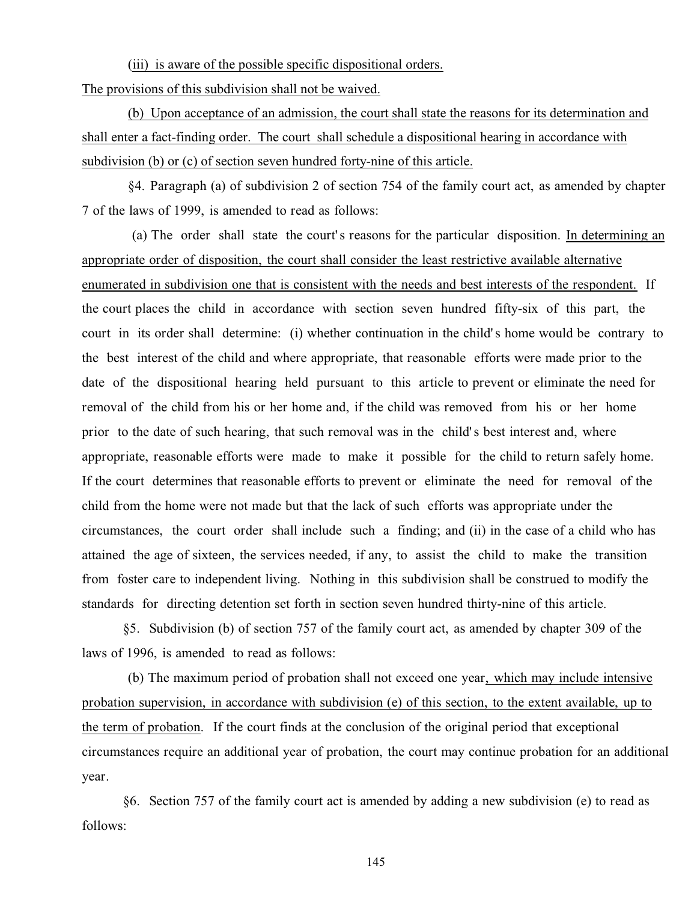(iii) is aware of the possible specific dispositional orders.

The provisions of this subdivision shall not be waived.

(b) Upon acceptance of an admission, the court shall state the reasons for its determination and shall enter a fact-finding order. The court shall schedule a dispositional hearing in accordance with subdivision (b) or (c) of section seven hundred forty-nine of this article.

§4. Paragraph (a) of subdivision 2 of section 754 of the family court act, as amended by chapter 7 of the laws of 1999, is amended to read as follows:

(a) The order shall state the court's reasons for the particular disposition. In determining an appropriate order of disposition, the court shall consider the least restrictive available alternative enumerated in subdivision one that is consistent with the needs and best interests of the respondent. If the court places the child in accordance with section seven hundred fifty-six of this part, the court in its order shall determine: (i) whether continuation in the child's home would be contrary to the best interest of the child and where appropriate, that reasonable efforts were made prior to the date of the dispositional hearing held pursuant to this article to prevent or eliminate the need for removal of the child from his or her home and, if the child was removed from his or her home prior to the date of such hearing, that such removal was in the child's best interest and, where appropriate, reasonable efforts were made to make it possible for the child to return safely home. If the court determines that reasonable efforts to prevent or eliminate the need for removal of the child from the home were not made but that the lack of such efforts was appropriate under the circumstances, the court order shall include such a finding; and (ii) in the case of a child who has attained the age of sixteen, the services needed, if any, to assist the child to make the transition from foster care to independent living. Nothing in this subdivision shall be construed to modify the standards for directing detention set forth in section seven hundred thirty-nine of this article.

§5. Subdivision (b) of section 757 of the family court act, as amended by chapter 309 of the laws of 1996, is amended to read as follows:

(b) The maximum period of probation shall not exceed one year, which may include intensive probation supervision, in accordance with subdivision (e) of this section, to the extent available, up to the term of probation. If the court finds at the conclusion of the original period that exceptional circumstances require an additional year of probation, the court may continue probation for an additional year.

§6. Section 757 of the family court act is amended by adding a new subdivision (e) to read as follows: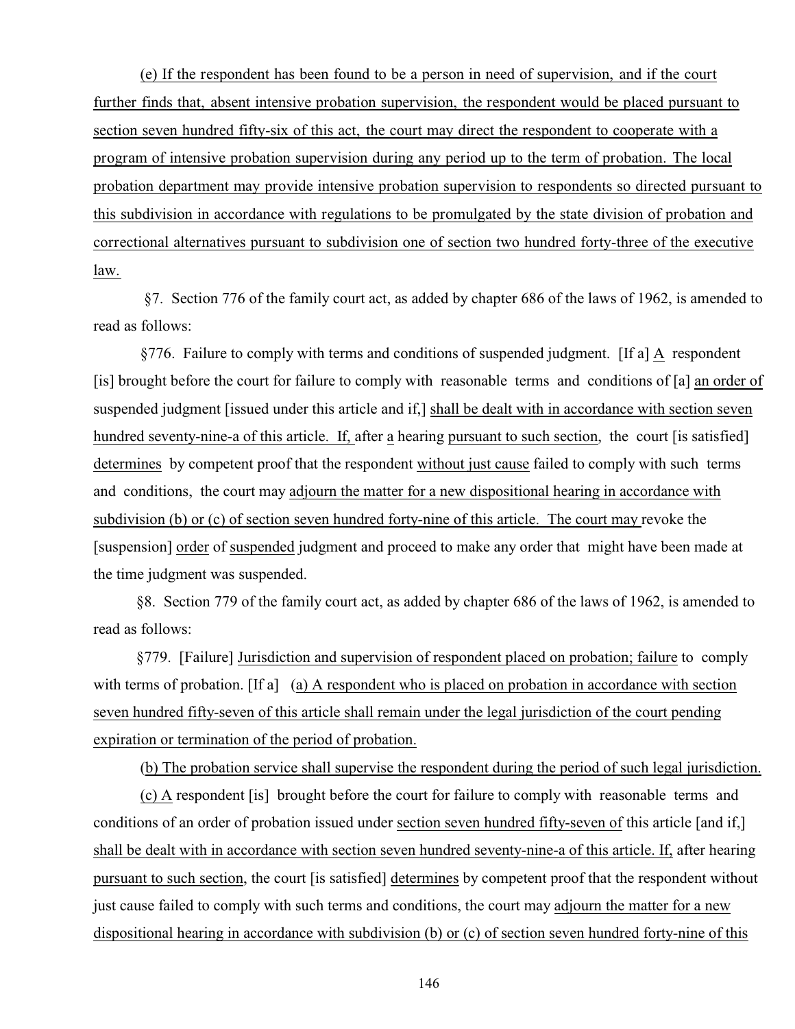(e) If the respondent has been found to be a person in need of supervision, and if the court further finds that, absent intensive probation supervision, the respondent would be placed pursuant to section seven hundred fifty-six of this act, the court may direct the respondent to cooperate with a program of intensive probation supervision during any period up to the term of probation. The local probation department may provide intensive probation supervision to respondents so directed pursuant to this subdivision in accordance with regulations to be promulgated by the state division of probation and correctional alternatives pursuant to subdivision one of section two hundred forty-three of the executive law.

§7. Section 776 of the family court act, as added by chapter 686 of the laws of 1962, is amended to read as follows:

§776. Failure to comply with terms and conditions of suspended judgment. [If a] A respondent [is] brought before the court for failure to comply with reasonable terms and conditions of [a] an order of suspended judgment [issued under this article and if,] shall be dealt with in accordance with section seven hundred seventy-nine-a of this article. If, after a hearing pursuant to such section, the court [is satisfied] determines by competent proof that the respondent without just cause failed to comply with such terms and conditions, the court may adjourn the matter for a new dispositional hearing in accordance with subdivision (b) or (c) of section seven hundred forty-nine of this article. The court may revoke the [suspension] order of suspended judgment and proceed to make any order that might have been made at the time judgment was suspended.

§8. Section 779 of the family court act, as added by chapter 686 of the laws of 1962, is amended to read as follows:

§779. [Failure] Jurisdiction and supervision of respondent placed on probation; failure to comply with terms of probation. [If a] (a) A respondent who is placed on probation in accordance with section seven hundred fifty-seven of this article shall remain under the legal jurisdiction of the court pending expiration or termination of the period of probation.

(b) The probation service shall supervise the respondent during the period of such legal jurisdiction.

(c) A respondent [is] brought before the court for failure to comply with reasonable terms and conditions of an order of probation issued under section seven hundred fifty-seven of this article [and if,] shall be dealt with in accordance with section seven hundred seventy-nine-a of this article. If, after hearing pursuant to such section, the court [is satisfied] determines by competent proof that the respondent without just cause failed to comply with such terms and conditions, the court may adjourn the matter for a new dispositional hearing in accordance with subdivision (b) or (c) of section seven hundred forty-nine of this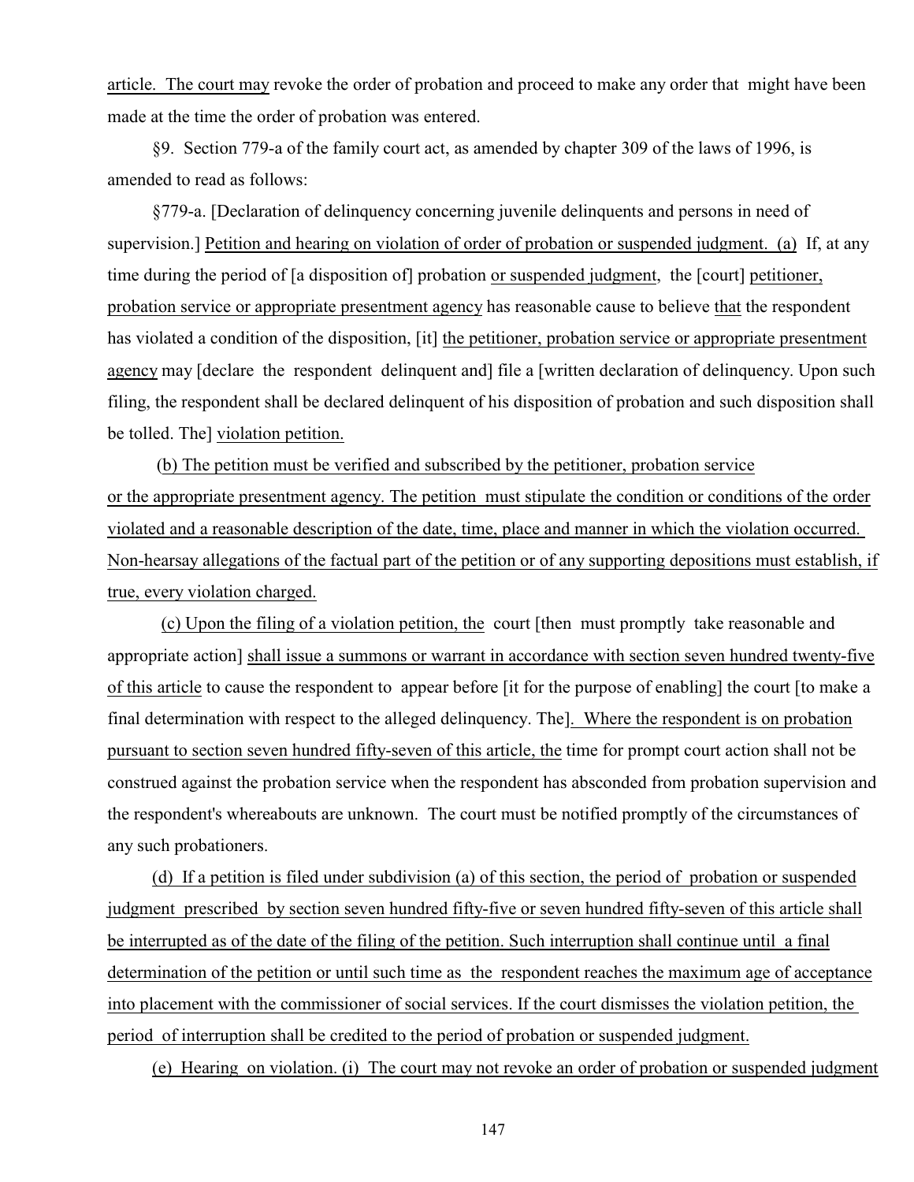article. The court may revoke the order of probation and proceed to make any order that might have been made at the time the order of probation was entered.

§9. Section 779-a of the family court act, as amended by chapter 309 of the laws of 1996, is amended to read as follows:

§779-a. [Declaration of delinquency concerning juvenile delinquents and persons in need of supervision.] Petition and hearing on violation of order of probation or suspended judgment. (a) If, at any time during the period of [a disposition of] probation or suspended judgment, the [court] petitioner, probation service or appropriate presentment agency has reasonable cause to believe that the respondent has violated a condition of the disposition, [it] the petitioner, probation service or appropriate presentment agency may [declare the respondent delinquent and] file a [written declaration of delinquency. Upon such filing, the respondent shall be declared delinquent of his disposition of probation and such disposition shall be tolled. The] violation petition.

(b) The petition must be verified and subscribed by the petitioner, probation service or the appropriate presentment agency. The petition must stipulate the condition or conditions of the order violated and a reasonable description of the date, time, place and manner in which the violation occurred. Non-hearsay allegations of the factual part of the petition or of any supporting depositions must establish, if true, every violation charged.

(c) Upon the filing of a violation petition, the court [then must promptly take reasonable and appropriate action] shall issue a summons or warrant in accordance with section seven hundred twenty-five of this article to cause the respondent to appear before [it for the purpose of enabling] the court [to make a final determination with respect to the alleged delinquency. The]. Where the respondent is on probation pursuant to section seven hundred fifty-seven of this article, the time for prompt court action shall not be construed against the probation service when the respondent has absconded from probation supervision and the respondent's whereabouts are unknown. The court must be notified promptly of the circumstances of any such probationers.

(d) If a petition is filed under subdivision (a) of this section, the period of probation or suspended judgment prescribed by section seven hundred fifty-five or seven hundred fifty-seven of this article shall be interrupted as of the date of the filing of the petition. Such interruption shall continue until a final determination of the petition or until such time as the respondent reaches the maximum age of acceptance into placement with the commissioner of social services. If the court dismisses the violation petition, the period of interruption shall be credited to the period of probation or suspended judgment.

(e) Hearing on violation. (i) The court may not revoke an order of probation or suspended judgment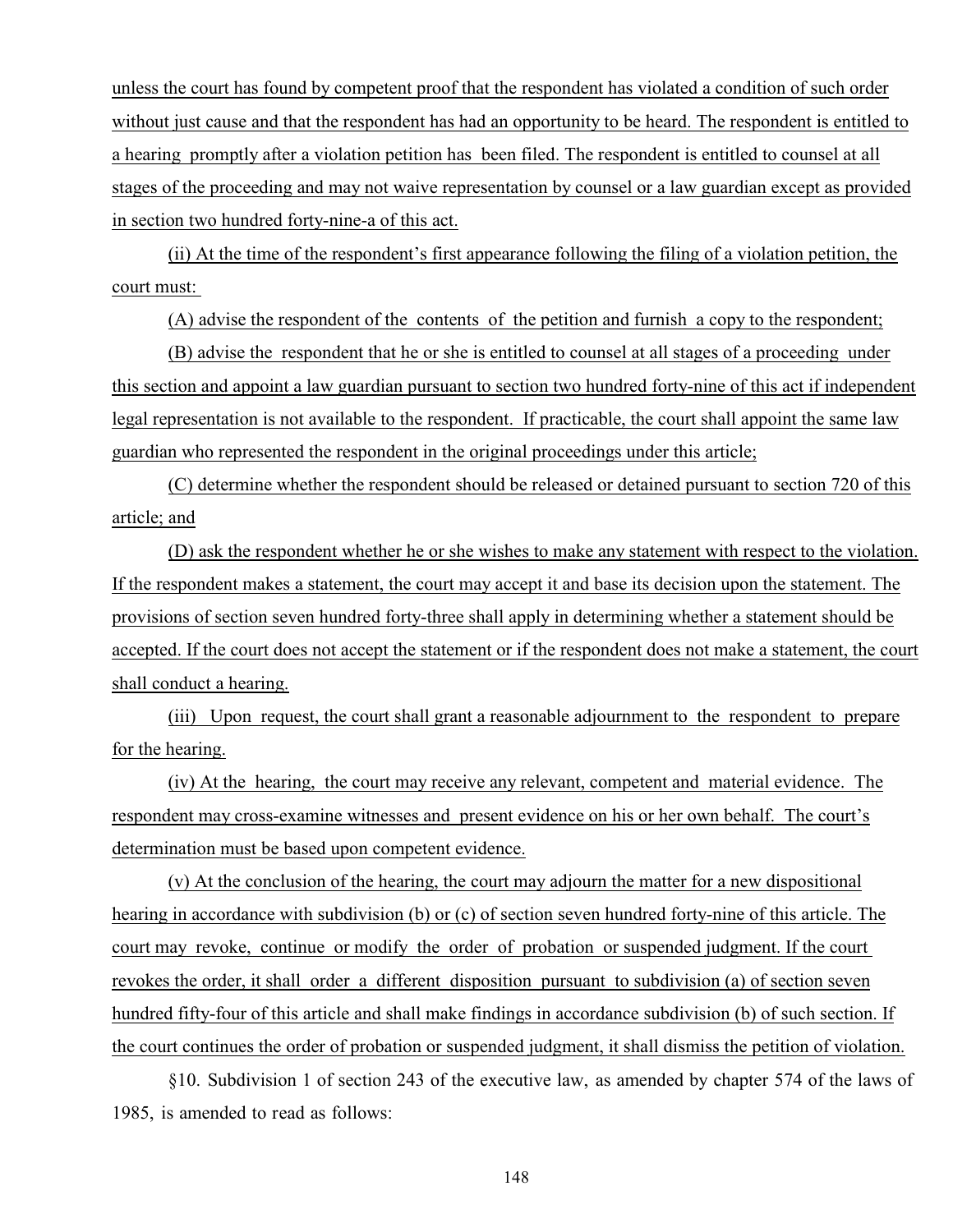unless the court has found by competent proof that the respondent has violated a condition of such order without just cause and that the respondent has had an opportunity to be heard. The respondent is entitled to a hearing promptly after a violation petition has been filed. The respondent is entitled to counsel at all stages of the proceeding and may not waive representation by counsel or a law guardian except as provided in section two hundred forty-nine-a of this act.

(ii) At the time of the respondent's first appearance following the filing of a violation petition, the court must:

(A) advise the respondent of the contents of the petition and furnish a copy to the respondent;

(B) advise the respondent that he or she is entitled to counsel at all stages of a proceeding under this section and appoint a law guardian pursuant to section two hundred forty-nine of this act if independent legal representation is not available to the respondent. If practicable, the court shall appoint the same law guardian who represented the respondent in the original proceedings under this article;

(C) determine whether the respondent should be released or detained pursuant to section 720 of this article; and

(D) ask the respondent whether he or she wishes to make any statement with respect to the violation. If the respondent makes a statement, the court may accept it and base its decision upon the statement. The provisions of section seven hundred forty-three shall apply in determining whether a statement should be accepted. If the court does not accept the statement or if the respondent does not make a statement, the court shall conduct a hearing.

(iii) Upon request, the court shall grant a reasonable adjournment to the respondent to prepare for the hearing.

(iv) At the hearing, the court may receive any relevant, competent and material evidence. The respondent may cross-examine witnesses and present evidence on his or her own behalf. The court's determination must be based upon competent evidence.

(v) At the conclusion of the hearing, the court may adjourn the matter for a new dispositional hearing in accordance with subdivision (b) or (c) of section seven hundred forty-nine of this article. The court may revoke, continue or modify the order of probation or suspended judgment. If the court revokes the order, it shall order a different disposition pursuant to subdivision (a) of section seven hundred fifty-four of this article and shall make findings in accordance subdivision (b) of such section. If the court continues the order of probation or suspended judgment, it shall dismiss the petition of violation.

§10. Subdivision 1 of section 243 of the executive law, as amended by chapter 574 of the laws of 1985, is amended to read as follows: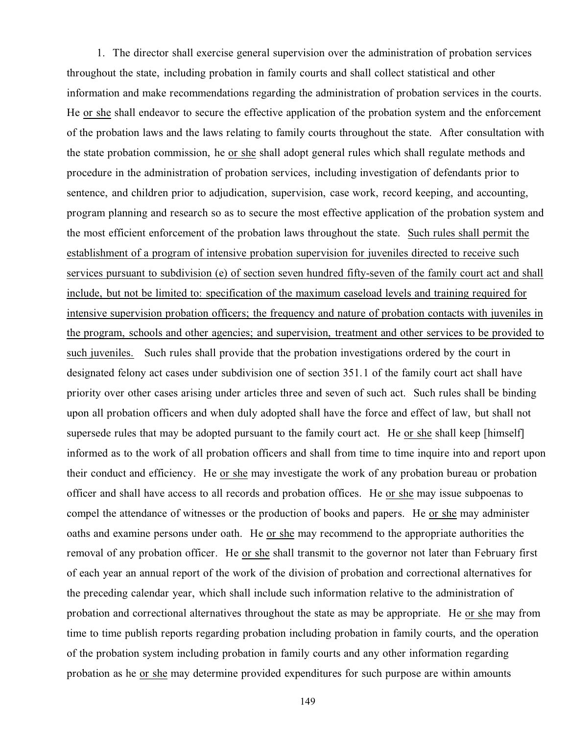1. The director shall exercise general supervision over the administration of probation services throughout the state, including probation in family courts and shall collect statistical and other information and make recommendations regarding the administration of probation services in the courts. He <u>or she</u> shall endeavor to secure the effective application of the probation system and the enforcement of the probation laws and the laws relating to family courts throughout the state. After consultation with the state probation commission, he <u>or she</u> shall adopt general rules which shall regulate methods and procedure in the administration of probation services, including investigation of defendants prior to sentence, and children prior to adjudication, supervision, case work, record keeping, and accounting, program planning and research so as to secure the most effective application of the probation system and the most efficient enforcement of the probation laws throughout the state. <u>Such rules shall permit the establishment of a program of intensive probation supervision for juveniles directed to receive such services pursuant to subdivision (e) of section seven hundred fifty-seven of the family court act and shall include, but not be limited to: specification of the maximum caseload levels and training required for intensive supervision probation officers; the frequency and nature of probation contacts with juveniles in the program, schools and other agencies; and supervision, treatment and other services to be provided to such juveniles.</u> Such rules shall provide that the probation investigations ordered by the court in designated felony act cases under subdivision one of section 351.1 of the family court act shall have priority over other cases arising under articles three and seven of such act. Such rules shall be binding upon all probation officers and when duly adopted shall have the force and effect of law, but shall not supersede rules that may be adopted pursuant to the family court act. He <u>or she</u> shall keep [himself] informed as to the work of all probation officers and shall from time to time inquire into and report upon their conduct and efficiency. He <u>or she</u> may investigate the work of any probation bureau or probation officer and shall have access to all records and probation offices. He <u>or she</u> may issue subpoenas to compel the attendance of witnesses or the production of books and papers. He <u>or she</u> may administer oaths and examine persons under oath. He <u>or she</u> may recommend to the appropriate authorities the removal of any probation officer. He <u>or she</u> shall transmit to the governor not later than February first of each year an annual report of the work of the division of probation and correctional alternatives for the preceding calendar year, which shall include such information relative to the administration of probation and correctional alternatives throughout the state as may be appropriate. He <u>or she</u> may from time to time publish reports regarding probation including probation in family courts, and the operation of the probation system including probation in family courts and any other information regarding probation as he <u>or she</u> may determine provided expenditures for such purpose are within amounts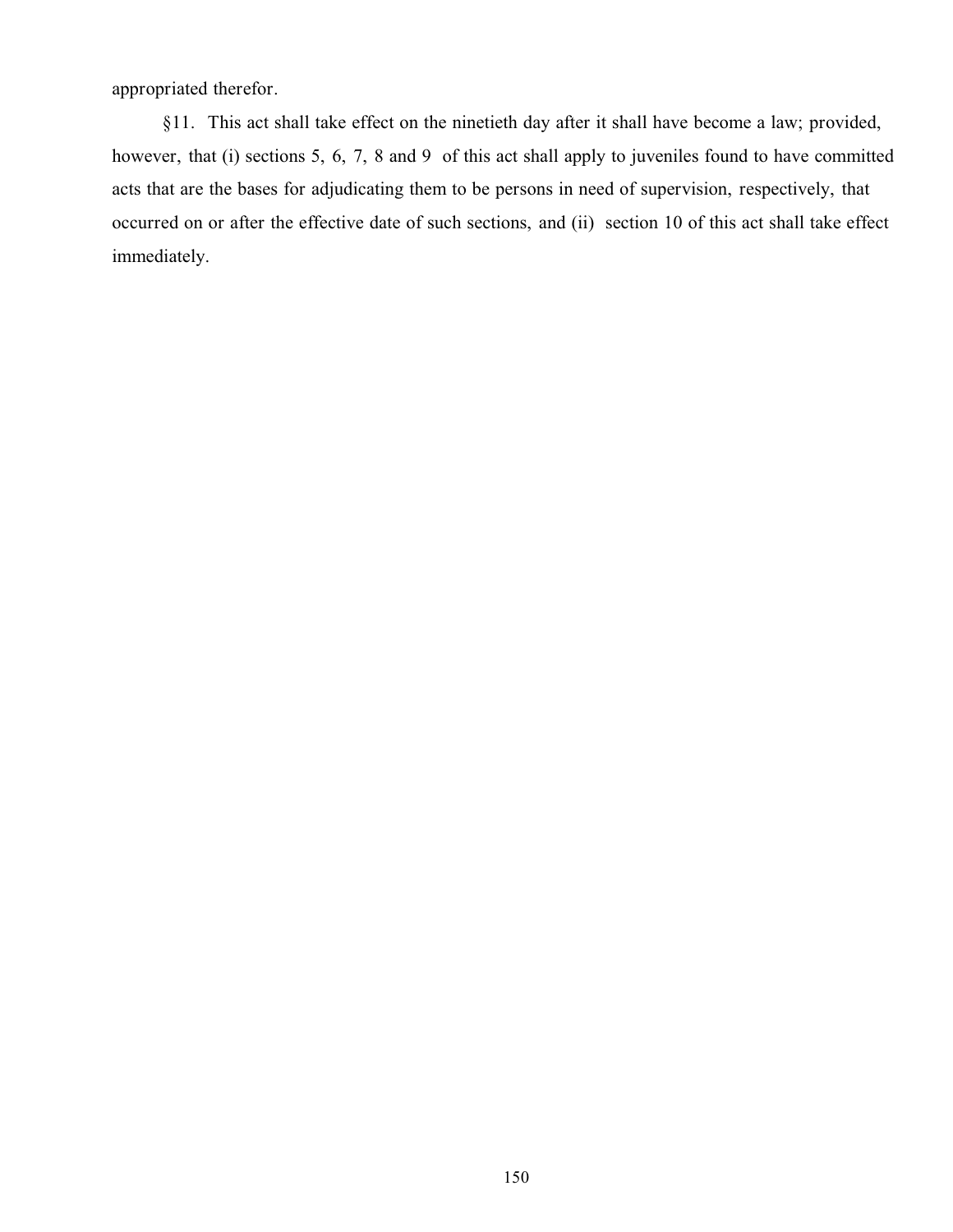appropriated therefor.

§11. This act shall take effect on the ninetieth day after it shall have become a law; provided, however, that (i) sections 5, 6, 7, 8 and 9 of this act shall apply to juveniles found to have committed acts that are the bases for adjudicating them to be persons in need of supervision, respectively, that occurred on or after the effective date of such sections, and (ii) section 10 of this act shall take effect immediately.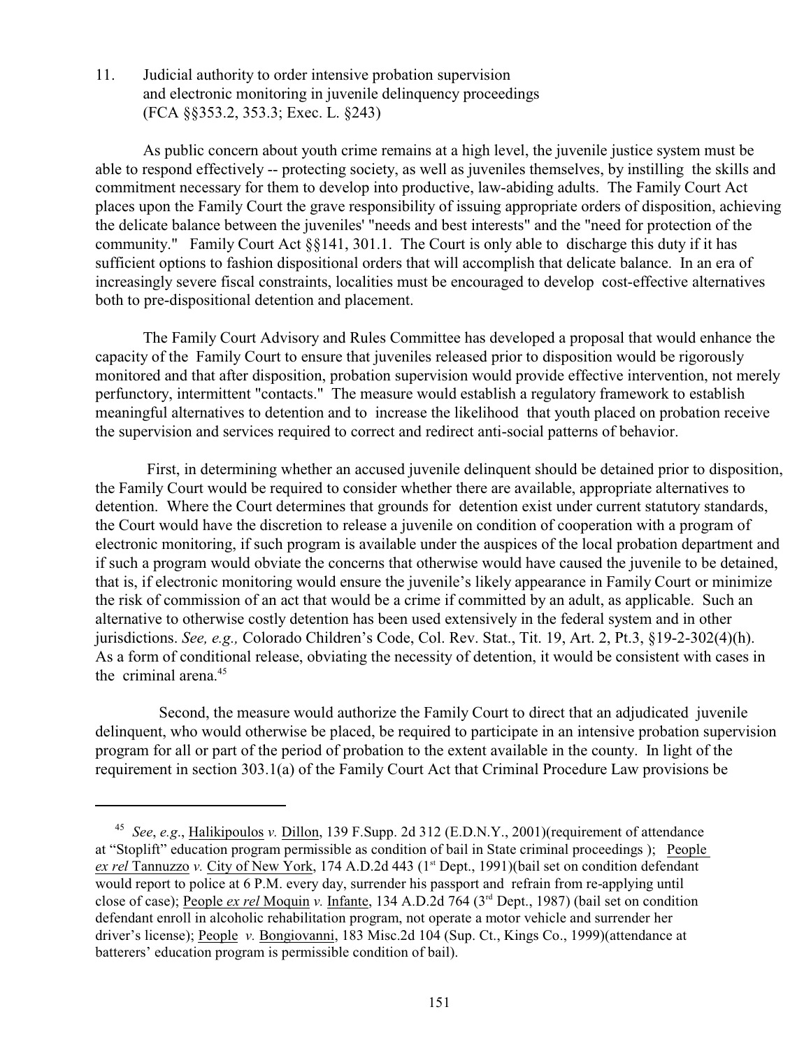11. Judicial authority to order intensive probation supervision and electronic monitoring in juvenile delinquency proceedings (FCA §§353.2, 353.3; Exec. L. §243)

As public concern about youth crime remains at a high level, the juvenile justice system must be able to respond effectively -- protecting society, as well as juveniles themselves, by instilling the skills and commitment necessary for them to develop into productive, law-abiding adults. The Family Court Act places upon the Family Court the grave responsibility of issuing appropriate orders of disposition, achieving the delicate balance between the juveniles' "needs and best interests" and the "need for protection of the community." Family Court Act §§141, 301.1. The Court is only able to discharge this duty if it has sufficient options to fashion dispositional orders that will accomplish that delicate balance. In an era of increasingly severe fiscal constraints, localities must be encouraged to develop cost-effective alternatives both to pre-dispositional detention and placement.

The Family Court Advisory and Rules Committee has developed a proposal that would enhance the capacity of the Family Court to ensure that juveniles released prior to disposition would be rigorously monitored and that after disposition, probation supervision would provide effective intervention, not merely perfunctory, intermittent "contacts." The measure would establish a regulatory framework to establish meaningful alternatives to detention and to increase the likelihood that youth placed on probation receive the supervision and services required to correct and redirect anti-social patterns of behavior.

First, in determining whether an accused juvenile delinquent should be detained prior to disposition, the Family Court would be required to consider whether there are available, appropriate alternatives to detention. Where the Court determines that grounds for detention exist under current statutory standards, the Court would have the discretion to release a juvenile on condition of cooperation with a program of electronic monitoring, if such program is available under the auspices of the local probation department and if such a program would obviate the concerns that otherwise would have caused the juvenile to be detained, that is, if electronic monitoring would ensure the juvenile's likely appearance in Family Court or minimize the risk of commission of an act that would be a crime if committed by an adult, as applicable. Such an alternative to otherwise costly detention has been used extensively in the federal system and in other jurisdictions. *See, e.g.,* Colorado Children's Code, Col. Rev. Stat., Tit. 19, Art. 2, Pt.3, §19-2-302(4)(h). As a form of conditional release, obviating the necessity of detention, it would be consistent with cases in the criminal arena.[45]

Second, the measure would authorize the Family Court to direct that an adjudicated juvenile delinquent, who would otherwise be placed, be required to participate in an intensive probation supervision program for all or part of the period of probation to the extent available in the county. In light of the requirement in section 303.1(a) of the Family Court Act that Criminal Procedure Law provisions be

---

[45] *See*, *e.g*., Halikipoulos *v.* Dillon, 139 F.Supp. 2d 312 (E.D.N.Y., 2001)(requirement of attendance at "Stoplift" education program permissible as condition of bail in State criminal proceedings ); People *ex rel* Tannuzzo *v.* City of New York, 174 A.D.2d 443 (1st Dept., 1991)(bail set on condition defendant would report to police at 6 P.M. every day, surrender his passport and refrain from re-applying until close of case); People *ex rel* Moquin *v.* Infante, 134 A.D.2d 764 (3rd Dept., 1987) (bail set on condition defendant enroll in alcoholic rehabilitation program, not operate a motor vehicle and surrender her driver's license); People *v.* Bongiovanni, 183 Misc.2d 104 (Sup. Ct., Kings Co., 1999)(attendance at batterers' education program is permissible condition of bail).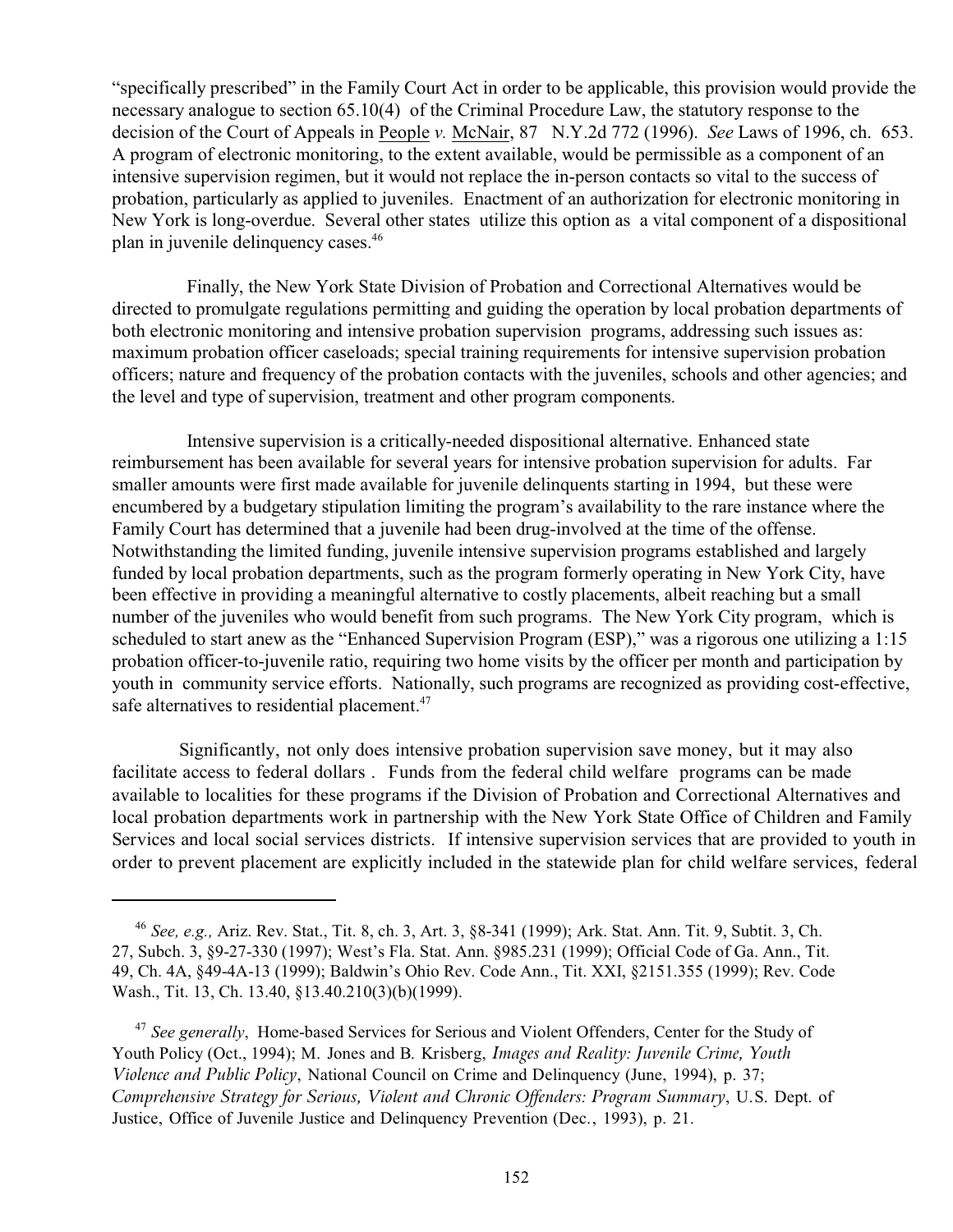"specifically prescribed" in the Family Court Act in order to be applicable, this provision would provide the necessary analogue to section 65.10(4) of the Criminal Procedure Law, the statutory response to the decision of the Court of Appeals in People *v.* McNair, 87 N.Y.2d 772 (1996). *See* Laws of 1996, ch. 653. A program of electronic monitoring, to the extent available, would be permissible as a component of an intensive supervision regimen, but it would not replace the in-person contacts so vital to the success of probation, particularly as applied to juveniles. Enactment of an authorization for electronic monitoring in New York is long-overdue. Several other states utilize this option as a vital component of a dispositional plan in juvenile delinquency cases.[46]

Finally, the New York State Division of Probation and Correctional Alternatives would be directed to promulgate regulations permitting and guiding the operation by local probation departments of both electronic monitoring and intensive probation supervision programs, addressing such issues as: maximum probation officer caseloads; special training requirements for intensive supervision probation officers; nature and frequency of the probation contacts with the juveniles, schools and other agencies; and the level and type of supervision, treatment and other program components.

Intensive supervision is a critically-needed dispositional alternative. Enhanced state reimbursement has been available for several years for intensive probation supervision for adults. Far smaller amounts were first made available for juvenile delinquents starting in 1994, but these were encumbered by a budgetary stipulation limiting the program's availability to the rare instance where the Family Court has determined that a juvenile had been drug-involved at the time of the offense. Notwithstanding the limited funding, juvenile intensive supervision programs established and largely funded by local probation departments, such as the program formerly operating in New York City, have been effective in providing a meaningful alternative to costly placements, albeit reaching but a small number of the juveniles who would benefit from such programs. The New York City program, which is scheduled to start anew as the "Enhanced Supervision Program (ESP)," was a rigorous one utilizing a 1:15 probation officer-to-juvenile ratio, requiring two home visits by the officer per month and participation by youth in community service efforts. Nationally, such programs are recognized as providing cost-effective, safe alternatives to residential placement.[47]

Significantly, not only does intensive probation supervision save money, but it may also facilitate access to federal dollars . Funds from the federal child welfare programs can be made available to localities for these programs if the Division of Probation and Correctional Alternatives and local probation departments work in partnership with the New York State Office of Children and Family Services and local social services districts. If intensive supervision services that are provided to youth in order to prevent placement are explicitly included in the statewide plan for child welfare services, federal

---

[46] *See, e.g.,* Ariz. Rev. Stat., Tit. 8, ch. 3, Art. 3, §8-341 (1999); Ark. Stat. Ann. Tit. 9, Subtit. 3, Ch. 27, Subch. 3, §9-27-330 (1997); West's Fla. Stat. Ann. §985.231 (1999); Official Code of Ga. Ann., Tit. 49, Ch. 4A, §49-4A-13 (1999); Baldwin's Ohio Rev. Code Ann., Tit. XXI, §2151.355 (1999); Rev. Code Wash., Tit. 13, Ch. 13.40, §13.40.210(3)(b)(1999).

[47] *See generally*, Home-based Services for Serious and Violent Offenders, Center for the Study of Youth Policy (Oct., 1994); M. Jones and B. Krisberg, *Images and Reality: Juvenile Crime, Youth Violence and Public Policy*, National Council on Crime and Delinquency (June, 1994), p. 37; *Comprehensive Strategy for Serious, Violent and Chronic Offenders: Program Summary*, U.S. Dept. of Justice, Office of Juvenile Justice and Delinquency Prevention (Dec., 1993), p. 21.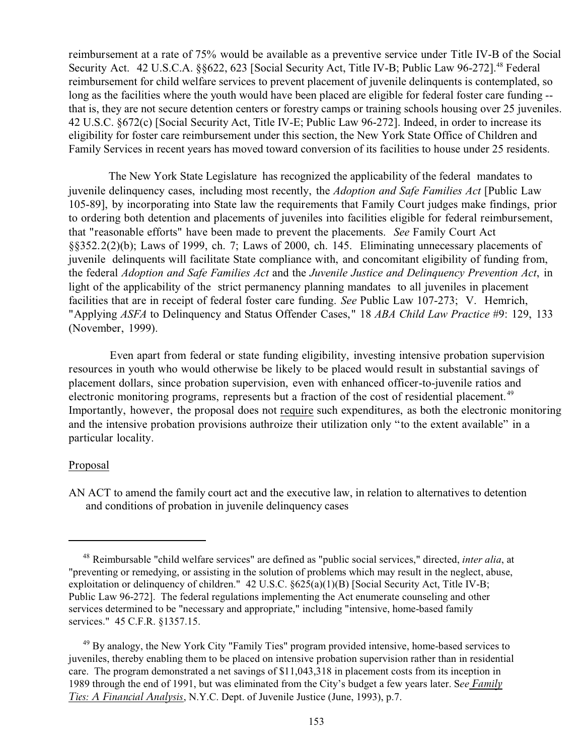reimbursement at a rate of 75% would be available as a preventive service under Title IV-B of the Social Security Act. 42 U.S.C.A. §§622, 623 [Social Security Act, Title IV-B; Public Law 96-272].[48] Federal reimbursement for child welfare services to prevent placement of juvenile delinquents is contemplated, so long as the facilities where the youth would have been placed are eligible for federal foster care funding -- that is, they are not secure detention centers or forestry camps or training schools housing over 25 juveniles. 42 U.S.C. §672(c) [Social Security Act, Title IV-E; Public Law 96-272]. Indeed, in order to increase its eligibility for foster care reimbursement under this section, the New York State Office of Children and Family Services in recent years has moved toward conversion of its facilities to house under 25 residents.

The New York State Legislature has recognized the applicability of the federal mandates to juvenile delinquency cases, including most recently, the *Adoption and Safe Families Act* [Public Law 105-89], by incorporating into State law the requirements that Family Court judges make findings, prior to ordering both detention and placements of juveniles into facilities eligible for federal reimbursement, that "reasonable efforts" have been made to prevent the placements. *See* Family Court Act §§352.2(2)(b); Laws of 1999, ch. 7; Laws of 2000, ch. 145. Eliminating unnecessary placements of juvenile delinquents will facilitate State compliance with, and concomitant eligibility of funding from, the federal *Adoption and Safe Families Act* and the *Juvenile Justice and Delinquency Prevention Act*, in light of the applicability of the strict permanency planning mandates to all juveniles in placement facilities that are in receipt of federal foster care funding. *See* Public Law 107-273; V. Hemrich, "Applying *ASFA* to Delinquency and Status Offender Cases," 18 *ABA Child Law Practice* #9: 129, 133 (November, 1999).

Even apart from federal or state funding eligibility, investing intensive probation supervision resources in youth who would otherwise be likely to be placed would result in substantial savings of placement dollars, since probation supervision, even with enhanced officer-to-juvenile ratios and electronic monitoring programs, represents but a fraction of the cost of residential placement.[49] Importantly, however, the proposal does not <u>require</u> such expenditures, as both the electronic monitoring and the intensive probation provisions authroize their utilization only "to the extent available" in a particular locality.

<u>Proposal</u>

AN ACT to amend the family court act and the executive law, in relation to alternatives to detention and conditions of probation in juvenile delinquency cases

---

[48] Reimbursable "child welfare services" are defined as "public social services," directed, *inter alia*, at "preventing or remedying, or assisting in the solution of problems which may result in the neglect, abuse, exploitation or delinquency of children." 42 U.S.C. §625(a)(1)(B) [Social Security Act, Title IV-B; Public Law 96-272]. The federal regulations implementing the Act enumerate counseling and other services determined to be "necessary and appropriate," including "intensive, home-based family services." 45 C.F.R. §1357.15.

[49] By analogy, the New York City "Family Ties" program provided intensive, home-based services to juveniles, thereby enabling them to be placed on intensive probation supervision rather than in residential care. The program demonstrated a net savings of $11,043,318 in placement costs from its inception in 1989 through the end of 1991, but was eliminated from the City's budget a few years later. S*ee* <u>*Family Ties: A Financial Analysis*</u>, N.Y.C. Dept. of Juvenile Justice (June, 1993), p.7.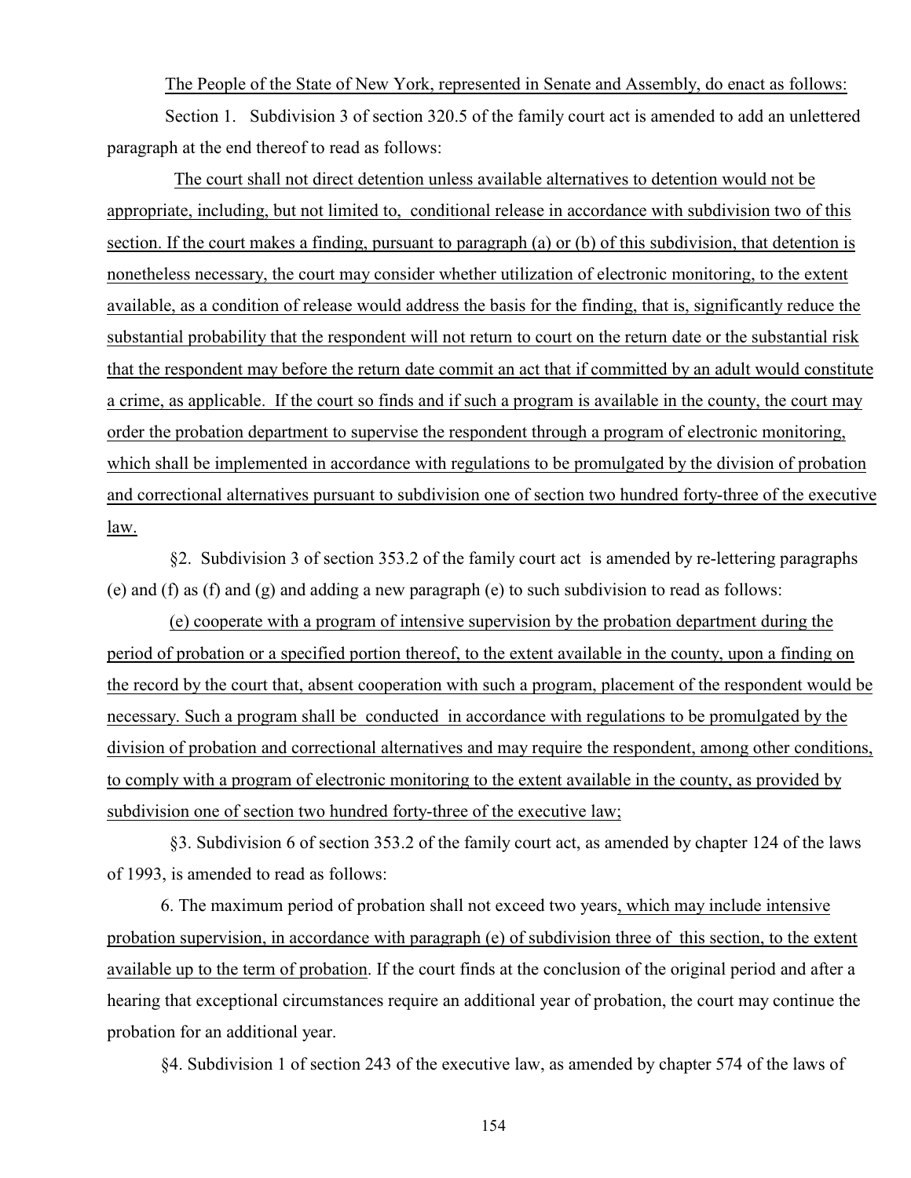The People of the State of New York, represented in Senate and Assembly, do enact as follows:

Section 1. Subdivision 3 of section 320.5 of the family court act is amended to add an unlettered paragraph at the end thereof to read as follows:

The court shall not direct detention unless available alternatives to detention would not be appropriate, including, but not limited to, conditional release in accordance with subdivision two of this section. If the court makes a finding, pursuant to paragraph (a) or (b) of this subdivision, that detention is nonetheless necessary, the court may consider whether utilization of electronic monitoring, to the extent available, as a condition of release would address the basis for the finding, that is, significantly reduce the substantial probability that the respondent will not return to court on the return date or the substantial risk that the respondent may before the return date commit an act that if committed by an adult would constitute a crime, as applicable. If the court so finds and if such a program is available in the county, the court may order the probation department to supervise the respondent through a program of electronic monitoring, which shall be implemented in accordance with regulations to be promulgated by the division of probation and correctional alternatives pursuant to subdivision one of section two hundred forty-three of the executive law.

§2. Subdivision 3 of section 353.2 of the family court act is amended by re-lettering paragraphs (e) and (f) as (f) and (g) and adding a new paragraph (e) to such subdivision to read as follows:

(e) cooperate with a program of intensive supervision by the probation department during the period of probation or a specified portion thereof, to the extent available in the county, upon a finding on the record by the court that, absent cooperation with such a program, placement of the respondent would be necessary. Such a program shall be conducted in accordance with regulations to be promulgated by the division of probation and correctional alternatives and may require the respondent, among other conditions, to comply with a program of electronic monitoring to the extent available in the county, as provided by subdivision one of section two hundred forty-three of the executive law;

§3. Subdivision 6 of section 353.2 of the family court act, as amended by chapter 124 of the laws of 1993, is amended to read as follows:

6. The maximum period of probation shall not exceed two years, which may include intensive probation supervision, in accordance with paragraph (e) of subdivision three of this section, to the extent available up to the term of probation. If the court finds at the conclusion of the original period and after a hearing that exceptional circumstances require an additional year of probation, the court may continue the probation for an additional year.

§4. Subdivision 1 of section 243 of the executive law, as amended by chapter 574 of the laws of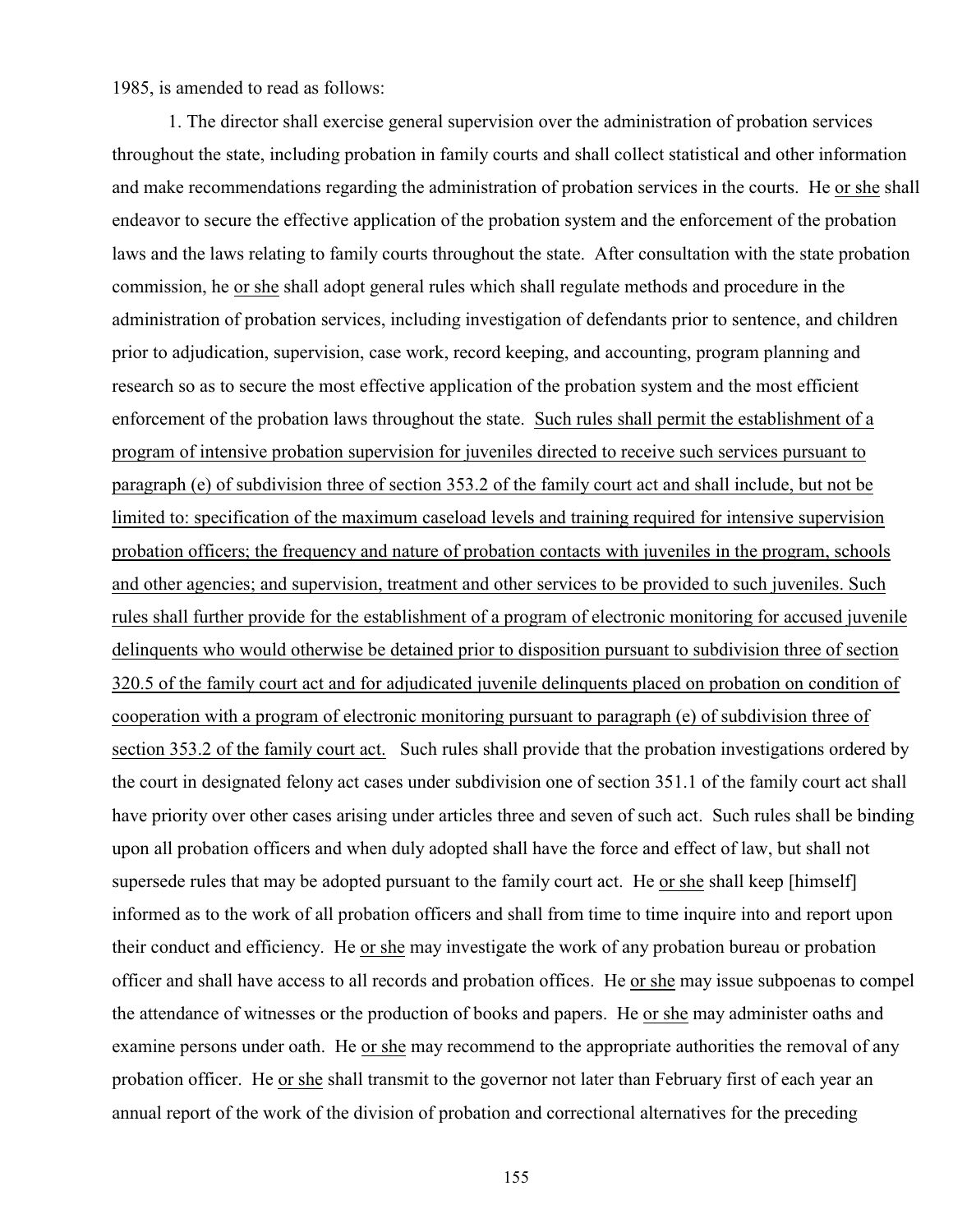1985, is amended to read as follows:

1. The director shall exercise general supervision over the administration of probation services throughout the state, including probation in family courts and shall collect statistical and other information and make recommendations regarding the administration of probation services in the courts. He <u>or she</u> shall endeavor to secure the effective application of the probation system and the enforcement of the probation laws and the laws relating to family courts throughout the state. After consultation with the state probation commission, he <u>or she</u> shall adopt general rules which shall regulate methods and procedure in the administration of probation services, including investigation of defendants prior to sentence, and children prior to adjudication, supervision, case work, record keeping, and accounting, program planning and research so as to secure the most effective application of the probation system and the most efficient enforcement of the probation laws throughout the state. <u>Such rules shall permit the establishment of a program of intensive probation supervision for juveniles directed to receive such services pursuant to paragraph (e) of subdivision three of section 353.2 of the family court act and shall include, but not be limited to: specification of the maximum caseload levels and training required for intensive supervision probation officers; the frequency and nature of probation contacts with juveniles in the program, schools and other agencies; and supervision, treatment and other services to be provided to such juveniles. Such rules shall further provide for the establishment of a program of electronic monitoring for accused juvenile delinquents who would otherwise be detained prior to disposition pursuant to subdivision three of section 320.5 of the family court act and for adjudicated juvenile delinquents placed on probation on condition of cooperation with a program of electronic monitoring pursuant to paragraph (e) of subdivision three of section 353.2 of the family court act.</u> Such rules shall provide that the probation investigations ordered by the court in designated felony act cases under subdivision one of section 351.1 of the family court act shall have priority over other cases arising under articles three and seven of such act. Such rules shall be binding upon all probation officers and when duly adopted shall have the force and effect of law, but shall not supersede rules that may be adopted pursuant to the family court act. He <u>or she</u> shall keep [himself] informed as to the work of all probation officers and shall from time to time inquire into and report upon their conduct and efficiency. He <u>or she</u> may investigate the work of any probation bureau or probation officer and shall have access to all records and probation offices. He <u>or she</u> may issue subpoenas to compel the attendance of witnesses or the production of books and papers. He <u>or she</u> may administer oaths and examine persons under oath. He <u>or she</u> may recommend to the appropriate authorities the removal of any probation officer. He <u>or she</u> shall transmit to the governor not later than February first of each year an annual report of the work of the division of probation and correctional alternatives for the preceding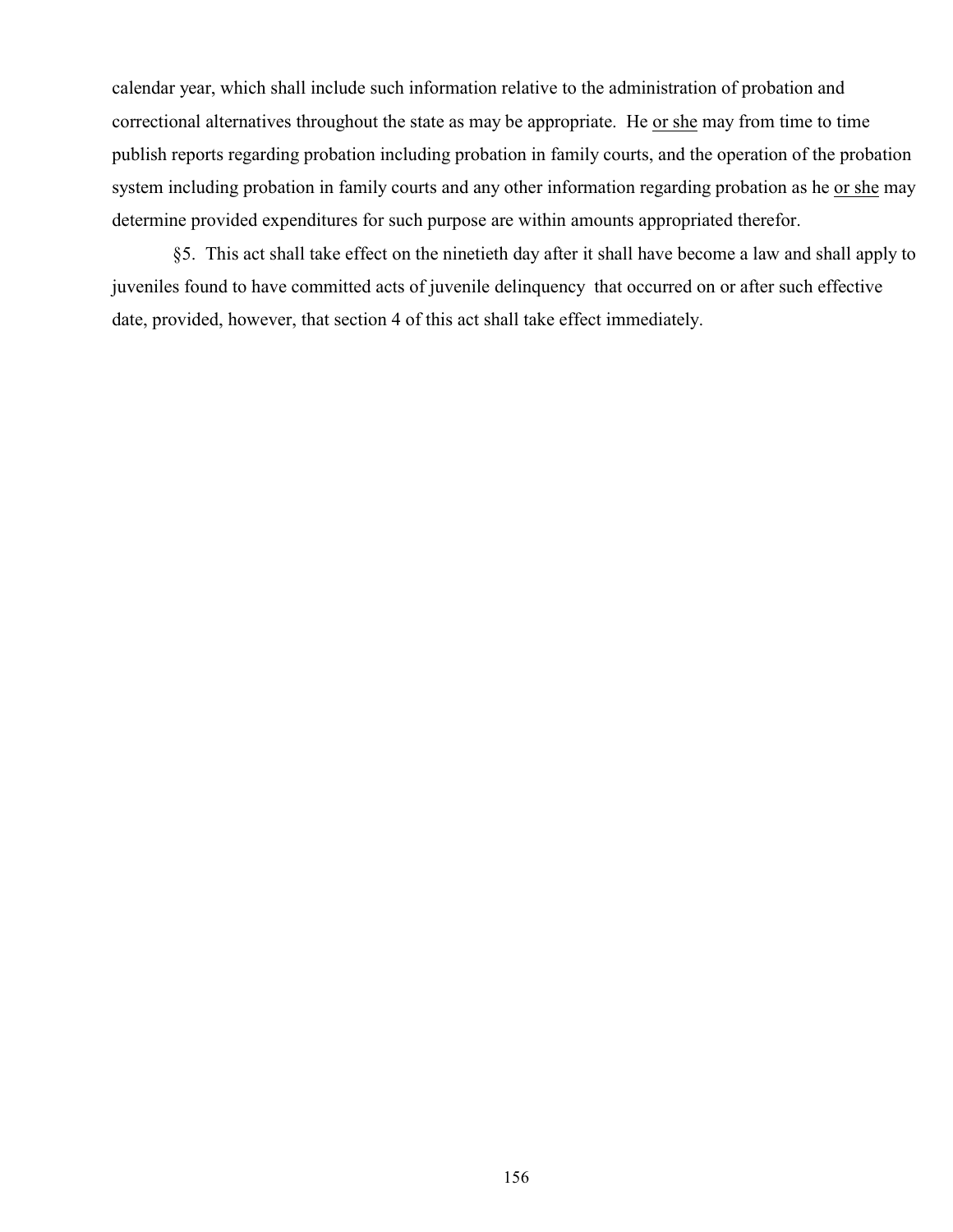calendar year, which shall include such information relative to the administration of probation and correctional alternatives throughout the state as may be appropriate. He <u>or she</u> may from time to time publish reports regarding probation including probation in family courts, and the operation of the probation system including probation in family courts and any other information regarding probation as he <u>or she</u> may determine provided expenditures for such purpose are within amounts appropriated therefor.

§5. This act shall take effect on the ninetieth day after it shall have become a law and shall apply to juveniles found to have committed acts of juvenile delinquency that occurred on or after such effective date, provided, however, that section 4 of this act shall take effect immediately.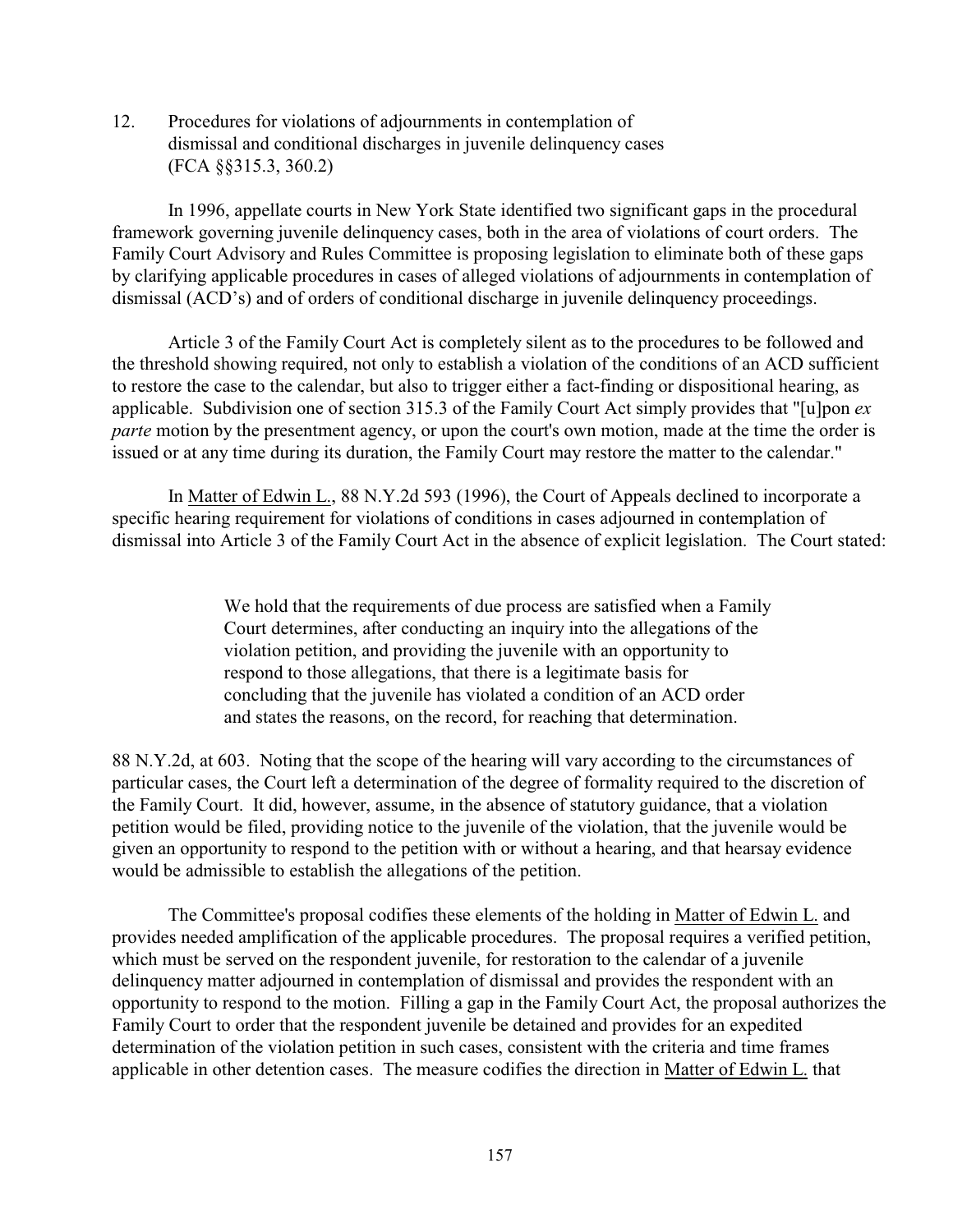12. Procedures for violations of adjournments in contemplation of dismissal and conditional discharges in juvenile delinquency cases (FCA §§315.3, 360.2)

In 1996, appellate courts in New York State identified two significant gaps in the procedural framework governing juvenile delinquency cases, both in the area of violations of court orders. The Family Court Advisory and Rules Committee is proposing legislation to eliminate both of these gaps by clarifying applicable procedures in cases of alleged violations of adjournments in contemplation of dismissal (ACD's) and of orders of conditional discharge in juvenile delinquency proceedings.

Article 3 of the Family Court Act is completely silent as to the procedures to be followed and the threshold showing required, not only to establish a violation of the conditions of an ACD sufficient to restore the case to the calendar, but also to trigger either a fact-finding or dispositional hearing, as applicable. Subdivision one of section 315.3 of the Family Court Act simply provides that "[u]pon *ex parte* motion by the presentment agency, or upon the court's own motion, made at the time the order is issued or at any time during its duration, the Family Court may restore the matter to the calendar."

In Matter of Edwin L., 88 N.Y.2d 593 (1996), the Court of Appeals declined to incorporate a specific hearing requirement for violations of conditions in cases adjourned in contemplation of dismissal into Article 3 of the Family Court Act in the absence of explicit legislation. The Court stated:

> We hold that the requirements of due process are satisfied when a Family Court determines, after conducting an inquiry into the allegations of the violation petition, and providing the juvenile with an opportunity to respond to those allegations, that there is a legitimate basis for concluding that the juvenile has violated a condition of an ACD order and states the reasons, on the record, for reaching that determination.

88 N.Y.2d, at 603. Noting that the scope of the hearing will vary according to the circumstances of particular cases, the Court left a determination of the degree of formality required to the discretion of the Family Court. It did, however, assume, in the absence of statutory guidance, that a violation petition would be filed, providing notice to the juvenile of the violation, that the juvenile would be given an opportunity to respond to the petition with or without a hearing, and that hearsay evidence would be admissible to establish the allegations of the petition.

The Committee's proposal codifies these elements of the holding in Matter of Edwin L. and provides needed amplification of the applicable procedures. The proposal requires a verified petition, which must be served on the respondent juvenile, for restoration to the calendar of a juvenile delinquency matter adjourned in contemplation of dismissal and provides the respondent with an opportunity to respond to the motion. Filling a gap in the Family Court Act, the proposal authorizes the Family Court to order that the respondent juvenile be detained and provides for an expedited determination of the violation petition in such cases, consistent with the criteria and time frames applicable in other detention cases. The measure codifies the direction in Matter of Edwin L. that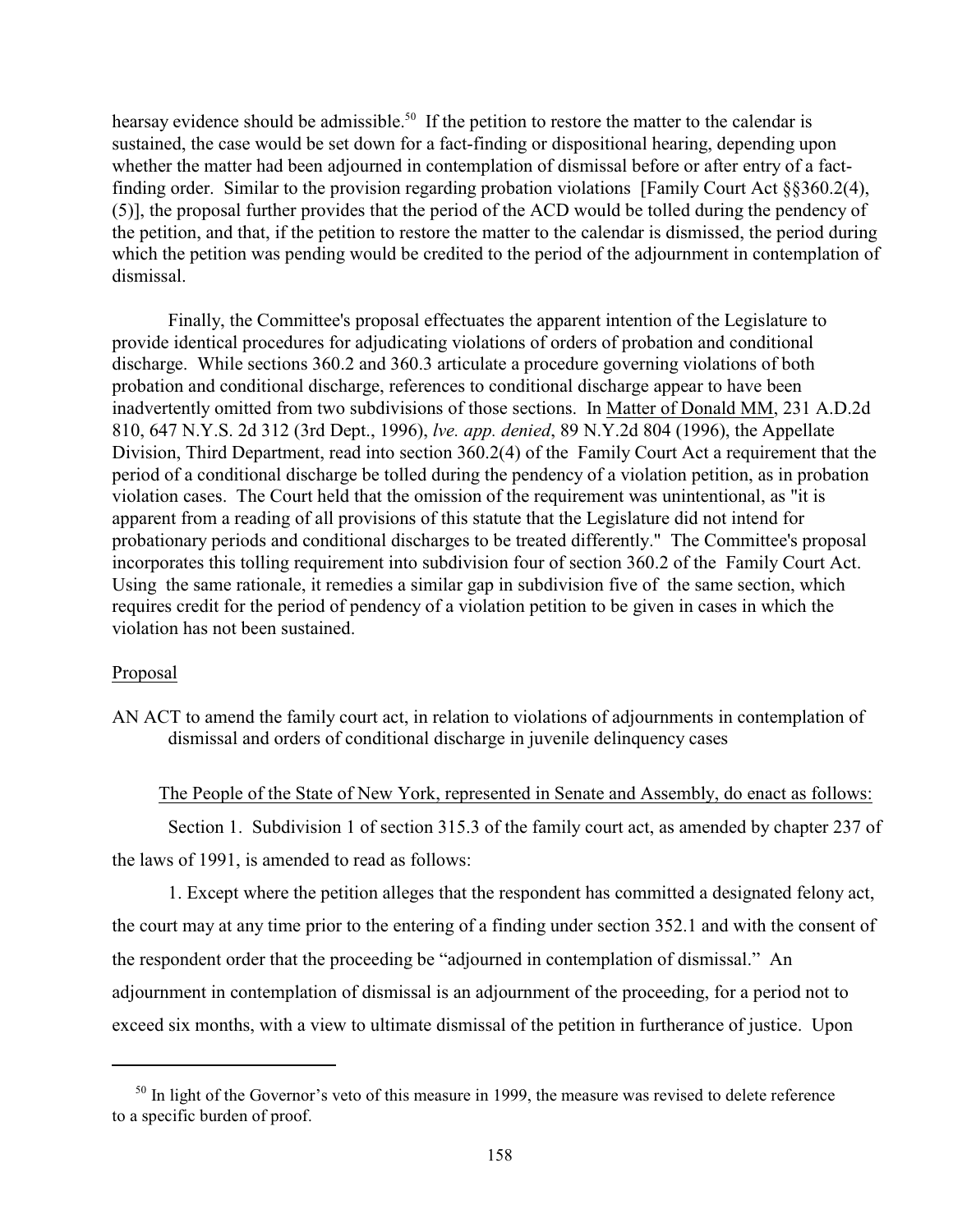hearsay evidence should be admissible.[50] If the petition to restore the matter to the calendar is sustained, the case would be set down for a fact-finding or dispositional hearing, depending upon whether the matter had been adjourned in contemplation of dismissal before or after entry of a fact-finding order. Similar to the provision regarding probation violations [Family Court Act §§360.2(4), (5)], the proposal further provides that the period of the ACD would be tolled during the pendency of the petition, and that, if the petition to restore the matter to the calendar is dismissed, the period during which the petition was pending would be credited to the period of the adjournment in contemplation of dismissal.

Finally, the Committee's proposal effectuates the apparent intention of the Legislature to provide identical procedures for adjudicating violations of orders of probation and conditional discharge. While sections 360.2 and 360.3 articulate a procedure governing violations of both probation and conditional discharge, references to conditional discharge appear to have been inadvertently omitted from two subdivisions of those sections. In Matter of Donald MM, 231 A.D.2d 810, 647 N.Y.S. 2d 312 (3rd Dept., 1996), *lve. app. denied*, 89 N.Y.2d 804 (1996), the Appellate Division, Third Department, read into section 360.2(4) of the Family Court Act a requirement that the period of a conditional discharge be tolled during the pendency of a violation petition, as in probation violation cases. The Court held that the omission of the requirement was unintentional, as "it is apparent from a reading of all provisions of this statute that the Legislature did not intend for probationary periods and conditional discharges to be treated differently." The Committee's proposal incorporates this tolling requirement into subdivision four of section 360.2 of the Family Court Act. Using the same rationale, it remedies a similar gap in subdivision five of the same section, which requires credit for the period of pendency of a violation petition to be given in cases in which the violation has not been sustained.

## Proposal

AN ACT to amend the family court act, in relation to violations of adjournments in contemplation of dismissal and orders of conditional discharge in juvenile delinquency cases

The People of the State of New York, represented in Senate and Assembly, do enact as follows:

Section 1. Subdivision 1 of section 315.3 of the family court act, as amended by chapter 237 of the laws of 1991, is amended to read as follows:

1. Except where the petition alleges that the respondent has committed a designated felony act, the court may at any time prior to the entering of a finding under section 352.1 and with the consent of the respondent order that the proceeding be "adjourned in contemplation of dismissal." An adjournment in contemplation of dismissal is an adjournment of the proceeding, for a period not to exceed six months, with a view to ultimate dismissal of the petition in furtherance of justice. Upon

---

[50] In light of the Governor's veto of this measure in 1999, the measure was revised to delete reference to a specific burden of proof.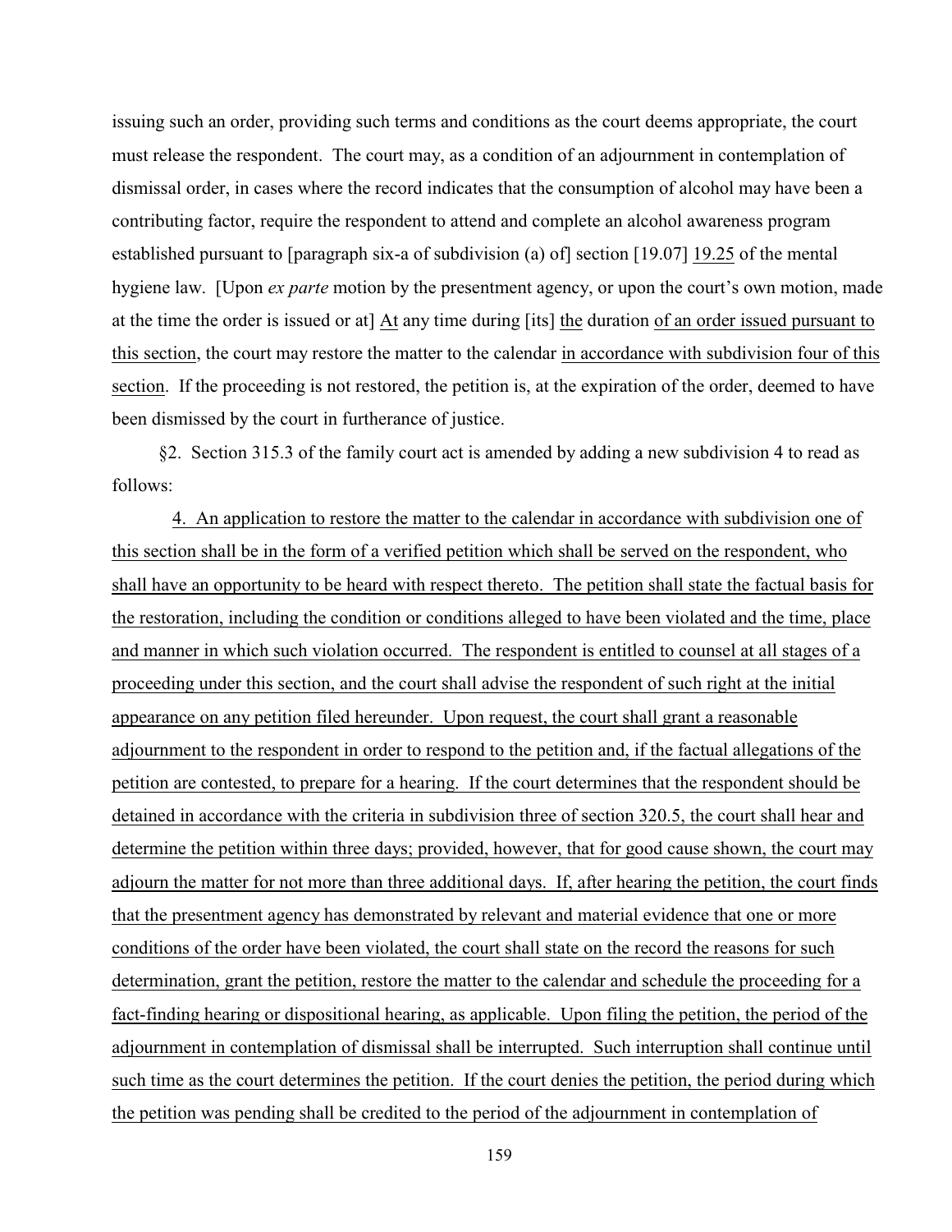issuing such an order, providing such terms and conditions as the court deems appropriate, the court must release the respondent. The court may, as a condition of an adjournment in contemplation of dismissal order, in cases where the record indicates that the consumption of alcohol may have been a contributing factor, require the respondent to attend and complete an alcohol awareness program established pursuant to [paragraph six-a of subdivision (a) of] section [19.07] <u>19.25</u> of the mental hygiene law. [Upon *ex parte* motion by the presentment agency, or upon the court's own motion, made at the time the order is issued or at] <u>At</u> any time during [its] <u>the</u> duration <u>of an order issued pursuant to this section</u>, the court may restore the matter to the calendar <u>in accordance with subdivision four of this section</u>. If the proceeding is not restored, the petition is, at the expiration of the order, deemed to have been dismissed by the court in furtherance of justice.

§2. Section 315.3 of the family court act is amended by adding a new subdivision 4 to read as follows:

<u>4. An application to restore the matter to the calendar in accordance with subdivision one of this section shall be in the form of a verified petition which shall be served on the respondent, who shall have an opportunity to be heard with respect thereto. The petition shall state the factual basis for the restoration, including the condition or conditions alleged to have been violated and the time, place and manner in which such violation occurred. The respondent is entitled to counsel at all stages of a proceeding under this section, and the court shall advise the respondent of such right at the initial appearance on any petition filed hereunder. Upon request, the court shall grant a reasonable adjournment to the respondent in order to respond to the petition and, if the factual allegations of the petition are contested, to prepare for a hearing. If the court determines that the respondent should be detained in accordance with the criteria in subdivision three of section 320.5, the court shall hear and determine the petition within three days; provided, however, that for good cause shown, the court may adjourn the matter for not more than three additional days. If, after hearing the petition, the court finds that the presentment agency has demonstrated by relevant and material evidence that one or more conditions of the order have been violated, the court shall state on the record the reasons for such determination, grant the petition, restore the matter to the calendar and schedule the proceeding for a fact-finding hearing or dispositional hearing, as applicable. Upon filing the petition, the period of the adjournment in contemplation of dismissal shall be interrupted. Such interruption shall continue until such time as the court determines the petition. If the court denies the petition, the period during which the petition was pending shall be credited to the period of the adjournment in contemplation of</u>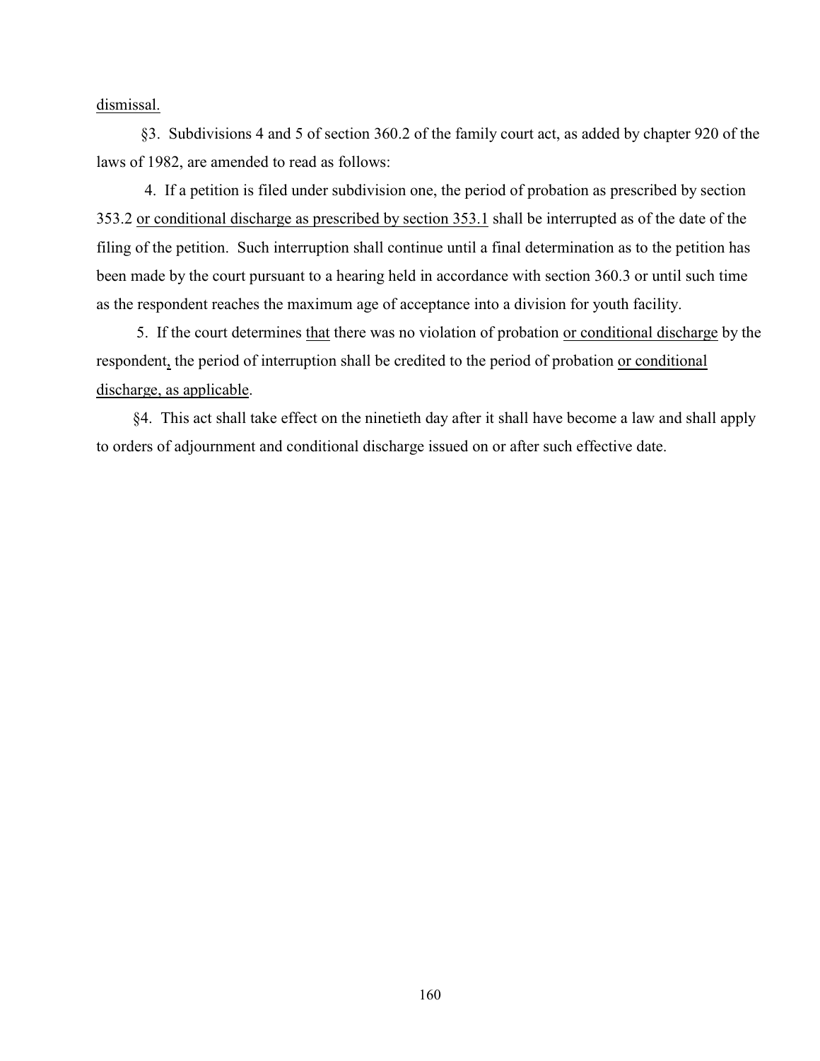dismissal.

§3. Subdivisions 4 and 5 of section 360.2 of the family court act, as added by chapter 920 of the laws of 1982, are amended to read as follows:

4. If a petition is filed under subdivision one, the period of probation as prescribed by section 353.2 <u>or conditional discharge as prescribed by section 353.1</u> shall be interrupted as of the date of the filing of the petition. Such interruption shall continue until a final determination as to the petition has been made by the court pursuant to a hearing held in accordance with section 360.3 or until such time as the respondent reaches the maximum age of acceptance into a division for youth facility.

5. If the court determines <u>that</u> there was no violation of probation <u>or conditional discharge</u> by the respondent<u>,</u> the period of interruption shall be credited to the period of probation <u>or conditional discharge, as applicable</u>.

§4. This act shall take effect on the ninetieth day after it shall have become a law and shall apply to orders of adjournment and conditional discharge issued on or after such effective date.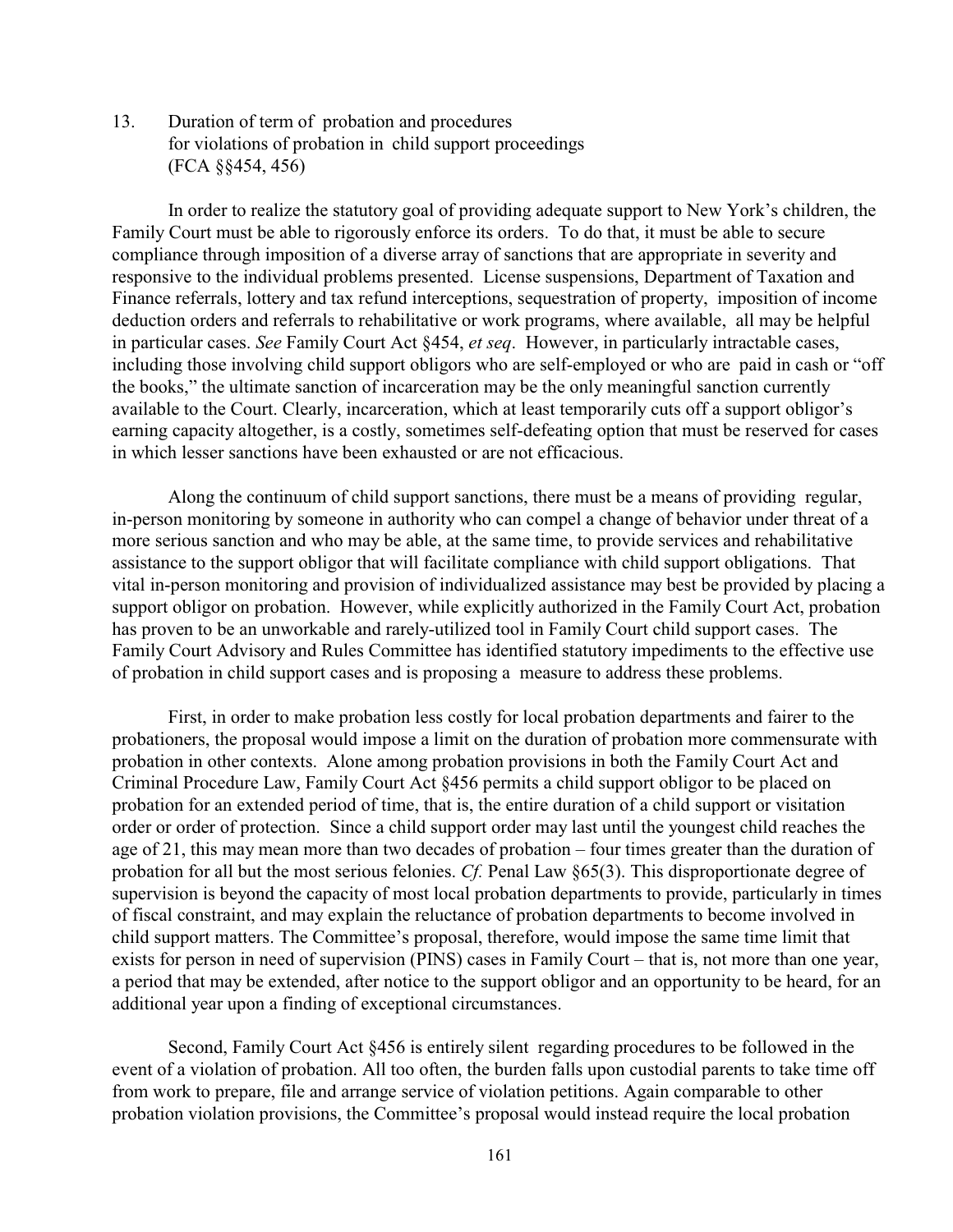13. Duration of term of probation and procedures for violations of probation in child support proceedings (FCA §§454, 456)

In order to realize the statutory goal of providing adequate support to New York's children, the Family Court must be able to rigorously enforce its orders. To do that, it must be able to secure compliance through imposition of a diverse array of sanctions that are appropriate in severity and responsive to the individual problems presented. License suspensions, Department of Taxation and Finance referrals, lottery and tax refund interceptions, sequestration of property, imposition of income deduction orders and referrals to rehabilitative or work programs, where available, all may be helpful in particular cases. *See* Family Court Act §454, *et seq*. However, in particularly intractable cases, including those involving child support obligors who are self-employed or who are paid in cash or "off the books," the ultimate sanction of incarceration may be the only meaningful sanction currently available to the Court. Clearly, incarceration, which at least temporarily cuts off a support obligor's earning capacity altogether, is a costly, sometimes self-defeating option that must be reserved for cases in which lesser sanctions have been exhausted or are not efficacious.

Along the continuum of child support sanctions, there must be a means of providing regular, in-person monitoring by someone in authority who can compel a change of behavior under threat of a more serious sanction and who may be able, at the same time, to provide services and rehabilitative assistance to the support obligor that will facilitate compliance with child support obligations. That vital in-person monitoring and provision of individualized assistance may best be provided by placing a support obligor on probation. However, while explicitly authorized in the Family Court Act, probation has proven to be an unworkable and rarely-utilized tool in Family Court child support cases. The Family Court Advisory and Rules Committee has identified statutory impediments to the effective use of probation in child support cases and is proposing a measure to address these problems.

First, in order to make probation less costly for local probation departments and fairer to the probationers, the proposal would impose a limit on the duration of probation more commensurate with probation in other contexts. Alone among probation provisions in both the Family Court Act and Criminal Procedure Law, Family Court Act §456 permits a child support obligor to be placed on probation for an extended period of time, that is, the entire duration of a child support or visitation order or order of protection. Since a child support order may last until the youngest child reaches the age of 21, this may mean more than two decades of probation – four times greater than the duration of probation for all but the most serious felonies. *Cf.* Penal Law §65(3). This disproportionate degree of supervision is beyond the capacity of most local probation departments to provide, particularly in times of fiscal constraint, and may explain the reluctance of probation departments to become involved in child support matters. The Committee's proposal, therefore, would impose the same time limit that exists for person in need of supervision (PINS) cases in Family Court – that is, not more than one year, a period that may be extended, after notice to the support obligor and an opportunity to be heard, for an additional year upon a finding of exceptional circumstances.

Second, Family Court Act §456 is entirely silent regarding procedures to be followed in the event of a violation of probation. All too often, the burden falls upon custodial parents to take time off from work to prepare, file and arrange service of violation petitions. Again comparable to other probation violation provisions, the Committee's proposal would instead require the local probation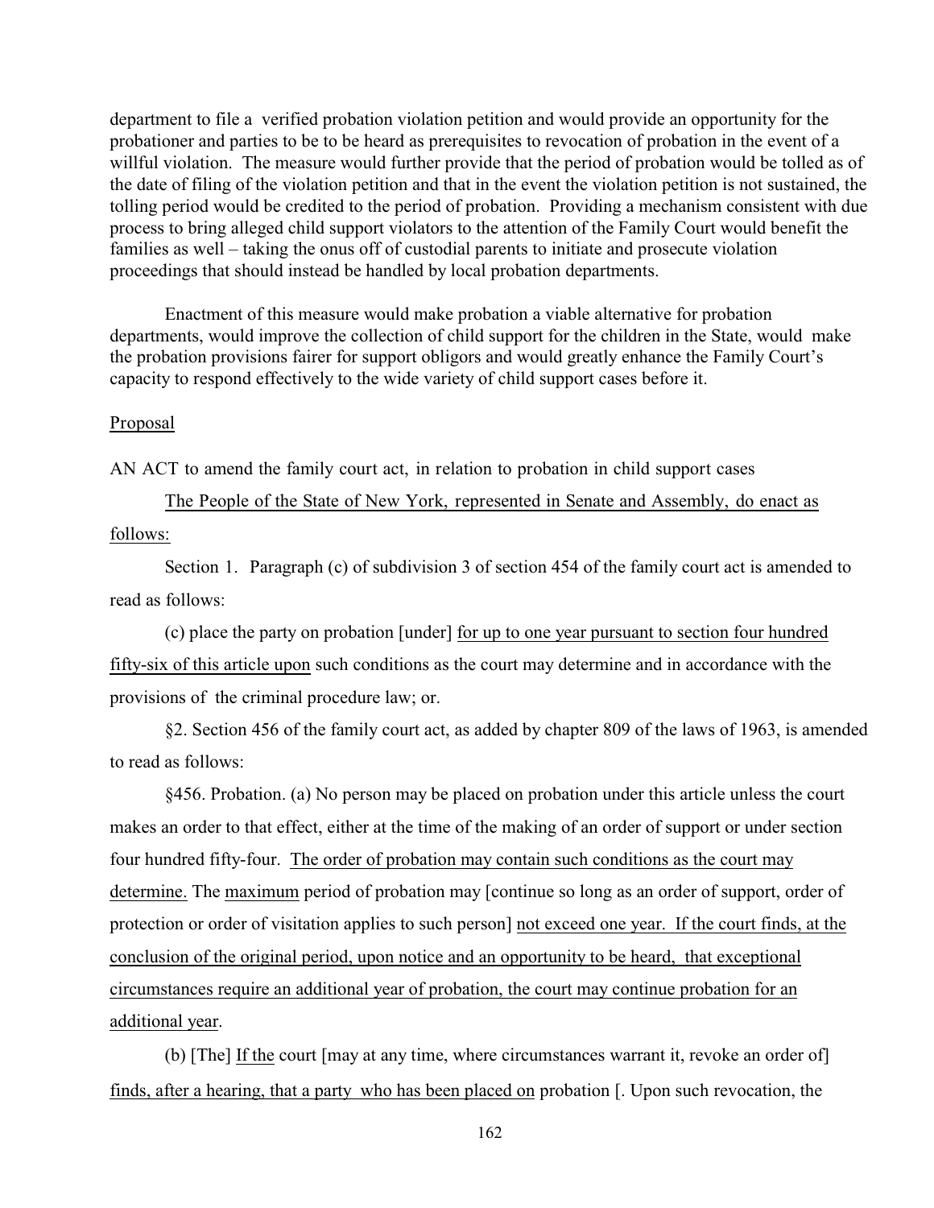department to file a verified probation violation petition and would provide an opportunity for the probationer and parties to be to be heard as prerequisites to revocation of probation in the event of a willful violation. The measure would further provide that the period of probation would be tolled as of the date of filing of the violation petition and that in the event the violation petition is not sustained, the tolling period would be credited to the period of probation. Providing a mechanism consistent with due process to bring alleged child support violators to the attention of the Family Court would benefit the families as well – taking the onus off of custodial parents to initiate and prosecute violation proceedings that should instead be handled by local probation departments.

Enactment of this measure would make probation a viable alternative for probation departments, would improve the collection of child support for the children in the State, would make the probation provisions fairer for support obligors and would greatly enhance the Family Court's capacity to respond effectively to the wide variety of child support cases before it.

Proposal

AN ACT to amend the family court act, in relation to probation in child support cases

The People of the State of New York, represented in Senate and Assembly, do enact as follows:

Section 1. Paragraph (c) of subdivision 3 of section 454 of the family court act is amended to read as follows:

(c) place the party on probation [under] for up to one year pursuant to section four hundred fifty-six of this article upon such conditions as the court may determine and in accordance with the provisions of the criminal procedure law; or.

§2. Section 456 of the family court act, as added by chapter 809 of the laws of 1963, is amended to read as follows:

§456. Probation. (a) No person may be placed on probation under this article unless the court makes an order to that effect, either at the time of the making of an order of support or under section four hundred fifty-four. The order of probation may contain such conditions as the court may determine. The maximum period of probation may [continue so long as an order of support, order of protection or order of visitation applies to such person] not exceed one year. If the court finds, at the conclusion of the original period, upon notice and an opportunity to be heard, that exceptional circumstances require an additional year of probation, the court may continue probation for an additional year.

(b) [The] If the court [may at any time, where circumstances warrant it, revoke an order of] finds, after a hearing, that a party who has been placed on probation [. Upon such revocation, the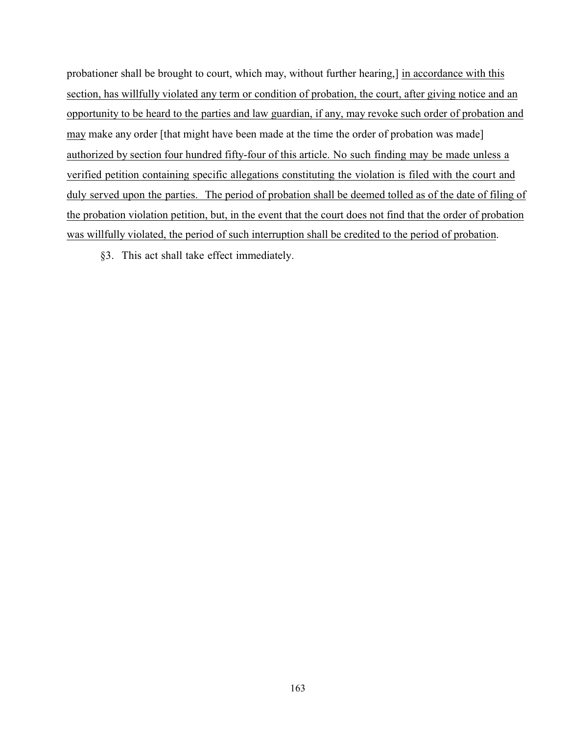probationer shall be brought to court, which may, without further hearing,] <u>in accordance with this section, has willfully violated any term or condition of probation, the court, after giving notice and an opportunity to be heard to the parties and law guardian, if any, may revoke such order of probation and may</u> make any order [that might have been made at the time the order of probation was made] <u>authorized by section four hundred fifty-four of this article. No such finding may be made unless a verified petition containing specific allegations constituting the violation is filed with the court and duly served upon the parties. The period of probation shall be deemed tolled as of the date of filing of the probation violation petition, but, in the event that the court does not find that the order of probation was willfully violated, the period of such interruption shall be credited to the period of probation</u>.

§3. This act shall take effect immediately.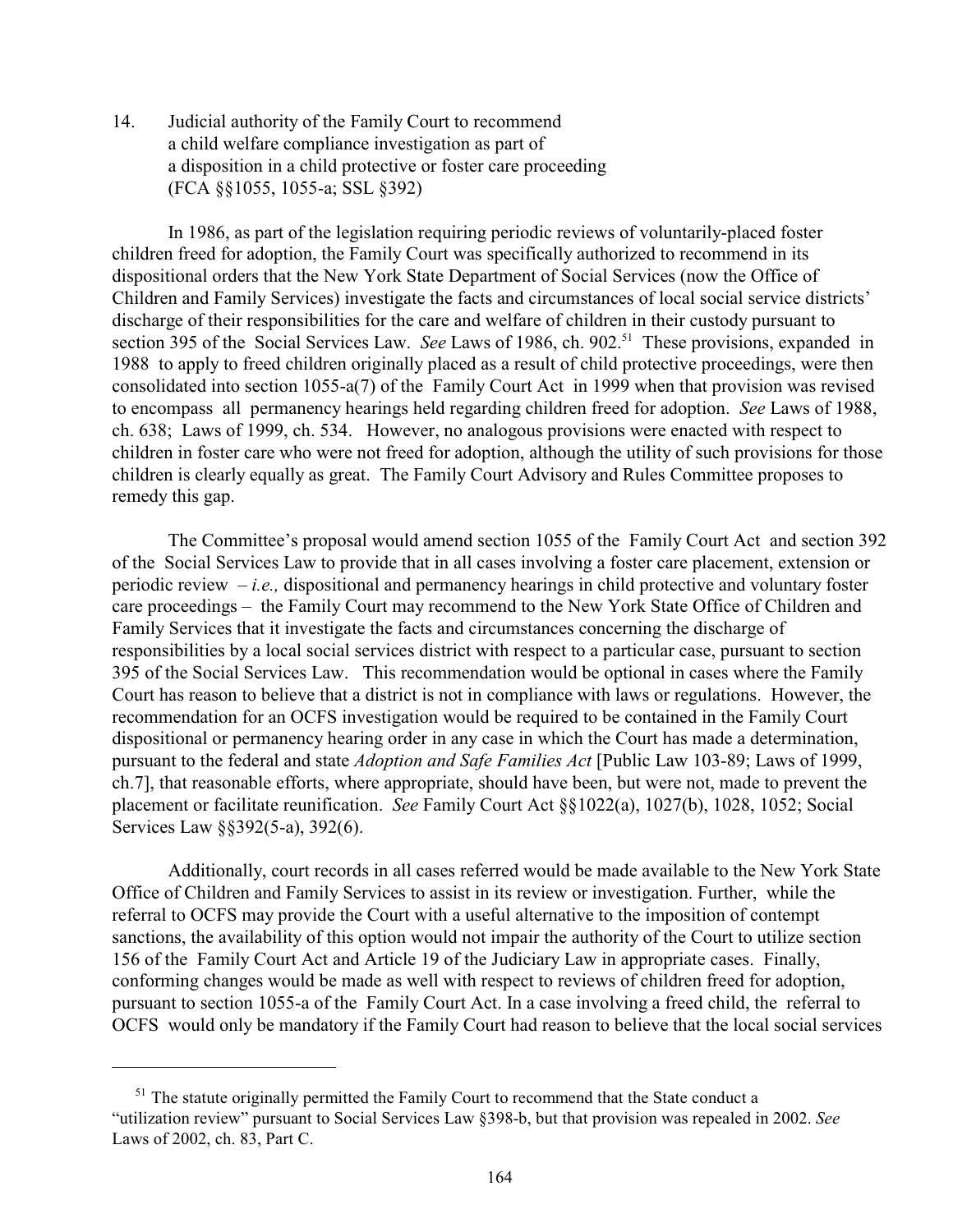14. Judicial authority of the Family Court to recommend a child welfare compliance investigation as part of a disposition in a child protective or foster care proceeding (FCA §§1055, 1055-a; SSL §392)

In 1986, as part of the legislation requiring periodic reviews of voluntarily-placed foster children freed for adoption, the Family Court was specifically authorized to recommend in its dispositional orders that the New York State Department of Social Services (now the Office of Children and Family Services) investigate the facts and circumstances of local social service districts' discharge of their responsibilities for the care and welfare of children in their custody pursuant to section 395 of the Social Services Law. *See* Laws of 1986, ch. 902.[51] These provisions, expanded in 1988 to apply to freed children originally placed as a result of child protective proceedings, were then consolidated into section 1055-a(7) of the Family Court Act in 1999 when that provision was revised to encompass all permanency hearings held regarding children freed for adoption. *See* Laws of 1988, ch. 638; Laws of 1999, ch. 534. However, no analogous provisions were enacted with respect to children in foster care who were not freed for adoption, although the utility of such provisions for those children is clearly equally as great. The Family Court Advisory and Rules Committee proposes to remedy this gap.

The Committee's proposal would amend section 1055 of the Family Court Act and section 392 of the Social Services Law to provide that in all cases involving a foster care placement, extension or periodic review – *i.e.,* dispositional and permanency hearings in child protective and voluntary foster care proceedings – the Family Court may recommend to the New York State Office of Children and Family Services that it investigate the facts and circumstances concerning the discharge of responsibilities by a local social services district with respect to a particular case, pursuant to section 395 of the Social Services Law. This recommendation would be optional in cases where the Family Court has reason to believe that a district is not in compliance with laws or regulations. However, the recommendation for an OCFS investigation would be required to be contained in the Family Court dispositional or permanency hearing order in any case in which the Court has made a determination, pursuant to the federal and state *Adoption and Safe Families Act* [Public Law 103-89; Laws of 1999, ch.7], that reasonable efforts, where appropriate, should have been, but were not, made to prevent the placement or facilitate reunification. *See* Family Court Act §§1022(a), 1027(b), 1028, 1052; Social Services Law §§392(5-a), 392(6).

Additionally, court records in all cases referred would be made available to the New York State Office of Children and Family Services to assist in its review or investigation. Further, while the referral to OCFS may provide the Court with a useful alternative to the imposition of contempt sanctions, the availability of this option would not impair the authority of the Court to utilize section 156 of the Family Court Act and Article 19 of the Judiciary Law in appropriate cases. Finally, conforming changes would be made as well with respect to reviews of children freed for adoption, pursuant to section 1055-a of the Family Court Act. In a case involving a freed child, the referral to OCFS would only be mandatory if the Family Court had reason to believe that the local social services

---

[51] The statute originally permitted the Family Court to recommend that the State conduct a "utilization review" pursuant to Social Services Law §398-b, but that provision was repealed in 2002. *See* Laws of 2002, ch. 83, Part C.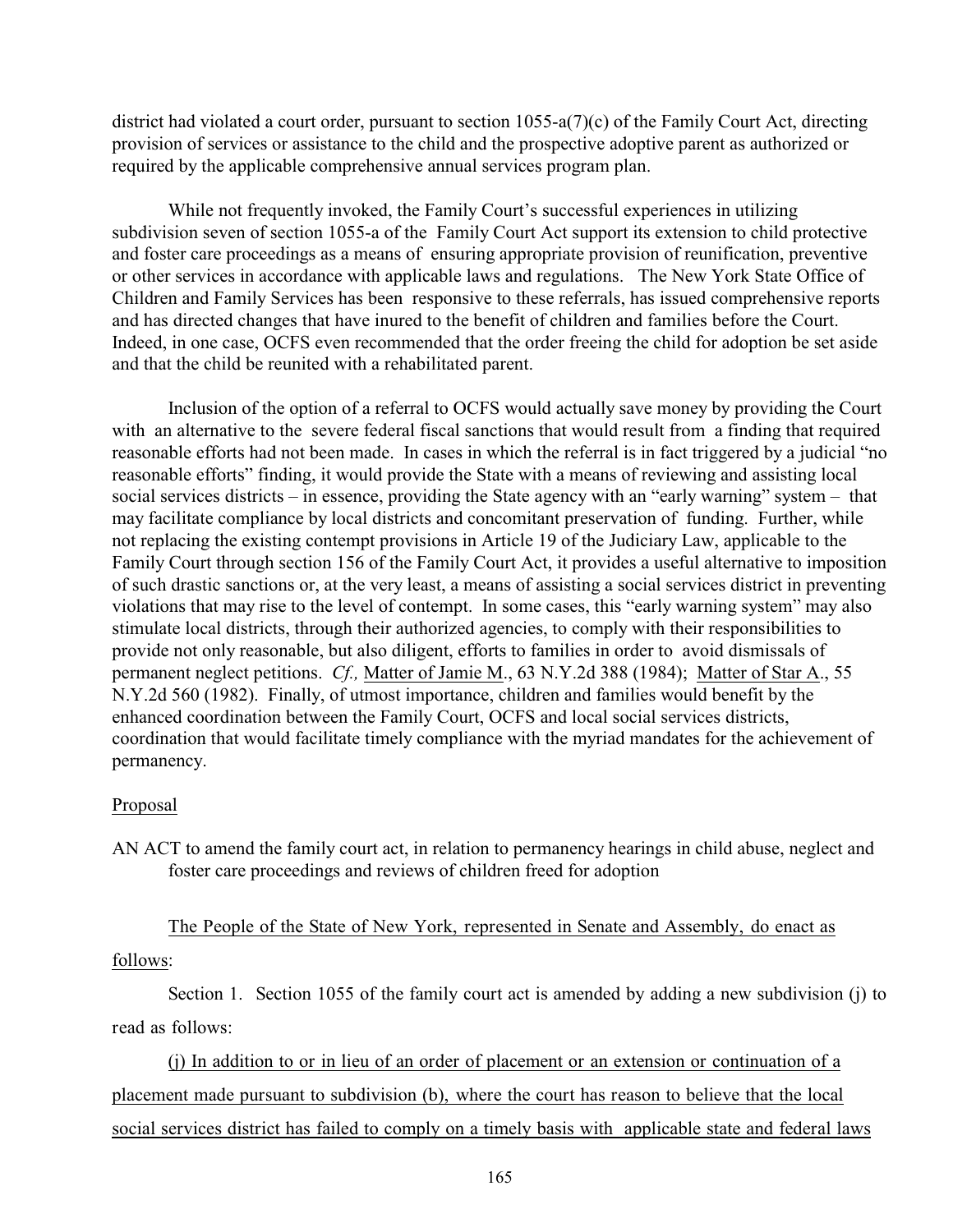district had violated a court order, pursuant to section 1055-a(7)(c) of the Family Court Act, directing provision of services or assistance to the child and the prospective adoptive parent as authorized or required by the applicable comprehensive annual services program plan.

While not frequently invoked, the Family Court's successful experiences in utilizing subdivision seven of section 1055-a of the Family Court Act support its extension to child protective and foster care proceedings as a means of ensuring appropriate provision of reunification, preventive or other services in accordance with applicable laws and regulations. The New York State Office of Children and Family Services has been responsive to these referrals, has issued comprehensive reports and has directed changes that have inured to the benefit of children and families before the Court. Indeed, in one case, OCFS even recommended that the order freeing the child for adoption be set aside and that the child be reunited with a rehabilitated parent.

Inclusion of the option of a referral to OCFS would actually save money by providing the Court with an alternative to the severe federal fiscal sanctions that would result from a finding that required reasonable efforts had not been made. In cases in which the referral is in fact triggered by a judicial "no reasonable efforts" finding, it would provide the State with a means of reviewing and assisting local social services districts – in essence, providing the State agency with an "early warning" system – that may facilitate compliance by local districts and concomitant preservation of funding. Further, while not replacing the existing contempt provisions in Article 19 of the Judiciary Law, applicable to the Family Court through section 156 of the Family Court Act, it provides a useful alternative to imposition of such drastic sanctions or, at the very least, a means of assisting a social services district in preventing violations that may rise to the level of contempt. In some cases, this "early warning system" may also stimulate local districts, through their authorized agencies, to comply with their responsibilities to provide not only reasonable, but also diligent, efforts to families in order to avoid dismissals of permanent neglect petitions. *Cf.,* Matter of Jamie M., 63 N.Y.2d 388 (1984); Matter of Star A., 55 N.Y.2d 560 (1982). Finally, of utmost importance, children and families would benefit by the enhanced coordination between the Family Court, OCFS and local social services districts, coordination that would facilitate timely compliance with the myriad mandates for the achievement of permanency.

Proposal

AN ACT to amend the family court act, in relation to permanency hearings in child abuse, neglect and foster care proceedings and reviews of children freed for adoption

The People of the State of New York, represented in Senate and Assembly, do enact as follows:

Section 1. Section 1055 of the family court act is amended by adding a new subdivision (j) to read as follows:

(j) In addition to or in lieu of an order of placement or an extension or continuation of a placement made pursuant to subdivision (b), where the court has reason to believe that the local social services district has failed to comply on a timely basis with applicable state and federal laws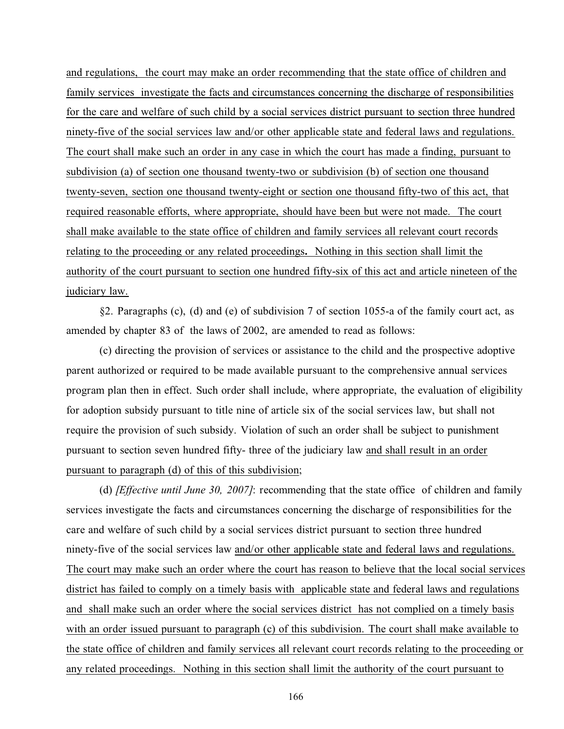<u>and regulations, the court may make an order recommending that the state office of children and family services investigate the facts and circumstances concerning the discharge of responsibilities for the care and welfare of such child by a social services district pursuant to section three hundred ninety-five of the social services law and/or other applicable state and federal laws and regulations. The court shall make such an order in any case in which the court has made a finding, pursuant to subdivision (a) of section one thousand twenty-two or subdivision (b) of section one thousand twenty-seven, section one thousand twenty-eight or section one thousand fifty-two of this act, that required reasonable efforts, where appropriate, should have been but were not made. The court shall make available to the state office of children and family services all relevant court records relating to the proceeding or any related proceedings. Nothing in this section shall limit the authority of the court pursuant to section one hundred fifty-six of this act and article nineteen of the judiciary law.</u>

§2. Paragraphs (c), (d) and (e) of subdivision 7 of section 1055-a of the family court act, as amended by chapter 83 of the laws of 2002, are amended to read as follows:

(c) directing the provision of services or assistance to the child and the prospective adoptive parent authorized or required to be made available pursuant to the comprehensive annual services program plan then in effect. Such order shall include, where appropriate, the evaluation of eligibility for adoption subsidy pursuant to title nine of article six of the social services law, but shall not require the provision of such subsidy. Violation of such an order shall be subject to punishment pursuant to section seven hundred fifty- three of the judiciary law <u>and shall result in an order pursuant to paragraph (d) of this of this subdivision</u>;

(d) *[Effective until June 30, 2007]*: recommending that the state office of children and family services investigate the facts and circumstances concerning the discharge of responsibilities for the care and welfare of such child by a social services district pursuant to section three hundred ninety-five of the social services law <u>and/or other applicable state and federal laws and regulations. The court may make such an order where the court has reason to believe that the local social services district has failed to comply on a timely basis with applicable state and federal laws and regulations and shall make such an order where the social services district has not complied on a timely basis with an order issued pursuant to paragraph (c) of this subdivision. The court shall make available to the state office of children and family services all relevant court records relating to the proceeding or any related proceedings. Nothing in this section shall limit the authority of the court pursuant to</u>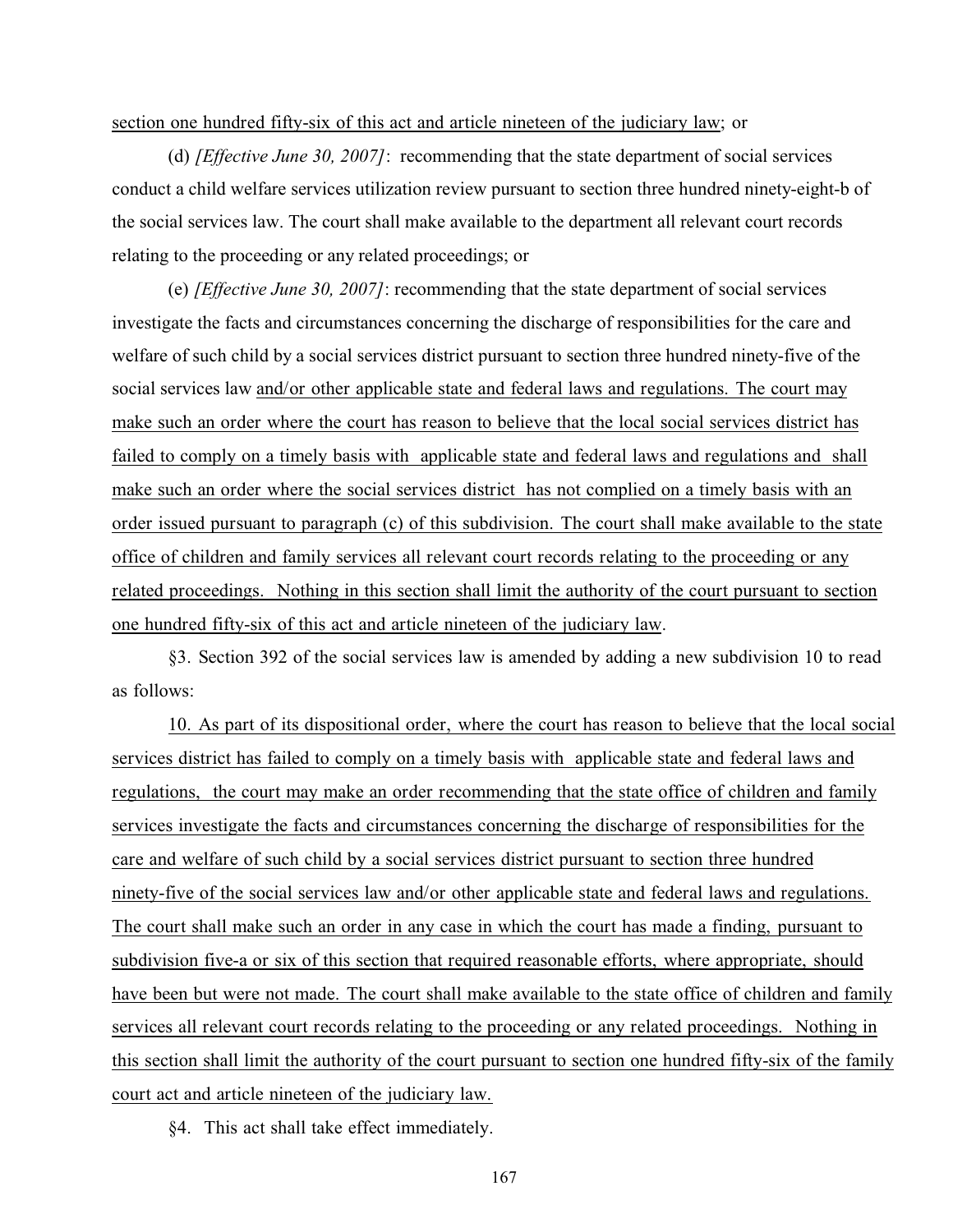section one hundred fifty-six of this act and article nineteen of the judiciary law; or

(d) *[Effective June 30, 2007]*: recommending that the state department of social services conduct a child welfare services utilization review pursuant to section three hundred ninety-eight-b of the social services law. The court shall make available to the department all relevant court records relating to the proceeding or any related proceedings; or

(e) *[Effective June 30, 2007]*: recommending that the state department of social services investigate the facts and circumstances concerning the discharge of responsibilities for the care and welfare of such child by a social services district pursuant to section three hundred ninety-five of the social services law and/or other applicable state and federal laws and regulations. The court may make such an order where the court has reason to believe that the local social services district has failed to comply on a timely basis with applicable state and federal laws and regulations and shall make such an order where the social services district has not complied on a timely basis with an order issued pursuant to paragraph (c) of this subdivision. The court shall make available to the state office of children and family services all relevant court records relating to the proceeding or any related proceedings. Nothing in this section shall limit the authority of the court pursuant to section one hundred fifty-six of this act and article nineteen of the judiciary law.

§3. Section 392 of the social services law is amended by adding a new subdivision 10 to read as follows:

10. As part of its dispositional order, where the court has reason to believe that the local social services district has failed to comply on a timely basis with applicable state and federal laws and regulations, the court may make an order recommending that the state office of children and family services investigate the facts and circumstances concerning the discharge of responsibilities for the care and welfare of such child by a social services district pursuant to section three hundred ninety-five of the social services law and/or other applicable state and federal laws and regulations. The court shall make such an order in any case in which the court has made a finding, pursuant to subdivision five-a or six of this section that required reasonable efforts, where appropriate, should have been but were not made. The court shall make available to the state office of children and family services all relevant court records relating to the proceeding or any related proceedings. Nothing in this section shall limit the authority of the court pursuant to section one hundred fifty-six of the family court act and article nineteen of the judiciary law.

§4. This act shall take effect immediately.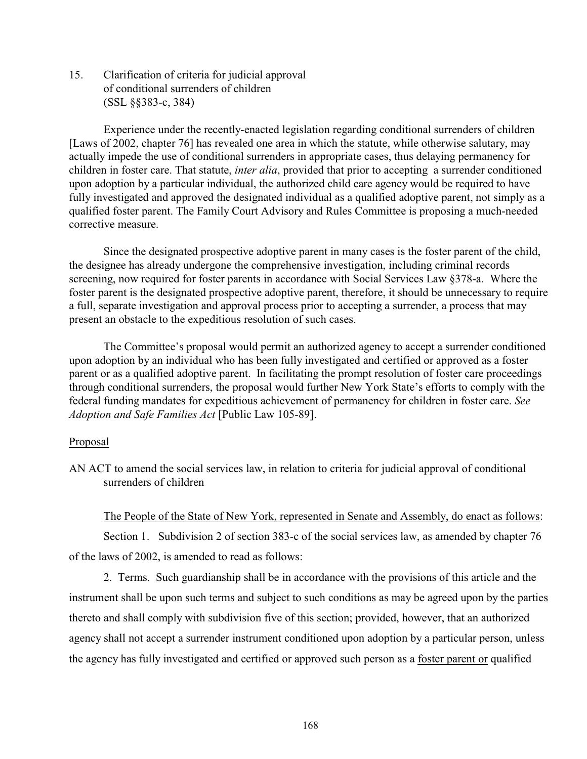15. Clarification of criteria for judicial approval of conditional surrenders of children (SSL §§383-c, 384)

Experience under the recently-enacted legislation regarding conditional surrenders of children [Laws of 2002, chapter 76] has revealed one area in which the statute, while otherwise salutary, may actually impede the use of conditional surrenders in appropriate cases, thus delaying permanency for children in foster care. That statute, *inter alia*, provided that prior to accepting a surrender conditioned upon adoption by a particular individual, the authorized child care agency would be required to have fully investigated and approved the designated individual as a qualified adoptive parent, not simply as a qualified foster parent. The Family Court Advisory and Rules Committee is proposing a much-needed corrective measure.

Since the designated prospective adoptive parent in many cases is the foster parent of the child, the designee has already undergone the comprehensive investigation, including criminal records screening, now required for foster parents in accordance with Social Services Law §378-a. Where the foster parent is the designated prospective adoptive parent, therefore, it should be unnecessary to require a full, separate investigation and approval process prior to accepting a surrender, a process that may present an obstacle to the expeditious resolution of such cases.

The Committee's proposal would permit an authorized agency to accept a surrender conditioned upon adoption by an individual who has been fully investigated and certified or approved as a foster parent or as a qualified adoptive parent. In facilitating the prompt resolution of foster care proceedings through conditional surrenders, the proposal would further New York State's efforts to comply with the federal funding mandates for expeditious achievement of permanency for children in foster care. *See Adoption and Safe Families Act* [Public Law 105-89].

<u>Proposal</u>

AN ACT to amend the social services law, in relation to criteria for judicial approval of conditional surrenders of children

<u>The People of the State of New York, represented in Senate and Assembly, do enact as follows</u>:

Section 1. Subdivision 2 of section 383-c of the social services law, as amended by chapter 76 of the laws of 2002, is amended to read as follows:

2. Terms. Such guardianship shall be in accordance with the provisions of this article and the instrument shall be upon such terms and subject to such conditions as may be agreed upon by the parties thereto and shall comply with subdivision five of this section; provided, however, that an authorized agency shall not accept a surrender instrument conditioned upon adoption by a particular person, unless the agency has fully investigated and certified or approved such person as a <u>foster parent or</u> qualified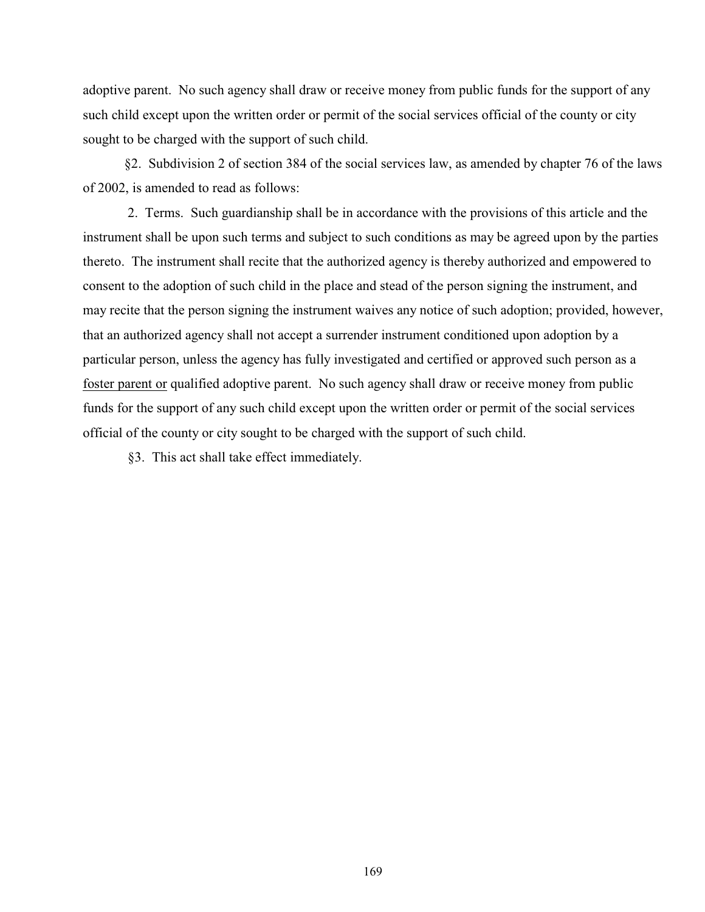adoptive parent. No such agency shall draw or receive money from public funds for the support of any such child except upon the written order or permit of the social services official of the county or city sought to be charged with the support of such child.

§2. Subdivision 2 of section 384 of the social services law, as amended by chapter 76 of the laws of 2002, is amended to read as follows:

2. Terms. Such guardianship shall be in accordance with the provisions of this article and the instrument shall be upon such terms and subject to such conditions as may be agreed upon by the parties thereto. The instrument shall recite that the authorized agency is thereby authorized and empowered to consent to the adoption of such child in the place and stead of the person signing the instrument, and may recite that the person signing the instrument waives any notice of such adoption; provided, however, that an authorized agency shall not accept a surrender instrument conditioned upon adoption by a particular person, unless the agency has fully investigated and certified or approved such person as a <u>foster parent or</u> qualified adoptive parent. No such agency shall draw or receive money from public funds for the support of any such child except upon the written order or permit of the social services official of the county or city sought to be charged with the support of such child.

§3. This act shall take effect immediately.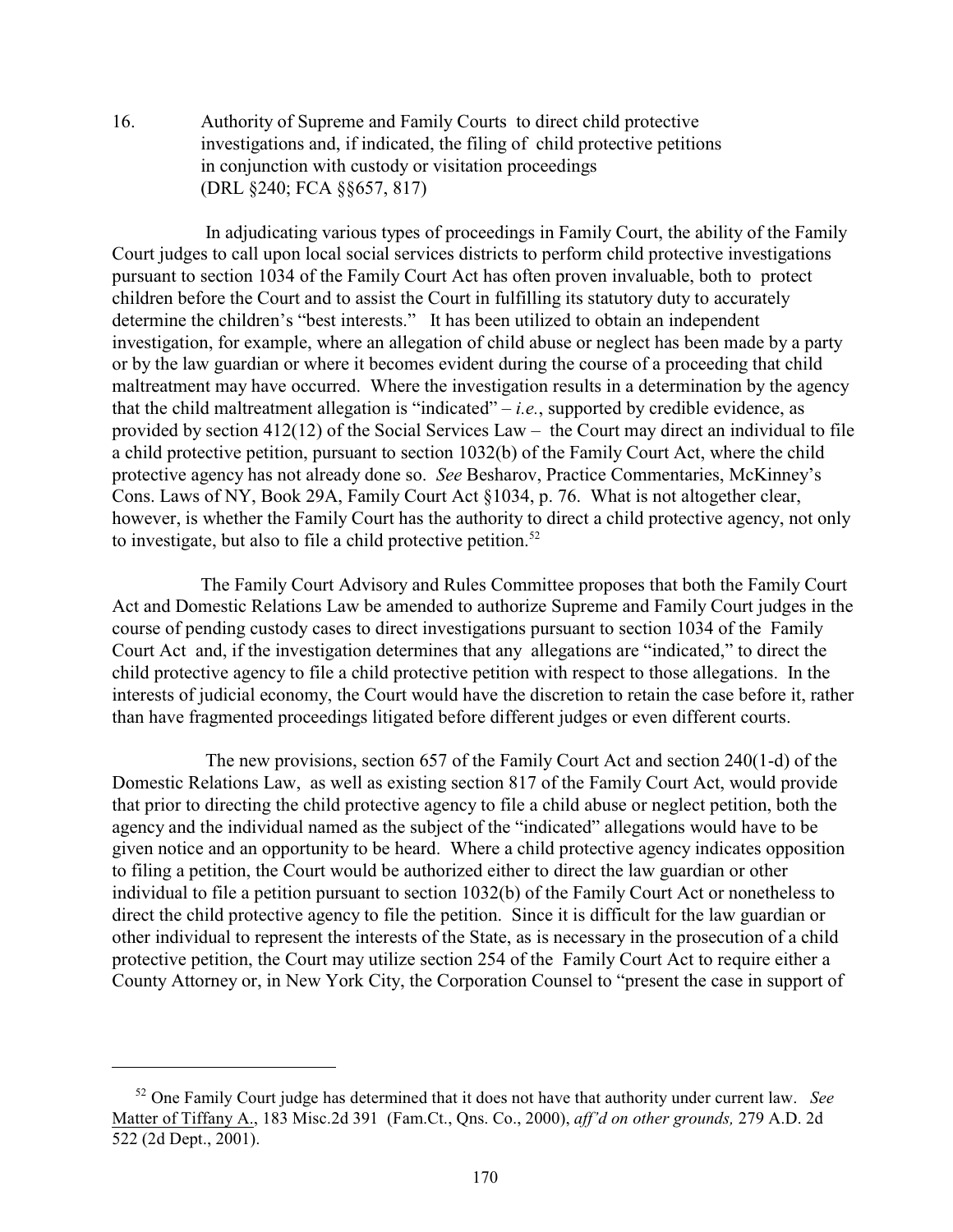16. Authority of Supreme and Family Courts to direct child protective investigations and, if indicated, the filing of child protective petitions in conjunction with custody or visitation proceedings (DRL §240; FCA §§657, 817)

In adjudicating various types of proceedings in Family Court, the ability of the Family Court judges to call upon local social services districts to perform child protective investigations pursuant to section 1034 of the Family Court Act has often proven invaluable, both to protect children before the Court and to assist the Court in fulfilling its statutory duty to accurately determine the children's "best interests." It has been utilized to obtain an independent investigation, for example, where an allegation of child abuse or neglect has been made by a party or by the law guardian or where it becomes evident during the course of a proceeding that child maltreatment may have occurred. Where the investigation results in a determination by the agency that the child maltreatment allegation is "indicated" – *i.e.*, supported by credible evidence, as provided by section 412(12) of the Social Services Law – the Court may direct an individual to file a child protective petition, pursuant to section 1032(b) of the Family Court Act, where the child protective agency has not already done so. *See* Besharov, Practice Commentaries, McKinney's Cons. Laws of NY, Book 29A, Family Court Act §1034, p. 76. What is not altogether clear, however, is whether the Family Court has the authority to direct a child protective agency, not only to investigate, but also to file a child protective petition.[52]

The Family Court Advisory and Rules Committee proposes that both the Family Court Act and Domestic Relations Law be amended to authorize Supreme and Family Court judges in the course of pending custody cases to direct investigations pursuant to section 1034 of the Family Court Act and, if the investigation determines that any allegations are "indicated," to direct the child protective agency to file a child protective petition with respect to those allegations. In the interests of judicial economy, the Court would have the discretion to retain the case before it, rather than have fragmented proceedings litigated before different judges or even different courts.

The new provisions, section 657 of the Family Court Act and section 240(1-d) of the Domestic Relations Law, as well as existing section 817 of the Family Court Act, would provide that prior to directing the child protective agency to file a child abuse or neglect petition, both the agency and the individual named as the subject of the "indicated" allegations would have to be given notice and an opportunity to be heard. Where a child protective agency indicates opposition to filing a petition, the Court would be authorized either to direct the law guardian or other individual to file a petition pursuant to section 1032(b) of the Family Court Act or nonetheless to direct the child protective agency to file the petition. Since it is difficult for the law guardian or other individual to represent the interests of the State, as is necessary in the prosecution of a child protective petition, the Court may utilize section 254 of the Family Court Act to require either a County Attorney or, in New York City, the Corporation Counsel to "present the case in support of

---

[52] One Family Court judge has determined that it does not have that authority under current law. *See* Matter of Tiffany A., 183 Misc.2d 391 (Fam.Ct., Qns. Co., 2000), *aff'd on other grounds,* 279 A.D. 2d 522 (2d Dept., 2001).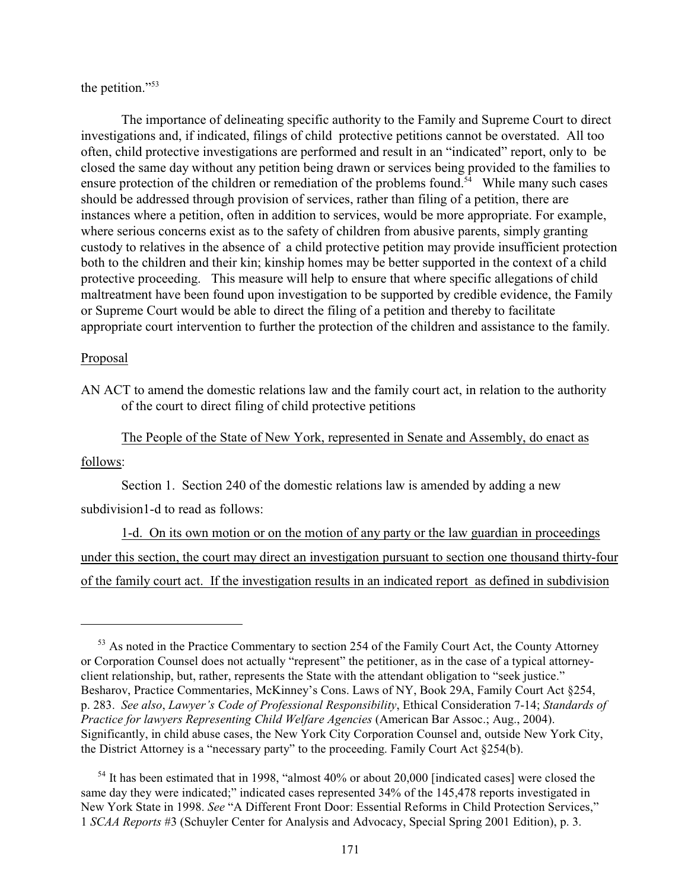the petition."[53]

The importance of delineating specific authority to the Family and Supreme Court to direct investigations and, if indicated, filings of child protective petitions cannot be overstated. All too often, child protective investigations are performed and result in an "indicated" report, only to be closed the same day without any petition being drawn or services being provided to the families to ensure protection of the children or remediation of the problems found.[54] While many such cases should be addressed through provision of services, rather than filing of a petition, there are instances where a petition, often in addition to services, would be more appropriate. For example, where serious concerns exist as to the safety of children from abusive parents, simply granting custody to relatives in the absence of a child protective petition may provide insufficient protection both to the children and their kin; kinship homes may be better supported in the context of a child protective proceeding. This measure will help to ensure that where specific allegations of child maltreatment have been found upon investigation to be supported by credible evidence, the Family or Supreme Court would be able to direct the filing of a petition and thereby to facilitate appropriate court intervention to further the protection of the children and assistance to the family.

Proposal

AN ACT to amend the domestic relations law and the family court act, in relation to the authority of the court to direct filing of child protective petitions

The People of the State of New York, represented in Senate and Assembly, do enact as follows:

Section 1. Section 240 of the domestic relations law is amended by adding a new subdivision1-d to read as follows:

1-d. On its own motion or on the motion of any party or the law guardian in proceedings under this section, the court may direct an investigation pursuant to section one thousand thirty-four of the family court act. If the investigation results in an indicated report as defined in subdivision

---

[53] As noted in the Practice Commentary to section 254 of the Family Court Act, the County Attorney or Corporation Counsel does not actually "represent" the petitioner, as in the case of a typical attorney-client relationship, but, rather, represents the State with the attendant obligation to "seek justice." Besharov, Practice Commentaries, McKinney's Cons. Laws of NY, Book 29A, Family Court Act §254, p. 283. *See also*, *Lawyer's Code of Professional Responsibility*, Ethical Consideration 7-14; *Standards of Practice for lawyers Representing Child Welfare Agencies* (American Bar Assoc.; Aug., 2004). Significantly, in child abuse cases, the New York City Corporation Counsel and, outside New York City, the District Attorney is a "necessary party" to the proceeding. Family Court Act §254(b).

[54] It has been estimated that in 1998, "almost 40% or about 20,000 [indicated cases] were closed the same day they were indicated;" indicated cases represented 34% of the 145,478 reports investigated in New York State in 1998. *See* "A Different Front Door: Essential Reforms in Child Protection Services," 1 *SCAA Reports* #3 (Schuyler Center for Analysis and Advocacy, Special Spring 2001 Edition), p. 3.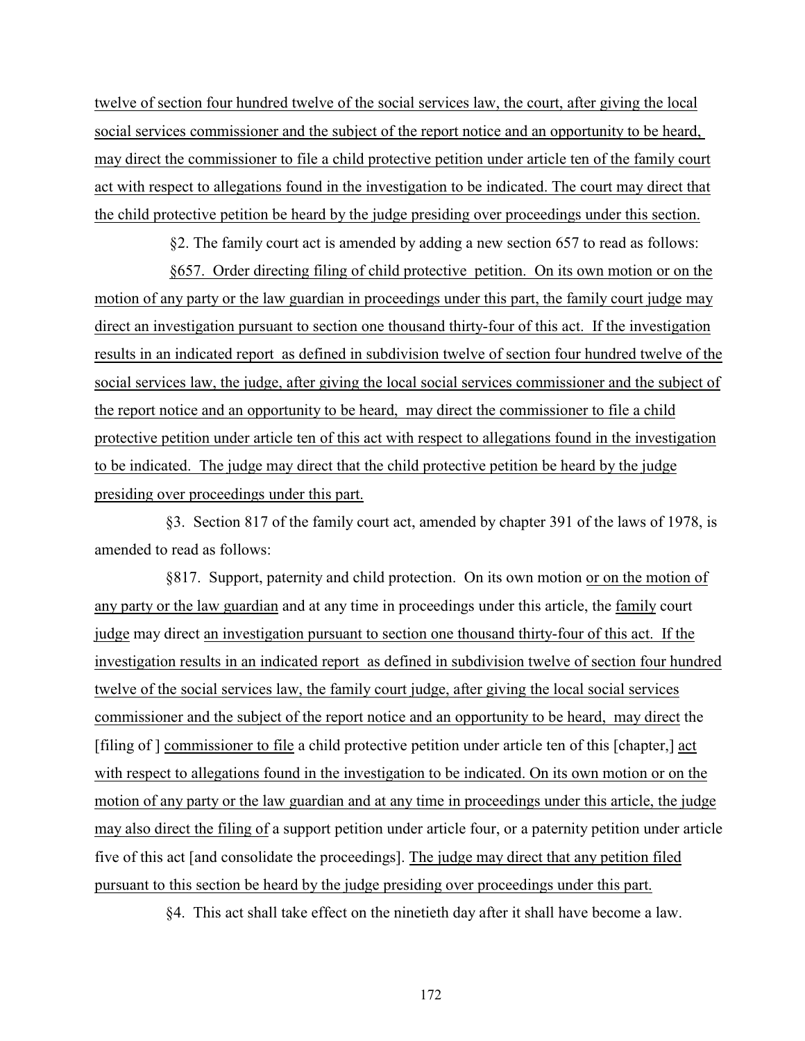twelve of section four hundred twelve of the social services law, the court, after giving the local social services commissioner and the subject of the report notice and an opportunity to be heard, may direct the commissioner to file a child protective petition under article ten of the family court act with respect to allegations found in the investigation to be indicated. The court may direct that the child protective petition be heard by the judge presiding over proceedings under this section.

§2. The family court act is amended by adding a new section 657 to read as follows:

§657. Order directing filing of child protective petition. On its own motion or on the motion of any party or the law guardian in proceedings under this part, the family court judge may direct an investigation pursuant to section one thousand thirty-four of this act. If the investigation results in an indicated report as defined in subdivision twelve of section four hundred twelve of the social services law, the judge, after giving the local social services commissioner and the subject of the report notice and an opportunity to be heard, may direct the commissioner to file a child protective petition under article ten of this act with respect to allegations found in the investigation to be indicated. The judge may direct that the child protective petition be heard by the judge presiding over proceedings under this part.

§3. Section 817 of the family court act, amended by chapter 391 of the laws of 1978, is amended to read as follows:

§817. Support, paternity and child protection. On its own motion or on the motion of any party or the law guardian and at any time in proceedings under this article, the family court judge may direct an investigation pursuant to section one thousand thirty-four of this act. If the investigation results in an indicated report as defined in subdivision twelve of section four hundred twelve of the social services law, the family court judge, after giving the local social services commissioner and the subject of the report notice and an opportunity to be heard, may direct the [filing of ] commissioner to file a child protective petition under article ten of this [chapter,] act with respect to allegations found in the investigation to be indicated. On its own motion or on the motion of any party or the law guardian and at any time in proceedings under this article, the judge may also direct the filing of a support petition under article four, or a paternity petition under article five of this act [and consolidate the proceedings]. The judge may direct that any petition filed pursuant to this section be heard by the judge presiding over proceedings under this part.

§4. This act shall take effect on the ninetieth day after it shall have become a law.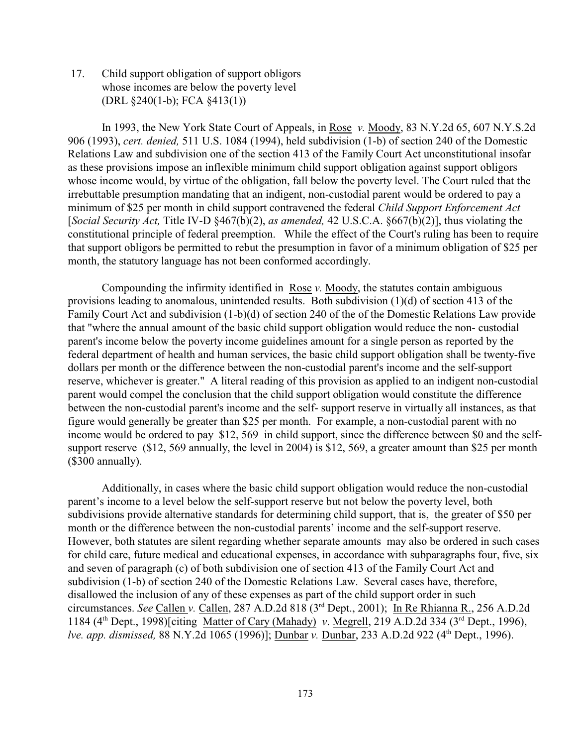17. Child support obligation of support obligors whose incomes are below the poverty level (DRL §240(1-b); FCA §413(1))

In 1993, the New York State Court of Appeals, in Rose *v.* Moody, 83 N.Y.2d 65, 607 N.Y.S.2d 906 (1993), *cert. denied,* 511 U.S. 1084 (1994), held subdivision (1-b) of section 240 of the Domestic Relations Law and subdivision one of the section 413 of the Family Court Act unconstitutional insofar as these provisions impose an inflexible minimum child support obligation against support obligors whose income would, by virtue of the obligation, fall below the poverty level. The Court ruled that the irrebuttable presumption mandating that an indigent, non-custodial parent would be ordered to pay a minimum of $25 per month in child support contravened the federal *Child Support Enforcement Act* [*Social Security Act,* Title IV-D §467(b)(2), *as amended,* 42 U.S.C.A. §667(b)(2)], thus violating the constitutional principle of federal preemption. While the effect of the Court's ruling has been to require that support obligors be permitted to rebut the presumption in favor of a minimum obligation of $25 per month, the statutory language has not been conformed accordingly.

Compounding the infirmity identified in Rose *v.* Moody, the statutes contain ambiguous provisions leading to anomalous, unintended results. Both subdivision (1)(d) of section 413 of the Family Court Act and subdivision (1-b)(d) of section 240 of the of the Domestic Relations Law provide that "where the annual amount of the basic child support obligation would reduce the non- custodial parent's income below the poverty income guidelines amount for a single person as reported by the federal department of health and human services, the basic child support obligation shall be twenty-five dollars per month or the difference between the non-custodial parent's income and the self-support reserve, whichever is greater." A literal reading of this provision as applied to an indigent non-custodial parent would compel the conclusion that the child support obligation would constitute the difference between the non-custodial parent's income and the self- support reserve in virtually all instances, as that figure would generally be greater than $25 per month. For example, a non-custodial parent with no income would be ordered to pay $12, 569 in child support, since the difference between $0 and the self-support reserve ($12, 569 annually, the level in 2004) is $12, 569, a greater amount than $25 per month ($300 annually).

Additionally, in cases where the basic child support obligation would reduce the non-custodial parent's income to a level below the self-support reserve but not below the poverty level, both subdivisions provide alternative standards for determining child support, that is, the greater of $50 per month or the difference between the non-custodial parents' income and the self-support reserve. However, both statutes are silent regarding whether separate amounts may also be ordered in such cases for child care, future medical and educational expenses, in accordance with subparagraphs four, five, six and seven of paragraph (c) of both subdivision one of section 413 of the Family Court Act and subdivision (1-b) of section 240 of the Domestic Relations Law. Several cases have, therefore, disallowed the inclusion of any of these expenses as part of the child support order in such circumstances. *See* Callen *v.* Callen, 287 A.D.2d 818 (3rd Dept., 2001); In Re Rhianna R., 256 A.D.2d 1184 (4th Dept., 1998)[citing Matter of Cary (Mahady) *v*. Megrell, 219 A.D.2d 334 (3rd Dept., 1996), *lve. app. dismissed,* 88 N.Y.2d 1065 (1996)]; Dunbar *v.* Dunbar, 233 A.D.2d 922 (4th Dept., 1996).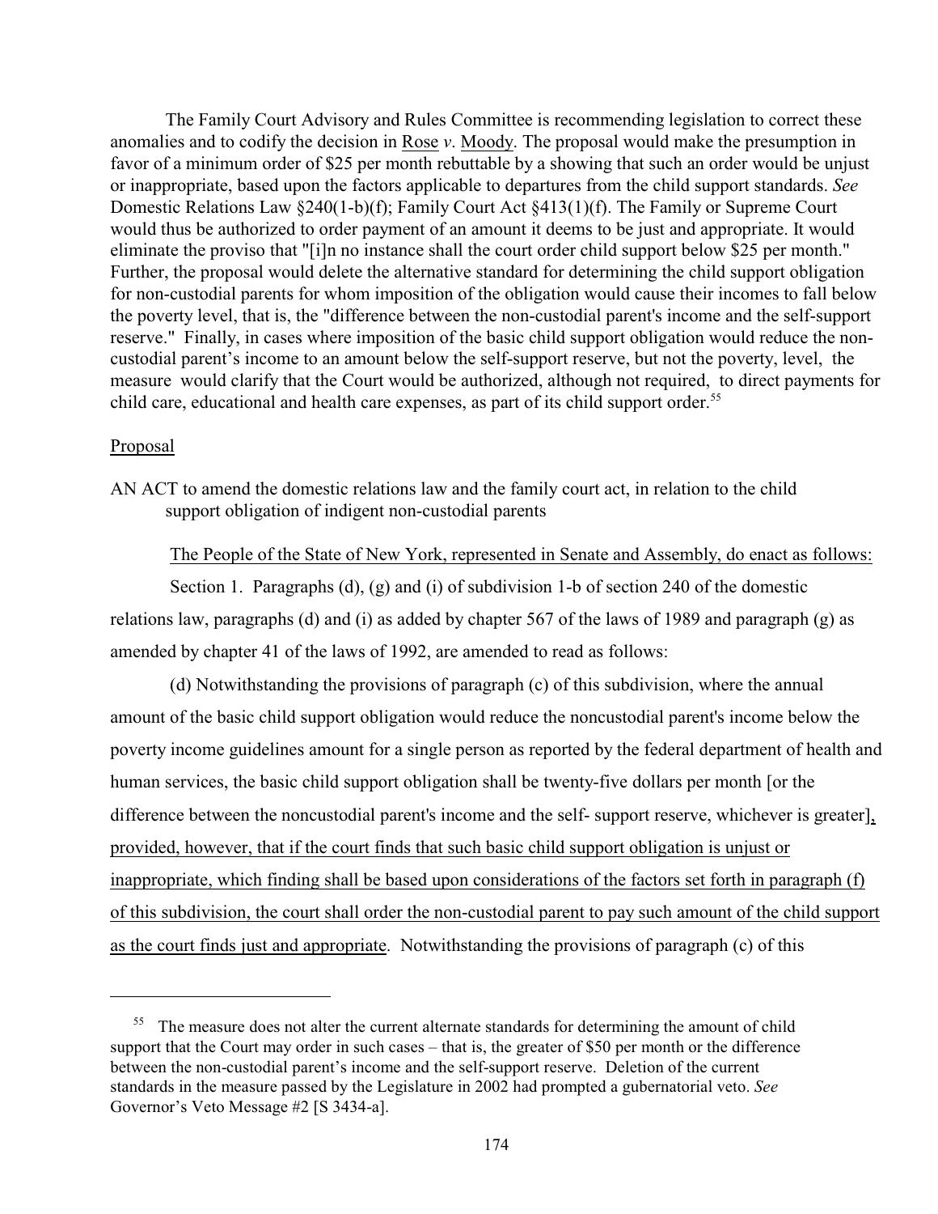The Family Court Advisory and Rules Committee is recommending legislation to correct these anomalies and to codify the decision in Rose *v*. Moody. The proposal would make the presumption in favor of a minimum order of $25 per month rebuttable by a showing that such an order would be unjust or inappropriate, based upon the factors applicable to departures from the child support standards. *See* Domestic Relations Law §240(1-b)(f); Family Court Act §413(1)(f). The Family or Supreme Court would thus be authorized to order payment of an amount it deems to be just and appropriate. It would eliminate the proviso that "[i]n no instance shall the court order child support below $25 per month." Further, the proposal would delete the alternative standard for determining the child support obligation for non-custodial parents for whom imposition of the obligation would cause their incomes to fall below the poverty level, that is, the "difference between the non-custodial parent's income and the self-support reserve." Finally, in cases where imposition of the basic child support obligation would reduce the non-custodial parent's income to an amount below the self-support reserve, but not the poverty, level, the measure would clarify that the Court would be authorized, although not required, to direct payments for child care, educational and health care expenses, as part of its child support order.[55]

Proposal

AN ACT to amend the domestic relations law and the family court act, in relation to the child support obligation of indigent non-custodial parents

The People of the State of New York, represented in Senate and Assembly, do enact as follows:

Section 1. Paragraphs (d), (g) and (i) of subdivision 1-b of section 240 of the domestic relations law, paragraphs (d) and (i) as added by chapter 567 of the laws of 1989 and paragraph (g) as amended by chapter 41 of the laws of 1992, are amended to read as follows:

(d) Notwithstanding the provisions of paragraph (c) of this subdivision, where the annual amount of the basic child support obligation would reduce the noncustodial parent's income below the poverty income guidelines amount for a single person as reported by the federal department of health and human services, the basic child support obligation shall be twenty-five dollars per month [or the difference between the noncustodial parent's income and the self- support reserve, whichever is greater], provided, however, that if the court finds that such basic child support obligation is unjust or inappropriate, which finding shall be based upon considerations of the factors set forth in paragraph (f) of this subdivision, the court shall order the non-custodial parent to pay such amount of the child support as the court finds just and appropriate. Notwithstanding the provisions of paragraph (c) of this

[55] The measure does not alter the current alternate standards for determining the amount of child support that the Court may order in such cases – that is, the greater of $50 per month or the difference between the non-custodial parent's income and the self-support reserve. Deletion of the current standards in the measure passed by the Legislature in 2002 had prompted a gubernatorial veto. *See* Governor's Veto Message #2 [S 3434-a].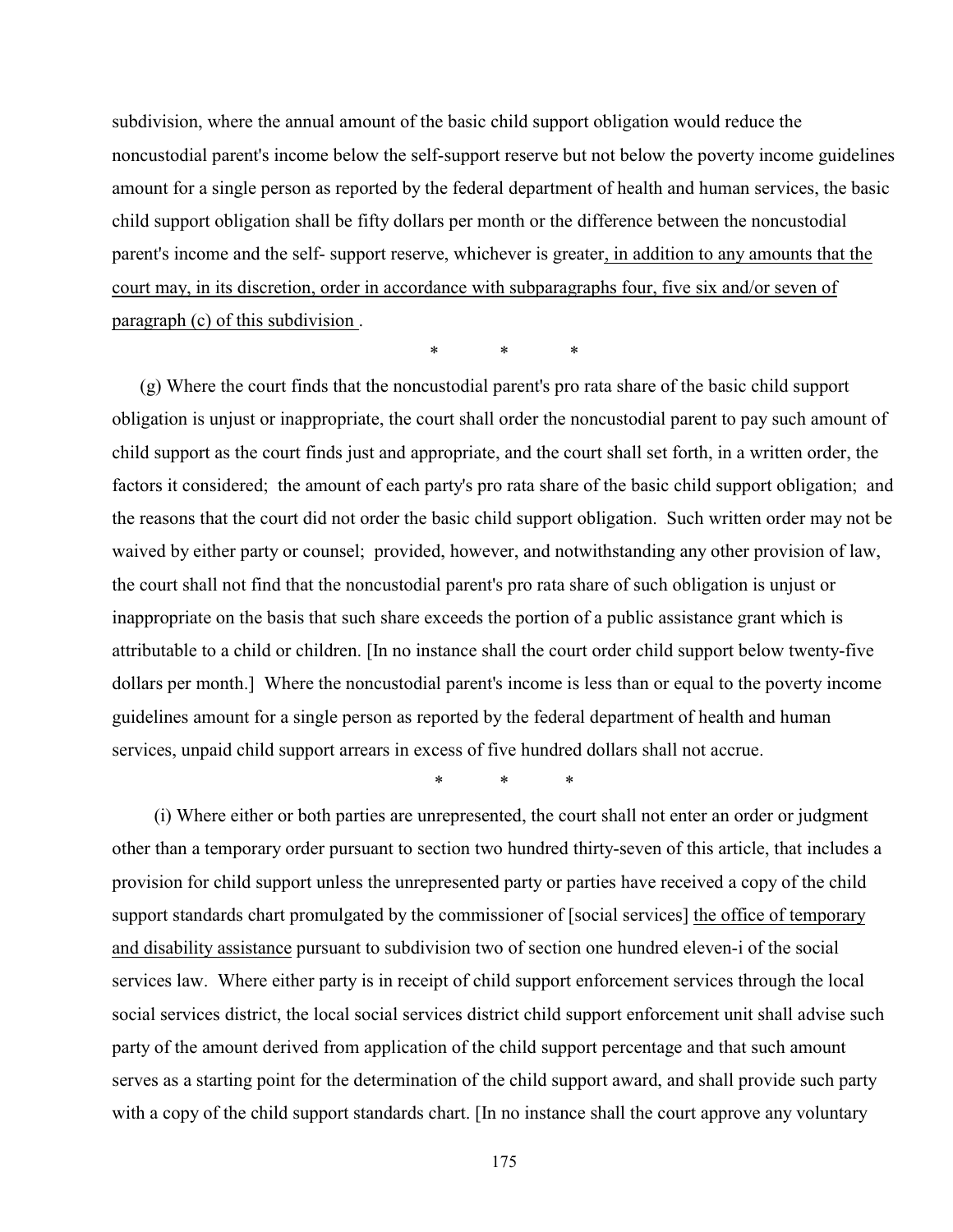subdivision, where the annual amount of the basic child support obligation would reduce the noncustodial parent's income below the self-support reserve but not below the poverty income guidelines amount for a single person as reported by the federal department of health and human services, the basic child support obligation shall be fifty dollars per month or the difference between the noncustodial parent's income and the self- support reserve, whichever is greater<u>, in addition to any amounts that the court may, in its discretion, order in accordance with subparagraphs four, five six and/or seven of paragraph (c) of this subdivision </u>.

\* \* \*

(g) Where the court finds that the noncustodial parent's pro rata share of the basic child support obligation is unjust or inappropriate, the court shall order the noncustodial parent to pay such amount of child support as the court finds just and appropriate, and the court shall set forth, in a written order, the factors it considered; the amount of each party's pro rata share of the basic child support obligation; and the reasons that the court did not order the basic child support obligation. Such written order may not be waived by either party or counsel; provided, however, and notwithstanding any other provision of law, the court shall not find that the noncustodial parent's pro rata share of such obligation is unjust or inappropriate on the basis that such share exceeds the portion of a public assistance grant which is attributable to a child or children. [In no instance shall the court order child support below twenty-five dollars per month.] Where the noncustodial parent's income is less than or equal to the poverty income guidelines amount for a single person as reported by the federal department of health and human services, unpaid child support arrears in excess of five hundred dollars shall not accrue.

\* \* \*

(i) Where either or both parties are unrepresented, the court shall not enter an order or judgment other than a temporary order pursuant to section two hundred thirty-seven of this article, that includes a provision for child support unless the unrepresented party or parties have received a copy of the child support standards chart promulgated by the commissioner of [social services] <u>the office of temporary and disability assistance</u> pursuant to subdivision two of section one hundred eleven-i of the social services law. Where either party is in receipt of child support enforcement services through the local social services district, the local social services district child support enforcement unit shall advise such party of the amount derived from application of the child support percentage and that such amount serves as a starting point for the determination of the child support award, and shall provide such party with a copy of the child support standards chart. [In no instance shall the court approve any voluntary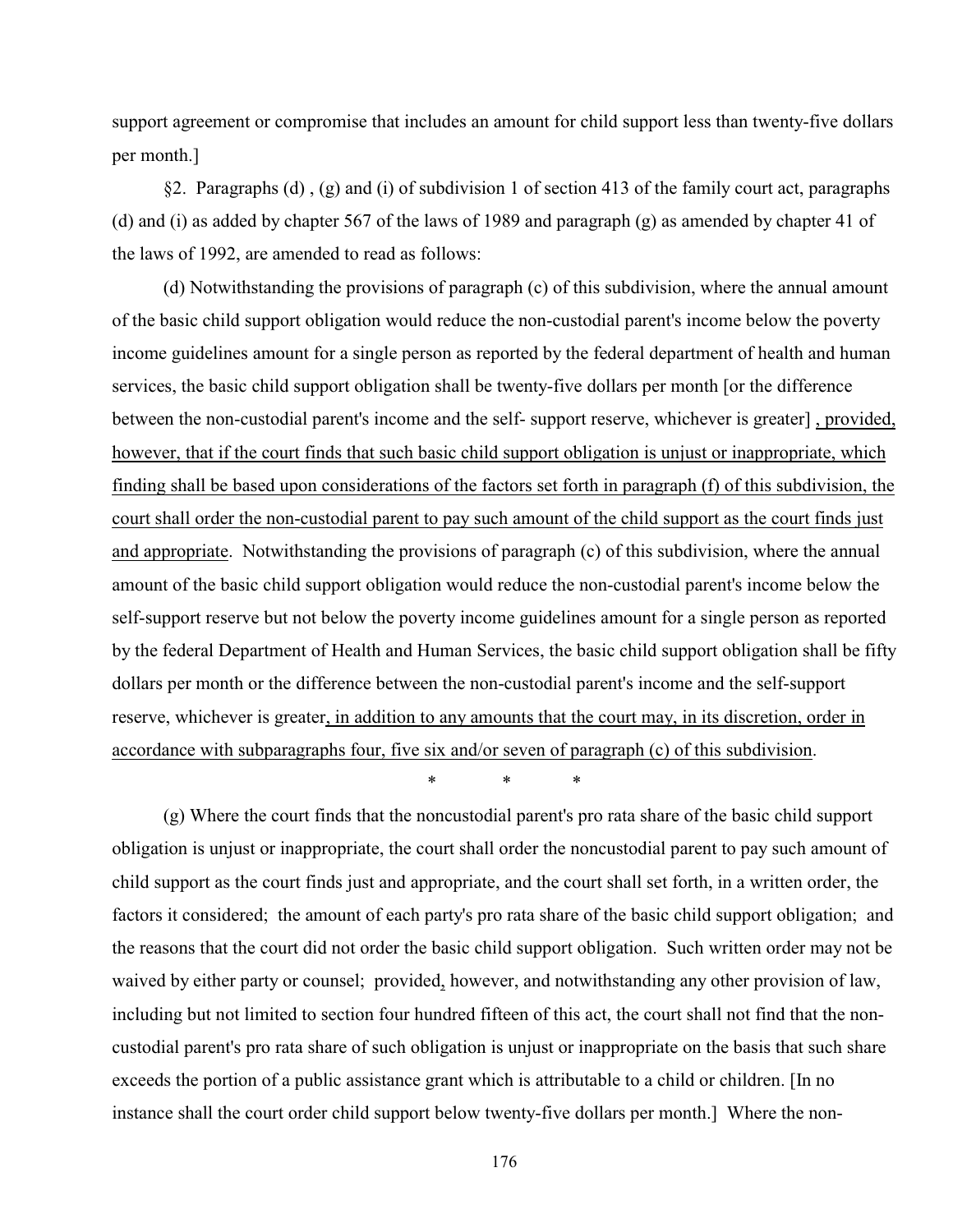support agreement or compromise that includes an amount for child support less than twenty-five dollars per month.]

§2. Paragraphs (d) , (g) and (i) of subdivision 1 of section 413 of the family court act, paragraphs (d) and (i) as added by chapter 567 of the laws of 1989 and paragraph (g) as amended by chapter 41 of the laws of 1992, are amended to read as follows:

(d) Notwithstanding the provisions of paragraph (c) of this subdivision, where the annual amount of the basic child support obligation would reduce the non-custodial parent's income below the poverty income guidelines amount for a single person as reported by the federal department of health and human services, the basic child support obligation shall be twenty-five dollars per month [or the difference between the non-custodial parent's income and the self- support reserve, whichever is greater] <u>, provided, however, that if the court finds that such basic child support obligation is unjust or inappropriate, which finding shall be based upon considerations of the factors set forth in paragraph (f) of this subdivision, the court shall order the non-custodial parent to pay such amount of the child support as the court finds just and appropriate</u>. Notwithstanding the provisions of paragraph (c) of this subdivision, where the annual amount of the basic child support obligation would reduce the non-custodial parent's income below the self-support reserve but not below the poverty income guidelines amount for a single person as reported by the federal Department of Health and Human Services, the basic child support obligation shall be fifty dollars per month or the difference between the non-custodial parent's income and the self-support reserve, whichever is greater<u>, in addition to any amounts that the court may, in its discretion, order in accordance with subparagraphs four, five six and/or seven of paragraph (c) of this subdivision</u>.

\* \* \*

(g) Where the court finds that the noncustodial parent's pro rata share of the basic child support obligation is unjust or inappropriate, the court shall order the noncustodial parent to pay such amount of child support as the court finds just and appropriate, and the court shall set forth, in a written order, the factors it considered; the amount of each party's pro rata share of the basic child support obligation; and the reasons that the court did not order the basic child support obligation. Such written order may not be waived by either party or counsel; provided<u>,</u> however, and notwithstanding any other provision of law, including but not limited to section four hundred fifteen of this act, the court shall not find that the non-custodial parent's pro rata share of such obligation is unjust or inappropriate on the basis that such share exceeds the portion of a public assistance grant which is attributable to a child or children. [In no instance shall the court order child support below twenty-five dollars per month.] Where the non-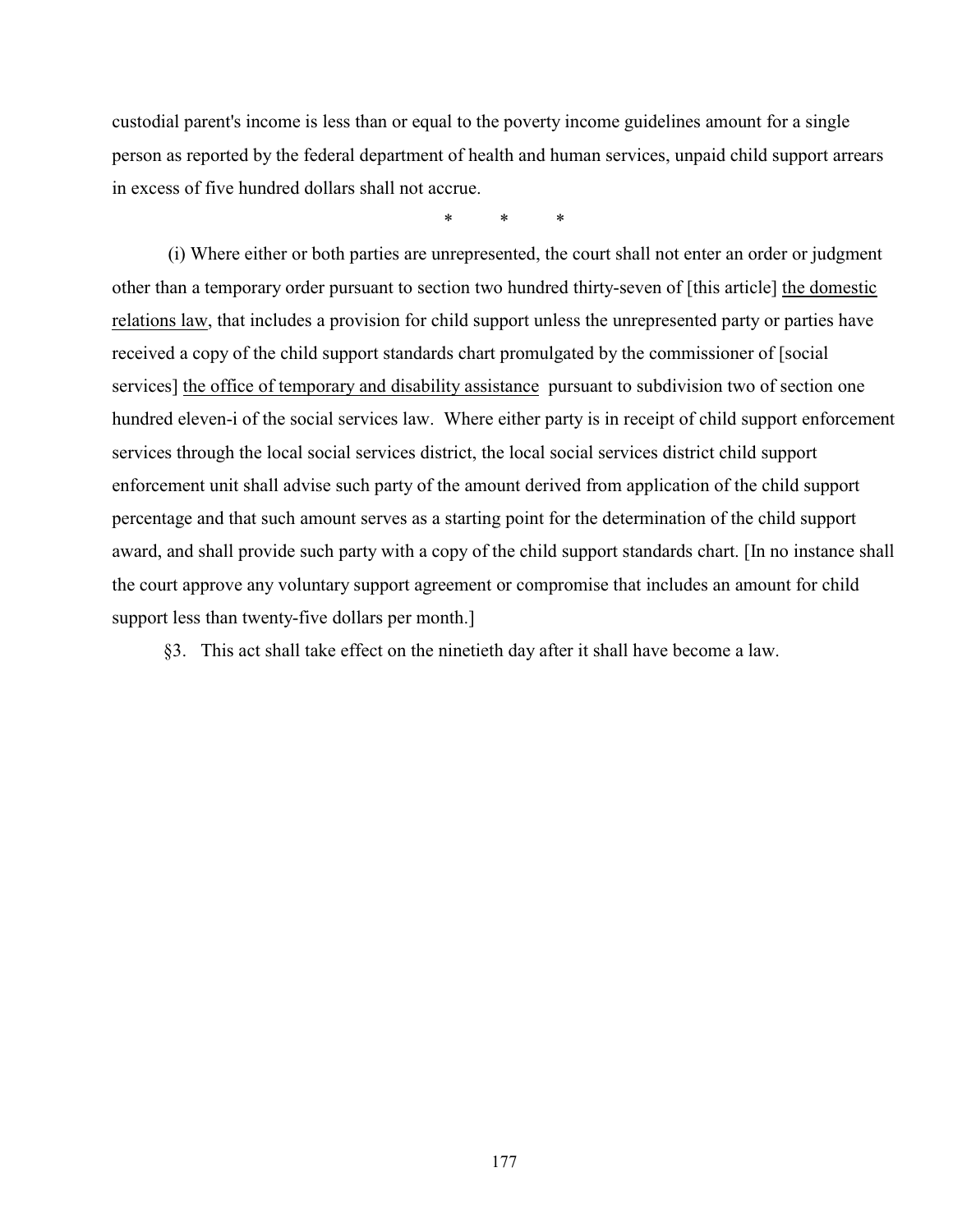custodial parent's income is less than or equal to the poverty income guidelines amount for a single person as reported by the federal department of health and human services, unpaid child support arrears in excess of five hundred dollars shall not accrue.

\*          \*          \*

(i) Where either or both parties are unrepresented, the court shall not enter an order or judgment other than a temporary order pursuant to section two hundred thirty-seven of [this article] <u>the domestic relations law</u>, that includes a provision for child support unless the unrepresented party or parties have received a copy of the child support standards chart promulgated by the commissioner of [social services] <u>the office of temporary and disability assistance</u> pursuant to subdivision two of section one hundred eleven-i of the social services law. Where either party is in receipt of child support enforcement services through the local social services district, the local social services district child support enforcement unit shall advise such party of the amount derived from application of the child support percentage and that such amount serves as a starting point for the determination of the child support award, and shall provide such party with a copy of the child support standards chart. [In no instance shall the court approve any voluntary support agreement or compromise that includes an amount for child support less than twenty-five dollars per month.]

§3. This act shall take effect on the ninetieth day after it shall have become a law.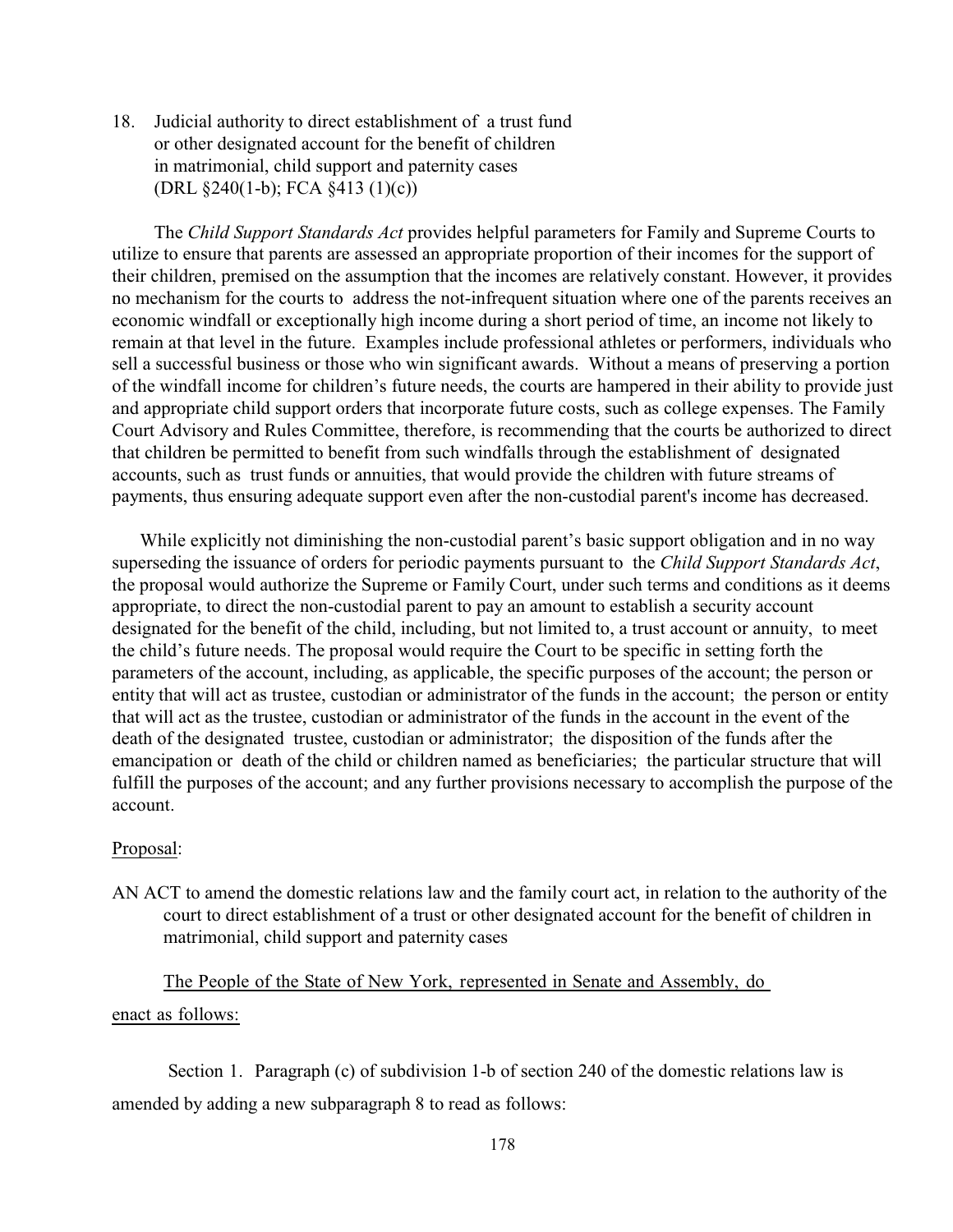18. Judicial authority to direct establishment of a trust fund or other designated account for the benefit of children in matrimonial, child support and paternity cases (DRL §240(1-b); FCA §413 (1)(c))

The *Child Support Standards Act* provides helpful parameters for Family and Supreme Courts to utilize to ensure that parents are assessed an appropriate proportion of their incomes for the support of their children, premised on the assumption that the incomes are relatively constant. However, it provides no mechanism for the courts to address the not-infrequent situation where one of the parents receives an economic windfall or exceptionally high income during a short period of time, an income not likely to remain at that level in the future. Examples include professional athletes or performers, individuals who sell a successful business or those who win significant awards. Without a means of preserving a portion of the windfall income for children's future needs, the courts are hampered in their ability to provide just and appropriate child support orders that incorporate future costs, such as college expenses. The Family Court Advisory and Rules Committee, therefore, is recommending that the courts be authorized to direct that children be permitted to benefit from such windfalls through the establishment of designated accounts, such as trust funds or annuities, that would provide the children with future streams of payments, thus ensuring adequate support even after the non-custodial parent's income has decreased.

While explicitly not diminishing the non-custodial parent's basic support obligation and in no way superseding the issuance of orders for periodic payments pursuant to the *Child Support Standards Act*, the proposal would authorize the Supreme or Family Court, under such terms and conditions as it deems appropriate, to direct the non-custodial parent to pay an amount to establish a security account designated for the benefit of the child, including, but not limited to, a trust account or annuity, to meet the child's future needs. The proposal would require the Court to be specific in setting forth the parameters of the account, including, as applicable, the specific purposes of the account; the person or entity that will act as trustee, custodian or administrator of the funds in the account; the person or entity that will act as the trustee, custodian or administrator of the funds in the account in the event of the death of the designated trustee, custodian or administrator; the disposition of the funds after the emancipation or death of the child or children named as beneficiaries; the particular structure that will fulfill the purposes of the account; and any further provisions necessary to accomplish the purpose of the account.

Proposal:

AN ACT to amend the domestic relations law and the family court act, in relation to the authority of the court to direct establishment of a trust or other designated account for the benefit of children in matrimonial, child support and paternity cases

The People of the State of New York, represented in Senate and Assembly, do enact as follows:

Section 1. Paragraph (c) of subdivision 1-b of section 240 of the domestic relations law is amended by adding a new subparagraph 8 to read as follows: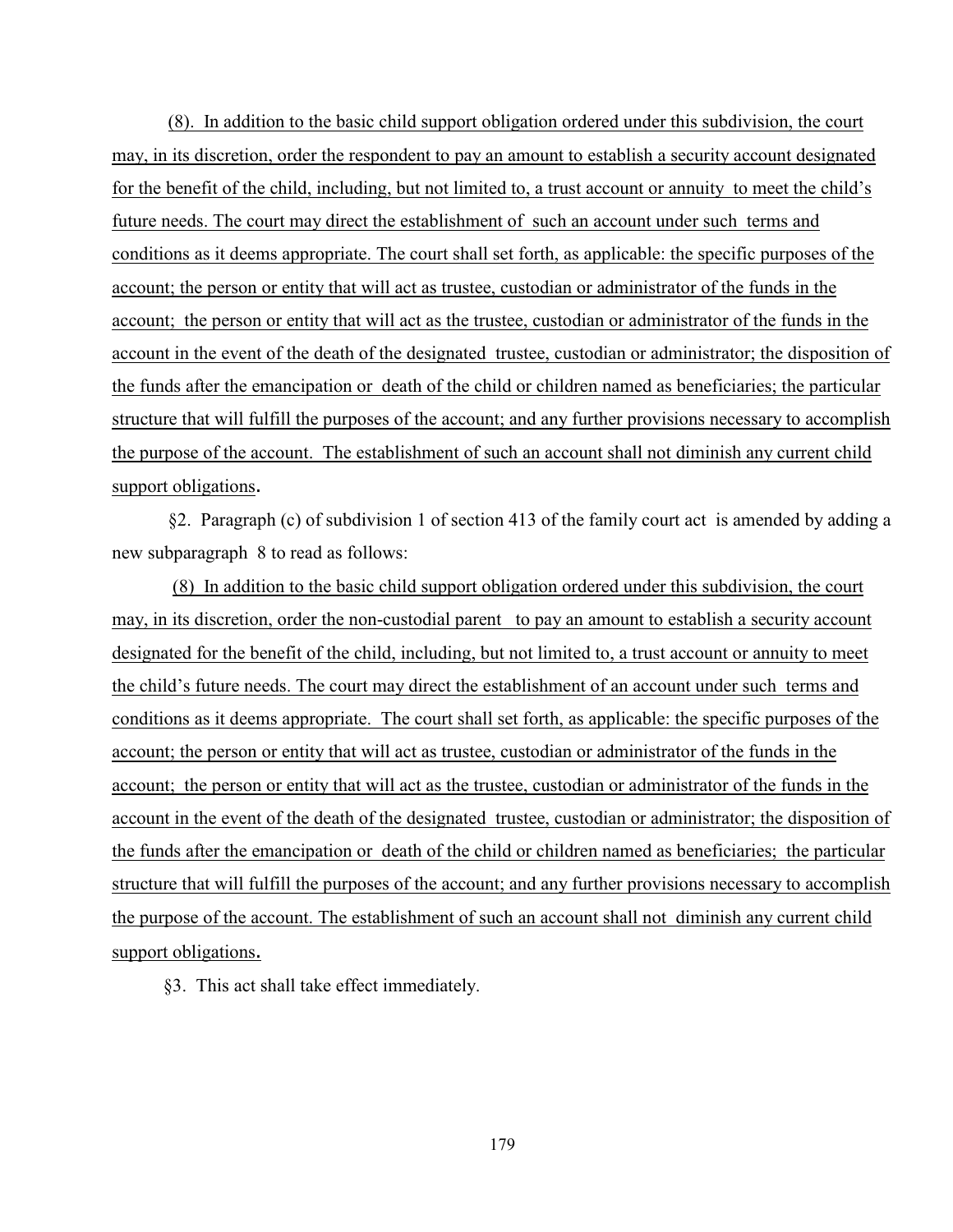(8). In addition to the basic child support obligation ordered under this subdivision, the court may, in its discretion, order the respondent to pay an amount to establish a security account designated for the benefit of the child, including, but not limited to, a trust account or annuity to meet the child's future needs. The court may direct the establishment of such an account under such terms and conditions as it deems appropriate. The court shall set forth, as applicable: the specific purposes of the account; the person or entity that will act as trustee, custodian or administrator of the funds in the account; the person or entity that will act as the trustee, custodian or administrator of the funds in the account in the event of the death of the designated trustee, custodian or administrator; the disposition of the funds after the emancipation or death of the child or children named as beneficiaries; the particular structure that will fulfill the purposes of the account; and any further provisions necessary to accomplish the purpose of the account. The establishment of such an account shall not diminish any current child support obligations.

§2. Paragraph (c) of subdivision 1 of section 413 of the family court act is amended by adding a new subparagraph 8 to read as follows:

(8) In addition to the basic child support obligation ordered under this subdivision, the court may, in its discretion, order the non-custodial parent to pay an amount to establish a security account designated for the benefit of the child, including, but not limited to, a trust account or annuity to meet the child's future needs. The court may direct the establishment of an account under such terms and conditions as it deems appropriate. The court shall set forth, as applicable: the specific purposes of the account; the person or entity that will act as trustee, custodian or administrator of the funds in the account; the person or entity that will act as the trustee, custodian or administrator of the funds in the account in the event of the death of the designated trustee, custodian or administrator; the disposition of the funds after the emancipation or death of the child or children named as beneficiaries; the particular structure that will fulfill the purposes of the account; and any further provisions necessary to accomplish the purpose of the account. The establishment of such an account shall not diminish any current child support obligations.

§3. This act shall take effect immediately.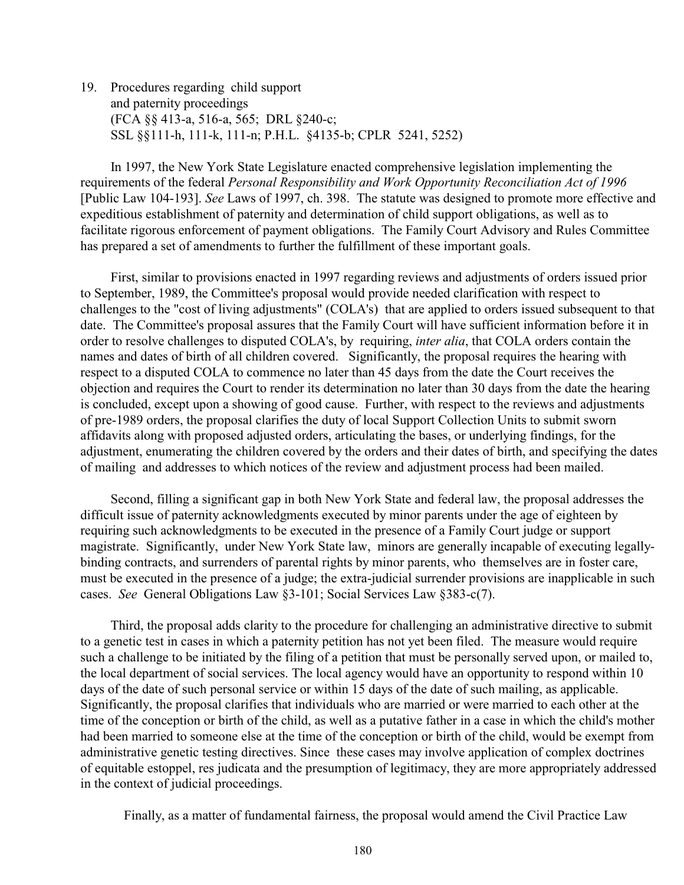19. Procedures regarding child support and paternity proceedings (FCA §§ 413-a, 516-a, 565; DRL §240-c; SSL §§111-h, 111-k, 111-n; P.H.L. §4135-b; CPLR 5241, 5252)

In 1997, the New York State Legislature enacted comprehensive legislation implementing the requirements of the federal *Personal Responsibility and Work Opportunity Reconciliation Act of 1996* [Public Law 104-193]. *See* Laws of 1997, ch. 398. The statute was designed to promote more effective and expeditious establishment of paternity and determination of child support obligations, as well as to facilitate rigorous enforcement of payment obligations. The Family Court Advisory and Rules Committee has prepared a set of amendments to further the fulfillment of these important goals.

First, similar to provisions enacted in 1997 regarding reviews and adjustments of orders issued prior to September, 1989, the Committee's proposal would provide needed clarification with respect to challenges to the "cost of living adjustments" (COLA's) that are applied to orders issued subsequent to that date. The Committee's proposal assures that the Family Court will have sufficient information before it in order to resolve challenges to disputed COLA's, by requiring, *inter alia*, that COLA orders contain the names and dates of birth of all children covered. Significantly, the proposal requires the hearing with respect to a disputed COLA to commence no later than 45 days from the date the Court receives the objection and requires the Court to render its determination no later than 30 days from the date the hearing is concluded, except upon a showing of good cause. Further, with respect to the reviews and adjustments of pre-1989 orders, the proposal clarifies the duty of local Support Collection Units to submit sworn affidavits along with proposed adjusted orders, articulating the bases, or underlying findings, for the adjustment, enumerating the children covered by the orders and their dates of birth, and specifying the dates of mailing and addresses to which notices of the review and adjustment process had been mailed.

Second, filling a significant gap in both New York State and federal law, the proposal addresses the difficult issue of paternity acknowledgments executed by minor parents under the age of eighteen by requiring such acknowledgments to be executed in the presence of a Family Court judge or support magistrate. Significantly, under New York State law, minors are generally incapable of executing legally-binding contracts, and surrenders of parental rights by minor parents, who themselves are in foster care, must be executed in the presence of a judge; the extra-judicial surrender provisions are inapplicable in such cases. *See* General Obligations Law §3-101; Social Services Law §383-c(7).

Third, the proposal adds clarity to the procedure for challenging an administrative directive to submit to a genetic test in cases in which a paternity petition has not yet been filed. The measure would require such a challenge to be initiated by the filing of a petition that must be personally served upon, or mailed to, the local department of social services. The local agency would have an opportunity to respond within 10 days of the date of such personal service or within 15 days of the date of such mailing, as applicable. Significantly, the proposal clarifies that individuals who are married or were married to each other at the time of the conception or birth of the child, as well as a putative father in a case in which the child's mother had been married to someone else at the time of the conception or birth of the child, would be exempt from administrative genetic testing directives. Since these cases may involve application of complex doctrines of equitable estoppel, res judicata and the presumption of legitimacy, they are more appropriately addressed in the context of judicial proceedings.

Finally, as a matter of fundamental fairness, the proposal would amend the Civil Practice Law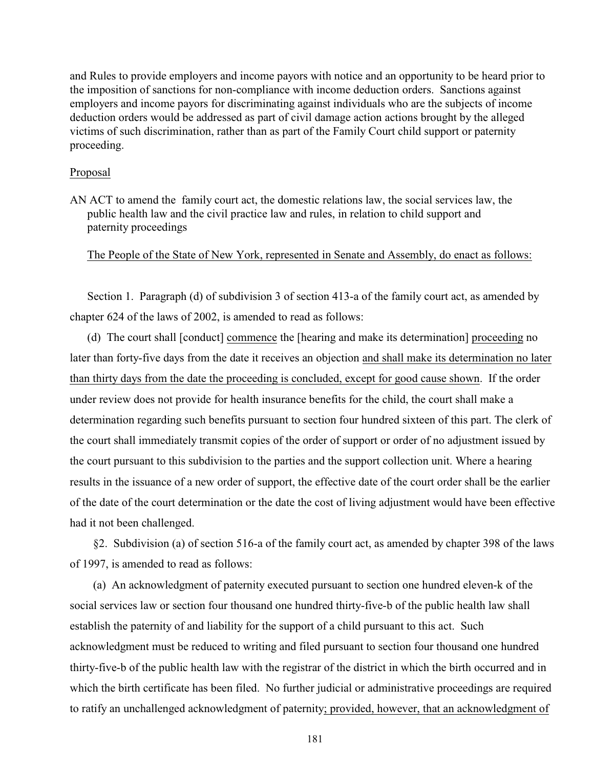and Rules to provide employers and income payors with notice and an opportunity to be heard prior to the imposition of sanctions for non-compliance with income deduction orders. Sanctions against employers and income payors for discriminating against individuals who are the subjects of income deduction orders would be addressed as part of civil damage action actions brought by the alleged victims of such discrimination, rather than as part of the Family Court child support or paternity proceeding.

<u>Proposal</u>

AN ACT to amend the family court act, the domestic relations law, the social services law, the public health law and the civil practice law and rules, in relation to child support and paternity proceedings

<u>The People of the State of New York, represented in Senate and Assembly, do enact as follows:</u>

Section 1. Paragraph (d) of subdivision 3 of section 413-a of the family court act, as amended by chapter 624 of the laws of 2002, is amended to read as follows:

(d) The court shall [conduct] <u>commence</u> the [hearing and make its determination] <u>proceeding</u> no later than forty-five days from the date it receives an objection <u>and shall make its determination no later than thirty days from the date the proceeding is concluded, except for good cause shown</u>. If the order under review does not provide for health insurance benefits for the child, the court shall make a determination regarding such benefits pursuant to section four hundred sixteen of this part. The clerk of the court shall immediately transmit copies of the order of support or order of no adjustment issued by the court pursuant to this subdivision to the parties and the support collection unit. Where a hearing results in the issuance of a new order of support, the effective date of the court order shall be the earlier of the date of the court determination or the date the cost of living adjustment would have been effective had it not been challenged.

§2. Subdivision (a) of section 516-a of the family court act, as amended by chapter 398 of the laws of 1997, is amended to read as follows:

(a) An acknowledgment of paternity executed pursuant to section one hundred eleven-k of the social services law or section four thousand one hundred thirty-five-b of the public health law shall establish the paternity of and liability for the support of a child pursuant to this act. Such acknowledgment must be reduced to writing and filed pursuant to section four thousand one hundred thirty-five-b of the public health law with the registrar of the district in which the birth occurred and in which the birth certificate has been filed. No further judicial or administrative proceedings are required to ratify an unchallenged acknowledgment of paternity<u>; provided, however, that an acknowledgment of</u>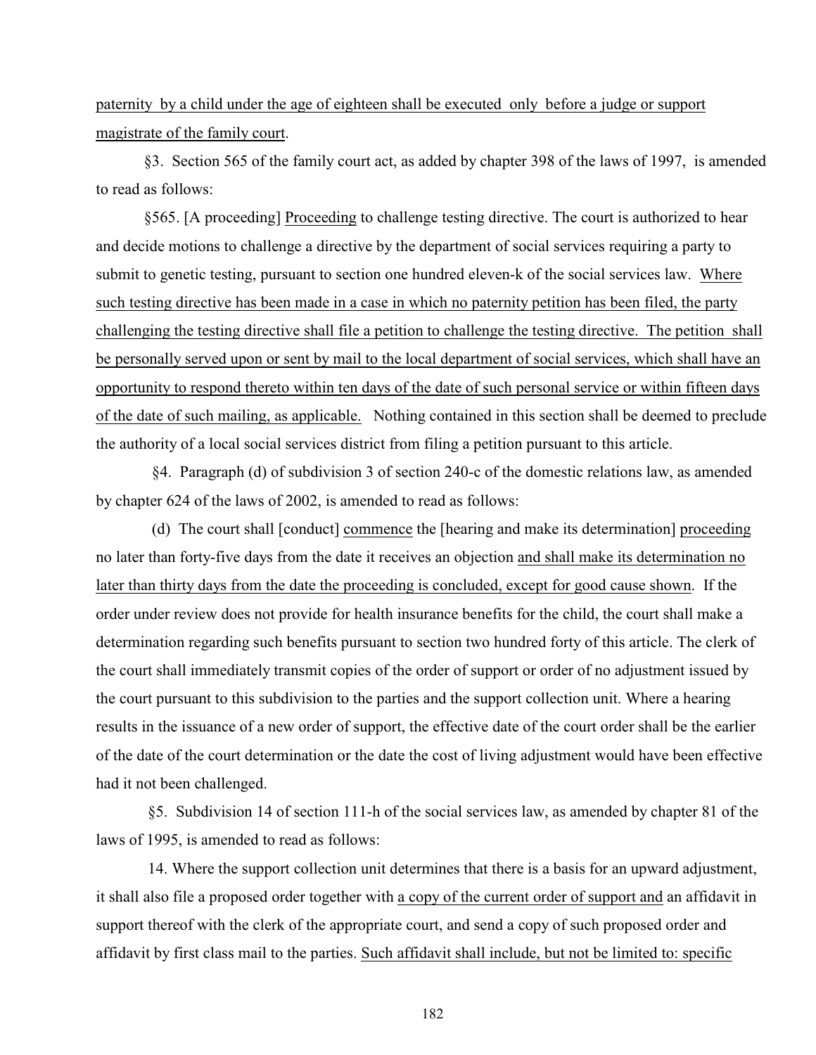paternity by a child under the age of eighteen shall be executed only before a judge or support magistrate of the family court.

§3. Section 565 of the family court act, as added by chapter 398 of the laws of 1997, is amended to read as follows:

§565. [A proceeding] Proceeding to challenge testing directive. The court is authorized to hear and decide motions to challenge a directive by the department of social services requiring a party to submit to genetic testing, pursuant to section one hundred eleven-k of the social services law. Where such testing directive has been made in a case in which no paternity petition has been filed, the party challenging the testing directive shall file a petition to challenge the testing directive. The petition shall be personally served upon or sent by mail to the local department of social services, which shall have an opportunity to respond thereto within ten days of the date of such personal service or within fifteen days of the date of such mailing, as applicable. Nothing contained in this section shall be deemed to preclude the authority of a local social services district from filing a petition pursuant to this article.

§4. Paragraph (d) of subdivision 3 of section 240-c of the domestic relations law, as amended by chapter 624 of the laws of 2002, is amended to read as follows:

(d) The court shall [conduct] commence the [hearing and make its determination] proceeding no later than forty-five days from the date it receives an objection and shall make its determination no later than thirty days from the date the proceeding is concluded, except for good cause shown. If the order under review does not provide for health insurance benefits for the child, the court shall make a determination regarding such benefits pursuant to section two hundred forty of this article. The clerk of the court shall immediately transmit copies of the order of support or order of no adjustment issued by the court pursuant to this subdivision to the parties and the support collection unit. Where a hearing results in the issuance of a new order of support, the effective date of the court order shall be the earlier of the date of the court determination or the date the cost of living adjustment would have been effective had it not been challenged.

§5. Subdivision 14 of section 111-h of the social services law, as amended by chapter 81 of the laws of 1995, is amended to read as follows:

14. Where the support collection unit determines that there is a basis for an upward adjustment, it shall also file a proposed order together with a copy of the current order of support and an affidavit in support thereof with the clerk of the appropriate court, and send a copy of such proposed order and affidavit by first class mail to the parties. Such affidavit shall include, but not be limited to: specific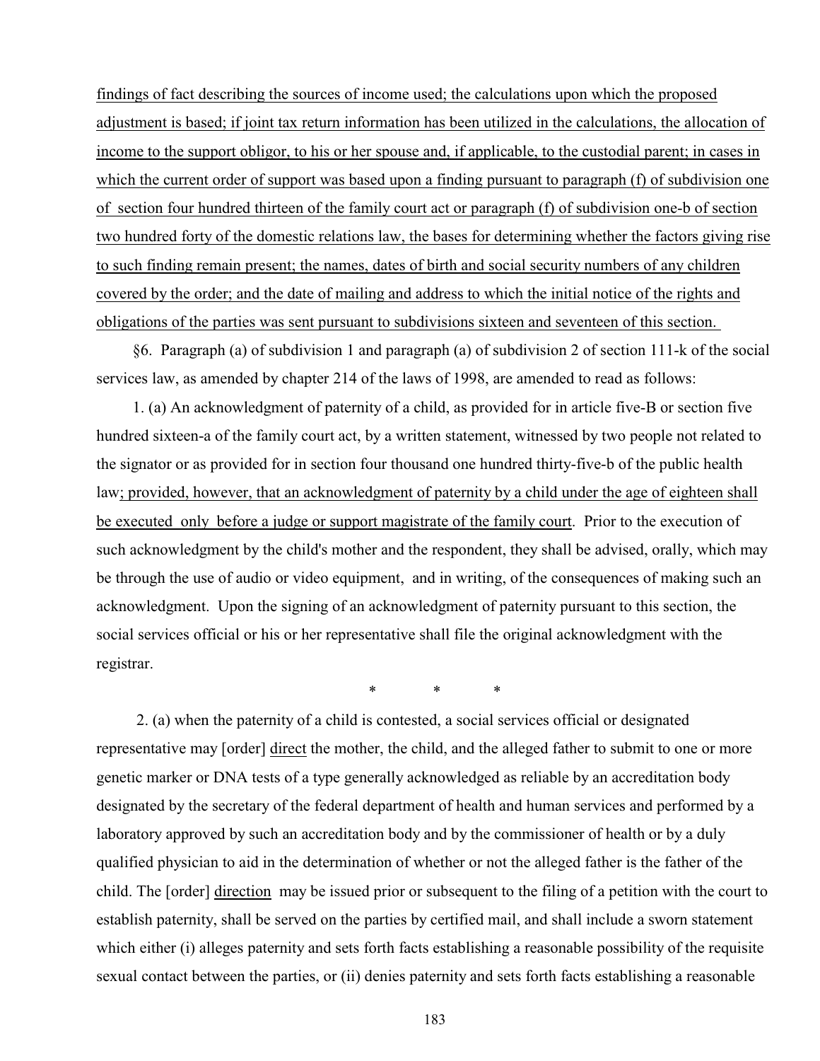findings of fact describing the sources of income used; the calculations upon which the proposed adjustment is based; if joint tax return information has been utilized in the calculations, the allocation of income to the support obligor, to his or her spouse and, if applicable, to the custodial parent; in cases in which the current order of support was based upon a finding pursuant to paragraph (f) of subdivision one of section four hundred thirteen of the family court act or paragraph (f) of subdivision one-b of section two hundred forty of the domestic relations law, the bases for determining whether the factors giving rise to such finding remain present; the names, dates of birth and social security numbers of any children covered by the order; and the date of mailing and address to which the initial notice of the rights and obligations of the parties was sent pursuant to subdivisions sixteen and seventeen of this section.

§6. Paragraph (a) of subdivision 1 and paragraph (a) of subdivision 2 of section 111-k of the social services law, as amended by chapter 214 of the laws of 1998, are amended to read as follows:

1. (a) An acknowledgment of paternity of a child, as provided for in article five-B or section five hundred sixteen-a of the family court act, by a written statement, witnessed by two people not related to the signator or as provided for in section four thousand one hundred thirty-five-b of the public health law; provided, however, that an acknowledgment of paternity by a child under the age of eighteen shall be executed only before a judge or support magistrate of the family court. Prior to the execution of such acknowledgment by the child's mother and the respondent, they shall be advised, orally, which may be through the use of audio or video equipment, and in writing, of the consequences of making such an acknowledgment. Upon the signing of an acknowledgment of paternity pursuant to this section, the social services official or his or her representative shall file the original acknowledgment with the registrar.

\* \* \*

2. (a) when the paternity of a child is contested, a social services official or designated representative may [order] direct the mother, the child, and the alleged father to submit to one or more genetic marker or DNA tests of a type generally acknowledged as reliable by an accreditation body designated by the secretary of the federal department of health and human services and performed by a laboratory approved by such an accreditation body and by the commissioner of health or by a duly qualified physician to aid in the determination of whether or not the alleged father is the father of the child. The [order] direction may be issued prior or subsequent to the filing of a petition with the court to establish paternity, shall be served on the parties by certified mail, and shall include a sworn statement which either (i) alleges paternity and sets forth facts establishing a reasonable possibility of the requisite sexual contact between the parties, or (ii) denies paternity and sets forth facts establishing a reasonable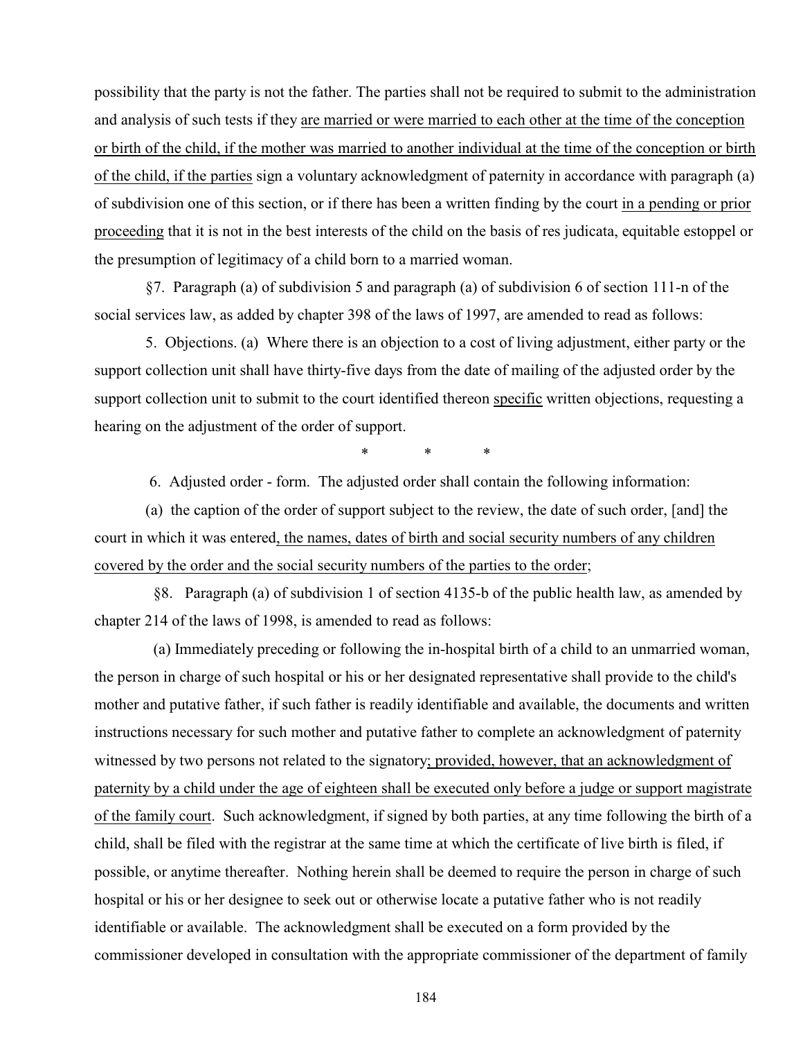possibility that the party is not the father. The parties shall not be required to submit to the administration and analysis of such tests if they <u>are married or were married to each other at the time of the conception or birth of the child, if the mother was married to another individual at the time of the conception or birth of the child, if the parties</u> sign a voluntary acknowledgment of paternity in accordance with paragraph (a) of subdivision one of this section, or if there has been a written finding by the court <u>in a pending or prior proceeding</u> that it is not in the best interests of the child on the basis of res judicata, equitable estoppel or the presumption of legitimacy of a child born to a married woman.

§7. Paragraph (a) of subdivision 5 and paragraph (a) of subdivision 6 of section 111-n of the social services law, as added by chapter 398 of the laws of 1997, are amended to read as follows:

5. Objections. (a) Where there is an objection to a cost of living adjustment, either party or the support collection unit shall have thirty-five days from the date of mailing of the adjusted order by the support collection unit to submit to the court identified thereon <u>specific</u> written objections, requesting a hearing on the adjustment of the order of support.

\* \* \*

6. Adjusted order - form. The adjusted order shall contain the following information:

(a) the caption of the order of support subject to the review, the date of such order, [and] the court in which it was entered<u>, the names, dates of birth and social security numbers of any children covered by the order and the social security numbers of the parties to the order</u>;

§8. Paragraph (a) of subdivision 1 of section 4135-b of the public health law, as amended by chapter 214 of the laws of 1998, is amended to read as follows:

(a) Immediately preceding or following the in-hospital birth of a child to an unmarried woman, the person in charge of such hospital or his or her designated representative shall provide to the child's mother and putative father, if such father is readily identifiable and available, the documents and written instructions necessary for such mother and putative father to complete an acknowledgment of paternity witnessed by two persons not related to the signatory<u>; provided, however, that an acknowledgment of paternity by a child under the age of eighteen shall be executed only before a judge or support magistrate of the family court</u>. Such acknowledgment, if signed by both parties, at any time following the birth of a child, shall be filed with the registrar at the same time at which the certificate of live birth is filed, if possible, or anytime thereafter. Nothing herein shall be deemed to require the person in charge of such hospital or his or her designee to seek out or otherwise locate a putative father who is not readily identifiable or available. The acknowledgment shall be executed on a form provided by the commissioner developed in consultation with the appropriate commissioner of the department of family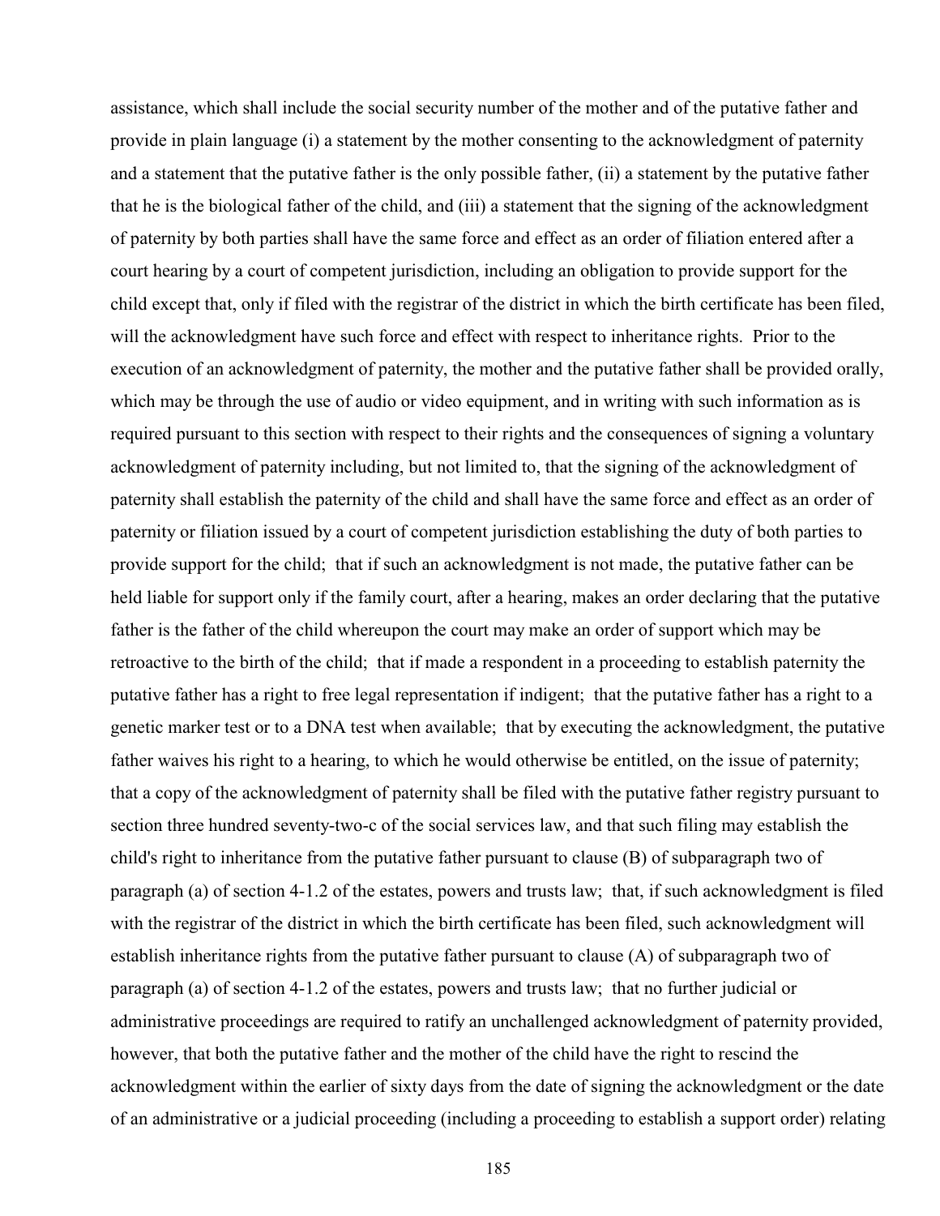assistance, which shall include the social security number of the mother and of the putative father and provide in plain language (i) a statement by the mother consenting to the acknowledgment of paternity and a statement that the putative father is the only possible father, (ii) a statement by the putative father that he is the biological father of the child, and (iii) a statement that the signing of the acknowledgment of paternity by both parties shall have the same force and effect as an order of filiation entered after a court hearing by a court of competent jurisdiction, including an obligation to provide support for the child except that, only if filed with the registrar of the district in which the birth certificate has been filed, will the acknowledgment have such force and effect with respect to inheritance rights. Prior to the execution of an acknowledgment of paternity, the mother and the putative father shall be provided orally, which may be through the use of audio or video equipment, and in writing with such information as is required pursuant to this section with respect to their rights and the consequences of signing a voluntary acknowledgment of paternity including, but not limited to, that the signing of the acknowledgment of paternity shall establish the paternity of the child and shall have the same force and effect as an order of paternity or filiation issued by a court of competent jurisdiction establishing the duty of both parties to provide support for the child; that if such an acknowledgment is not made, the putative father can be held liable for support only if the family court, after a hearing, makes an order declaring that the putative father is the father of the child whereupon the court may make an order of support which may be retroactive to the birth of the child; that if made a respondent in a proceeding to establish paternity the putative father has a right to free legal representation if indigent; that the putative father has a right to a genetic marker test or to a DNA test when available; that by executing the acknowledgment, the putative father waives his right to a hearing, to which he would otherwise be entitled, on the issue of paternity; that a copy of the acknowledgment of paternity shall be filed with the putative father registry pursuant to section three hundred seventy-two-c of the social services law, and that such filing may establish the child's right to inheritance from the putative father pursuant to clause (B) of subparagraph two of paragraph (a) of section 4-1.2 of the estates, powers and trusts law; that, if such acknowledgment is filed with the registrar of the district in which the birth certificate has been filed, such acknowledgment will establish inheritance rights from the putative father pursuant to clause (A) of subparagraph two of paragraph (a) of section 4-1.2 of the estates, powers and trusts law; that no further judicial or administrative proceedings are required to ratify an unchallenged acknowledgment of paternity provided, however, that both the putative father and the mother of the child have the right to rescind the acknowledgment within the earlier of sixty days from the date of signing the acknowledgment or the date of an administrative or a judicial proceeding (including a proceeding to establish a support order) relating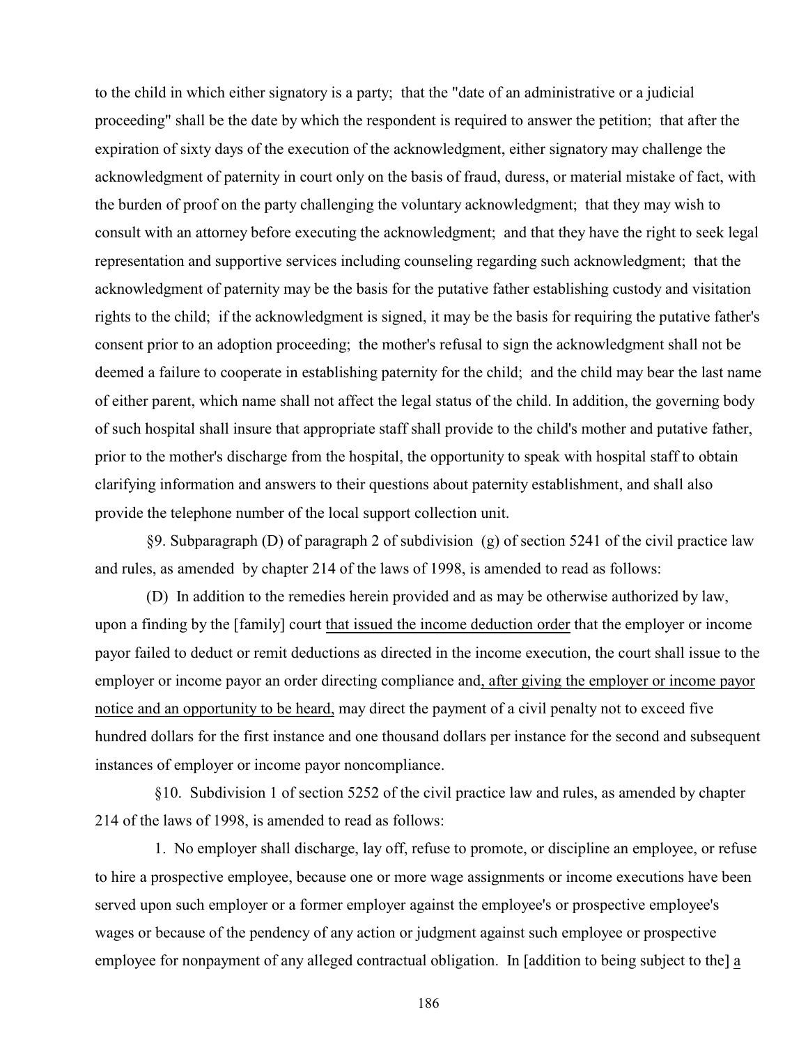to the child in which either signatory is a party; that the "date of an administrative or a judicial proceeding" shall be the date by which the respondent is required to answer the petition; that after the expiration of sixty days of the execution of the acknowledgment, either signatory may challenge the acknowledgment of paternity in court only on the basis of fraud, duress, or material mistake of fact, with the burden of proof on the party challenging the voluntary acknowledgment; that they may wish to consult with an attorney before executing the acknowledgment; and that they have the right to seek legal representation and supportive services including counseling regarding such acknowledgment; that the acknowledgment of paternity may be the basis for the putative father establishing custody and visitation rights to the child; if the acknowledgment is signed, it may be the basis for requiring the putative father's consent prior to an adoption proceeding; the mother's refusal to sign the acknowledgment shall not be deemed a failure to cooperate in establishing paternity for the child; and the child may bear the last name of either parent, which name shall not affect the legal status of the child. In addition, the governing body of such hospital shall insure that appropriate staff shall provide to the child's mother and putative father, prior to the mother's discharge from the hospital, the opportunity to speak with hospital staff to obtain clarifying information and answers to their questions about paternity establishment, and shall also provide the telephone number of the local support collection unit.

§9. Subparagraph (D) of paragraph 2 of subdivision (g) of section 5241 of the civil practice law and rules, as amended by chapter 214 of the laws of 1998, is amended to read as follows:

(D) In addition to the remedies herein provided and as may be otherwise authorized by law, upon a finding by the [family] court <u>that issued the income deduction order</u> that the employer or income payor failed to deduct or remit deductions as directed in the income execution, the court shall issue to the employer or income payor an order directing compliance and<u>, after giving the employer or income payor notice and an opportunity to be heard,</u> may direct the payment of a civil penalty not to exceed five hundred dollars for the first instance and one thousand dollars per instance for the second and subsequent instances of employer or income payor noncompliance.

§10. Subdivision 1 of section 5252 of the civil practice law and rules, as amended by chapter 214 of the laws of 1998, is amended to read as follows:

1. No employer shall discharge, lay off, refuse to promote, or discipline an employee, or refuse to hire a prospective employee, because one or more wage assignments or income executions have been served upon such employer or a former employer against the employee's or prospective employee's wages or because of the pendency of any action or judgment against such employee or prospective employee for nonpayment of any alleged contractual obligation. In [addition to being subject to the] <u>a</u>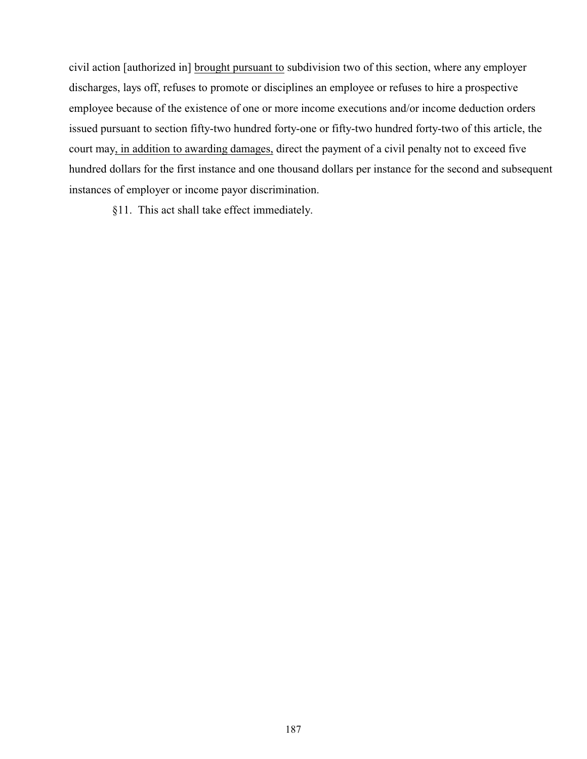civil action [authorized in] <u>brought pursuant to</u> subdivision two of this section, where any employer discharges, lays off, refuses to promote or disciplines an employee or refuses to hire a prospective employee because of the existence of one or more income executions and/or income deduction orders issued pursuant to section fifty-two hundred forty-one or fifty-two hundred forty-two of this article, the court may<u>, in addition to awarding damages,</u> direct the payment of a civil penalty not to exceed five hundred dollars for the first instance and one thousand dollars per instance for the second and subsequent instances of employer or income payor discrimination.

§11. This act shall take effect immediately.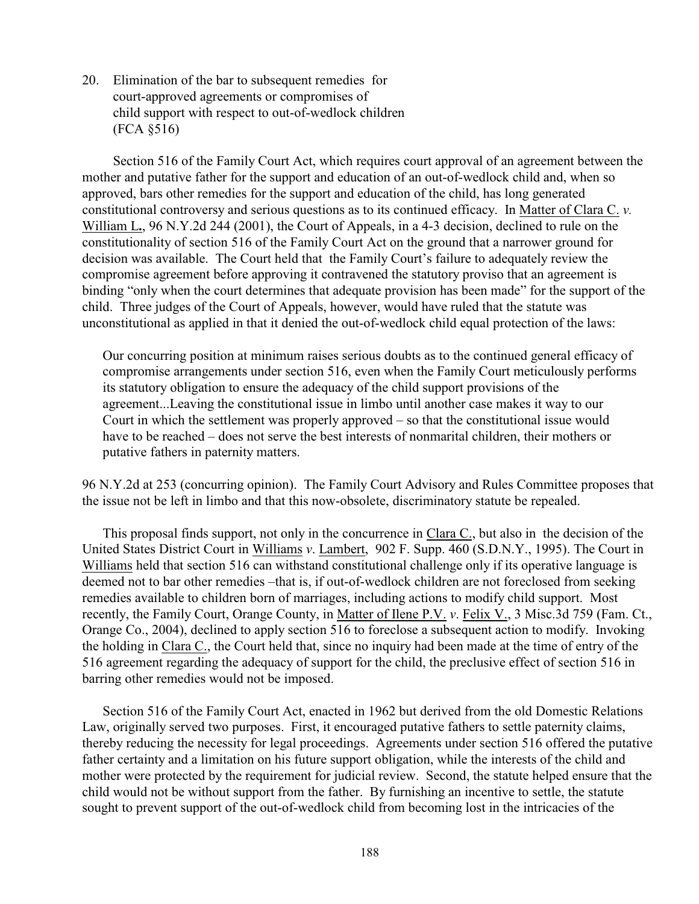20. Elimination of the bar to subsequent remedies for court-approved agreements or compromises of child support with respect to out-of-wedlock children (FCA §516)

Section 516 of the Family Court Act, which requires court approval of an agreement between the mother and putative father for the support and education of an out-of-wedlock child and, when so approved, bars other remedies for the support and education of the child, has long generated constitutional controversy and serious questions as to its continued efficacy. In Matter of Clara C. *v.* William L., 96 N.Y.2d 244 (2001), the Court of Appeals, in a 4-3 decision, declined to rule on the constitutionality of section 516 of the Family Court Act on the ground that a narrower ground for decision was available. The Court held that the Family Court's failure to adequately review the compromise agreement before approving it contravened the statutory proviso that an agreement is binding "only when the court determines that adequate provision has been made" for the support of the child. Three judges of the Court of Appeals, however, would have ruled that the statute was unconstitutional as applied in that it denied the out-of-wedlock child equal protection of the laws:

> Our concurring position at minimum raises serious doubts as to the continued general efficacy of compromise arrangements under section 516, even when the Family Court meticulously performs its statutory obligation to ensure the adequacy of the child support provisions of the agreement...Leaving the constitutional issue in limbo until another case makes it way to our Court in which the settlement was properly approved – so that the constitutional issue would have to be reached – does not serve the best interests of nonmarital children, their mothers or putative fathers in paternity matters.

96 N.Y.2d at 253 (concurring opinion). The Family Court Advisory and Rules Committee proposes that the issue not be left in limbo and that this now-obsolete, discriminatory statute be repealed.

This proposal finds support, not only in the concurrence in Clara C., but also in the decision of the United States District Court in Williams *v*. Lambert, 902 F. Supp. 460 (S.D.N.Y., 1995). The Court in Williams held that section 516 can withstand constitutional challenge only if its operative language is deemed not to bar other remedies –that is, if out-of-wedlock children are not foreclosed from seeking remedies available to children born of marriages, including actions to modify child support. Most recently, the Family Court, Orange County, in Matter of Ilene P.V. *v*. Felix V., 3 Misc.3d 759 (Fam. Ct., Orange Co., 2004), declined to apply section 516 to foreclose a subsequent action to modify. Invoking the holding in Clara C., the Court held that, since no inquiry had been made at the time of entry of the 516 agreement regarding the adequacy of support for the child, the preclusive effect of section 516 in barring other remedies would not be imposed.

Section 516 of the Family Court Act, enacted in 1962 but derived from the old Domestic Relations Law, originally served two purposes. First, it encouraged putative fathers to settle paternity claims, thereby reducing the necessity for legal proceedings. Agreements under section 516 offered the putative father certainty and a limitation on his future support obligation, while the interests of the child and mother were protected by the requirement for judicial review. Second, the statute helped ensure that the child would not be without support from the father. By furnishing an incentive to settle, the statute sought to prevent support of the out-of-wedlock child from becoming lost in the intricacies of the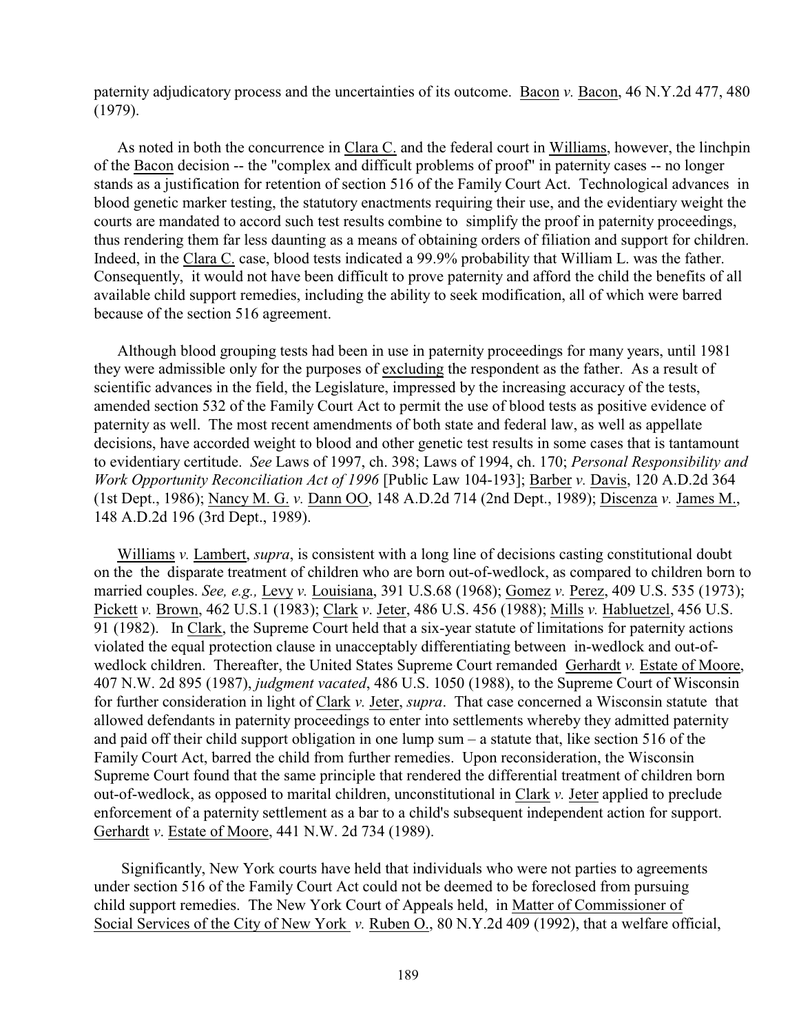paternity adjudicatory process and the uncertainties of its outcome. Bacon *v.* Bacon, 46 N.Y.2d 477, 480 (1979).

As noted in both the concurrence in Clara C. and the federal court in Williams, however, the linchpin of the Bacon decision -- the "complex and difficult problems of proof" in paternity cases -- no longer stands as a justification for retention of section 516 of the Family Court Act. Technological advances in blood genetic marker testing, the statutory enactments requiring their use, and the evidentiary weight the courts are mandated to accord such test results combine to simplify the proof in paternity proceedings, thus rendering them far less daunting as a means of obtaining orders of filiation and support for children. Indeed, in the Clara C. case, blood tests indicated a 99.9% probability that William L. was the father. Consequently, it would not have been difficult to prove paternity and afford the child the benefits of all available child support remedies, including the ability to seek modification, all of which were barred because of the section 516 agreement.

Although blood grouping tests had been in use in paternity proceedings for many years, until 1981 they were admissible only for the purposes of excluding the respondent as the father. As a result of scientific advances in the field, the Legislature, impressed by the increasing accuracy of the tests, amended section 532 of the Family Court Act to permit the use of blood tests as positive evidence of paternity as well. The most recent amendments of both state and federal law, as well as appellate decisions, have accorded weight to blood and other genetic test results in some cases that is tantamount to evidentiary certitude. *See* Laws of 1997, ch. 398; Laws of 1994, ch. 170; *Personal Responsibility and Work Opportunity Reconciliation Act of 1996* [Public Law 104-193]; Barber *v.* Davis, 120 A.D.2d 364 (1st Dept., 1986); Nancy M. G. *v.* Dann OO, 148 A.D.2d 714 (2nd Dept., 1989); Discenza *v.* James M., 148 A.D.2d 196 (3rd Dept., 1989).

Williams *v.* Lambert, *supra*, is consistent with a long line of decisions casting constitutional doubt on the the disparate treatment of children who are born out-of-wedlock, as compared to children born to married couples. *See, e.g.,* Levy *v.* Louisiana, 391 U.S.68 (1968); Gomez *v.* Perez, 409 U.S. 535 (1973); Pickett *v.* Brown, 462 U.S.1 (1983); Clark *v*. Jeter, 486 U.S. 456 (1988); Mills *v.* Habluetzel, 456 U.S. 91 (1982). In Clark, the Supreme Court held that a six-year statute of limitations for paternity actions violated the equal protection clause in unacceptably differentiating between in-wedlock and out-of-wedlock children. Thereafter, the United States Supreme Court remanded Gerhardt *v.* Estate of Moore, 407 N.W. 2d 895 (1987), *judgment vacated*, 486 U.S. 1050 (1988), to the Supreme Court of Wisconsin for further consideration in light of Clark *v.* Jeter, *supra*. That case concerned a Wisconsin statute that allowed defendants in paternity proceedings to enter into settlements whereby they admitted paternity and paid off their child support obligation in one lump sum – a statute that, like section 516 of the Family Court Act, barred the child from further remedies. Upon reconsideration, the Wisconsin Supreme Court found that the same principle that rendered the differential treatment of children born out-of-wedlock, as opposed to marital children, unconstitutional in Clark *v.* Jeter applied to preclude enforcement of a paternity settlement as a bar to a child's subsequent independent action for support. Gerhardt *v*. Estate of Moore, 441 N.W. 2d 734 (1989).

Significantly, New York courts have held that individuals who were not parties to agreements under section 516 of the Family Court Act could not be deemed to be foreclosed from pursuing child support remedies. The New York Court of Appeals held, in Matter of Commissioner of Social Services of the City of New York *v.* Ruben O., 80 N.Y.2d 409 (1992), that a welfare official,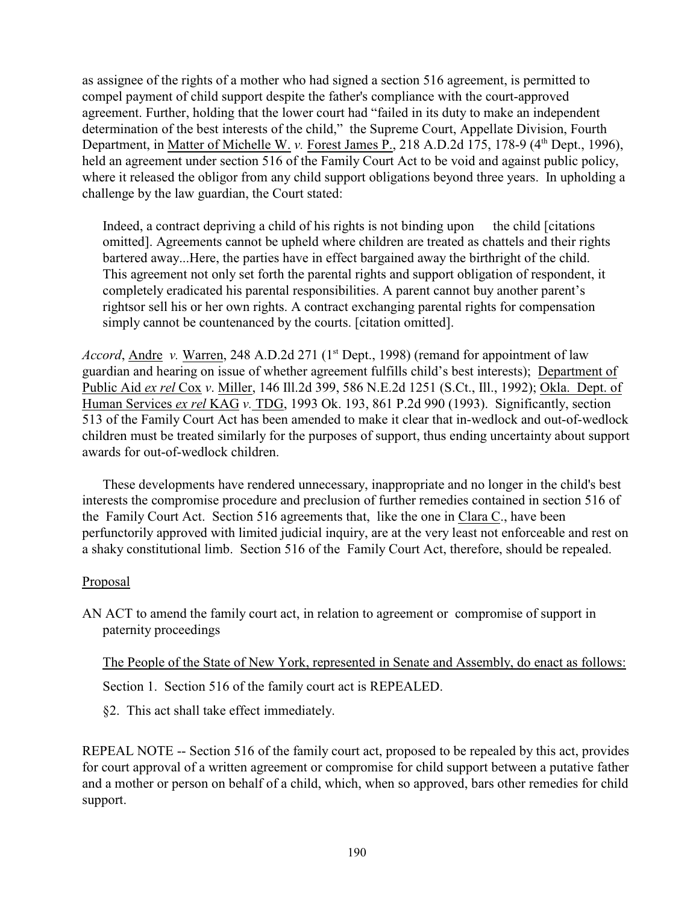as assignee of the rights of a mother who had signed a section 516 agreement, is permitted to compel payment of child support despite the father's compliance with the court-approved agreement. Further, holding that the lower court had "failed in its duty to make an independent determination of the best interests of the child," the Supreme Court, Appellate Division, Fourth Department, in Matter of Michelle W. *v.* Forest James P., 218 A.D.2d 175, 178-9 (4th Dept., 1996), held an agreement under section 516 of the Family Court Act to be void and against public policy, where it released the obligor from any child support obligations beyond three years. In upholding a challenge by the law guardian, the Court stated:

> Indeed, a contract depriving a child of his rights is not binding upon the child [citations omitted]. Agreements cannot be upheld where children are treated as chattels and their rights bartered away...Here, the parties have in effect bargained away the birthright of the child. This agreement not only set forth the parental rights and support obligation of respondent, it completely eradicated his parental responsibilities. A parent cannot buy another parent's rightsor sell his or her own rights. A contract exchanging parental rights for compensation simply cannot be countenanced by the courts. [citation omitted].

*Accord*, Andre *v.* Warren, 248 A.D.2d 271 (1st Dept., 1998) (remand for appointment of law guardian and hearing on issue of whether agreement fulfills child's best interests); Department of Public Aid *ex rel* Cox *v*. Miller, 146 Ill.2d 399, 586 N.E.2d 1251 (S.Ct., Ill., 1992); Okla. Dept. of Human Services *ex rel* KAG *v.* TDG, 1993 Ok. 193, 861 P.2d 990 (1993). Significantly, section 513 of the Family Court Act has been amended to make it clear that in-wedlock and out-of-wedlock children must be treated similarly for the purposes of support, thus ending uncertainty about support awards for out-of-wedlock children.

These developments have rendered unnecessary, inappropriate and no longer in the child's best interests the compromise procedure and preclusion of further remedies contained in section 516 of the Family Court Act. Section 516 agreements that, like the one in Clara C., have been perfunctorily approved with limited judicial inquiry, are at the very least not enforceable and rest on a shaky constitutional limb. Section 516 of the Family Court Act, therefore, should be repealed.

Proposal

AN ACT to amend the family court act, in relation to agreement or compromise of support in paternity proceedings

The People of the State of New York, represented in Senate and Assembly, do enact as follows:

Section 1. Section 516 of the family court act is REPEALED.

§2. This act shall take effect immediately.

REPEAL NOTE -- Section 516 of the family court act, proposed to be repealed by this act, provides for court approval of a written agreement or compromise for child support between a putative father and a mother or person on behalf of a child, which, when so approved, bars other remedies for child support.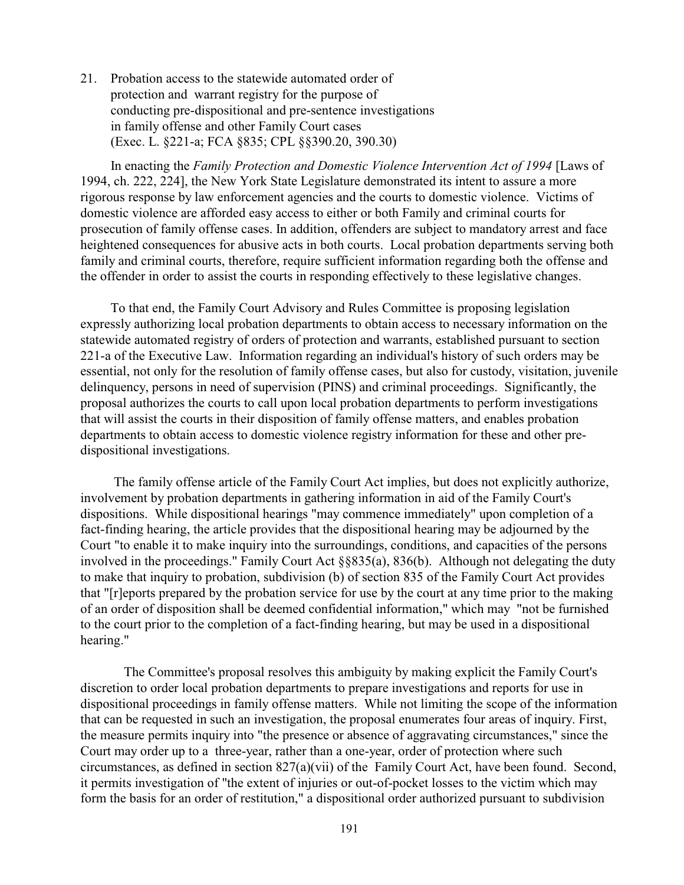21. Probation access to the statewide automated order of protection and warrant registry for the purpose of conducting pre-dispositional and pre-sentence investigations in family offense and other Family Court cases (Exec. L. §221-a; FCA §835; CPL §§390.20, 390.30)

In enacting the *Family Protection and Domestic Violence Intervention Act of 1994* [Laws of 1994, ch. 222, 224], the New York State Legislature demonstrated its intent to assure a more rigorous response by law enforcement agencies and the courts to domestic violence. Victims of domestic violence are afforded easy access to either or both Family and criminal courts for prosecution of family offense cases. In addition, offenders are subject to mandatory arrest and face heightened consequences for abusive acts in both courts. Local probation departments serving both family and criminal courts, therefore, require sufficient information regarding both the offense and the offender in order to assist the courts in responding effectively to these legislative changes.

To that end, the Family Court Advisory and Rules Committee is proposing legislation expressly authorizing local probation departments to obtain access to necessary information on the statewide automated registry of orders of protection and warrants, established pursuant to section 221-a of the Executive Law. Information regarding an individual's history of such orders may be essential, not only for the resolution of family offense cases, but also for custody, visitation, juvenile delinquency, persons in need of supervision (PINS) and criminal proceedings. Significantly, the proposal authorizes the courts to call upon local probation departments to perform investigations that will assist the courts in their disposition of family offense matters, and enables probation departments to obtain access to domestic violence registry information for these and other pre-dispositional investigations.

The family offense article of the Family Court Act implies, but does not explicitly authorize, involvement by probation departments in gathering information in aid of the Family Court's dispositions. While dispositional hearings "may commence immediately" upon completion of a fact-finding hearing, the article provides that the dispositional hearing may be adjourned by the Court "to enable it to make inquiry into the surroundings, conditions, and capacities of the persons involved in the proceedings." Family Court Act §§835(a), 836(b). Although not delegating the duty to make that inquiry to probation, subdivision (b) of section 835 of the Family Court Act provides that "[r]eports prepared by the probation service for use by the court at any time prior to the making of an order of disposition shall be deemed confidential information," which may "not be furnished to the court prior to the completion of a fact-finding hearing, but may be used in a dispositional hearing."

The Committee's proposal resolves this ambiguity by making explicit the Family Court's discretion to order local probation departments to prepare investigations and reports for use in dispositional proceedings in family offense matters. While not limiting the scope of the information that can be requested in such an investigation, the proposal enumerates four areas of inquiry. First, the measure permits inquiry into "the presence or absence of aggravating circumstances," since the Court may order up to a three-year, rather than a one-year, order of protection where such circumstances, as defined in section 827(a)(vii) of the Family Court Act, have been found. Second, it permits investigation of "the extent of injuries or out-of-pocket losses to the victim which may form the basis for an order of restitution," a dispositional order authorized pursuant to subdivision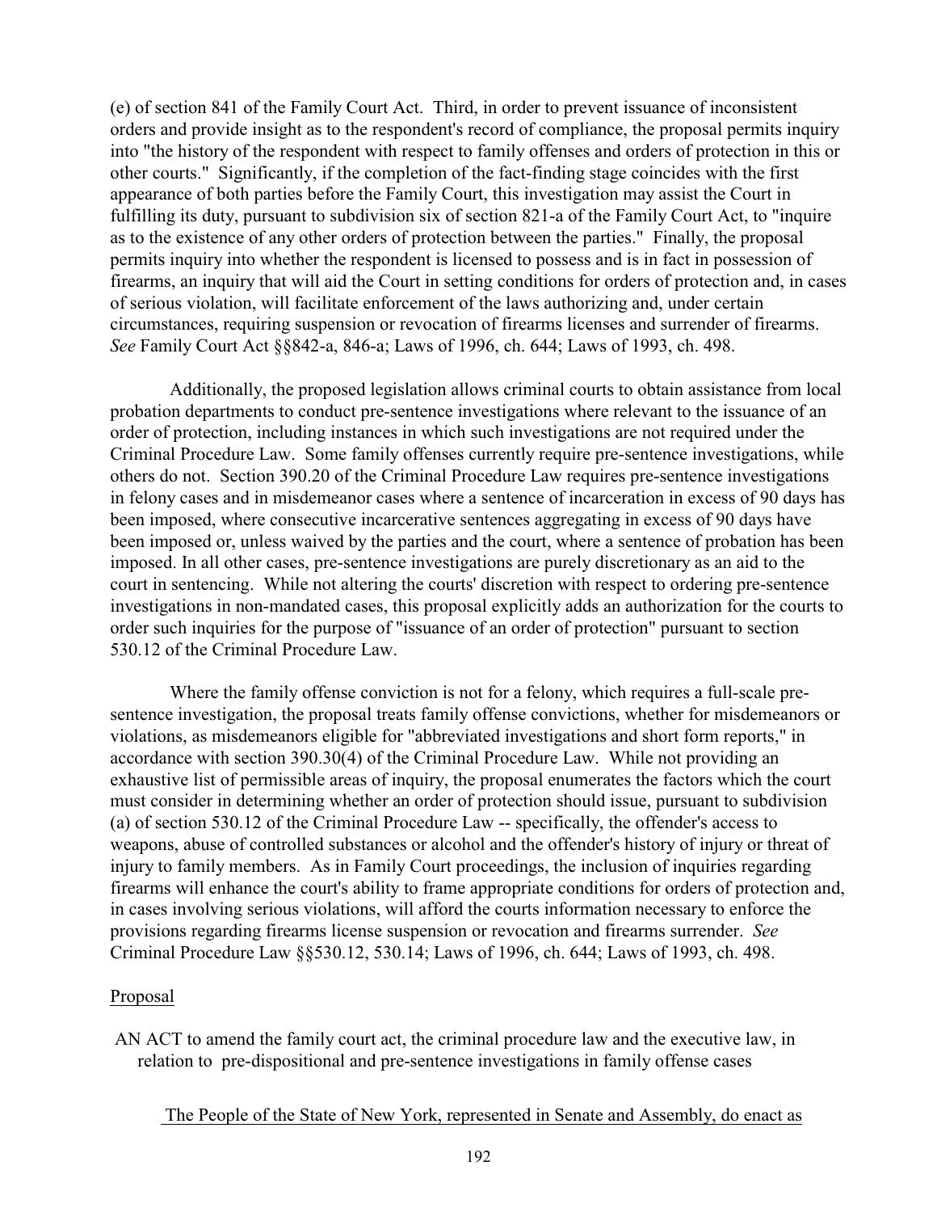(e) of section 841 of the Family Court Act. Third, in order to prevent issuance of inconsistent orders and provide insight as to the respondent's record of compliance, the proposal permits inquiry into "the history of the respondent with respect to family offenses and orders of protection in this or other courts." Significantly, if the completion of the fact-finding stage coincides with the first appearance of both parties before the Family Court, this investigation may assist the Court in fulfilling its duty, pursuant to subdivision six of section 821-a of the Family Court Act, to "inquire as to the existence of any other orders of protection between the parties." Finally, the proposal permits inquiry into whether the respondent is licensed to possess and is in fact in possession of firearms, an inquiry that will aid the Court in setting conditions for orders of protection and, in cases of serious violation, will facilitate enforcement of the laws authorizing and, under certain circumstances, requiring suspension or revocation of firearms licenses and surrender of firearms. *See* Family Court Act §§842-a, 846-a; Laws of 1996, ch. 644; Laws of 1993, ch. 498.

Additionally, the proposed legislation allows criminal courts to obtain assistance from local probation departments to conduct pre-sentence investigations where relevant to the issuance of an order of protection, including instances in which such investigations are not required under the Criminal Procedure Law. Some family offenses currently require pre-sentence investigations, while others do not. Section 390.20 of the Criminal Procedure Law requires pre-sentence investigations in felony cases and in misdemeanor cases where a sentence of incarceration in excess of 90 days has been imposed, where consecutive incarcerative sentences aggregating in excess of 90 days have been imposed or, unless waived by the parties and the court, where a sentence of probation has been imposed. In all other cases, pre-sentence investigations are purely discretionary as an aid to the court in sentencing. While not altering the courts' discretion with respect to ordering pre-sentence investigations in non-mandated cases, this proposal explicitly adds an authorization for the courts to order such inquiries for the purpose of "issuance of an order of protection" pursuant to section 530.12 of the Criminal Procedure Law.

Where the family offense conviction is not for a felony, which requires a full-scale pre-sentence investigation, the proposal treats family offense convictions, whether for misdemeanors or violations, as misdemeanors eligible for "abbreviated investigations and short form reports," in accordance with section 390.30(4) of the Criminal Procedure Law. While not providing an exhaustive list of permissible areas of inquiry, the proposal enumerates the factors which the court must consider in determining whether an order of protection should issue, pursuant to subdivision (a) of section 530.12 of the Criminal Procedure Law -- specifically, the offender's access to weapons, abuse of controlled substances or alcohol and the offender's history of injury or threat of injury to family members. As in Family Court proceedings, the inclusion of inquiries regarding firearms will enhance the court's ability to frame appropriate conditions for orders of protection and, in cases involving serious violations, will afford the courts information necessary to enforce the provisions regarding firearms license suspension or revocation and firearms surrender. *See* Criminal Procedure Law §§530.12, 530.14; Laws of 1996, ch. 644; Laws of 1993, ch. 498.

Proposal

AN ACT to amend the family court act, the criminal procedure law and the executive law, in relation to pre-dispositional and pre-sentence investigations in family offense cases

The People of the State of New York, represented in Senate and Assembly, do enact as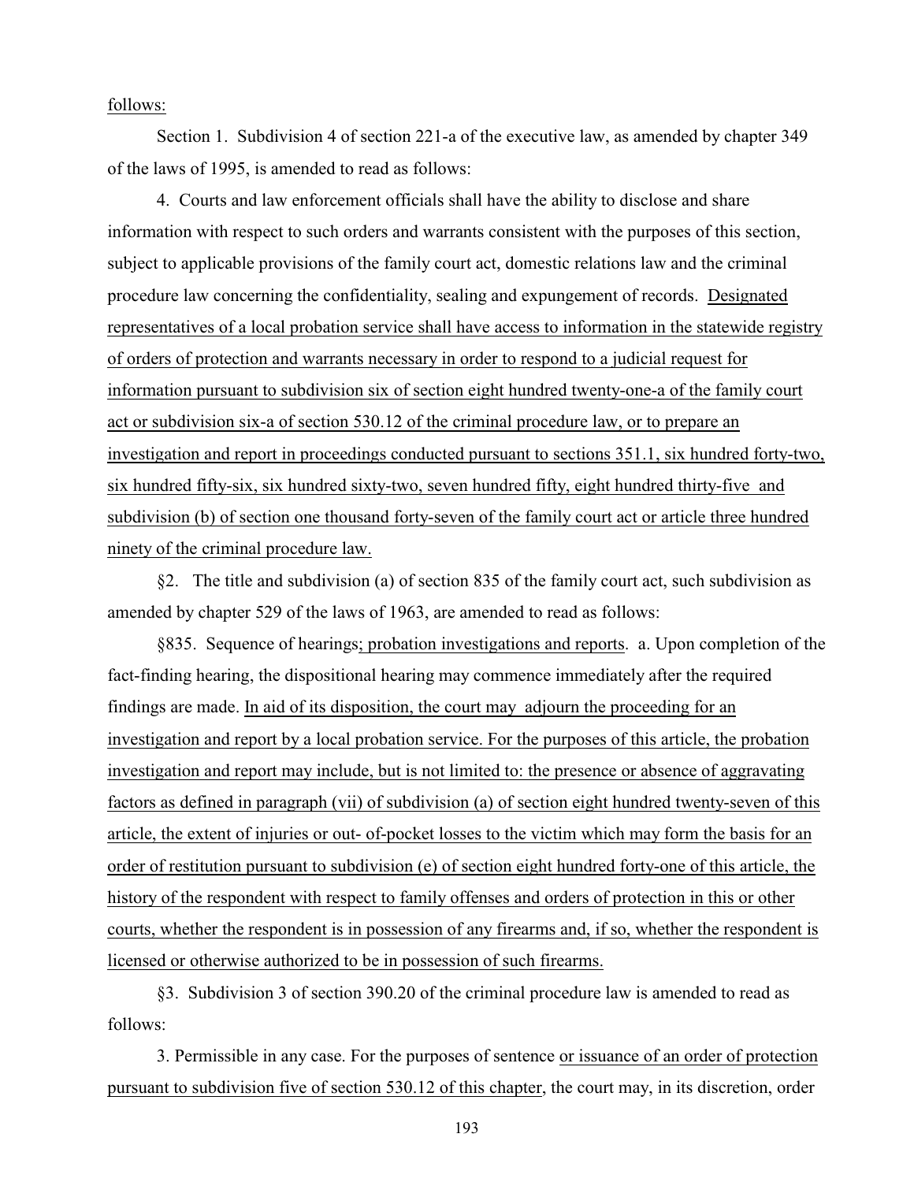follows:

Section 1. Subdivision 4 of section 221-a of the executive law, as amended by chapter 349 of the laws of 1995, is amended to read as follows:

4. Courts and law enforcement officials shall have the ability to disclose and share information with respect to such orders and warrants consistent with the purposes of this section, subject to applicable provisions of the family court act, domestic relations law and the criminal procedure law concerning the confidentiality, sealing and expungement of records. Designated representatives of a local probation service shall have access to information in the statewide registry of orders of protection and warrants necessary in order to respond to a judicial request for information pursuant to subdivision six of section eight hundred twenty-one-a of the family court act or subdivision six-a of section 530.12 of the criminal procedure law, or to prepare an investigation and report in proceedings conducted pursuant to sections 351.1, six hundred forty-two, six hundred fifty-six, six hundred sixty-two, seven hundred fifty, eight hundred thirty-five and subdivision (b) of section one thousand forty-seven of the family court act or article three hundred ninety of the criminal procedure law.

§2. The title and subdivision (a) of section 835 of the family court act, such subdivision as amended by chapter 529 of the laws of 1963, are amended to read as follows:

§835. Sequence of hearings; probation investigations and reports. a. Upon completion of the fact-finding hearing, the dispositional hearing may commence immediately after the required findings are made. In aid of its disposition, the court may adjourn the proceeding for an investigation and report by a local probation service. For the purposes of this article, the probation investigation and report may include, but is not limited to: the presence or absence of aggravating factors as defined in paragraph (vii) of subdivision (a) of section eight hundred twenty-seven of this article, the extent of injuries or out- of-pocket losses to the victim which may form the basis for an order of restitution pursuant to subdivision (e) of section eight hundred forty-one of this article, the history of the respondent with respect to family offenses and orders of protection in this or other courts, whether the respondent is in possession of any firearms and, if so, whether the respondent is licensed or otherwise authorized to be in possession of such firearms.

§3. Subdivision 3 of section 390.20 of the criminal procedure law is amended to read as follows:

3. Permissible in any case. For the purposes of sentence or issuance of an order of protection pursuant to subdivision five of section 530.12 of this chapter, the court may, in its discretion, order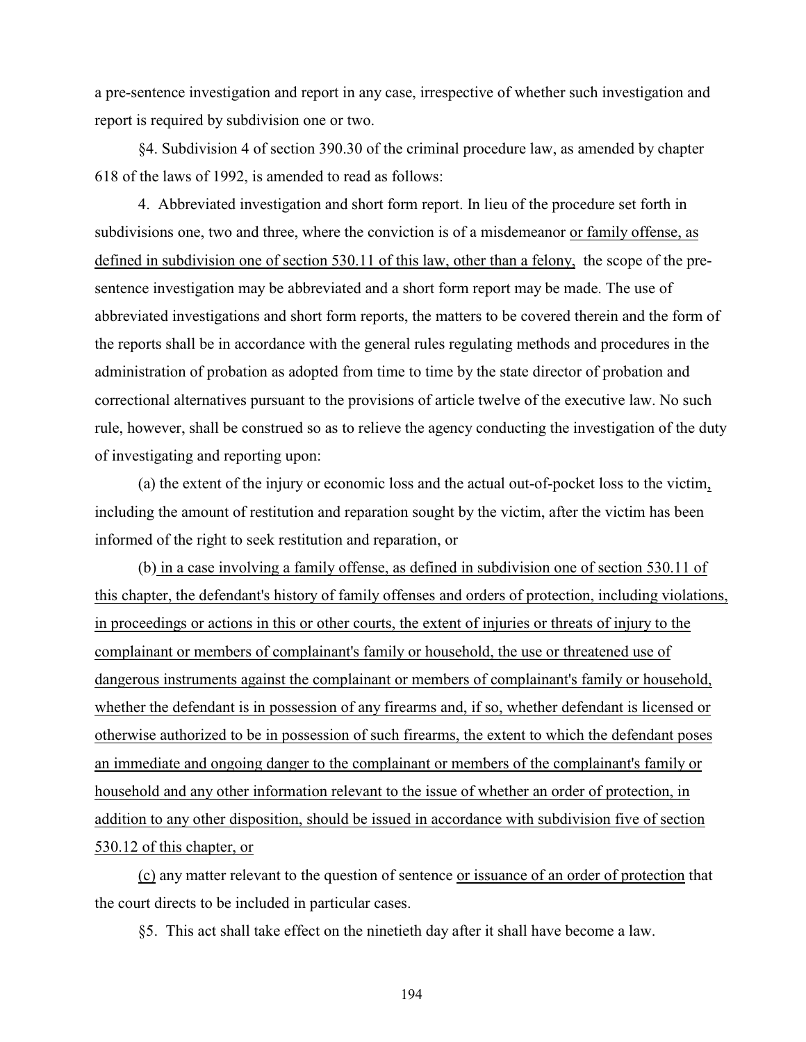a pre-sentence investigation and report in any case, irrespective of whether such investigation and report is required by subdivision one or two.

§4. Subdivision 4 of section 390.30 of the criminal procedure law, as amended by chapter 618 of the laws of 1992, is amended to read as follows:

4. Abbreviated investigation and short form report. In lieu of the procedure set forth in subdivisions one, two and three, where the conviction is of a misdemeanor <u>or family offense, as defined in subdivision one of section 530.11 of this law, other than a felony,</u> the scope of the pre-sentence investigation may be abbreviated and a short form report may be made. The use of abbreviated investigations and short form reports, the matters to be covered therein and the form of the reports shall be in accordance with the general rules regulating methods and procedures in the administration of probation as adopted from time to time by the state director of probation and correctional alternatives pursuant to the provisions of article twelve of the executive law. No such rule, however, shall be construed so as to relieve the agency conducting the investigation of the duty of investigating and reporting upon:

(a) the extent of the injury or economic loss and the actual out-of-pocket loss to the victim<u>,</u> including the amount of restitution and reparation sought by the victim, after the victim has been informed of the right to seek restitution and reparation, or

(b) <u>in a case involving a family offense, as defined in subdivision one of section 530.11 of this chapter, the defendant's history of family offenses and orders of protection, including violations, in proceedings or actions in this or other courts, the extent of injuries or threats of injury to the complainant or members of complainant's family or household, the use or threatened use of dangerous instruments against the complainant or members of complainant's family or household, whether the defendant is in possession of any firearms and, if so, whether defendant is licensed or otherwise authorized to be in possession of such firearms, the extent to which the defendant poses an immediate and ongoing danger to the complainant or members of the complainant's family or household and any other information relevant to the issue of whether an order of protection, in addition to any other disposition, should be issued in accordance with subdivision five of section 530.12 of this chapter, or</u>

<u>(c)</u> any matter relevant to the question of sentence <u>or issuance of an order of protection</u> that the court directs to be included in particular cases.

§5. This act shall take effect on the ninetieth day after it shall have become a law.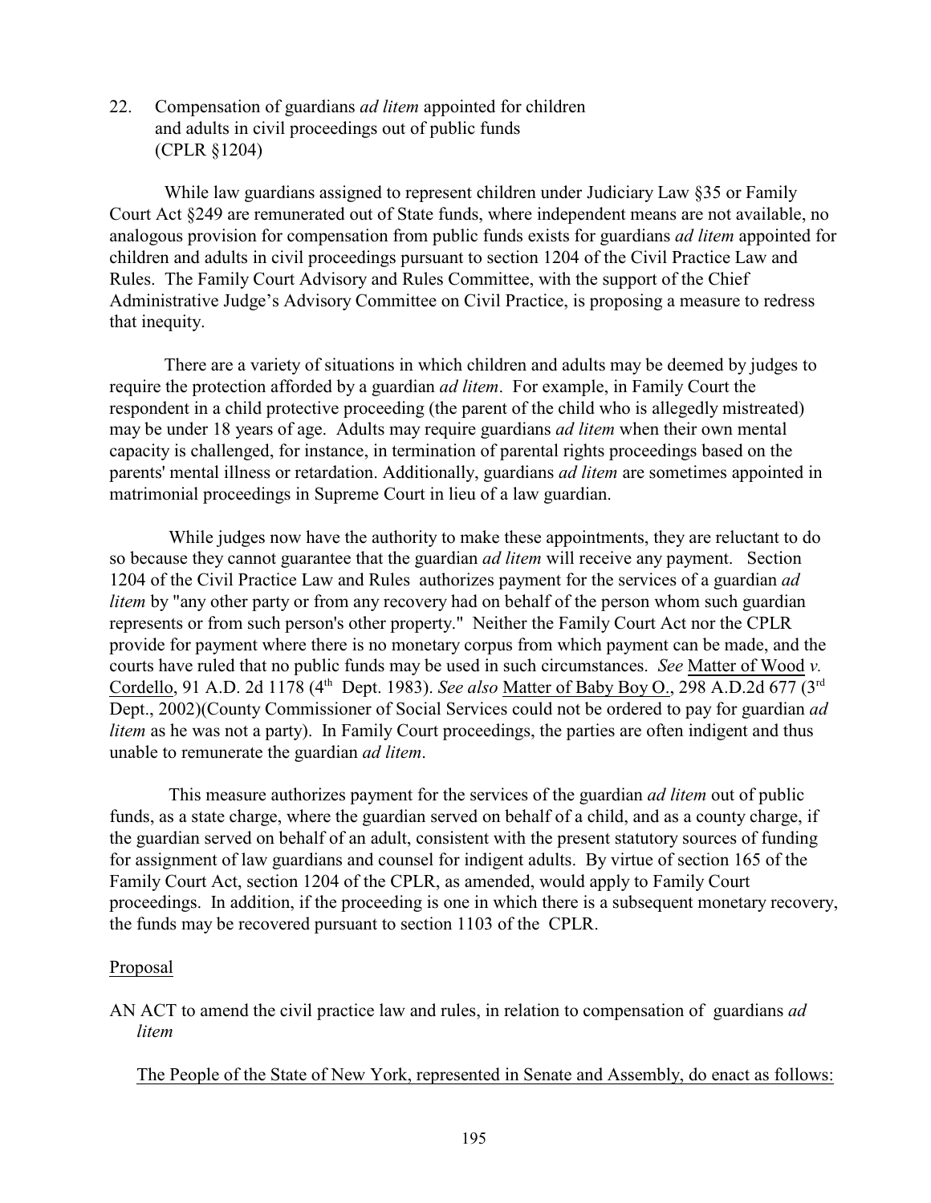22. Compensation of guardians *ad litem* appointed for children and adults in civil proceedings out of public funds (CPLR §1204)

While law guardians assigned to represent children under Judiciary Law §35 or Family Court Act §249 are remunerated out of State funds, where independent means are not available, no analogous provision for compensation from public funds exists for guardians *ad litem* appointed for children and adults in civil proceedings pursuant to section 1204 of the Civil Practice Law and Rules. The Family Court Advisory and Rules Committee, with the support of the Chief Administrative Judge's Advisory Committee on Civil Practice, is proposing a measure to redress that inequity.

There are a variety of situations in which children and adults may be deemed by judges to require the protection afforded by a guardian *ad litem*. For example, in Family Court the respondent in a child protective proceeding (the parent of the child who is allegedly mistreated) may be under 18 years of age. Adults may require guardians *ad litem* when their own mental capacity is challenged, for instance, in termination of parental rights proceedings based on the parents' mental illness or retardation. Additionally, guardians *ad litem* are sometimes appointed in matrimonial proceedings in Supreme Court in lieu of a law guardian.

While judges now have the authority to make these appointments, they are reluctant to do so because they cannot guarantee that the guardian *ad litem* will receive any payment. Section 1204 of the Civil Practice Law and Rules authorizes payment for the services of a guardian *ad litem* by "any other party or from any recovery had on behalf of the person whom such guardian represents or from such person's other property." Neither the Family Court Act nor the CPLR provide for payment where there is no monetary corpus from which payment can be made, and the courts have ruled that no public funds may be used in such circumstances. *See* Matter of Wood *v.* Cordello, 91 A.D. 2d 1178 (4th Dept. 1983). *See also* Matter of Baby Boy O., 298 A.D.2d 677 (3rd Dept., 2002)(County Commissioner of Social Services could not be ordered to pay for guardian *ad litem* as he was not a party). In Family Court proceedings, the parties are often indigent and thus unable to remunerate the guardian *ad litem*.

This measure authorizes payment for the services of the guardian *ad litem* out of public funds, as a state charge, where the guardian served on behalf of a child, and as a county charge, if the guardian served on behalf of an adult, consistent with the present statutory sources of funding for assignment of law guardians and counsel for indigent adults. By virtue of section 165 of the Family Court Act, section 1204 of the CPLR, as amended, would apply to Family Court proceedings. In addition, if the proceeding is one in which there is a subsequent monetary recovery, the funds may be recovered pursuant to section 1103 of the CPLR.

Proposal

AN ACT to amend the civil practice law and rules, in relation to compensation of guardians *ad litem*

The People of the State of New York, represented in Senate and Assembly, do enact as follows: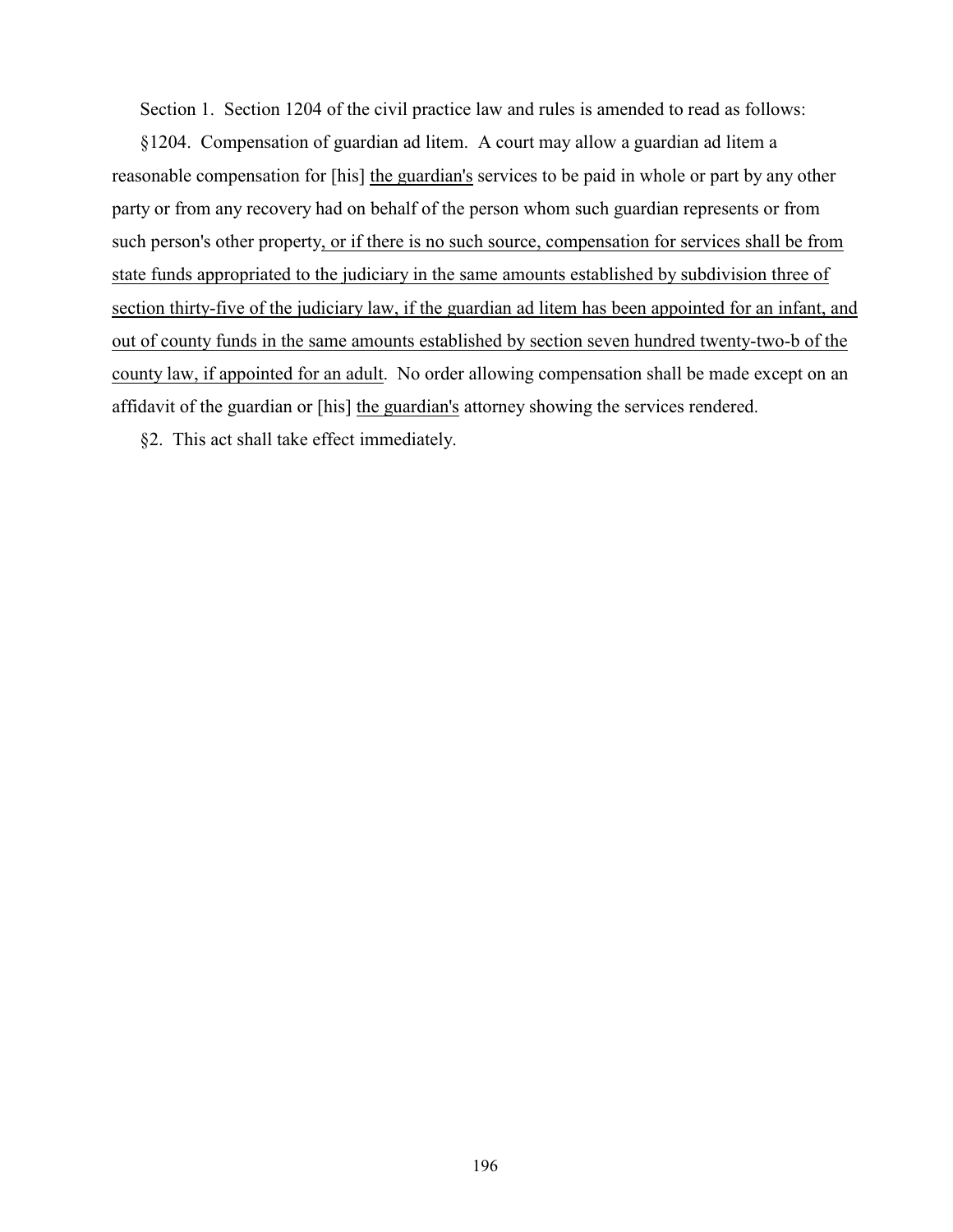Section 1. Section 1204 of the civil practice law and rules is amended to read as follows:

§1204. Compensation of guardian ad litem. A court may allow a guardian ad litem a reasonable compensation for [his] <u>the guardian's</u> services to be paid in whole or part by any other party or from any recovery had on behalf of the person whom such guardian represents or from such person's other property<u>, or if there is no such source, compensation for services shall be from state funds appropriated to the judiciary in the same amounts established by subdivision three of section thirty-five of the judiciary law, if the guardian ad litem has been appointed for an infant, and out of county funds in the same amounts established by section seven hundred twenty-two-b of the county law, if appointed for an adult</u>. No order allowing compensation shall be made except on an affidavit of the guardian or [his] <u>the guardian's</u> attorney showing the services rendered.

§2. This act shall take effect immediately.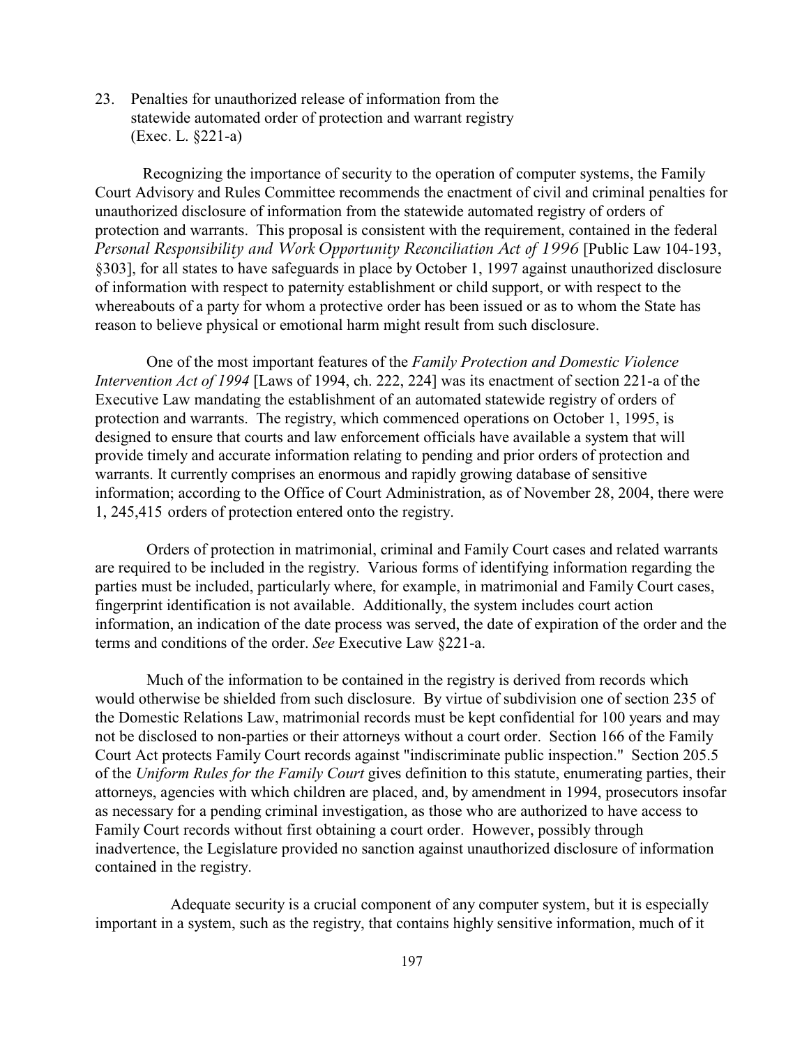23. Penalties for unauthorized release of information from the statewide automated order of protection and warrant registry (Exec. L. §221-a)

Recognizing the importance of security to the operation of computer systems, the Family Court Advisory and Rules Committee recommends the enactment of civil and criminal penalties for unauthorized disclosure of information from the statewide automated registry of orders of protection and warrants. This proposal is consistent with the requirement, contained in the federal *Personal Responsibility and Work Opportunity Reconciliation Act of 1996* [Public Law 104-193, §303], for all states to have safeguards in place by October 1, 1997 against unauthorized disclosure of information with respect to paternity establishment or child support, or with respect to the whereabouts of a party for whom a protective order has been issued or as to whom the State has reason to believe physical or emotional harm might result from such disclosure.

One of the most important features of the *Family Protection and Domestic Violence Intervention Act of 1994* [Laws of 1994, ch. 222, 224] was its enactment of section 221-a of the Executive Law mandating the establishment of an automated statewide registry of orders of protection and warrants. The registry, which commenced operations on October 1, 1995, is designed to ensure that courts and law enforcement officials have available a system that will provide timely and accurate information relating to pending and prior orders of protection and warrants. It currently comprises an enormous and rapidly growing database of sensitive information; according to the Office of Court Administration, as of November 28, 2004, there were 1, 245,415 orders of protection entered onto the registry.

Orders of protection in matrimonial, criminal and Family Court cases and related warrants are required to be included in the registry. Various forms of identifying information regarding the parties must be included, particularly where, for example, in matrimonial and Family Court cases, fingerprint identification is not available. Additionally, the system includes court action information, an indication of the date process was served, the date of expiration of the order and the terms and conditions of the order. *See* Executive Law §221-a.

Much of the information to be contained in the registry is derived from records which would otherwise be shielded from such disclosure. By virtue of subdivision one of section 235 of the Domestic Relations Law, matrimonial records must be kept confidential for 100 years and may not be disclosed to non-parties or their attorneys without a court order. Section 166 of the Family Court Act protects Family Court records against "indiscriminate public inspection." Section 205.5 of the *Uniform Rules for the Family Court* gives definition to this statute, enumerating parties, their attorneys, agencies with which children are placed, and, by amendment in 1994, prosecutors insofar as necessary for a pending criminal investigation, as those who are authorized to have access to Family Court records without first obtaining a court order. However, possibly through inadvertence, the Legislature provided no sanction against unauthorized disclosure of information contained in the registry.

Adequate security is a crucial component of any computer system, but it is especially important in a system, such as the registry, that contains highly sensitive information, much of it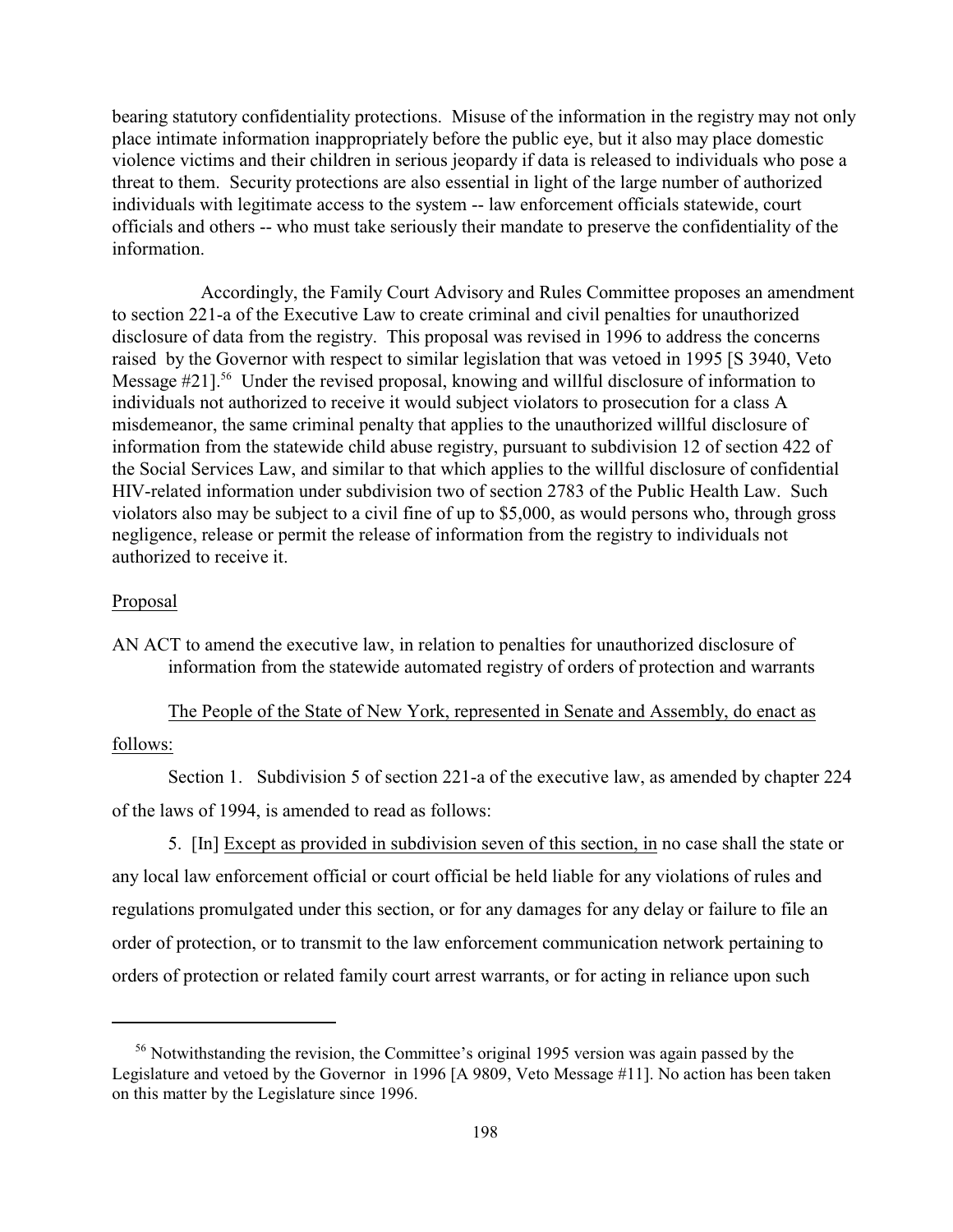bearing statutory confidentiality protections. Misuse of the information in the registry may not only place intimate information inappropriately before the public eye, but it also may place domestic violence victims and their children in serious jeopardy if data is released to individuals who pose a threat to them. Security protections are also essential in light of the large number of authorized individuals with legitimate access to the system -- law enforcement officials statewide, court officials and others -- who must take seriously their mandate to preserve the confidentiality of the information.

Accordingly, the Family Court Advisory and Rules Committee proposes an amendment to section 221-a of the Executive Law to create criminal and civil penalties for unauthorized disclosure of data from the registry. This proposal was revised in 1996 to address the concerns raised by the Governor with respect to similar legislation that was vetoed in 1995 [S 3940, Veto Message #21].[56] Under the revised proposal, knowing and willful disclosure of information to individuals not authorized to receive it would subject violators to prosecution for a class A misdemeanor, the same criminal penalty that applies to the unauthorized willful disclosure of information from the statewide child abuse registry, pursuant to subdivision 12 of section 422 of the Social Services Law, and similar to that which applies to the willful disclosure of confidential HIV-related information under subdivision two of section 2783 of the Public Health Law. Such violators also may be subject to a civil fine of up to $5,000, as would persons who, through gross negligence, release or permit the release of information from the registry to individuals not authorized to receive it.

<u>Proposal</u>

AN ACT to amend the executive law, in relation to penalties for unauthorized disclosure of information from the statewide automated registry of orders of protection and warrants

<u>The People of the State of New York, represented in Senate and Assembly, do enact as follows:</u>

Section 1. Subdivision 5 of section 221-a of the executive law, as amended by chapter 224 of the laws of 1994, is amended to read as follows:

5. [In] <u>Except as provided in subdivision seven of this section, in</u> no case shall the state or any local law enforcement official or court official be held liable for any violations of rules and regulations promulgated under this section, or for any damages for any delay or failure to file an order of protection, or to transmit to the law enforcement communication network pertaining to orders of protection or related family court arrest warrants, or for acting in reliance upon such

[56] Notwithstanding the revision, the Committee's original 1995 version was again passed by the Legislature and vetoed by the Governor in 1996 [A 9809, Veto Message #11]. No action has been taken on this matter by the Legislature since 1996.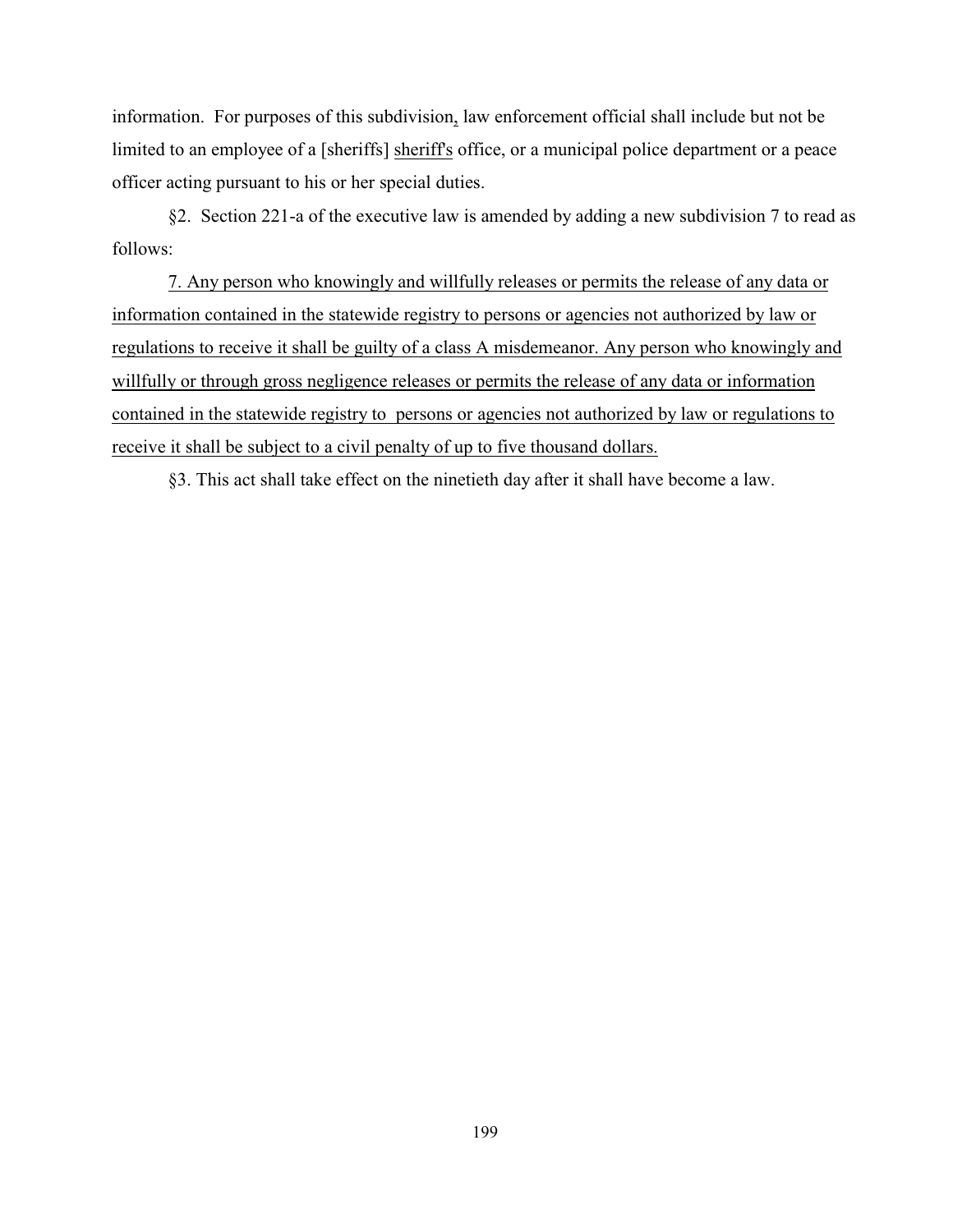information. For purposes of this subdivision, law enforcement official shall include but not be limited to an employee of a [sheriffs] <u>sheriff's</u> office, or a municipal police department or a peace officer acting pursuant to his or her special duties.

§2. Section 221-a of the executive law is amended by adding a new subdivision 7 to read as follows:

<u>7. Any person who knowingly and willfully releases or permits the release of any data or information contained in the statewide registry to persons or agencies not authorized by law or regulations to receive it shall be guilty of a class A misdemeanor. Any person who knowingly and willfully or through gross negligence releases or permits the release of any data or information contained in the statewide registry to persons or agencies not authorized by law or regulations to receive it shall be subject to a civil penalty of up to five thousand dollars.</u>

§3. This act shall take effect on the ninetieth day after it shall have become a law.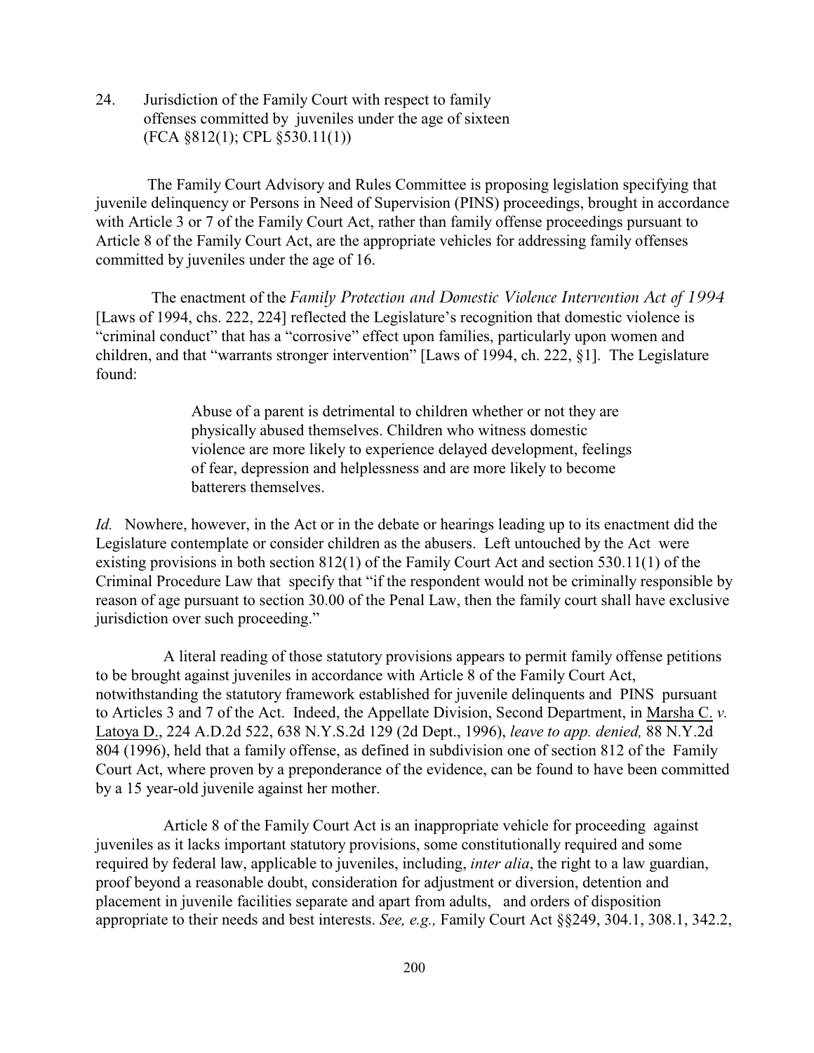24. Jurisdiction of the Family Court with respect to family offenses committed by juveniles under the age of sixteen (FCA §812(1); CPL §530.11(1))

The Family Court Advisory and Rules Committee is proposing legislation specifying that juvenile delinquency or Persons in Need of Supervision (PINS) proceedings, brought in accordance with Article 3 or 7 of the Family Court Act, rather than family offense proceedings pursuant to Article 8 of the Family Court Act, are the appropriate vehicles for addressing family offenses committed by juveniles under the age of 16.

The enactment of the *Family Protection and Domestic Violence Intervention Act of 1994* [Laws of 1994, chs. 222, 224] reflected the Legislature's recognition that domestic violence is "criminal conduct" that has a "corrosive" effect upon families, particularly upon women and children, and that "warrants stronger intervention" [Laws of 1994, ch. 222, §1]. The Legislature found:

> Abuse of a parent is detrimental to children whether or not they are physically abused themselves. Children who witness domestic violence are more likely to experience delayed development, feelings of fear, depression and helplessness and are more likely to become batterers themselves.

*Id.* Nowhere, however, in the Act or in the debate or hearings leading up to its enactment did the Legislature contemplate or consider children as the abusers. Left untouched by the Act were existing provisions in both section 812(1) of the Family Court Act and section 530.11(1) of the Criminal Procedure Law that specify that "if the respondent would not be criminally responsible by reason of age pursuant to section 30.00 of the Penal Law, then the family court shall have exclusive jurisdiction over such proceeding."

A literal reading of those statutory provisions appears to permit family offense petitions to be brought against juveniles in accordance with Article 8 of the Family Court Act, notwithstanding the statutory framework established for juvenile delinquents and PINS pursuant to Articles 3 and 7 of the Act. Indeed, the Appellate Division, Second Department, in Marsha C. *v.* Latoya D., 224 A.D.2d 522, 638 N.Y.S.2d 129 (2d Dept., 1996), *leave to app. denied,* 88 N.Y.2d 804 (1996), held that a family offense, as defined in subdivision one of section 812 of the Family Court Act, where proven by a preponderance of the evidence, can be found to have been committed by a 15 year-old juvenile against her mother.

Article 8 of the Family Court Act is an inappropriate vehicle for proceeding against juveniles as it lacks important statutory provisions, some constitutionally required and some required by federal law, applicable to juveniles, including, *inter alia*, the right to a law guardian, proof beyond a reasonable doubt, consideration for adjustment or diversion, detention and placement in juvenile facilities separate and apart from adults, and orders of disposition appropriate to their needs and best interests. *See, e.g.,* Family Court Act §§249, 304.1, 308.1, 342.2,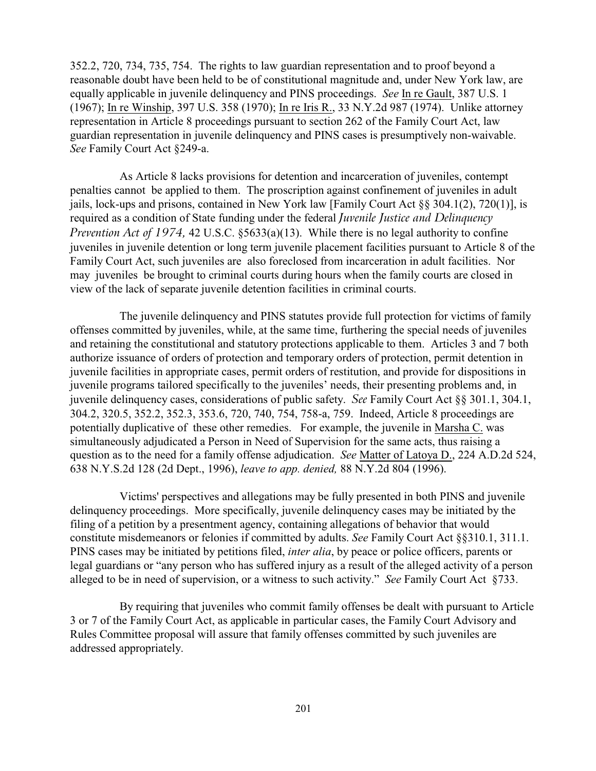352.2, 720, 734, 735, 754. The rights to law guardian representation and to proof beyond a reasonable doubt have been held to be of constitutional magnitude and, under New York law, are equally applicable in juvenile delinquency and PINS proceedings. *See* In re Gault, 387 U.S. 1 (1967); In re Winship, 397 U.S. 358 (1970); In re Iris R., 33 N.Y.2d 987 (1974). Unlike attorney representation in Article 8 proceedings pursuant to section 262 of the Family Court Act, law guardian representation in juvenile delinquency and PINS cases is presumptively non-waivable. *See* Family Court Act §249-a.

As Article 8 lacks provisions for detention and incarceration of juveniles, contempt penalties cannot be applied to them. The proscription against confinement of juveniles in adult jails, lock-ups and prisons, contained in New York law [Family Court Act §§ 304.1(2), 720(1)], is required as a condition of State funding under the federal *Juvenile Justice and Delinquency Prevention Act of 1974,* 42 U.S.C. §5633(a)(13). While there is no legal authority to confine juveniles in juvenile detention or long term juvenile placement facilities pursuant to Article 8 of the Family Court Act, such juveniles are also foreclosed from incarceration in adult facilities. Nor may juveniles be brought to criminal courts during hours when the family courts are closed in view of the lack of separate juvenile detention facilities in criminal courts.

The juvenile delinquency and PINS statutes provide full protection for victims of family offenses committed by juveniles, while, at the same time, furthering the special needs of juveniles and retaining the constitutional and statutory protections applicable to them. Articles 3 and 7 both authorize issuance of orders of protection and temporary orders of protection, permit detention in juvenile facilities in appropriate cases, permit orders of restitution, and provide for dispositions in juvenile programs tailored specifically to the juveniles' needs, their presenting problems and, in juvenile delinquency cases, considerations of public safety. *See* Family Court Act §§ 301.1, 304.1, 304.2, 320.5, 352.2, 352.3, 353.6, 720, 740, 754, 758-a, 759. Indeed, Article 8 proceedings are potentially duplicative of these other remedies. For example, the juvenile in Marsha C. was simultaneously adjudicated a Person in Need of Supervision for the same acts, thus raising a question as to the need for a family offense adjudication. *See* Matter of Latoya D., 224 A.D.2d 524, 638 N.Y.S.2d 128 (2d Dept., 1996), *leave to app. denied,* 88 N.Y.2d 804 (1996).

Victims' perspectives and allegations may be fully presented in both PINS and juvenile delinquency proceedings. More specifically, juvenile delinquency cases may be initiated by the filing of a petition by a presentment agency, containing allegations of behavior that would constitute misdemeanors or felonies if committed by adults. *See* Family Court Act §§310.1, 311.1. PINS cases may be initiated by petitions filed, *inter alia*, by peace or police officers, parents or legal guardians or "any person who has suffered injury as a result of the alleged activity of a person alleged to be in need of supervision, or a witness to such activity." *See* Family Court Act §733.

By requiring that juveniles who commit family offenses be dealt with pursuant to Article 3 or 7 of the Family Court Act, as applicable in particular cases, the Family Court Advisory and Rules Committee proposal will assure that family offenses committed by such juveniles are addressed appropriately.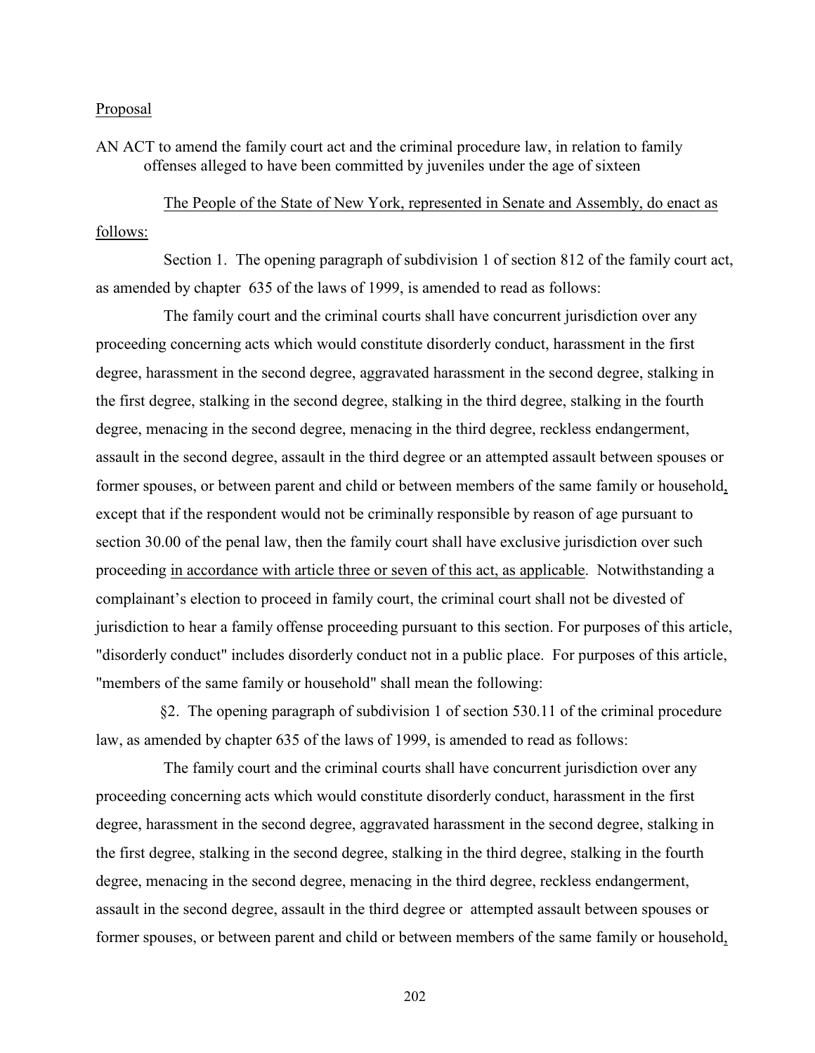Proposal

AN ACT to amend the family court act and the criminal procedure law, in relation to family offenses alleged to have been committed by juveniles under the age of sixteen

The People of the State of New York, represented in Senate and Assembly, do enact as follows:

Section 1. The opening paragraph of subdivision 1 of section 812 of the family court act, as amended by chapter 635 of the laws of 1999, is amended to read as follows:

The family court and the criminal courts shall have concurrent jurisdiction over any proceeding concerning acts which would constitute disorderly conduct, harassment in the first degree, harassment in the second degree, aggravated harassment in the second degree, stalking in the first degree, stalking in the second degree, stalking in the third degree, stalking in the fourth degree, menacing in the second degree, menacing in the third degree, reckless endangerment, assault in the second degree, assault in the third degree or an attempted assault between spouses or former spouses, or between parent and child or between members of the same family or household, except that if the respondent would not be criminally responsible by reason of age pursuant to section 30.00 of the penal law, then the family court shall have exclusive jurisdiction over such proceeding in accordance with article three or seven of this act, as applicable. Notwithstanding a complainant's election to proceed in family court, the criminal court shall not be divested of jurisdiction to hear a family offense proceeding pursuant to this section. For purposes of this article, "disorderly conduct" includes disorderly conduct not in a public place. For purposes of this article, "members of the same family or household" shall mean the following:

§2. The opening paragraph of subdivision 1 of section 530.11 of the criminal procedure law, as amended by chapter 635 of the laws of 1999, is amended to read as follows:

The family court and the criminal courts shall have concurrent jurisdiction over any proceeding concerning acts which would constitute disorderly conduct, harassment in the first degree, harassment in the second degree, aggravated harassment in the second degree, stalking in the first degree, stalking in the second degree, stalking in the third degree, stalking in the fourth degree, menacing in the second degree, menacing in the third degree, reckless endangerment, assault in the second degree, assault in the third degree or attempted assault between spouses or former spouses, or between parent and child or between members of the same family or household,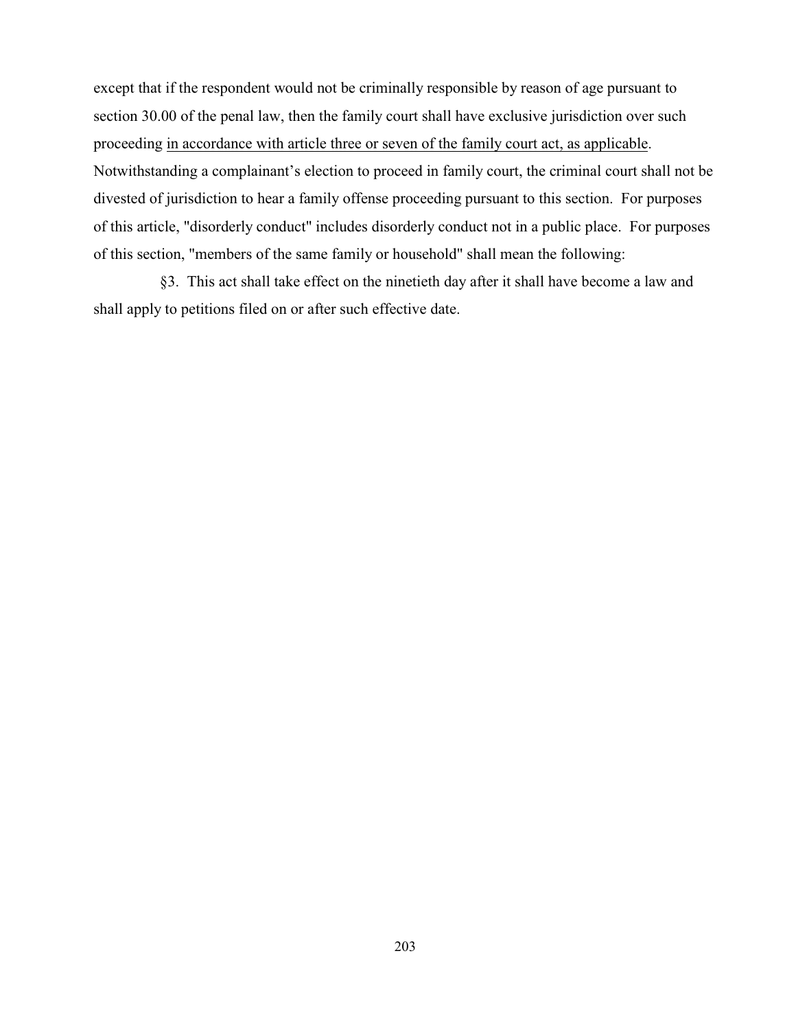except that if the respondent would not be criminally responsible by reason of age pursuant to section 30.00 of the penal law, then the family court shall have exclusive jurisdiction over such proceeding <u>in accordance with article three or seven of the family court act, as applicable</u>. Notwithstanding a complainant's election to proceed in family court, the criminal court shall not be divested of jurisdiction to hear a family offense proceeding pursuant to this section. For purposes of this article, "disorderly conduct" includes disorderly conduct not in a public place. For purposes of this section, "members of the same family or household" shall mean the following:

§3. This act shall take effect on the ninetieth day after it shall have become a law and shall apply to petitions filed on or after such effective date.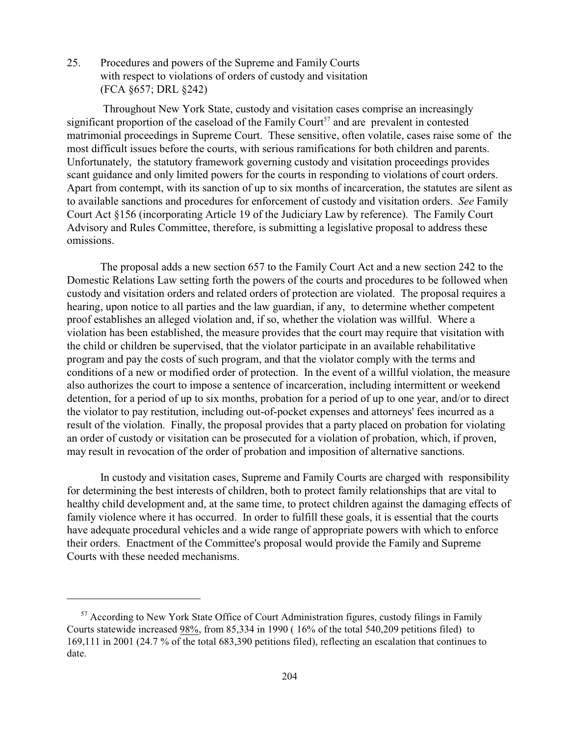## 25. Procedures and powers of the Supreme and Family Courts with respect to violations of orders of custody and visitation (FCA §657; DRL §242)

Throughout New York State, custody and visitation cases comprise an increasingly significant proportion of the caseload of the Family Court[57] and are prevalent in contested matrimonial proceedings in Supreme Court. These sensitive, often volatile, cases raise some of the most difficult issues before the courts, with serious ramifications for both children and parents. Unfortunately, the statutory framework governing custody and visitation proceedings provides scant guidance and only limited powers for the courts in responding to violations of court orders. Apart from contempt, with its sanction of up to six months of incarceration, the statutes are silent as to available sanctions and procedures for enforcement of custody and visitation orders. *See* Family Court Act §156 (incorporating Article 19 of the Judiciary Law by reference). The Family Court Advisory and Rules Committee, therefore, is submitting a legislative proposal to address these omissions.

The proposal adds a new section 657 to the Family Court Act and a new section 242 to the Domestic Relations Law setting forth the powers of the courts and procedures to be followed when custody and visitation orders and related orders of protection are violated. The proposal requires a hearing, upon notice to all parties and the law guardian, if any, to determine whether competent proof establishes an alleged violation and, if so, whether the violation was willful. Where a violation has been established, the measure provides that the court may require that visitation with the child or children be supervised, that the violator participate in an available rehabilitative program and pay the costs of such program, and that the violator comply with the terms and conditions of a new or modified order of protection. In the event of a willful violation, the measure also authorizes the court to impose a sentence of incarceration, including intermittent or weekend detention, for a period of up to six months, probation for a period of up to one year, and/or to direct the violator to pay restitution, including out-of-pocket expenses and attorneys' fees incurred as a result of the violation. Finally, the proposal provides that a party placed on probation for violating an order of custody or visitation can be prosecuted for a violation of probation, which, if proven, may result in revocation of the order of probation and imposition of alternative sanctions.

In custody and visitation cases, Supreme and Family Courts are charged with responsibility for determining the best interests of children, both to protect family relationships that are vital to healthy child development and, at the same time, to protect children against the damaging effects of family violence where it has occurred. In order to fulfill these goals, it is essential that the courts have adequate procedural vehicles and a wide range of appropriate powers with which to enforce their orders. Enactment of the Committee's proposal would provide the Family and Supreme Courts with these needed mechanisms.

---

[57] According to New York State Office of Court Administration figures, custody filings in Family Courts statewide increased 98%, from 85,334 in 1990 ( 16% of the total 540,209 petitions filed) to 169,111 in 2001 (24.7 % of the total 683,390 petitions filed), reflecting an escalation that continues to date.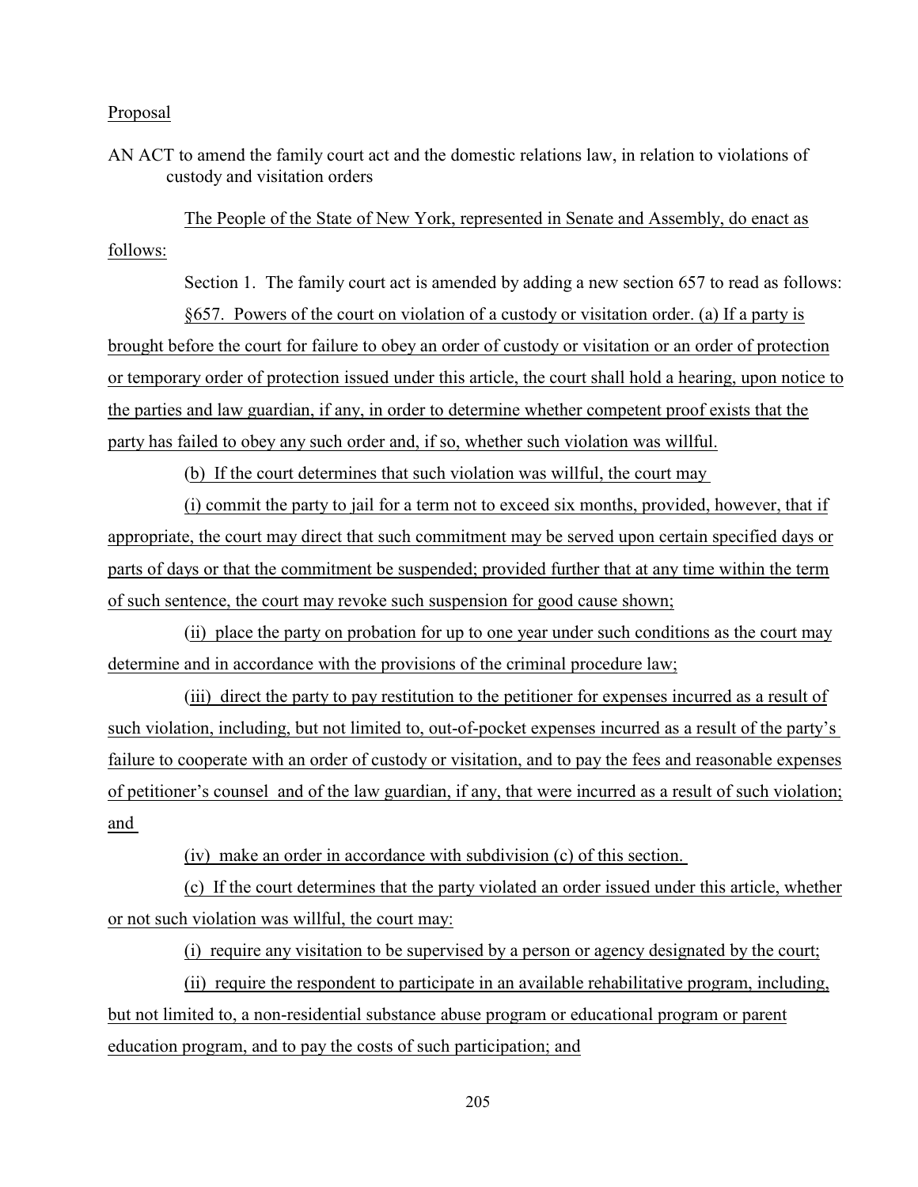Proposal

AN ACT to amend the family court act and the domestic relations law, in relation to violations of custody and visitation orders

The People of the State of New York, represented in Senate and Assembly, do enact as follows:

Section 1. The family court act is amended by adding a new section 657 to read as follows:

§657. Powers of the court on violation of a custody or visitation order. (a) If a party is brought before the court for failure to obey an order of custody or visitation or an order of protection or temporary order of protection issued under this article, the court shall hold a hearing, upon notice to the parties and law guardian, if any, in order to determine whether competent proof exists that the party has failed to obey any such order and, if so, whether such violation was willful.

(b) If the court determines that such violation was willful, the court may

(i) commit the party to jail for a term not to exceed six months, provided, however, that if appropriate, the court may direct that such commitment may be served upon certain specified days or parts of days or that the commitment be suspended; provided further that at any time within the term of such sentence, the court may revoke such suspension for good cause shown;

(ii) place the party on probation for up to one year under such conditions as the court may determine and in accordance with the provisions of the criminal procedure law;

(iii) direct the party to pay restitution to the petitioner for expenses incurred as a result of such violation, including, but not limited to, out-of-pocket expenses incurred as a result of the party's failure to cooperate with an order of custody or visitation, and to pay the fees and reasonable expenses of petitioner's counsel and of the law guardian, if any, that were incurred as a result of such violation; and

(iv) make an order in accordance with subdivision (c) of this section.

(c) If the court determines that the party violated an order issued under this article, whether or not such violation was willful, the court may:

(i) require any visitation to be supervised by a person or agency designated by the court;

(ii) require the respondent to participate in an available rehabilitative program, including, but not limited to, a non-residential substance abuse program or educational program or parent education program, and to pay the costs of such participation; and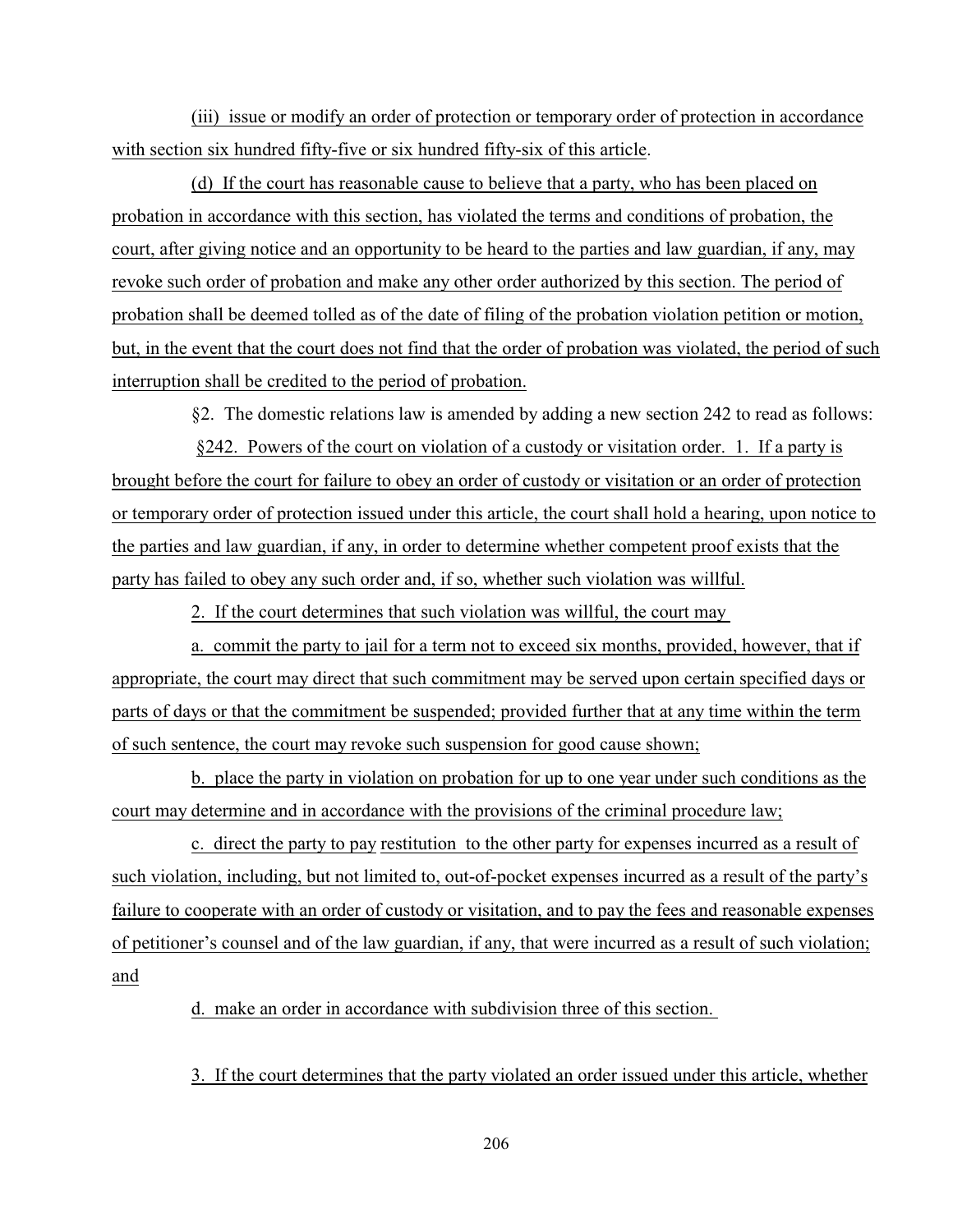(iii) issue or modify an order of protection or temporary order of protection in accordance with section six hundred fifty-five or six hundred fifty-six of this article.

(d) If the court has reasonable cause to believe that a party, who has been placed on probation in accordance with this section, has violated the terms and conditions of probation, the court, after giving notice and an opportunity to be heard to the parties and law guardian, if any, may revoke such order of probation and make any other order authorized by this section. The period of probation shall be deemed tolled as of the date of filing of the probation violation petition or motion, but, in the event that the court does not find that the order of probation was violated, the period of such interruption shall be credited to the period of probation.

§2. The domestic relations law is amended by adding a new section 242 to read as follows:

§242. Powers of the court on violation of a custody or visitation order. 1. If a party is brought before the court for failure to obey an order of custody or visitation or an order of protection or temporary order of protection issued under this article, the court shall hold a hearing, upon notice to the parties and law guardian, if any, in order to determine whether competent proof exists that the party has failed to obey any such order and, if so, whether such violation was willful.

2. If the court determines that such violation was willful, the court may

a. commit the party to jail for a term not to exceed six months, provided, however, that if appropriate, the court may direct that such commitment may be served upon certain specified days or parts of days or that the commitment be suspended; provided further that at any time within the term of such sentence, the court may revoke such suspension for good cause shown;

b. place the party in violation on probation for up to one year under such conditions as the court may determine and in accordance with the provisions of the criminal procedure law;

c. direct the party to pay restitution to the other party for expenses incurred as a result of such violation, including, but not limited to, out-of-pocket expenses incurred as a result of the party's failure to cooperate with an order of custody or visitation, and to pay the fees and reasonable expenses of petitioner's counsel and of the law guardian, if any, that were incurred as a result of such violation; and

d. make an order in accordance with subdivision three of this section.

3. If the court determines that the party violated an order issued under this article, whether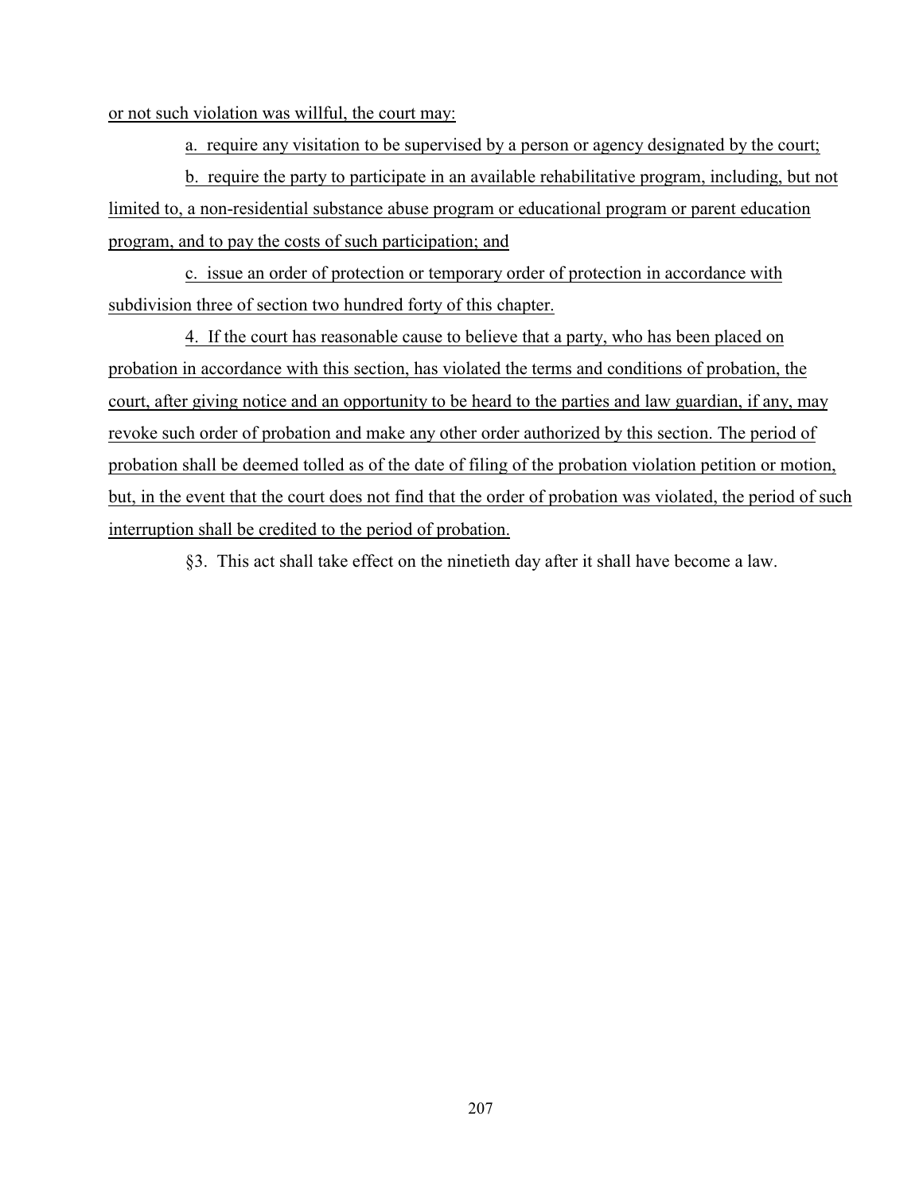or not such violation was willful, the court may:

a. require any visitation to be supervised by a person or agency designated by the court;

b. require the party to participate in an available rehabilitative program, including, but not limited to, a non-residential substance abuse program or educational program or parent education program, and to pay the costs of such participation; and

c. issue an order of protection or temporary order of protection in accordance with subdivision three of section two hundred forty of this chapter.

4. If the court has reasonable cause to believe that a party, who has been placed on probation in accordance with this section, has violated the terms and conditions of probation, the court, after giving notice and an opportunity to be heard to the parties and law guardian, if any, may revoke such order of probation and make any other order authorized by this section. The period of probation shall be deemed tolled as of the date of filing of the probation violation petition or motion, but, in the event that the court does not find that the order of probation was violated, the period of such interruption shall be credited to the period of probation.

§3. This act shall take effect on the ninetieth day after it shall have become a law.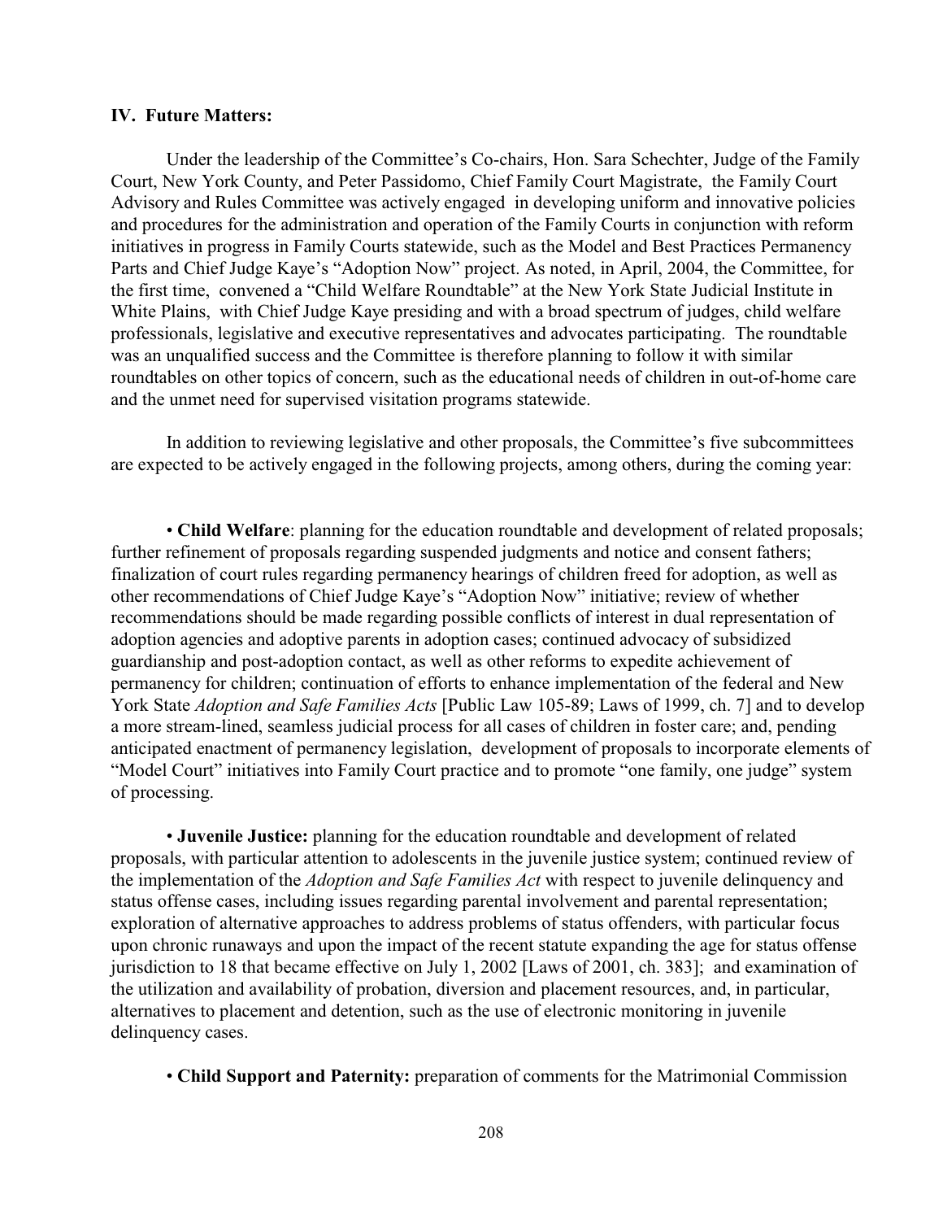### IV. Future Matters:

Under the leadership of the Committee's Co-chairs, Hon. Sara Schechter, Judge of the Family Court, New York County, and Peter Passidomo, Chief Family Court Magistrate, the Family Court Advisory and Rules Committee was actively engaged in developing uniform and innovative policies and procedures for the administration and operation of the Family Courts in conjunction with reform initiatives in progress in Family Courts statewide, such as the Model and Best Practices Permanency Parts and Chief Judge Kaye's "Adoption Now" project. As noted, in April, 2004, the Committee, for the first time, convened a "Child Welfare Roundtable" at the New York State Judicial Institute in White Plains, with Chief Judge Kaye presiding and with a broad spectrum of judges, child welfare professionals, legislative and executive representatives and advocates participating. The roundtable was an unqualified success and the Committee is therefore planning to follow it with similar roundtables on other topics of concern, such as the educational needs of children in out-of-home care and the unmet need for supervised visitation programs statewide.

In addition to reviewing legislative and other proposals, the Committee's five subcommittees are expected to be actively engaged in the following projects, among others, during the coming year:

• **Child Welfare**: planning for the education roundtable and development of related proposals; further refinement of proposals regarding suspended judgments and notice and consent fathers; finalization of court rules regarding permanency hearings of children freed for adoption, as well as other recommendations of Chief Judge Kaye's "Adoption Now" initiative; review of whether recommendations should be made regarding possible conflicts of interest in dual representation of adoption agencies and adoptive parents in adoption cases; continued advocacy of subsidized guardianship and post-adoption contact, as well as other reforms to expedite achievement of permanency for children; continuation of efforts to enhance implementation of the federal and New York State *Adoption and Safe Families Acts* [Public Law 105-89; Laws of 1999, ch. 7] and to develop a more stream-lined, seamless judicial process for all cases of children in foster care; and, pending anticipated enactment of permanency legislation, development of proposals to incorporate elements of "Model Court" initiatives into Family Court practice and to promote "one family, one judge" system of processing.

• **Juvenile Justice:** planning for the education roundtable and development of related proposals, with particular attention to adolescents in the juvenile justice system; continued review of the implementation of the *Adoption and Safe Families Act* with respect to juvenile delinquency and status offense cases, including issues regarding parental involvement and parental representation; exploration of alternative approaches to address problems of status offenders, with particular focus upon chronic runaways and upon the impact of the recent statute expanding the age for status offense jurisdiction to 18 that became effective on July 1, 2002 [Laws of 2001, ch. 383]; and examination of the utilization and availability of probation, diversion and placement resources, and, in particular, alternatives to placement and detention, such as the use of electronic monitoring in juvenile delinquency cases.

• **Child Support and Paternity:** preparation of comments for the Matrimonial Commission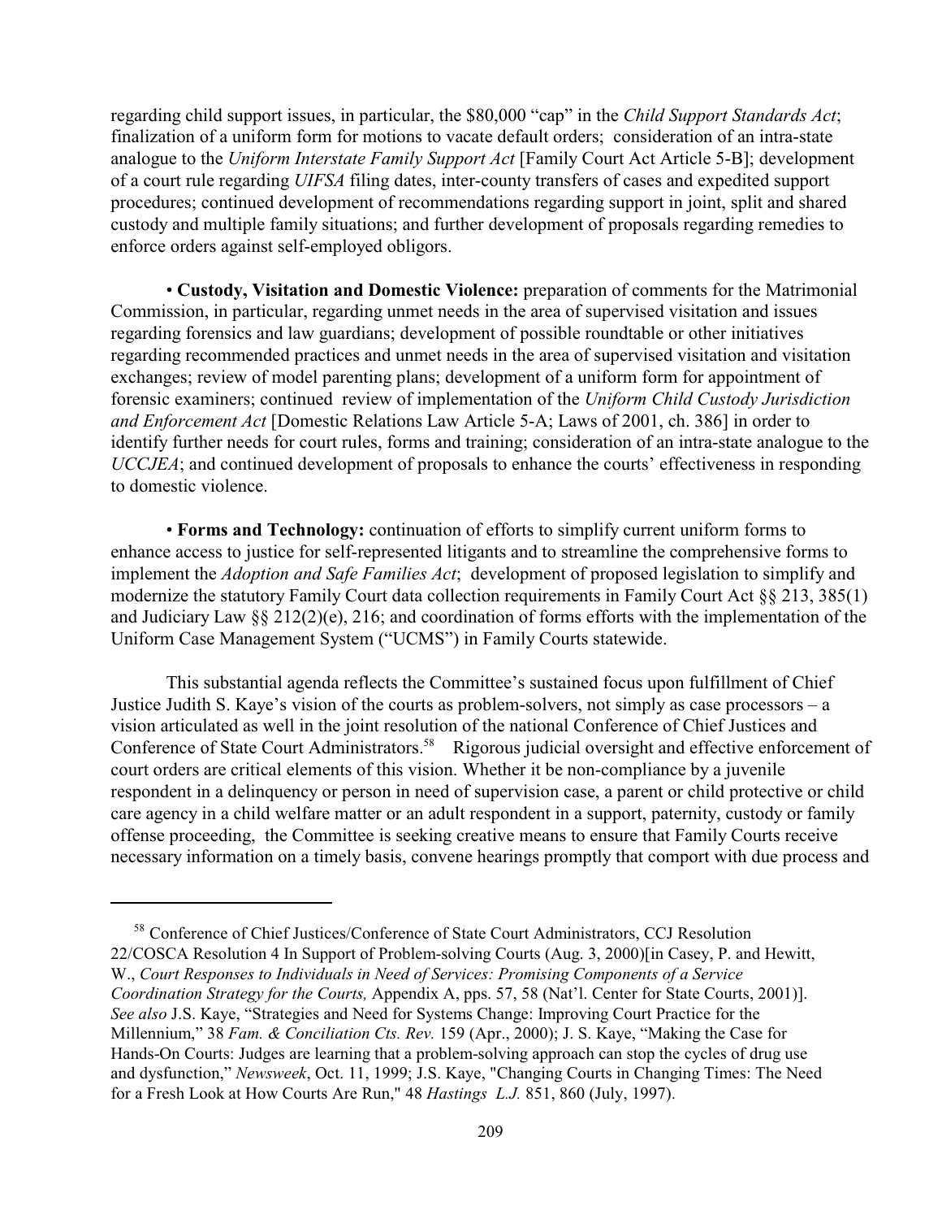regarding child support issues, in particular, the $80,000 "cap" in the *Child Support Standards Act*; finalization of a uniform form for motions to vacate default orders; consideration of an intra-state analogue to the *Uniform Interstate Family Support Act* [Family Court Act Article 5-B]; development of a court rule regarding *UIFSA* filing dates, inter-county transfers of cases and expedited support procedures; continued development of recommendations regarding support in joint, split and shared custody and multiple family situations; and further development of proposals regarding remedies to enforce orders against self-employed obligors.

• **Custody, Visitation and Domestic Violence:** preparation of comments for the Matrimonial Commission, in particular, regarding unmet needs in the area of supervised visitation and issues regarding forensics and law guardians; development of possible roundtable or other initiatives regarding recommended practices and unmet needs in the area of supervised visitation and visitation exchanges; review of model parenting plans; development of a uniform form for appointment of forensic examiners; continued review of implementation of the *Uniform Child Custody Jurisdiction and Enforcement Act* [Domestic Relations Law Article 5-A; Laws of 2001, ch. 386] in order to identify further needs for court rules, forms and training; consideration of an intra-state analogue to the *UCCJEA*; and continued development of proposals to enhance the courts' effectiveness in responding to domestic violence.

• **Forms and Technology:** continuation of efforts to simplify current uniform forms to enhance access to justice for self-represented litigants and to streamline the comprehensive forms to implement the *Adoption and Safe Families Act*; development of proposed legislation to simplify and modernize the statutory Family Court data collection requirements in Family Court Act §§ 213, 385(1) and Judiciary Law §§ 212(2)(e), 216; and coordination of forms efforts with the implementation of the Uniform Case Management System ("UCMS") in Family Courts statewide.

This substantial agenda reflects the Committee's sustained focus upon fulfillment of Chief Justice Judith S. Kaye's vision of the courts as problem-solvers, not simply as case processors – a vision articulated as well in the joint resolution of the national Conference of Chief Justices and Conference of State Court Administrators.[58] Rigorous judicial oversight and effective enforcement of court orders are critical elements of this vision. Whether it be non-compliance by a juvenile respondent in a delinquency or person in need of supervision case, a parent or child protective or child care agency in a child welfare matter or an adult respondent in a support, paternity, custody or family offense proceeding, the Committee is seeking creative means to ensure that Family Courts receive necessary information on a timely basis, convene hearings promptly that comport with due process and

---

[58] Conference of Chief Justices/Conference of State Court Administrators, CCJ Resolution 22/COSCA Resolution 4 In Support of Problem-solving Courts (Aug. 3, 2000)[in Casey, P. and Hewitt, W., *Court Responses to Individuals in Need of Services: Promising Components of a Service Coordination Strategy for the Courts,* Appendix A, pps. 57, 58 (Nat'l. Center for State Courts, 2001)]. *See also* J.S. Kaye, "Strategies and Need for Systems Change: Improving Court Practice for the Millennium," 38 *Fam. & Conciliation Cts. Rev.* 159 (Apr., 2000); J. S. Kaye, "Making the Case for Hands-On Courts: Judges are learning that a problem-solving approach can stop the cycles of drug use and dysfunction," *Newsweek*, Oct. 11, 1999; J.S. Kaye, "Changing Courts in Changing Times: The Need for a Fresh Look at How Courts Are Run," 48 *Hastings L.J.* 851, 860 (July, 1997).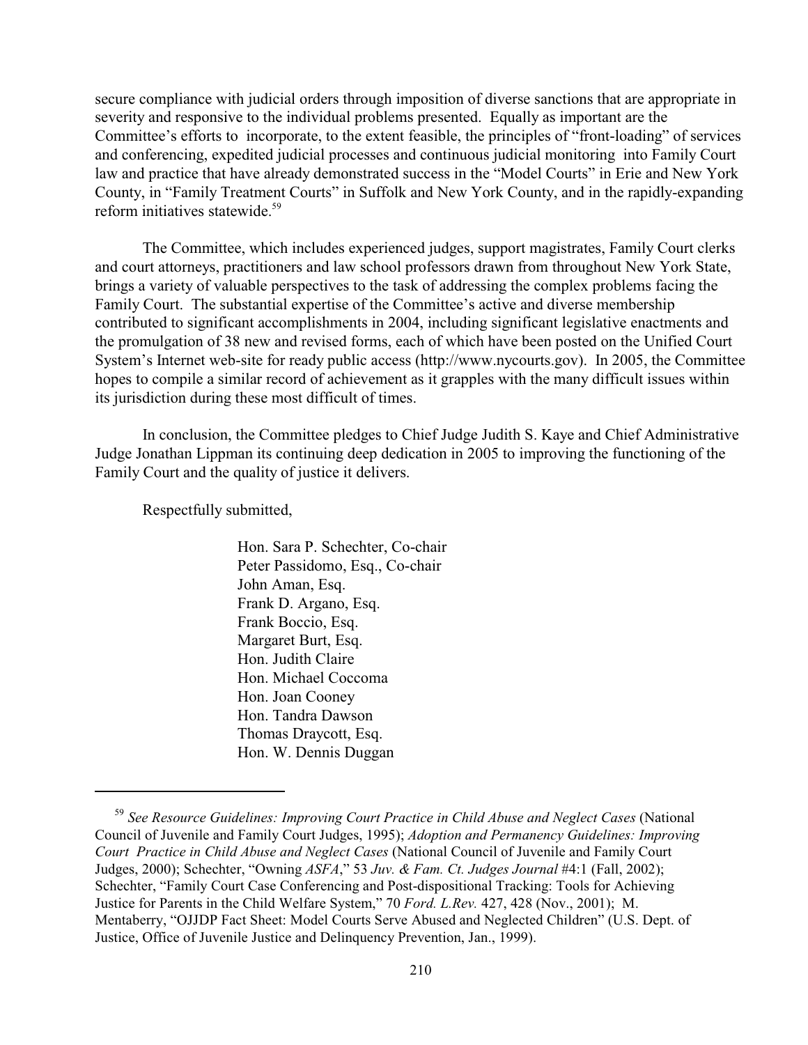secure compliance with judicial orders through imposition of diverse sanctions that are appropriate in severity and responsive to the individual problems presented. Equally as important are the Committee's efforts to incorporate, to the extent feasible, the principles of "front-loading" of services and conferencing, expedited judicial processes and continuous judicial monitoring into Family Court law and practice that have already demonstrated success in the "Model Courts" in Erie and New York County, in "Family Treatment Courts" in Suffolk and New York County, and in the rapidly-expanding reform initiatives statewide.[59]

The Committee, which includes experienced judges, support magistrates, Family Court clerks and court attorneys, practitioners and law school professors drawn from throughout New York State, brings a variety of valuable perspectives to the task of addressing the complex problems facing the Family Court. The substantial expertise of the Committee's active and diverse membership contributed to significant accomplishments in 2004, including significant legislative enactments and the promulgation of 38 new and revised forms, each of which have been posted on the Unified Court System's Internet web-site for ready public access (http://www.nycourts.gov). In 2005, the Committee hopes to compile a similar record of achievement as it grapples with the many difficult issues within its jurisdiction during these most difficult of times.

In conclusion, the Committee pledges to Chief Judge Judith S. Kaye and Chief Administrative Judge Jonathan Lippman its continuing deep dedication in 2005 to improving the functioning of the Family Court and the quality of justice it delivers.

Respectfully submitted,

Hon. Sara P. Schechter, Co-chair
Peter Passidomo, Esq., Co-chair
John Aman, Esq.
Frank D. Argano, Esq.
Frank Boccio, Esq.
Margaret Burt, Esq.
Hon. Judith Claire
Hon. Michael Coccoma
Hon. Joan Cooney
Hon. Tandra Dawson
Thomas Draycott, Esq.
Hon. W. Dennis Duggan

---

[59] *See Resource Guidelines: Improving Court Practice in Child Abuse and Neglect Cases* (National Council of Juvenile and Family Court Judges, 1995); *Adoption and Permanency Guidelines: Improving Court Practice in Child Abuse and Neglect Cases* (National Council of Juvenile and Family Court Judges, 2000); Schechter, "Owning *ASFA*," 53 *Juv. & Fam. Ct. Judges Journal* #4:1 (Fall, 2002); Schechter, "Family Court Case Conferencing and Post-dispositional Tracking: Tools for Achieving Justice for Parents in the Child Welfare System," 70 *Ford. L.Rev.* 427, 428 (Nov., 2001); M. Mentaberry, "OJJDP Fact Sheet: Model Courts Serve Abused and Neglected Children" (U.S. Dept. of Justice, Office of Juvenile Justice and Delinquency Prevention, Jan., 1999).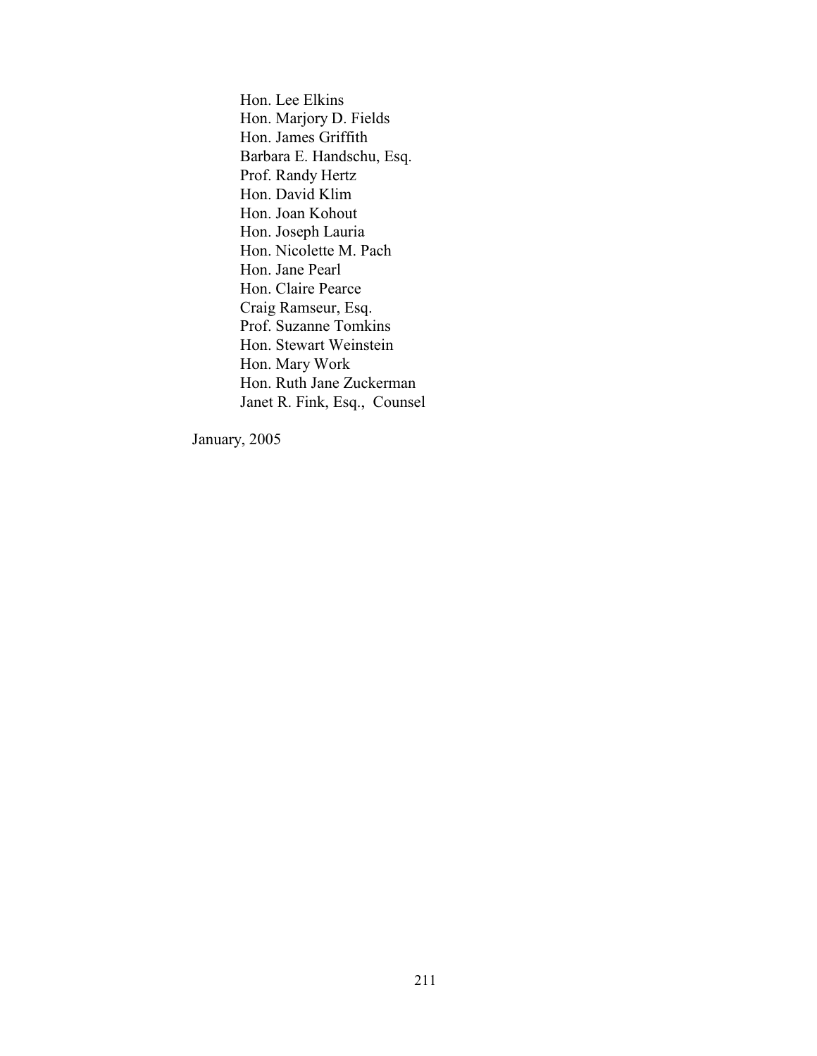Hon. Lee Elkins
Hon. Marjory D. Fields
Hon. James Griffith
Barbara E. Handschu, Esq.
Prof. Randy Hertz
Hon. David Klim
Hon. Joan Kohout
Hon. Joseph Lauria
Hon. Nicolette M. Pach
Hon. Jane Pearl
Hon. Claire Pearce
Craig Ramseur, Esq.
Prof. Suzanne Tomkins
Hon. Stewart Weinstein
Hon. Mary Work
Hon. Ruth Jane Zuckerman
Janet R. Fink, Esq., Counsel

January, 2005